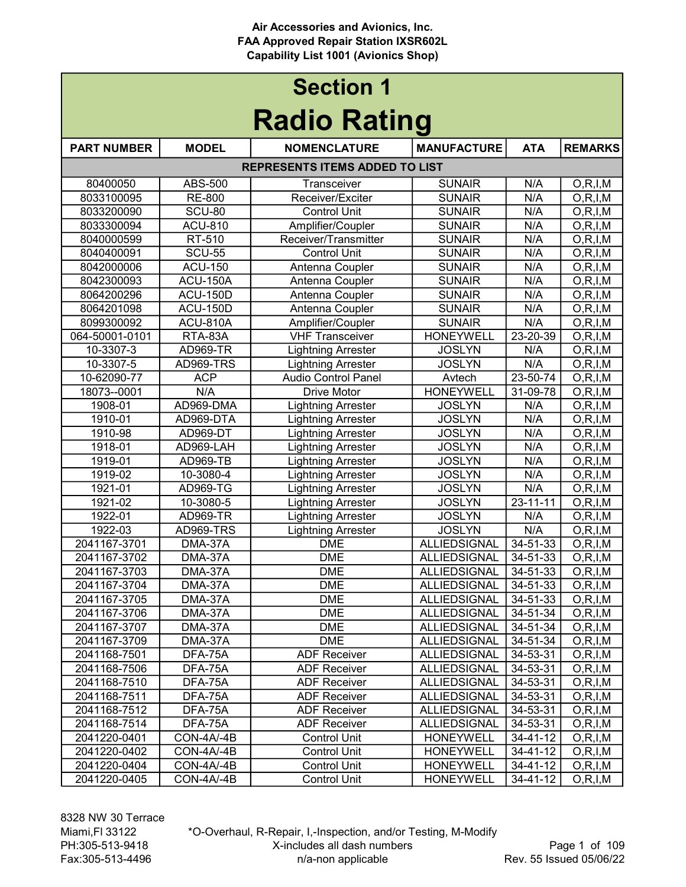Air Accessories and Avionics, Inc.
FAA Approved Repair Station IXSR602L
Capability List 1001 (Avionics Shop)

# Section 1
# Radio Rating

| PART NUMBER | MODEL | NOMENCLATURE | MANUFACTURE | ATA | REMARKS |
|---|---|---|---|---|---|
| REPRESENTS ITEMS ADDED TO LIST | | | | | |
| 80400050 | ABS-500 | Transceiver | SUNAIR | N/A | O,R,I,M |
| 8033100095 | RE-800 | Receiver/Exciter | SUNAIR | N/A | O,R,I,M |
| 8033200090 | SCU-80 | Control Unit | SUNAIR | N/A | O,R,I,M |
| 8033300094 | ACU-810 | Amplifier/Coupler | SUNAIR | N/A | O,R,I,M |
| 8040000599 | RT-510 | Receiver/Transmitter | SUNAIR | N/A | O,R,I,M |
| 8040400091 | SCU-55 | Control Unit | SUNAIR | N/A | O,R,I,M |
| 8042000006 | ACU-150 | Antenna Coupler | SUNAIR | N/A | O,R,I,M |
| 8042300093 | ACU-150A | Antenna Coupler | SUNAIR | N/A | O,R,I,M |
| 8064200296 | ACU-150D | Antenna Coupler | SUNAIR | N/A | O,R,I,M |
| 8064201098 | ACU-150D | Antenna Coupler | SUNAIR | N/A | O,R,I,M |
| 8099300092 | ACU-810A | Amplifier/Coupler | SUNAIR | N/A | O,R,I,M |
| 064-50001-0101 | RTA-83A | VHF Transceiver | HONEYWELL | 23-20-39 | O,R,I,M |
| 10-3307-3 | AD969-TR | Lightning Arrester | JOSLYN | N/A | O,R,I,M |
| 10-3307-5 | AD969-TRS | Lightning Arrester | JOSLYN | N/A | O,R,I,M |
| 10-62090-77 | ACP | Audio Control Panel | Avtech | 23-50-74 | O,R,I,M |
| 18073--0001 | N/A | Drive Motor | HONEYWELL | 31-09-78 | O,R,I,M |
| 1908-01 | AD969-DMA | Lightning Arrester | JOSLYN | N/A | O,R,I,M |
| 1910-01 | AD969-DTA | Lightning Arrester | JOSLYN | N/A | O,R,I,M |
| 1910-98 | AD969-DT | Lightning Arrester | JOSLYN | N/A | O,R,I,M |
| 1918-01 | AD969-LAH | Lightning Arrester | JOSLYN | N/A | O,R,I,M |
| 1919-01 | AD969-TB | Lightning Arrester | JOSLYN | N/A | O,R,I,M |
| 1919-02 | 10-3080-4 | Lightning Arrester | JOSLYN | N/A | O,R,I,M |
| 1921-01 | AD969-TG | Lightning Arrester | JOSLYN | N/A | O,R,I,M |
| 1921-02 | 10-3080-5 | Lightning Arrester | JOSLYN | 23-11-11 | O,R,I,M |
| 1922-01 | AD969-TR | Lightning Arrester | JOSLYN | N/A | O,R,I,M |
| 1922-03 | AD969-TRS | Lightning Arrester | JOSLYN | N/A | O,R,I,M |
| 2041167-3701 | DMA-37A | DME | ALLIEDSIGNAL | 34-51-33 | O,R,I,M |
| 2041167-3702 | DMA-37A | DME | ALLIEDSIGNAL | 34-51-33 | O,R,I,M |
| 2041167-3703 | DMA-37A | DME | ALLIEDSIGNAL | 34-51-33 | O,R,I,M |
| 2041167-3704 | DMA-37A | DME | ALLIEDSIGNAL | 34-51-33 | O,R,I,M |
| 2041167-3705 | DMA-37A | DME | ALLIEDSIGNAL | 34-51-33 | O,R,I,M |
| 2041167-3706 | DMA-37A | DME | ALLIEDSIGNAL | 34-51-34 | O,R,I,M |
| 2041167-3707 | DMA-37A | DME | ALLIEDSIGNAL | 34-51-34 | O,R,I,M |
| 2041167-3709 | DMA-37A | DME | ALLIEDSIGNAL | 34-51-34 | O,R,I,M |
| 2041168-7501 | DFA-75A | ADF Receiver | ALLIEDSIGNAL | 34-53-31 | O,R,I,M |
| 2041168-7506 | DFA-75A | ADF Receiver | ALLIEDSIGNAL | 34-53-31 | O,R,I,M |
| 2041168-7510 | DFA-75A | ADF Receiver | ALLIEDSIGNAL | 34-53-31 | O,R,I,M |
| 2041168-7511 | DFA-75A | ADF Receiver | ALLIEDSIGNAL | 34-53-31 | O,R,I,M |
| 2041168-7512 | DFA-75A | ADF Receiver | ALLIEDSIGNAL | 34-53-31 | O,R,I,M |
| 2041168-7514 | DFA-75A | ADF Receiver | ALLIEDSIGNAL | 34-53-31 | O,R,I,M |
| 2041220-0401 | CON-4A/-4B | Control Unit | HONEYWELL | 34-41-12 | O,R,I,M |
| 2041220-0402 | CON-4A/-4B | Control Unit | HONEYWELL | 34-41-12 | O,R,I,M |
| 2041220-0404 | CON-4A/-4B | Control Unit | HONEYWELL | 34-41-12 | O,R,I,M |
| 2041220-0405 | CON-4A/-4B | Control Unit | HONEYWELL | 34-41-12 | O,R,I,M |

8328 NW 30 Terrace
Miami,Fl 33122
PH:305-513-9418
Fax:305-513-4496

*O-Overhaul, R-Repair, I,-Inspection, and/or Testing, M-Modify
X-includes all dash numbers
n/a-non applicable

Rev. 55 Issued 05/06/22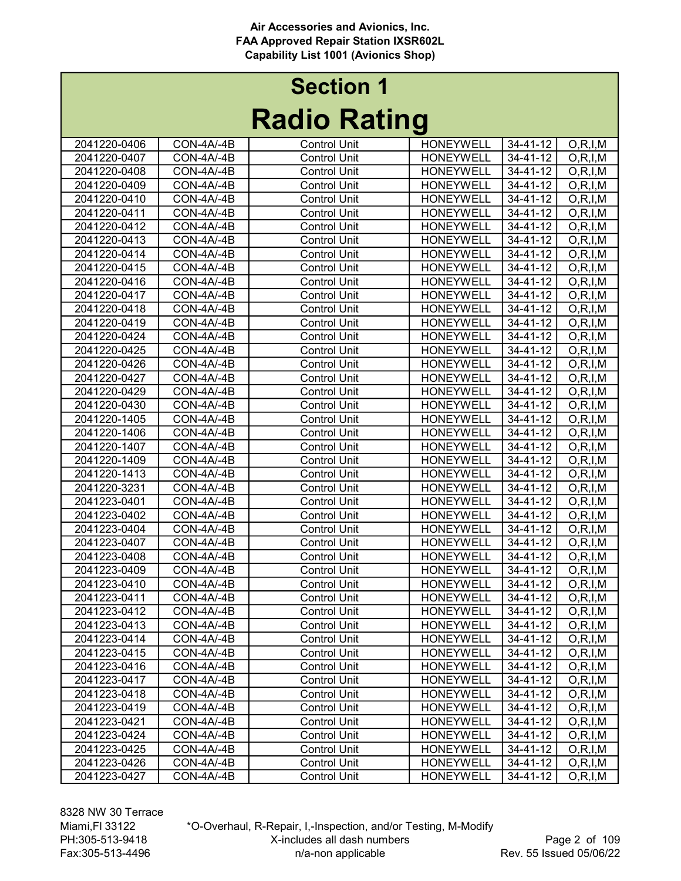**Air Accessories and Avionics, Inc.**
**FAA Approved Repair Station IXSR602L**
**Capability List 1001 (Avionics Shop)**

# Section 1
# Radio Rating

| | | | | | |
|---|---|---|---|---|---|
| 2041220-0406 | CON-4A/-4B | Control Unit | HONEYWELL | 34-41-12 | O,R,I,M |
| 2041220-0407 | CON-4A/-4B | Control Unit | HONEYWELL | 34-41-12 | O,R,I,M |
| 2041220-0408 | CON-4A/-4B | Control Unit | HONEYWELL | 34-41-12 | O,R,I,M |
| 2041220-0409 | CON-4A/-4B | Control Unit | HONEYWELL | 34-41-12 | O,R,I,M |
| 2041220-0410 | CON-4A/-4B | Control Unit | HONEYWELL | 34-41-12 | O,R,I,M |
| 2041220-0411 | CON-4A/-4B | Control Unit | HONEYWELL | 34-41-12 | O,R,I,M |
| 2041220-0412 | CON-4A/-4B | Control Unit | HONEYWELL | 34-41-12 | O,R,I,M |
| 2041220-0413 | CON-4A/-4B | Control Unit | HONEYWELL | 34-41-12 | O,R,I,M |
| 2041220-0414 | CON-4A/-4B | Control Unit | HONEYWELL | 34-41-12 | O,R,I,M |
| 2041220-0415 | CON-4A/-4B | Control Unit | HONEYWELL | 34-41-12 | O,R,I,M |
| 2041220-0416 | CON-4A/-4B | Control Unit | HONEYWELL | 34-41-12 | O,R,I,M |
| 2041220-0417 | CON-4A/-4B | Control Unit | HONEYWELL | 34-41-12 | O,R,I,M |
| 2041220-0418 | CON-4A/-4B | Control Unit | HONEYWELL | 34-41-12 | O,R,I,M |
| 2041220-0419 | CON-4A/-4B | Control Unit | HONEYWELL | 34-41-12 | O,R,I,M |
| 2041220-0424 | CON-4A/-4B | Control Unit | HONEYWELL | 34-41-12 | O,R,I,M |
| 2041220-0425 | CON-4A/-4B | Control Unit | HONEYWELL | 34-41-12 | O,R,I,M |
| 2041220-0426 | CON-4A/-4B | Control Unit | HONEYWELL | 34-41-12 | O,R,I,M |
| 2041220-0427 | CON-4A/-4B | Control Unit | HONEYWELL | 34-41-12 | O,R,I,M |
| 2041220-0429 | CON-4A/-4B | Control Unit | HONEYWELL | 34-41-12 | O,R,I,M |
| 2041220-0430 | CON-4A/-4B | Control Unit | HONEYWELL | 34-41-12 | O,R,I,M |
| 2041220-1405 | CON-4A/-4B | Control Unit | HONEYWELL | 34-41-12 | O,R,I,M |
| 2041220-1406 | CON-4A/-4B | Control Unit | HONEYWELL | 34-41-12 | O,R,I,M |
| 2041220-1407 | CON-4A/-4B | Control Unit | HONEYWELL | 34-41-12 | O,R,I,M |
| 2041220-1409 | CON-4A/-4B | Control Unit | HONEYWELL | 34-41-12 | O,R,I,M |
| 2041220-1413 | CON-4A/-4B | Control Unit | HONEYWELL | 34-41-12 | O,R,I,M |
| 2041220-3231 | CON-4A/-4B | Control Unit | HONEYWELL | 34-41-12 | O,R,I,M |
| 2041223-0401 | CON-4A/-4B | Control Unit | HONEYWELL | 34-41-12 | O,R,I,M |
| 2041223-0402 | CON-4A/-4B | Control Unit | HONEYWELL | 34-41-12 | O,R,I,M |
| 2041223-0404 | CON-4A/-4B | Control Unit | HONEYWELL | 34-41-12 | O,R,I,M |
| 2041223-0407 | CON-4A/-4B | Control Unit | HONEYWELL | 34-41-12 | O,R,I,M |
| 2041223-0408 | CON-4A/-4B | Control Unit | HONEYWELL | 34-41-12 | O,R,I,M |
| 2041223-0409 | CON-4A/-4B | Control Unit | HONEYWELL | 34-41-12 | O,R,I,M |
| 2041223-0410 | CON-4A/-4B | Control Unit | HONEYWELL | 34-41-12 | O,R,I,M |
| 2041223-0411 | CON-4A/-4B | Control Unit | HONEYWELL | 34-41-12 | O,R,I,M |
| 2041223-0412 | CON-4A/-4B | Control Unit | HONEYWELL | 34-41-12 | O,R,I,M |
| 2041223-0413 | CON-4A/-4B | Control Unit | HONEYWELL | 34-41-12 | O,R,I,M |
| 2041223-0414 | CON-4A/-4B | Control Unit | HONEYWELL | 34-41-12 | O,R,I,M |
| 2041223-0415 | CON-4A/-4B | Control Unit | HONEYWELL | 34-41-12 | O,R,I,M |
| 2041223-0416 | CON-4A/-4B | Control Unit | HONEYWELL | 34-41-12 | O,R,I,M |
| 2041223-0417 | CON-4A/-4B | Control Unit | HONEYWELL | 34-41-12 | O,R,I,M |
| 2041223-0418 | CON-4A/-4B | Control Unit | HONEYWELL | 34-41-12 | O,R,I,M |
| 2041223-0419 | CON-4A/-4B | Control Unit | HONEYWELL | 34-41-12 | O,R,I,M |
| 2041223-0421 | CON-4A/-4B | Control Unit | HONEYWELL | 34-41-12 | O,R,I,M |
| 2041223-0424 | CON-4A/-4B | Control Unit | HONEYWELL | 34-41-12 | O,R,I,M |
| 2041223-0425 | CON-4A/-4B | Control Unit | HONEYWELL | 34-41-12 | O,R,I,M |
| 2041223-0426 | CON-4A/-4B | Control Unit | HONEYWELL | 34-41-12 | O,R,I,M |
| 2041223-0427 | CON-4A/-4B | Control Unit | HONEYWELL | 34-41-12 | O,R,I,M |

8328 NW 30 Terrace
Miami,Fl 33122
PH:305-513-9418
Fax:305-513-4496

*O-Overhaul, R-Repair, I,-Inspection, and/or Testing, M-Modify
X-includes all dash numbers
n/a-non applicable

Rev. 55 Issued 05/06/22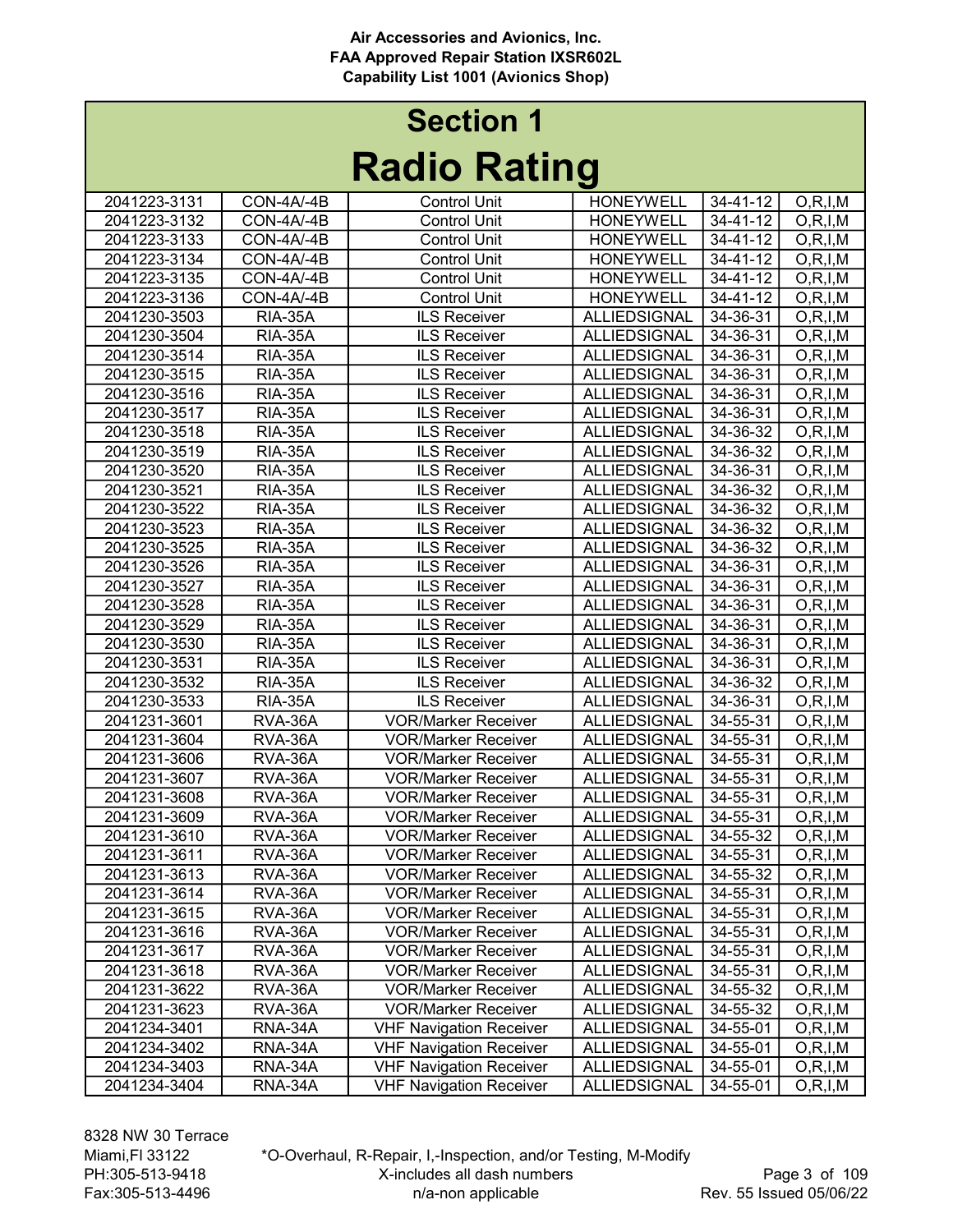**Air Accessories and Avionics, Inc.**
**FAA Approved Repair Station IXSR602L**
**Capability List 1001 (Avionics Shop)**

# Section 1

# Radio Rating

| | | | | | |
|---|---|---|---|---|---|
| 2041223-3131 | CON-4A/-4B | Control Unit | HONEYWELL | 34-41-12 | O,R,I,M |
| 2041223-3132 | CON-4A/-4B | Control Unit | HONEYWELL | 34-41-12 | O,R,I,M |
| 2041223-3133 | CON-4A/-4B | Control Unit | HONEYWELL | 34-41-12 | O,R,I,M |
| 2041223-3134 | CON-4A/-4B | Control Unit | HONEYWELL | 34-41-12 | O,R,I,M |
| 2041223-3135 | CON-4A/-4B | Control Unit | HONEYWELL | 34-41-12 | O,R,I,M |
| 2041223-3136 | CON-4A/-4B | Control Unit | HONEYWELL | 34-41-12 | O,R,I,M |
| 2041230-3503 | RIA-35A | ILS Receiver | ALLIEDSIGNAL | 34-36-31 | O,R,I,M |
| 2041230-3504 | RIA-35A | ILS Receiver | ALLIEDSIGNAL | 34-36-31 | O,R,I,M |
| 2041230-3514 | RIA-35A | ILS Receiver | ALLIEDSIGNAL | 34-36-31 | O,R,I,M |
| 2041230-3515 | RIA-35A | ILS Receiver | ALLIEDSIGNAL | 34-36-31 | O,R,I,M |
| 2041230-3516 | RIA-35A | ILS Receiver | ALLIEDSIGNAL | 34-36-31 | O,R,I,M |
| 2041230-3517 | RIA-35A | ILS Receiver | ALLIEDSIGNAL | 34-36-31 | O,R,I,M |
| 2041230-3518 | RIA-35A | ILS Receiver | ALLIEDSIGNAL | 34-36-32 | O,R,I,M |
| 2041230-3519 | RIA-35A | ILS Receiver | ALLIEDSIGNAL | 34-36-32 | O,R,I,M |
| 2041230-3520 | RIA-35A | ILS Receiver | ALLIEDSIGNAL | 34-36-31 | O,R,I,M |
| 2041230-3521 | RIA-35A | ILS Receiver | ALLIEDSIGNAL | 34-36-32 | O,R,I,M |
| 2041230-3522 | RIA-35A | ILS Receiver | ALLIEDSIGNAL | 34-36-32 | O,R,I,M |
| 2041230-3523 | RIA-35A | ILS Receiver | ALLIEDSIGNAL | 34-36-32 | O,R,I,M |
| 2041230-3525 | RIA-35A | ILS Receiver | ALLIEDSIGNAL | 34-36-32 | O,R,I,M |
| 2041230-3526 | RIA-35A | ILS Receiver | ALLIEDSIGNAL | 34-36-31 | O,R,I,M |
| 2041230-3527 | RIA-35A | ILS Receiver | ALLIEDSIGNAL | 34-36-31 | O,R,I,M |
| 2041230-3528 | RIA-35A | ILS Receiver | ALLIEDSIGNAL | 34-36-31 | O,R,I,M |
| 2041230-3529 | RIA-35A | ILS Receiver | ALLIEDSIGNAL | 34-36-31 | O,R,I,M |
| 2041230-3530 | RIA-35A | ILS Receiver | ALLIEDSIGNAL | 34-36-31 | O,R,I,M |
| 2041230-3531 | RIA-35A | ILS Receiver | ALLIEDSIGNAL | 34-36-31 | O,R,I,M |
| 2041230-3532 | RIA-35A | ILS Receiver | ALLIEDSIGNAL | 34-36-32 | O,R,I,M |
| 2041230-3533 | RIA-35A | ILS Receiver | ALLIEDSIGNAL | 34-36-31 | O,R,I,M |
| 2041231-3601 | RVA-36A | VOR/Marker Receiver | ALLIEDSIGNAL | 34-55-31 | O,R,I,M |
| 2041231-3604 | RVA-36A | VOR/Marker Receiver | ALLIEDSIGNAL | 34-55-31 | O,R,I,M |
| 2041231-3606 | RVA-36A | VOR/Marker Receiver | ALLIEDSIGNAL | 34-55-31 | O,R,I,M |
| 2041231-3607 | RVA-36A | VOR/Marker Receiver | ALLIEDSIGNAL | 34-55-31 | O,R,I,M |
| 2041231-3608 | RVA-36A | VOR/Marker Receiver | ALLIEDSIGNAL | 34-55-31 | O,R,I,M |
| 2041231-3609 | RVA-36A | VOR/Marker Receiver | ALLIEDSIGNAL | 34-55-31 | O,R,I,M |
| 2041231-3610 | RVA-36A | VOR/Marker Receiver | ALLIEDSIGNAL | 34-55-32 | O,R,I,M |
| 2041231-3611 | RVA-36A | VOR/Marker Receiver | ALLIEDSIGNAL | 34-55-31 | O,R,I,M |
| 2041231-3613 | RVA-36A | VOR/Marker Receiver | ALLIEDSIGNAL | 34-55-32 | O,R,I,M |
| 2041231-3614 | RVA-36A | VOR/Marker Receiver | ALLIEDSIGNAL | 34-55-31 | O,R,I,M |
| 2041231-3615 | RVA-36A | VOR/Marker Receiver | ALLIEDSIGNAL | 34-55-31 | O,R,I,M |
| 2041231-3616 | RVA-36A | VOR/Marker Receiver | ALLIEDSIGNAL | 34-55-31 | O,R,I,M |
| 2041231-3617 | RVA-36A | VOR/Marker Receiver | ALLIEDSIGNAL | 34-55-31 | O,R,I,M |
| 2041231-3618 | RVA-36A | VOR/Marker Receiver | ALLIEDSIGNAL | 34-55-31 | O,R,I,M |
| 2041231-3622 | RVA-36A | VOR/Marker Receiver | ALLIEDSIGNAL | 34-55-32 | O,R,I,M |
| 2041231-3623 | RVA-36A | VOR/Marker Receiver | ALLIEDSIGNAL | 34-55-32 | O,R,I,M |
| 2041234-3401 | RNA-34A | VHF Navigation Receiver | ALLIEDSIGNAL | 34-55-01 | O,R,I,M |
| 2041234-3402 | RNA-34A | VHF Navigation Receiver | ALLIEDSIGNAL | 34-55-01 | O,R,I,M |
| 2041234-3403 | RNA-34A | VHF Navigation Receiver | ALLIEDSIGNAL | 34-55-01 | O,R,I,M |
| 2041234-3404 | RNA-34A | VHF Navigation Receiver | ALLIEDSIGNAL | 34-55-01 | O,R,I,M |

8328 NW 30 Terrace
Miami,Fl 33122
PH:305-513-9418
Fax:305-513-4496

*O-Overhaul, R-Repair, I,-Inspection, and/or Testing, M-Modify
X-includes all dash numbers
n/a-non applicable

Rev. 55 Issued 05/06/22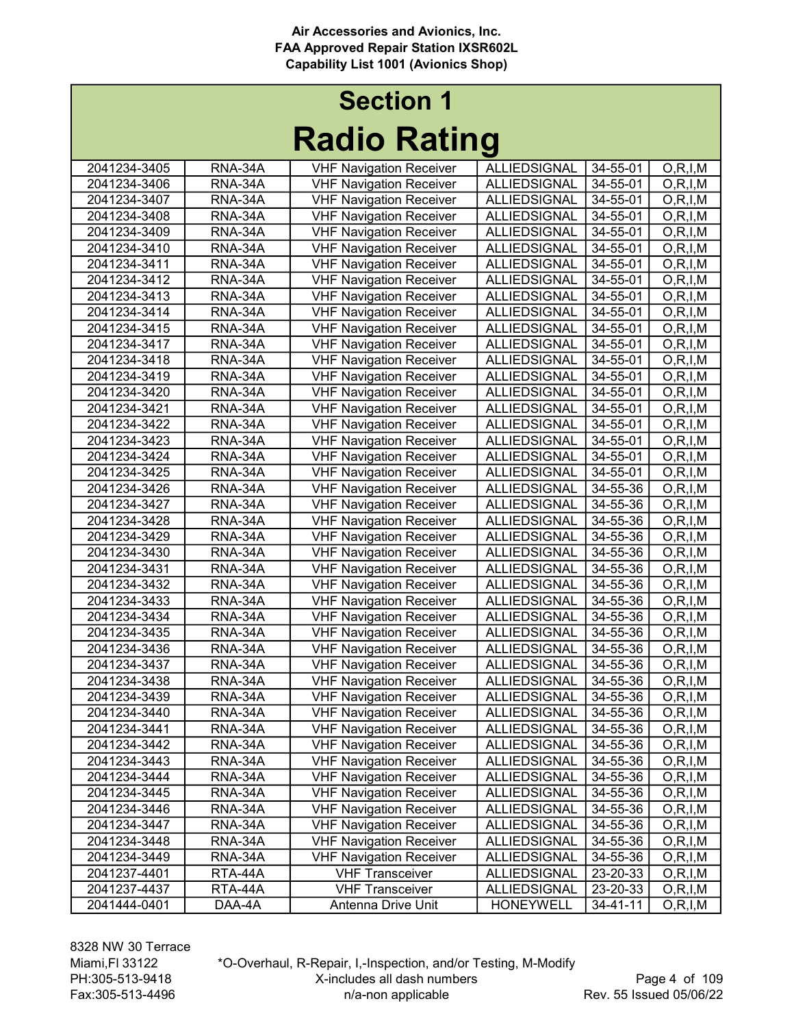# Section 1

## Radio Rating

| | | | | | |
|---|---|---|---|---|---|
| 2041234-3405 | RNA-34A | VHF Navigation Receiver | ALLIEDSIGNAL | 34-55-01 | O,R,I,M |
| 2041234-3406 | RNA-34A | VHF Navigation Receiver | ALLIEDSIGNAL | 34-55-01 | O,R,I,M |
| 2041234-3407 | RNA-34A | VHF Navigation Receiver | ALLIEDSIGNAL | 34-55-01 | O,R,I,M |
| 2041234-3408 | RNA-34A | VHF Navigation Receiver | ALLIEDSIGNAL | 34-55-01 | O,R,I,M |
| 2041234-3409 | RNA-34A | VHF Navigation Receiver | ALLIEDSIGNAL | 34-55-01 | O,R,I,M |
| 2041234-3410 | RNA-34A | VHF Navigation Receiver | ALLIEDSIGNAL | 34-55-01 | O,R,I,M |
| 2041234-3411 | RNA-34A | VHF Navigation Receiver | ALLIEDSIGNAL | 34-55-01 | O,R,I,M |
| 2041234-3412 | RNA-34A | VHF Navigation Receiver | ALLIEDSIGNAL | 34-55-01 | O,R,I,M |
| 2041234-3413 | RNA-34A | VHF Navigation Receiver | ALLIEDSIGNAL | 34-55-01 | O,R,I,M |
| 2041234-3414 | RNA-34A | VHF Navigation Receiver | ALLIEDSIGNAL | 34-55-01 | O,R,I,M |
| 2041234-3415 | RNA-34A | VHF Navigation Receiver | ALLIEDSIGNAL | 34-55-01 | O,R,I,M |
| 2041234-3417 | RNA-34A | VHF Navigation Receiver | ALLIEDSIGNAL | 34-55-01 | O,R,I,M |
| 2041234-3418 | RNA-34A | VHF Navigation Receiver | ALLIEDSIGNAL | 34-55-01 | O,R,I,M |
| 2041234-3419 | RNA-34A | VHF Navigation Receiver | ALLIEDSIGNAL | 34-55-01 | O,R,I,M |
| 2041234-3420 | RNA-34A | VHF Navigation Receiver | ALLIEDSIGNAL | 34-55-01 | O,R,I,M |
| 2041234-3421 | RNA-34A | VHF Navigation Receiver | ALLIEDSIGNAL | 34-55-01 | O,R,I,M |
| 2041234-3422 | RNA-34A | VHF Navigation Receiver | ALLIEDSIGNAL | 34-55-01 | O,R,I,M |
| 2041234-3423 | RNA-34A | VHF Navigation Receiver | ALLIEDSIGNAL | 34-55-01 | O,R,I,M |
| 2041234-3424 | RNA-34A | VHF Navigation Receiver | ALLIEDSIGNAL | 34-55-01 | O,R,I,M |
| 2041234-3425 | RNA-34A | VHF Navigation Receiver | ALLIEDSIGNAL | 34-55-01 | O,R,I,M |
| 2041234-3426 | RNA-34A | VHF Navigation Receiver | ALLIEDSIGNAL | 34-55-36 | O,R,I,M |
| 2041234-3427 | RNA-34A | VHF Navigation Receiver | ALLIEDSIGNAL | 34-55-36 | O,R,I,M |
| 2041234-3428 | RNA-34A | VHF Navigation Receiver | ALLIEDSIGNAL | 34-55-36 | O,R,I,M |
| 2041234-3429 | RNA-34A | VHF Navigation Receiver | ALLIEDSIGNAL | 34-55-36 | O,R,I,M |
| 2041234-3430 | RNA-34A | VHF Navigation Receiver | ALLIEDSIGNAL | 34-55-36 | O,R,I,M |
| 2041234-3431 | RNA-34A | VHF Navigation Receiver | ALLIEDSIGNAL | 34-55-36 | O,R,I,M |
| 2041234-3432 | RNA-34A | VHF Navigation Receiver | ALLIEDSIGNAL | 34-55-36 | O,R,I,M |
| 2041234-3433 | RNA-34A | VHF Navigation Receiver | ALLIEDSIGNAL | 34-55-36 | O,R,I,M |
| 2041234-3434 | RNA-34A | VHF Navigation Receiver | ALLIEDSIGNAL | 34-55-36 | O,R,I,M |
| 2041234-3435 | RNA-34A | VHF Navigation Receiver | ALLIEDSIGNAL | 34-55-36 | O,R,I,M |
| 2041234-3436 | RNA-34A | VHF Navigation Receiver | ALLIEDSIGNAL | 34-55-36 | O,R,I,M |
| 2041234-3437 | RNA-34A | VHF Navigation Receiver | ALLIEDSIGNAL | 34-55-36 | O,R,I,M |
| 2041234-3438 | RNA-34A | VHF Navigation Receiver | ALLIEDSIGNAL | 34-55-36 | O,R,I,M |
| 2041234-3439 | RNA-34A | VHF Navigation Receiver | ALLIEDSIGNAL | 34-55-36 | O,R,I,M |
| 2041234-3440 | RNA-34A | VHF Navigation Receiver | ALLIEDSIGNAL | 34-55-36 | O,R,I,M |
| 2041234-3441 | RNA-34A | VHF Navigation Receiver | ALLIEDSIGNAL | 34-55-36 | O,R,I,M |
| 2041234-3442 | RNA-34A | VHF Navigation Receiver | ALLIEDSIGNAL | 34-55-36 | O,R,I,M |
| 2041234-3443 | RNA-34A | VHF Navigation Receiver | ALLIEDSIGNAL | 34-55-36 | O,R,I,M |
| 2041234-3444 | RNA-34A | VHF Navigation Receiver | ALLIEDSIGNAL | 34-55-36 | O,R,I,M |
| 2041234-3445 | RNA-34A | VHF Navigation Receiver | ALLIEDSIGNAL | 34-55-36 | O,R,I,M |
| 2041234-3446 | RNA-34A | VHF Navigation Receiver | ALLIEDSIGNAL | 34-55-36 | O,R,I,M |
| 2041234-3447 | RNA-34A | VHF Navigation Receiver | ALLIEDSIGNAL | 34-55-36 | O,R,I,M |
| 2041234-3448 | RNA-34A | VHF Navigation Receiver | ALLIEDSIGNAL | 34-55-36 | O,R,I,M |
| 2041234-3449 | RNA-34A | VHF Navigation Receiver | ALLIEDSIGNAL | 34-55-36 | O,R,I,M |
| 2041237-4401 | RTA-44A | VHF Transceiver | ALLIEDSIGNAL | 23-20-33 | O,R,I,M |
| 2041237-4437 | RTA-44A | VHF Transceiver | ALLIEDSIGNAL | 23-20-33 | O,R,I,M |
| 2041444-0401 | DAA-4A | Antenna Drive Unit | HONEYWELL | 34-41-11 | O,R,I,M |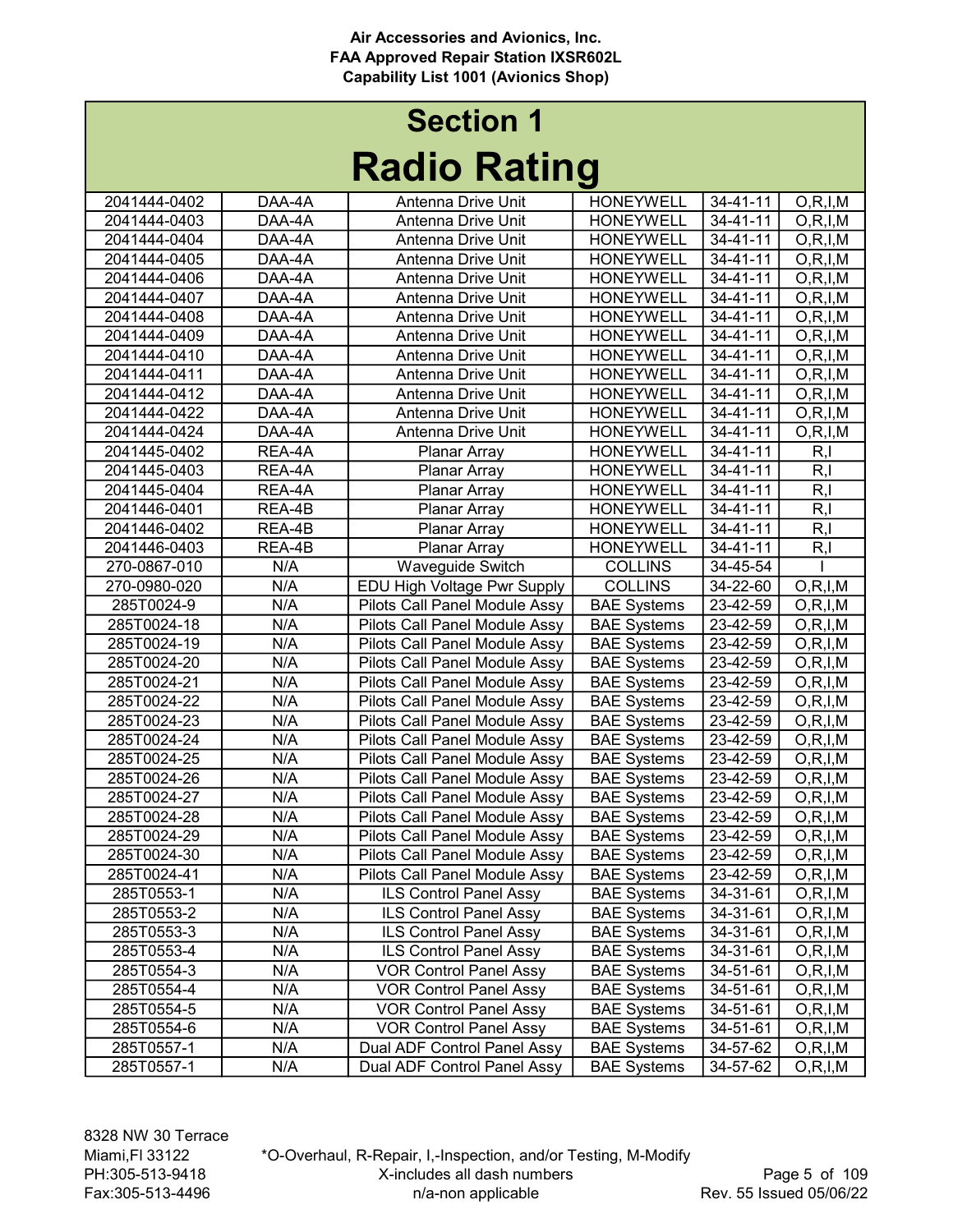# Section 1

# Radio Rating

| | | | | | |
|---|---|---|---|---|---|
| 2041444-0402 | DAA-4A | Antenna Drive Unit | HONEYWELL | 34-41-11 | O,R,I,M |
| 2041444-0403 | DAA-4A | Antenna Drive Unit | HONEYWELL | 34-41-11 | O,R,I,M |
| 2041444-0404 | DAA-4A | Antenna Drive Unit | HONEYWELL | 34-41-11 | O,R,I,M |
| 2041444-0405 | DAA-4A | Antenna Drive Unit | HONEYWELL | 34-41-11 | O,R,I,M |
| 2041444-0406 | DAA-4A | Antenna Drive Unit | HONEYWELL | 34-41-11 | O,R,I,M |
| 2041444-0407 | DAA-4A | Antenna Drive Unit | HONEYWELL | 34-41-11 | O,R,I,M |
| 2041444-0408 | DAA-4A | Antenna Drive Unit | HONEYWELL | 34-41-11 | O,R,I,M |
| 2041444-0409 | DAA-4A | Antenna Drive Unit | HONEYWELL | 34-41-11 | O,R,I,M |
| 2041444-0410 | DAA-4A | Antenna Drive Unit | HONEYWELL | 34-41-11 | O,R,I,M |
| 2041444-0411 | DAA-4A | Antenna Drive Unit | HONEYWELL | 34-41-11 | O,R,I,M |
| 2041444-0412 | DAA-4A | Antenna Drive Unit | HONEYWELL | 34-41-11 | O,R,I,M |
| 2041444-0422 | DAA-4A | Antenna Drive Unit | HONEYWELL | 34-41-11 | O,R,I,M |
| 2041444-0424 | DAA-4A | Antenna Drive Unit | HONEYWELL | 34-41-11 | O,R,I,M |
| 2041445-0402 | REA-4A | Planar Array | HONEYWELL | 34-41-11 | R,I |
| 2041445-0403 | REA-4A | Planar Array | HONEYWELL | 34-41-11 | R,I |
| 2041445-0404 | REA-4A | Planar Array | HONEYWELL | 34-41-11 | R,I |
| 2041446-0401 | REA-4B | Planar Array | HONEYWELL | 34-41-11 | R,I |
| 2041446-0402 | REA-4B | Planar Array | HONEYWELL | 34-41-11 | R,I |
| 2041446-0403 | REA-4B | Planar Array | HONEYWELL | 34-41-11 | R,I |
| 270-0867-010 | N/A | Waveguide Switch | COLLINS | 34-45-54 | I |
| 270-0980-020 | N/A | EDU High Voltage Pwr Supply | COLLINS | 34-22-60 | O,R,I,M |
| 285T0024-9 | N/A | Pilots Call Panel Module Assy | BAE Systems | 23-42-59 | O,R,I,M |
| 285T0024-18 | N/A | Pilots Call Panel Module Assy | BAE Systems | 23-42-59 | O,R,I,M |
| 285T0024-19 | N/A | Pilots Call Panel Module Assy | BAE Systems | 23-42-59 | O,R,I,M |
| 285T0024-20 | N/A | Pilots Call Panel Module Assy | BAE Systems | 23-42-59 | O,R,I,M |
| 285T0024-21 | N/A | Pilots Call Panel Module Assy | BAE Systems | 23-42-59 | O,R,I,M |
| 285T0024-22 | N/A | Pilots Call Panel Module Assy | BAE Systems | 23-42-59 | O,R,I,M |
| 285T0024-23 | N/A | Pilots Call Panel Module Assy | BAE Systems | 23-42-59 | O,R,I,M |
| 285T0024-24 | N/A | Pilots Call Panel Module Assy | BAE Systems | 23-42-59 | O,R,I,M |
| 285T0024-25 | N/A | Pilots Call Panel Module Assy | BAE Systems | 23-42-59 | O,R,I,M |
| 285T0024-26 | N/A | Pilots Call Panel Module Assy | BAE Systems | 23-42-59 | O,R,I,M |
| 285T0024-27 | N/A | Pilots Call Panel Module Assy | BAE Systems | 23-42-59 | O,R,I,M |
| 285T0024-28 | N/A | Pilots Call Panel Module Assy | BAE Systems | 23-42-59 | O,R,I,M |
| 285T0024-29 | N/A | Pilots Call Panel Module Assy | BAE Systems | 23-42-59 | O,R,I,M |
| 285T0024-30 | N/A | Pilots Call Panel Module Assy | BAE Systems | 23-42-59 | O,R,I,M |
| 285T0024-41 | N/A | Pilots Call Panel Module Assy | BAE Systems | 23-42-59 | O,R,I,M |
| 285T0553-1 | N/A | ILS Control Panel Assy | BAE Systems | 34-31-61 | O,R,I,M |
| 285T0553-2 | N/A | ILS Control Panel Assy | BAE Systems | 34-31-61 | O,R,I,M |
| 285T0553-3 | N/A | ILS Control Panel Assy | BAE Systems | 34-31-61 | O,R,I,M |
| 285T0553-4 | N/A | ILS Control Panel Assy | BAE Systems | 34-31-61 | O,R,I,M |
| 285T0554-3 | N/A | VOR Control Panel Assy | BAE Systems | 34-51-61 | O,R,I,M |
| 285T0554-4 | N/A | VOR Control Panel Assy | BAE Systems | 34-51-61 | O,R,I,M |
| 285T0554-5 | N/A | VOR Control Panel Assy | BAE Systems | 34-51-61 | O,R,I,M |
| 285T0554-6 | N/A | VOR Control Panel Assy | BAE Systems | 34-51-61 | O,R,I,M |
| 285T0557-1 | N/A | Dual ADF Control Panel Assy | BAE Systems | 34-57-62 | O,R,I,M |
| 285T0557-1 | N/A | Dual ADF Control Panel Assy | BAE Systems | 34-57-62 | O,R,I,M |

*O-Overhaul, R-Repair, I,-Inspection, and/or Testing, M-Modify
X-includes all dash numbers
n/a-non applicable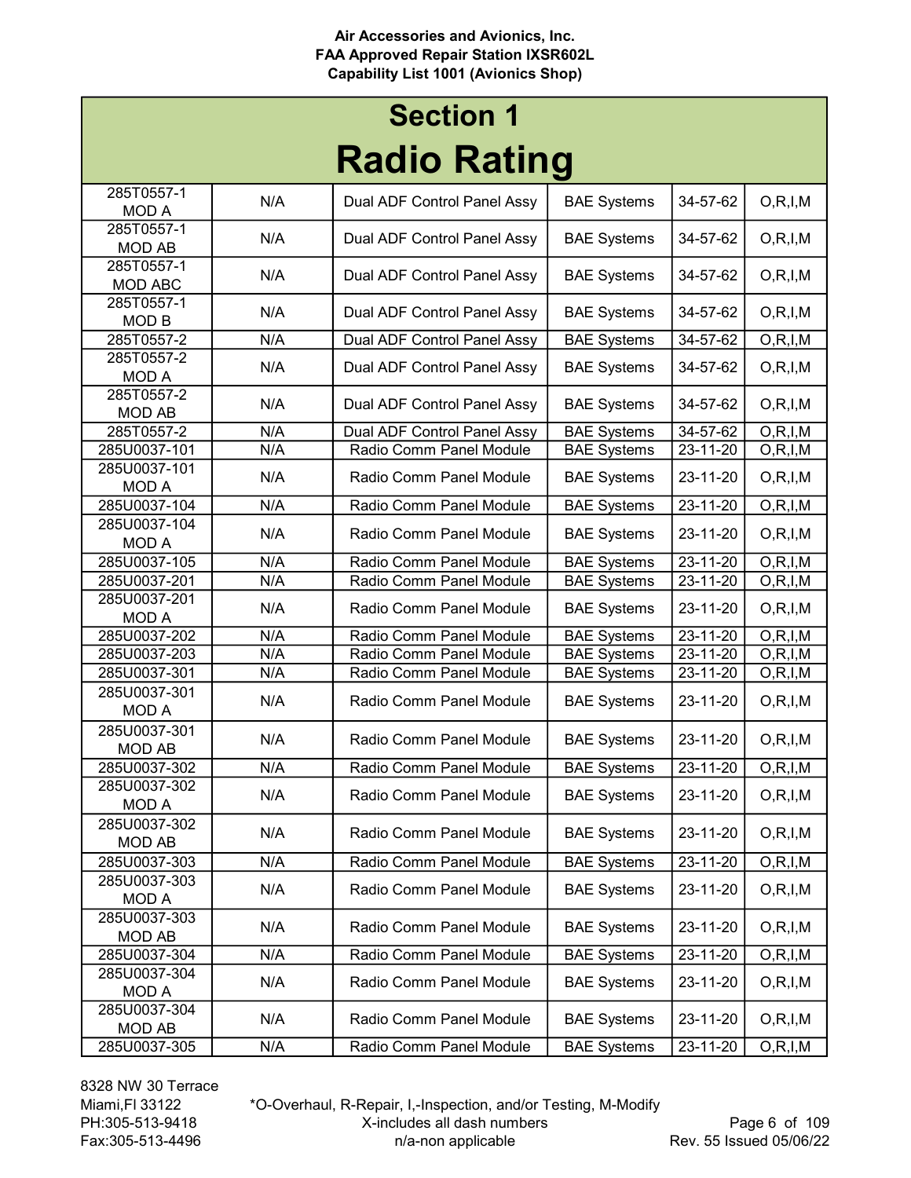Air Accessories and Avionics, Inc.
FAA Approved Repair Station IXSR602L
Capability List 1001 (Avionics Shop)

# Section 1
# Radio Rating

| | | | | | |
|---|---|---|---|---|---|
| 285T0557-1 MOD A | N/A | Dual ADF Control Panel Assy | BAE Systems | 34-57-62 | O,R,I,M |
| 285T0557-1 MOD AB | N/A | Dual ADF Control Panel Assy | BAE Systems | 34-57-62 | O,R,I,M |
| 285T0557-1 MOD ABC | N/A | Dual ADF Control Panel Assy | BAE Systems | 34-57-62 | O,R,I,M |
| 285T0557-1 MOD B | N/A | Dual ADF Control Panel Assy | BAE Systems | 34-57-62 | O,R,I,M |
| 285T0557-2 | N/A | Dual ADF Control Panel Assy | BAE Systems | 34-57-62 | O,R,I,M |
| 285T0557-2 MOD A | N/A | Dual ADF Control Panel Assy | BAE Systems | 34-57-62 | O,R,I,M |
| 285T0557-2 MOD AB | N/A | Dual ADF Control Panel Assy | BAE Systems | 34-57-62 | O,R,I,M |
| 285T0557-2 | N/A | Dual ADF Control Panel Assy | BAE Systems | 34-57-62 | O,R,I,M |
| 285U0037-101 | N/A | Radio Comm Panel Module | BAE Systems | 23-11-20 | O,R,I,M |
| 285U0037-101 MOD A | N/A | Radio Comm Panel Module | BAE Systems | 23-11-20 | O,R,I,M |
| 285U0037-104 | N/A | Radio Comm Panel Module | BAE Systems | 23-11-20 | O,R,I,M |
| 285U0037-104 MOD A | N/A | Radio Comm Panel Module | BAE Systems | 23-11-20 | O,R,I,M |
| 285U0037-105 | N/A | Radio Comm Panel Module | BAE Systems | 23-11-20 | O,R,I,M |
| 285U0037-201 | N/A | Radio Comm Panel Module | BAE Systems | 23-11-20 | O,R,I,M |
| 285U0037-201 MOD A | N/A | Radio Comm Panel Module | BAE Systems | 23-11-20 | O,R,I,M |
| 285U0037-202 | N/A | Radio Comm Panel Module | BAE Systems | 23-11-20 | O,R,I,M |
| 285U0037-203 | N/A | Radio Comm Panel Module | BAE Systems | 23-11-20 | O,R,I,M |
| 285U0037-301 | N/A | Radio Comm Panel Module | BAE Systems | 23-11-20 | O,R,I,M |
| 285U0037-301 MOD A | N/A | Radio Comm Panel Module | BAE Systems | 23-11-20 | O,R,I,M |
| 285U0037-301 MOD AB | N/A | Radio Comm Panel Module | BAE Systems | 23-11-20 | O,R,I,M |
| 285U0037-302 | N/A | Radio Comm Panel Module | BAE Systems | 23-11-20 | O,R,I,M |
| 285U0037-302 MOD A | N/A | Radio Comm Panel Module | BAE Systems | 23-11-20 | O,R,I,M |
| 285U0037-302 MOD AB | N/A | Radio Comm Panel Module | BAE Systems | 23-11-20 | O,R,I,M |
| 285U0037-303 | N/A | Radio Comm Panel Module | BAE Systems | 23-11-20 | O,R,I,M |
| 285U0037-303 MOD A | N/A | Radio Comm Panel Module | BAE Systems | 23-11-20 | O,R,I,M |
| 285U0037-303 MOD AB | N/A | Radio Comm Panel Module | BAE Systems | 23-11-20 | O,R,I,M |
| 285U0037-304 | N/A | Radio Comm Panel Module | BAE Systems | 23-11-20 | O,R,I,M |
| 285U0037-304 MOD A | N/A | Radio Comm Panel Module | BAE Systems | 23-11-20 | O,R,I,M |
| 285U0037-304 MOD AB | N/A | Radio Comm Panel Module | BAE Systems | 23-11-20 | O,R,I,M |
| 285U0037-305 | N/A | Radio Comm Panel Module | BAE Systems | 23-11-20 | O,R,I,M |

8328 NW 30 Terrace
Miami,Fl 33122
PH:305-513-9418
Fax:305-513-4496

*O-Overhaul, R-Repair, I,-Inspection, and/or Testing, M-Modify
X-includes all dash numbers
n/a-non applicable

Rev. 55 Issued 05/06/22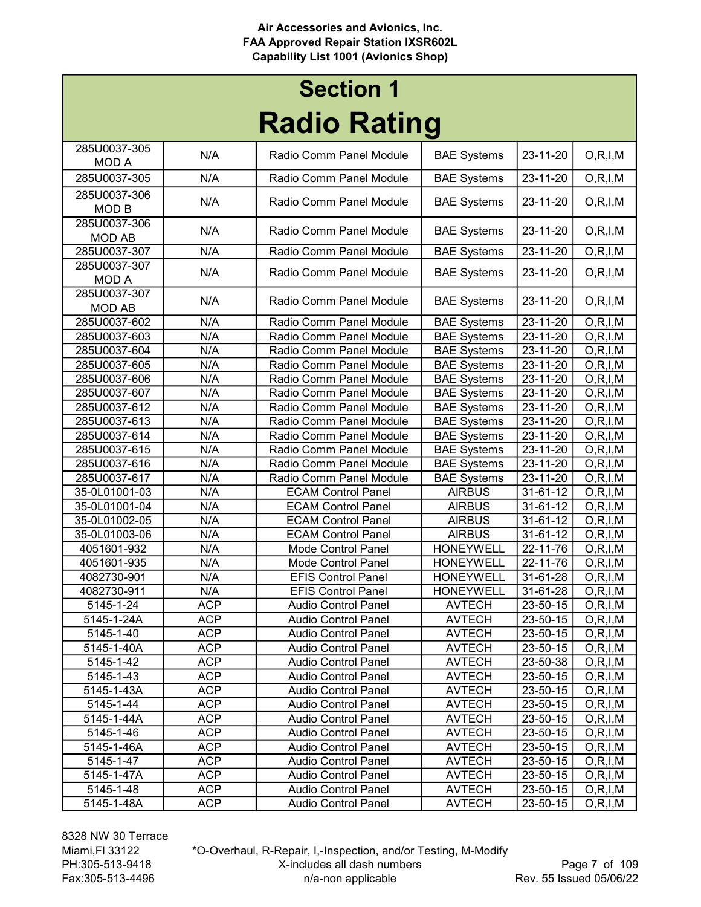# Section 1

# Radio Rating

| | | | | | |
|---|---|---|---|---|---|
| 285U0037-305 MOD A | N/A | Radio Comm Panel Module | BAE Systems | 23-11-20 | O,R,I,M |
| 285U0037-305 | N/A | Radio Comm Panel Module | BAE Systems | 23-11-20 | O,R,I,M |
| 285U0037-306 MOD B | N/A | Radio Comm Panel Module | BAE Systems | 23-11-20 | O,R,I,M |
| 285U0037-306 MOD AB | N/A | Radio Comm Panel Module | BAE Systems | 23-11-20 | O,R,I,M |
| 285U0037-307 | N/A | Radio Comm Panel Module | BAE Systems | 23-11-20 | O,R,I,M |
| 285U0037-307 MOD A | N/A | Radio Comm Panel Module | BAE Systems | 23-11-20 | O,R,I,M |
| 285U0037-307 MOD AB | N/A | Radio Comm Panel Module | BAE Systems | 23-11-20 | O,R,I,M |
| 285U0037-602 | N/A | Radio Comm Panel Module | BAE Systems | 23-11-20 | O,R,I,M |
| 285U0037-603 | N/A | Radio Comm Panel Module | BAE Systems | 23-11-20 | O,R,I,M |
| 285U0037-604 | N/A | Radio Comm Panel Module | BAE Systems | 23-11-20 | O,R,I,M |
| 285U0037-605 | N/A | Radio Comm Panel Module | BAE Systems | 23-11-20 | O,R,I,M |
| 285U0037-606 | N/A | Radio Comm Panel Module | BAE Systems | 23-11-20 | O,R,I,M |
| 285U0037-607 | N/A | Radio Comm Panel Module | BAE Systems | 23-11-20 | O,R,I,M |
| 285U0037-612 | N/A | Radio Comm Panel Module | BAE Systems | 23-11-20 | O,R,I,M |
| 285U0037-613 | N/A | Radio Comm Panel Module | BAE Systems | 23-11-20 | O,R,I,M |
| 285U0037-614 | N/A | Radio Comm Panel Module | BAE Systems | 23-11-20 | O,R,I,M |
| 285U0037-615 | N/A | Radio Comm Panel Module | BAE Systems | 23-11-20 | O,R,I,M |
| 285U0037-616 | N/A | Radio Comm Panel Module | BAE Systems | 23-11-20 | O,R,I,M |
| 285U0037-617 | N/A | Radio Comm Panel Module | BAE Systems | 23-11-20 | O,R,I,M |
| 35-0L01001-03 | N/A | ECAM Control Panel | AIRBUS | 31-61-12 | O,R,I,M |
| 35-0L01001-04 | N/A | ECAM Control Panel | AIRBUS | 31-61-12 | O,R,I,M |
| 35-0L01002-05 | N/A | ECAM Control Panel | AIRBUS | 31-61-12 | O,R,I,M |
| 35-0L01003-06 | N/A | ECAM Control Panel | AIRBUS | 31-61-12 | O,R,I,M |
| 4051601-932 | N/A | Mode Control Panel | HONEYWELL | 22-11-76 | O,R,I,M |
| 4051601-935 | N/A | Mode Control Panel | HONEYWELL | 22-11-76 | O,R,I,M |
| 4082730-901 | N/A | EFIS Control Panel | HONEYWELL | 31-61-28 | O,R,I,M |
| 4082730-911 | N/A | EFIS Control Panel | HONEYWELL | 31-61-28 | O,R,I,M |
| 5145-1-24 | ACP | Audio Control Panel | AVTECH | 23-50-15 | O,R,I,M |
| 5145-1-24A | ACP | Audio Control Panel | AVTECH | 23-50-15 | O,R,I,M |
| 5145-1-40 | ACP | Audio Control Panel | AVTECH | 23-50-15 | O,R,I,M |
| 5145-1-40A | ACP | Audio Control Panel | AVTECH | 23-50-15 | O,R,I,M |
| 5145-1-42 | ACP | Audio Control Panel | AVTECH | 23-50-38 | O,R,I,M |
| 5145-1-43 | ACP | Audio Control Panel | AVTECH | 23-50-15 | O,R,I,M |
| 5145-1-43A | ACP | Audio Control Panel | AVTECH | 23-50-15 | O,R,I,M |
| 5145-1-44 | ACP | Audio Control Panel | AVTECH | 23-50-15 | O,R,I,M |
| 5145-1-44A | ACP | Audio Control Panel | AVTECH | 23-50-15 | O,R,I,M |
| 5145-1-46 | ACP | Audio Control Panel | AVTECH | 23-50-15 | O,R,I,M |
| 5145-1-46A | ACP | Audio Control Panel | AVTECH | 23-50-15 | O,R,I,M |
| 5145-1-47 | ACP | Audio Control Panel | AVTECH | 23-50-15 | O,R,I,M |
| 5145-1-47A | ACP | Audio Control Panel | AVTECH | 23-50-15 | O,R,I,M |
| 5145-1-48 | ACP | Audio Control Panel | AVTECH | 23-50-15 | O,R,I,M |
| 5145-1-48A | ACP | Audio Control Panel | AVTECH | 23-50-15 | O,R,I,M |

8328 NW 30 Terrace
Miami,Fl 33122
PH:305-513-9418
Fax:305-513-4496

*O-Overhaul, R-Repair, I,-Inspection, and/or Testing, M-Modify
X-includes all dash numbers
n/a-non applicable

Rev. 55 Issued 05/06/22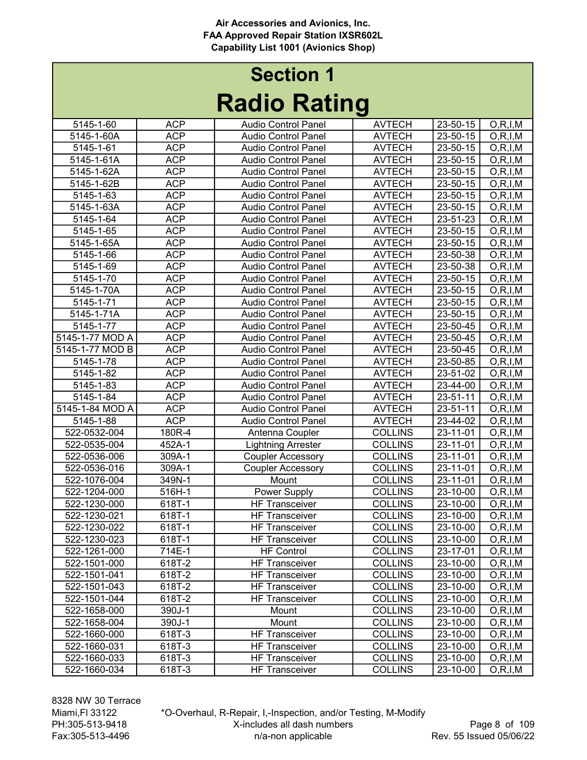# Section 1

# Radio Rating

| | | | | | |
|---|---|---|---|---|---|
| 5145-1-60 | ACP | Audio Control Panel | AVTECH | 23-50-15 | O,R,I,M |
| 5145-1-60A | ACP | Audio Control Panel | AVTECH | 23-50-15 | O,R,I,M |
| 5145-1-61 | ACP | Audio Control Panel | AVTECH | 23-50-15 | O,R,I,M |
| 5145-1-61A | ACP | Audio Control Panel | AVTECH | 23-50-15 | O,R,I,M |
| 5145-1-62A | ACP | Audio Control Panel | AVTECH | 23-50-15 | O,R,I,M |
| 5145-1-62B | ACP | Audio Control Panel | AVTECH | 23-50-15 | O,R,I,M |
| 5145-1-63 | ACP | Audio Control Panel | AVTECH | 23-50-15 | O,R,I,M |
| 5145-1-63A | ACP | Audio Control Panel | AVTECH | 23-50-15 | O,R,I,M |
| 5145-1-64 | ACP | Audio Control Panel | AVTECH | 23-51-23 | O,R,I,M |
| 5145-1-65 | ACP | Audio Control Panel | AVTECH | 23-50-15 | O,R,I,M |
| 5145-1-65A | ACP | Audio Control Panel | AVTECH | 23-50-15 | O,R,I,M |
| 5145-1-66 | ACP | Audio Control Panel | AVTECH | 23-50-38 | O,R,I,M |
| 5145-1-69 | ACP | Audio Control Panel | AVTECH | 23-50-38 | O,R,I,M |
| 5145-1-70 | ACP | Audio Control Panel | AVTECH | 23-50-15 | O,R,I,M |
| 5145-1-70A | ACP | Audio Control Panel | AVTECH | 23-50-15 | O,R,I,M |
| 5145-1-71 | ACP | Audio Control Panel | AVTECH | 23-50-15 | O,R,I,M |
| 5145-1-71A | ACP | Audio Control Panel | AVTECH | 23-50-15 | O,R,I,M |
| 5145-1-77 | ACP | Audio Control Panel | AVTECH | 23-50-45 | O,R,I,M |
| 5145-1-77 MOD A | ACP | Audio Control Panel | AVTECH | 23-50-45 | O,R,I,M |
| 5145-1-77 MOD B | ACP | Audio Control Panel | AVTECH | 23-50-45 | O,R,I,M |
| 5145-1-78 | ACP | Audio Control Panel | AVTECH | 23-50-85 | O,R,I,M |
| 5145-1-82 | ACP | Audio Control Panel | AVTECH | 23-51-02 | O,R,I,M |
| 5145-1-83 | ACP | Audio Control Panel | AVTECH | 23-44-00 | O,R,I,M |
| 5145-1-84 | ACP | Audio Control Panel | AVTECH | 23-51-11 | O,R,I,M |
| 5145-1-84 MOD A | ACP | Audio Control Panel | AVTECH | 23-51-11 | O,R,I,M |
| 5145-1-88 | ACP | Audio Control Panel | AVTECH | 23-44-02 | O,R,I,M |
| 522-0532-004 | 180R-4 | Antenna Coupler | COLLINS | 23-11-01 | O,R,I,M |
| 522-0535-004 | 452A-1 | Lightning Arrester | COLLINS | 23-11-01 | O,R,I,M |
| 522-0536-006 | 309A-1 | Coupler Accessory | COLLINS | 23-11-01 | O,R,I,M |
| 522-0536-016 | 309A-1 | Coupler Accessory | COLLINS | 23-11-01 | O,R,I,M |
| 522-1076-004 | 349N-1 | Mount | COLLINS | 23-11-01 | O,R,I,M |
| 522-1204-000 | 516H-1 | Power Supply | COLLINS | 23-10-00 | O,R,I,M |
| 522-1230-000 | 618T-1 | HF Transceiver | COLLINS | 23-10-00 | O,R,I,M |
| 522-1230-021 | 618T-1 | HF Transceiver | COLLINS | 23-10-00 | O,R,I,M |
| 522-1230-022 | 618T-1 | HF Transceiver | COLLINS | 23-10-00 | O,R,I,M |
| 522-1230-023 | 618T-1 | HF Transceiver | COLLINS | 23-10-00 | O,R,I,M |
| 522-1261-000 | 714E-1 | HF Control | COLLINS | 23-17-01 | O,R,I,M |
| 522-1501-000 | 618T-2 | HF Transceiver | COLLINS | 23-10-00 | O,R,I,M |
| 522-1501-041 | 618T-2 | HF Transceiver | COLLINS | 23-10-00 | O,R,I,M |
| 522-1501-043 | 618T-2 | HF Transceiver | COLLINS | 23-10-00 | O,R,I,M |
| 522-1501-044 | 618T-2 | HF Transceiver | COLLINS | 23-10-00 | O,R,I,M |
| 522-1658-000 | 390J-1 | Mount | COLLINS | 23-10-00 | O,R,I,M |
| 522-1658-004 | 390J-1 | Mount | COLLINS | 23-10-00 | O,R,I,M |
| 522-1660-000 | 618T-3 | HF Transceiver | COLLINS | 23-10-00 | O,R,I,M |
| 522-1660-031 | 618T-3 | HF Transceiver | COLLINS | 23-10-00 | O,R,I,M |
| 522-1660-033 | 618T-3 | HF Transceiver | COLLINS | 23-10-00 | O,R,I,M |
| 522-1660-034 | 618T-3 | HF Transceiver | COLLINS | 23-10-00 | O,R,I,M |

*O-Overhaul, R-Repair, I,-Inspection, and/or Testing, M-Modify
X-includes all dash numbers
n/a-non applicable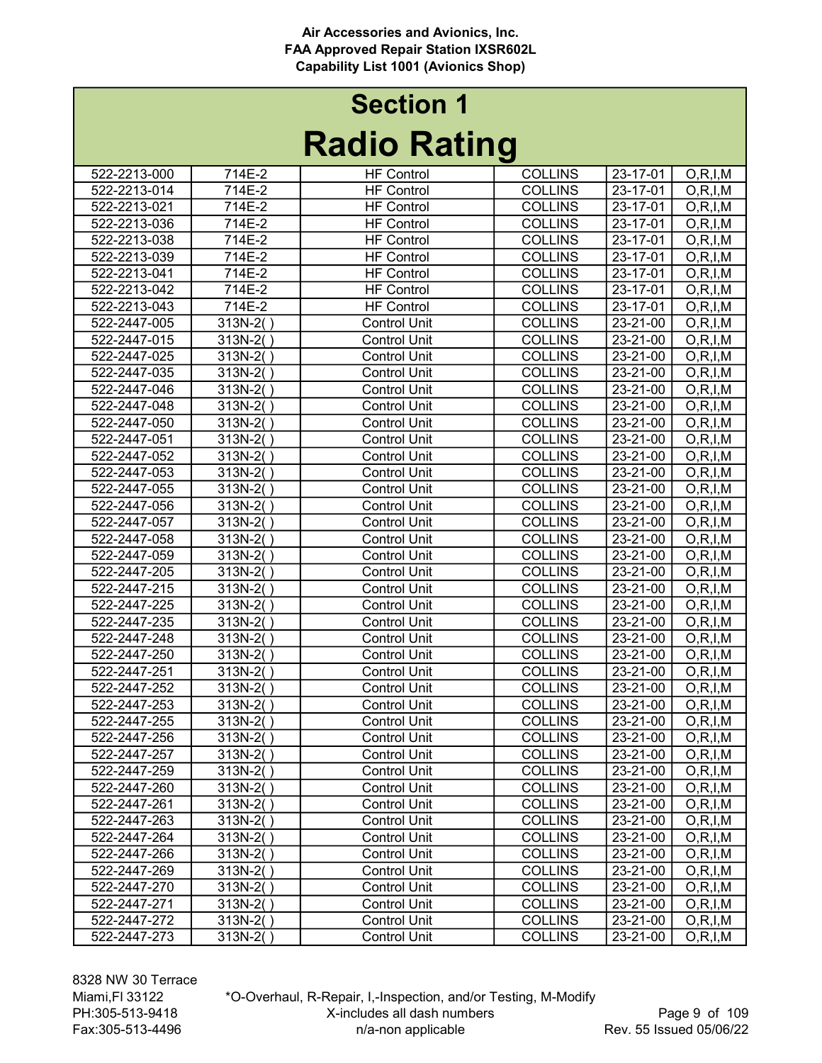# Section 1

# Radio Rating

| | | | | | |
|---|---|---|---|---|---|
| 522-2213-000 | 714E-2 | HF Control | COLLINS | 23-17-01 | O,R,I,M |
| 522-2213-014 | 714E-2 | HF Control | COLLINS | 23-17-01 | O,R,I,M |
| 522-2213-021 | 714E-2 | HF Control | COLLINS | 23-17-01 | O,R,I,M |
| 522-2213-036 | 714E-2 | HF Control | COLLINS | 23-17-01 | O,R,I,M |
| 522-2213-038 | 714E-2 | HF Control | COLLINS | 23-17-01 | O,R,I,M |
| 522-2213-039 | 714E-2 | HF Control | COLLINS | 23-17-01 | O,R,I,M |
| 522-2213-041 | 714E-2 | HF Control | COLLINS | 23-17-01 | O,R,I,M |
| 522-2213-042 | 714E-2 | HF Control | COLLINS | 23-17-01 | O,R,I,M |
| 522-2213-043 | 714E-2 | HF Control | COLLINS | 23-17-01 | O,R,I,M |
| 522-2447-005 | 313N-2( ) | Control Unit | COLLINS | 23-21-00 | O,R,I,M |
| 522-2447-015 | 313N-2( ) | Control Unit | COLLINS | 23-21-00 | O,R,I,M |
| 522-2447-025 | 313N-2( ) | Control Unit | COLLINS | 23-21-00 | O,R,I,M |
| 522-2447-035 | 313N-2( ) | Control Unit | COLLINS | 23-21-00 | O,R,I,M |
| 522-2447-046 | 313N-2( ) | Control Unit | COLLINS | 23-21-00 | O,R,I,M |
| 522-2447-048 | 313N-2( ) | Control Unit | COLLINS | 23-21-00 | O,R,I,M |
| 522-2447-050 | 313N-2( ) | Control Unit | COLLINS | 23-21-00 | O,R,I,M |
| 522-2447-051 | 313N-2( ) | Control Unit | COLLINS | 23-21-00 | O,R,I,M |
| 522-2447-052 | 313N-2( ) | Control Unit | COLLINS | 23-21-00 | O,R,I,M |
| 522-2447-053 | 313N-2( ) | Control Unit | COLLINS | 23-21-00 | O,R,I,M |
| 522-2447-055 | 313N-2( ) | Control Unit | COLLINS | 23-21-00 | O,R,I,M |
| 522-2447-056 | 313N-2( ) | Control Unit | COLLINS | 23-21-00 | O,R,I,M |
| 522-2447-057 | 313N-2( ) | Control Unit | COLLINS | 23-21-00 | O,R,I,M |
| 522-2447-058 | 313N-2( ) | Control Unit | COLLINS | 23-21-00 | O,R,I,M |
| 522-2447-059 | 313N-2( ) | Control Unit | COLLINS | 23-21-00 | O,R,I,M |
| 522-2447-205 | 313N-2( ) | Control Unit | COLLINS | 23-21-00 | O,R,I,M |
| 522-2447-215 | 313N-2( ) | Control Unit | COLLINS | 23-21-00 | O,R,I,M |
| 522-2447-225 | 313N-2( ) | Control Unit | COLLINS | 23-21-00 | O,R,I,M |
| 522-2447-235 | 313N-2( ) | Control Unit | COLLINS | 23-21-00 | O,R,I,M |
| 522-2447-248 | 313N-2( ) | Control Unit | COLLINS | 23-21-00 | O,R,I,M |
| 522-2447-250 | 313N-2( ) | Control Unit | COLLINS | 23-21-00 | O,R,I,M |
| 522-2447-251 | 313N-2( ) | Control Unit | COLLINS | 23-21-00 | O,R,I,M |
| 522-2447-252 | 313N-2( ) | Control Unit | COLLINS | 23-21-00 | O,R,I,M |
| 522-2447-253 | 313N-2( ) | Control Unit | COLLINS | 23-21-00 | O,R,I,M |
| 522-2447-255 | 313N-2( ) | Control Unit | COLLINS | 23-21-00 | O,R,I,M |
| 522-2447-256 | 313N-2( ) | Control Unit | COLLINS | 23-21-00 | O,R,I,M |
| 522-2447-257 | 313N-2( ) | Control Unit | COLLINS | 23-21-00 | O,R,I,M |
| 522-2447-259 | 313N-2( ) | Control Unit | COLLINS | 23-21-00 | O,R,I,M |
| 522-2447-260 | 313N-2( ) | Control Unit | COLLINS | 23-21-00 | O,R,I,M |
| 522-2447-261 | 313N-2( ) | Control Unit | COLLINS | 23-21-00 | O,R,I,M |
| 522-2447-263 | 313N-2( ) | Control Unit | COLLINS | 23-21-00 | O,R,I,M |
| 522-2447-264 | 313N-2( ) | Control Unit | COLLINS | 23-21-00 | O,R,I,M |
| 522-2447-266 | 313N-2( ) | Control Unit | COLLINS | 23-21-00 | O,R,I,M |
| 522-2447-269 | 313N-2( ) | Control Unit | COLLINS | 23-21-00 | O,R,I,M |
| 522-2447-270 | 313N-2( ) | Control Unit | COLLINS | 23-21-00 | O,R,I,M |
| 522-2447-271 | 313N-2( ) | Control Unit | COLLINS | 23-21-00 | O,R,I,M |
| 522-2447-272 | 313N-2( ) | Control Unit | COLLINS | 23-21-00 | O,R,I,M |
| 522-2447-273 | 313N-2( ) | Control Unit | COLLINS | 23-21-00 | O,R,I,M |

*O-Overhaul, R-Repair, I,-Inspection, and/or Testing, M-Modify
X-includes all dash numbers
n/a-non applicable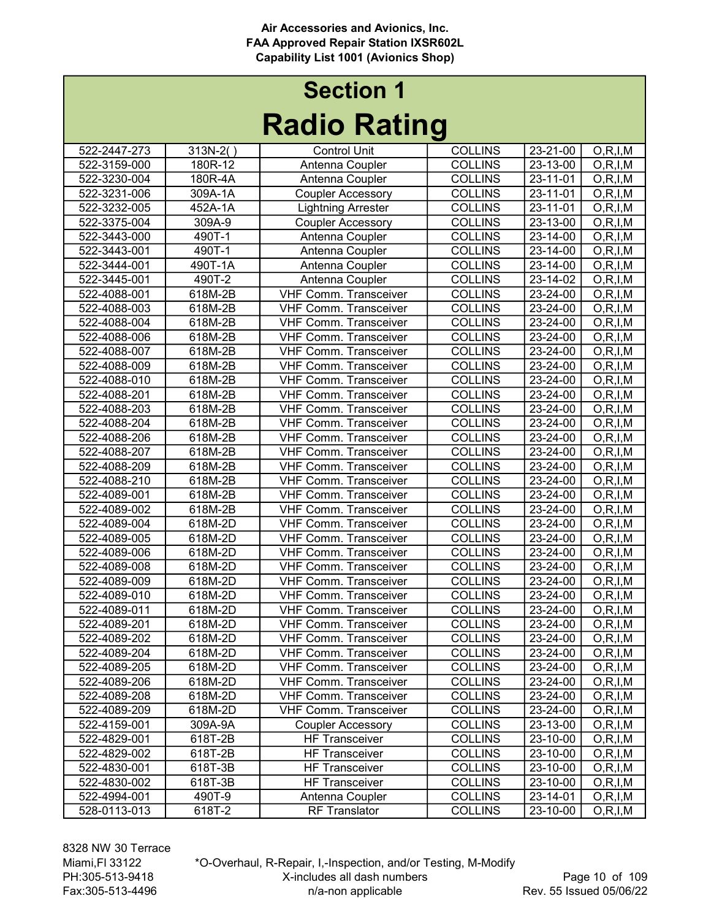# Section 1

# Radio Rating

| | | | | | |
|---|---|---|---|---|---|
| 522-2447-273 | 313N-2( ) | Control Unit | COLLINS | 23-21-00 | O,R,I,M |
| 522-3159-000 | 180R-12 | Antenna Coupler | COLLINS | 23-13-00 | O,R,I,M |
| 522-3230-004 | 180R-4A | Antenna Coupler | COLLINS | 23-11-01 | O,R,I,M |
| 522-3231-006 | 309A-1A | Coupler Accessory | COLLINS | 23-11-01 | O,R,I,M |
| 522-3232-005 | 452A-1A | Lightning Arrester | COLLINS | 23-11-01 | O,R,I,M |
| 522-3375-004 | 309A-9 | Coupler Accessory | COLLINS | 23-13-00 | O,R,I,M |
| 522-3443-000 | 490T-1 | Antenna Coupler | COLLINS | 23-14-00 | O,R,I,M |
| 522-3443-001 | 490T-1 | Antenna Coupler | COLLINS | 23-14-00 | O,R,I,M |
| 522-3444-001 | 490T-1A | Antenna Coupler | COLLINS | 23-14-00 | O,R,I,M |
| 522-3445-001 | 490T-2 | Antenna Coupler | COLLINS | 23-14-02 | O,R,I,M |
| 522-4088-001 | 618M-2B | VHF Comm. Transceiver | COLLINS | 23-24-00 | O,R,I,M |
| 522-4088-003 | 618M-2B | VHF Comm. Transceiver | COLLINS | 23-24-00 | O,R,I,M |
| 522-4088-004 | 618M-2B | VHF Comm. Transceiver | COLLINS | 23-24-00 | O,R,I,M |
| 522-4088-006 | 618M-2B | VHF Comm. Transceiver | COLLINS | 23-24-00 | O,R,I,M |
| 522-4088-007 | 618M-2B | VHF Comm. Transceiver | COLLINS | 23-24-00 | O,R,I,M |
| 522-4088-009 | 618M-2B | VHF Comm. Transceiver | COLLINS | 23-24-00 | O,R,I,M |
| 522-4088-010 | 618M-2B | VHF Comm. Transceiver | COLLINS | 23-24-00 | O,R,I,M |
| 522-4088-201 | 618M-2B | VHF Comm. Transceiver | COLLINS | 23-24-00 | O,R,I,M |
| 522-4088-203 | 618M-2B | VHF Comm. Transceiver | COLLINS | 23-24-00 | O,R,I,M |
| 522-4088-204 | 618M-2B | VHF Comm. Transceiver | COLLINS | 23-24-00 | O,R,I,M |
| 522-4088-206 | 618M-2B | VHF Comm. Transceiver | COLLINS | 23-24-00 | O,R,I,M |
| 522-4088-207 | 618M-2B | VHF Comm. Transceiver | COLLINS | 23-24-00 | O,R,I,M |
| 522-4088-209 | 618M-2B | VHF Comm. Transceiver | COLLINS | 23-24-00 | O,R,I,M |
| 522-4088-210 | 618M-2B | VHF Comm. Transceiver | COLLINS | 23-24-00 | O,R,I,M |
| 522-4089-001 | 618M-2B | VHF Comm. Transceiver | COLLINS | 23-24-00 | O,R,I,M |
| 522-4089-002 | 618M-2B | VHF Comm. Transceiver | COLLINS | 23-24-00 | O,R,I,M |
| 522-4089-004 | 618M-2D | VHF Comm. Transceiver | COLLINS | 23-24-00 | O,R,I,M |
| 522-4089-005 | 618M-2D | VHF Comm. Transceiver | COLLINS | 23-24-00 | O,R,I,M |
| 522-4089-006 | 618M-2D | VHF Comm. Transceiver | COLLINS | 23-24-00 | O,R,I,M |
| 522-4089-008 | 618M-2D | VHF Comm. Transceiver | COLLINS | 23-24-00 | O,R,I,M |
| 522-4089-009 | 618M-2D | VHF Comm. Transceiver | COLLINS | 23-24-00 | O,R,I,M |
| 522-4089-010 | 618M-2D | VHF Comm. Transceiver | COLLINS | 23-24-00 | O,R,I,M |
| 522-4089-011 | 618M-2D | VHF Comm. Transceiver | COLLINS | 23-24-00 | O,R,I,M |
| 522-4089-201 | 618M-2D | VHF Comm. Transceiver | COLLINS | 23-24-00 | O,R,I,M |
| 522-4089-202 | 618M-2D | VHF Comm. Transceiver | COLLINS | 23-24-00 | O,R,I,M |
| 522-4089-204 | 618M-2D | VHF Comm. Transceiver | COLLINS | 23-24-00 | O,R,I,M |
| 522-4089-205 | 618M-2D | VHF Comm. Transceiver | COLLINS | 23-24-00 | O,R,I,M |
| 522-4089-206 | 618M-2D | VHF Comm. Transceiver | COLLINS | 23-24-00 | O,R,I,M |
| 522-4089-208 | 618M-2D | VHF Comm. Transceiver | COLLINS | 23-24-00 | O,R,I,M |
| 522-4089-209 | 618M-2D | VHF Comm. Transceiver | COLLINS | 23-24-00 | O,R,I,M |
| 522-4159-001 | 309A-9A | Coupler Accessory | COLLINS | 23-13-00 | O,R,I,M |
| 522-4829-001 | 618T-2B | HF Transceiver | COLLINS | 23-10-00 | O,R,I,M |
| 522-4829-002 | 618T-2B | HF Transceiver | COLLINS | 23-10-00 | O,R,I,M |
| 522-4830-001 | 618T-3B | HF Transceiver | COLLINS | 23-10-00 | O,R,I,M |
| 522-4830-002 | 618T-3B | HF Transceiver | COLLINS | 23-10-00 | O,R,I,M |
| 522-4994-001 | 490T-9 | Antenna Coupler | COLLINS | 23-14-01 | O,R,I,M |
| 528-0113-013 | 618T-2 | RF Translator | COLLINS | 23-10-00 | O,R,I,M |

8328 NW 30 Terrace
Miami,Fl 33122
PH:305-513-9418
Fax:305-513-4496

*O-Overhaul, R-Repair, I,-Inspection, and/or Testing, M-Modify
X-includes all dash numbers
n/a-non applicable

Rev. 55 Issued 05/06/22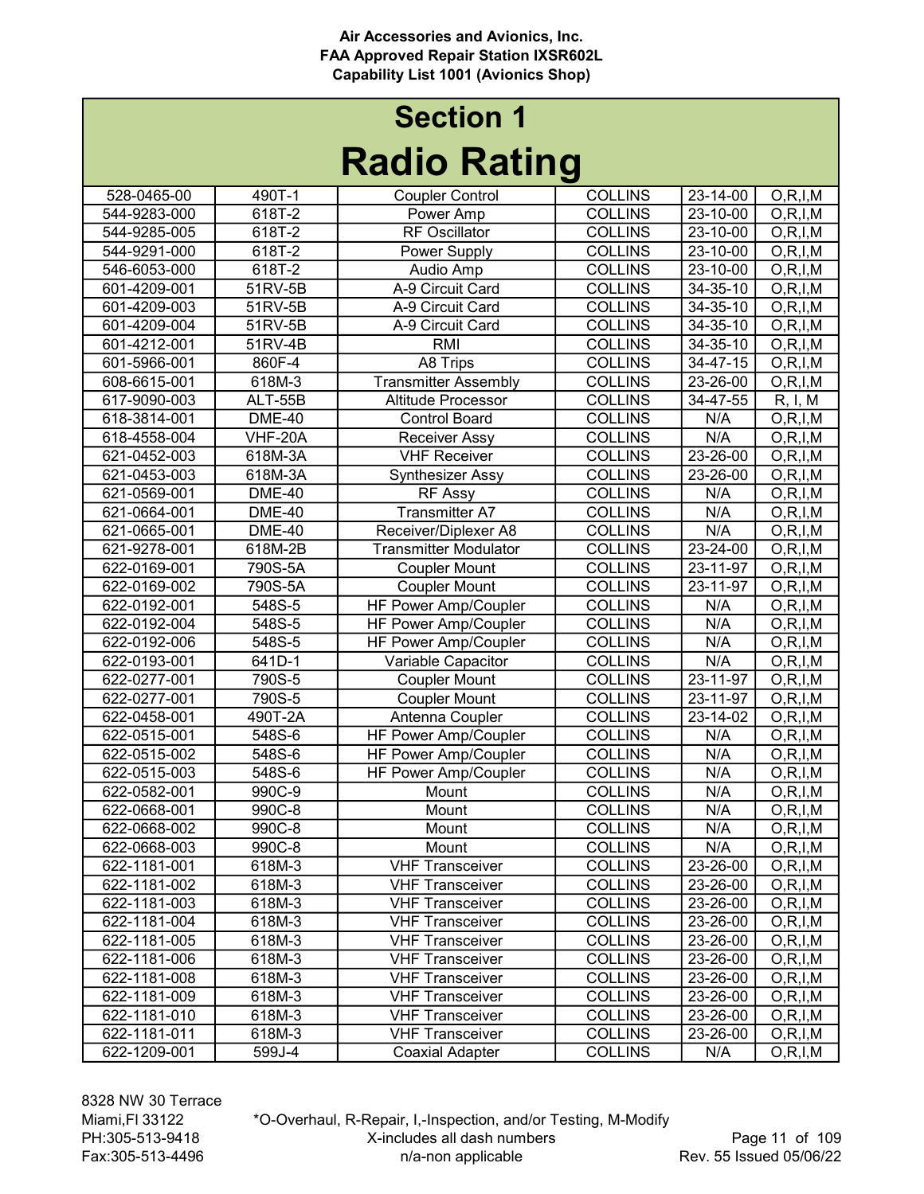# Section 1

# Radio Rating

| | | | | | |
|---|---|---|---|---|---|
| 528-0465-00 | 490T-1 | Coupler Control | COLLINS | 23-14-00 | O,R,I,M |
| 544-9283-000 | 618T-2 | Power Amp | COLLINS | 23-10-00 | O,R,I,M |
| 544-9285-005 | 618T-2 | RF Oscillator | COLLINS | 23-10-00 | O,R,I,M |
| 544-9291-000 | 618T-2 | Power Supply | COLLINS | 23-10-00 | O,R,I,M |
| 546-6053-000 | 618T-2 | Audio Amp | COLLINS | 23-10-00 | O,R,I,M |
| 601-4209-001 | 51RV-5B | A-9 Circuit Card | COLLINS | 34-35-10 | O,R,I,M |
| 601-4209-003 | 51RV-5B | A-9 Circuit Card | COLLINS | 34-35-10 | O,R,I,M |
| 601-4209-004 | 51RV-5B | A-9 Circuit Card | COLLINS | 34-35-10 | O,R,I,M |
| 601-4212-001 | 51RV-4B | RMI | COLLINS | 34-35-10 | O,R,I,M |
| 601-5966-001 | 860F-4 | A8 Trips | COLLINS | 34-47-15 | O,R,I,M |
| 608-6615-001 | 618M-3 | Transmitter Assembly | COLLINS | 23-26-00 | O,R,I,M |
| 617-9090-003 | ALT-55B | Altitude Processor | COLLINS | 34-47-55 | R, I, M |
| 618-3814-001 | DME-40 | Control Board | COLLINS | N/A | O,R,I,M |
| 618-4558-004 | VHF-20A | Receiver Assy | COLLINS | N/A | O,R,I,M |
| 621-0452-003 | 618M-3A | VHF Receiver | COLLINS | 23-26-00 | O,R,I,M |
| 621-0453-003 | 618M-3A | Synthesizer Assy | COLLINS | 23-26-00 | O,R,I,M |
| 621-0569-001 | DME-40 | RF Assy | COLLINS | N/A | O,R,I,M |
| 621-0664-001 | DME-40 | Transmitter A7 | COLLINS | N/A | O,R,I,M |
| 621-0665-001 | DME-40 | Receiver/Diplexer A8 | COLLINS | N/A | O,R,I,M |
| 621-9278-001 | 618M-2B | Transmitter Modulator | COLLINS | 23-24-00 | O,R,I,M |
| 622-0169-001 | 790S-5A | Coupler Mount | COLLINS | 23-11-97 | O,R,I,M |
| 622-0169-002 | 790S-5A | Coupler Mount | COLLINS | 23-11-97 | O,R,I,M |
| 622-0192-001 | 548S-5 | HF Power Amp/Coupler | COLLINS | N/A | O,R,I,M |
| 622-0192-004 | 548S-5 | HF Power Amp/Coupler | COLLINS | N/A | O,R,I,M |
| 622-0192-006 | 548S-5 | HF Power Amp/Coupler | COLLINS | N/A | O,R,I,M |
| 622-0193-001 | 641D-1 | Variable Capacitor | COLLINS | N/A | O,R,I,M |
| 622-0277-001 | 790S-5 | Coupler Mount | COLLINS | 23-11-97 | O,R,I,M |
| 622-0277-001 | 790S-5 | Coupler Mount | COLLINS | 23-11-97 | O,R,I,M |
| 622-0458-001 | 490T-2A | Antenna Coupler | COLLINS | 23-14-02 | O,R,I,M |
| 622-0515-001 | 548S-6 | HF Power Amp/Coupler | COLLINS | N/A | O,R,I,M |
| 622-0515-002 | 548S-6 | HF Power Amp/Coupler | COLLINS | N/A | O,R,I,M |
| 622-0515-003 | 548S-6 | HF Power Amp/Coupler | COLLINS | N/A | O,R,I,M |
| 622-0582-001 | 990C-9 | Mount | COLLINS | N/A | O,R,I,M |
| 622-0668-001 | 990C-8 | Mount | COLLINS | N/A | O,R,I,M |
| 622-0668-002 | 990C-8 | Mount | COLLINS | N/A | O,R,I,M |
| 622-0668-003 | 990C-8 | Mount | COLLINS | N/A | O,R,I,M |
| 622-1181-001 | 618M-3 | VHF Transceiver | COLLINS | 23-26-00 | O,R,I,M |
| 622-1181-002 | 618M-3 | VHF Transceiver | COLLINS | 23-26-00 | O,R,I,M |
| 622-1181-003 | 618M-3 | VHF Transceiver | COLLINS | 23-26-00 | O,R,I,M |
| 622-1181-004 | 618M-3 | VHF Transceiver | COLLINS | 23-26-00 | O,R,I,M |
| 622-1181-005 | 618M-3 | VHF Transceiver | COLLINS | 23-26-00 | O,R,I,M |
| 622-1181-006 | 618M-3 | VHF Transceiver | COLLINS | 23-26-00 | O,R,I,M |
| 622-1181-008 | 618M-3 | VHF Transceiver | COLLINS | 23-26-00 | O,R,I,M |
| 622-1181-009 | 618M-3 | VHF Transceiver | COLLINS | 23-26-00 | O,R,I,M |
| 622-1181-010 | 618M-3 | VHF Transceiver | COLLINS | 23-26-00 | O,R,I,M |
| 622-1181-011 | 618M-3 | VHF Transceiver | COLLINS | 23-26-00 | O,R,I,M |
| 622-1209-001 | 599J-4 | Coaxial Adapter | COLLINS | N/A | O,R,I,M |

8328 NW 30 Terrace
Miami,Fl 33122
PH:305-513-9418
Fax:305-513-4496

*O-Overhaul, R-Repair, I,-Inspection, and/or Testing, M-Modify
X-includes all dash numbers
n/a-non applicable

Rev. 55 Issued 05/06/22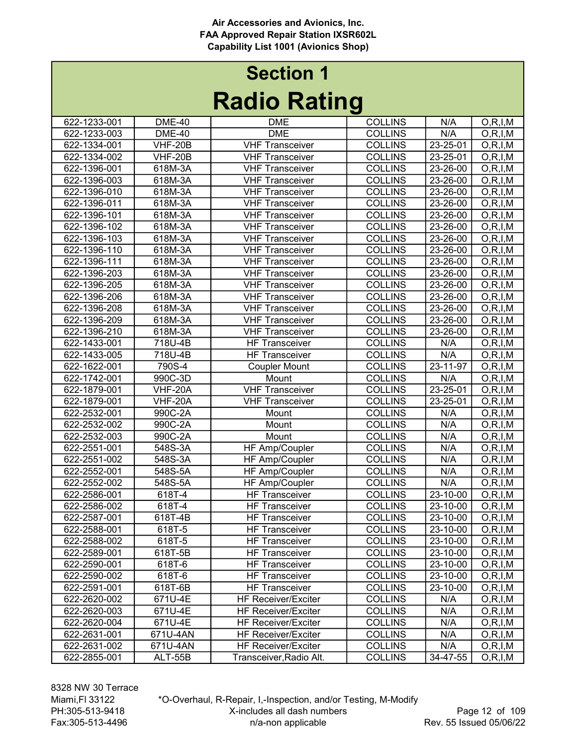Air Accessories and Avionics, Inc.
FAA Approved Repair Station IXSR602L
Capability List 1001 (Avionics Shop)

# Section 1
# Radio Rating

| | | | | | |
|---|---|---|---|---|---|
| 622-1233-001 | DME-40 | DME | COLLINS | N/A | O,R,I,M |
| 622-1233-003 | DME-40 | DME | COLLINS | N/A | O,R,I,M |
| 622-1334-001 | VHF-20B | VHF Transceiver | COLLINS | 23-25-01 | O,R,I,M |
| 622-1334-002 | VHF-20B | VHF Transceiver | COLLINS | 23-25-01 | O,R,I,M |
| 622-1396-001 | 618M-3A | VHF Transceiver | COLLINS | 23-26-00 | O,R,I,M |
| 622-1396-003 | 618M-3A | VHF Transceiver | COLLINS | 23-26-00 | O,R,I,M |
| 622-1396-010 | 618M-3A | VHF Transceiver | COLLINS | 23-26-00 | O,R,I,M |
| 622-1396-011 | 618M-3A | VHF Transceiver | COLLINS | 23-26-00 | O,R,I,M |
| 622-1396-101 | 618M-3A | VHF Transceiver | COLLINS | 23-26-00 | O,R,I,M |
| 622-1396-102 | 618M-3A | VHF Transceiver | COLLINS | 23-26-00 | O,R,I,M |
| 622-1396-103 | 618M-3A | VHF Transceiver | COLLINS | 23-26-00 | O,R,I,M |
| 622-1396-110 | 618M-3A | VHF Transceiver | COLLINS | 23-26-00 | O,R,I,M |
| 622-1396-111 | 618M-3A | VHF Transceiver | COLLINS | 23-26-00 | O,R,I,M |
| 622-1396-203 | 618M-3A | VHF Transceiver | COLLINS | 23-26-00 | O,R,I,M |
| 622-1396-205 | 618M-3A | VHF Transceiver | COLLINS | 23-26-00 | O,R,I,M |
| 622-1396-206 | 618M-3A | VHF Transceiver | COLLINS | 23-26-00 | O,R,I,M |
| 622-1396-208 | 618M-3A | VHF Transceiver | COLLINS | 23-26-00 | O,R,I,M |
| 622-1396-209 | 618M-3A | VHF Transceiver | COLLINS | 23-26-00 | O,R,I,M |
| 622-1396-210 | 618M-3A | VHF Transceiver | COLLINS | 23-26-00 | O,R,I,M |
| 622-1433-001 | 718U-4B | HF Transceiver | COLLINS | N/A | O,R,I,M |
| 622-1433-005 | 718U-4B | HF Transceiver | COLLINS | N/A | O,R,I,M |
| 622-1622-001 | 790S-4 | Coupler Mount | COLLINS | 23-11-97 | O,R,I,M |
| 622-1742-001 | 990C-3D | Mount | COLLINS | N/A | O,R,I,M |
| 622-1879-001 | VHF-20A | VHF Transceiver | COLLINS | 23-25-01 | O,R,I,M |
| 622-1879-001 | VHF-20A | VHF Transceiver | COLLINS | 23-25-01 | O,R,I,M |
| 622-2532-001 | 990C-2A | Mount | COLLINS | N/A | O,R,I,M |
| 622-2532-002 | 990C-2A | Mount | COLLINS | N/A | O,R,I,M |
| 622-2532-003 | 990C-2A | Mount | COLLINS | N/A | O,R,I,M |
| 622-2551-001 | 548S-3A | HF Amp/Coupler | COLLINS | N/A | O,R,I,M |
| 622-2551-002 | 548S-3A | HF Amp/Coupler | COLLINS | N/A | O,R,I,M |
| 622-2552-001 | 548S-5A | HF Amp/Coupler | COLLINS | N/A | O,R,I,M |
| 622-2552-002 | 548S-5A | HF Amp/Coupler | COLLINS | N/A | O,R,I,M |
| 622-2586-001 | 618T-4 | HF Transceiver | COLLINS | 23-10-00 | O,R,I,M |
| 622-2586-002 | 618T-4 | HF Transceiver | COLLINS | 23-10-00 | O,R,I,M |
| 622-2587-001 | 618T-4B | HF Transceiver | COLLINS | 23-10-00 | O,R,I,M |
| 622-2588-001 | 618T-5 | HF Transceiver | COLLINS | 23-10-00 | O,R,I,M |
| 622-2588-002 | 618T-5 | HF Transceiver | COLLINS | 23-10-00 | O,R,I,M |
| 622-2589-001 | 618T-5B | HF Transceiver | COLLINS | 23-10-00 | O,R,I,M |
| 622-2590-001 | 618T-6 | HF Transceiver | COLLINS | 23-10-00 | O,R,I,M |
| 622-2590-002 | 618T-6 | HF Transceiver | COLLINS | 23-10-00 | O,R,I,M |
| 622-2591-001 | 618T-6B | HF Transceiver | COLLINS | 23-10-00 | O,R,I,M |
| 622-2620-002 | 671U-4E | HF Receiver/Exciter | COLLINS | N/A | O,R,I,M |
| 622-2620-003 | 671U-4E | HF Receiver/Exciter | COLLINS | N/A | O,R,I,M |
| 622-2620-004 | 671U-4E | HF Receiver/Exciter | COLLINS | N/A | O,R,I,M |
| 622-2631-001 | 671U-4AN | HF Receiver/Exciter | COLLINS | N/A | O,R,I,M |
| 622-2631-002 | 671U-4AN | HF Receiver/Exciter | COLLINS | N/A | O,R,I,M |
| 622-2855-001 | ALT-55B | Transceiver,Radio Alt. | COLLINS | 34-47-55 | O,R,I,M |

8328 NW 30 Terrace
Miami,Fl 33122
PH:305-513-9418
Fax:305-513-4496

*O-Overhaul, R-Repair, I,-Inspection, and/or Testing, M-Modify
X-includes all dash numbers
n/a-non applicable

Rev. 55 Issued 05/06/22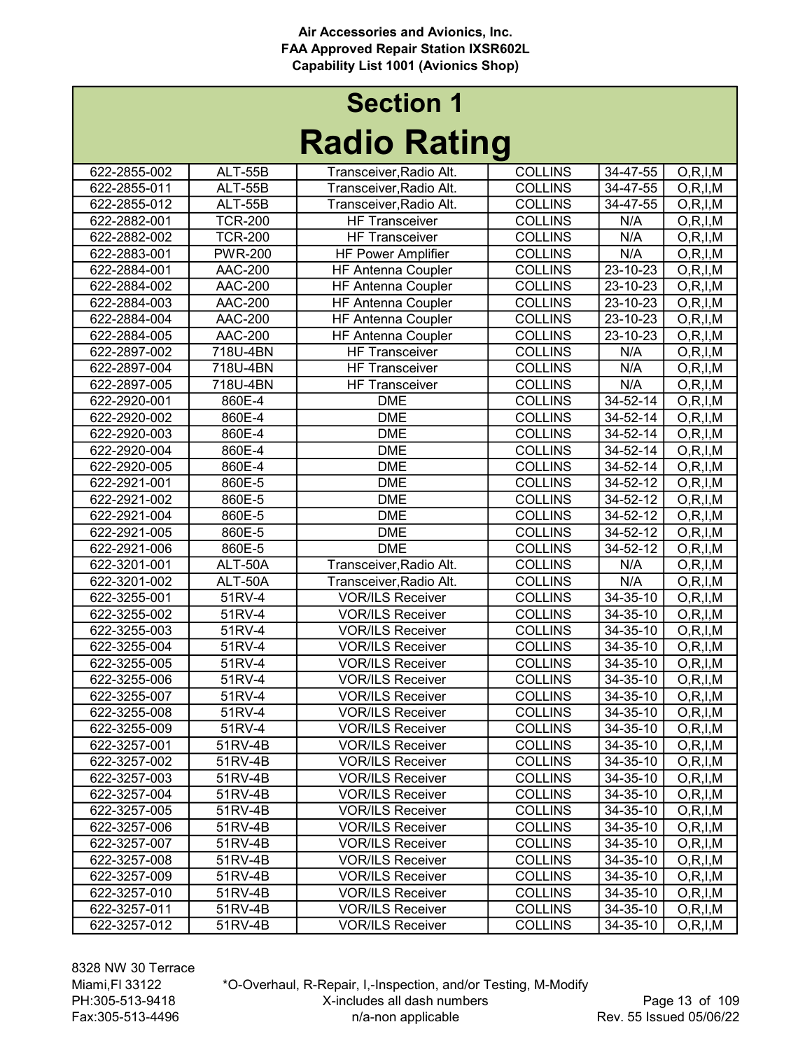Air Accessories and Avionics, Inc.
FAA Approved Repair Station IXSR602L
Capability List 1001 (Avionics Shop)

# Section 1

# Radio Rating

| | | | | | |
|---|---|---|---|---|---|
| 622-2855-002 | ALT-55B | Transceiver,Radio Alt. | COLLINS | 34-47-55 | O,R,I,M |
| 622-2855-011 | ALT-55B | Transceiver,Radio Alt. | COLLINS | 34-47-55 | O,R,I,M |
| 622-2855-012 | ALT-55B | Transceiver,Radio Alt. | COLLINS | 34-47-55 | O,R,I,M |
| 622-2882-001 | TCR-200 | HF Transceiver | COLLINS | N/A | O,R,I,M |
| 622-2882-002 | TCR-200 | HF Transceiver | COLLINS | N/A | O,R,I,M |
| 622-2883-001 | PWR-200 | HF Power Amplifier | COLLINS | N/A | O,R,I,M |
| 622-2884-001 | AAC-200 | HF Antenna Coupler | COLLINS | 23-10-23 | O,R,I,M |
| 622-2884-002 | AAC-200 | HF Antenna Coupler | COLLINS | 23-10-23 | O,R,I,M |
| 622-2884-003 | AAC-200 | HF Antenna Coupler | COLLINS | 23-10-23 | O,R,I,M |
| 622-2884-004 | AAC-200 | HF Antenna Coupler | COLLINS | 23-10-23 | O,R,I,M |
| 622-2884-005 | AAC-200 | HF Antenna Coupler | COLLINS | 23-10-23 | O,R,I,M |
| 622-2897-002 | 718U-4BN | HF Transceiver | COLLINS | N/A | O,R,I,M |
| 622-2897-004 | 718U-4BN | HF Transceiver | COLLINS | N/A | O,R,I,M |
| 622-2897-005 | 718U-4BN | HF Transceiver | COLLINS | N/A | O,R,I,M |
| 622-2920-001 | 860E-4 | DME | COLLINS | 34-52-14 | O,R,I,M |
| 622-2920-002 | 860E-4 | DME | COLLINS | 34-52-14 | O,R,I,M |
| 622-2920-003 | 860E-4 | DME | COLLINS | 34-52-14 | O,R,I,M |
| 622-2920-004 | 860E-4 | DME | COLLINS | 34-52-14 | O,R,I,M |
| 622-2920-005 | 860E-4 | DME | COLLINS | 34-52-14 | O,R,I,M |
| 622-2921-001 | 860E-5 | DME | COLLINS | 34-52-12 | O,R,I,M |
| 622-2921-002 | 860E-5 | DME | COLLINS | 34-52-12 | O,R,I,M |
| 622-2921-004 | 860E-5 | DME | COLLINS | 34-52-12 | O,R,I,M |
| 622-2921-005 | 860E-5 | DME | COLLINS | 34-52-12 | O,R,I,M |
| 622-2921-006 | 860E-5 | DME | COLLINS | 34-52-12 | O,R,I,M |
| 622-3201-001 | ALT-50A | Transceiver,Radio Alt. | COLLINS | N/A | O,R,I,M |
| 622-3201-002 | ALT-50A | Transceiver,Radio Alt. | COLLINS | N/A | O,R,I,M |
| 622-3255-001 | 51RV-4 | VOR/ILS Receiver | COLLINS | 34-35-10 | O,R,I,M |
| 622-3255-002 | 51RV-4 | VOR/ILS Receiver | COLLINS | 34-35-10 | O,R,I,M |
| 622-3255-003 | 51RV-4 | VOR/ILS Receiver | COLLINS | 34-35-10 | O,R,I,M |
| 622-3255-004 | 51RV-4 | VOR/ILS Receiver | COLLINS | 34-35-10 | O,R,I,M |
| 622-3255-005 | 51RV-4 | VOR/ILS Receiver | COLLINS | 34-35-10 | O,R,I,M |
| 622-3255-006 | 51RV-4 | VOR/ILS Receiver | COLLINS | 34-35-10 | O,R,I,M |
| 622-3255-007 | 51RV-4 | VOR/ILS Receiver | COLLINS | 34-35-10 | O,R,I,M |
| 622-3255-008 | 51RV-4 | VOR/ILS Receiver | COLLINS | 34-35-10 | O,R,I,M |
| 622-3255-009 | 51RV-4 | VOR/ILS Receiver | COLLINS | 34-35-10 | O,R,I,M |
| 622-3257-001 | 51RV-4B | VOR/ILS Receiver | COLLINS | 34-35-10 | O,R,I,M |
| 622-3257-002 | 51RV-4B | VOR/ILS Receiver | COLLINS | 34-35-10 | O,R,I,M |
| 622-3257-003 | 51RV-4B | VOR/ILS Receiver | COLLINS | 34-35-10 | O,R,I,M |
| 622-3257-004 | 51RV-4B | VOR/ILS Receiver | COLLINS | 34-35-10 | O,R,I,M |
| 622-3257-005 | 51RV-4B | VOR/ILS Receiver | COLLINS | 34-35-10 | O,R,I,M |
| 622-3257-006 | 51RV-4B | VOR/ILS Receiver | COLLINS | 34-35-10 | O,R,I,M |
| 622-3257-007 | 51RV-4B | VOR/ILS Receiver | COLLINS | 34-35-10 | O,R,I,M |
| 622-3257-008 | 51RV-4B | VOR/ILS Receiver | COLLINS | 34-35-10 | O,R,I,M |
| 622-3257-009 | 51RV-4B | VOR/ILS Receiver | COLLINS | 34-35-10 | O,R,I,M |
| 622-3257-010 | 51RV-4B | VOR/ILS Receiver | COLLINS | 34-35-10 | O,R,I,M |
| 622-3257-011 | 51RV-4B | VOR/ILS Receiver | COLLINS | 34-35-10 | O,R,I,M |
| 622-3257-012 | 51RV-4B | VOR/ILS Receiver | COLLINS | 34-35-10 | O,R,I,M |

8328 NW 30 Terrace
Miami,Fl 33122
PH:305-513-9418
Fax:305-513-4496

*O-Overhaul, R-Repair, I,-Inspection, and/or Testing, M-Modify
X-includes all dash numbers
n/a-non applicable

Rev. 55 Issued 05/06/22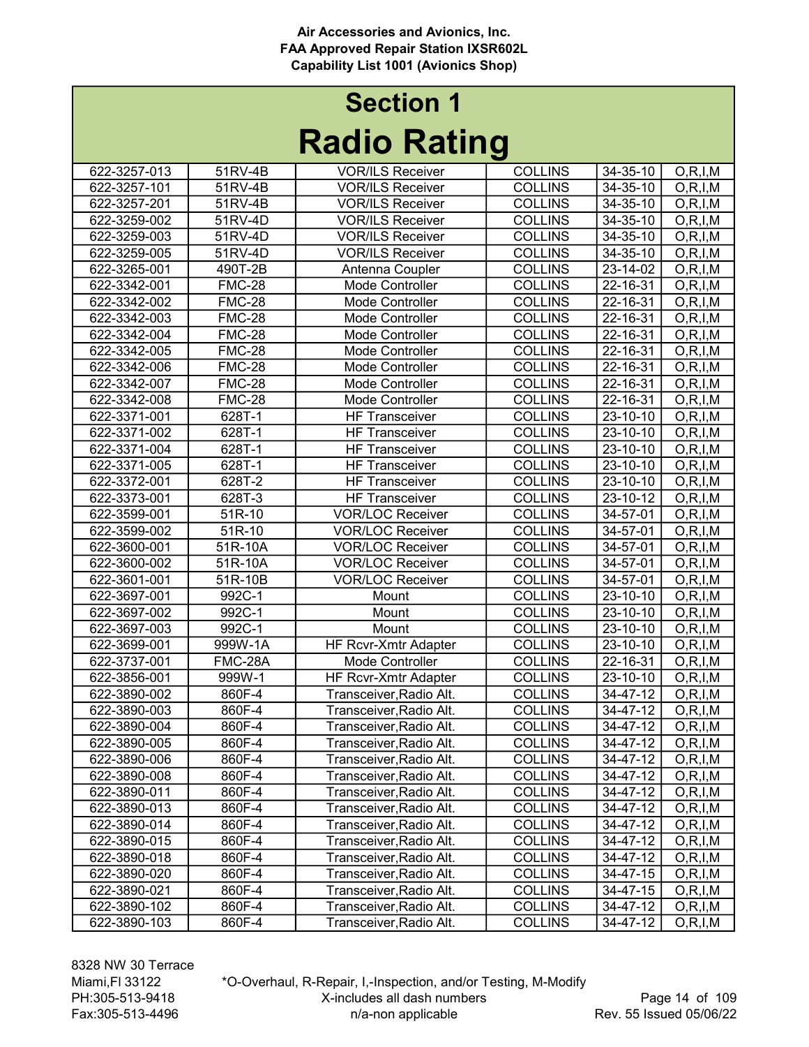Air Accessories and Avionics, Inc.
FAA Approved Repair Station IXSR602L
Capability List 1001 (Avionics Shop)

# Section 1
# Radio Rating

| | | | | | |
|---|---|---|---|---|---|
| 622-3257-013 | 51RV-4B | VOR/ILS Receiver | COLLINS | 34-35-10 | O,R,I,M |
| 622-3257-101 | 51RV-4B | VOR/ILS Receiver | COLLINS | 34-35-10 | O,R,I,M |
| 622-3257-201 | 51RV-4B | VOR/ILS Receiver | COLLINS | 34-35-10 | O,R,I,M |
| 622-3259-002 | 51RV-4D | VOR/ILS Receiver | COLLINS | 34-35-10 | O,R,I,M |
| 622-3259-003 | 51RV-4D | VOR/ILS Receiver | COLLINS | 34-35-10 | O,R,I,M |
| 622-3259-005 | 51RV-4D | VOR/ILS Receiver | COLLINS | 34-35-10 | O,R,I,M |
| 622-3265-001 | 490T-2B | Antenna Coupler | COLLINS | 23-14-02 | O,R,I,M |
| 622-3342-001 | FMC-28 | Mode Controller | COLLINS | 22-16-31 | O,R,I,M |
| 622-3342-002 | FMC-28 | Mode Controller | COLLINS | 22-16-31 | O,R,I,M |
| 622-3342-003 | FMC-28 | Mode Controller | COLLINS | 22-16-31 | O,R,I,M |
| 622-3342-004 | FMC-28 | Mode Controller | COLLINS | 22-16-31 | O,R,I,M |
| 622-3342-005 | FMC-28 | Mode Controller | COLLINS | 22-16-31 | O,R,I,M |
| 622-3342-006 | FMC-28 | Mode Controller | COLLINS | 22-16-31 | O,R,I,M |
| 622-3342-007 | FMC-28 | Mode Controller | COLLINS | 22-16-31 | O,R,I,M |
| 622-3342-008 | FMC-28 | Mode Controller | COLLINS | 22-16-31 | O,R,I,M |
| 622-3371-001 | 628T-1 | HF Transceiver | COLLINS | 23-10-10 | O,R,I,M |
| 622-3371-002 | 628T-1 | HF Transceiver | COLLINS | 23-10-10 | O,R,I,M |
| 622-3371-004 | 628T-1 | HF Transceiver | COLLINS | 23-10-10 | O,R,I,M |
| 622-3371-005 | 628T-1 | HF Transceiver | COLLINS | 23-10-10 | O,R,I,M |
| 622-3372-001 | 628T-2 | HF Transceiver | COLLINS | 23-10-10 | O,R,I,M |
| 622-3373-001 | 628T-3 | HF Transceiver | COLLINS | 23-10-12 | O,R,I,M |
| 622-3599-001 | 51R-10 | VOR/LOC Receiver | COLLINS | 34-57-01 | O,R,I,M |
| 622-3599-002 | 51R-10 | VOR/LOC Receiver | COLLINS | 34-57-01 | O,R,I,M |
| 622-3600-001 | 51R-10A | VOR/LOC Receiver | COLLINS | 34-57-01 | O,R,I,M |
| 622-3600-002 | 51R-10A | VOR/LOC Receiver | COLLINS | 34-57-01 | O,R,I,M |
| 622-3601-001 | 51R-10B | VOR/LOC Receiver | COLLINS | 34-57-01 | O,R,I,M |
| 622-3697-001 | 992C-1 | Mount | COLLINS | 23-10-10 | O,R,I,M |
| 622-3697-002 | 992C-1 | Mount | COLLINS | 23-10-10 | O,R,I,M |
| 622-3697-003 | 992C-1 | Mount | COLLINS | 23-10-10 | O,R,I,M |
| 622-3699-001 | 999W-1A | HF Rcvr-Xmtr Adapter | COLLINS | 23-10-10 | O,R,I,M |
| 622-3737-001 | FMC-28A | Mode Controller | COLLINS | 22-16-31 | O,R,I,M |
| 622-3856-001 | 999W-1 | HF Rcvr-Xmtr Adapter | COLLINS | 23-10-10 | O,R,I,M |
| 622-3890-002 | 860F-4 | Transceiver,Radio Alt. | COLLINS | 34-47-12 | O,R,I,M |
| 622-3890-003 | 860F-4 | Transceiver,Radio Alt. | COLLINS | 34-47-12 | O,R,I,M |
| 622-3890-004 | 860F-4 | Transceiver,Radio Alt. | COLLINS | 34-47-12 | O,R,I,M |
| 622-3890-005 | 860F-4 | Transceiver,Radio Alt. | COLLINS | 34-47-12 | O,R,I,M |
| 622-3890-006 | 860F-4 | Transceiver,Radio Alt. | COLLINS | 34-47-12 | O,R,I,M |
| 622-3890-008 | 860F-4 | Transceiver,Radio Alt. | COLLINS | 34-47-12 | O,R,I,M |
| 622-3890-011 | 860F-4 | Transceiver,Radio Alt. | COLLINS | 34-47-12 | O,R,I,M |
| 622-3890-013 | 860F-4 | Transceiver,Radio Alt. | COLLINS | 34-47-12 | O,R,I,M |
| 622-3890-014 | 860F-4 | Transceiver,Radio Alt. | COLLINS | 34-47-12 | O,R,I,M |
| 622-3890-015 | 860F-4 | Transceiver,Radio Alt. | COLLINS | 34-47-12 | O,R,I,M |
| 622-3890-018 | 860F-4 | Transceiver,Radio Alt. | COLLINS | 34-47-12 | O,R,I,M |
| 622-3890-020 | 860F-4 | Transceiver,Radio Alt. | COLLINS | 34-47-15 | O,R,I,M |
| 622-3890-021 | 860F-4 | Transceiver,Radio Alt. | COLLINS | 34-47-15 | O,R,I,M |
| 622-3890-102 | 860F-4 | Transceiver,Radio Alt. | COLLINS | 34-47-12 | O,R,I,M |
| 622-3890-103 | 860F-4 | Transceiver,Radio Alt. | COLLINS | 34-47-12 | O,R,I,M |

8328 NW 30 Terrace
Miami,Fl 33122
PH:305-513-9418
Fax:305-513-4496

*O-Overhaul, R-Repair, I,-Inspection, and/or Testing, M-Modify
X-includes all dash numbers
n/a-non applicable

Rev. 55 Issued 05/06/22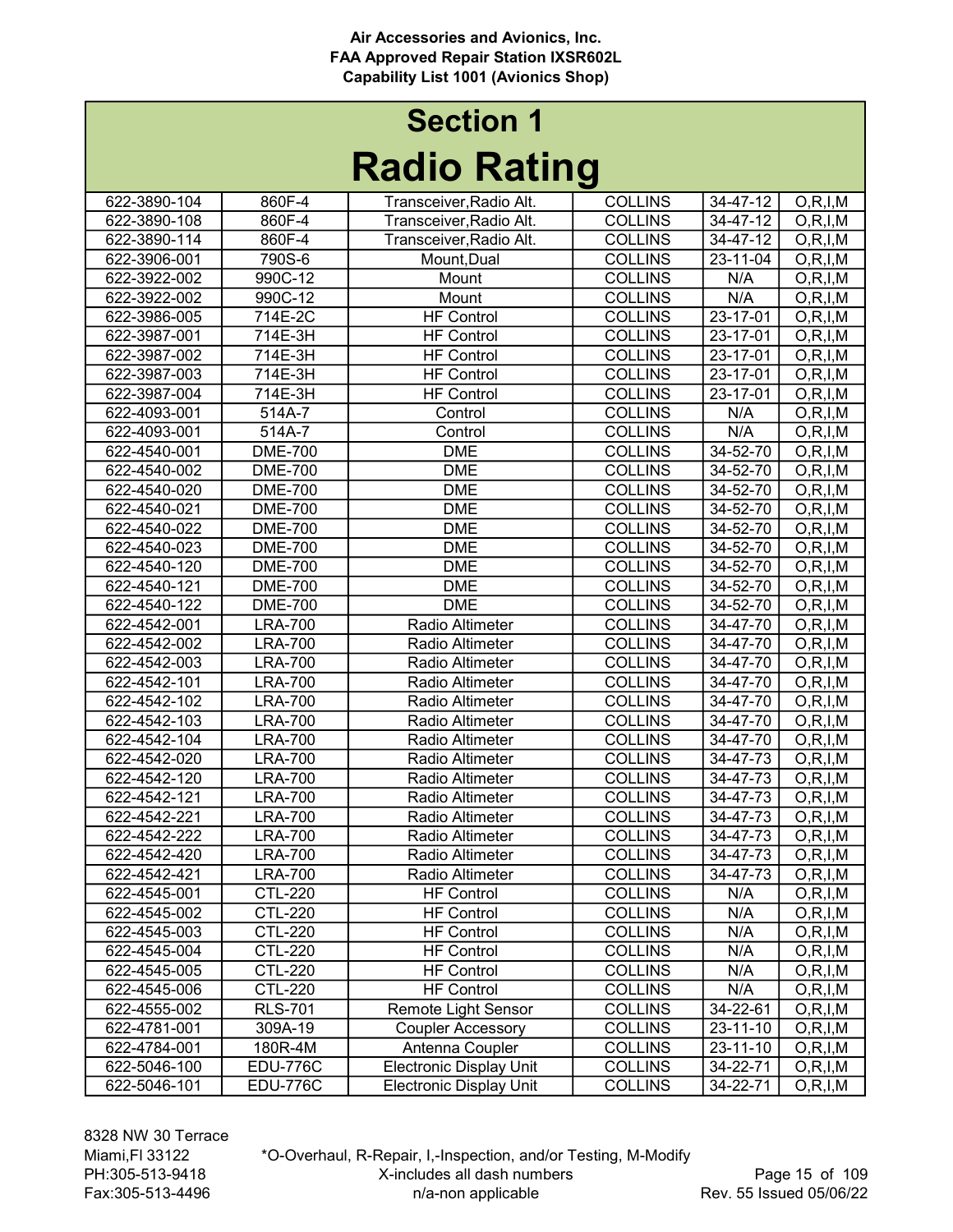Air Accessories and Avionics, Inc.
FAA Approved Repair Station IXSR602L
Capability List 1001 (Avionics Shop)

# Section 1

# Radio Rating

| | | | | | |
|---|---|---|---|---|---|
| 622-3890-104 | 860F-4 | Transceiver,Radio Alt. | COLLINS | 34-47-12 | O,R,I,M |
| 622-3890-108 | 860F-4 | Transceiver,Radio Alt. | COLLINS | 34-47-12 | O,R,I,M |
| 622-3890-114 | 860F-4 | Transceiver,Radio Alt. | COLLINS | 34-47-12 | O,R,I,M |
| 622-3906-001 | 790S-6 | Mount,Dual | COLLINS | 23-11-04 | O,R,I,M |
| 622-3922-002 | 990C-12 | Mount | COLLINS | N/A | O,R,I,M |
| 622-3922-002 | 990C-12 | Mount | COLLINS | N/A | O,R,I,M |
| 622-3986-005 | 714E-2C | HF Control | COLLINS | 23-17-01 | O,R,I,M |
| 622-3987-001 | 714E-3H | HF Control | COLLINS | 23-17-01 | O,R,I,M |
| 622-3987-002 | 714E-3H | HF Control | COLLINS | 23-17-01 | O,R,I,M |
| 622-3987-003 | 714E-3H | HF Control | COLLINS | 23-17-01 | O,R,I,M |
| 622-3987-004 | 714E-3H | HF Control | COLLINS | 23-17-01 | O,R,I,M |
| 622-4093-001 | 514A-7 | Control | COLLINS | N/A | O,R,I,M |
| 622-4093-001 | 514A-7 | Control | COLLINS | N/A | O,R,I,M |
| 622-4540-001 | DME-700 | DME | COLLINS | 34-52-70 | O,R,I,M |
| 622-4540-002 | DME-700 | DME | COLLINS | 34-52-70 | O,R,I,M |
| 622-4540-020 | DME-700 | DME | COLLINS | 34-52-70 | O,R,I,M |
| 622-4540-021 | DME-700 | DME | COLLINS | 34-52-70 | O,R,I,M |
| 622-4540-022 | DME-700 | DME | COLLINS | 34-52-70 | O,R,I,M |
| 622-4540-023 | DME-700 | DME | COLLINS | 34-52-70 | O,R,I,M |
| 622-4540-120 | DME-700 | DME | COLLINS | 34-52-70 | O,R,I,M |
| 622-4540-121 | DME-700 | DME | COLLINS | 34-52-70 | O,R,I,M |
| 622-4540-122 | DME-700 | DME | COLLINS | 34-52-70 | O,R,I,M |
| 622-4542-001 | LRA-700 | Radio Altimeter | COLLINS | 34-47-70 | O,R,I,M |
| 622-4542-002 | LRA-700 | Radio Altimeter | COLLINS | 34-47-70 | O,R,I,M |
| 622-4542-003 | LRA-700 | Radio Altimeter | COLLINS | 34-47-70 | O,R,I,M |
| 622-4542-101 | LRA-700 | Radio Altimeter | COLLINS | 34-47-70 | O,R,I,M |
| 622-4542-102 | LRA-700 | Radio Altimeter | COLLINS | 34-47-70 | O,R,I,M |
| 622-4542-103 | LRA-700 | Radio Altimeter | COLLINS | 34-47-70 | O,R,I,M |
| 622-4542-104 | LRA-700 | Radio Altimeter | COLLINS | 34-47-70 | O,R,I,M |
| 622-4542-020 | LRA-700 | Radio Altimeter | COLLINS | 34-47-73 | O,R,I,M |
| 622-4542-120 | LRA-700 | Radio Altimeter | COLLINS | 34-47-73 | O,R,I,M |
| 622-4542-121 | LRA-700 | Radio Altimeter | COLLINS | 34-47-73 | O,R,I,M |
| 622-4542-221 | LRA-700 | Radio Altimeter | COLLINS | 34-47-73 | O,R,I,M |
| 622-4542-222 | LRA-700 | Radio Altimeter | COLLINS | 34-47-73 | O,R,I,M |
| 622-4542-420 | LRA-700 | Radio Altimeter | COLLINS | 34-47-73 | O,R,I,M |
| 622-4542-421 | LRA-700 | Radio Altimeter | COLLINS | 34-47-73 | O,R,I,M |
| 622-4545-001 | CTL-220 | HF Control | COLLINS | N/A | O,R,I,M |
| 622-4545-002 | CTL-220 | HF Control | COLLINS | N/A | O,R,I,M |
| 622-4545-003 | CTL-220 | HF Control | COLLINS | N/A | O,R,I,M |
| 622-4545-004 | CTL-220 | HF Control | COLLINS | N/A | O,R,I,M |
| 622-4545-005 | CTL-220 | HF Control | COLLINS | N/A | O,R,I,M |
| 622-4545-006 | CTL-220 | HF Control | COLLINS | N/A | O,R,I,M |
| 622-4555-002 | RLS-701 | Remote Light Sensor | COLLINS | 34-22-61 | O,R,I,M |
| 622-4781-001 | 309A-19 | Coupler Accessory | COLLINS | 23-11-10 | O,R,I,M |
| 622-4784-001 | 180R-4M | Antenna Coupler | COLLINS | 23-11-10 | O,R,I,M |
| 622-5046-100 | EDU-776C | Electronic Display Unit | COLLINS | 34-22-71 | O,R,I,M |
| 622-5046-101 | EDU-776C | Electronic Display Unit | COLLINS | 34-22-71 | O,R,I,M |

8328 NW 30 Terrace
Miami,Fl 33122
PH:305-513-9418
Fax:305-513-4496

*O-Overhaul, R-Repair, I,-Inspection, and/or Testing, M-Modify
X-includes all dash numbers
n/a-non applicable

Rev. 55 Issued 05/06/22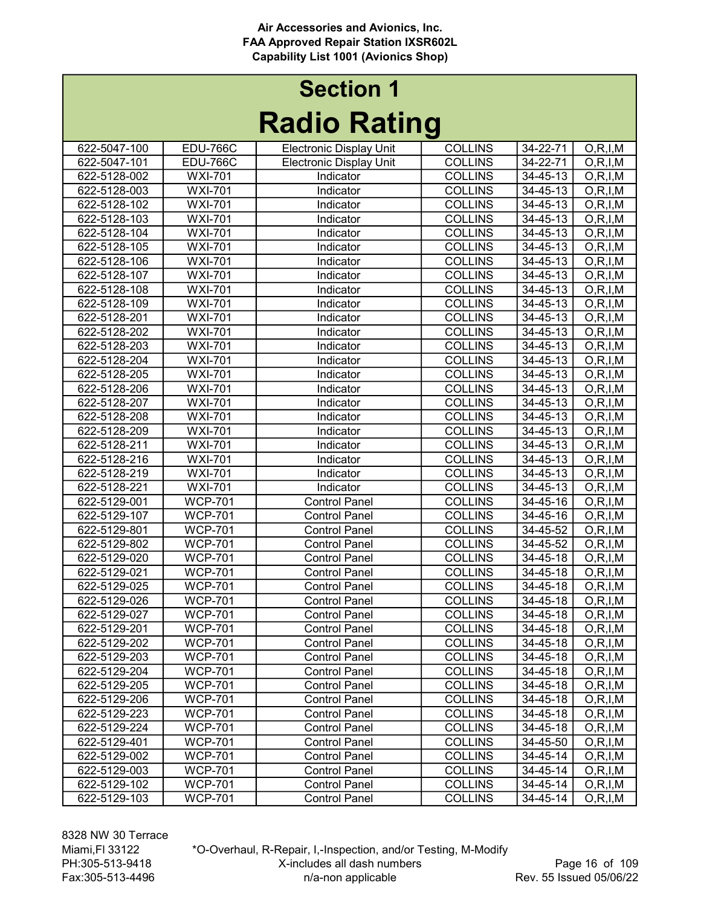Air Accessories and Avionics, Inc.
FAA Approved Repair Station IXSR602L
Capability List 1001 (Avionics Shop)

# Section 1

# Radio Rating

| | | | | | |
|---|---|---|---|---|---|
| 622-5047-100 | EDU-766C | Electronic Display Unit | COLLINS | 34-22-71 | O,R,I,M |
| 622-5047-101 | EDU-766C | Electronic Display Unit | COLLINS | 34-22-71 | O,R,I,M |
| 622-5128-002 | WXI-701 | Indicator | COLLINS | 34-45-13 | O,R,I,M |
| 622-5128-003 | WXI-701 | Indicator | COLLINS | 34-45-13 | O,R,I,M |
| 622-5128-102 | WXI-701 | Indicator | COLLINS | 34-45-13 | O,R,I,M |
| 622-5128-103 | WXI-701 | Indicator | COLLINS | 34-45-13 | O,R,I,M |
| 622-5128-104 | WXI-701 | Indicator | COLLINS | 34-45-13 | O,R,I,M |
| 622-5128-105 | WXI-701 | Indicator | COLLINS | 34-45-13 | O,R,I,M |
| 622-5128-106 | WXI-701 | Indicator | COLLINS | 34-45-13 | O,R,I,M |
| 622-5128-107 | WXI-701 | Indicator | COLLINS | 34-45-13 | O,R,I,M |
| 622-5128-108 | WXI-701 | Indicator | COLLINS | 34-45-13 | O,R,I,M |
| 622-5128-109 | WXI-701 | Indicator | COLLINS | 34-45-13 | O,R,I,M |
| 622-5128-201 | WXI-701 | Indicator | COLLINS | 34-45-13 | O,R,I,M |
| 622-5128-202 | WXI-701 | Indicator | COLLINS | 34-45-13 | O,R,I,M |
| 622-5128-203 | WXI-701 | Indicator | COLLINS | 34-45-13 | O,R,I,M |
| 622-5128-204 | WXI-701 | Indicator | COLLINS | 34-45-13 | O,R,I,M |
| 622-5128-205 | WXI-701 | Indicator | COLLINS | 34-45-13 | O,R,I,M |
| 622-5128-206 | WXI-701 | Indicator | COLLINS | 34-45-13 | O,R,I,M |
| 622-5128-207 | WXI-701 | Indicator | COLLINS | 34-45-13 | O,R,I,M |
| 622-5128-208 | WXI-701 | Indicator | COLLINS | 34-45-13 | O,R,I,M |
| 622-5128-209 | WXI-701 | Indicator | COLLINS | 34-45-13 | O,R,I,M |
| 622-5128-211 | WXI-701 | Indicator | COLLINS | 34-45-13 | O,R,I,M |
| 622-5128-216 | WXI-701 | Indicator | COLLINS | 34-45-13 | O,R,I,M |
| 622-5128-219 | WXI-701 | Indicator | COLLINS | 34-45-13 | O,R,I,M |
| 622-5128-221 | WXI-701 | Indicator | COLLINS | 34-45-13 | O,R,I,M |
| 622-5129-001 | WCP-701 | Control Panel | COLLINS | 34-45-16 | O,R,I,M |
| 622-5129-107 | WCP-701 | Control Panel | COLLINS | 34-45-16 | O,R,I,M |
| 622-5129-801 | WCP-701 | Control Panel | COLLINS | 34-45-52 | O,R,I,M |
| 622-5129-802 | WCP-701 | Control Panel | COLLINS | 34-45-52 | O,R,I,M |
| 622-5129-020 | WCP-701 | Control Panel | COLLINS | 34-45-18 | O,R,I,M |
| 622-5129-021 | WCP-701 | Control Panel | COLLINS | 34-45-18 | O,R,I,M |
| 622-5129-025 | WCP-701 | Control Panel | COLLINS | 34-45-18 | O,R,I,M |
| 622-5129-026 | WCP-701 | Control Panel | COLLINS | 34-45-18 | O,R,I,M |
| 622-5129-027 | WCP-701 | Control Panel | COLLINS | 34-45-18 | O,R,I,M |
| 622-5129-201 | WCP-701 | Control Panel | COLLINS | 34-45-18 | O,R,I,M |
| 622-5129-202 | WCP-701 | Control Panel | COLLINS | 34-45-18 | O,R,I,M |
| 622-5129-203 | WCP-701 | Control Panel | COLLINS | 34-45-18 | O,R,I,M |
| 622-5129-204 | WCP-701 | Control Panel | COLLINS | 34-45-18 | O,R,I,M |
| 622-5129-205 | WCP-701 | Control Panel | COLLINS | 34-45-18 | O,R,I,M |
| 622-5129-206 | WCP-701 | Control Panel | COLLINS | 34-45-18 | O,R,I,M |
| 622-5129-223 | WCP-701 | Control Panel | COLLINS | 34-45-18 | O,R,I,M |
| 622-5129-224 | WCP-701 | Control Panel | COLLINS | 34-45-18 | O,R,I,M |
| 622-5129-401 | WCP-701 | Control Panel | COLLINS | 34-45-50 | O,R,I,M |
| 622-5129-002 | WCP-701 | Control Panel | COLLINS | 34-45-14 | O,R,I,M |
| 622-5129-003 | WCP-701 | Control Panel | COLLINS | 34-45-14 | O,R,I,M |
| 622-5129-102 | WCP-701 | Control Panel | COLLINS | 34-45-14 | O,R,I,M |
| 622-5129-103 | WCP-701 | Control Panel | COLLINS | 34-45-14 | O,R,I,M |

8328 NW 30 Terrace
Miami,Fl 33122
PH:305-513-9418
Fax:305-513-4496

*O-Overhaul, R-Repair, I,-Inspection, and/or Testing, M-Modify
X-includes all dash numbers
n/a-non applicable

Rev. 55 Issued 05/06/22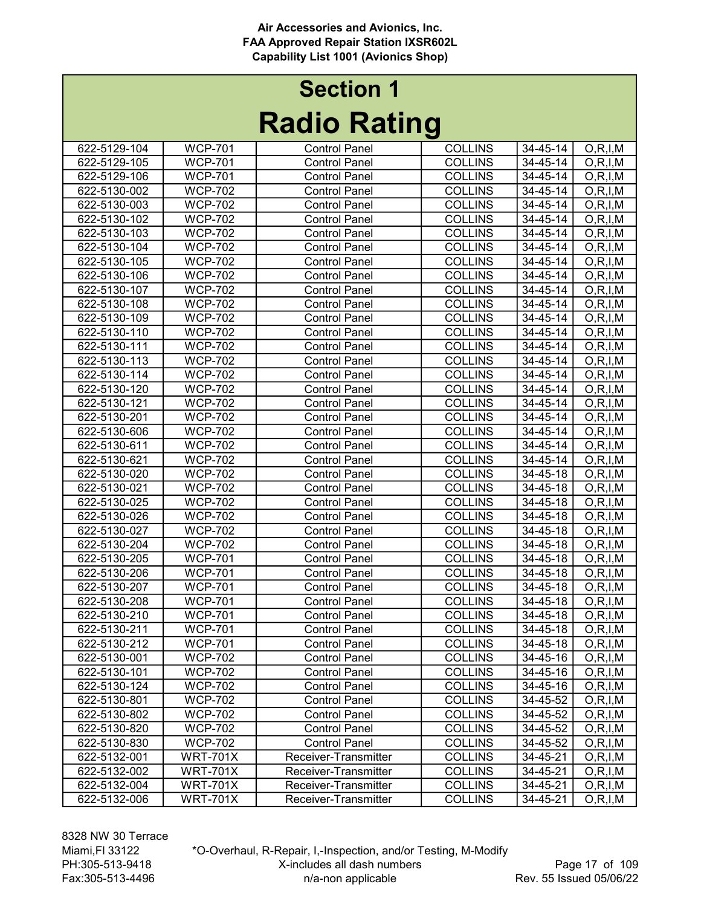Air Accessories and Avionics, Inc.
FAA Approved Repair Station IXSR602L
Capability List 1001 (Avionics Shop)

# Section 1
# Radio Rating

| | | | | | |
|---|---|---|---|---|---|
| 622-5129-104 | WCP-701 | Control Panel | COLLINS | 34-45-14 | O,R,I,M |
| 622-5129-105 | WCP-701 | Control Panel | COLLINS | 34-45-14 | O,R,I,M |
| 622-5129-106 | WCP-701 | Control Panel | COLLINS | 34-45-14 | O,R,I,M |
| 622-5130-002 | WCP-702 | Control Panel | COLLINS | 34-45-14 | O,R,I,M |
| 622-5130-003 | WCP-702 | Control Panel | COLLINS | 34-45-14 | O,R,I,M |
| 622-5130-102 | WCP-702 | Control Panel | COLLINS | 34-45-14 | O,R,I,M |
| 622-5130-103 | WCP-702 | Control Panel | COLLINS | 34-45-14 | O,R,I,M |
| 622-5130-104 | WCP-702 | Control Panel | COLLINS | 34-45-14 | O,R,I,M |
| 622-5130-105 | WCP-702 | Control Panel | COLLINS | 34-45-14 | O,R,I,M |
| 622-5130-106 | WCP-702 | Control Panel | COLLINS | 34-45-14 | O,R,I,M |
| 622-5130-107 | WCP-702 | Control Panel | COLLINS | 34-45-14 | O,R,I,M |
| 622-5130-108 | WCP-702 | Control Panel | COLLINS | 34-45-14 | O,R,I,M |
| 622-5130-109 | WCP-702 | Control Panel | COLLINS | 34-45-14 | O,R,I,M |
| 622-5130-110 | WCP-702 | Control Panel | COLLINS | 34-45-14 | O,R,I,M |
| 622-5130-111 | WCP-702 | Control Panel | COLLINS | 34-45-14 | O,R,I,M |
| 622-5130-113 | WCP-702 | Control Panel | COLLINS | 34-45-14 | O,R,I,M |
| 622-5130-114 | WCP-702 | Control Panel | COLLINS | 34-45-14 | O,R,I,M |
| 622-5130-120 | WCP-702 | Control Panel | COLLINS | 34-45-14 | O,R,I,M |
| 622-5130-121 | WCP-702 | Control Panel | COLLINS | 34-45-14 | O,R,I,M |
| 622-5130-201 | WCP-702 | Control Panel | COLLINS | 34-45-14 | O,R,I,M |
| 622-5130-606 | WCP-702 | Control Panel | COLLINS | 34-45-14 | O,R,I,M |
| 622-5130-611 | WCP-702 | Control Panel | COLLINS | 34-45-14 | O,R,I,M |
| 622-5130-621 | WCP-702 | Control Panel | COLLINS | 34-45-14 | O,R,I,M |
| 622-5130-020 | WCP-702 | Control Panel | COLLINS | 34-45-18 | O,R,I,M |
| 622-5130-021 | WCP-702 | Control Panel | COLLINS | 34-45-18 | O,R,I,M |
| 622-5130-025 | WCP-702 | Control Panel | COLLINS | 34-45-18 | O,R,I,M |
| 622-5130-026 | WCP-702 | Control Panel | COLLINS | 34-45-18 | O,R,I,M |
| 622-5130-027 | WCP-702 | Control Panel | COLLINS | 34-45-18 | O,R,I,M |
| 622-5130-204 | WCP-702 | Control Panel | COLLINS | 34-45-18 | O,R,I,M |
| 622-5130-205 | WCP-701 | Control Panel | COLLINS | 34-45-18 | O,R,I,M |
| 622-5130-206 | WCP-701 | Control Panel | COLLINS | 34-45-18 | O,R,I,M |
| 622-5130-207 | WCP-701 | Control Panel | COLLINS | 34-45-18 | O,R,I,M |
| 622-5130-208 | WCP-701 | Control Panel | COLLINS | 34-45-18 | O,R,I,M |
| 622-5130-210 | WCP-701 | Control Panel | COLLINS | 34-45-18 | O,R,I,M |
| 622-5130-211 | WCP-701 | Control Panel | COLLINS | 34-45-18 | O,R,I,M |
| 622-5130-212 | WCP-701 | Control Panel | COLLINS | 34-45-18 | O,R,I,M |
| 622-5130-001 | WCP-702 | Control Panel | COLLINS | 34-45-16 | O,R,I,M |
| 622-5130-101 | WCP-702 | Control Panel | COLLINS | 34-45-16 | O,R,I,M |
| 622-5130-124 | WCP-702 | Control Panel | COLLINS | 34-45-16 | O,R,I,M |
| 622-5130-801 | WCP-702 | Control Panel | COLLINS | 34-45-52 | O,R,I,M |
| 622-5130-802 | WCP-702 | Control Panel | COLLINS | 34-45-52 | O,R,I,M |
| 622-5130-820 | WCP-702 | Control Panel | COLLINS | 34-45-52 | O,R,I,M |
| 622-5130-830 | WCP-702 | Control Panel | COLLINS | 34-45-52 | O,R,I,M |
| 622-5132-001 | WRT-701X | Receiver-Transmitter | COLLINS | 34-45-21 | O,R,I,M |
| 622-5132-002 | WRT-701X | Receiver-Transmitter | COLLINS | 34-45-21 | O,R,I,M |
| 622-5132-004 | WRT-701X | Receiver-Transmitter | COLLINS | 34-45-21 | O,R,I,M |
| 622-5132-006 | WRT-701X | Receiver-Transmitter | COLLINS | 34-45-21 | O,R,I,M |

8328 NW 30 Terrace
Miami,Fl 33122
PH:305-513-9418
Fax:305-513-4496

*O-Overhaul, R-Repair, I,-Inspection, and/or Testing, M-Modify
X-includes all dash numbers
n/a-non applicable

Rev. 55 Issued 05/06/22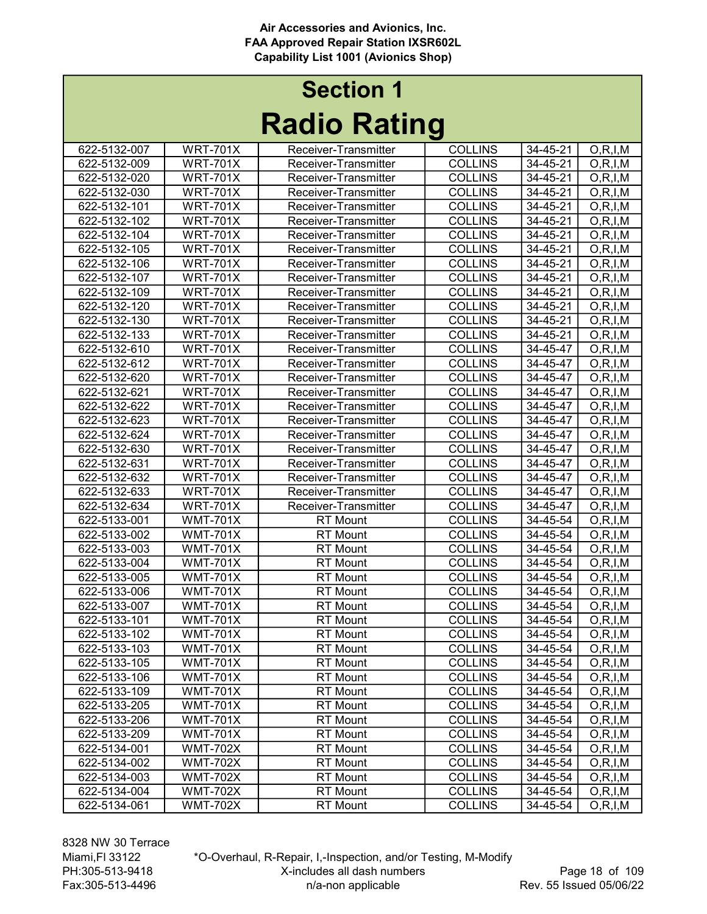Air Accessories and Avionics, Inc.
FAA Approved Repair Station IXSR602L
Capability List 1001 (Avionics Shop)

# Section 1

# Radio Rating

| | | | | | |
|---|---|---|---|---|---|
| 622-5132-007 | WRT-701X | Receiver-Transmitter | COLLINS | 34-45-21 | O,R,I,M |
| 622-5132-009 | WRT-701X | Receiver-Transmitter | COLLINS | 34-45-21 | O,R,I,M |
| 622-5132-020 | WRT-701X | Receiver-Transmitter | COLLINS | 34-45-21 | O,R,I,M |
| 622-5132-030 | WRT-701X | Receiver-Transmitter | COLLINS | 34-45-21 | O,R,I,M |
| 622-5132-101 | WRT-701X | Receiver-Transmitter | COLLINS | 34-45-21 | O,R,I,M |
| 622-5132-102 | WRT-701X | Receiver-Transmitter | COLLINS | 34-45-21 | O,R,I,M |
| 622-5132-104 | WRT-701X | Receiver-Transmitter | COLLINS | 34-45-21 | O,R,I,M |
| 622-5132-105 | WRT-701X | Receiver-Transmitter | COLLINS | 34-45-21 | O,R,I,M |
| 622-5132-106 | WRT-701X | Receiver-Transmitter | COLLINS | 34-45-21 | O,R,I,M |
| 622-5132-107 | WRT-701X | Receiver-Transmitter | COLLINS | 34-45-21 | O,R,I,M |
| 622-5132-109 | WRT-701X | Receiver-Transmitter | COLLINS | 34-45-21 | O,R,I,M |
| 622-5132-120 | WRT-701X | Receiver-Transmitter | COLLINS | 34-45-21 | O,R,I,M |
| 622-5132-130 | WRT-701X | Receiver-Transmitter | COLLINS | 34-45-21 | O,R,I,M |
| 622-5132-133 | WRT-701X | Receiver-Transmitter | COLLINS | 34-45-21 | O,R,I,M |
| 622-5132-610 | WRT-701X | Receiver-Transmitter | COLLINS | 34-45-47 | O,R,I,M |
| 622-5132-612 | WRT-701X | Receiver-Transmitter | COLLINS | 34-45-47 | O,R,I,M |
| 622-5132-620 | WRT-701X | Receiver-Transmitter | COLLINS | 34-45-47 | O,R,I,M |
| 622-5132-621 | WRT-701X | Receiver-Transmitter | COLLINS | 34-45-47 | O,R,I,M |
| 622-5132-622 | WRT-701X | Receiver-Transmitter | COLLINS | 34-45-47 | O,R,I,M |
| 622-5132-623 | WRT-701X | Receiver-Transmitter | COLLINS | 34-45-47 | O,R,I,M |
| 622-5132-624 | WRT-701X | Receiver-Transmitter | COLLINS | 34-45-47 | O,R,I,M |
| 622-5132-630 | WRT-701X | Receiver-Transmitter | COLLINS | 34-45-47 | O,R,I,M |
| 622-5132-631 | WRT-701X | Receiver-Transmitter | COLLINS | 34-45-47 | O,R,I,M |
| 622-5132-632 | WRT-701X | Receiver-Transmitter | COLLINS | 34-45-47 | O,R,I,M |
| 622-5132-633 | WRT-701X | Receiver-Transmitter | COLLINS | 34-45-47 | O,R,I,M |
| 622-5132-634 | WRT-701X | Receiver-Transmitter | COLLINS | 34-45-47 | O,R,I,M |
| 622-5133-001 | WMT-701X | RT Mount | COLLINS | 34-45-54 | O,R,I,M |
| 622-5133-002 | WMT-701X | RT Mount | COLLINS | 34-45-54 | O,R,I,M |
| 622-5133-003 | WMT-701X | RT Mount | COLLINS | 34-45-54 | O,R,I,M |
| 622-5133-004 | WMT-701X | RT Mount | COLLINS | 34-45-54 | O,R,I,M |
| 622-5133-005 | WMT-701X | RT Mount | COLLINS | 34-45-54 | O,R,I,M |
| 622-5133-006 | WMT-701X | RT Mount | COLLINS | 34-45-54 | O,R,I,M |
| 622-5133-007 | WMT-701X | RT Mount | COLLINS | 34-45-54 | O,R,I,M |
| 622-5133-101 | WMT-701X | RT Mount | COLLINS | 34-45-54 | O,R,I,M |
| 622-5133-102 | WMT-701X | RT Mount | COLLINS | 34-45-54 | O,R,I,M |
| 622-5133-103 | WMT-701X | RT Mount | COLLINS | 34-45-54 | O,R,I,M |
| 622-5133-105 | WMT-701X | RT Mount | COLLINS | 34-45-54 | O,R,I,M |
| 622-5133-106 | WMT-701X | RT Mount | COLLINS | 34-45-54 | O,R,I,M |
| 622-5133-109 | WMT-701X | RT Mount | COLLINS | 34-45-54 | O,R,I,M |
| 622-5133-205 | WMT-701X | RT Mount | COLLINS | 34-45-54 | O,R,I,M |
| 622-5133-206 | WMT-701X | RT Mount | COLLINS | 34-45-54 | O,R,I,M |
| 622-5133-209 | WMT-701X | RT Mount | COLLINS | 34-45-54 | O,R,I,M |
| 622-5134-001 | WMT-702X | RT Mount | COLLINS | 34-45-54 | O,R,I,M |
| 622-5134-002 | WMT-702X | RT Mount | COLLINS | 34-45-54 | O,R,I,M |
| 622-5134-003 | WMT-702X | RT Mount | COLLINS | 34-45-54 | O,R,I,M |
| 622-5134-004 | WMT-702X | RT Mount | COLLINS | 34-45-54 | O,R,I,M |
| 622-5134-061 | WMT-702X | RT Mount | COLLINS | 34-45-54 | O,R,I,M |

8328 NW 30 Terrace
Miami,Fl 33122
PH:305-513-9418
Fax:305-513-4496

*O-Overhaul, R-Repair, I,-Inspection, and/or Testing, M-Modify
X-includes all dash numbers
n/a-non applicable

Rev. 55 Issued 05/06/22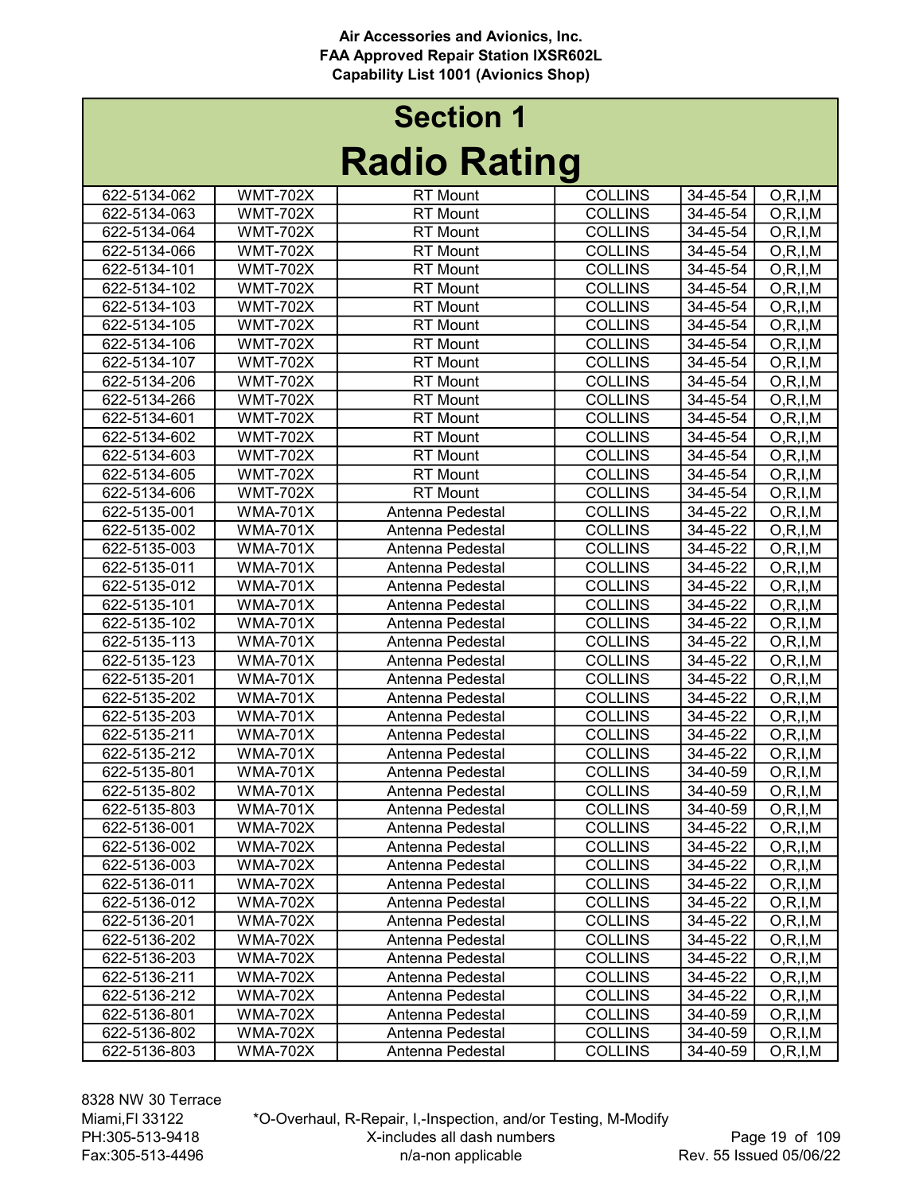## Section 1

# Radio Rating

| | | | | | |
|---|---|---|---|---|---|
| 622-5134-062 | WMT-702X | RT Mount | COLLINS | 34-45-54 | O,R,I,M |
| 622-5134-063 | WMT-702X | RT Mount | COLLINS | 34-45-54 | O,R,I,M |
| 622-5134-064 | WMT-702X | RT Mount | COLLINS | 34-45-54 | O,R,I,M |
| 622-5134-066 | WMT-702X | RT Mount | COLLINS | 34-45-54 | O,R,I,M |
| 622-5134-101 | WMT-702X | RT Mount | COLLINS | 34-45-54 | O,R,I,M |
| 622-5134-102 | WMT-702X | RT Mount | COLLINS | 34-45-54 | O,R,I,M |
| 622-5134-103 | WMT-702X | RT Mount | COLLINS | 34-45-54 | O,R,I,M |
| 622-5134-105 | WMT-702X | RT Mount | COLLINS | 34-45-54 | O,R,I,M |
| 622-5134-106 | WMT-702X | RT Mount | COLLINS | 34-45-54 | O,R,I,M |
| 622-5134-107 | WMT-702X | RT Mount | COLLINS | 34-45-54 | O,R,I,M |
| 622-5134-206 | WMT-702X | RT Mount | COLLINS | 34-45-54 | O,R,I,M |
| 622-5134-266 | WMT-702X | RT Mount | COLLINS | 34-45-54 | O,R,I,M |
| 622-5134-601 | WMT-702X | RT Mount | COLLINS | 34-45-54 | O,R,I,M |
| 622-5134-602 | WMT-702X | RT Mount | COLLINS | 34-45-54 | O,R,I,M |
| 622-5134-603 | WMT-702X | RT Mount | COLLINS | 34-45-54 | O,R,I,M |
| 622-5134-605 | WMT-702X | RT Mount | COLLINS | 34-45-54 | O,R,I,M |
| 622-5134-606 | WMT-702X | RT Mount | COLLINS | 34-45-54 | O,R,I,M |
| 622-5135-001 | WMA-701X | Antenna Pedestal | COLLINS | 34-45-22 | O,R,I,M |
| 622-5135-002 | WMA-701X | Antenna Pedestal | COLLINS | 34-45-22 | O,R,I,M |
| 622-5135-003 | WMA-701X | Antenna Pedestal | COLLINS | 34-45-22 | O,R,I,M |
| 622-5135-011 | WMA-701X | Antenna Pedestal | COLLINS | 34-45-22 | O,R,I,M |
| 622-5135-012 | WMA-701X | Antenna Pedestal | COLLINS | 34-45-22 | O,R,I,M |
| 622-5135-101 | WMA-701X | Antenna Pedestal | COLLINS | 34-45-22 | O,R,I,M |
| 622-5135-102 | WMA-701X | Antenna Pedestal | COLLINS | 34-45-22 | O,R,I,M |
| 622-5135-113 | WMA-701X | Antenna Pedestal | COLLINS | 34-45-22 | O,R,I,M |
| 622-5135-123 | WMA-701X | Antenna Pedestal | COLLINS | 34-45-22 | O,R,I,M |
| 622-5135-201 | WMA-701X | Antenna Pedestal | COLLINS | 34-45-22 | O,R,I,M |
| 622-5135-202 | WMA-701X | Antenna Pedestal | COLLINS | 34-45-22 | O,R,I,M |
| 622-5135-203 | WMA-701X | Antenna Pedestal | COLLINS | 34-45-22 | O,R,I,M |
| 622-5135-211 | WMA-701X | Antenna Pedestal | COLLINS | 34-45-22 | O,R,I,M |
| 622-5135-212 | WMA-701X | Antenna Pedestal | COLLINS | 34-45-22 | O,R,I,M |
| 622-5135-801 | WMA-701X | Antenna Pedestal | COLLINS | 34-40-59 | O,R,I,M |
| 622-5135-802 | WMA-701X | Antenna Pedestal | COLLINS | 34-40-59 | O,R,I,M |
| 622-5135-803 | WMA-701X | Antenna Pedestal | COLLINS | 34-40-59 | O,R,I,M |
| 622-5136-001 | WMA-702X | Antenna Pedestal | COLLINS | 34-45-22 | O,R,I,M |
| 622-5136-002 | WMA-702X | Antenna Pedestal | COLLINS | 34-45-22 | O,R,I,M |
| 622-5136-003 | WMA-702X | Antenna Pedestal | COLLINS | 34-45-22 | O,R,I,M |
| 622-5136-011 | WMA-702X | Antenna Pedestal | COLLINS | 34-45-22 | O,R,I,M |
| 622-5136-012 | WMA-702X | Antenna Pedestal | COLLINS | 34-45-22 | O,R,I,M |
| 622-5136-201 | WMA-702X | Antenna Pedestal | COLLINS | 34-45-22 | O,R,I,M |
| 622-5136-202 | WMA-702X | Antenna Pedestal | COLLINS | 34-45-22 | O,R,I,M |
| 622-5136-203 | WMA-702X | Antenna Pedestal | COLLINS | 34-45-22 | O,R,I,M |
| 622-5136-211 | WMA-702X | Antenna Pedestal | COLLINS | 34-45-22 | O,R,I,M |
| 622-5136-212 | WMA-702X | Antenna Pedestal | COLLINS | 34-45-22 | O,R,I,M |
| 622-5136-801 | WMA-702X | Antenna Pedestal | COLLINS | 34-40-59 | O,R,I,M |
| 622-5136-802 | WMA-702X | Antenna Pedestal | COLLINS | 34-40-59 | O,R,I,M |
| 622-5136-803 | WMA-702X | Antenna Pedestal | COLLINS | 34-40-59 | O,R,I,M |

*O-Overhaul, R-Repair, I,-Inspection, and/or Testing, M-Modify
X-includes all dash numbers
n/a-non applicable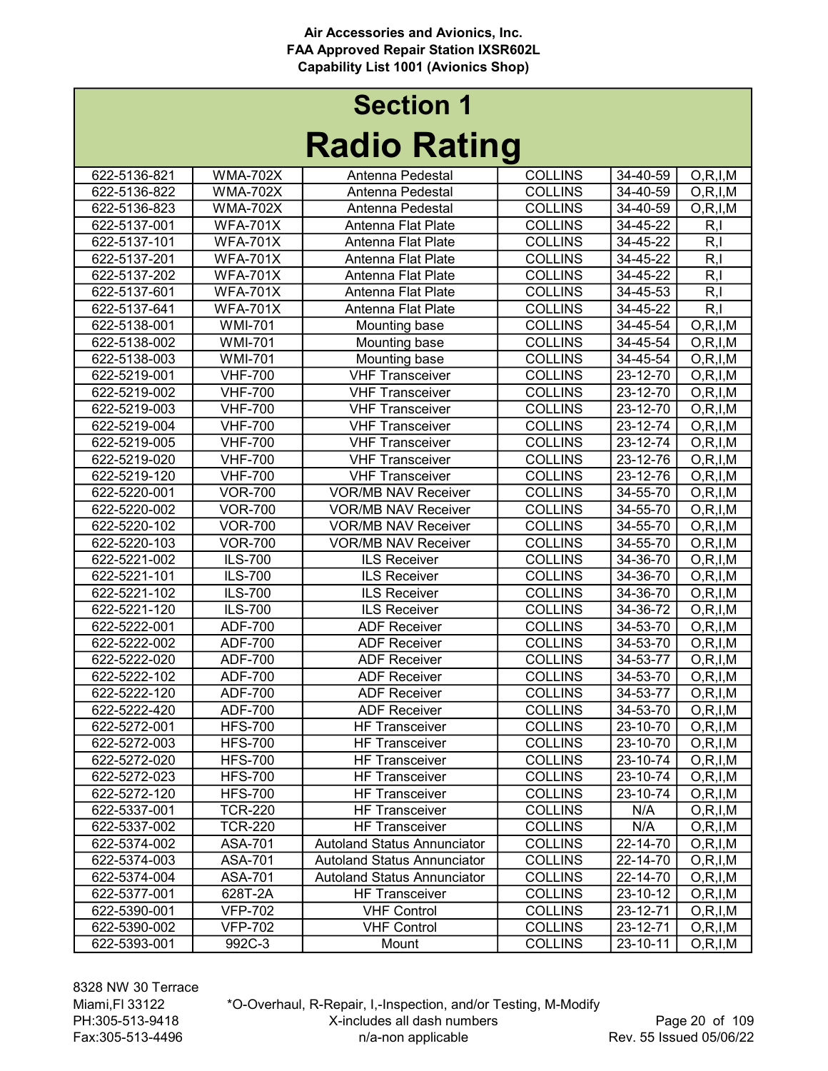Air Accessories and Avionics, Inc.
FAA Approved Repair Station IXSR602L
Capability List 1001 (Avionics Shop)

# Section 1

# Radio Rating

| | | | | | |
|---|---|---|---|---|---|
| 622-5136-821 | WMA-702X | Antenna Pedestal | COLLINS | 34-40-59 | O,R,I,M |
| 622-5136-822 | WMA-702X | Antenna Pedestal | COLLINS | 34-40-59 | O,R,I,M |
| 622-5136-823 | WMA-702X | Antenna Pedestal | COLLINS | 34-40-59 | O,R,I,M |
| 622-5137-001 | WFA-701X | Antenna Flat Plate | COLLINS | 34-45-22 | R,I |
| 622-5137-101 | WFA-701X | Antenna Flat Plate | COLLINS | 34-45-22 | R,I |
| 622-5137-201 | WFA-701X | Antenna Flat Plate | COLLINS | 34-45-22 | R,I |
| 622-5137-202 | WFA-701X | Antenna Flat Plate | COLLINS | 34-45-22 | R,I |
| 622-5137-601 | WFA-701X | Antenna Flat Plate | COLLINS | 34-45-53 | R,I |
| 622-5137-641 | WFA-701X | Antenna Flat Plate | COLLINS | 34-45-22 | R,I |
| 622-5138-001 | WMI-701 | Mounting base | COLLINS | 34-45-54 | O,R,I,M |
| 622-5138-002 | WMI-701 | Mounting base | COLLINS | 34-45-54 | O,R,I,M |
| 622-5138-003 | WMI-701 | Mounting base | COLLINS | 34-45-54 | O,R,I,M |
| 622-5219-001 | VHF-700 | VHF Transceiver | COLLINS | 23-12-70 | O,R,I,M |
| 622-5219-002 | VHF-700 | VHF Transceiver | COLLINS | 23-12-70 | O,R,I,M |
| 622-5219-003 | VHF-700 | VHF Transceiver | COLLINS | 23-12-70 | O,R,I,M |
| 622-5219-004 | VHF-700 | VHF Transceiver | COLLINS | 23-12-74 | O,R,I,M |
| 622-5219-005 | VHF-700 | VHF Transceiver | COLLINS | 23-12-74 | O,R,I,M |
| 622-5219-020 | VHF-700 | VHF Transceiver | COLLINS | 23-12-76 | O,R,I,M |
| 622-5219-120 | VHF-700 | VHF Transceiver | COLLINS | 23-12-76 | O,R,I,M |
| 622-5220-001 | VOR-700 | VOR/MB NAV Receiver | COLLINS | 34-55-70 | O,R,I,M |
| 622-5220-002 | VOR-700 | VOR/MB NAV Receiver | COLLINS | 34-55-70 | O,R,I,M |
| 622-5220-102 | VOR-700 | VOR/MB NAV Receiver | COLLINS | 34-55-70 | O,R,I,M |
| 622-5220-103 | VOR-700 | VOR/MB NAV Receiver | COLLINS | 34-55-70 | O,R,I,M |
| 622-5221-002 | ILS-700 | ILS Receiver | COLLINS | 34-36-70 | O,R,I,M |
| 622-5221-101 | ILS-700 | ILS Receiver | COLLINS | 34-36-70 | O,R,I,M |
| 622-5221-102 | ILS-700 | ILS Receiver | COLLINS | 34-36-70 | O,R,I,M |
| 622-5221-120 | ILS-700 | ILS Receiver | COLLINS | 34-36-72 | O,R,I,M |
| 622-5222-001 | ADF-700 | ADF Receiver | COLLINS | 34-53-70 | O,R,I,M |
| 622-5222-002 | ADF-700 | ADF Receiver | COLLINS | 34-53-70 | O,R,I,M |
| 622-5222-020 | ADF-700 | ADF Receiver | COLLINS | 34-53-77 | O,R,I,M |
| 622-5222-102 | ADF-700 | ADF Receiver | COLLINS | 34-53-70 | O,R,I,M |
| 622-5222-120 | ADF-700 | ADF Receiver | COLLINS | 34-53-77 | O,R,I,M |
| 622-5222-420 | ADF-700 | ADF Receiver | COLLINS | 34-53-70 | O,R,I,M |
| 622-5272-001 | HFS-700 | HF Transceiver | COLLINS | 23-10-70 | O,R,I,M |
| 622-5272-003 | HFS-700 | HF Transceiver | COLLINS | 23-10-70 | O,R,I,M |
| 622-5272-020 | HFS-700 | HF Transceiver | COLLINS | 23-10-74 | O,R,I,M |
| 622-5272-023 | HFS-700 | HF Transceiver | COLLINS | 23-10-74 | O,R,I,M |
| 622-5272-120 | HFS-700 | HF Transceiver | COLLINS | 23-10-74 | O,R,I,M |
| 622-5337-001 | TCR-220 | HF Transceiver | COLLINS | N/A | O,R,I,M |
| 622-5337-002 | TCR-220 | HF Transceiver | COLLINS | N/A | O,R,I,M |
| 622-5374-002 | ASA-701 | Autoland Status Annunciator | COLLINS | 22-14-70 | O,R,I,M |
| 622-5374-003 | ASA-701 | Autoland Status Annunciator | COLLINS | 22-14-70 | O,R,I,M |
| 622-5374-004 | ASA-701 | Autoland Status Annunciator | COLLINS | 22-14-70 | O,R,I,M |
| 622-5377-001 | 628T-2A | HF Transceiver | COLLINS | 23-10-12 | O,R,I,M |
| 622-5390-001 | VFP-702 | VHF Control | COLLINS | 23-12-71 | O,R,I,M |
| 622-5390-002 | VFP-702 | VHF Control | COLLINS | 23-12-71 | O,R,I,M |
| 622-5393-001 | 992C-3 | Mount | COLLINS | 23-10-11 | O,R,I,M |

8328 NW 30 Terrace
Miami,Fl 33122
PH:305-513-9418
Fax:305-513-4496

*O-Overhaul, R-Repair, I,-Inspection, and/or Testing, M-Modify
X-includes all dash numbers
n/a-non applicable

Rev. 55 Issued 05/06/22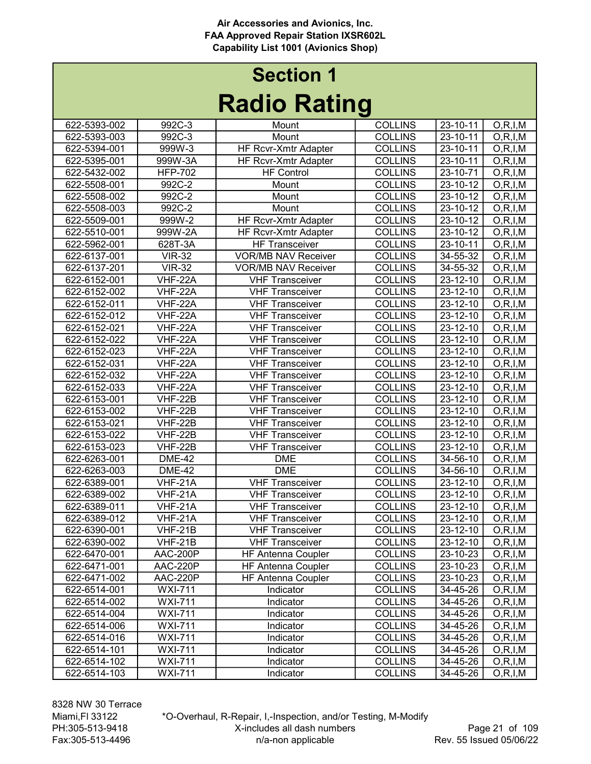# Section 1

# Radio Rating

| | | | | | |
|---|---|---|---|---|---|
| 622-5393-002 | 992C-3 | Mount | COLLINS | 23-10-11 | O,R,I,M |
| 622-5393-003 | 992C-3 | Mount | COLLINS | 23-10-11 | O,R,I,M |
| 622-5394-001 | 999W-3 | HF Rcvr-Xmtr Adapter | COLLINS | 23-10-11 | O,R,I,M |
| 622-5395-001 | 999W-3A | HF Rcvr-Xmtr Adapter | COLLINS | 23-10-11 | O,R,I,M |
| 622-5432-002 | HFP-702 | HF Control | COLLINS | 23-10-71 | O,R,I,M |
| 622-5508-001 | 992C-2 | Mount | COLLINS | 23-10-12 | O,R,I,M |
| 622-5508-002 | 992C-2 | Mount | COLLINS | 23-10-12 | O,R,I,M |
| 622-5508-003 | 992C-2 | Mount | COLLINS | 23-10-12 | O,R,I,M |
| 622-5509-001 | 999W-2 | HF Rcvr-Xmtr Adapter | COLLINS | 23-10-12 | O,R,I,M |
| 622-5510-001 | 999W-2A | HF Rcvr-Xmtr Adapter | COLLINS | 23-10-12 | O,R,I,M |
| 622-5962-001 | 628T-3A | HF Transceiver | COLLINS | 23-10-11 | O,R,I,M |
| 622-6137-001 | VIR-32 | VOR/MB NAV Receiver | COLLINS | 34-55-32 | O,R,I,M |
| 622-6137-201 | VIR-32 | VOR/MB NAV Receiver | COLLINS | 34-55-32 | O,R,I,M |
| 622-6152-001 | VHF-22A | VHF Transceiver | COLLINS | 23-12-10 | O,R,I,M |
| 622-6152-002 | VHF-22A | VHF Transceiver | COLLINS | 23-12-10 | O,R,I,M |
| 622-6152-011 | VHF-22A | VHF Transceiver | COLLINS | 23-12-10 | O,R,I,M |
| 622-6152-012 | VHF-22A | VHF Transceiver | COLLINS | 23-12-10 | O,R,I,M |
| 622-6152-021 | VHF-22A | VHF Transceiver | COLLINS | 23-12-10 | O,R,I,M |
| 622-6152-022 | VHF-22A | VHF Transceiver | COLLINS | 23-12-10 | O,R,I,M |
| 622-6152-023 | VHF-22A | VHF Transceiver | COLLINS | 23-12-10 | O,R,I,M |
| 622-6152-031 | VHF-22A | VHF Transceiver | COLLINS | 23-12-10 | O,R,I,M |
| 622-6152-032 | VHF-22A | VHF Transceiver | COLLINS | 23-12-10 | O,R,I,M |
| 622-6152-033 | VHF-22A | VHF Transceiver | COLLINS | 23-12-10 | O,R,I,M |
| 622-6153-001 | VHF-22B | VHF Transceiver | COLLINS | 23-12-10 | O,R,I,M |
| 622-6153-002 | VHF-22B | VHF Transceiver | COLLINS | 23-12-10 | O,R,I,M |
| 622-6153-021 | VHF-22B | VHF Transceiver | COLLINS | 23-12-10 | O,R,I,M |
| 622-6153-022 | VHF-22B | VHF Transceiver | COLLINS | 23-12-10 | O,R,I,M |
| 622-6153-023 | VHF-22B | VHF Transceiver | COLLINS | 23-12-10 | O,R,I,M |
| 622-6263-001 | DME-42 | DME | COLLINS | 34-56-10 | O,R,I,M |
| 622-6263-003 | DME-42 | DME | COLLINS | 34-56-10 | O,R,I,M |
| 622-6389-001 | VHF-21A | VHF Transceiver | COLLINS | 23-12-10 | O,R,I,M |
| 622-6389-002 | VHF-21A | VHF Transceiver | COLLINS | 23-12-10 | O,R,I,M |
| 622-6389-011 | VHF-21A | VHF Transceiver | COLLINS | 23-12-10 | O,R,I,M |
| 622-6389-012 | VHF-21A | VHF Transceiver | COLLINS | 23-12-10 | O,R,I,M |
| 622-6390-001 | VHF-21B | VHF Transceiver | COLLINS | 23-12-10 | O,R,I,M |
| 622-6390-002 | VHF-21B | VHF Transceiver | COLLINS | 23-12-10 | O,R,I,M |
| 622-6470-001 | AAC-200P | HF Antenna Coupler | COLLINS | 23-10-23 | O,R,I,M |
| 622-6471-001 | AAC-220P | HF Antenna Coupler | COLLINS | 23-10-23 | O,R,I,M |
| 622-6471-002 | AAC-220P | HF Antenna Coupler | COLLINS | 23-10-23 | O,R,I,M |
| 622-6514-001 | WXI-711 | Indicator | COLLINS | 34-45-26 | O,R,I,M |
| 622-6514-002 | WXI-711 | Indicator | COLLINS | 34-45-26 | O,R,I,M |
| 622-6514-004 | WXI-711 | Indicator | COLLINS | 34-45-26 | O,R,I,M |
| 622-6514-006 | WXI-711 | Indicator | COLLINS | 34-45-26 | O,R,I,M |
| 622-6514-016 | WXI-711 | Indicator | COLLINS | 34-45-26 | O,R,I,M |
| 622-6514-101 | WXI-711 | Indicator | COLLINS | 34-45-26 | O,R,I,M |
| 622-6514-102 | WXI-711 | Indicator | COLLINS | 34-45-26 | O,R,I,M |
| 622-6514-103 | WXI-711 | Indicator | COLLINS | 34-45-26 | O,R,I,M |

8328 NW 30 Terrace
Miami,Fl 33122
PH:305-513-9418
Fax:305-513-4496

*O-Overhaul, R-Repair, I,-Inspection, and/or Testing, M-Modify
X-includes all dash numbers
n/a-non applicable

Rev. 55 Issued 05/06/22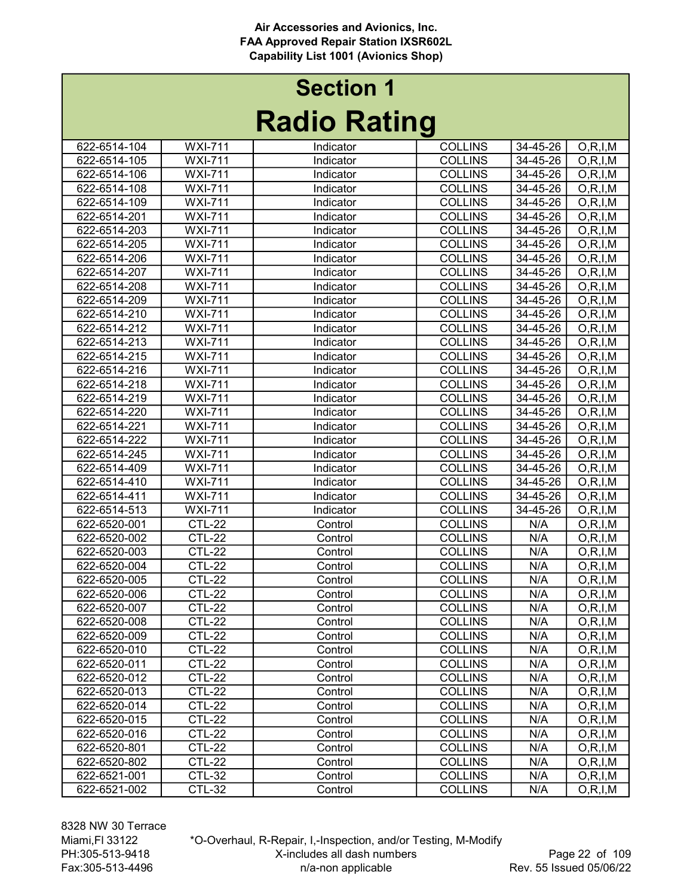Air Accessories and Avionics, Inc.
FAA Approved Repair Station IXSR602L
Capability List 1001 (Avionics Shop)

# Section 1

# Radio Rating

| | | | | | |
|---|---|---|---|---|---|
| 622-6514-104 | WXI-711 | Indicator | COLLINS | 34-45-26 | O,R,I,M |
| 622-6514-105 | WXI-711 | Indicator | COLLINS | 34-45-26 | O,R,I,M |
| 622-6514-106 | WXI-711 | Indicator | COLLINS | 34-45-26 | O,R,I,M |
| 622-6514-108 | WXI-711 | Indicator | COLLINS | 34-45-26 | O,R,I,M |
| 622-6514-109 | WXI-711 | Indicator | COLLINS | 34-45-26 | O,R,I,M |
| 622-6514-201 | WXI-711 | Indicator | COLLINS | 34-45-26 | O,R,I,M |
| 622-6514-203 | WXI-711 | Indicator | COLLINS | 34-45-26 | O,R,I,M |
| 622-6514-205 | WXI-711 | Indicator | COLLINS | 34-45-26 | O,R,I,M |
| 622-6514-206 | WXI-711 | Indicator | COLLINS | 34-45-26 | O,R,I,M |
| 622-6514-207 | WXI-711 | Indicator | COLLINS | 34-45-26 | O,R,I,M |
| 622-6514-208 | WXI-711 | Indicator | COLLINS | 34-45-26 | O,R,I,M |
| 622-6514-209 | WXI-711 | Indicator | COLLINS | 34-45-26 | O,R,I,M |
| 622-6514-210 | WXI-711 | Indicator | COLLINS | 34-45-26 | O,R,I,M |
| 622-6514-212 | WXI-711 | Indicator | COLLINS | 34-45-26 | O,R,I,M |
| 622-6514-213 | WXI-711 | Indicator | COLLINS | 34-45-26 | O,R,I,M |
| 622-6514-215 | WXI-711 | Indicator | COLLINS | 34-45-26 | O,R,I,M |
| 622-6514-216 | WXI-711 | Indicator | COLLINS | 34-45-26 | O,R,I,M |
| 622-6514-218 | WXI-711 | Indicator | COLLINS | 34-45-26 | O,R,I,M |
| 622-6514-219 | WXI-711 | Indicator | COLLINS | 34-45-26 | O,R,I,M |
| 622-6514-220 | WXI-711 | Indicator | COLLINS | 34-45-26 | O,R,I,M |
| 622-6514-221 | WXI-711 | Indicator | COLLINS | 34-45-26 | O,R,I,M |
| 622-6514-222 | WXI-711 | Indicator | COLLINS | 34-45-26 | O,R,I,M |
| 622-6514-245 | WXI-711 | Indicator | COLLINS | 34-45-26 | O,R,I,M |
| 622-6514-409 | WXI-711 | Indicator | COLLINS | 34-45-26 | O,R,I,M |
| 622-6514-410 | WXI-711 | Indicator | COLLINS | 34-45-26 | O,R,I,M |
| 622-6514-411 | WXI-711 | Indicator | COLLINS | 34-45-26 | O,R,I,M |
| 622-6514-513 | WXI-711 | Indicator | COLLINS | 34-45-26 | O,R,I,M |
| 622-6520-001 | CTL-22 | Control | COLLINS | N/A | O,R,I,M |
| 622-6520-002 | CTL-22 | Control | COLLINS | N/A | O,R,I,M |
| 622-6520-003 | CTL-22 | Control | COLLINS | N/A | O,R,I,M |
| 622-6520-004 | CTL-22 | Control | COLLINS | N/A | O,R,I,M |
| 622-6520-005 | CTL-22 | Control | COLLINS | N/A | O,R,I,M |
| 622-6520-006 | CTL-22 | Control | COLLINS | N/A | O,R,I,M |
| 622-6520-007 | CTL-22 | Control | COLLINS | N/A | O,R,I,M |
| 622-6520-008 | CTL-22 | Control | COLLINS | N/A | O,R,I,M |
| 622-6520-009 | CTL-22 | Control | COLLINS | N/A | O,R,I,M |
| 622-6520-010 | CTL-22 | Control | COLLINS | N/A | O,R,I,M |
| 622-6520-011 | CTL-22 | Control | COLLINS | N/A | O,R,I,M |
| 622-6520-012 | CTL-22 | Control | COLLINS | N/A | O,R,I,M |
| 622-6520-013 | CTL-22 | Control | COLLINS | N/A | O,R,I,M |
| 622-6520-014 | CTL-22 | Control | COLLINS | N/A | O,R,I,M |
| 622-6520-015 | CTL-22 | Control | COLLINS | N/A | O,R,I,M |
| 622-6520-016 | CTL-22 | Control | COLLINS | N/A | O,R,I,M |
| 622-6520-801 | CTL-22 | Control | COLLINS | N/A | O,R,I,M |
| 622-6520-802 | CTL-22 | Control | COLLINS | N/A | O,R,I,M |
| 622-6521-001 | CTL-32 | Control | COLLINS | N/A | O,R,I,M |
| 622-6521-002 | CTL-32 | Control | COLLINS | N/A | O,R,I,M |

8328 NW 30 Terrace
Miami,Fl 33122
PH:305-513-9418
Fax:305-513-4496

*O-Overhaul, R-Repair, I,-Inspection, and/or Testing, M-Modify
X-includes all dash numbers
n/a-non applicable

Rev. 55 Issued 05/06/22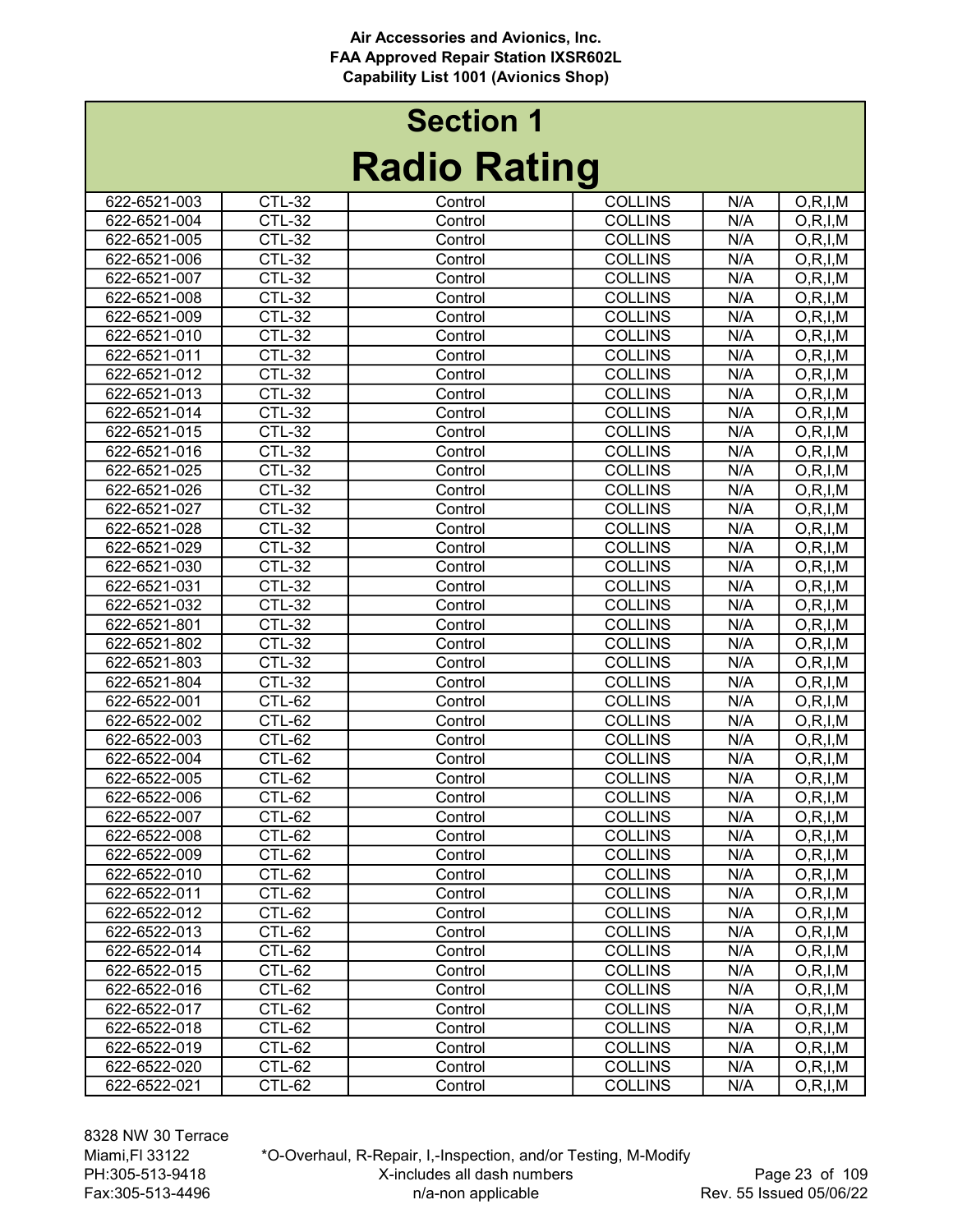# Section 1

# Radio Rating

| | | | | | |
|---|---|---|---|---|---|
| 622-6521-003 | CTL-32 | Control | COLLINS | N/A | O,R,I,M |
| 622-6521-004 | CTL-32 | Control | COLLINS | N/A | O,R,I,M |
| 622-6521-005 | CTL-32 | Control | COLLINS | N/A | O,R,I,M |
| 622-6521-006 | CTL-32 | Control | COLLINS | N/A | O,R,I,M |
| 622-6521-007 | CTL-32 | Control | COLLINS | N/A | O,R,I,M |
| 622-6521-008 | CTL-32 | Control | COLLINS | N/A | O,R,I,M |
| 622-6521-009 | CTL-32 | Control | COLLINS | N/A | O,R,I,M |
| 622-6521-010 | CTL-32 | Control | COLLINS | N/A | O,R,I,M |
| 622-6521-011 | CTL-32 | Control | COLLINS | N/A | O,R,I,M |
| 622-6521-012 | CTL-32 | Control | COLLINS | N/A | O,R,I,M |
| 622-6521-013 | CTL-32 | Control | COLLINS | N/A | O,R,I,M |
| 622-6521-014 | CTL-32 | Control | COLLINS | N/A | O,R,I,M |
| 622-6521-015 | CTL-32 | Control | COLLINS | N/A | O,R,I,M |
| 622-6521-016 | CTL-32 | Control | COLLINS | N/A | O,R,I,M |
| 622-6521-025 | CTL-32 | Control | COLLINS | N/A | O,R,I,M |
| 622-6521-026 | CTL-32 | Control | COLLINS | N/A | O,R,I,M |
| 622-6521-027 | CTL-32 | Control | COLLINS | N/A | O,R,I,M |
| 622-6521-028 | CTL-32 | Control | COLLINS | N/A | O,R,I,M |
| 622-6521-029 | CTL-32 | Control | COLLINS | N/A | O,R,I,M |
| 622-6521-030 | CTL-32 | Control | COLLINS | N/A | O,R,I,M |
| 622-6521-031 | CTL-32 | Control | COLLINS | N/A | O,R,I,M |
| 622-6521-032 | CTL-32 | Control | COLLINS | N/A | O,R,I,M |
| 622-6521-801 | CTL-32 | Control | COLLINS | N/A | O,R,I,M |
| 622-6521-802 | CTL-32 | Control | COLLINS | N/A | O,R,I,M |
| 622-6521-803 | CTL-32 | Control | COLLINS | N/A | O,R,I,M |
| 622-6521-804 | CTL-32 | Control | COLLINS | N/A | O,R,I,M |
| 622-6522-001 | CTL-62 | Control | COLLINS | N/A | O,R,I,M |
| 622-6522-002 | CTL-62 | Control | COLLINS | N/A | O,R,I,M |
| 622-6522-003 | CTL-62 | Control | COLLINS | N/A | O,R,I,M |
| 622-6522-004 | CTL-62 | Control | COLLINS | N/A | O,R,I,M |
| 622-6522-005 | CTL-62 | Control | COLLINS | N/A | O,R,I,M |
| 622-6522-006 | CTL-62 | Control | COLLINS | N/A | O,R,I,M |
| 622-6522-007 | CTL-62 | Control | COLLINS | N/A | O,R,I,M |
| 622-6522-008 | CTL-62 | Control | COLLINS | N/A | O,R,I,M |
| 622-6522-009 | CTL-62 | Control | COLLINS | N/A | O,R,I,M |
| 622-6522-010 | CTL-62 | Control | COLLINS | N/A | O,R,I,M |
| 622-6522-011 | CTL-62 | Control | COLLINS | N/A | O,R,I,M |
| 622-6522-012 | CTL-62 | Control | COLLINS | N/A | O,R,I,M |
| 622-6522-013 | CTL-62 | Control | COLLINS | N/A | O,R,I,M |
| 622-6522-014 | CTL-62 | Control | COLLINS | N/A | O,R,I,M |
| 622-6522-015 | CTL-62 | Control | COLLINS | N/A | O,R,I,M |
| 622-6522-016 | CTL-62 | Control | COLLINS | N/A | O,R,I,M |
| 622-6522-017 | CTL-62 | Control | COLLINS | N/A | O,R,I,M |
| 622-6522-018 | CTL-62 | Control | COLLINS | N/A | O,R,I,M |
| 622-6522-019 | CTL-62 | Control | COLLINS | N/A | O,R,I,M |
| 622-6522-020 | CTL-62 | Control | COLLINS | N/A | O,R,I,M |
| 622-6522-021 | CTL-62 | Control | COLLINS | N/A | O,R,I,M |

*O-Overhaul, R-Repair, I,-Inspection, and/or Testing, M-Modify
X-includes all dash numbers
n/a-non applicable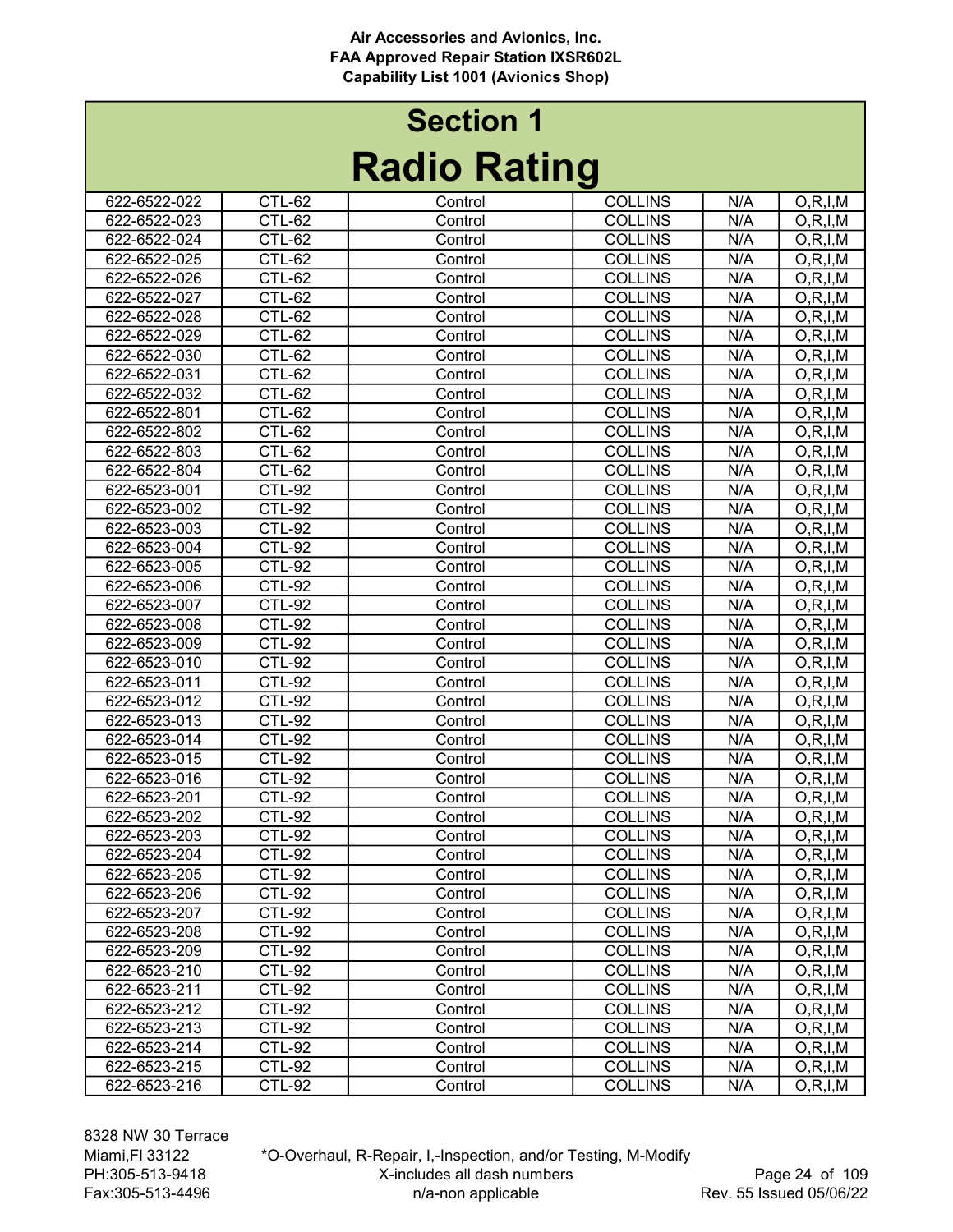## Section 1

# Radio Rating

| | | | | | |
|---|---|---|---|---|---|
| 622-6522-022 | CTL-62 | Control | COLLINS | N/A | O,R,I,M |
| 622-6522-023 | CTL-62 | Control | COLLINS | N/A | O,R,I,M |
| 622-6522-024 | CTL-62 | Control | COLLINS | N/A | O,R,I,M |
| 622-6522-025 | CTL-62 | Control | COLLINS | N/A | O,R,I,M |
| 622-6522-026 | CTL-62 | Control | COLLINS | N/A | O,R,I,M |
| 622-6522-027 | CTL-62 | Control | COLLINS | N/A | O,R,I,M |
| 622-6522-028 | CTL-62 | Control | COLLINS | N/A | O,R,I,M |
| 622-6522-029 | CTL-62 | Control | COLLINS | N/A | O,R,I,M |
| 622-6522-030 | CTL-62 | Control | COLLINS | N/A | O,R,I,M |
| 622-6522-031 | CTL-62 | Control | COLLINS | N/A | O,R,I,M |
| 622-6522-032 | CTL-62 | Control | COLLINS | N/A | O,R,I,M |
| 622-6522-801 | CTL-62 | Control | COLLINS | N/A | O,R,I,M |
| 622-6522-802 | CTL-62 | Control | COLLINS | N/A | O,R,I,M |
| 622-6522-803 | CTL-62 | Control | COLLINS | N/A | O,R,I,M |
| 622-6522-804 | CTL-62 | Control | COLLINS | N/A | O,R,I,M |
| 622-6523-001 | CTL-92 | Control | COLLINS | N/A | O,R,I,M |
| 622-6523-002 | CTL-92 | Control | COLLINS | N/A | O,R,I,M |
| 622-6523-003 | CTL-92 | Control | COLLINS | N/A | O,R,I,M |
| 622-6523-004 | CTL-92 | Control | COLLINS | N/A | O,R,I,M |
| 622-6523-005 | CTL-92 | Control | COLLINS | N/A | O,R,I,M |
| 622-6523-006 | CTL-92 | Control | COLLINS | N/A | O,R,I,M |
| 622-6523-007 | CTL-92 | Control | COLLINS | N/A | O,R,I,M |
| 622-6523-008 | CTL-92 | Control | COLLINS | N/A | O,R,I,M |
| 622-6523-009 | CTL-92 | Control | COLLINS | N/A | O,R,I,M |
| 622-6523-010 | CTL-92 | Control | COLLINS | N/A | O,R,I,M |
| 622-6523-011 | CTL-92 | Control | COLLINS | N/A | O,R,I,M |
| 622-6523-012 | CTL-92 | Control | COLLINS | N/A | O,R,I,M |
| 622-6523-013 | CTL-92 | Control | COLLINS | N/A | O,R,I,M |
| 622-6523-014 | CTL-92 | Control | COLLINS | N/A | O,R,I,M |
| 622-6523-015 | CTL-92 | Control | COLLINS | N/A | O,R,I,M |
| 622-6523-016 | CTL-92 | Control | COLLINS | N/A | O,R,I,M |
| 622-6523-201 | CTL-92 | Control | COLLINS | N/A | O,R,I,M |
| 622-6523-202 | CTL-92 | Control | COLLINS | N/A | O,R,I,M |
| 622-6523-203 | CTL-92 | Control | COLLINS | N/A | O,R,I,M |
| 622-6523-204 | CTL-92 | Control | COLLINS | N/A | O,R,I,M |
| 622-6523-205 | CTL-92 | Control | COLLINS | N/A | O,R,I,M |
| 622-6523-206 | CTL-92 | Control | COLLINS | N/A | O,R,I,M |
| 622-6523-207 | CTL-92 | Control | COLLINS | N/A | O,R,I,M |
| 622-6523-208 | CTL-92 | Control | COLLINS | N/A | O,R,I,M |
| 622-6523-209 | CTL-92 | Control | COLLINS | N/A | O,R,I,M |
| 622-6523-210 | CTL-92 | Control | COLLINS | N/A | O,R,I,M |
| 622-6523-211 | CTL-92 | Control | COLLINS | N/A | O,R,I,M |
| 622-6523-212 | CTL-92 | Control | COLLINS | N/A | O,R,I,M |
| 622-6523-213 | CTL-92 | Control | COLLINS | N/A | O,R,I,M |
| 622-6523-214 | CTL-92 | Control | COLLINS | N/A | O,R,I,M |
| 622-6523-215 | CTL-92 | Control | COLLINS | N/A | O,R,I,M |
| 622-6523-216 | CTL-92 | Control | COLLINS | N/A | O,R,I,M |

8328 NW 30 Terrace
Miami,Fl 33122
PH:305-513-9418
Fax:305-513-4496

*O-Overhaul, R-Repair, I,-Inspection, and/or Testing, M-Modify
X-includes all dash numbers
n/a-non applicable

Rev. 55 Issued 05/06/22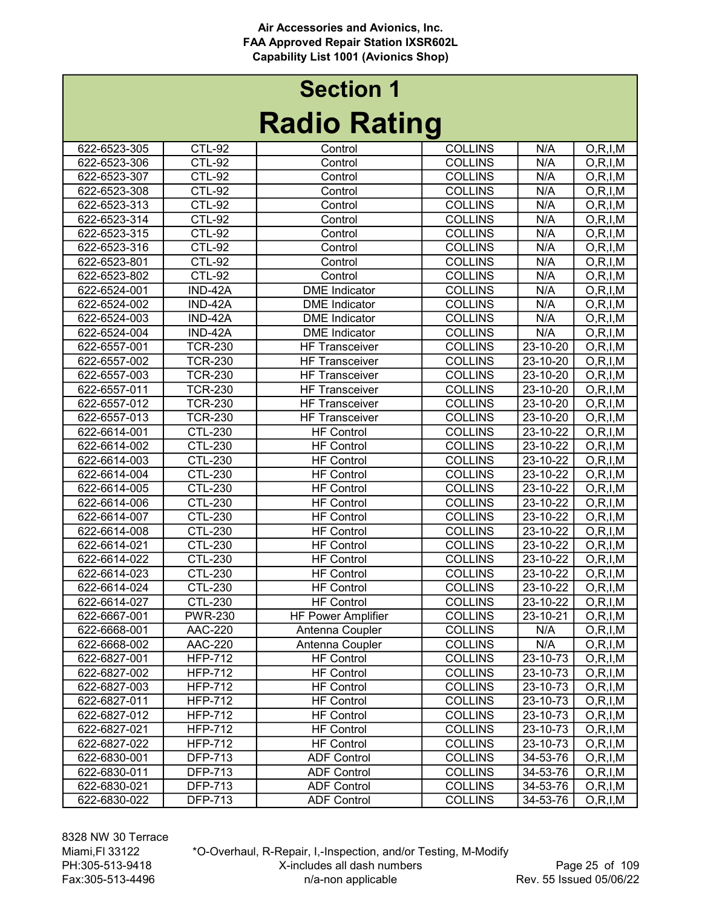# Section 1
# Radio Rating

| | | | | | |
|---|---|---|---|---|---|
| 622-6523-305 | CTL-92 | Control | COLLINS | N/A | O,R,I,M |
| 622-6523-306 | CTL-92 | Control | COLLINS | N/A | O,R,I,M |
| 622-6523-307 | CTL-92 | Control | COLLINS | N/A | O,R,I,M |
| 622-6523-308 | CTL-92 | Control | COLLINS | N/A | O,R,I,M |
| 622-6523-313 | CTL-92 | Control | COLLINS | N/A | O,R,I,M |
| 622-6523-314 | CTL-92 | Control | COLLINS | N/A | O,R,I,M |
| 622-6523-315 | CTL-92 | Control | COLLINS | N/A | O,R,I,M |
| 622-6523-316 | CTL-92 | Control | COLLINS | N/A | O,R,I,M |
| 622-6523-801 | CTL-92 | Control | COLLINS | N/A | O,R,I,M |
| 622-6523-802 | CTL-92 | Control | COLLINS | N/A | O,R,I,M |
| 622-6524-001 | IND-42A | DME Indicator | COLLINS | N/A | O,R,I,M |
| 622-6524-002 | IND-42A | DME Indicator | COLLINS | N/A | O,R,I,M |
| 622-6524-003 | IND-42A | DME Indicator | COLLINS | N/A | O,R,I,M |
| 622-6524-004 | IND-42A | DME Indicator | COLLINS | N/A | O,R,I,M |
| 622-6557-001 | TCR-230 | HF Transceiver | COLLINS | 23-10-20 | O,R,I,M |
| 622-6557-002 | TCR-230 | HF Transceiver | COLLINS | 23-10-20 | O,R,I,M |
| 622-6557-003 | TCR-230 | HF Transceiver | COLLINS | 23-10-20 | O,R,I,M |
| 622-6557-011 | TCR-230 | HF Transceiver | COLLINS | 23-10-20 | O,R,I,M |
| 622-6557-012 | TCR-230 | HF Transceiver | COLLINS | 23-10-20 | O,R,I,M |
| 622-6557-013 | TCR-230 | HF Transceiver | COLLINS | 23-10-20 | O,R,I,M |
| 622-6614-001 | CTL-230 | HF Control | COLLINS | 23-10-22 | O,R,I,M |
| 622-6614-002 | CTL-230 | HF Control | COLLINS | 23-10-22 | O,R,I,M |
| 622-6614-003 | CTL-230 | HF Control | COLLINS | 23-10-22 | O,R,I,M |
| 622-6614-004 | CTL-230 | HF Control | COLLINS | 23-10-22 | O,R,I,M |
| 622-6614-005 | CTL-230 | HF Control | COLLINS | 23-10-22 | O,R,I,M |
| 622-6614-006 | CTL-230 | HF Control | COLLINS | 23-10-22 | O,R,I,M |
| 622-6614-007 | CTL-230 | HF Control | COLLINS | 23-10-22 | O,R,I,M |
| 622-6614-008 | CTL-230 | HF Control | COLLINS | 23-10-22 | O,R,I,M |
| 622-6614-021 | CTL-230 | HF Control | COLLINS | 23-10-22 | O,R,I,M |
| 622-6614-022 | CTL-230 | HF Control | COLLINS | 23-10-22 | O,R,I,M |
| 622-6614-023 | CTL-230 | HF Control | COLLINS | 23-10-22 | O,R,I,M |
| 622-6614-024 | CTL-230 | HF Control | COLLINS | 23-10-22 | O,R,I,M |
| 622-6614-027 | CTL-230 | HF Control | COLLINS | 23-10-22 | O,R,I,M |
| 622-6667-001 | PWR-230 | HF Power Amplifier | COLLINS | 23-10-21 | O,R,I,M |
| 622-6668-001 | AAC-220 | Antenna Coupler | COLLINS | N/A | O,R,I,M |
| 622-6668-002 | AAC-220 | Antenna Coupler | COLLINS | N/A | O,R,I,M |
| 622-6827-001 | HFP-712 | HF Control | COLLINS | 23-10-73 | O,R,I,M |
| 622-6827-002 | HFP-712 | HF Control | COLLINS | 23-10-73 | O,R,I,M |
| 622-6827-003 | HFP-712 | HF Control | COLLINS | 23-10-73 | O,R,I,M |
| 622-6827-011 | HFP-712 | HF Control | COLLINS | 23-10-73 | O,R,I,M |
| 622-6827-012 | HFP-712 | HF Control | COLLINS | 23-10-73 | O,R,I,M |
| 622-6827-021 | HFP-712 | HF Control | COLLINS | 23-10-73 | O,R,I,M |
| 622-6827-022 | HFP-712 | HF Control | COLLINS | 23-10-73 | O,R,I,M |
| 622-6830-001 | DFP-713 | ADF Control | COLLINS | 34-53-76 | O,R,I,M |
| 622-6830-011 | DFP-713 | ADF Control | COLLINS | 34-53-76 | O,R,I,M |
| 622-6830-021 | DFP-713 | ADF Control | COLLINS | 34-53-76 | O,R,I,M |
| 622-6830-022 | DFP-713 | ADF Control | COLLINS | 34-53-76 | O,R,I,M |

8328 NW 30 Terrace
Miami,Fl 33122
PH:305-513-9418
Fax:305-513-4496

*O-Overhaul, R-Repair, I,-Inspection, and/or Testing, M-Modify
X-includes all dash numbers
n/a-non applicable

Rev. 55 Issued 05/06/22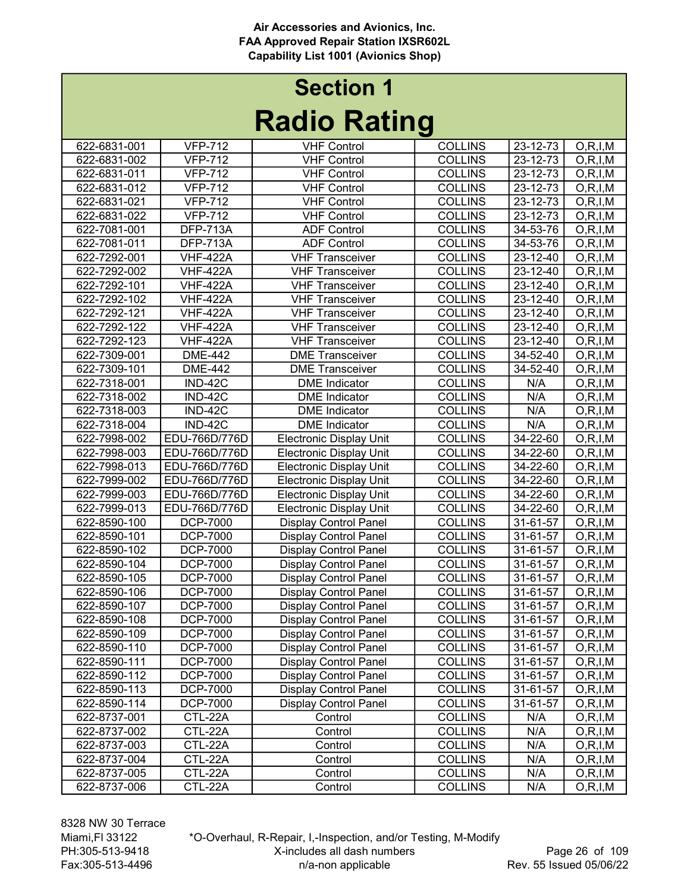Air Accessories and Avionics, Inc.
FAA Approved Repair Station IXSR602L
Capability List 1001 (Avionics Shop)

# Section 1
# Radio Rating

| | | | | | |
|---|---|---|---|---|---|
| 622-6831-001 | VFP-712 | VHF Control | COLLINS | 23-12-73 | O,R,I,M |
| 622-6831-002 | VFP-712 | VHF Control | COLLINS | 23-12-73 | O,R,I,M |
| 622-6831-011 | VFP-712 | VHF Control | COLLINS | 23-12-73 | O,R,I,M |
| 622-6831-012 | VFP-712 | VHF Control | COLLINS | 23-12-73 | O,R,I,M |
| 622-6831-021 | VFP-712 | VHF Control | COLLINS | 23-12-73 | O,R,I,M |
| 622-6831-022 | VFP-712 | VHF Control | COLLINS | 23-12-73 | O,R,I,M |
| 622-7081-001 | DFP-713A | ADF Control | COLLINS | 34-53-76 | O,R,I,M |
| 622-7081-011 | DFP-713A | ADF Control | COLLINS | 34-53-76 | O,R,I,M |
| 622-7292-001 | VHF-422A | VHF Transceiver | COLLINS | 23-12-40 | O,R,I,M |
| 622-7292-002 | VHF-422A | VHF Transceiver | COLLINS | 23-12-40 | O,R,I,M |
| 622-7292-101 | VHF-422A | VHF Transceiver | COLLINS | 23-12-40 | O,R,I,M |
| 622-7292-102 | VHF-422A | VHF Transceiver | COLLINS | 23-12-40 | O,R,I,M |
| 622-7292-121 | VHF-422A | VHF Transceiver | COLLINS | 23-12-40 | O,R,I,M |
| 622-7292-122 | VHF-422A | VHF Transceiver | COLLINS | 23-12-40 | O,R,I,M |
| 622-7292-123 | VHF-422A | VHF Transceiver | COLLINS | 23-12-40 | O,R,I,M |
| 622-7309-001 | DME-442 | DME Transceiver | COLLINS | 34-52-40 | O,R,I,M |
| 622-7309-101 | DME-442 | DME Transceiver | COLLINS | 34-52-40 | O,R,I,M |
| 622-7318-001 | IND-42C | DME Indicator | COLLINS | N/A | O,R,I,M |
| 622-7318-002 | IND-42C | DME Indicator | COLLINS | N/A | O,R,I,M |
| 622-7318-003 | IND-42C | DME Indicator | COLLINS | N/A | O,R,I,M |
| 622-7318-004 | IND-42C | DME Indicator | COLLINS | N/A | O,R,I,M |
| 622-7998-002 | EDU-766D/776D | Electronic Display Unit | COLLINS | 34-22-60 | O,R,I,M |
| 622-7998-003 | EDU-766D/776D | Electronic Display Unit | COLLINS | 34-22-60 | O,R,I,M |
| 622-7998-013 | EDU-766D/776D | Electronic Display Unit | COLLINS | 34-22-60 | O,R,I,M |
| 622-7999-002 | EDU-766D/776D | Electronic Display Unit | COLLINS | 34-22-60 | O,R,I,M |
| 622-7999-003 | EDU-766D/776D | Electronic Display Unit | COLLINS | 34-22-60 | O,R,I,M |
| 622-7999-013 | EDU-766D/776D | Electronic Display Unit | COLLINS | 34-22-60 | O,R,I,M |
| 622-8590-100 | DCP-7000 | Display Control Panel | COLLINS | 31-61-57 | O,R,I,M |
| 622-8590-101 | DCP-7000 | Display Control Panel | COLLINS | 31-61-57 | O,R,I,M |
| 622-8590-102 | DCP-7000 | Display Control Panel | COLLINS | 31-61-57 | O,R,I,M |
| 622-8590-104 | DCP-7000 | Display Control Panel | COLLINS | 31-61-57 | O,R,I,M |
| 622-8590-105 | DCP-7000 | Display Control Panel | COLLINS | 31-61-57 | O,R,I,M |
| 622-8590-106 | DCP-7000 | Display Control Panel | COLLINS | 31-61-57 | O,R,I,M |
| 622-8590-107 | DCP-7000 | Display Control Panel | COLLINS | 31-61-57 | O,R,I,M |
| 622-8590-108 | DCP-7000 | Display Control Panel | COLLINS | 31-61-57 | O,R,I,M |
| 622-8590-109 | DCP-7000 | Display Control Panel | COLLINS | 31-61-57 | O,R,I,M |
| 622-8590-110 | DCP-7000 | Display Control Panel | COLLINS | 31-61-57 | O,R,I,M |
| 622-8590-111 | DCP-7000 | Display Control Panel | COLLINS | 31-61-57 | O,R,I,M |
| 622-8590-112 | DCP-7000 | Display Control Panel | COLLINS | 31-61-57 | O,R,I,M |
| 622-8590-113 | DCP-7000 | Display Control Panel | COLLINS | 31-61-57 | O,R,I,M |
| 622-8590-114 | DCP-7000 | Display Control Panel | COLLINS | 31-61-57 | O,R,I,M |
| 622-8737-001 | CTL-22A | Control | COLLINS | N/A | O,R,I,M |
| 622-8737-002 | CTL-22A | Control | COLLINS | N/A | O,R,I,M |
| 622-8737-003 | CTL-22A | Control | COLLINS | N/A | O,R,I,M |
| 622-8737-004 | CTL-22A | Control | COLLINS | N/A | O,R,I,M |
| 622-8737-005 | CTL-22A | Control | COLLINS | N/A | O,R,I,M |
| 622-8737-006 | CTL-22A | Control | COLLINS | N/A | O,R,I,M |

8328 NW 30 Terrace
Miami,Fl 33122
PH:305-513-9418
Fax:305-513-4496

*O-Overhaul, R-Repair, I,-Inspection, and/or Testing, M-Modify
X-includes all dash numbers
n/a-non applicable

Rev. 55 Issued 05/06/22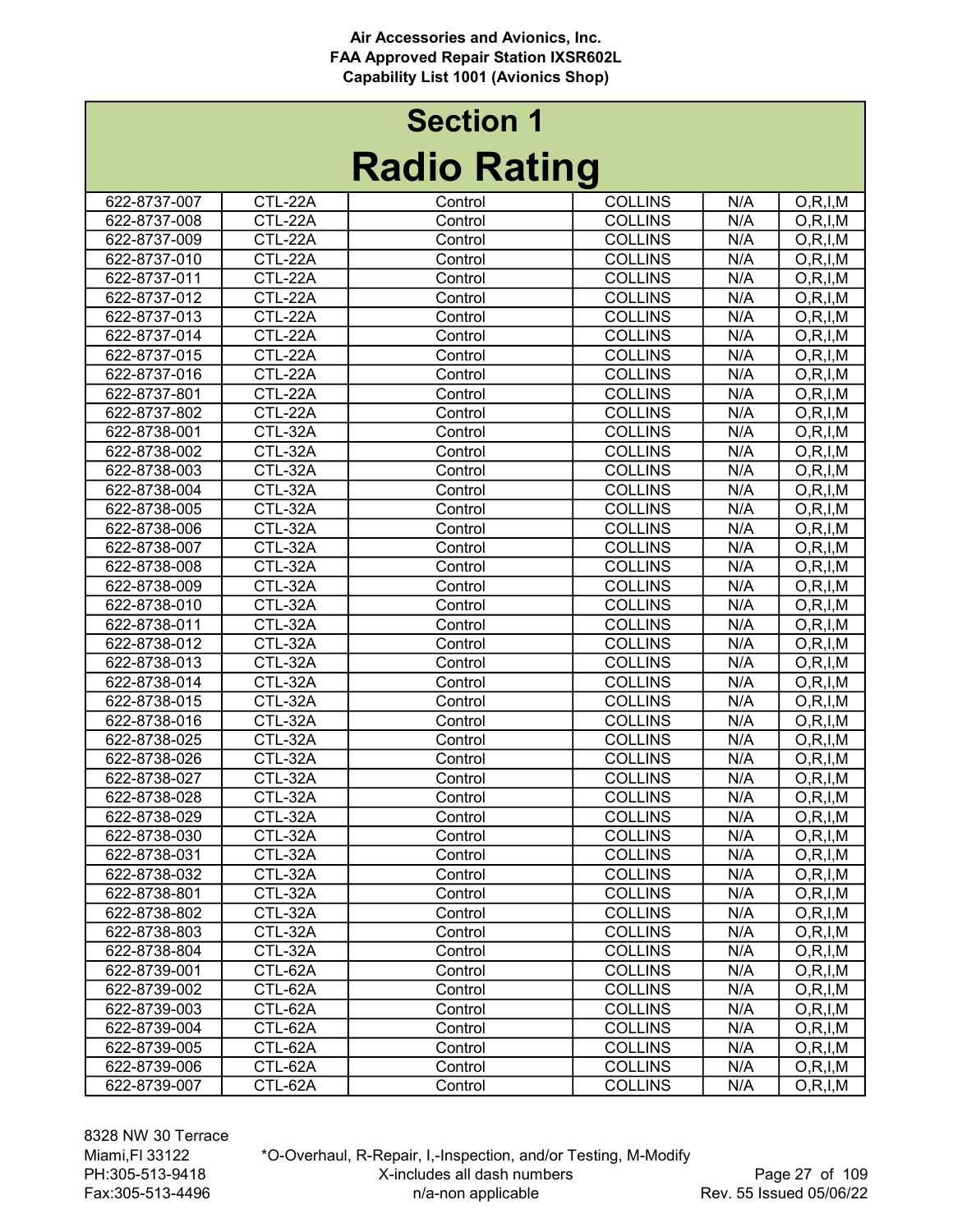# Section 1

# Radio Rating

| | | | | | |
|---|---|---|---|---|---|
| 622-8737-007 | CTL-22A | Control | COLLINS | N/A | O,R,I,M |
| 622-8737-008 | CTL-22A | Control | COLLINS | N/A | O,R,I,M |
| 622-8737-009 | CTL-22A | Control | COLLINS | N/A | O,R,I,M |
| 622-8737-010 | CTL-22A | Control | COLLINS | N/A | O,R,I,M |
| 622-8737-011 | CTL-22A | Control | COLLINS | N/A | O,R,I,M |
| 622-8737-012 | CTL-22A | Control | COLLINS | N/A | O,R,I,M |
| 622-8737-013 | CTL-22A | Control | COLLINS | N/A | O,R,I,M |
| 622-8737-014 | CTL-22A | Control | COLLINS | N/A | O,R,I,M |
| 622-8737-015 | CTL-22A | Control | COLLINS | N/A | O,R,I,M |
| 622-8737-016 | CTL-22A | Control | COLLINS | N/A | O,R,I,M |
| 622-8737-801 | CTL-22A | Control | COLLINS | N/A | O,R,I,M |
| 622-8737-802 | CTL-22A | Control | COLLINS | N/A | O,R,I,M |
| 622-8738-001 | CTL-32A | Control | COLLINS | N/A | O,R,I,M |
| 622-8738-002 | CTL-32A | Control | COLLINS | N/A | O,R,I,M |
| 622-8738-003 | CTL-32A | Control | COLLINS | N/A | O,R,I,M |
| 622-8738-004 | CTL-32A | Control | COLLINS | N/A | O,R,I,M |
| 622-8738-005 | CTL-32A | Control | COLLINS | N/A | O,R,I,M |
| 622-8738-006 | CTL-32A | Control | COLLINS | N/A | O,R,I,M |
| 622-8738-007 | CTL-32A | Control | COLLINS | N/A | O,R,I,M |
| 622-8738-008 | CTL-32A | Control | COLLINS | N/A | O,R,I,M |
| 622-8738-009 | CTL-32A | Control | COLLINS | N/A | O,R,I,M |
| 622-8738-010 | CTL-32A | Control | COLLINS | N/A | O,R,I,M |
| 622-8738-011 | CTL-32A | Control | COLLINS | N/A | O,R,I,M |
| 622-8738-012 | CTL-32A | Control | COLLINS | N/A | O,R,I,M |
| 622-8738-013 | CTL-32A | Control | COLLINS | N/A | O,R,I,M |
| 622-8738-014 | CTL-32A | Control | COLLINS | N/A | O,R,I,M |
| 622-8738-015 | CTL-32A | Control | COLLINS | N/A | O,R,I,M |
| 622-8738-016 | CTL-32A | Control | COLLINS | N/A | O,R,I,M |
| 622-8738-025 | CTL-32A | Control | COLLINS | N/A | O,R,I,M |
| 622-8738-026 | CTL-32A | Control | COLLINS | N/A | O,R,I,M |
| 622-8738-027 | CTL-32A | Control | COLLINS | N/A | O,R,I,M |
| 622-8738-028 | CTL-32A | Control | COLLINS | N/A | O,R,I,M |
| 622-8738-029 | CTL-32A | Control | COLLINS | N/A | O,R,I,M |
| 622-8738-030 | CTL-32A | Control | COLLINS | N/A | O,R,I,M |
| 622-8738-031 | CTL-32A | Control | COLLINS | N/A | O,R,I,M |
| 622-8738-032 | CTL-32A | Control | COLLINS | N/A | O,R,I,M |
| 622-8738-801 | CTL-32A | Control | COLLINS | N/A | O,R,I,M |
| 622-8738-802 | CTL-32A | Control | COLLINS | N/A | O,R,I,M |
| 622-8738-803 | CTL-32A | Control | COLLINS | N/A | O,R,I,M |
| 622-8738-804 | CTL-32A | Control | COLLINS | N/A | O,R,I,M |
| 622-8739-001 | CTL-62A | Control | COLLINS | N/A | O,R,I,M |
| 622-8739-002 | CTL-62A | Control | COLLINS | N/A | O,R,I,M |
| 622-8739-003 | CTL-62A | Control | COLLINS | N/A | O,R,I,M |
| 622-8739-004 | CTL-62A | Control | COLLINS | N/A | O,R,I,M |
| 622-8739-005 | CTL-62A | Control | COLLINS | N/A | O,R,I,M |
| 622-8739-006 | CTL-62A | Control | COLLINS | N/A | O,R,I,M |
| 622-8739-007 | CTL-62A | Control | COLLINS | N/A | O,R,I,M |

*O-Overhaul, R-Repair, I,-Inspection, and/or Testing, M-Modify
X-includes all dash numbers
n/a-non applicable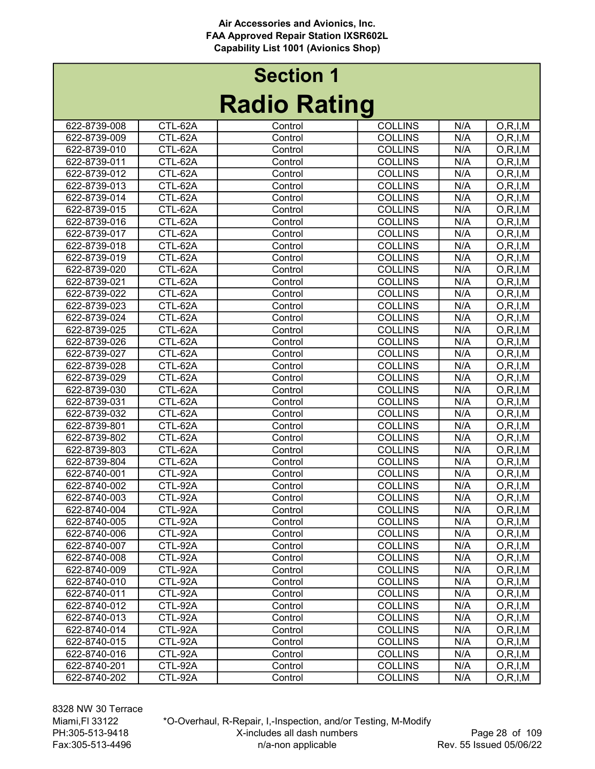Air Accessories and Avionics, Inc.
FAA Approved Repair Station IXSR602L
Capability List 1001 (Avionics Shop)

# Section 1

# Radio Rating

| | | | | | |
|---|---|---|---|---|---|
| 622-8739-008 | CTL-62A | Control | COLLINS | N/A | O,R,I,M |
| 622-8739-009 | CTL-62A | Control | COLLINS | N/A | O,R,I,M |
| 622-8739-010 | CTL-62A | Control | COLLINS | N/A | O,R,I,M |
| 622-8739-011 | CTL-62A | Control | COLLINS | N/A | O,R,I,M |
| 622-8739-012 | CTL-62A | Control | COLLINS | N/A | O,R,I,M |
| 622-8739-013 | CTL-62A | Control | COLLINS | N/A | O,R,I,M |
| 622-8739-014 | CTL-62A | Control | COLLINS | N/A | O,R,I,M |
| 622-8739-015 | CTL-62A | Control | COLLINS | N/A | O,R,I,M |
| 622-8739-016 | CTL-62A | Control | COLLINS | N/A | O,R,I,M |
| 622-8739-017 | CTL-62A | Control | COLLINS | N/A | O,R,I,M |
| 622-8739-018 | CTL-62A | Control | COLLINS | N/A | O,R,I,M |
| 622-8739-019 | CTL-62A | Control | COLLINS | N/A | O,R,I,M |
| 622-8739-020 | CTL-62A | Control | COLLINS | N/A | O,R,I,M |
| 622-8739-021 | CTL-62A | Control | COLLINS | N/A | O,R,I,M |
| 622-8739-022 | CTL-62A | Control | COLLINS | N/A | O,R,I,M |
| 622-8739-023 | CTL-62A | Control | COLLINS | N/A | O,R,I,M |
| 622-8739-024 | CTL-62A | Control | COLLINS | N/A | O,R,I,M |
| 622-8739-025 | CTL-62A | Control | COLLINS | N/A | O,R,I,M |
| 622-8739-026 | CTL-62A | Control | COLLINS | N/A | O,R,I,M |
| 622-8739-027 | CTL-62A | Control | COLLINS | N/A | O,R,I,M |
| 622-8739-028 | CTL-62A | Control | COLLINS | N/A | O,R,I,M |
| 622-8739-029 | CTL-62A | Control | COLLINS | N/A | O,R,I,M |
| 622-8739-030 | CTL-62A | Control | COLLINS | N/A | O,R,I,M |
| 622-8739-031 | CTL-62A | Control | COLLINS | N/A | O,R,I,M |
| 622-8739-032 | CTL-62A | Control | COLLINS | N/A | O,R,I,M |
| 622-8739-801 | CTL-62A | Control | COLLINS | N/A | O,R,I,M |
| 622-8739-802 | CTL-62A | Control | COLLINS | N/A | O,R,I,M |
| 622-8739-803 | CTL-62A | Control | COLLINS | N/A | O,R,I,M |
| 622-8739-804 | CTL-62A | Control | COLLINS | N/A | O,R,I,M |
| 622-8740-001 | CTL-92A | Control | COLLINS | N/A | O,R,I,M |
| 622-8740-002 | CTL-92A | Control | COLLINS | N/A | O,R,I,M |
| 622-8740-003 | CTL-92A | Control | COLLINS | N/A | O,R,I,M |
| 622-8740-004 | CTL-92A | Control | COLLINS | N/A | O,R,I,M |
| 622-8740-005 | CTL-92A | Control | COLLINS | N/A | O,R,I,M |
| 622-8740-006 | CTL-92A | Control | COLLINS | N/A | O,R,I,M |
| 622-8740-007 | CTL-92A | Control | COLLINS | N/A | O,R,I,M |
| 622-8740-008 | CTL-92A | Control | COLLINS | N/A | O,R,I,M |
| 622-8740-009 | CTL-92A | Control | COLLINS | N/A | O,R,I,M |
| 622-8740-010 | CTL-92A | Control | COLLINS | N/A | O,R,I,M |
| 622-8740-011 | CTL-92A | Control | COLLINS | N/A | O,R,I,M |
| 622-8740-012 | CTL-92A | Control | COLLINS | N/A | O,R,I,M |
| 622-8740-013 | CTL-92A | Control | COLLINS | N/A | O,R,I,M |
| 622-8740-014 | CTL-92A | Control | COLLINS | N/A | O,R,I,M |
| 622-8740-015 | CTL-92A | Control | COLLINS | N/A | O,R,I,M |
| 622-8740-016 | CTL-92A | Control | COLLINS | N/A | O,R,I,M |
| 622-8740-201 | CTL-92A | Control | COLLINS | N/A | O,R,I,M |
| 622-8740-202 | CTL-92A | Control | COLLINS | N/A | O,R,I,M |

8328 NW 30 Terrace
Miami,Fl 33122
PH:305-513-9418
Fax:305-513-4496

*O-Overhaul, R-Repair, I,-Inspection, and/or Testing, M-Modify
X-includes all dash numbers
n/a-non applicable

Rev. 55 Issued 05/06/22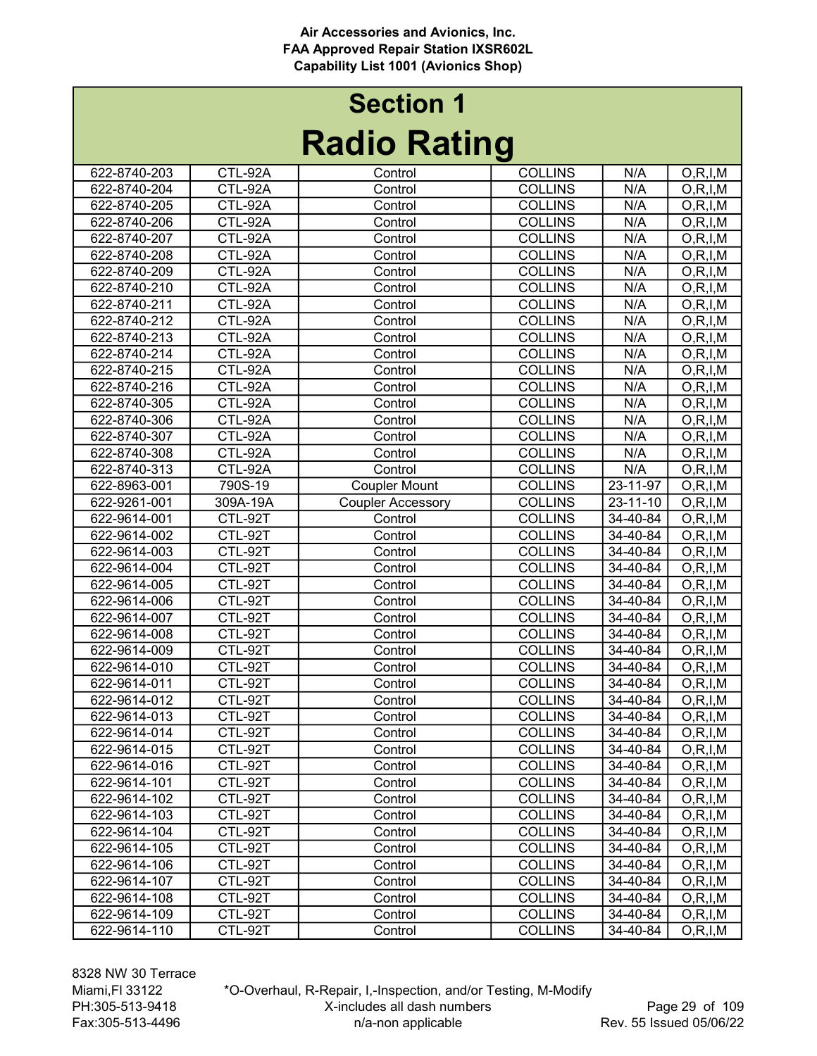# Section 1

# Radio Rating

| | | | | | |
|---|---|---|---|---|---|
| 622-8740-203 | CTL-92A | Control | COLLINS | N/A | O,R,I,M |
| 622-8740-204 | CTL-92A | Control | COLLINS | N/A | O,R,I,M |
| 622-8740-205 | CTL-92A | Control | COLLINS | N/A | O,R,I,M |
| 622-8740-206 | CTL-92A | Control | COLLINS | N/A | O,R,I,M |
| 622-8740-207 | CTL-92A | Control | COLLINS | N/A | O,R,I,M |
| 622-8740-208 | CTL-92A | Control | COLLINS | N/A | O,R,I,M |
| 622-8740-209 | CTL-92A | Control | COLLINS | N/A | O,R,I,M |
| 622-8740-210 | CTL-92A | Control | COLLINS | N/A | O,R,I,M |
| 622-8740-211 | CTL-92A | Control | COLLINS | N/A | O,R,I,M |
| 622-8740-212 | CTL-92A | Control | COLLINS | N/A | O,R,I,M |
| 622-8740-213 | CTL-92A | Control | COLLINS | N/A | O,R,I,M |
| 622-8740-214 | CTL-92A | Control | COLLINS | N/A | O,R,I,M |
| 622-8740-215 | CTL-92A | Control | COLLINS | N/A | O,R,I,M |
| 622-8740-216 | CTL-92A | Control | COLLINS | N/A | O,R,I,M |
| 622-8740-305 | CTL-92A | Control | COLLINS | N/A | O,R,I,M |
| 622-8740-306 | CTL-92A | Control | COLLINS | N/A | O,R,I,M |
| 622-8740-307 | CTL-92A | Control | COLLINS | N/A | O,R,I,M |
| 622-8740-308 | CTL-92A | Control | COLLINS | N/A | O,R,I,M |
| 622-8740-313 | CTL-92A | Control | COLLINS | N/A | O,R,I,M |
| 622-8963-001 | 790S-19 | Coupler Mount | COLLINS | 23-11-97 | O,R,I,M |
| 622-9261-001 | 309A-19A | Coupler Accessory | COLLINS | 23-11-10 | O,R,I,M |
| 622-9614-001 | CTL-92T | Control | COLLINS | 34-40-84 | O,R,I,M |
| 622-9614-002 | CTL-92T | Control | COLLINS | 34-40-84 | O,R,I,M |
| 622-9614-003 | CTL-92T | Control | COLLINS | 34-40-84 | O,R,I,M |
| 622-9614-004 | CTL-92T | Control | COLLINS | 34-40-84 | O,R,I,M |
| 622-9614-005 | CTL-92T | Control | COLLINS | 34-40-84 | O,R,I,M |
| 622-9614-006 | CTL-92T | Control | COLLINS | 34-40-84 | O,R,I,M |
| 622-9614-007 | CTL-92T | Control | COLLINS | 34-40-84 | O,R,I,M |
| 622-9614-008 | CTL-92T | Control | COLLINS | 34-40-84 | O,R,I,M |
| 622-9614-009 | CTL-92T | Control | COLLINS | 34-40-84 | O,R,I,M |
| 622-9614-010 | CTL-92T | Control | COLLINS | 34-40-84 | O,R,I,M |
| 622-9614-011 | CTL-92T | Control | COLLINS | 34-40-84 | O,R,I,M |
| 622-9614-012 | CTL-92T | Control | COLLINS | 34-40-84 | O,R,I,M |
| 622-9614-013 | CTL-92T | Control | COLLINS | 34-40-84 | O,R,I,M |
| 622-9614-014 | CTL-92T | Control | COLLINS | 34-40-84 | O,R,I,M |
| 622-9614-015 | CTL-92T | Control | COLLINS | 34-40-84 | O,R,I,M |
| 622-9614-016 | CTL-92T | Control | COLLINS | 34-40-84 | O,R,I,M |
| 622-9614-101 | CTL-92T | Control | COLLINS | 34-40-84 | O,R,I,M |
| 622-9614-102 | CTL-92T | Control | COLLINS | 34-40-84 | O,R,I,M |
| 622-9614-103 | CTL-92T | Control | COLLINS | 34-40-84 | O,R,I,M |
| 622-9614-104 | CTL-92T | Control | COLLINS | 34-40-84 | O,R,I,M |
| 622-9614-105 | CTL-92T | Control | COLLINS | 34-40-84 | O,R,I,M |
| 622-9614-106 | CTL-92T | Control | COLLINS | 34-40-84 | O,R,I,M |
| 622-9614-107 | CTL-92T | Control | COLLINS | 34-40-84 | O,R,I,M |
| 622-9614-108 | CTL-92T | Control | COLLINS | 34-40-84 | O,R,I,M |
| 622-9614-109 | CTL-92T | Control | COLLINS | 34-40-84 | O,R,I,M |
| 622-9614-110 | CTL-92T | Control | COLLINS | 34-40-84 | O,R,I,M |

*O-Overhaul, R-Repair, I,-Inspection, and/or Testing, M-Modify
X-includes all dash numbers
n/a-non applicable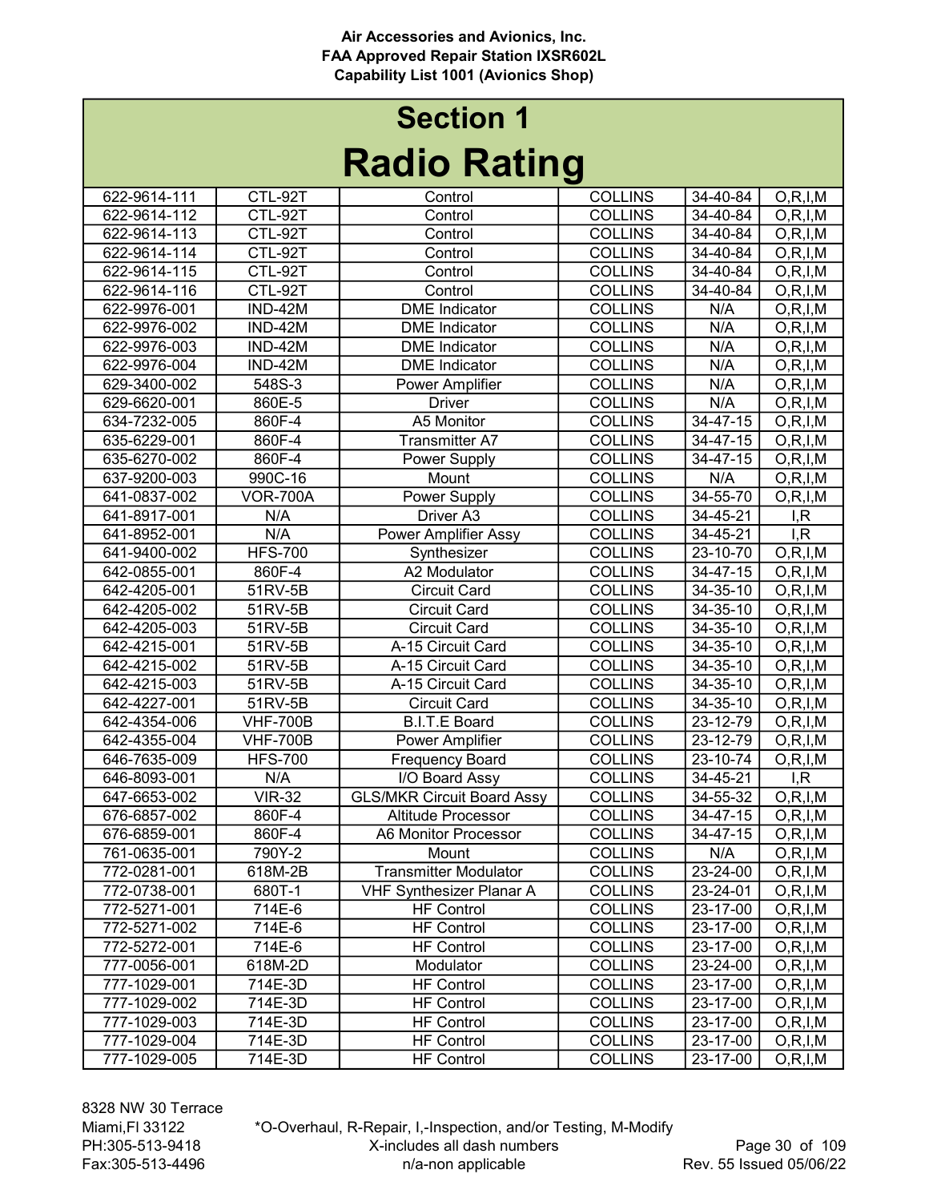# Section 1

# Radio Rating

| | | | | | |
|---|---|---|---|---|---|
| 622-9614-111 | CTL-92T | Control | COLLINS | 34-40-84 | O,R,I,M |
| 622-9614-112 | CTL-92T | Control | COLLINS | 34-40-84 | O,R,I,M |
| 622-9614-113 | CTL-92T | Control | COLLINS | 34-40-84 | O,R,I,M |
| 622-9614-114 | CTL-92T | Control | COLLINS | 34-40-84 | O,R,I,M |
| 622-9614-115 | CTL-92T | Control | COLLINS | 34-40-84 | O,R,I,M |
| 622-9614-116 | CTL-92T | Control | COLLINS | 34-40-84 | O,R,I,M |
| 622-9976-001 | IND-42M | DME Indicator | COLLINS | N/A | O,R,I,M |
| 622-9976-002 | IND-42M | DME Indicator | COLLINS | N/A | O,R,I,M |
| 622-9976-003 | IND-42M | DME Indicator | COLLINS | N/A | O,R,I,M |
| 622-9976-004 | IND-42M | DME Indicator | COLLINS | N/A | O,R,I,M |
| 629-3400-002 | 548S-3 | Power Amplifier | COLLINS | N/A | O,R,I,M |
| 629-6620-001 | 860E-5 | Driver | COLLINS | N/A | O,R,I,M |
| 634-7232-005 | 860F-4 | A5 Monitor | COLLINS | 34-47-15 | O,R,I,M |
| 635-6229-001 | 860F-4 | Transmitter A7 | COLLINS | 34-47-15 | O,R,I,M |
| 635-6270-002 | 860F-4 | Power Supply | COLLINS | 34-47-15 | O,R,I,M |
| 637-9200-003 | 990C-16 | Mount | COLLINS | N/A | O,R,I,M |
| 641-0837-002 | VOR-700A | Power Supply | COLLINS | 34-55-70 | O,R,I,M |
| 641-8917-001 | N/A | Driver A3 | COLLINS | 34-45-21 | I,R |
| 641-8952-001 | N/A | Power Amplifier Assy | COLLINS | 34-45-21 | I,R |
| 641-9400-002 | HFS-700 | Synthesizer | COLLINS | 23-10-70 | O,R,I,M |
| 642-0855-001 | 860F-4 | A2 Modulator | COLLINS | 34-47-15 | O,R,I,M |
| 642-4205-001 | 51RV-5B | Circuit Card | COLLINS | 34-35-10 | O,R,I,M |
| 642-4205-002 | 51RV-5B | Circuit Card | COLLINS | 34-35-10 | O,R,I,M |
| 642-4205-003 | 51RV-5B | Circuit Card | COLLINS | 34-35-10 | O,R,I,M |
| 642-4215-001 | 51RV-5B | A-15 Circuit Card | COLLINS | 34-35-10 | O,R,I,M |
| 642-4215-002 | 51RV-5B | A-15 Circuit Card | COLLINS | 34-35-10 | O,R,I,M |
| 642-4215-003 | 51RV-5B | A-15 Circuit Card | COLLINS | 34-35-10 | O,R,I,M |
| 642-4227-001 | 51RV-5B | Circuit Card | COLLINS | 34-35-10 | O,R,I,M |
| 642-4354-006 | VHF-700B | B.I.T.E Board | COLLINS | 23-12-79 | O,R,I,M |
| 642-4355-004 | VHF-700B | Power Amplifier | COLLINS | 23-12-79 | O,R,I,M |
| 646-7635-009 | HFS-700 | Frequency Board | COLLINS | 23-10-74 | O,R,I,M |
| 646-8093-001 | N/A | I/O Board Assy | COLLINS | 34-45-21 | I,R |
| 647-6653-002 | VIR-32 | GLS/MKR Circuit Board Assy | COLLINS | 34-55-32 | O,R,I,M |
| 676-6857-002 | 860F-4 | Altitude Processor | COLLINS | 34-47-15 | O,R,I,M |
| 676-6859-001 | 860F-4 | A6 Monitor Processor | COLLINS | 34-47-15 | O,R,I,M |
| 761-0635-001 | 790Y-2 | Mount | COLLINS | N/A | O,R,I,M |
| 772-0281-001 | 618M-2B | Transmitter Modulator | COLLINS | 23-24-00 | O,R,I,M |
| 772-0738-001 | 680T-1 | VHF Synthesizer Planar A | COLLINS | 23-24-01 | O,R,I,M |
| 772-5271-001 | 714E-6 | HF Control | COLLINS | 23-17-00 | O,R,I,M |
| 772-5271-002 | 714E-6 | HF Control | COLLINS | 23-17-00 | O,R,I,M |
| 772-5272-001 | 714E-6 | HF Control | COLLINS | 23-17-00 | O,R,I,M |
| 777-0056-001 | 618M-2D | Modulator | COLLINS | 23-24-00 | O,R,I,M |
| 777-1029-001 | 714E-3D | HF Control | COLLINS | 23-17-00 | O,R,I,M |
| 777-1029-002 | 714E-3D | HF Control | COLLINS | 23-17-00 | O,R,I,M |
| 777-1029-003 | 714E-3D | HF Control | COLLINS | 23-17-00 | O,R,I,M |
| 777-1029-004 | 714E-3D | HF Control | COLLINS | 23-17-00 | O,R,I,M |
| 777-1029-005 | 714E-3D | HF Control | COLLINS | 23-17-00 | O,R,I,M |

*O-Overhaul, R-Repair, I,-Inspection, and/or Testing, M-Modify
X-includes all dash numbers
n/a-non applicable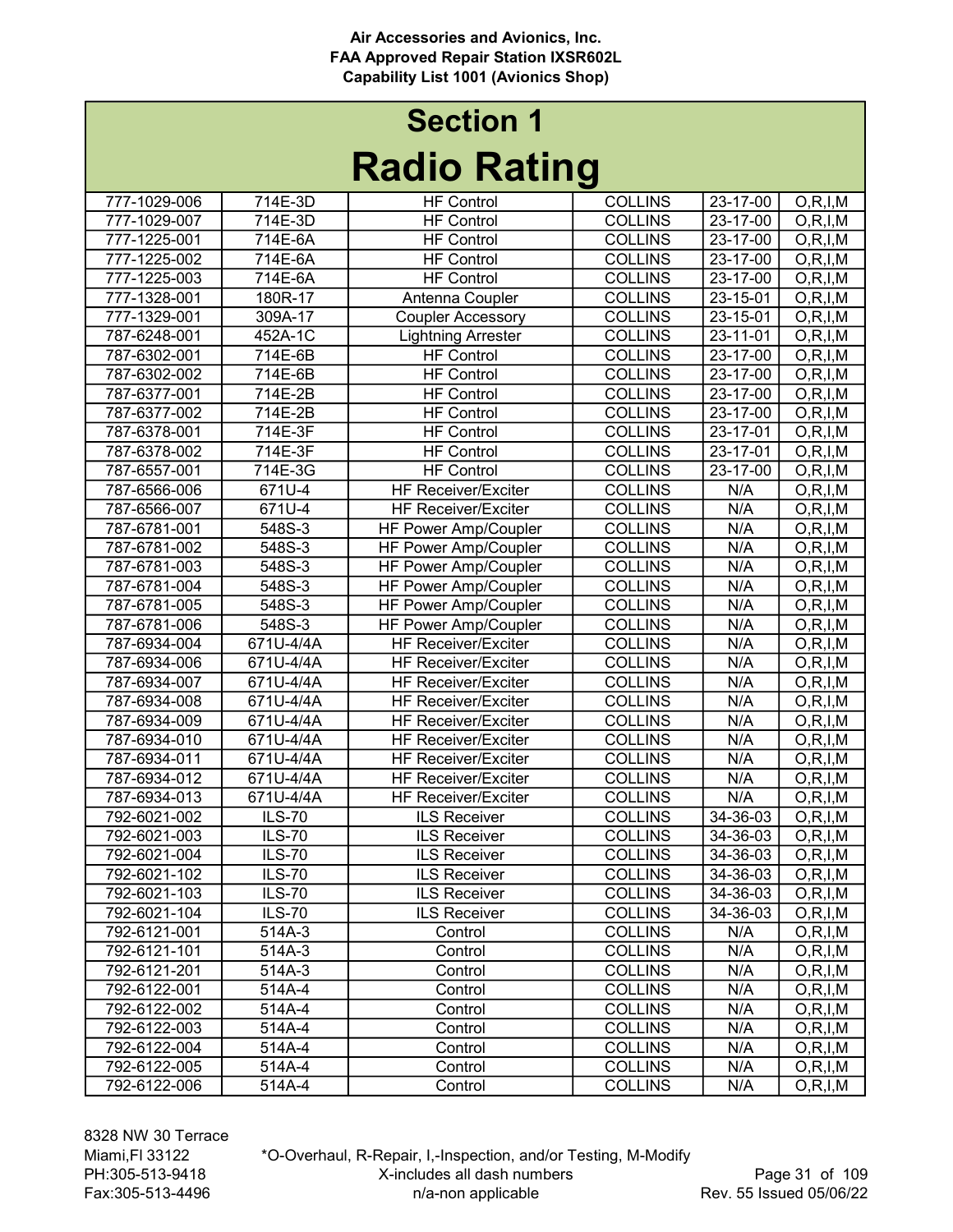# Section 1

# Radio Rating

| | | | | | |
|---|---|---|---|---|---|
| 777-1029-006 | 714E-3D | HF Control | COLLINS | 23-17-00 | O,R,I,M |
| 777-1029-007 | 714E-3D | HF Control | COLLINS | 23-17-00 | O,R,I,M |
| 777-1225-001 | 714E-6A | HF Control | COLLINS | 23-17-00 | O,R,I,M |
| 777-1225-002 | 714E-6A | HF Control | COLLINS | 23-17-00 | O,R,I,M |
| 777-1225-003 | 714E-6A | HF Control | COLLINS | 23-17-00 | O,R,I,M |
| 777-1328-001 | 180R-17 | Antenna Coupler | COLLINS | 23-15-01 | O,R,I,M |
| 777-1329-001 | 309A-17 | Coupler Accessory | COLLINS | 23-15-01 | O,R,I,M |
| 787-6248-001 | 452A-1C | Lightning Arrester | COLLINS | 23-11-01 | O,R,I,M |
| 787-6302-001 | 714E-6B | HF Control | COLLINS | 23-17-00 | O,R,I,M |
| 787-6302-002 | 714E-6B | HF Control | COLLINS | 23-17-00 | O,R,I,M |
| 787-6377-001 | 714E-2B | HF Control | COLLINS | 23-17-00 | O,R,I,M |
| 787-6377-002 | 714E-2B | HF Control | COLLINS | 23-17-00 | O,R,I,M |
| 787-6378-001 | 714E-3F | HF Control | COLLINS | 23-17-01 | O,R,I,M |
| 787-6378-002 | 714E-3F | HF Control | COLLINS | 23-17-01 | O,R,I,M |
| 787-6557-001 | 714E-3G | HF Control | COLLINS | 23-17-00 | O,R,I,M |
| 787-6566-006 | 671U-4 | HF Receiver/Exciter | COLLINS | N/A | O,R,I,M |
| 787-6566-007 | 671U-4 | HF Receiver/Exciter | COLLINS | N/A | O,R,I,M |
| 787-6781-001 | 548S-3 | HF Power Amp/Coupler | COLLINS | N/A | O,R,I,M |
| 787-6781-002 | 548S-3 | HF Power Amp/Coupler | COLLINS | N/A | O,R,I,M |
| 787-6781-003 | 548S-3 | HF Power Amp/Coupler | COLLINS | N/A | O,R,I,M |
| 787-6781-004 | 548S-3 | HF Power Amp/Coupler | COLLINS | N/A | O,R,I,M |
| 787-6781-005 | 548S-3 | HF Power Amp/Coupler | COLLINS | N/A | O,R,I,M |
| 787-6781-006 | 548S-3 | HF Power Amp/Coupler | COLLINS | N/A | O,R,I,M |
| 787-6934-004 | 671U-4/4A | HF Receiver/Exciter | COLLINS | N/A | O,R,I,M |
| 787-6934-006 | 671U-4/4A | HF Receiver/Exciter | COLLINS | N/A | O,R,I,M |
| 787-6934-007 | 671U-4/4A | HF Receiver/Exciter | COLLINS | N/A | O,R,I,M |
| 787-6934-008 | 671U-4/4A | HF Receiver/Exciter | COLLINS | N/A | O,R,I,M |
| 787-6934-009 | 671U-4/4A | HF Receiver/Exciter | COLLINS | N/A | O,R,I,M |
| 787-6934-010 | 671U-4/4A | HF Receiver/Exciter | COLLINS | N/A | O,R,I,M |
| 787-6934-011 | 671U-4/4A | HF Receiver/Exciter | COLLINS | N/A | O,R,I,M |
| 787-6934-012 | 671U-4/4A | HF Receiver/Exciter | COLLINS | N/A | O,R,I,M |
| 787-6934-013 | 671U-4/4A | HF Receiver/Exciter | COLLINS | N/A | O,R,I,M |
| 792-6021-002 | ILS-70 | ILS Receiver | COLLINS | 34-36-03 | O,R,I,M |
| 792-6021-003 | ILS-70 | ILS Receiver | COLLINS | 34-36-03 | O,R,I,M |
| 792-6021-004 | ILS-70 | ILS Receiver | COLLINS | 34-36-03 | O,R,I,M |
| 792-6021-102 | ILS-70 | ILS Receiver | COLLINS | 34-36-03 | O,R,I,M |
| 792-6021-103 | ILS-70 | ILS Receiver | COLLINS | 34-36-03 | O,R,I,M |
| 792-6021-104 | ILS-70 | ILS Receiver | COLLINS | 34-36-03 | O,R,I,M |
| 792-6121-001 | 514A-3 | Control | COLLINS | N/A | O,R,I,M |
| 792-6121-101 | 514A-3 | Control | COLLINS | N/A | O,R,I,M |
| 792-6121-201 | 514A-3 | Control | COLLINS | N/A | O,R,I,M |
| 792-6122-001 | 514A-4 | Control | COLLINS | N/A | O,R,I,M |
| 792-6122-002 | 514A-4 | Control | COLLINS | N/A | O,R,I,M |
| 792-6122-003 | 514A-4 | Control | COLLINS | N/A | O,R,I,M |
| 792-6122-004 | 514A-4 | Control | COLLINS | N/A | O,R,I,M |
| 792-6122-005 | 514A-4 | Control | COLLINS | N/A | O,R,I,M |
| 792-6122-006 | 514A-4 | Control | COLLINS | N/A | O,R,I,M |

*O-Overhaul, R-Repair, I,-Inspection, and/or Testing, M-Modify
X-includes all dash numbers
n/a-non applicable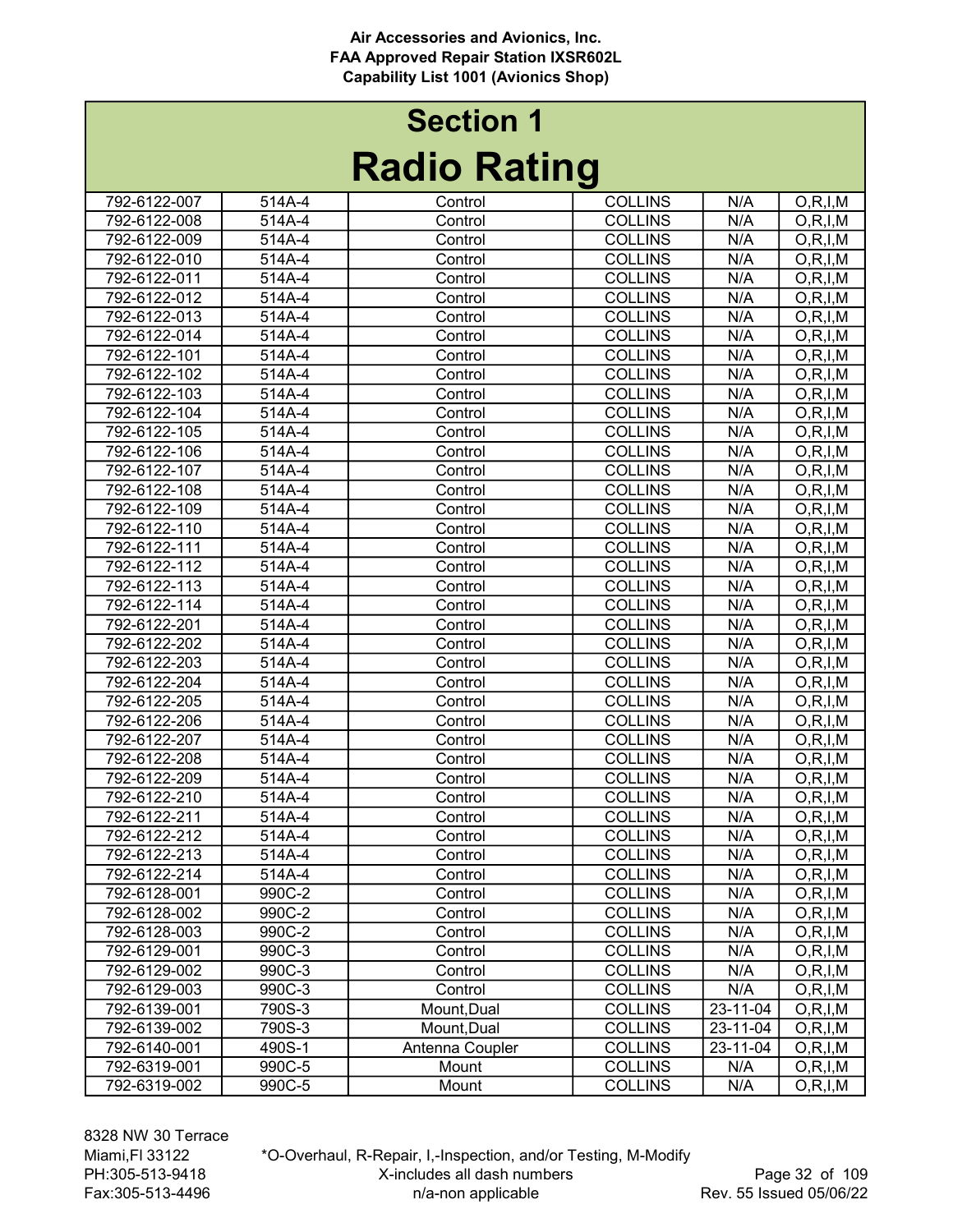# Section 1

## Radio Rating

| | | | | | |
|---|---|---|---|---|---|
| 792-6122-007 | 514A-4 | Control | COLLINS | N/A | O,R,I,M |
| 792-6122-008 | 514A-4 | Control | COLLINS | N/A | O,R,I,M |
| 792-6122-009 | 514A-4 | Control | COLLINS | N/A | O,R,I,M |
| 792-6122-010 | 514A-4 | Control | COLLINS | N/A | O,R,I,M |
| 792-6122-011 | 514A-4 | Control | COLLINS | N/A | O,R,I,M |
| 792-6122-012 | 514A-4 | Control | COLLINS | N/A | O,R,I,M |
| 792-6122-013 | 514A-4 | Control | COLLINS | N/A | O,R,I,M |
| 792-6122-014 | 514A-4 | Control | COLLINS | N/A | O,R,I,M |
| 792-6122-101 | 514A-4 | Control | COLLINS | N/A | O,R,I,M |
| 792-6122-102 | 514A-4 | Control | COLLINS | N/A | O,R,I,M |
| 792-6122-103 | 514A-4 | Control | COLLINS | N/A | O,R,I,M |
| 792-6122-104 | 514A-4 | Control | COLLINS | N/A | O,R,I,M |
| 792-6122-105 | 514A-4 | Control | COLLINS | N/A | O,R,I,M |
| 792-6122-106 | 514A-4 | Control | COLLINS | N/A | O,R,I,M |
| 792-6122-107 | 514A-4 | Control | COLLINS | N/A | O,R,I,M |
| 792-6122-108 | 514A-4 | Control | COLLINS | N/A | O,R,I,M |
| 792-6122-109 | 514A-4 | Control | COLLINS | N/A | O,R,I,M |
| 792-6122-110 | 514A-4 | Control | COLLINS | N/A | O,R,I,M |
| 792-6122-111 | 514A-4 | Control | COLLINS | N/A | O,R,I,M |
| 792-6122-112 | 514A-4 | Control | COLLINS | N/A | O,R,I,M |
| 792-6122-113 | 514A-4 | Control | COLLINS | N/A | O,R,I,M |
| 792-6122-114 | 514A-4 | Control | COLLINS | N/A | O,R,I,M |
| 792-6122-201 | 514A-4 | Control | COLLINS | N/A | O,R,I,M |
| 792-6122-202 | 514A-4 | Control | COLLINS | N/A | O,R,I,M |
| 792-6122-203 | 514A-4 | Control | COLLINS | N/A | O,R,I,M |
| 792-6122-204 | 514A-4 | Control | COLLINS | N/A | O,R,I,M |
| 792-6122-205 | 514A-4 | Control | COLLINS | N/A | O,R,I,M |
| 792-6122-206 | 514A-4 | Control | COLLINS | N/A | O,R,I,M |
| 792-6122-207 | 514A-4 | Control | COLLINS | N/A | O,R,I,M |
| 792-6122-208 | 514A-4 | Control | COLLINS | N/A | O,R,I,M |
| 792-6122-209 | 514A-4 | Control | COLLINS | N/A | O,R,I,M |
| 792-6122-210 | 514A-4 | Control | COLLINS | N/A | O,R,I,M |
| 792-6122-211 | 514A-4 | Control | COLLINS | N/A | O,R,I,M |
| 792-6122-212 | 514A-4 | Control | COLLINS | N/A | O,R,I,M |
| 792-6122-213 | 514A-4 | Control | COLLINS | N/A | O,R,I,M |
| 792-6122-214 | 514A-4 | Control | COLLINS | N/A | O,R,I,M |
| 792-6128-001 | 990C-2 | Control | COLLINS | N/A | O,R,I,M |
| 792-6128-002 | 990C-2 | Control | COLLINS | N/A | O,R,I,M |
| 792-6128-003 | 990C-2 | Control | COLLINS | N/A | O,R,I,M |
| 792-6129-001 | 990C-3 | Control | COLLINS | N/A | O,R,I,M |
| 792-6129-002 | 990C-3 | Control | COLLINS | N/A | O,R,I,M |
| 792-6129-003 | 990C-3 | Control | COLLINS | N/A | O,R,I,M |
| 792-6139-001 | 790S-3 | Mount,Dual | COLLINS | 23-11-04 | O,R,I,M |
| 792-6139-002 | 790S-3 | Mount,Dual | COLLINS | 23-11-04 | O,R,I,M |
| 792-6140-001 | 490S-1 | Antenna Coupler | COLLINS | 23-11-04 | O,R,I,M |
| 792-6319-001 | 990C-5 | Mount | COLLINS | N/A | O,R,I,M |
| 792-6319-002 | 990C-5 | Mount | COLLINS | N/A | O,R,I,M |

8328 NW 30 Terrace
Miami,Fl 33122
PH:305-513-9418
Fax:305-513-4496

*O-Overhaul, R-Repair, I,-Inspection, and/or Testing, M-Modify
X-includes all dash numbers
n/a-non applicable

Rev. 55 Issued 05/06/22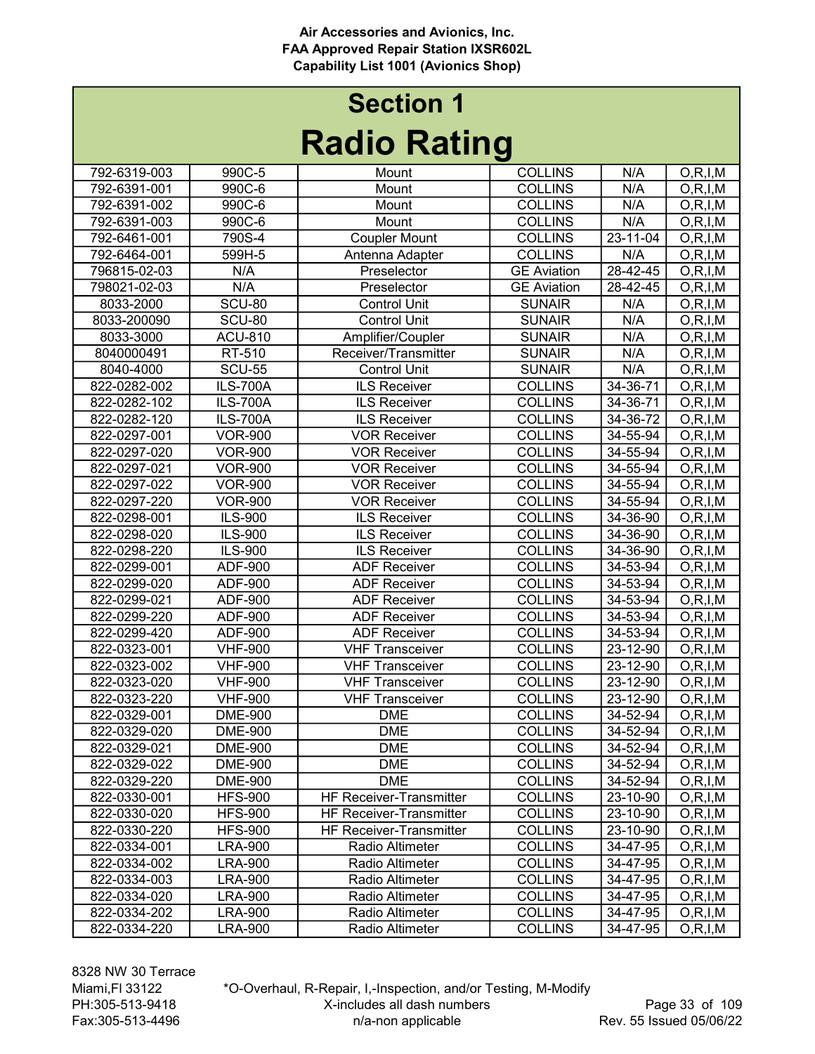**Air Accessories and Avionics, Inc.**
**FAA Approved Repair Station IXSR602L**
**Capability List 1001 (Avionics Shop)**

# Section 1
# Radio Rating

| | | | | | |
|---|---|---|---|---|---|
| 792-6319-003 | 990C-5 | Mount | COLLINS | N/A | O,R,I,M |
| 792-6391-001 | 990C-6 | Mount | COLLINS | N/A | O,R,I,M |
| 792-6391-002 | 990C-6 | Mount | COLLINS | N/A | O,R,I,M |
| 792-6391-003 | 990C-6 | Mount | COLLINS | N/A | O,R,I,M |
| 792-6461-001 | 790S-4 | Coupler Mount | COLLINS | 23-11-04 | O,R,I,M |
| 792-6464-001 | 599H-5 | Antenna Adapter | COLLINS | N/A | O,R,I,M |
| 796815-02-03 | N/A | Preselector | GE Aviation | 28-42-45 | O,R,I,M |
| 798021-02-03 | N/A | Preselector | GE Aviation | 28-42-45 | O,R,I,M |
| 8033-2000 | SCU-80 | Control Unit | SUNAIR | N/A | O,R,I,M |
| 8033-200090 | SCU-80 | Control Unit | SUNAIR | N/A | O,R,I,M |
| 8033-3000 | ACU-810 | Amplifier/Coupler | SUNAIR | N/A | O,R,I,M |
| 8040000491 | RT-510 | Receiver/Transmitter | SUNAIR | N/A | O,R,I,M |
| 8040-4000 | SCU-55 | Control Unit | SUNAIR | N/A | O,R,I,M |
| 822-0282-002 | ILS-700A | ILS Receiver | COLLINS | 34-36-71 | O,R,I,M |
| 822-0282-102 | ILS-700A | ILS Receiver | COLLINS | 34-36-71 | O,R,I,M |
| 822-0282-120 | ILS-700A | ILS Receiver | COLLINS | 34-36-72 | O,R,I,M |
| 822-0297-001 | VOR-900 | VOR Receiver | COLLINS | 34-55-94 | O,R,I,M |
| 822-0297-020 | VOR-900 | VOR Receiver | COLLINS | 34-55-94 | O,R,I,M |
| 822-0297-021 | VOR-900 | VOR Receiver | COLLINS | 34-55-94 | O,R,I,M |
| 822-0297-022 | VOR-900 | VOR Receiver | COLLINS | 34-55-94 | O,R,I,M |
| 822-0297-220 | VOR-900 | VOR Receiver | COLLINS | 34-55-94 | O,R,I,M |
| 822-0298-001 | ILS-900 | ILS Receiver | COLLINS | 34-36-90 | O,R,I,M |
| 822-0298-020 | ILS-900 | ILS Receiver | COLLINS | 34-36-90 | O,R,I,M |
| 822-0298-220 | ILS-900 | ILS Receiver | COLLINS | 34-36-90 | O,R,I,M |
| 822-0299-001 | ADF-900 | ADF Receiver | COLLINS | 34-53-94 | O,R,I,M |
| 822-0299-020 | ADF-900 | ADF Receiver | COLLINS | 34-53-94 | O,R,I,M |
| 822-0299-021 | ADF-900 | ADF Receiver | COLLINS | 34-53-94 | O,R,I,M |
| 822-0299-220 | ADF-900 | ADF Receiver | COLLINS | 34-53-94 | O,R,I,M |
| 822-0299-420 | ADF-900 | ADF Receiver | COLLINS | 34-53-94 | O,R,I,M |
| 822-0323-001 | VHF-900 | VHF Transceiver | COLLINS | 23-12-90 | O,R,I,M |
| 822-0323-002 | VHF-900 | VHF Transceiver | COLLINS | 23-12-90 | O,R,I,M |
| 822-0323-020 | VHF-900 | VHF Transceiver | COLLINS | 23-12-90 | O,R,I,M |
| 822-0323-220 | VHF-900 | VHF Transceiver | COLLINS | 23-12-90 | O,R,I,M |
| 822-0329-001 | DME-900 | DME | COLLINS | 34-52-94 | O,R,I,M |
| 822-0329-020 | DME-900 | DME | COLLINS | 34-52-94 | O,R,I,M |
| 822-0329-021 | DME-900 | DME | COLLINS | 34-52-94 | O,R,I,M |
| 822-0329-022 | DME-900 | DME | COLLINS | 34-52-94 | O,R,I,M |
| 822-0329-220 | DME-900 | DME | COLLINS | 34-52-94 | O,R,I,M |
| 822-0330-001 | HFS-900 | HF Receiver-Transmitter | COLLINS | 23-10-90 | O,R,I,M |
| 822-0330-020 | HFS-900 | HF Receiver-Transmitter | COLLINS | 23-10-90 | O,R,I,M |
| 822-0330-220 | HFS-900 | HF Receiver-Transmitter | COLLINS | 23-10-90 | O,R,I,M |
| 822-0334-001 | LRA-900 | Radio Altimeter | COLLINS | 34-47-95 | O,R,I,M |
| 822-0334-002 | LRA-900 | Radio Altimeter | COLLINS | 34-47-95 | O,R,I,M |
| 822-0334-003 | LRA-900 | Radio Altimeter | COLLINS | 34-47-95 | O,R,I,M |
| 822-0334-020 | LRA-900 | Radio Altimeter | COLLINS | 34-47-95 | O,R,I,M |
| 822-0334-202 | LRA-900 | Radio Altimeter | COLLINS | 34-47-95 | O,R,I,M |
| 822-0334-220 | LRA-900 | Radio Altimeter | COLLINS | 34-47-95 | O,R,I,M |

8328 NW 30 Terrace
Miami,Fl 33122
PH:305-513-9418
Fax:305-513-4496

*O-Overhaul, R-Repair, I,-Inspection, and/or Testing, M-Modify
X-includes all dash numbers
n/a-non applicable

Rev. 55 Issued 05/06/22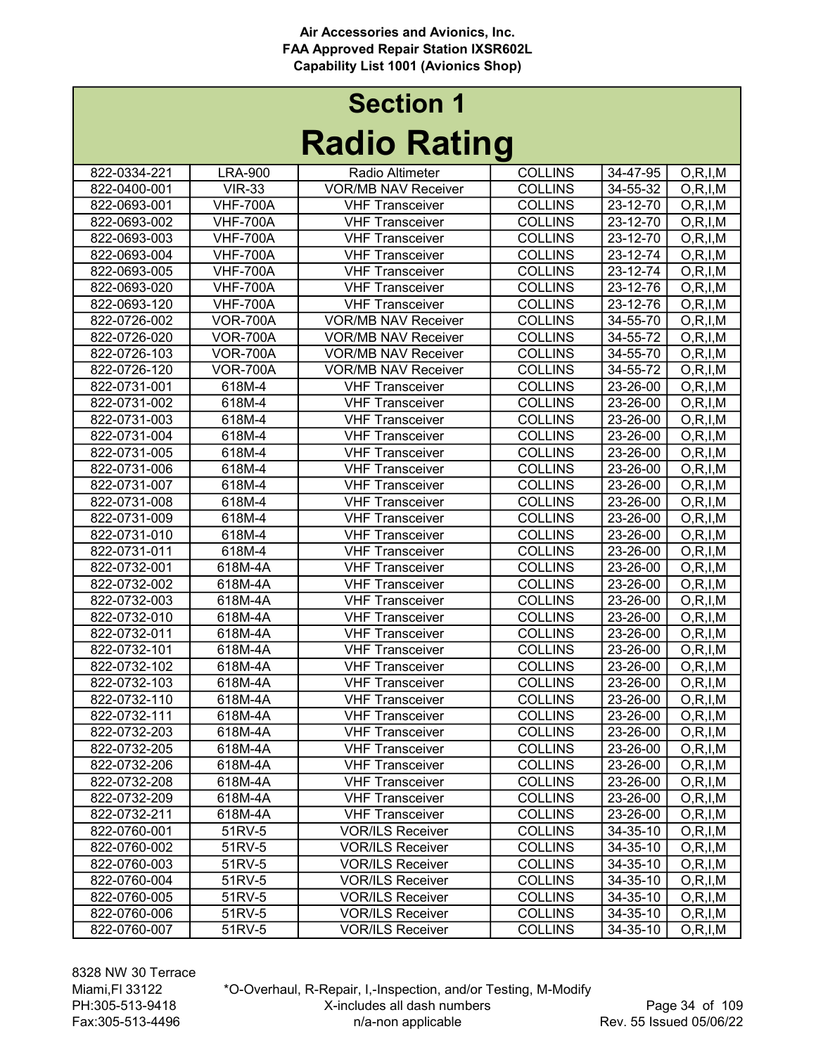# Section 1

# Radio Rating

| | | | | | |
|---|---|---|---|---|---|
| 822-0334-221 | LRA-900 | Radio Altimeter | COLLINS | 34-47-95 | O,R,I,M |
| 822-0400-001 | VIR-33 | VOR/MB NAV Receiver | COLLINS | 34-55-32 | O,R,I,M |
| 822-0693-001 | VHF-700A | VHF Transceiver | COLLINS | 23-12-70 | O,R,I,M |
| 822-0693-002 | VHF-700A | VHF Transceiver | COLLINS | 23-12-70 | O,R,I,M |
| 822-0693-003 | VHF-700A | VHF Transceiver | COLLINS | 23-12-70 | O,R,I,M |
| 822-0693-004 | VHF-700A | VHF Transceiver | COLLINS | 23-12-74 | O,R,I,M |
| 822-0693-005 | VHF-700A | VHF Transceiver | COLLINS | 23-12-74 | O,R,I,M |
| 822-0693-020 | VHF-700A | VHF Transceiver | COLLINS | 23-12-76 | O,R,I,M |
| 822-0693-120 | VHF-700A | VHF Transceiver | COLLINS | 23-12-76 | O,R,I,M |
| 822-0726-002 | VOR-700A | VOR/MB NAV Receiver | COLLINS | 34-55-70 | O,R,I,M |
| 822-0726-020 | VOR-700A | VOR/MB NAV Receiver | COLLINS | 34-55-72 | O,R,I,M |
| 822-0726-103 | VOR-700A | VOR/MB NAV Receiver | COLLINS | 34-55-70 | O,R,I,M |
| 822-0726-120 | VOR-700A | VOR/MB NAV Receiver | COLLINS | 34-55-72 | O,R,I,M |
| 822-0731-001 | 618M-4 | VHF Transceiver | COLLINS | 23-26-00 | O,R,I,M |
| 822-0731-002 | 618M-4 | VHF Transceiver | COLLINS | 23-26-00 | O,R,I,M |
| 822-0731-003 | 618M-4 | VHF Transceiver | COLLINS | 23-26-00 | O,R,I,M |
| 822-0731-004 | 618M-4 | VHF Transceiver | COLLINS | 23-26-00 | O,R,I,M |
| 822-0731-005 | 618M-4 | VHF Transceiver | COLLINS | 23-26-00 | O,R,I,M |
| 822-0731-006 | 618M-4 | VHF Transceiver | COLLINS | 23-26-00 | O,R,I,M |
| 822-0731-007 | 618M-4 | VHF Transceiver | COLLINS | 23-26-00 | O,R,I,M |
| 822-0731-008 | 618M-4 | VHF Transceiver | COLLINS | 23-26-00 | O,R,I,M |
| 822-0731-009 | 618M-4 | VHF Transceiver | COLLINS | 23-26-00 | O,R,I,M |
| 822-0731-010 | 618M-4 | VHF Transceiver | COLLINS | 23-26-00 | O,R,I,M |
| 822-0731-011 | 618M-4 | VHF Transceiver | COLLINS | 23-26-00 | O,R,I,M |
| 822-0732-001 | 618M-4A | VHF Transceiver | COLLINS | 23-26-00 | O,R,I,M |
| 822-0732-002 | 618M-4A | VHF Transceiver | COLLINS | 23-26-00 | O,R,I,M |
| 822-0732-003 | 618M-4A | VHF Transceiver | COLLINS | 23-26-00 | O,R,I,M |
| 822-0732-010 | 618M-4A | VHF Transceiver | COLLINS | 23-26-00 | O,R,I,M |
| 822-0732-011 | 618M-4A | VHF Transceiver | COLLINS | 23-26-00 | O,R,I,M |
| 822-0732-101 | 618M-4A | VHF Transceiver | COLLINS | 23-26-00 | O,R,I,M |
| 822-0732-102 | 618M-4A | VHF Transceiver | COLLINS | 23-26-00 | O,R,I,M |
| 822-0732-103 | 618M-4A | VHF Transceiver | COLLINS | 23-26-00 | O,R,I,M |
| 822-0732-110 | 618M-4A | VHF Transceiver | COLLINS | 23-26-00 | O,R,I,M |
| 822-0732-111 | 618M-4A | VHF Transceiver | COLLINS | 23-26-00 | O,R,I,M |
| 822-0732-203 | 618M-4A | VHF Transceiver | COLLINS | 23-26-00 | O,R,I,M |
| 822-0732-205 | 618M-4A | VHF Transceiver | COLLINS | 23-26-00 | O,R,I,M |
| 822-0732-206 | 618M-4A | VHF Transceiver | COLLINS | 23-26-00 | O,R,I,M |
| 822-0732-208 | 618M-4A | VHF Transceiver | COLLINS | 23-26-00 | O,R,I,M |
| 822-0732-209 | 618M-4A | VHF Transceiver | COLLINS | 23-26-00 | O,R,I,M |
| 822-0732-211 | 618M-4A | VHF Transceiver | COLLINS | 23-26-00 | O,R,I,M |
| 822-0760-001 | 51RV-5 | VOR/ILS Receiver | COLLINS | 34-35-10 | O,R,I,M |
| 822-0760-002 | 51RV-5 | VOR/ILS Receiver | COLLINS | 34-35-10 | O,R,I,M |
| 822-0760-003 | 51RV-5 | VOR/ILS Receiver | COLLINS | 34-35-10 | O,R,I,M |
| 822-0760-004 | 51RV-5 | VOR/ILS Receiver | COLLINS | 34-35-10 | O,R,I,M |
| 822-0760-005 | 51RV-5 | VOR/ILS Receiver | COLLINS | 34-35-10 | O,R,I,M |
| 822-0760-006 | 51RV-5 | VOR/ILS Receiver | COLLINS | 34-35-10 | O,R,I,M |
| 822-0760-007 | 51RV-5 | VOR/ILS Receiver | COLLINS | 34-35-10 | O,R,I,M |

8328 NW 30 Terrace
Miami,Fl 33122
PH:305-513-9418
Fax:305-513-4496

*O-Overhaul, R-Repair, I,-Inspection, and/or Testing, M-Modify
X-includes all dash numbers
n/a-non applicable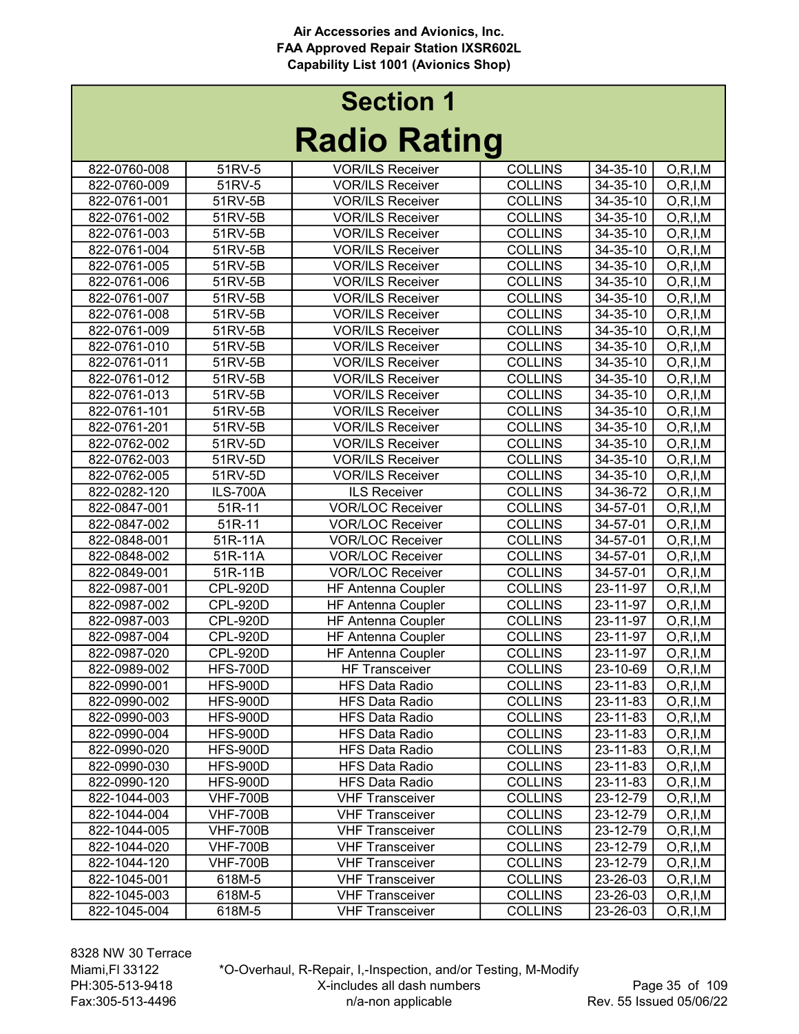Air Accessories and Avionics, Inc.
FAA Approved Repair Station IXSR602L
Capability List 1001 (Avionics Shop)

# Section 1
# Radio Rating

| | | | | | |
|---|---|---|---|---|---|
| 822-0760-008 | 51RV-5 | VOR/ILS Receiver | COLLINS | 34-35-10 | O,R,I,M |
| 822-0760-009 | 51RV-5 | VOR/ILS Receiver | COLLINS | 34-35-10 | O,R,I,M |
| 822-0761-001 | 51RV-5B | VOR/ILS Receiver | COLLINS | 34-35-10 | O,R,I,M |
| 822-0761-002 | 51RV-5B | VOR/ILS Receiver | COLLINS | 34-35-10 | O,R,I,M |
| 822-0761-003 | 51RV-5B | VOR/ILS Receiver | COLLINS | 34-35-10 | O,R,I,M |
| 822-0761-004 | 51RV-5B | VOR/ILS Receiver | COLLINS | 34-35-10 | O,R,I,M |
| 822-0761-005 | 51RV-5B | VOR/ILS Receiver | COLLINS | 34-35-10 | O,R,I,M |
| 822-0761-006 | 51RV-5B | VOR/ILS Receiver | COLLINS | 34-35-10 | O,R,I,M |
| 822-0761-007 | 51RV-5B | VOR/ILS Receiver | COLLINS | 34-35-10 | O,R,I,M |
| 822-0761-008 | 51RV-5B | VOR/ILS Receiver | COLLINS | 34-35-10 | O,R,I,M |
| 822-0761-009 | 51RV-5B | VOR/ILS Receiver | COLLINS | 34-35-10 | O,R,I,M |
| 822-0761-010 | 51RV-5B | VOR/ILS Receiver | COLLINS | 34-35-10 | O,R,I,M |
| 822-0761-011 | 51RV-5B | VOR/ILS Receiver | COLLINS | 34-35-10 | O,R,I,M |
| 822-0761-012 | 51RV-5B | VOR/ILS Receiver | COLLINS | 34-35-10 | O,R,I,M |
| 822-0761-013 | 51RV-5B | VOR/ILS Receiver | COLLINS | 34-35-10 | O,R,I,M |
| 822-0761-101 | 51RV-5B | VOR/ILS Receiver | COLLINS | 34-35-10 | O,R,I,M |
| 822-0761-201 | 51RV-5B | VOR/ILS Receiver | COLLINS | 34-35-10 | O,R,I,M |
| 822-0762-002 | 51RV-5D | VOR/ILS Receiver | COLLINS | 34-35-10 | O,R,I,M |
| 822-0762-003 | 51RV-5D | VOR/ILS Receiver | COLLINS | 34-35-10 | O,R,I,M |
| 822-0762-005 | 51RV-5D | VOR/ILS Receiver | COLLINS | 34-35-10 | O,R,I,M |
| 822-0282-120 | ILS-700A | ILS Receiver | COLLINS | 34-36-72 | O,R,I,M |
| 822-0847-001 | 51R-11 | VOR/LOC Receiver | COLLINS | 34-57-01 | O,R,I,M |
| 822-0847-002 | 51R-11 | VOR/LOC Receiver | COLLINS | 34-57-01 | O,R,I,M |
| 822-0848-001 | 51R-11A | VOR/LOC Receiver | COLLINS | 34-57-01 | O,R,I,M |
| 822-0848-002 | 51R-11A | VOR/LOC Receiver | COLLINS | 34-57-01 | O,R,I,M |
| 822-0849-001 | 51R-11B | VOR/LOC Receiver | COLLINS | 34-57-01 | O,R,I,M |
| 822-0987-001 | CPL-920D | HF Antenna Coupler | COLLINS | 23-11-97 | O,R,I,M |
| 822-0987-002 | CPL-920D | HF Antenna Coupler | COLLINS | 23-11-97 | O,R,I,M |
| 822-0987-003 | CPL-920D | HF Antenna Coupler | COLLINS | 23-11-97 | O,R,I,M |
| 822-0987-004 | CPL-920D | HF Antenna Coupler | COLLINS | 23-11-97 | O,R,I,M |
| 822-0987-020 | CPL-920D | HF Antenna Coupler | COLLINS | 23-11-97 | O,R,I,M |
| 822-0989-002 | HFS-700D | HF Transceiver | COLLINS | 23-10-69 | O,R,I,M |
| 822-0990-001 | HFS-900D | HFS Data Radio | COLLINS | 23-11-83 | O,R,I,M |
| 822-0990-002 | HFS-900D | HFS Data Radio | COLLINS | 23-11-83 | O,R,I,M |
| 822-0990-003 | HFS-900D | HFS Data Radio | COLLINS | 23-11-83 | O,R,I,M |
| 822-0990-004 | HFS-900D | HFS Data Radio | COLLINS | 23-11-83 | O,R,I,M |
| 822-0990-020 | HFS-900D | HFS Data Radio | COLLINS | 23-11-83 | O,R,I,M |
| 822-0990-030 | HFS-900D | HFS Data Radio | COLLINS | 23-11-83 | O,R,I,M |
| 822-0990-120 | HFS-900D | HFS Data Radio | COLLINS | 23-11-83 | O,R,I,M |
| 822-1044-003 | VHF-700B | VHF Transceiver | COLLINS | 23-12-79 | O,R,I,M |
| 822-1044-004 | VHF-700B | VHF Transceiver | COLLINS | 23-12-79 | O,R,I,M |
| 822-1044-005 | VHF-700B | VHF Transceiver | COLLINS | 23-12-79 | O,R,I,M |
| 822-1044-020 | VHF-700B | VHF Transceiver | COLLINS | 23-12-79 | O,R,I,M |
| 822-1044-120 | VHF-700B | VHF Transceiver | COLLINS | 23-12-79 | O,R,I,M |
| 822-1045-001 | 618M-5 | VHF Transceiver | COLLINS | 23-26-03 | O,R,I,M |
| 822-1045-003 | 618M-5 | VHF Transceiver | COLLINS | 23-26-03 | O,R,I,M |
| 822-1045-004 | 618M-5 | VHF Transceiver | COLLINS | 23-26-03 | O,R,I,M |

8328 NW 30 Terrace
Miami,Fl 33122
PH:305-513-9418
Fax:305-513-4496

*O-Overhaul, R-Repair, I,-Inspection, and/or Testing, M-Modify
X-includes all dash numbers
n/a-non applicable

Rev. 55 Issued 05/06/22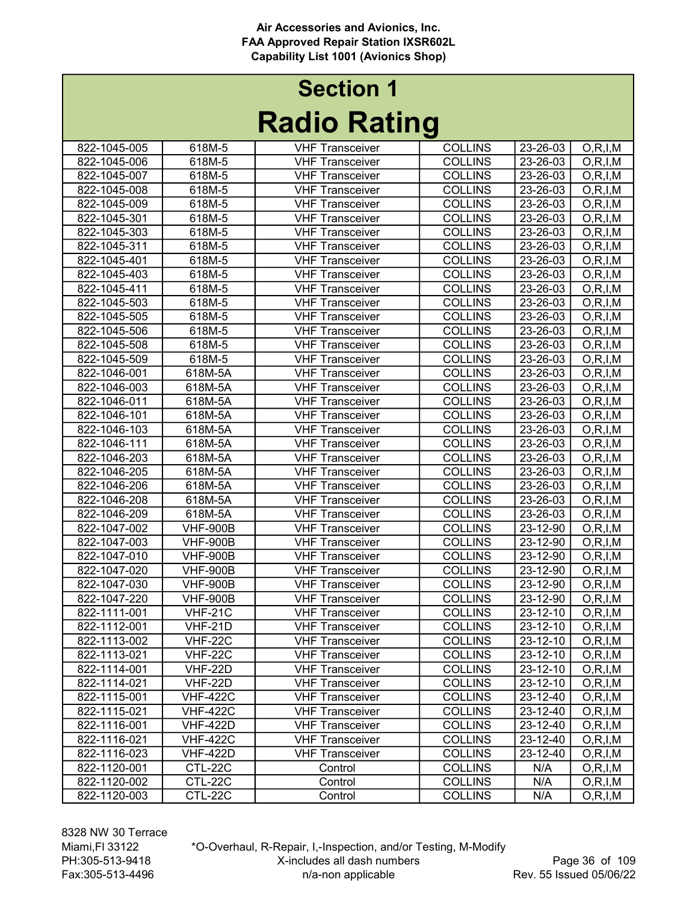Air Accessories and Avionics, Inc.
FAA Approved Repair Station IXSR602L
Capability List 1001 (Avionics Shop)

# Section 1

# Radio Rating

| | | | | | |
|---|---|---|---|---|---|
| 822-1045-005 | 618M-5 | VHF Transceiver | COLLINS | 23-26-03 | O,R,I,M |
| 822-1045-006 | 618M-5 | VHF Transceiver | COLLINS | 23-26-03 | O,R,I,M |
| 822-1045-007 | 618M-5 | VHF Transceiver | COLLINS | 23-26-03 | O,R,I,M |
| 822-1045-008 | 618M-5 | VHF Transceiver | COLLINS | 23-26-03 | O,R,I,M |
| 822-1045-009 | 618M-5 | VHF Transceiver | COLLINS | 23-26-03 | O,R,I,M |
| 822-1045-301 | 618M-5 | VHF Transceiver | COLLINS | 23-26-03 | O,R,I,M |
| 822-1045-303 | 618M-5 | VHF Transceiver | COLLINS | 23-26-03 | O,R,I,M |
| 822-1045-311 | 618M-5 | VHF Transceiver | COLLINS | 23-26-03 | O,R,I,M |
| 822-1045-401 | 618M-5 | VHF Transceiver | COLLINS | 23-26-03 | O,R,I,M |
| 822-1045-403 | 618M-5 | VHF Transceiver | COLLINS | 23-26-03 | O,R,I,M |
| 822-1045-411 | 618M-5 | VHF Transceiver | COLLINS | 23-26-03 | O,R,I,M |
| 822-1045-503 | 618M-5 | VHF Transceiver | COLLINS | 23-26-03 | O,R,I,M |
| 822-1045-505 | 618M-5 | VHF Transceiver | COLLINS | 23-26-03 | O,R,I,M |
| 822-1045-506 | 618M-5 | VHF Transceiver | COLLINS | 23-26-03 | O,R,I,M |
| 822-1045-508 | 618M-5 | VHF Transceiver | COLLINS | 23-26-03 | O,R,I,M |
| 822-1045-509 | 618M-5 | VHF Transceiver | COLLINS | 23-26-03 | O,R,I,M |
| 822-1046-001 | 618M-5A | VHF Transceiver | COLLINS | 23-26-03 | O,R,I,M |
| 822-1046-003 | 618M-5A | VHF Transceiver | COLLINS | 23-26-03 | O,R,I,M |
| 822-1046-011 | 618M-5A | VHF Transceiver | COLLINS | 23-26-03 | O,R,I,M |
| 822-1046-101 | 618M-5A | VHF Transceiver | COLLINS | 23-26-03 | O,R,I,M |
| 822-1046-103 | 618M-5A | VHF Transceiver | COLLINS | 23-26-03 | O,R,I,M |
| 822-1046-111 | 618M-5A | VHF Transceiver | COLLINS | 23-26-03 | O,R,I,M |
| 822-1046-203 | 618M-5A | VHF Transceiver | COLLINS | 23-26-03 | O,R,I,M |
| 822-1046-205 | 618M-5A | VHF Transceiver | COLLINS | 23-26-03 | O,R,I,M |
| 822-1046-206 | 618M-5A | VHF Transceiver | COLLINS | 23-26-03 | O,R,I,M |
| 822-1046-208 | 618M-5A | VHF Transceiver | COLLINS | 23-26-03 | O,R,I,M |
| 822-1046-209 | 618M-5A | VHF Transceiver | COLLINS | 23-26-03 | O,R,I,M |
| 822-1047-002 | VHF-900B | VHF Transceiver | COLLINS | 23-12-90 | O,R,I,M |
| 822-1047-003 | VHF-900B | VHF Transceiver | COLLINS | 23-12-90 | O,R,I,M |
| 822-1047-010 | VHF-900B | VHF Transceiver | COLLINS | 23-12-90 | O,R,I,M |
| 822-1047-020 | VHF-900B | VHF Transceiver | COLLINS | 23-12-90 | O,R,I,M |
| 822-1047-030 | VHF-900B | VHF Transceiver | COLLINS | 23-12-90 | O,R,I,M |
| 822-1047-220 | VHF-900B | VHF Transceiver | COLLINS | 23-12-90 | O,R,I,M |
| 822-1111-001 | VHF-21C | VHF Transceiver | COLLINS | 23-12-10 | O,R,I,M |
| 822-1112-001 | VHF-21D | VHF Transceiver | COLLINS | 23-12-10 | O,R,I,M |
| 822-1113-002 | VHF-22C | VHF Transceiver | COLLINS | 23-12-10 | O,R,I,M |
| 822-1113-021 | VHF-22C | VHF Transceiver | COLLINS | 23-12-10 | O,R,I,M |
| 822-1114-001 | VHF-22D | VHF Transceiver | COLLINS | 23-12-10 | O,R,I,M |
| 822-1114-021 | VHF-22D | VHF Transceiver | COLLINS | 23-12-10 | O,R,I,M |
| 822-1115-001 | VHF-422C | VHF Transceiver | COLLINS | 23-12-40 | O,R,I,M |
| 822-1115-021 | VHF-422C | VHF Transceiver | COLLINS | 23-12-40 | O,R,I,M |
| 822-1116-001 | VHF-422D | VHF Transceiver | COLLINS | 23-12-40 | O,R,I,M |
| 822-1116-021 | VHF-422C | VHF Transceiver | COLLINS | 23-12-40 | O,R,I,M |
| 822-1116-023 | VHF-422D | VHF Transceiver | COLLINS | 23-12-40 | O,R,I,M |
| 822-1120-001 | CTL-22C | Control | COLLINS | N/A | O,R,I,M |
| 822-1120-002 | CTL-22C | Control | COLLINS | N/A | O,R,I,M |
| 822-1120-003 | CTL-22C | Control | COLLINS | N/A | O,R,I,M |

8328 NW 30 Terrace
Miami,Fl 33122
PH:305-513-9418
Fax:305-513-4496

*O-Overhaul, R-Repair, I,-Inspection, and/or Testing, M-Modify
X-includes all dash numbers
n/a-non applicable

Rev. 55 Issued 05/06/22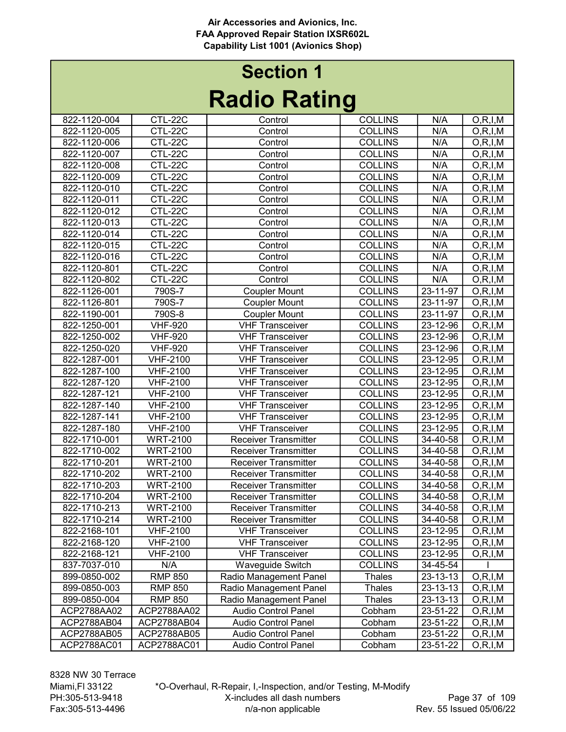Air Accessories and Avionics, Inc.
FAA Approved Repair Station IXSR602L
Capability List 1001 (Avionics Shop)

# Section 1
# Radio Rating

| | | | | | |
|---|---|---|---|---|---|
| 822-1120-004 | CTL-22C | Control | COLLINS | N/A | O,R,I,M |
| 822-1120-005 | CTL-22C | Control | COLLINS | N/A | O,R,I,M |
| 822-1120-006 | CTL-22C | Control | COLLINS | N/A | O,R,I,M |
| 822-1120-007 | CTL-22C | Control | COLLINS | N/A | O,R,I,M |
| 822-1120-008 | CTL-22C | Control | COLLINS | N/A | O,R,I,M |
| 822-1120-009 | CTL-22C | Control | COLLINS | N/A | O,R,I,M |
| 822-1120-010 | CTL-22C | Control | COLLINS | N/A | O,R,I,M |
| 822-1120-011 | CTL-22C | Control | COLLINS | N/A | O,R,I,M |
| 822-1120-012 | CTL-22C | Control | COLLINS | N/A | O,R,I,M |
| 822-1120-013 | CTL-22C | Control | COLLINS | N/A | O,R,I,M |
| 822-1120-014 | CTL-22C | Control | COLLINS | N/A | O,R,I,M |
| 822-1120-015 | CTL-22C | Control | COLLINS | N/A | O,R,I,M |
| 822-1120-016 | CTL-22C | Control | COLLINS | N/A | O,R,I,M |
| 822-1120-801 | CTL-22C | Control | COLLINS | N/A | O,R,I,M |
| 822-1120-802 | CTL-22C | Control | COLLINS | N/A | O,R,I,M |
| 822-1126-001 | 790S-7 | Coupler Mount | COLLINS | 23-11-97 | O,R,I,M |
| 822-1126-801 | 790S-7 | Coupler Mount | COLLINS | 23-11-97 | O,R,I,M |
| 822-1190-001 | 790S-8 | Coupler Mount | COLLINS | 23-11-97 | O,R,I,M |
| 822-1250-001 | VHF-920 | VHF Transceiver | COLLINS | 23-12-96 | O,R,I,M |
| 822-1250-002 | VHF-920 | VHF Transceiver | COLLINS | 23-12-96 | O,R,I,M |
| 822-1250-020 | VHF-920 | VHF Transceiver | COLLINS | 23-12-96 | O,R,I,M |
| 822-1287-001 | VHF-2100 | VHF Transceiver | COLLINS | 23-12-95 | O,R,I,M |
| 822-1287-100 | VHF-2100 | VHF Transceiver | COLLINS | 23-12-95 | O,R,I,M |
| 822-1287-120 | VHF-2100 | VHF Transceiver | COLLINS | 23-12-95 | O,R,I,M |
| 822-1287-121 | VHF-2100 | VHF Transceiver | COLLINS | 23-12-95 | O,R,I,M |
| 822-1287-140 | VHF-2100 | VHF Transceiver | COLLINS | 23-12-95 | O,R,I,M |
| 822-1287-141 | VHF-2100 | VHF Transceiver | COLLINS | 23-12-95 | O,R,I,M |
| 822-1287-180 | VHF-2100 | VHF Transceiver | COLLINS | 23-12-95 | O,R,I,M |
| 822-1710-001 | WRT-2100 | Receiver Transmitter | COLLINS | 34-40-58 | O,R,I,M |
| 822-1710-002 | WRT-2100 | Receiver Transmitter | COLLINS | 34-40-58 | O,R,I,M |
| 822-1710-201 | WRT-2100 | Receiver Transmitter | COLLINS | 34-40-58 | O,R,I,M |
| 822-1710-202 | WRT-2100 | Receiver Transmitter | COLLINS | 34-40-58 | O,R,I,M |
| 822-1710-203 | WRT-2100 | Receiver Transmitter | COLLINS | 34-40-58 | O,R,I,M |
| 822-1710-204 | WRT-2100 | Receiver Transmitter | COLLINS | 34-40-58 | O,R,I,M |
| 822-1710-213 | WRT-2100 | Receiver Transmitter | COLLINS | 34-40-58 | O,R,I,M |
| 822-1710-214 | WRT-2100 | Receiver Transmitter | COLLINS | 34-40-58 | O,R,I,M |
| 822-2168-101 | VHF-2100 | VHF Transceiver | COLLINS | 23-12-95 | O,R,I,M |
| 822-2168-120 | VHF-2100 | VHF Transceiver | COLLINS | 23-12-95 | O,R,I,M |
| 822-2168-121 | VHF-2100 | VHF Transceiver | COLLINS | 23-12-95 | O,R,I,M |
| 837-7037-010 | N/A | Waveguide Switch | COLLINS | 34-45-54 | I |
| 899-0850-002 | RMP 850 | Radio Management Panel | Thales | 23-13-13 | O,R,I,M |
| 899-0850-003 | RMP 850 | Radio Management Panel | Thales | 23-13-13 | O,R,I,M |
| 899-0850-004 | RMP 850 | Radio Management Panel | Thales | 23-13-13 | O,R,I,M |
| ACP2788AA02 | ACP2788AA02 | Audio Control Panel | Cobham | 23-51-22 | O,R,I,M |
| ACP2788AB04 | ACP2788AB04 | Audio Control Panel | Cobham | 23-51-22 | O,R,I,M |
| ACP2788AB05 | ACP2788AB05 | Audio Control Panel | Cobham | 23-51-22 | O,R,I,M |
| ACP2788AC01 | ACP2788AC01 | Audio Control Panel | Cobham | 23-51-22 | O,R,I,M |

8328 NW 30 Terrace
Miami,Fl 33122
PH:305-513-9418
Fax:305-513-4496

*O-Overhaul, R-Repair, I,-Inspection, and/or Testing, M-Modify
X-includes all dash numbers
n/a-non applicable

Rev. 55 Issued 05/06/22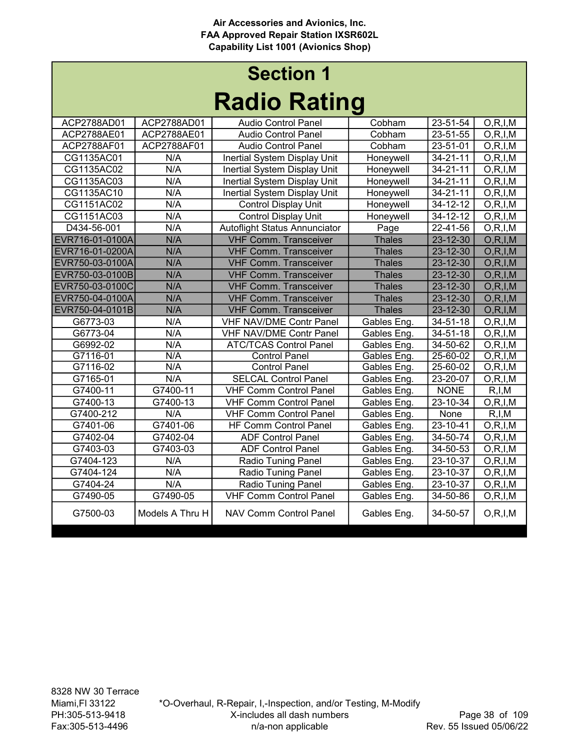Air Accessories and Avionics, Inc.
FAA Approved Repair Station IXSR602L
Capability List 1001 (Avionics Shop)

# Section 1

# Radio Rating

| | | | | | |
|---|---|---|---|---|---|
| ACP2788AD01 | ACP2788AD01 | Audio Control Panel | Cobham | 23-51-54 | O,R,I,M |
| ACP2788AE01 | ACP2788AE01 | Audio Control Panel | Cobham | 23-51-55 | O,R,I,M |
| ACP2788AF01 | ACP2788AF01 | Audio Control Panel | Cobham | 23-51-01 | O,R,I,M |
| CG1135AC01 | N/A | Inertial System Display Unit | Honeywell | 34-21-11 | O,R,I,M |
| CG1135AC02 | N/A | Inertial System Display Unit | Honeywell | 34-21-11 | O,R,I,M |
| CG1135AC03 | N/A | Inertial System Display Unit | Honeywell | 34-21-11 | O,R,I,M |
| CG1135AC10 | N/A | Inertial System Display Unit | Honeywell | 34-21-11 | O,R,I,M |
| CG1151AC02 | N/A | Control Display Unit | Honeywell | 34-12-12 | O,R,I,M |
| CG1151AC03 | N/A | Control Display Unit | Honeywell | 34-12-12 | O,R,I,M |
| D434-56-001 | N/A | Autoflight Status Annunciator | Page | 22-41-56 | O,R,I,M |
| EVR716-01-0100A | N/A | VHF Comm. Transceiver | Thales | 23-12-30 | O,R,I,M |
| EVR716-01-0200A | N/A | VHF Comm. Transceiver | Thales | 23-12-30 | O,R,I,M |
| EVR750-03-0100A | N/A | VHF Comm. Transceiver | Thales | 23-12-30 | O,R,I,M |
| EVR750-03-0100B | N/A | VHF Comm. Transceiver | Thales | 23-12-30 | O,R,I,M |
| EVR750-03-0100C | N/A | VHF Comm. Transceiver | Thales | 23-12-30 | O,R,I,M |
| EVR750-04-0100A | N/A | VHF Comm. Transceiver | Thales | 23-12-30 | O,R,I,M |
| EVR750-04-0101B | N/A | VHF Comm. Transceiver | Thales | 23-12-30 | O,R,I,M |
| G6773-03 | N/A | VHF NAV/DME Contr Panel | Gables Eng. | 34-51-18 | O,R,I,M |
| G6773-04 | N/A | VHF NAV/DME Contr Panel | Gables Eng. | 34-51-18 | O,R,I,M |
| G6992-02 | N/A | ATC/TCAS Control Panel | Gables Eng. | 34-50-62 | O,R,I,M |
| G7116-01 | N/A | Control Panel | Gables Eng. | 25-60-02 | O,R,I,M |
| G7116-02 | N/A | Control Panel | Gables Eng. | 25-60-02 | O,R,I,M |
| G7165-01 | N/A | SELCAL Control Panel | Gables Eng. | 23-20-07 | O,R,I,M |
| G7400-11 | G7400-11 | VHF Comm Control Panel | Gables Eng. | NONE | R,I,M |
| G7400-13 | G7400-13 | VHF Comm Control Panel | Gables Eng. | 23-10-34 | O,R,I,M |
| G7400-212 | N/A | VHF Comm Control Panel | Gables Eng. | None | R,I,M |
| G7401-06 | G7401-06 | HF Comm Control Panel | Gables Eng. | 23-10-41 | O,R,I,M |
| G7402-04 | G7402-04 | ADF Control Panel | Gables Eng. | 34-50-74 | O,R,I,M |
| G7403-03 | G7403-03 | ADF Control Panel | Gables Eng. | 34-50-53 | O,R,I,M |
| G7404-123 | N/A | Radio Tuning Panel | Gables Eng. | 23-10-37 | O,R,I,M |
| G7404-124 | N/A | Radio Tuning Panel | Gables Eng. | 23-10-37 | O,R,I,M |
| G7404-24 | N/A | Radio Tuning Panel | Gables Eng. | 23-10-37 | O,R,I,M |
| G7490-05 | G7490-05 | VHF Comm Control Panel | Gables Eng. | 34-50-86 | O,R,I,M |
| G7500-03 | Models A Thru H | NAV Comm Control Panel | Gables Eng. | 34-50-57 | O,R,I,M |

8328 NW 30 Terrace
Miami,Fl 33122
PH:305-513-9418
Fax:305-513-4496

*O-Overhaul, R-Repair, I,-Inspection, and/or Testing, M-Modify
X-includes all dash numbers
n/a-non applicable

Rev. 55 Issued 05/06/22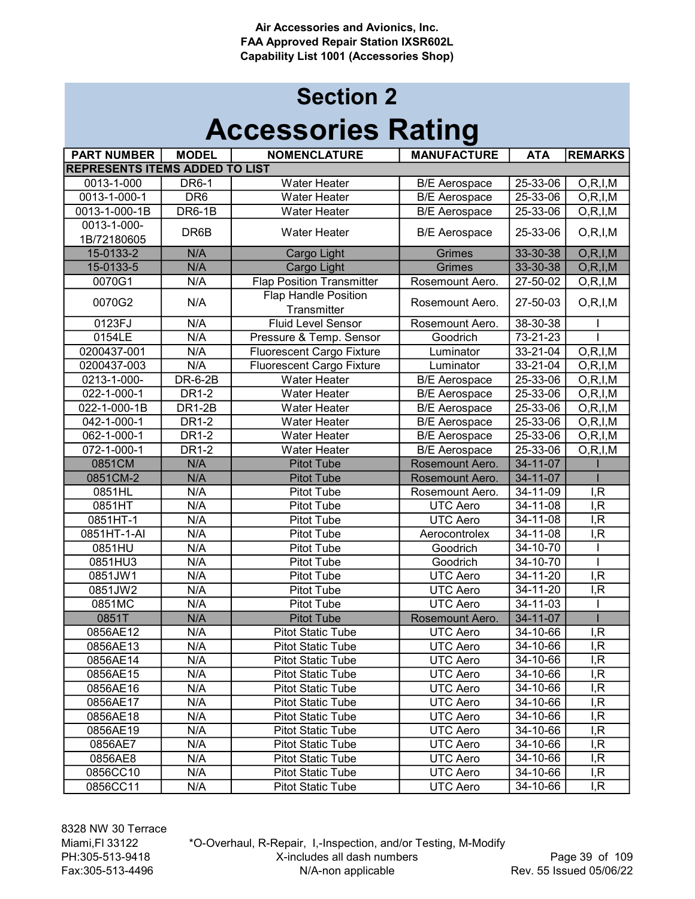Air Accessories and Avionics, Inc.
FAA Approved Repair Station IXSR602L
Capability List 1001 (Accessories Shop)

# Section 2

# Accessories Rating

| PART NUMBER | MODEL | NOMENCLATURE | MANUFACTURE | ATA | REMARKS |
|---|---|---|---|---|---|
| REPRESENTS ITEMS ADDED TO LIST | | | | | |
| 0013-1-000 | DR6-1 | Water Heater | B/E Aerospace | 25-33-06 | O,R,I,M |
| 0013-1-000-1 | DR6 | Water Heater | B/E Aerospace | 25-33-06 | O,R,I,M |
| 0013-1-000-1B | DR6-1B | Water Heater | B/E Aerospace | 25-33-06 | O,R,I,M |
| 0013-1-000-1B/72180605 | DR6B | Water Heater | B/E Aerospace | 25-33-06 | O,R,I,M |
| 15-0133-2 | N/A | Cargo Light | Grimes | 33-30-38 | O,R,I,M |
| 15-0133-5 | N/A | Cargo Light | Grimes | 33-30-38 | O,R,I,M |
| 0070G1 | N/A | Flap Position Transmitter | Rosemount Aero. | 27-50-02 | O,R,I,M |
| 0070G2 | N/A | Flap Handle Position Transmitter | Rosemount Aero. | 27-50-03 | O,R,I,M |
| 0123FJ | N/A | Fluid Level Sensor | Rosemount Aero. | 38-30-38 | I |
| 0154LE | N/A | Pressure & Temp. Sensor | Goodrich | 73-21-23 | I |
| 0200437-001 | N/A | Fluorescent Cargo Fixture | Luminator | 33-21-04 | O,R,I,M |
| 0200437-003 | N/A | Fluorescent Cargo Fixture | Luminator | 33-21-04 | O,R,I,M |
| 0213-1-000- | DR-6-2B | Water Heater | B/E Aerospace | 25-33-06 | O,R,I,M |
| 022-1-000-1 | DR1-2 | Water Heater | B/E Aerospace | 25-33-06 | O,R,I,M |
| 022-1-000-1B | DR1-2B | Water Heater | B/E Aerospace | 25-33-06 | O,R,I,M |
| 042-1-000-1 | DR1-2 | Water Heater | B/E Aerospace | 25-33-06 | O,R,I,M |
| 062-1-000-1 | DR1-2 | Water Heater | B/E Aerospace | 25-33-06 | O,R,I,M |
| 072-1-000-1 | DR1-2 | Water Heater | B/E Aerospace | 25-33-06 | O,R,I,M |
| 0851CM | N/A | Pitot Tube | Rosemount Aero. | 34-11-07 | I |
| 0851CM-2 | N/A | Pitot Tube | Rosemount Aero. | 34-11-07 | I |
| 0851HL | N/A | Pitot Tube | Rosemount Aero. | 34-11-09 | I,R |
| 0851HT | N/A | Pitot Tube | UTC Aero | 34-11-08 | I,R |
| 0851HT-1 | N/A | Pitot Tube | UTC Aero | 34-11-08 | I,R |
| 0851HT-1-AI | N/A | Pitot Tube | Aerocontrolex | 34-11-08 | I,R |
| 0851HU | N/A | Pitot Tube | Goodrich | 34-10-70 | I |
| 0851HU3 | N/A | Pitot Tube | Goodrich | 34-10-70 | I |
| 0851JW1 | N/A | Pitot Tube | UTC Aero | 34-11-20 | I,R |
| 0851JW2 | N/A | Pitot Tube | UTC Aero | 34-11-20 | I,R |
| 0851MC | N/A | Pitot Tube | UTC Aero | 34-11-03 | I |
| 0851T | N/A | Pitot Tube | Rosemount Aero. | 34-11-07 | I |
| 0856AE12 | N/A | Pitot Static Tube | UTC Aero | 34-10-66 | I,R |
| 0856AE13 | N/A | Pitot Static Tube | UTC Aero | 34-10-66 | I,R |
| 0856AE14 | N/A | Pitot Static Tube | UTC Aero | 34-10-66 | I,R |
| 0856AE15 | N/A | Pitot Static Tube | UTC Aero | 34-10-66 | I,R |
| 0856AE16 | N/A | Pitot Static Tube | UTC Aero | 34-10-66 | I,R |
| 0856AE17 | N/A | Pitot Static Tube | UTC Aero | 34-10-66 | I,R |
| 0856AE18 | N/A | Pitot Static Tube | UTC Aero | 34-10-66 | I,R |
| 0856AE19 | N/A | Pitot Static Tube | UTC Aero | 34-10-66 | I,R |
| 0856AE7 | N/A | Pitot Static Tube | UTC Aero | 34-10-66 | I,R |
| 0856AE8 | N/A | Pitot Static Tube | UTC Aero | 34-10-66 | I,R |
| 0856CC10 | N/A | Pitot Static Tube | UTC Aero | 34-10-66 | I,R |
| 0856CC11 | N/A | Pitot Static Tube | UTC Aero | 34-10-66 | I,R |

8328 NW 30 Terrace
Miami,Fl 33122
PH:305-513-9418
Fax:305-513-4496

*O-Overhaul, R-Repair, I,-Inspection, and/or Testing, M-Modify
X-includes all dash numbers
N/A-non applicable

Rev. 55 Issued 05/06/22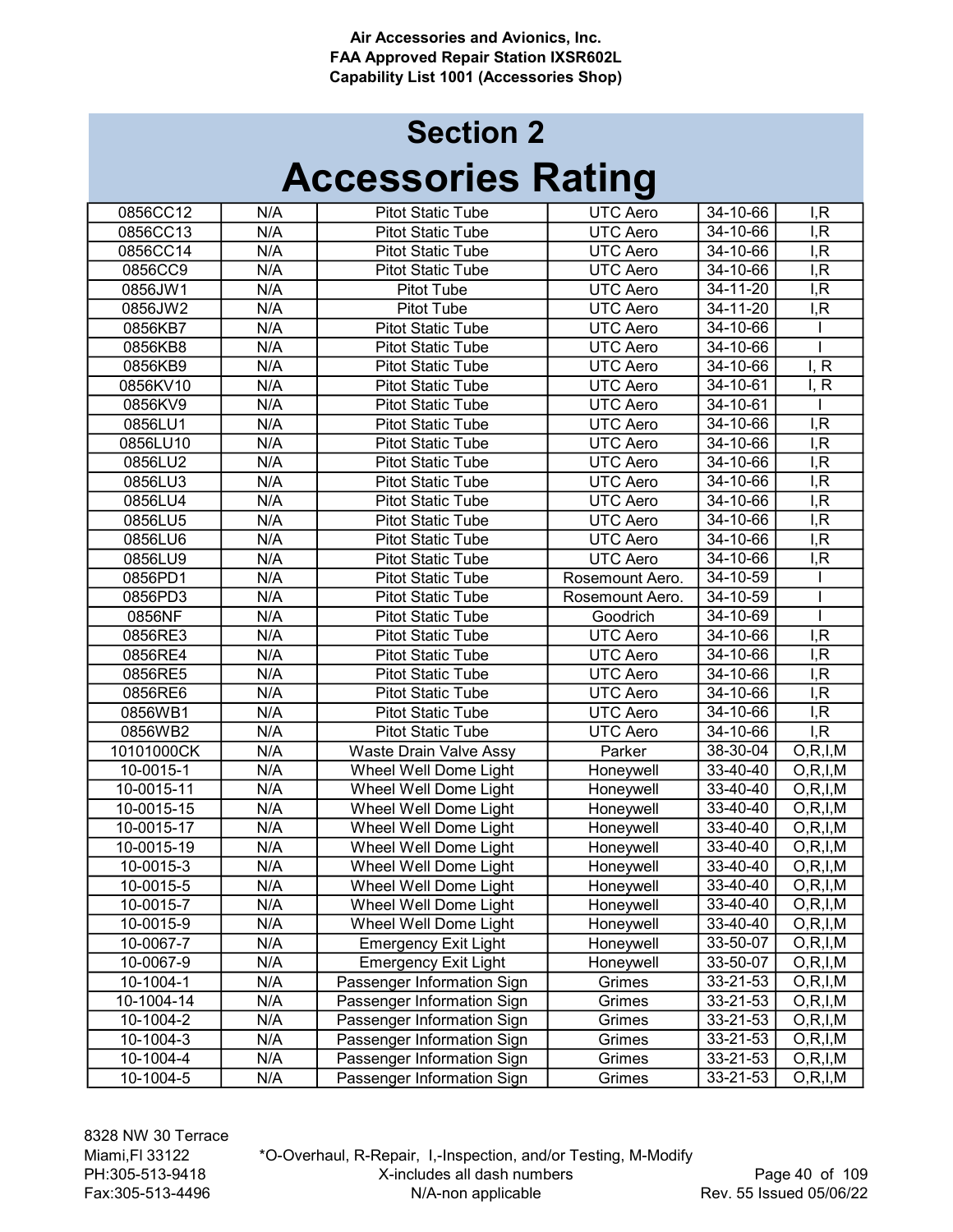# Section 2

# Accessories Rating

| | | | | | |
|---|---|---|---|---|---|
| 0856CC12 | N/A | Pitot Static Tube | UTC Aero | 34-10-66 | I,R |
| 0856CC13 | N/A | Pitot Static Tube | UTC Aero | 34-10-66 | I,R |
| 0856CC14 | N/A | Pitot Static Tube | UTC Aero | 34-10-66 | I,R |
| 0856CC9 | N/A | Pitot Static Tube | UTC Aero | 34-10-66 | I,R |
| 0856JW1 | N/A | Pitot Tube | UTC Aero | 34-11-20 | I,R |
| 0856JW2 | N/A | Pitot Tube | UTC Aero | 34-11-20 | I,R |
| 0856KB7 | N/A | Pitot Static Tube | UTC Aero | 34-10-66 | I |
| 0856KB8 | N/A | Pitot Static Tube | UTC Aero | 34-10-66 | I |
| 0856KB9 | N/A | Pitot Static Tube | UTC Aero | 34-10-66 | I, R |
| 0856KV10 | N/A | Pitot Static Tube | UTC Aero | 34-10-61 | I, R |
| 0856KV9 | N/A | Pitot Static Tube | UTC Aero | 34-10-61 | I |
| 0856LU1 | N/A | Pitot Static Tube | UTC Aero | 34-10-66 | I,R |
| 0856LU10 | N/A | Pitot Static Tube | UTC Aero | 34-10-66 | I,R |
| 0856LU2 | N/A | Pitot Static Tube | UTC Aero | 34-10-66 | I,R |
| 0856LU3 | N/A | Pitot Static Tube | UTC Aero | 34-10-66 | I,R |
| 0856LU4 | N/A | Pitot Static Tube | UTC Aero | 34-10-66 | I,R |
| 0856LU5 | N/A | Pitot Static Tube | UTC Aero | 34-10-66 | I,R |
| 0856LU6 | N/A | Pitot Static Tube | UTC Aero | 34-10-66 | I,R |
| 0856LU9 | N/A | Pitot Static Tube | UTC Aero | 34-10-66 | I,R |
| 0856PD1 | N/A | Pitot Static Tube | Rosemount Aero. | 34-10-59 | I |
| 0856PD3 | N/A | Pitot Static Tube | Rosemount Aero. | 34-10-59 | I |
| 0856NF | N/A | Pitot Static Tube | Goodrich | 34-10-69 | I |
| 0856RE3 | N/A | Pitot Static Tube | UTC Aero | 34-10-66 | I,R |
| 0856RE4 | N/A | Pitot Static Tube | UTC Aero | 34-10-66 | I,R |
| 0856RE5 | N/A | Pitot Static Tube | UTC Aero | 34-10-66 | I,R |
| 0856RE6 | N/A | Pitot Static Tube | UTC Aero | 34-10-66 | I,R |
| 0856WB1 | N/A | Pitot Static Tube | UTC Aero | 34-10-66 | I,R |
| 0856WB2 | N/A | Pitot Static Tube | UTC Aero | 34-10-66 | I,R |
| 10101000CK | N/A | Waste Drain Valve Assy | Parker | 38-30-04 | O,R,I,M |
| 10-0015-1 | N/A | Wheel Well Dome Light | Honeywell | 33-40-40 | O,R,I,M |
| 10-0015-11 | N/A | Wheel Well Dome Light | Honeywell | 33-40-40 | O,R,I,M |
| 10-0015-15 | N/A | Wheel Well Dome Light | Honeywell | 33-40-40 | O,R,I,M |
| 10-0015-17 | N/A | Wheel Well Dome Light | Honeywell | 33-40-40 | O,R,I,M |
| 10-0015-19 | N/A | Wheel Well Dome Light | Honeywell | 33-40-40 | O,R,I,M |
| 10-0015-3 | N/A | Wheel Well Dome Light | Honeywell | 33-40-40 | O,R,I,M |
| 10-0015-5 | N/A | Wheel Well Dome Light | Honeywell | 33-40-40 | O,R,I,M |
| 10-0015-7 | N/A | Wheel Well Dome Light | Honeywell | 33-40-40 | O,R,I,M |
| 10-0015-9 | N/A | Wheel Well Dome Light | Honeywell | 33-40-40 | O,R,I,M |
| 10-0067-7 | N/A | Emergency Exit Light | Honeywell | 33-50-07 | O,R,I,M |
| 10-0067-9 | N/A | Emergency Exit Light | Honeywell | 33-50-07 | O,R,I,M |
| 10-1004-1 | N/A | Passenger Information Sign | Grimes | 33-21-53 | O,R,I,M |
| 10-1004-14 | N/A | Passenger Information Sign | Grimes | 33-21-53 | O,R,I,M |
| 10-1004-2 | N/A | Passenger Information Sign | Grimes | 33-21-53 | O,R,I,M |
| 10-1004-3 | N/A | Passenger Information Sign | Grimes | 33-21-53 | O,R,I,M |
| 10-1004-4 | N/A | Passenger Information Sign | Grimes | 33-21-53 | O,R,I,M |
| 10-1004-5 | N/A | Passenger Information Sign | Grimes | 33-21-53 | O,R,I,M |

8328 NW 30 Terrace
Miami,Fl 33122
PH:305-513-9418
Fax:305-513-4496

*O-Overhaul, R-Repair, I,-Inspection, and/or Testing, M-Modify
X-includes all dash numbers
N/A-non applicable

Rev. 55 Issued 05/06/22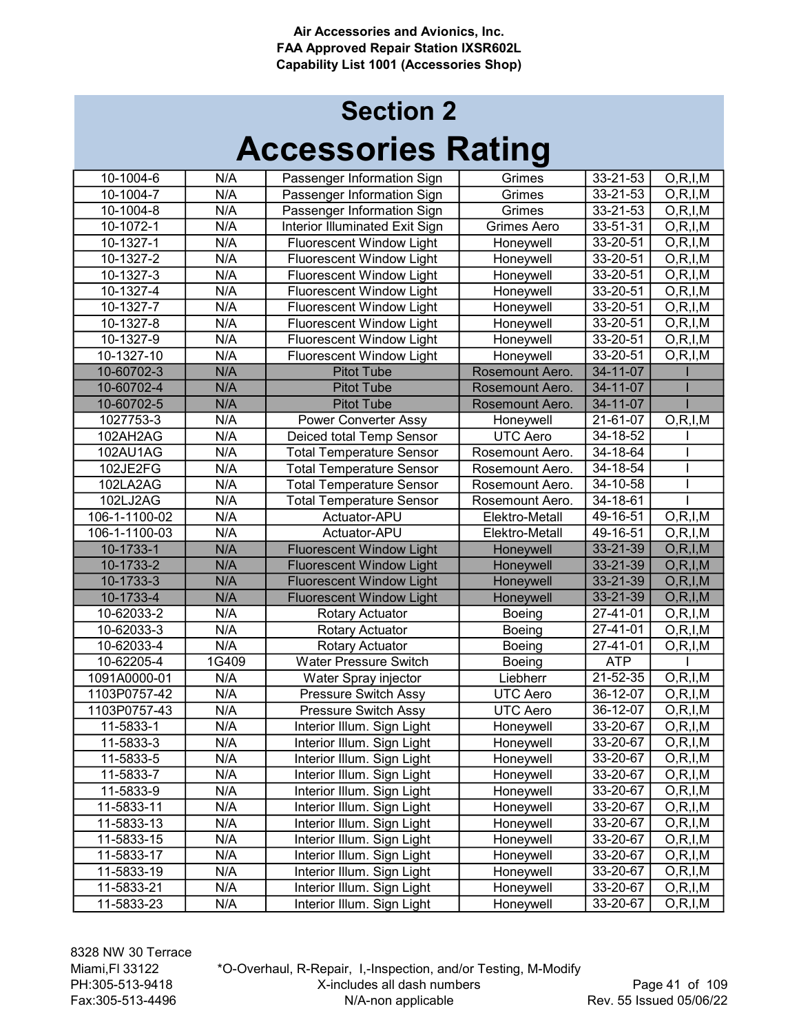# Section 2

# Accessories Rating

| | | | | | |
|---|---|---|---|---|---|
| 10-1004-6 | N/A | Passenger Information Sign | Grimes | 33-21-53 | O,R,I,M |
| 10-1004-7 | N/A | Passenger Information Sign | Grimes | 33-21-53 | O,R,I,M |
| 10-1004-8 | N/A | Passenger Information Sign | Grimes | 33-21-53 | O,R,I,M |
| 10-1072-1 | N/A | Interior Illuminated Exit Sign | Grimes Aero | 33-51-31 | O,R,I,M |
| 10-1327-1 | N/A | Fluorescent Window Light | Honeywell | 33-20-51 | O,R,I,M |
| 10-1327-2 | N/A | Fluorescent Window Light | Honeywell | 33-20-51 | O,R,I,M |
| 10-1327-3 | N/A | Fluorescent Window Light | Honeywell | 33-20-51 | O,R,I,M |
| 10-1327-4 | N/A | Fluorescent Window Light | Honeywell | 33-20-51 | O,R,I,M |
| 10-1327-7 | N/A | Fluorescent Window Light | Honeywell | 33-20-51 | O,R,I,M |
| 10-1327-8 | N/A | Fluorescent Window Light | Honeywell | 33-20-51 | O,R,I,M |
| 10-1327-9 | N/A | Fluorescent Window Light | Honeywell | 33-20-51 | O,R,I,M |
| 10-1327-10 | N/A | Fluorescent Window Light | Honeywell | 33-20-51 | O,R,I,M |
| 10-60702-3 | N/A | Pitot Tube | Rosemount Aero. | 34-11-07 | I |
| 10-60702-4 | N/A | Pitot Tube | Rosemount Aero. | 34-11-07 | I |
| 10-60702-5 | N/A | Pitot Tube | Rosemount Aero. | 34-11-07 | I |
| 1027753-3 | N/A | Power Converter Assy | Honeywell | 21-61-07 | O,R,I,M |
| 102AH2AG | N/A | Deiced total Temp Sensor | UTC Aero | 34-18-52 | I |
| 102AU1AG | N/A | Total Temperature Sensor | Rosemount Aero. | 34-18-64 | I |
| 102JE2FG | N/A | Total Temperature Sensor | Rosemount Aero. | 34-18-54 | I |
| 102LA2AG | N/A | Total Temperature Sensor | Rosemount Aero. | 34-10-58 | I |
| 102LJ2AG | N/A | Total Temperature Sensor | Rosemount Aero. | 34-18-61 | I |
| 106-1-1100-02 | N/A | Actuator-APU | Elektro-Metall | 49-16-51 | O,R,I,M |
| 106-1-1100-03 | N/A | Actuator-APU | Elektro-Metall | 49-16-51 | O,R,I,M |
| 10-1733-1 | N/A | Fluorescent Window Light | Honeywell | 33-21-39 | O,R,I,M |
| 10-1733-2 | N/A | Fluorescent Window Light | Honeywell | 33-21-39 | O,R,I,M |
| 10-1733-3 | N/A | Fluorescent Window Light | Honeywell | 33-21-39 | O,R,I,M |
| 10-1733-4 | N/A | Fluorescent Window Light | Honeywell | 33-21-39 | O,R,I,M |
| 10-62033-2 | N/A | Rotary Actuator | Boeing | 27-41-01 | O,R,I,M |
| 10-62033-3 | N/A | Rotary Actuator | Boeing | 27-41-01 | O,R,I,M |
| 10-62033-4 | N/A | Rotary Actuator | Boeing | 27-41-01 | O,R,I,M |
| 10-62205-4 | 1G409 | Water Pressure Switch | Boeing | ATP | I |
| 1091A0000-01 | N/A | Water Spray injector | Liebherr | 21-52-35 | O,R,I,M |
| 1103P0757-42 | N/A | Pressure Switch Assy | UTC Aero | 36-12-07 | O,R,I,M |
| 1103P0757-43 | N/A | Pressure Switch Assy | UTC Aero | 36-12-07 | O,R,I,M |
| 11-5833-1 | N/A | Interior Illum. Sign Light | Honeywell | 33-20-67 | O,R,I,M |
| 11-5833-3 | N/A | Interior Illum. Sign Light | Honeywell | 33-20-67 | O,R,I,M |
| 11-5833-5 | N/A | Interior Illum. Sign Light | Honeywell | 33-20-67 | O,R,I,M |
| 11-5833-7 | N/A | Interior Illum. Sign Light | Honeywell | 33-20-67 | O,R,I,M |
| 11-5833-9 | N/A | Interior Illum. Sign Light | Honeywell | 33-20-67 | O,R,I,M |
| 11-5833-11 | N/A | Interior Illum. Sign Light | Honeywell | 33-20-67 | O,R,I,M |
| 11-5833-13 | N/A | Interior Illum. Sign Light | Honeywell | 33-20-67 | O,R,I,M |
| 11-5833-15 | N/A | Interior Illum. Sign Light | Honeywell | 33-20-67 | O,R,I,M |
| 11-5833-17 | N/A | Interior Illum. Sign Light | Honeywell | 33-20-67 | O,R,I,M |
| 11-5833-19 | N/A | Interior Illum. Sign Light | Honeywell | 33-20-67 | O,R,I,M |
| 11-5833-21 | N/A | Interior Illum. Sign Light | Honeywell | 33-20-67 | O,R,I,M |
| 11-5833-23 | N/A | Interior Illum. Sign Light | Honeywell | 33-20-67 | O,R,I,M |

*O-Overhaul, R-Repair, I,-Inspection, and/or Testing, M-Modify
X-includes all dash numbers
N/A-non applicable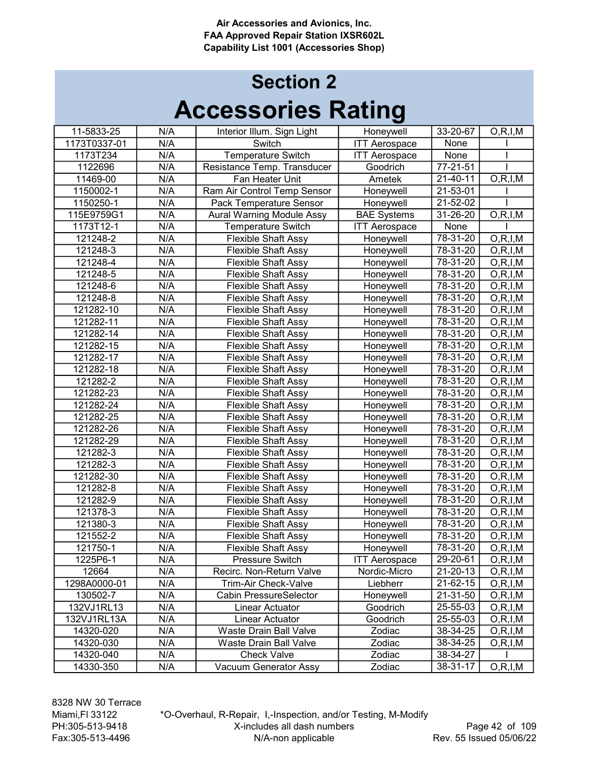**Air Accessories and Avionics, Inc.**
**FAA Approved Repair Station IXSR602L**
**Capability List 1001 (Accessories Shop)**

# Section 2
# Accessories Rating

| | | | | | |
|---|---|---|---|---|---|
| 11-5833-25 | N/A | Interior Illum. Sign Light | Honeywell | 33-20-67 | O,R,I,M |
| 1173T0337-01 | N/A | Switch | ITT Aerospace | None | I |
| 1173T234 | N/A | Temperature Switch | ITT Aerospace | None | I |
| 1122696 | N/A | Resistance Temp. Transducer | Goodrich | 77-21-51 | I |
| 11469-00 | N/A | Fan Heater Unit | Ametek | 21-40-11 | O,R,I,M |
| 1150002-1 | N/A | Ram Air Control Temp Sensor | Honeywell | 21-53-01 | I |
| 1150250-1 | N/A | Pack Temperature Sensor | Honeywell | 21-52-02 | I |
| 115E9759G1 | N/A | Aural Warning Module Assy | BAE Systems | 31-26-20 | O,R,I,M |
| 1173T12-1 | N/A | Temperature Switch | ITT Aerospace | None | I |
| 121248-2 | N/A | Flexible Shaft Assy | Honeywell | 78-31-20 | O,R,I,M |
| 121248-3 | N/A | Flexible Shaft Assy | Honeywell | 78-31-20 | O,R,I,M |
| 121248-4 | N/A | Flexible Shaft Assy | Honeywell | 78-31-20 | O,R,I,M |
| 121248-5 | N/A | Flexible Shaft Assy | Honeywell | 78-31-20 | O,R,I,M |
| 121248-6 | N/A | Flexible Shaft Assy | Honeywell | 78-31-20 | O,R,I,M |
| 121248-8 | N/A | Flexible Shaft Assy | Honeywell | 78-31-20 | O,R,I,M |
| 121282-10 | N/A | Flexible Shaft Assy | Honeywell | 78-31-20 | O,R,I,M |
| 121282-11 | N/A | Flexible Shaft Assy | Honeywell | 78-31-20 | O,R,I,M |
| 121282-14 | N/A | Flexible Shaft Assy | Honeywell | 78-31-20 | O,R,I,M |
| 121282-15 | N/A | Flexible Shaft Assy | Honeywell | 78-31-20 | O,R,I,M |
| 121282-17 | N/A | Flexible Shaft Assy | Honeywell | 78-31-20 | O,R,I,M |
| 121282-18 | N/A | Flexible Shaft Assy | Honeywell | 78-31-20 | O,R,I,M |
| 121282-2 | N/A | Flexible Shaft Assy | Honeywell | 78-31-20 | O,R,I,M |
| 121282-23 | N/A | Flexible Shaft Assy | Honeywell | 78-31-20 | O,R,I,M |
| 121282-24 | N/A | Flexible Shaft Assy | Honeywell | 78-31-20 | O,R,I,M |
| 121282-25 | N/A | Flexible Shaft Assy | Honeywell | 78-31-20 | O,R,I,M |
| 121282-26 | N/A | Flexible Shaft Assy | Honeywell | 78-31-20 | O,R,I,M |
| 121282-29 | N/A | Flexible Shaft Assy | Honeywell | 78-31-20 | O,R,I,M |
| 121282-3 | N/A | Flexible Shaft Assy | Honeywell | 78-31-20 | O,R,I,M |
| 121282-3 | N/A | Flexible Shaft Assy | Honeywell | 78-31-20 | O,R,I,M |
| 121282-30 | N/A | Flexible Shaft Assy | Honeywell | 78-31-20 | O,R,I,M |
| 121282-8 | N/A | Flexible Shaft Assy | Honeywell | 78-31-20 | O,R,I,M |
| 121282-9 | N/A | Flexible Shaft Assy | Honeywell | 78-31-20 | O,R,I,M |
| 121378-3 | N/A | Flexible Shaft Assy | Honeywell | 78-31-20 | O,R,I,M |
| 121380-3 | N/A | Flexible Shaft Assy | Honeywell | 78-31-20 | O,R,I,M |
| 121552-2 | N/A | Flexible Shaft Assy | Honeywell | 78-31-20 | O,R,I,M |
| 121750-1 | N/A | Flexible Shaft Assy | Honeywell | 78-31-20 | O,R,I,M |
| 1225P6-1 | N/A | Pressure Switch | ITT Aerospace | 29-20-61 | O,R,I,M |
| 12664 | N/A | Recirc. Non-Return Valve | Nordic-Micro | 21-20-13 | O,R,I,M |
| 1298A0000-01 | N/A | Trim-Air Check-Valve | Liebherr | 21-62-15 | O,R,I,M |
| 130502-7 | N/A | Cabin PressureSelector | Honeywell | 21-31-50 | O,R,I,M |
| 132VJ1RL13 | N/A | Linear Actuator | Goodrich | 25-55-03 | O,R,I,M |
| 132VJ1RL13A | N/A | Linear Actuator | Goodrich | 25-55-03 | O,R,I,M |
| 14320-020 | N/A | Waste Drain Ball Valve | Zodiac | 38-34-25 | O,R,I,M |
| 14320-030 | N/A | Waste Drain Ball Valve | Zodiac | 38-34-25 | O,R,I,M |
| 14320-040 | N/A | Check Valve | Zodiac | 38-34-27 | I |
| 14330-350 | N/A | Vacuum Generator Assy | Zodiac | 38-31-17 | O,R,I,M |

8328 NW 30 Terrace
Miami,Fl 33122
PH:305-513-9418
Fax:305-513-4496

*O-Overhaul, R-Repair, I,-Inspection, and/or Testing, M-Modify
X-includes all dash numbers
N/A-non applicable

Rev. 55 Issued 05/06/22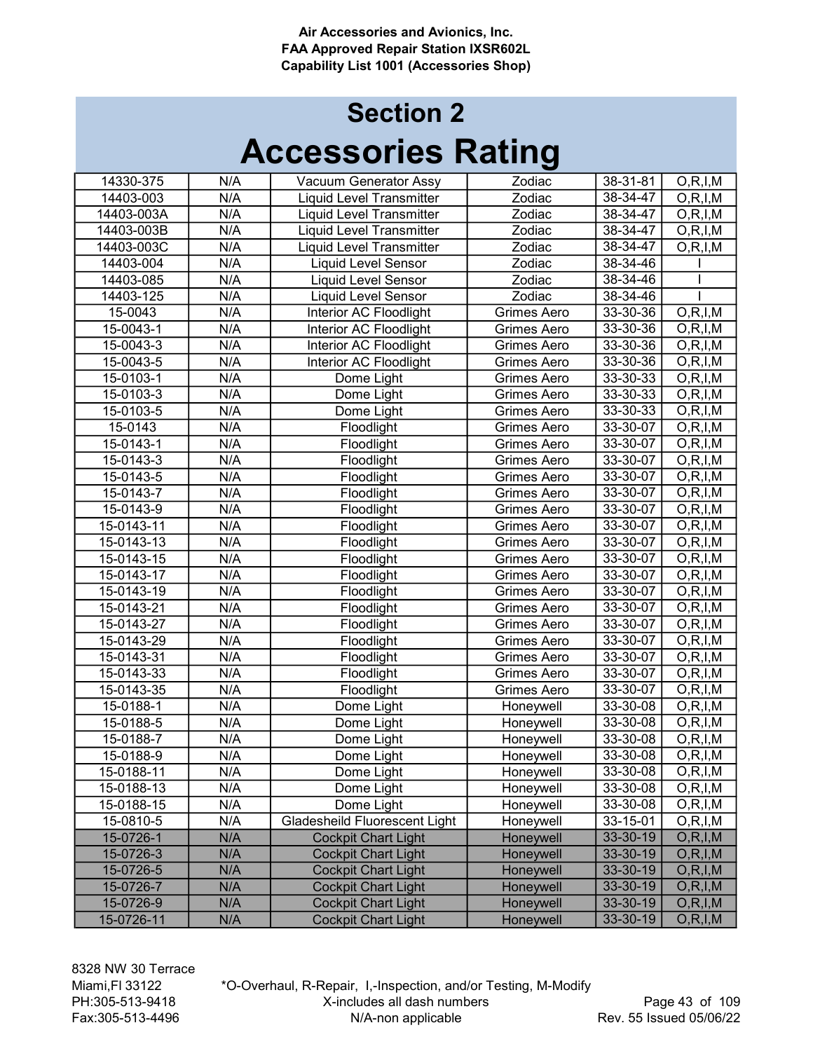Air Accessories and Avionics, Inc.
FAA Approved Repair Station IXSR602L
Capability List 1001 (Accessories Shop)

# Section 2
# Accessories Rating

| | | | | | |
|---|---|---|---|---|---|
| 14330-375 | N/A | Vacuum Generator Assy | Zodiac | 38-31-81 | O,R,I,M |
| 14403-003 | N/A | Liquid Level Transmitter | Zodiac | 38-34-47 | O,R,I,M |
| 14403-003A | N/A | Liquid Level Transmitter | Zodiac | 38-34-47 | O,R,I,M |
| 14403-003B | N/A | Liquid Level Transmitter | Zodiac | 38-34-47 | O,R,I,M |
| 14403-003C | N/A | Liquid Level Transmitter | Zodiac | 38-34-47 | O,R,I,M |
| 14403-004 | N/A | Liquid Level Sensor | Zodiac | 38-34-46 | I |
| 14403-085 | N/A | Liquid Level Sensor | Zodiac | 38-34-46 | I |
| 14403-125 | N/A | Liquid Level Sensor | Zodiac | 38-34-46 | I |
| 15-0043 | N/A | Interior AC Floodlight | Grimes Aero | 33-30-36 | O,R,I,M |
| 15-0043-1 | N/A | Interior AC Floodlight | Grimes Aero | 33-30-36 | O,R,I,M |
| 15-0043-3 | N/A | Interior AC Floodlight | Grimes Aero | 33-30-36 | O,R,I,M |
| 15-0043-5 | N/A | Interior AC Floodlight | Grimes Aero | 33-30-36 | O,R,I,M |
| 15-0103-1 | N/A | Dome Light | Grimes Aero | 33-30-33 | O,R,I,M |
| 15-0103-3 | N/A | Dome Light | Grimes Aero | 33-30-33 | O,R,I,M |
| 15-0103-5 | N/A | Dome Light | Grimes Aero | 33-30-33 | O,R,I,M |
| 15-0143 | N/A | Floodlight | Grimes Aero | 33-30-07 | O,R,I,M |
| 15-0143-1 | N/A | Floodlight | Grimes Aero | 33-30-07 | O,R,I,M |
| 15-0143-3 | N/A | Floodlight | Grimes Aero | 33-30-07 | O,R,I,M |
| 15-0143-5 | N/A | Floodlight | Grimes Aero | 33-30-07 | O,R,I,M |
| 15-0143-7 | N/A | Floodlight | Grimes Aero | 33-30-07 | O,R,I,M |
| 15-0143-9 | N/A | Floodlight | Grimes Aero | 33-30-07 | O,R,I,M |
| 15-0143-11 | N/A | Floodlight | Grimes Aero | 33-30-07 | O,R,I,M |
| 15-0143-13 | N/A | Floodlight | Grimes Aero | 33-30-07 | O,R,I,M |
| 15-0143-15 | N/A | Floodlight | Grimes Aero | 33-30-07 | O,R,I,M |
| 15-0143-17 | N/A | Floodlight | Grimes Aero | 33-30-07 | O,R,I,M |
| 15-0143-19 | N/A | Floodlight | Grimes Aero | 33-30-07 | O,R,I,M |
| 15-0143-21 | N/A | Floodlight | Grimes Aero | 33-30-07 | O,R,I,M |
| 15-0143-27 | N/A | Floodlight | Grimes Aero | 33-30-07 | O,R,I,M |
| 15-0143-29 | N/A | Floodlight | Grimes Aero | 33-30-07 | O,R,I,M |
| 15-0143-31 | N/A | Floodlight | Grimes Aero | 33-30-07 | O,R,I,M |
| 15-0143-33 | N/A | Floodlight | Grimes Aero | 33-30-07 | O,R,I,M |
| 15-0143-35 | N/A | Floodlight | Grimes Aero | 33-30-07 | O,R,I,M |
| 15-0188-1 | N/A | Dome Light | Honeywell | 33-30-08 | O,R,I,M |
| 15-0188-5 | N/A | Dome Light | Honeywell | 33-30-08 | O,R,I,M |
| 15-0188-7 | N/A | Dome Light | Honeywell | 33-30-08 | O,R,I,M |
| 15-0188-9 | N/A | Dome Light | Honeywell | 33-30-08 | O,R,I,M |
| 15-0188-11 | N/A | Dome Light | Honeywell | 33-30-08 | O,R,I,M |
| 15-0188-13 | N/A | Dome Light | Honeywell | 33-30-08 | O,R,I,M |
| 15-0188-15 | N/A | Dome Light | Honeywell | 33-30-08 | O,R,I,M |
| 15-0810-5 | N/A | Gladesheild Fluorescent Light | Honeywell | 33-15-01 | O,R,I,M |
| 15-0726-1 | N/A | Cockpit Chart Light | Honeywell | 33-30-19 | O,R,I,M |
| 15-0726-3 | N/A | Cockpit Chart Light | Honeywell | 33-30-19 | O,R,I,M |
| 15-0726-5 | N/A | Cockpit Chart Light | Honeywell | 33-30-19 | O,R,I,M |
| 15-0726-7 | N/A | Cockpit Chart Light | Honeywell | 33-30-19 | O,R,I,M |
| 15-0726-9 | N/A | Cockpit Chart Light | Honeywell | 33-30-19 | O,R,I,M |
| 15-0726-11 | N/A | Cockpit Chart Light | Honeywell | 33-30-19 | O,R,I,M |

8328 NW 30 Terrace
Miami,Fl 33122
PH:305-513-9418
Fax:305-513-4496

*O-Overhaul, R-Repair, I,-Inspection, and/or Testing, M-Modify
X-includes all dash numbers
N/A-non applicable

Rev. 55 Issued 05/06/22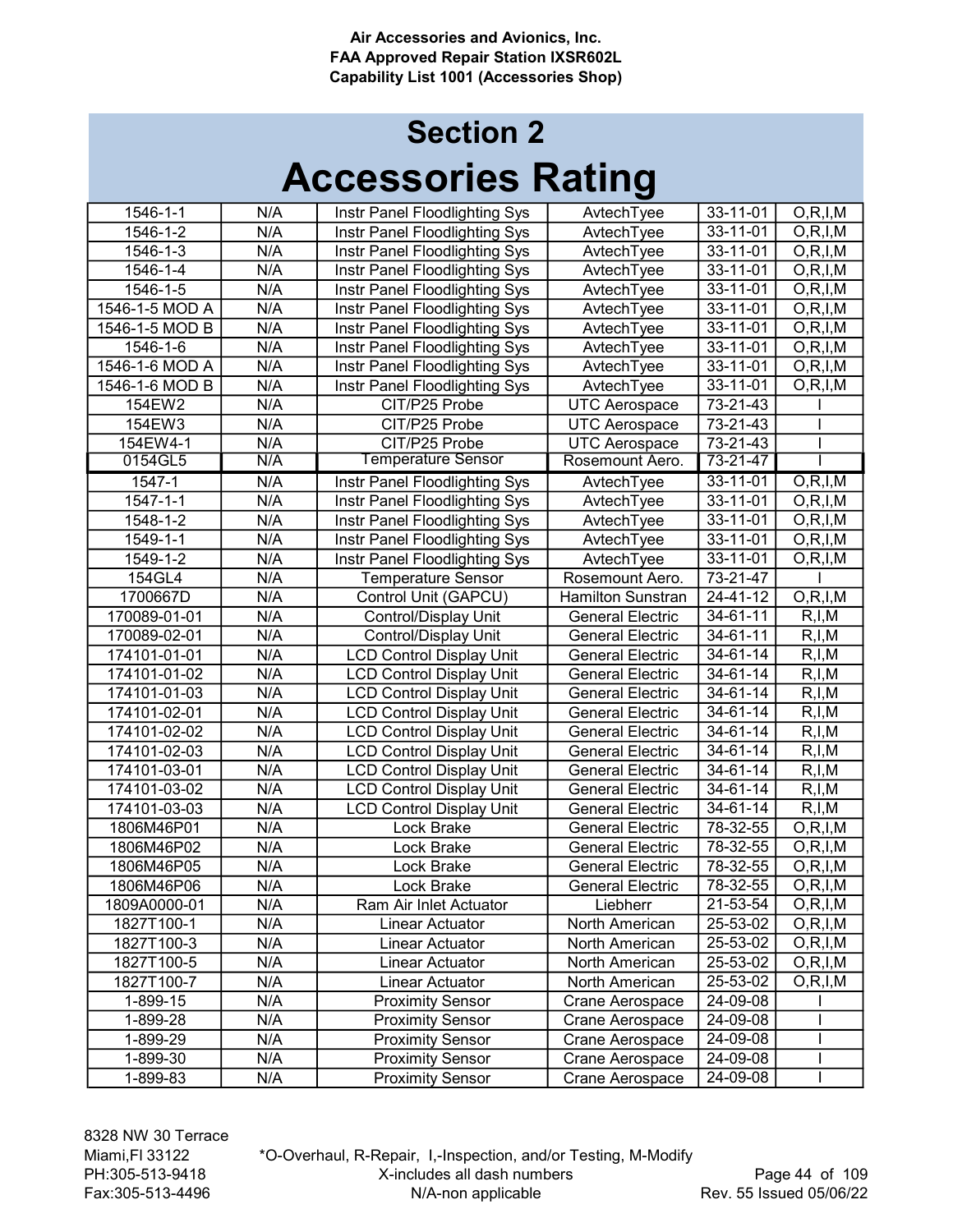Air Accessories and Avionics, Inc.
FAA Approved Repair Station IXSR602L
Capability List 1001 (Accessories Shop)

# Section 2
# Accessories Rating

| | | | | | |
|---|---|---|---|---|---|
| 1546-1-1 | N/A | Instr Panel Floodlighting Sys | AvtechTyee | 33-11-01 | O,R,I,M |
| 1546-1-2 | N/A | Instr Panel Floodlighting Sys | AvtechTyee | 33-11-01 | O,R,I,M |
| 1546-1-3 | N/A | Instr Panel Floodlighting Sys | AvtechTyee | 33-11-01 | O,R,I,M |
| 1546-1-4 | N/A | Instr Panel Floodlighting Sys | AvtechTyee | 33-11-01 | O,R,I,M |
| 1546-1-5 | N/A | Instr Panel Floodlighting Sys | AvtechTyee | 33-11-01 | O,R,I,M |
| 1546-1-5 MOD A | N/A | Instr Panel Floodlighting Sys | AvtechTyee | 33-11-01 | O,R,I,M |
| 1546-1-5 MOD B | N/A | Instr Panel Floodlighting Sys | AvtechTyee | 33-11-01 | O,R,I,M |
| 1546-1-6 | N/A | Instr Panel Floodlighting Sys | AvtechTyee | 33-11-01 | O,R,I,M |
| 1546-1-6 MOD A | N/A | Instr Panel Floodlighting Sys | AvtechTyee | 33-11-01 | O,R,I,M |
| 1546-1-6 MOD B | N/A | Instr Panel Floodlighting Sys | AvtechTyee | 33-11-01 | O,R,I,M |
| 154EW2 | N/A | CIT/P25 Probe | UTC Aerospace | 73-21-43 | I |
| 154EW3 | N/A | CIT/P25 Probe | UTC Aerospace | 73-21-43 | I |
| 154EW4-1 | N/A | CIT/P25 Probe | UTC Aerospace | 73-21-43 | I |
| 0154GL5 | N/A | Temperature Sensor | Rosemount Aero. | 73-21-47 | I |
| 1547-1 | N/A | Instr Panel Floodlighting Sys | AvtechTyee | 33-11-01 | O,R,I,M |
| 1547-1-1 | N/A | Instr Panel Floodlighting Sys | AvtechTyee | 33-11-01 | O,R,I,M |
| 1548-1-2 | N/A | Instr Panel Floodlighting Sys | AvtechTyee | 33-11-01 | O,R,I,M |
| 1549-1-1 | N/A | Instr Panel Floodlighting Sys | AvtechTyee | 33-11-01 | O,R,I,M |
| 1549-1-2 | N/A | Instr Panel Floodlighting Sys | AvtechTyee | 33-11-01 | O,R,I,M |
| 154GL4 | N/A | Temperature Sensor | Rosemount Aero. | 73-21-47 | I |
| 1700667D | N/A | Control Unit (GAPCU) | Hamilton Sunstran | 24-41-12 | O,R,I,M |
| 170089-01-01 | N/A | Control/Display Unit | General Electric | 34-61-11 | R,I,M |
| 170089-02-01 | N/A | Control/Display Unit | General Electric | 34-61-11 | R,I,M |
| 174101-01-01 | N/A | LCD Control Display Unit | General Electric | 34-61-14 | R,I,M |
| 174101-01-02 | N/A | LCD Control Display Unit | General Electric | 34-61-14 | R,I,M |
| 174101-01-03 | N/A | LCD Control Display Unit | General Electric | 34-61-14 | R,I,M |
| 174101-02-01 | N/A | LCD Control Display Unit | General Electric | 34-61-14 | R,I,M |
| 174101-02-02 | N/A | LCD Control Display Unit | General Electric | 34-61-14 | R,I,M |
| 174101-02-03 | N/A | LCD Control Display Unit | General Electric | 34-61-14 | R,I,M |
| 174101-03-01 | N/A | LCD Control Display Unit | General Electric | 34-61-14 | R,I,M |
| 174101-03-02 | N/A | LCD Control Display Unit | General Electric | 34-61-14 | R,I,M |
| 174101-03-03 | N/A | LCD Control Display Unit | General Electric | 34-61-14 | R,I,M |
| 1806M46P01 | N/A | Lock Brake | General Electric | 78-32-55 | O,R,I,M |
| 1806M46P02 | N/A | Lock Brake | General Electric | 78-32-55 | O,R,I,M |
| 1806M46P05 | N/A | Lock Brake | General Electric | 78-32-55 | O,R,I,M |
| 1806M46P06 | N/A | Lock Brake | General Electric | 78-32-55 | O,R,I,M |
| 1809A0000-01 | N/A | Ram Air Inlet Actuator | Liebherr | 21-53-54 | O,R,I,M |
| 1827T100-1 | N/A | Linear Actuator | North American | 25-53-02 | O,R,I,M |
| 1827T100-3 | N/A | Linear Actuator | North American | 25-53-02 | O,R,I,M |
| 1827T100-5 | N/A | Linear Actuator | North American | 25-53-02 | O,R,I,M |
| 1827T100-7 | N/A | Linear Actuator | North American | 25-53-02 | O,R,I,M |
| 1-899-15 | N/A | Proximity Sensor | Crane Aerospace | 24-09-08 | I |
| 1-899-28 | N/A | Proximity Sensor | Crane Aerospace | 24-09-08 | I |
| 1-899-29 | N/A | Proximity Sensor | Crane Aerospace | 24-09-08 | I |
| 1-899-30 | N/A | Proximity Sensor | Crane Aerospace | 24-09-08 | I |
| 1-899-83 | N/A | Proximity Sensor | Crane Aerospace | 24-09-08 | I |

8328 NW 30 Terrace
Miami,Fl 33122
PH:305-513-9418
Fax:305-513-4496

*O-Overhaul, R-Repair, I,-Inspection, and/or Testing, M-Modify
X-includes all dash numbers
N/A-non applicable

Rev. 55 Issued 05/06/22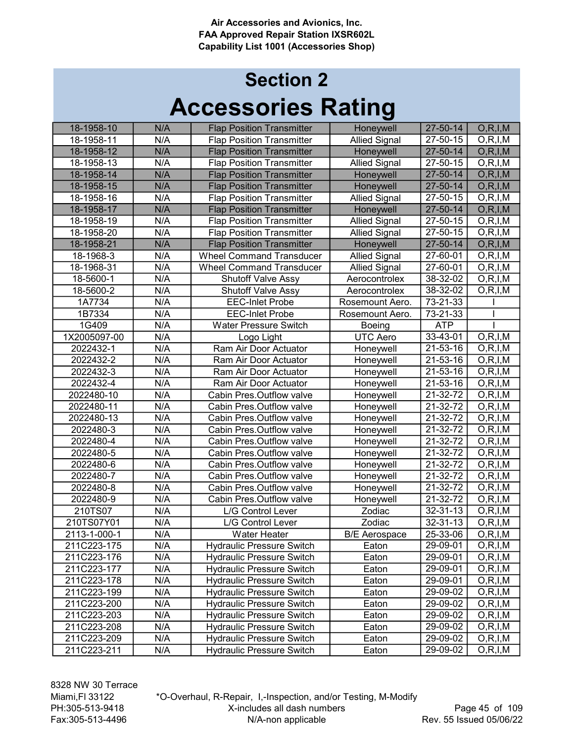Air Accessories and Avionics, Inc.
FAA Approved Repair Station IXSR602L
Capability List 1001 (Accessories Shop)

# Section 2
# Accessories Rating

| | | | | | |
|---|---|---|---|---|---|
| 18-1958-10 | N/A | Flap Position Transmitter | Honeywell | 27-50-14 | O,R,I,M |
| 18-1958-11 | N/A | Flap Position Transmitter | Allied Signal | 27-50-15 | O,R,I,M |
| 18-1958-12 | N/A | Flap Position Transmitter | Honeywell | 27-50-14 | O,R,I,M |
| 18-1958-13 | N/A | Flap Position Transmitter | Allied Signal | 27-50-15 | O,R,I,M |
| 18-1958-14 | N/A | Flap Position Transmitter | Honeywell | 27-50-14 | O,R,I,M |
| 18-1958-15 | N/A | Flap Position Transmitter | Honeywell | 27-50-14 | O,R,I,M |
| 18-1958-16 | N/A | Flap Position Transmitter | Allied Signal | 27-50-15 | O,R,I,M |
| 18-1958-17 | N/A | Flap Position Transmitter | Honeywell | 27-50-14 | O,R,I,M |
| 18-1958-19 | N/A | Flap Position Transmitter | Allied Signal | 27-50-15 | O,R,I,M |
| 18-1958-20 | N/A | Flap Position Transmitter | Allied Signal | 27-50-15 | O,R,I,M |
| 18-1958-21 | N/A | Flap Position Transmitter | Honeywell | 27-50-14 | O,R,I,M |
| 18-1968-3 | N/A | Wheel Command Transducer | Allied Signal | 27-60-01 | O,R,I,M |
| 18-1968-31 | N/A | Wheel Command Transducer | Allied Signal | 27-60-01 | O,R,I,M |
| 18-5600-1 | N/A | Shutoff Valve Assy | Aerocontrolex | 38-32-02 | O,R,I,M |
| 18-5600-2 | N/A | Shutoff Valve Assy | Aerocontrolex | 38-32-02 | O,R,I,M |
| 1A7734 | N/A | EEC-Inlet Probe | Rosemount Aero. | 73-21-33 | I |
| 1B7334 | N/A | EEC-Inlet Probe | Rosemount Aero. | 73-21-33 | I |
| 1G409 | N/A | Water Pressure Switch | Boeing | ATP | I |
| 1X2005097-00 | N/A | Logo Light | UTC Aero | 33-43-01 | O,R,I,M |
| 2022432-1 | N/A | Ram Air Door Actuator | Honeywell | 21-53-16 | O,R,I,M |
| 2022432-2 | N/A | Ram Air Door Actuator | Honeywell | 21-53-16 | O,R,I,M |
| 2022432-3 | N/A | Ram Air Door Actuator | Honeywell | 21-53-16 | O,R,I,M |
| 2022432-4 | N/A | Ram Air Door Actuator | Honeywell | 21-53-16 | O,R,I,M |
| 2022480-10 | N/A | Cabin Pres.Outflow valve | Honeywell | 21-32-72 | O,R,I,M |
| 2022480-11 | N/A | Cabin Pres.Outflow valve | Honeywell | 21-32-72 | O,R,I,M |
| 2022480-13 | N/A | Cabin Pres.Outflow valve | Honeywell | 21-32-72 | O,R,I,M |
| 2022480-3 | N/A | Cabin Pres.Outflow valve | Honeywell | 21-32-72 | O,R,I,M |
| 2022480-4 | N/A | Cabin Pres.Outflow valve | Honeywell | 21-32-72 | O,R,I,M |
| 2022480-5 | N/A | Cabin Pres.Outflow valve | Honeywell | 21-32-72 | O,R,I,M |
| 2022480-6 | N/A | Cabin Pres.Outflow valve | Honeywell | 21-32-72 | O,R,I,M |
| 2022480-7 | N/A | Cabin Pres.Outflow valve | Honeywell | 21-32-72 | O,R,I,M |
| 2022480-8 | N/A | Cabin Pres.Outflow valve | Honeywell | 21-32-72 | O,R,I,M |
| 2022480-9 | N/A | Cabin Pres.Outflow valve | Honeywell | 21-32-72 | O,R,I,M |
| 210TS07 | N/A | L/G Control Lever | Zodiac | 32-31-13 | O,R,I,M |
| 210TS07Y01 | N/A | L/G Control Lever | Zodiac | 32-31-13 | O,R,I,M |
| 2113-1-000-1 | N/A | Water Heater | B/E Aerospace | 25-33-06 | O,R,I,M |
| 211C223-175 | N/A | Hydraulic Pressure Switch | Eaton | 29-09-01 | O,R,I,M |
| 211C223-176 | N/A | Hydraulic Pressure Switch | Eaton | 29-09-01 | O,R,I,M |
| 211C223-177 | N/A | Hydraulic Pressure Switch | Eaton | 29-09-01 | O,R,I,M |
| 211C223-178 | N/A | Hydraulic Pressure Switch | Eaton | 29-09-01 | O,R,I,M |
| 211C223-199 | N/A | Hydraulic Pressure Switch | Eaton | 29-09-02 | O,R,I,M |
| 211C223-200 | N/A | Hydraulic Pressure Switch | Eaton | 29-09-02 | O,R,I,M |
| 211C223-203 | N/A | Hydraulic Pressure Switch | Eaton | 29-09-02 | O,R,I,M |
| 211C223-208 | N/A | Hydraulic Pressure Switch | Eaton | 29-09-02 | O,R,I,M |
| 211C223-209 | N/A | Hydraulic Pressure Switch | Eaton | 29-09-02 | O,R,I,M |
| 211C223-211 | N/A | Hydraulic Pressure Switch | Eaton | 29-09-02 | O,R,I,M |

8328 NW 30 Terrace
Miami,Fl 33122
PH:305-513-9418
Fax:305-513-4496

*O-Overhaul, R-Repair, I,-Inspection, and/or Testing, M-Modify
X-includes all dash numbers
N/A-non applicable

Rev. 55 Issued 05/06/22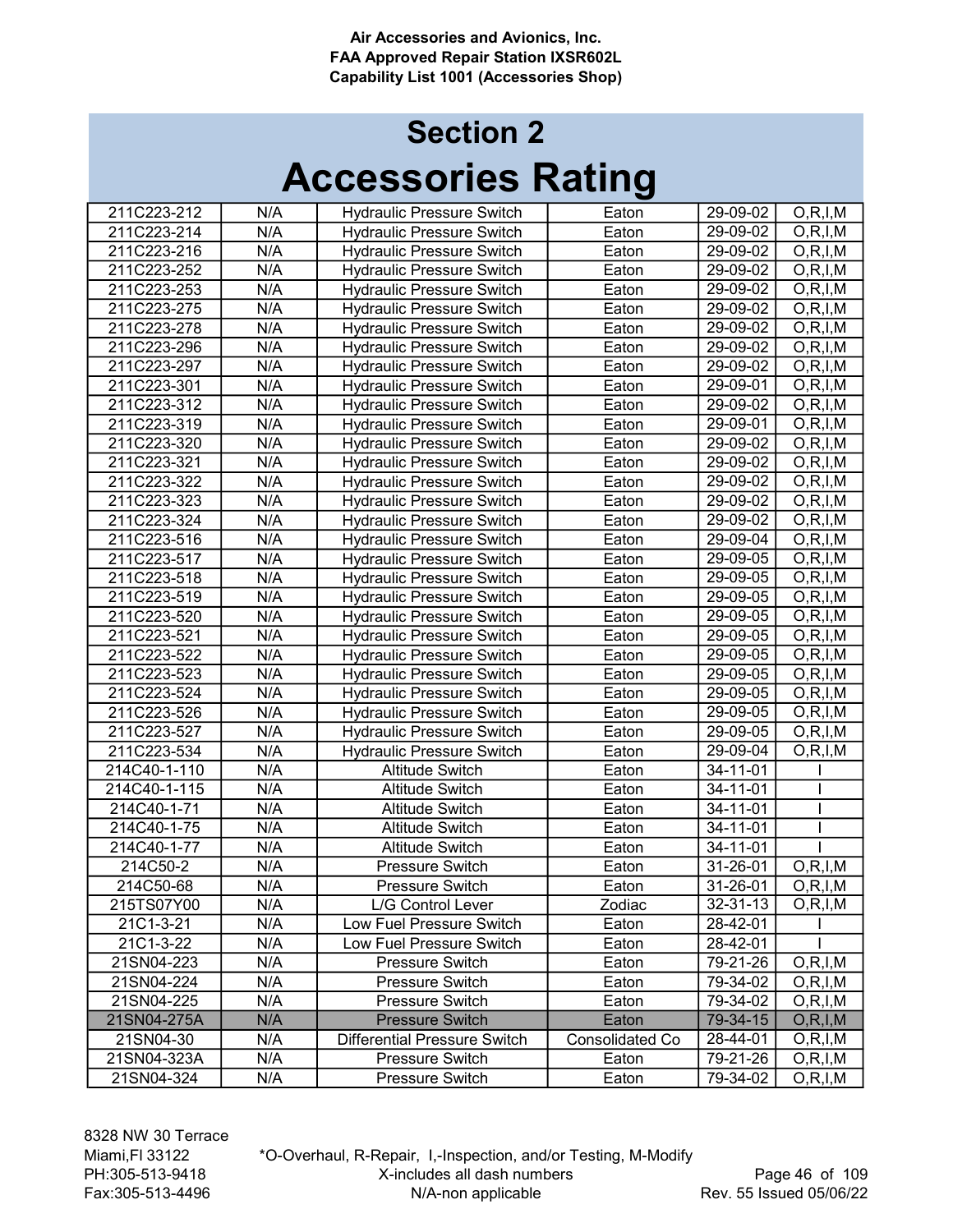Air Accessories and Avionics, Inc.
FAA Approved Repair Station IXSR602L
Capability List 1001 (Accessories Shop)

# Section 2
# Accessories Rating

| | | | | | |
|---|---|---|---|---|---|
| 211C223-212 | N/A | Hydraulic Pressure Switch | Eaton | 29-09-02 | O,R,I,M |
| 211C223-214 | N/A | Hydraulic Pressure Switch | Eaton | 29-09-02 | O,R,I,M |
| 211C223-216 | N/A | Hydraulic Pressure Switch | Eaton | 29-09-02 | O,R,I,M |
| 211C223-252 | N/A | Hydraulic Pressure Switch | Eaton | 29-09-02 | O,R,I,M |
| 211C223-253 | N/A | Hydraulic Pressure Switch | Eaton | 29-09-02 | O,R,I,M |
| 211C223-275 | N/A | Hydraulic Pressure Switch | Eaton | 29-09-02 | O,R,I,M |
| 211C223-278 | N/A | Hydraulic Pressure Switch | Eaton | 29-09-02 | O,R,I,M |
| 211C223-296 | N/A | Hydraulic Pressure Switch | Eaton | 29-09-02 | O,R,I,M |
| 211C223-297 | N/A | Hydraulic Pressure Switch | Eaton | 29-09-02 | O,R,I,M |
| 211C223-301 | N/A | Hydraulic Pressure Switch | Eaton | 29-09-01 | O,R,I,M |
| 211C223-312 | N/A | Hydraulic Pressure Switch | Eaton | 29-09-02 | O,R,I,M |
| 211C223-319 | N/A | Hydraulic Pressure Switch | Eaton | 29-09-01 | O,R,I,M |
| 211C223-320 | N/A | Hydraulic Pressure Switch | Eaton | 29-09-02 | O,R,I,M |
| 211C223-321 | N/A | Hydraulic Pressure Switch | Eaton | 29-09-02 | O,R,I,M |
| 211C223-322 | N/A | Hydraulic Pressure Switch | Eaton | 29-09-02 | O,R,I,M |
| 211C223-323 | N/A | Hydraulic Pressure Switch | Eaton | 29-09-02 | O,R,I,M |
| 211C223-324 | N/A | Hydraulic Pressure Switch | Eaton | 29-09-02 | O,R,I,M |
| 211C223-516 | N/A | Hydraulic Pressure Switch | Eaton | 29-09-04 | O,R,I,M |
| 211C223-517 | N/A | Hydraulic Pressure Switch | Eaton | 29-09-05 | O,R,I,M |
| 211C223-518 | N/A | Hydraulic Pressure Switch | Eaton | 29-09-05 | O,R,I,M |
| 211C223-519 | N/A | Hydraulic Pressure Switch | Eaton | 29-09-05 | O,R,I,M |
| 211C223-520 | N/A | Hydraulic Pressure Switch | Eaton | 29-09-05 | O,R,I,M |
| 211C223-521 | N/A | Hydraulic Pressure Switch | Eaton | 29-09-05 | O,R,I,M |
| 211C223-522 | N/A | Hydraulic Pressure Switch | Eaton | 29-09-05 | O,R,I,M |
| 211C223-523 | N/A | Hydraulic Pressure Switch | Eaton | 29-09-05 | O,R,I,M |
| 211C223-524 | N/A | Hydraulic Pressure Switch | Eaton | 29-09-05 | O,R,I,M |
| 211C223-526 | N/A | Hydraulic Pressure Switch | Eaton | 29-09-05 | O,R,I,M |
| 211C223-527 | N/A | Hydraulic Pressure Switch | Eaton | 29-09-05 | O,R,I,M |
| 211C223-534 | N/A | Hydraulic Pressure Switch | Eaton | 29-09-04 | O,R,I,M |
| 214C40-1-110 | N/A | Altitude Switch | Eaton | 34-11-01 | I |
| 214C40-1-115 | N/A | Altitude Switch | Eaton | 34-11-01 | I |
| 214C40-1-71 | N/A | Altitude Switch | Eaton | 34-11-01 | I |
| 214C40-1-75 | N/A | Altitude Switch | Eaton | 34-11-01 | I |
| 214C40-1-77 | N/A | Altitude Switch | Eaton | 34-11-01 | I |
| 214C50-2 | N/A | Pressure Switch | Eaton | 31-26-01 | O,R,I,M |
| 214C50-68 | N/A | Pressure Switch | Eaton | 31-26-01 | O,R,I,M |
| 215TS07Y00 | N/A | L/G Control Lever | Zodiac | 32-31-13 | O,R,I,M |
| 21C1-3-21 | N/A | Low Fuel Pressure Switch | Eaton | 28-42-01 | I |
| 21C1-3-22 | N/A | Low Fuel Pressure Switch | Eaton | 28-42-01 | I |
| 21SN04-223 | N/A | Pressure Switch | Eaton | 79-21-26 | O,R,I,M |
| 21SN04-224 | N/A | Pressure Switch | Eaton | 79-34-02 | O,R,I,M |
| 21SN04-225 | N/A | Pressure Switch | Eaton | 79-34-02 | O,R,I,M |
| 21SN04-275A | N/A | Pressure Switch | Eaton | 79-34-15 | O,R,I,M |
| 21SN04-30 | N/A | Differential Pressure Switch | Consolidated Co | 28-44-01 | O,R,I,M |
| 21SN04-323A | N/A | Pressure Switch | Eaton | 79-21-26 | O,R,I,M |
| 21SN04-324 | N/A | Pressure Switch | Eaton | 79-34-02 | O,R,I,M |

8328 NW 30 Terrace
Miami,Fl 33122
PH:305-513-9418
Fax:305-513-4496

*O-Overhaul, R-Repair, I,-Inspection, and/or Testing, M-Modify
X-includes all dash numbers
N/A-non applicable

Rev. 55 Issued 05/06/22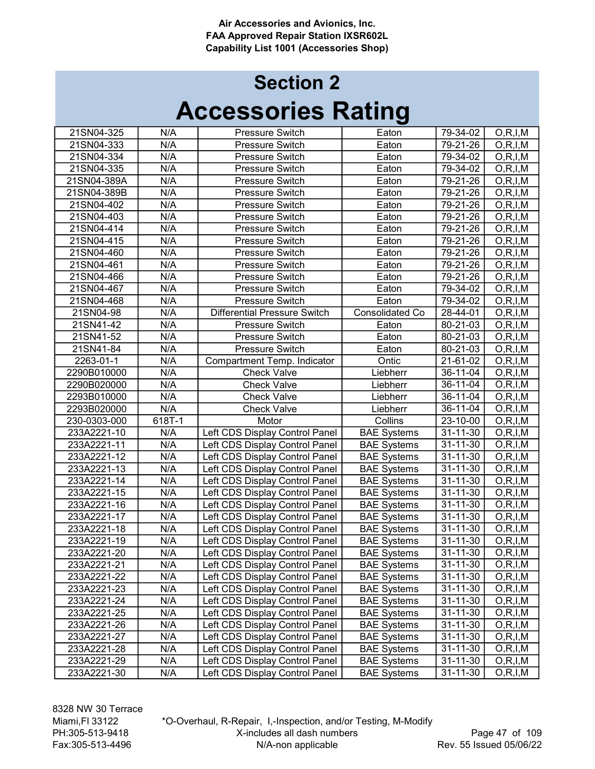## Section 2

# Accessories Rating

| | | | | | |
|---|---|---|---|---|---|
| 21SN04-325 | N/A | Pressure Switch | Eaton | 79-34-02 | O,R,I,M |
| 21SN04-333 | N/A | Pressure Switch | Eaton | 79-21-26 | O,R,I,M |
| 21SN04-334 | N/A | Pressure Switch | Eaton | 79-34-02 | O,R,I,M |
| 21SN04-335 | N/A | Pressure Switch | Eaton | 79-34-02 | O,R,I,M |
| 21SN04-389A | N/A | Pressure Switch | Eaton | 79-21-26 | O,R,I,M |
| 21SN04-389B | N/A | Pressure Switch | Eaton | 79-21-26 | O,R,I,M |
| 21SN04-402 | N/A | Pressure Switch | Eaton | 79-21-26 | O,R,I,M |
| 21SN04-403 | N/A | Pressure Switch | Eaton | 79-21-26 | O,R,I,M |
| 21SN04-414 | N/A | Pressure Switch | Eaton | 79-21-26 | O,R,I,M |
| 21SN04-415 | N/A | Pressure Switch | Eaton | 79-21-26 | O,R,I,M |
| 21SN04-460 | N/A | Pressure Switch | Eaton | 79-21-26 | O,R,I,M |
| 21SN04-461 | N/A | Pressure Switch | Eaton | 79-21-26 | O,R,I,M |
| 21SN04-466 | N/A | Pressure Switch | Eaton | 79-21-26 | O,R,I,M |
| 21SN04-467 | N/A | Pressure Switch | Eaton | 79-34-02 | O,R,I,M |
| 21SN04-468 | N/A | Pressure Switch | Eaton | 79-34-02 | O,R,I,M |
| 21SN04-98 | N/A | Differential Pressure Switch | Consolidated Co | 28-44-01 | O,R,I,M |
| 21SN41-42 | N/A | Pressure Switch | Eaton | 80-21-03 | O,R,I,M |
| 21SN41-52 | N/A | Pressure Switch | Eaton | 80-21-03 | O,R,I,M |
| 21SN41-84 | N/A | Pressure Switch | Eaton | 80-21-03 | O,R,I,M |
| 2263-01-1 | N/A | Compartment Temp. Indicator | Ontic | 21-61-02 | O,R,I,M |
| 2290B010000 | N/A | Check Valve | Liebherr | 36-11-04 | O,R,I,M |
| 2290B020000 | N/A | Check Valve | Liebherr | 36-11-04 | O,R,I,M |
| 2293B010000 | N/A | Check Valve | Liebherr | 36-11-04 | O,R,I,M |
| 2293B020000 | N/A | Check Valve | Liebherr | 36-11-04 | O,R,I,M |
| 230-0303-000 | 618T-1 | Motor | Collins | 23-10-00 | O,R,I,M |
| 233A2221-10 | N/A | Left CDS Display Control Panel | BAE Systems | 31-11-30 | O,R,I,M |
| 233A2221-11 | N/A | Left CDS Display Control Panel | BAE Systems | 31-11-30 | O,R,I,M |
| 233A2221-12 | N/A | Left CDS Display Control Panel | BAE Systems | 31-11-30 | O,R,I,M |
| 233A2221-13 | N/A | Left CDS Display Control Panel | BAE Systems | 31-11-30 | O,R,I,M |
| 233A2221-14 | N/A | Left CDS Display Control Panel | BAE Systems | 31-11-30 | O,R,I,M |
| 233A2221-15 | N/A | Left CDS Display Control Panel | BAE Systems | 31-11-30 | O,R,I,M |
| 233A2221-16 | N/A | Left CDS Display Control Panel | BAE Systems | 31-11-30 | O,R,I,M |
| 233A2221-17 | N/A | Left CDS Display Control Panel | BAE Systems | 31-11-30 | O,R,I,M |
| 233A2221-18 | N/A | Left CDS Display Control Panel | BAE Systems | 31-11-30 | O,R,I,M |
| 233A2221-19 | N/A | Left CDS Display Control Panel | BAE Systems | 31-11-30 | O,R,I,M |
| 233A2221-20 | N/A | Left CDS Display Control Panel | BAE Systems | 31-11-30 | O,R,I,M |
| 233A2221-21 | N/A | Left CDS Display Control Panel | BAE Systems | 31-11-30 | O,R,I,M |
| 233A2221-22 | N/A | Left CDS Display Control Panel | BAE Systems | 31-11-30 | O,R,I,M |
| 233A2221-23 | N/A | Left CDS Display Control Panel | BAE Systems | 31-11-30 | O,R,I,M |
| 233A2221-24 | N/A | Left CDS Display Control Panel | BAE Systems | 31-11-30 | O,R,I,M |
| 233A2221-25 | N/A | Left CDS Display Control Panel | BAE Systems | 31-11-30 | O,R,I,M |
| 233A2221-26 | N/A | Left CDS Display Control Panel | BAE Systems | 31-11-30 | O,R,I,M |
| 233A2221-27 | N/A | Left CDS Display Control Panel | BAE Systems | 31-11-30 | O,R,I,M |
| 233A2221-28 | N/A | Left CDS Display Control Panel | BAE Systems | 31-11-30 | O,R,I,M |
| 233A2221-29 | N/A | Left CDS Display Control Panel | BAE Systems | 31-11-30 | O,R,I,M |
| 233A2221-30 | N/A | Left CDS Display Control Panel | BAE Systems | 31-11-30 | O,R,I,M |

*O-Overhaul, R-Repair, I,-Inspection, and/or Testing, M-Modify
X-includes all dash numbers
N/A-non applicable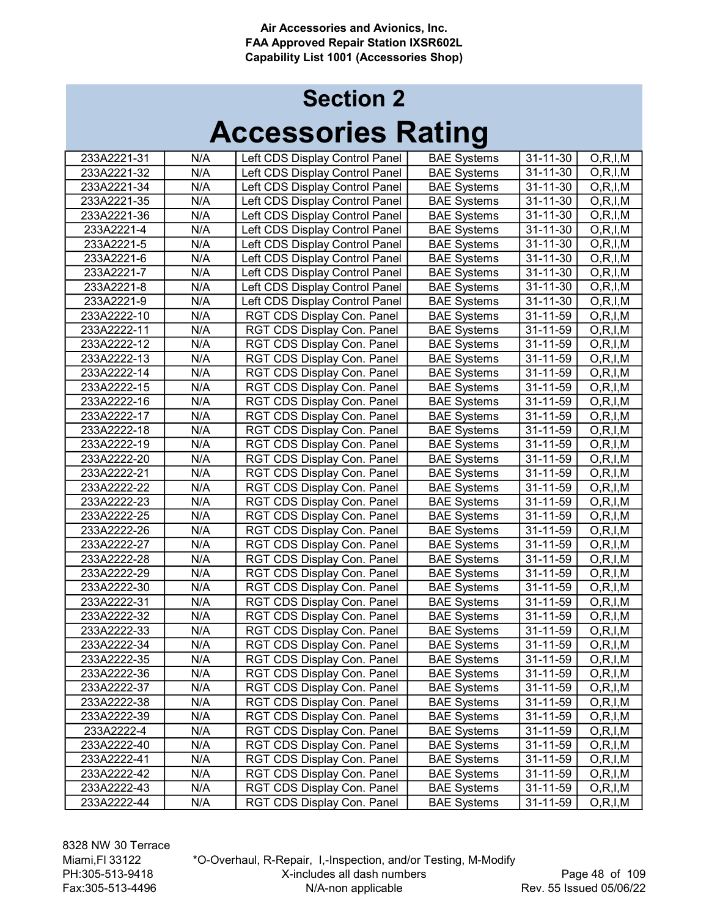# Section 2
# Accessories Rating

| | | | | | |
|---|---|---|---|---|---|
| 233A2221-31 | N/A | Left CDS Display Control Panel | BAE Systems | 31-11-30 | O,R,I,M |
| 233A2221-32 | N/A | Left CDS Display Control Panel | BAE Systems | 31-11-30 | O,R,I,M |
| 233A2221-34 | N/A | Left CDS Display Control Panel | BAE Systems | 31-11-30 | O,R,I,M |
| 233A2221-35 | N/A | Left CDS Display Control Panel | BAE Systems | 31-11-30 | O,R,I,M |
| 233A2221-36 | N/A | Left CDS Display Control Panel | BAE Systems | 31-11-30 | O,R,I,M |
| 233A2221-4 | N/A | Left CDS Display Control Panel | BAE Systems | 31-11-30 | O,R,I,M |
| 233A2221-5 | N/A | Left CDS Display Control Panel | BAE Systems | 31-11-30 | O,R,I,M |
| 233A2221-6 | N/A | Left CDS Display Control Panel | BAE Systems | 31-11-30 | O,R,I,M |
| 233A2221-7 | N/A | Left CDS Display Control Panel | BAE Systems | 31-11-30 | O,R,I,M |
| 233A2221-8 | N/A | Left CDS Display Control Panel | BAE Systems | 31-11-30 | O,R,I,M |
| 233A2221-9 | N/A | Left CDS Display Control Panel | BAE Systems | 31-11-30 | O,R,I,M |
| 233A2222-10 | N/A | RGT CDS Display Con. Panel | BAE Systems | 31-11-59 | O,R,I,M |
| 233A2222-11 | N/A | RGT CDS Display Con. Panel | BAE Systems | 31-11-59 | O,R,I,M |
| 233A2222-12 | N/A | RGT CDS Display Con. Panel | BAE Systems | 31-11-59 | O,R,I,M |
| 233A2222-13 | N/A | RGT CDS Display Con. Panel | BAE Systems | 31-11-59 | O,R,I,M |
| 233A2222-14 | N/A | RGT CDS Display Con. Panel | BAE Systems | 31-11-59 | O,R,I,M |
| 233A2222-15 | N/A | RGT CDS Display Con. Panel | BAE Systems | 31-11-59 | O,R,I,M |
| 233A2222-16 | N/A | RGT CDS Display Con. Panel | BAE Systems | 31-11-59 | O,R,I,M |
| 233A2222-17 | N/A | RGT CDS Display Con. Panel | BAE Systems | 31-11-59 | O,R,I,M |
| 233A2222-18 | N/A | RGT CDS Display Con. Panel | BAE Systems | 31-11-59 | O,R,I,M |
| 233A2222-19 | N/A | RGT CDS Display Con. Panel | BAE Systems | 31-11-59 | O,R,I,M |
| 233A2222-20 | N/A | RGT CDS Display Con. Panel | BAE Systems | 31-11-59 | O,R,I,M |
| 233A2222-21 | N/A | RGT CDS Display Con. Panel | BAE Systems | 31-11-59 | O,R,I,M |
| 233A2222-22 | N/A | RGT CDS Display Con. Panel | BAE Systems | 31-11-59 | O,R,I,M |
| 233A2222-23 | N/A | RGT CDS Display Con. Panel | BAE Systems | 31-11-59 | O,R,I,M |
| 233A2222-25 | N/A | RGT CDS Display Con. Panel | BAE Systems | 31-11-59 | O,R,I,M |
| 233A2222-26 | N/A | RGT CDS Display Con. Panel | BAE Systems | 31-11-59 | O,R,I,M |
| 233A2222-27 | N/A | RGT CDS Display Con. Panel | BAE Systems | 31-11-59 | O,R,I,M |
| 233A2222-28 | N/A | RGT CDS Display Con. Panel | BAE Systems | 31-11-59 | O,R,I,M |
| 233A2222-29 | N/A | RGT CDS Display Con. Panel | BAE Systems | 31-11-59 | O,R,I,M |
| 233A2222-30 | N/A | RGT CDS Display Con. Panel | BAE Systems | 31-11-59 | O,R,I,M |
| 233A2222-31 | N/A | RGT CDS Display Con. Panel | BAE Systems | 31-11-59 | O,R,I,M |
| 233A2222-32 | N/A | RGT CDS Display Con. Panel | BAE Systems | 31-11-59 | O,R,I,M |
| 233A2222-33 | N/A | RGT CDS Display Con. Panel | BAE Systems | 31-11-59 | O,R,I,M |
| 233A2222-34 | N/A | RGT CDS Display Con. Panel | BAE Systems | 31-11-59 | O,R,I,M |
| 233A2222-35 | N/A | RGT CDS Display Con. Panel | BAE Systems | 31-11-59 | O,R,I,M |
| 233A2222-36 | N/A | RGT CDS Display Con. Panel | BAE Systems | 31-11-59 | O,R,I,M |
| 233A2222-37 | N/A | RGT CDS Display Con. Panel | BAE Systems | 31-11-59 | O,R,I,M |
| 233A2222-38 | N/A | RGT CDS Display Con. Panel | BAE Systems | 31-11-59 | O,R,I,M |
| 233A2222-39 | N/A | RGT CDS Display Con. Panel | BAE Systems | 31-11-59 | O,R,I,M |
| 233A2222-4 | N/A | RGT CDS Display Con. Panel | BAE Systems | 31-11-59 | O,R,I,M |
| 233A2222-40 | N/A | RGT CDS Display Con. Panel | BAE Systems | 31-11-59 | O,R,I,M |
| 233A2222-41 | N/A | RGT CDS Display Con. Panel | BAE Systems | 31-11-59 | O,R,I,M |
| 233A2222-42 | N/A | RGT CDS Display Con. Panel | BAE Systems | 31-11-59 | O,R,I,M |
| 233A2222-43 | N/A | RGT CDS Display Con. Panel | BAE Systems | 31-11-59 | O,R,I,M |
| 233A2222-44 | N/A | RGT CDS Display Con. Panel | BAE Systems | 31-11-59 | O,R,I,M |

*O-Overhaul, R-Repair, I,-Inspection, and/or Testing, M-Modify
X-includes all dash numbers
N/A-non applicable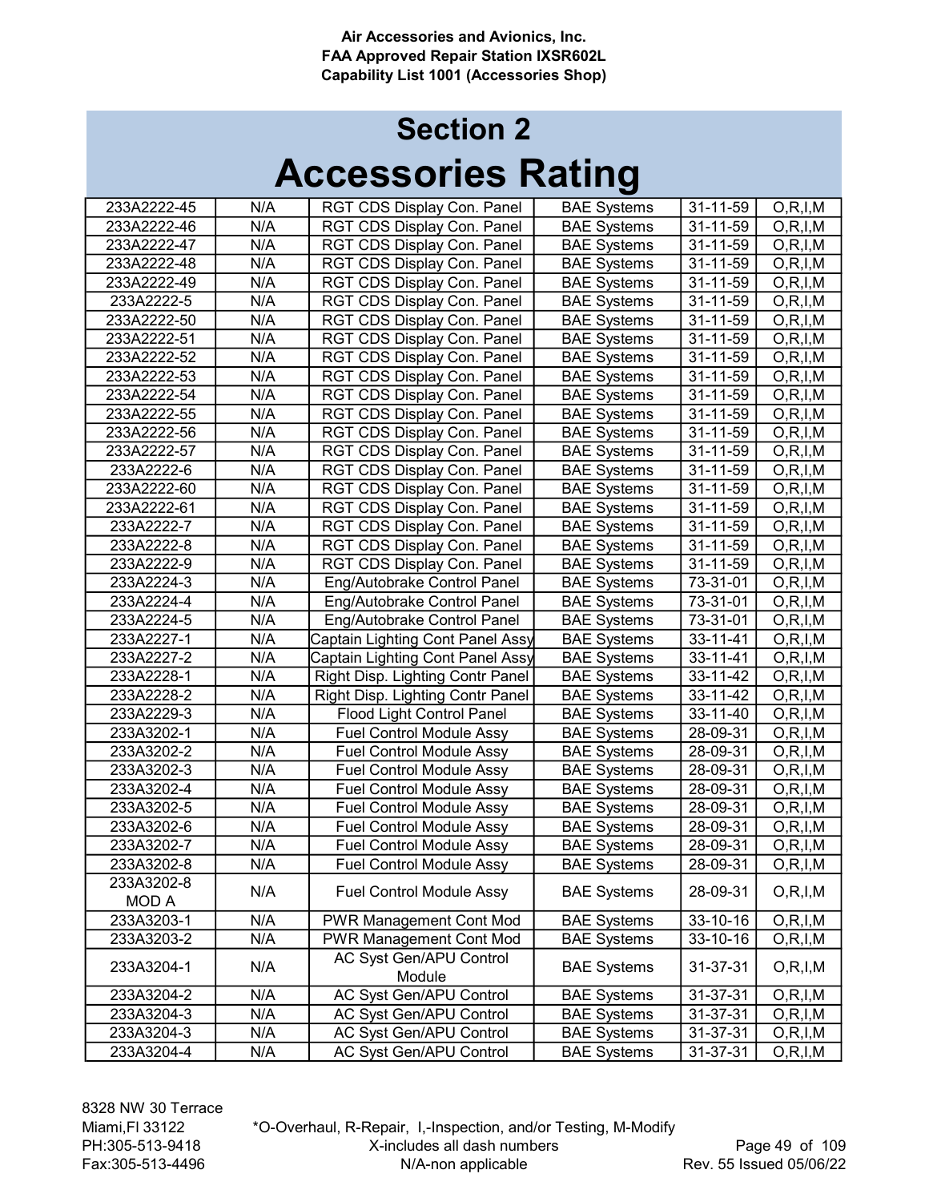## Section 2

# Accessories Rating

| | | | | | |
|---|---|---|---|---|---|
| 233A2222-45 | N/A | RGT CDS Display Con. Panel | BAE Systems | 31-11-59 | O,R,I,M |
| 233A2222-46 | N/A | RGT CDS Display Con. Panel | BAE Systems | 31-11-59 | O,R,I,M |
| 233A2222-47 | N/A | RGT CDS Display Con. Panel | BAE Systems | 31-11-59 | O,R,I,M |
| 233A2222-48 | N/A | RGT CDS Display Con. Panel | BAE Systems | 31-11-59 | O,R,I,M |
| 233A2222-49 | N/A | RGT CDS Display Con. Panel | BAE Systems | 31-11-59 | O,R,I,M |
| 233A2222-5 | N/A | RGT CDS Display Con. Panel | BAE Systems | 31-11-59 | O,R,I,M |
| 233A2222-50 | N/A | RGT CDS Display Con. Panel | BAE Systems | 31-11-59 | O,R,I,M |
| 233A2222-51 | N/A | RGT CDS Display Con. Panel | BAE Systems | 31-11-59 | O,R,I,M |
| 233A2222-52 | N/A | RGT CDS Display Con. Panel | BAE Systems | 31-11-59 | O,R,I,M |
| 233A2222-53 | N/A | RGT CDS Display Con. Panel | BAE Systems | 31-11-59 | O,R,I,M |
| 233A2222-54 | N/A | RGT CDS Display Con. Panel | BAE Systems | 31-11-59 | O,R,I,M |
| 233A2222-55 | N/A | RGT CDS Display Con. Panel | BAE Systems | 31-11-59 | O,R,I,M |
| 233A2222-56 | N/A | RGT CDS Display Con. Panel | BAE Systems | 31-11-59 | O,R,I,M |
| 233A2222-57 | N/A | RGT CDS Display Con. Panel | BAE Systems | 31-11-59 | O,R,I,M |
| 233A2222-6 | N/A | RGT CDS Display Con. Panel | BAE Systems | 31-11-59 | O,R,I,M |
| 233A2222-60 | N/A | RGT CDS Display Con. Panel | BAE Systems | 31-11-59 | O,R,I,M |
| 233A2222-61 | N/A | RGT CDS Display Con. Panel | BAE Systems | 31-11-59 | O,R,I,M |
| 233A2222-7 | N/A | RGT CDS Display Con. Panel | BAE Systems | 31-11-59 | O,R,I,M |
| 233A2222-8 | N/A | RGT CDS Display Con. Panel | BAE Systems | 31-11-59 | O,R,I,M |
| 233A2222-9 | N/A | RGT CDS Display Con. Panel | BAE Systems | 31-11-59 | O,R,I,M |
| 233A2224-3 | N/A | Eng/Autobrake Control Panel | BAE Systems | 73-31-01 | O,R,I,M |
| 233A2224-4 | N/A | Eng/Autobrake Control Panel | BAE Systems | 73-31-01 | O,R,I,M |
| 233A2224-5 | N/A | Eng/Autobrake Control Panel | BAE Systems | 73-31-01 | O,R,I,M |
| 233A2227-1 | N/A | Captain Lighting Cont Panel Assy | BAE Systems | 33-11-41 | O,R,I,M |
| 233A2227-2 | N/A | Captain Lighting Cont Panel Assy | BAE Systems | 33-11-41 | O,R,I,M |
| 233A2228-1 | N/A | Right Disp. Lighting Contr Panel | BAE Systems | 33-11-42 | O,R,I,M |
| 233A2228-2 | N/A | Right Disp. Lighting Contr Panel | BAE Systems | 33-11-42 | O,R,I,M |
| 233A2229-3 | N/A | Flood Light Control Panel | BAE Systems | 33-11-40 | O,R,I,M |
| 233A3202-1 | N/A | Fuel Control Module Assy | BAE Systems | 28-09-31 | O,R,I,M |
| 233A3202-2 | N/A | Fuel Control Module Assy | BAE Systems | 28-09-31 | O,R,I,M |
| 233A3202-3 | N/A | Fuel Control Module Assy | BAE Systems | 28-09-31 | O,R,I,M |
| 233A3202-4 | N/A | Fuel Control Module Assy | BAE Systems | 28-09-31 | O,R,I,M |
| 233A3202-5 | N/A | Fuel Control Module Assy | BAE Systems | 28-09-31 | O,R,I,M |
| 233A3202-6 | N/A | Fuel Control Module Assy | BAE Systems | 28-09-31 | O,R,I,M |
| 233A3202-7 | N/A | Fuel Control Module Assy | BAE Systems | 28-09-31 | O,R,I,M |
| 233A3202-8 | N/A | Fuel Control Module Assy | BAE Systems | 28-09-31 | O,R,I,M |
| 233A3202-8 MOD A | N/A | Fuel Control Module Assy | BAE Systems | 28-09-31 | O,R,I,M |
| 233A3203-1 | N/A | PWR Management Cont Mod | BAE Systems | 33-10-16 | O,R,I,M |
| 233A3203-2 | N/A | PWR Management Cont Mod | BAE Systems | 33-10-16 | O,R,I,M |
| 233A3204-1 | N/A | AC Syst Gen/APU Control Module | BAE Systems | 31-37-31 | O,R,I,M |
| 233A3204-2 | N/A | AC Syst Gen/APU Control | BAE Systems | 31-37-31 | O,R,I,M |
| 233A3204-3 | N/A | AC Syst Gen/APU Control | BAE Systems | 31-37-31 | O,R,I,M |
| 233A3204-3 | N/A | AC Syst Gen/APU Control | BAE Systems | 31-37-31 | O,R,I,M |
| 233A3204-4 | N/A | AC Syst Gen/APU Control | BAE Systems | 31-37-31 | O,R,I,M |

8328 NW 30 Terrace
Miami,Fl 33122
PH:305-513-9418
Fax:305-513-4496

*O-Overhaul, R-Repair, I,-Inspection, and/or Testing, M-Modify
X-includes all dash numbers
N/A-non applicable

Rev. 55 Issued 05/06/22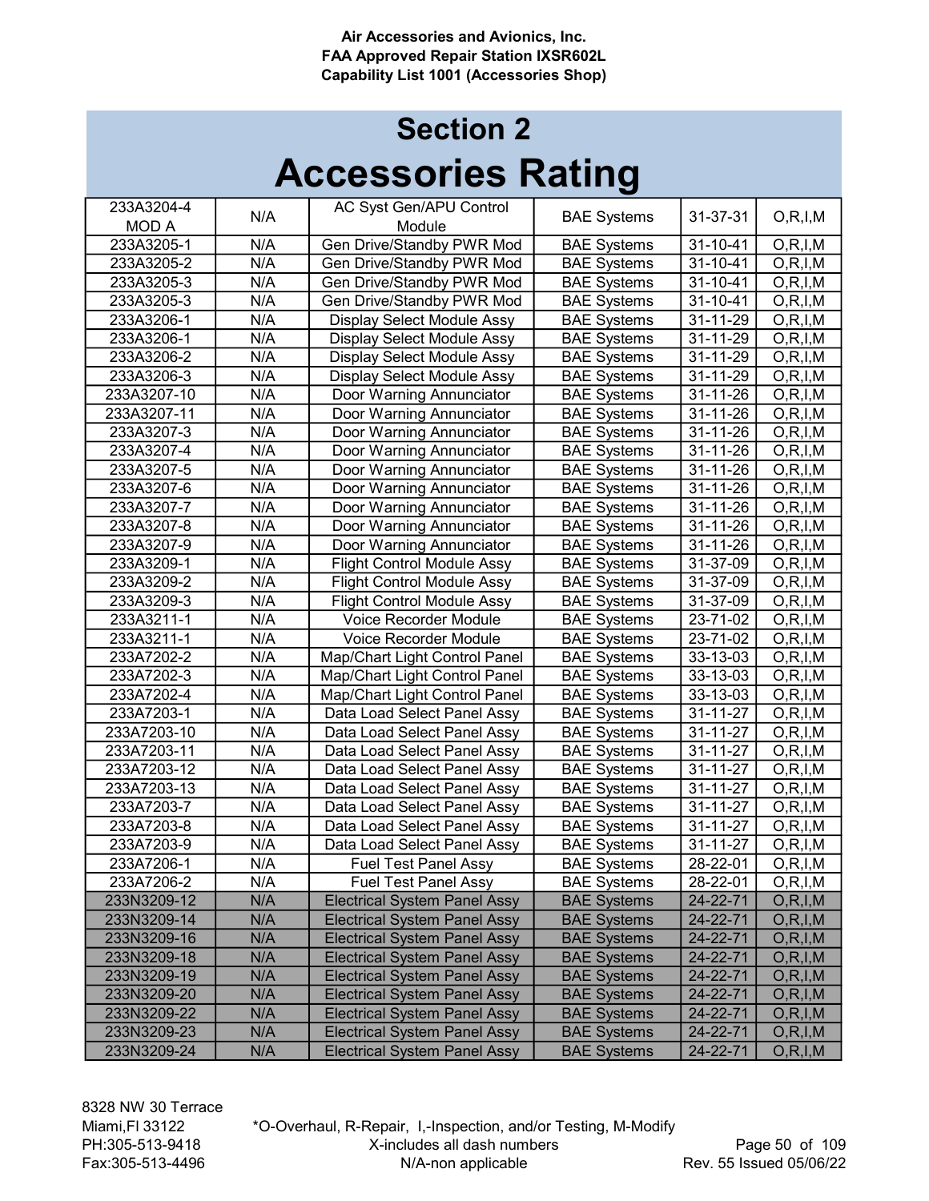## Section 2

# Accessories Rating

| | | | | | |
|---|---|---|---|---|---|
| 233A3204-4 MOD A | N/A | AC Syst Gen/APU Control Module | BAE Systems | 31-37-31 | O,R,I,M |
| 233A3205-1 | N/A | Gen Drive/Standby PWR Mod | BAE Systems | 31-10-41 | O,R,I,M |
| 233A3205-2 | N/A | Gen Drive/Standby PWR Mod | BAE Systems | 31-10-41 | O,R,I,M |
| 233A3205-3 | N/A | Gen Drive/Standby PWR Mod | BAE Systems | 31-10-41 | O,R,I,M |
| 233A3205-3 | N/A | Gen Drive/Standby PWR Mod | BAE Systems | 31-10-41 | O,R,I,M |
| 233A3206-1 | N/A | Display Select Module Assy | BAE Systems | 31-11-29 | O,R,I,M |
| 233A3206-1 | N/A | Display Select Module Assy | BAE Systems | 31-11-29 | O,R,I,M |
| 233A3206-2 | N/A | Display Select Module Assy | BAE Systems | 31-11-29 | O,R,I,M |
| 233A3206-3 | N/A | Display Select Module Assy | BAE Systems | 31-11-29 | O,R,I,M |
| 233A3207-10 | N/A | Door Warning Annunciator | BAE Systems | 31-11-26 | O,R,I,M |
| 233A3207-11 | N/A | Door Warning Annunciator | BAE Systems | 31-11-26 | O,R,I,M |
| 233A3207-3 | N/A | Door Warning Annunciator | BAE Systems | 31-11-26 | O,R,I,M |
| 233A3207-4 | N/A | Door Warning Annunciator | BAE Systems | 31-11-26 | O,R,I,M |
| 233A3207-5 | N/A | Door Warning Annunciator | BAE Systems | 31-11-26 | O,R,I,M |
| 233A3207-6 | N/A | Door Warning Annunciator | BAE Systems | 31-11-26 | O,R,I,M |
| 233A3207-7 | N/A | Door Warning Annunciator | BAE Systems | 31-11-26 | O,R,I,M |
| 233A3207-8 | N/A | Door Warning Annunciator | BAE Systems | 31-11-26 | O,R,I,M |
| 233A3207-9 | N/A | Door Warning Annunciator | BAE Systems | 31-11-26 | O,R,I,M |
| 233A3209-1 | N/A | Flight Control Module Assy | BAE Systems | 31-37-09 | O,R,I,M |
| 233A3209-2 | N/A | Flight Control Module Assy | BAE Systems | 31-37-09 | O,R,I,M |
| 233A3209-3 | N/A | Flight Control Module Assy | BAE Systems | 31-37-09 | O,R,I,M |
| 233A3211-1 | N/A | Voice Recorder Module | BAE Systems | 23-71-02 | O,R,I,M |
| 233A3211-1 | N/A | Voice Recorder Module | BAE Systems | 23-71-02 | O,R,I,M |
| 233A7202-2 | N/A | Map/Chart Light Control Panel | BAE Systems | 33-13-03 | O,R,I,M |
| 233A7202-3 | N/A | Map/Chart Light Control Panel | BAE Systems | 33-13-03 | O,R,I,M |
| 233A7202-4 | N/A | Map/Chart Light Control Panel | BAE Systems | 33-13-03 | O,R,I,M |
| 233A7203-1 | N/A | Data Load Select Panel Assy | BAE Systems | 31-11-27 | O,R,I,M |
| 233A7203-10 | N/A | Data Load Select Panel Assy | BAE Systems | 31-11-27 | O,R,I,M |
| 233A7203-11 | N/A | Data Load Select Panel Assy | BAE Systems | 31-11-27 | O,R,I,M |
| 233A7203-12 | N/A | Data Load Select Panel Assy | BAE Systems | 31-11-27 | O,R,I,M |
| 233A7203-13 | N/A | Data Load Select Panel Assy | BAE Systems | 31-11-27 | O,R,I,M |
| 233A7203-7 | N/A | Data Load Select Panel Assy | BAE Systems | 31-11-27 | O,R,I,M |
| 233A7203-8 | N/A | Data Load Select Panel Assy | BAE Systems | 31-11-27 | O,R,I,M |
| 233A7203-9 | N/A | Data Load Select Panel Assy | BAE Systems | 31-11-27 | O,R,I,M |
| 233A7206-1 | N/A | Fuel Test Panel Assy | BAE Systems | 28-22-01 | O,R,I,M |
| 233A7206-2 | N/A | Fuel Test Panel Assy | BAE Systems | 28-22-01 | O,R,I,M |
| 233N3209-12 | N/A | Electrical System Panel Assy | BAE Systems | 24-22-71 | O,R,I,M |
| 233N3209-14 | N/A | Electrical System Panel Assy | BAE Systems | 24-22-71 | O,R,I,M |
| 233N3209-16 | N/A | Electrical System Panel Assy | BAE Systems | 24-22-71 | O,R,I,M |
| 233N3209-18 | N/A | Electrical System Panel Assy | BAE Systems | 24-22-71 | O,R,I,M |
| 233N3209-19 | N/A | Electrical System Panel Assy | BAE Systems | 24-22-71 | O,R,I,M |
| 233N3209-20 | N/A | Electrical System Panel Assy | BAE Systems | 24-22-71 | O,R,I,M |
| 233N3209-22 | N/A | Electrical System Panel Assy | BAE Systems | 24-22-71 | O,R,I,M |
| 233N3209-23 | N/A | Electrical System Panel Assy | BAE Systems | 24-22-71 | O,R,I,M |
| 233N3209-24 | N/A | Electrical System Panel Assy | BAE Systems | 24-22-71 | O,R,I,M |

8328 NW 30 Terrace
Miami,Fl 33122
PH:305-513-9418
Fax:305-513-4496

*O-Overhaul, R-Repair, I,-Inspection, and/or Testing, M-Modify
X-includes all dash numbers
N/A-non applicable

Rev. 55 Issued 05/06/22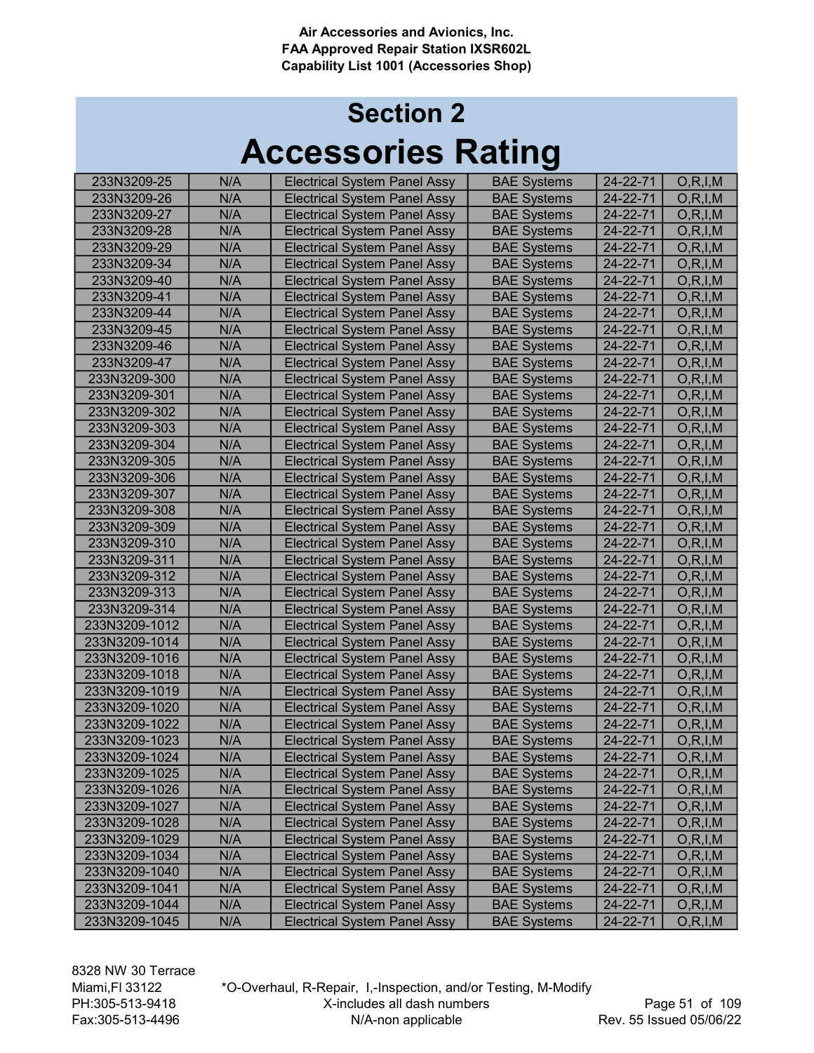Air Accessories and Avionics, Inc.
FAA Approved Repair Station IXSR602L
Capability List 1001 (Accessories Shop)

# Section 2
# Accessories Rating

| | | | | | |
|---|---|---|---|---|---|
| 233N3209-25 | N/A | Electrical System Panel Assy | BAE Systems | 24-22-71 | O,R,I,M |
| 233N3209-26 | N/A | Electrical System Panel Assy | BAE Systems | 24-22-71 | O,R,I,M |
| 233N3209-27 | N/A | Electrical System Panel Assy | BAE Systems | 24-22-71 | O,R,I,M |
| 233N3209-28 | N/A | Electrical System Panel Assy | BAE Systems | 24-22-71 | O,R,I,M |
| 233N3209-29 | N/A | Electrical System Panel Assy | BAE Systems | 24-22-71 | O,R,I,M |
| 233N3209-34 | N/A | Electrical System Panel Assy | BAE Systems | 24-22-71 | O,R,I,M |
| 233N3209-40 | N/A | Electrical System Panel Assy | BAE Systems | 24-22-71 | O,R,I,M |
| 233N3209-41 | N/A | Electrical System Panel Assy | BAE Systems | 24-22-71 | O,R,I,M |
| 233N3209-44 | N/A | Electrical System Panel Assy | BAE Systems | 24-22-71 | O,R,I,M |
| 233N3209-45 | N/A | Electrical System Panel Assy | BAE Systems | 24-22-71 | O,R,I,M |
| 233N3209-46 | N/A | Electrical System Panel Assy | BAE Systems | 24-22-71 | O,R,I,M |
| 233N3209-47 | N/A | Electrical System Panel Assy | BAE Systems | 24-22-71 | O,R,I,M |
| 233N3209-300 | N/A | Electrical System Panel Assy | BAE Systems | 24-22-71 | O,R,I,M |
| 233N3209-301 | N/A | Electrical System Panel Assy | BAE Systems | 24-22-71 | O,R,I,M |
| 233N3209-302 | N/A | Electrical System Panel Assy | BAE Systems | 24-22-71 | O,R,I,M |
| 233N3209-303 | N/A | Electrical System Panel Assy | BAE Systems | 24-22-71 | O,R,I,M |
| 233N3209-304 | N/A | Electrical System Panel Assy | BAE Systems | 24-22-71 | O,R,I,M |
| 233N3209-305 | N/A | Electrical System Panel Assy | BAE Systems | 24-22-71 | O,R,I,M |
| 233N3209-306 | N/A | Electrical System Panel Assy | BAE Systems | 24-22-71 | O,R,I,M |
| 233N3209-307 | N/A | Electrical System Panel Assy | BAE Systems | 24-22-71 | O,R,I,M |
| 233N3209-308 | N/A | Electrical System Panel Assy | BAE Systems | 24-22-71 | O,R,I,M |
| 233N3209-309 | N/A | Electrical System Panel Assy | BAE Systems | 24-22-71 | O,R,I,M |
| 233N3209-310 | N/A | Electrical System Panel Assy | BAE Systems | 24-22-71 | O,R,I,M |
| 233N3209-311 | N/A | Electrical System Panel Assy | BAE Systems | 24-22-71 | O,R,I,M |
| 233N3209-312 | N/A | Electrical System Panel Assy | BAE Systems | 24-22-71 | O,R,I,M |
| 233N3209-313 | N/A | Electrical System Panel Assy | BAE Systems | 24-22-71 | O,R,I,M |
| 233N3209-314 | N/A | Electrical System Panel Assy | BAE Systems | 24-22-71 | O,R,I,M |
| 233N3209-1012 | N/A | Electrical System Panel Assy | BAE Systems | 24-22-71 | O,R,I,M |
| 233N3209-1014 | N/A | Electrical System Panel Assy | BAE Systems | 24-22-71 | O,R,I,M |
| 233N3209-1016 | N/A | Electrical System Panel Assy | BAE Systems | 24-22-71 | O,R,I,M |
| 233N3209-1018 | N/A | Electrical System Panel Assy | BAE Systems | 24-22-71 | O,R,I,M |
| 233N3209-1019 | N/A | Electrical System Panel Assy | BAE Systems | 24-22-71 | O,R,I,M |
| 233N3209-1020 | N/A | Electrical System Panel Assy | BAE Systems | 24-22-71 | O,R,I,M |
| 233N3209-1022 | N/A | Electrical System Panel Assy | BAE Systems | 24-22-71 | O,R,I,M |
| 233N3209-1023 | N/A | Electrical System Panel Assy | BAE Systems | 24-22-71 | O,R,I,M |
| 233N3209-1024 | N/A | Electrical System Panel Assy | BAE Systems | 24-22-71 | O,R,I,M |
| 233N3209-1025 | N/A | Electrical System Panel Assy | BAE Systems | 24-22-71 | O,R,I,M |
| 233N3209-1026 | N/A | Electrical System Panel Assy | BAE Systems | 24-22-71 | O,R,I,M |
| 233N3209-1027 | N/A | Electrical System Panel Assy | BAE Systems | 24-22-71 | O,R,I,M |
| 233N3209-1028 | N/A | Electrical System Panel Assy | BAE Systems | 24-22-71 | O,R,I,M |
| 233N3209-1029 | N/A | Electrical System Panel Assy | BAE Systems | 24-22-71 | O,R,I,M |
| 233N3209-1034 | N/A | Electrical System Panel Assy | BAE Systems | 24-22-71 | O,R,I,M |
| 233N3209-1040 | N/A | Electrical System Panel Assy | BAE Systems | 24-22-71 | O,R,I,M |
| 233N3209-1041 | N/A | Electrical System Panel Assy | BAE Systems | 24-22-71 | O,R,I,M |
| 233N3209-1044 | N/A | Electrical System Panel Assy | BAE Systems | 24-22-71 | O,R,I,M |
| 233N3209-1045 | N/A | Electrical System Panel Assy | BAE Systems | 24-22-71 | O,R,I,M |

8328 NW 30 Terrace
Miami,Fl 33122
PH:305-513-9418
Fax:305-513-4496

*O-Overhaul, R-Repair, I,-Inspection, and/or Testing, M-Modify
X-includes all dash numbers
N/A-non applicable

Rev. 55 Issued 05/06/22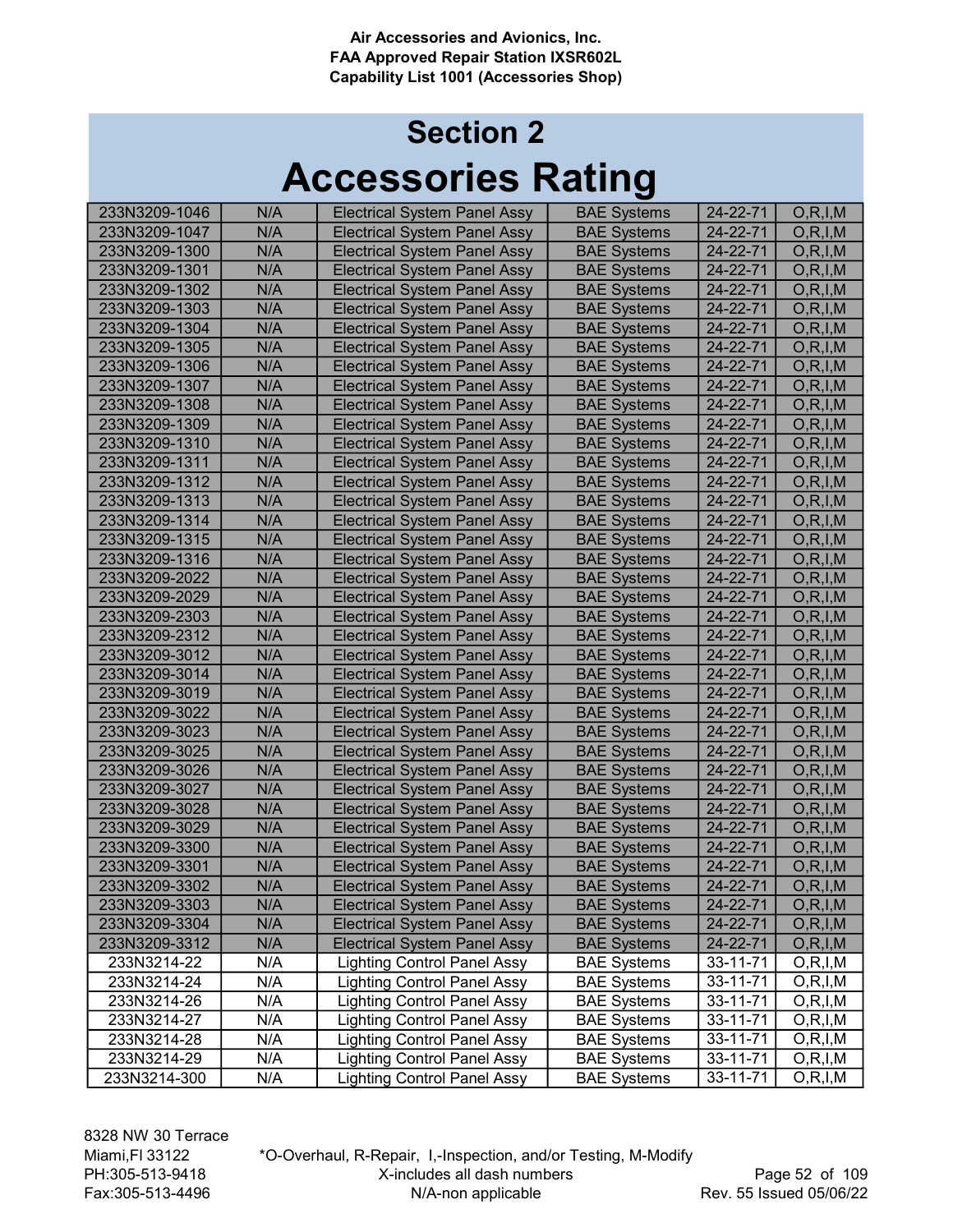Air Accessories and Avionics, Inc.
FAA Approved Repair Station IXSR602L
Capability List 1001 (Accessories Shop)

# Section 2
# Accessories Rating

| | | | | | |
|---|---|---|---|---|---|
| 233N3209-1046 | N/A | Electrical System Panel Assy | BAE Systems | 24-22-71 | O,R,I,M |
| 233N3209-1047 | N/A | Electrical System Panel Assy | BAE Systems | 24-22-71 | O,R,I,M |
| 233N3209-1300 | N/A | Electrical System Panel Assy | BAE Systems | 24-22-71 | O,R,I,M |
| 233N3209-1301 | N/A | Electrical System Panel Assy | BAE Systems | 24-22-71 | O,R,I,M |
| 233N3209-1302 | N/A | Electrical System Panel Assy | BAE Systems | 24-22-71 | O,R,I,M |
| 233N3209-1303 | N/A | Electrical System Panel Assy | BAE Systems | 24-22-71 | O,R,I,M |
| 233N3209-1304 | N/A | Electrical System Panel Assy | BAE Systems | 24-22-71 | O,R,I,M |
| 233N3209-1305 | N/A | Electrical System Panel Assy | BAE Systems | 24-22-71 | O,R,I,M |
| 233N3209-1306 | N/A | Electrical System Panel Assy | BAE Systems | 24-22-71 | O,R,I,M |
| 233N3209-1307 | N/A | Electrical System Panel Assy | BAE Systems | 24-22-71 | O,R,I,M |
| 233N3209-1308 | N/A | Electrical System Panel Assy | BAE Systems | 24-22-71 | O,R,I,M |
| 233N3209-1309 | N/A | Electrical System Panel Assy | BAE Systems | 24-22-71 | O,R,I,M |
| 233N3209-1310 | N/A | Electrical System Panel Assy | BAE Systems | 24-22-71 | O,R,I,M |
| 233N3209-1311 | N/A | Electrical System Panel Assy | BAE Systems | 24-22-71 | O,R,I,M |
| 233N3209-1312 | N/A | Electrical System Panel Assy | BAE Systems | 24-22-71 | O,R,I,M |
| 233N3209-1313 | N/A | Electrical System Panel Assy | BAE Systems | 24-22-71 | O,R,I,M |
| 233N3209-1314 | N/A | Electrical System Panel Assy | BAE Systems | 24-22-71 | O,R,I,M |
| 233N3209-1315 | N/A | Electrical System Panel Assy | BAE Systems | 24-22-71 | O,R,I,M |
| 233N3209-1316 | N/A | Electrical System Panel Assy | BAE Systems | 24-22-71 | O,R,I,M |
| 233N3209-2022 | N/A | Electrical System Panel Assy | BAE Systems | 24-22-71 | O,R,I,M |
| 233N3209-2029 | N/A | Electrical System Panel Assy | BAE Systems | 24-22-71 | O,R,I,M |
| 233N3209-2303 | N/A | Electrical System Panel Assy | BAE Systems | 24-22-71 | O,R,I,M |
| 233N3209-2312 | N/A | Electrical System Panel Assy | BAE Systems | 24-22-71 | O,R,I,M |
| 233N3209-3012 | N/A | Electrical System Panel Assy | BAE Systems | 24-22-71 | O,R,I,M |
| 233N3209-3014 | N/A | Electrical System Panel Assy | BAE Systems | 24-22-71 | O,R,I,M |
| 233N3209-3019 | N/A | Electrical System Panel Assy | BAE Systems | 24-22-71 | O,R,I,M |
| 233N3209-3022 | N/A | Electrical System Panel Assy | BAE Systems | 24-22-71 | O,R,I,M |
| 233N3209-3023 | N/A | Electrical System Panel Assy | BAE Systems | 24-22-71 | O,R,I,M |
| 233N3209-3025 | N/A | Electrical System Panel Assy | BAE Systems | 24-22-71 | O,R,I,M |
| 233N3209-3026 | N/A | Electrical System Panel Assy | BAE Systems | 24-22-71 | O,R,I,M |
| 233N3209-3027 | N/A | Electrical System Panel Assy | BAE Systems | 24-22-71 | O,R,I,M |
| 233N3209-3028 | N/A | Electrical System Panel Assy | BAE Systems | 24-22-71 | O,R,I,M |
| 233N3209-3029 | N/A | Electrical System Panel Assy | BAE Systems | 24-22-71 | O,R,I,M |
| 233N3209-3300 | N/A | Electrical System Panel Assy | BAE Systems | 24-22-71 | O,R,I,M |
| 233N3209-3301 | N/A | Electrical System Panel Assy | BAE Systems | 24-22-71 | O,R,I,M |
| 233N3209-3302 | N/A | Electrical System Panel Assy | BAE Systems | 24-22-71 | O,R,I,M |
| 233N3209-3303 | N/A | Electrical System Panel Assy | BAE Systems | 24-22-71 | O,R,I,M |
| 233N3209-3304 | N/A | Electrical System Panel Assy | BAE Systems | 24-22-71 | O,R,I,M |
| 233N3209-3312 | N/A | Electrical System Panel Assy | BAE Systems | 24-22-71 | O,R,I,M |
| 233N3214-22 | N/A | Lighting Control Panel Assy | BAE Systems | 33-11-71 | O,R,I,M |
| 233N3214-24 | N/A | Lighting Control Panel Assy | BAE Systems | 33-11-71 | O,R,I,M |
| 233N3214-26 | N/A | Lighting Control Panel Assy | BAE Systems | 33-11-71 | O,R,I,M |
| 233N3214-27 | N/A | Lighting Control Panel Assy | BAE Systems | 33-11-71 | O,R,I,M |
| 233N3214-28 | N/A | Lighting Control Panel Assy | BAE Systems | 33-11-71 | O,R,I,M |
| 233N3214-29 | N/A | Lighting Control Panel Assy | BAE Systems | 33-11-71 | O,R,I,M |
| 233N3214-300 | N/A | Lighting Control Panel Assy | BAE Systems | 33-11-71 | O,R,I,M |

8328 NW 30 Terrace
Miami,Fl 33122
PH:305-513-9418
Fax:305-513-4496

*O-Overhaul, R-Repair, I,-Inspection, and/or Testing, M-Modify
X-includes all dash numbers
N/A-non applicable

Rev. 55 Issued 05/06/22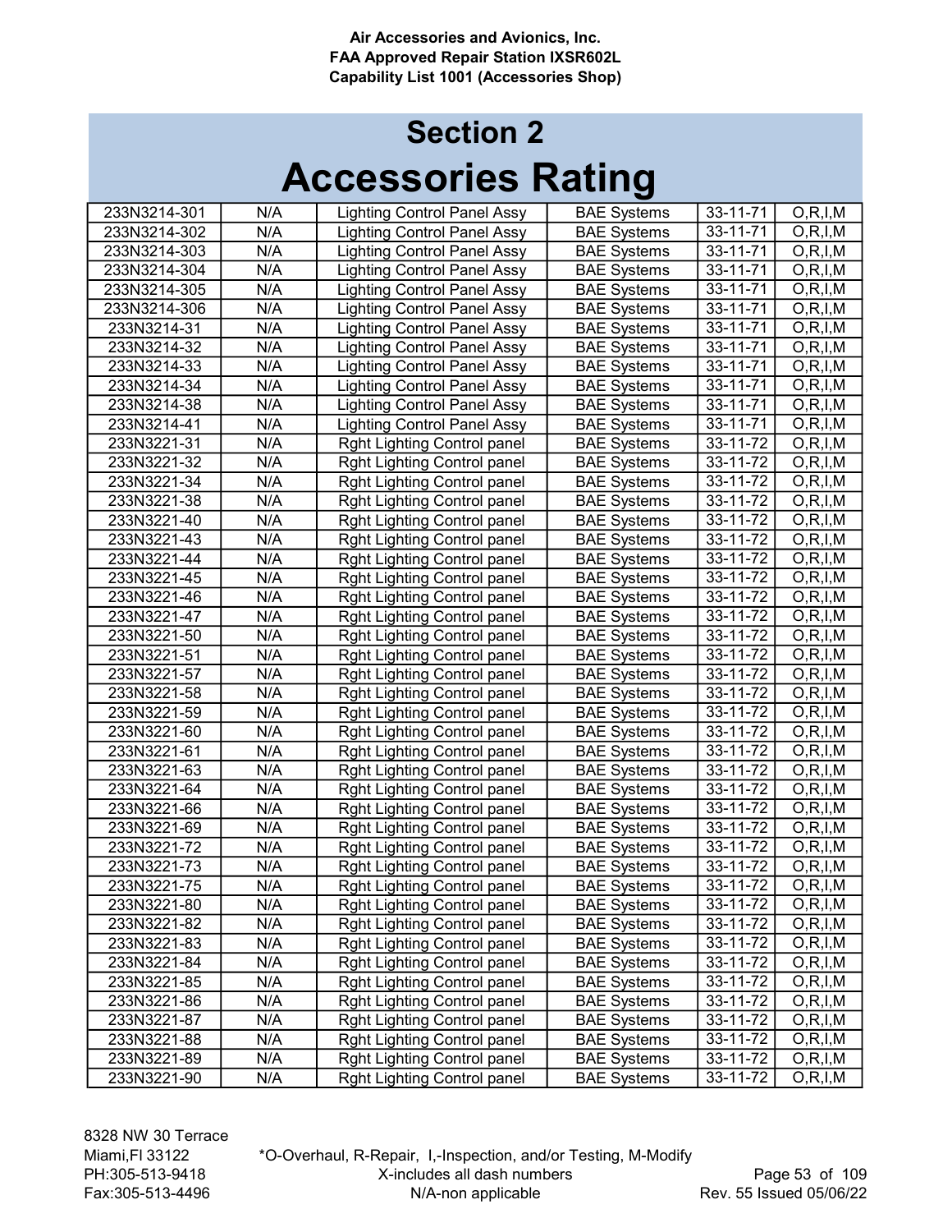# Section 2

# Accessories Rating

| | | | | | |
|---|---|---|---|---|---|
| 233N3214-301 | N/A | Lighting Control Panel Assy | BAE Systems | 33-11-71 | O,R,I,M |
| 233N3214-302 | N/A | Lighting Control Panel Assy | BAE Systems | 33-11-71 | O,R,I,M |
| 233N3214-303 | N/A | Lighting Control Panel Assy | BAE Systems | 33-11-71 | O,R,I,M |
| 233N3214-304 | N/A | Lighting Control Panel Assy | BAE Systems | 33-11-71 | O,R,I,M |
| 233N3214-305 | N/A | Lighting Control Panel Assy | BAE Systems | 33-11-71 | O,R,I,M |
| 233N3214-306 | N/A | Lighting Control Panel Assy | BAE Systems | 33-11-71 | O,R,I,M |
| 233N3214-31 | N/A | Lighting Control Panel Assy | BAE Systems | 33-11-71 | O,R,I,M |
| 233N3214-32 | N/A | Lighting Control Panel Assy | BAE Systems | 33-11-71 | O,R,I,M |
| 233N3214-33 | N/A | Lighting Control Panel Assy | BAE Systems | 33-11-71 | O,R,I,M |
| 233N3214-34 | N/A | Lighting Control Panel Assy | BAE Systems | 33-11-71 | O,R,I,M |
| 233N3214-38 | N/A | Lighting Control Panel Assy | BAE Systems | 33-11-71 | O,R,I,M |
| 233N3214-41 | N/A | Lighting Control Panel Assy | BAE Systems | 33-11-71 | O,R,I,M |
| 233N3221-31 | N/A | Rght Lighting Control panel | BAE Systems | 33-11-72 | O,R,I,M |
| 233N3221-32 | N/A | Rght Lighting Control panel | BAE Systems | 33-11-72 | O,R,I,M |
| 233N3221-34 | N/A | Rght Lighting Control panel | BAE Systems | 33-11-72 | O,R,I,M |
| 233N3221-38 | N/A | Rght Lighting Control panel | BAE Systems | 33-11-72 | O,R,I,M |
| 233N3221-40 | N/A | Rght Lighting Control panel | BAE Systems | 33-11-72 | O,R,I,M |
| 233N3221-43 | N/A | Rght Lighting Control panel | BAE Systems | 33-11-72 | O,R,I,M |
| 233N3221-44 | N/A | Rght Lighting Control panel | BAE Systems | 33-11-72 | O,R,I,M |
| 233N3221-45 | N/A | Rght Lighting Control panel | BAE Systems | 33-11-72 | O,R,I,M |
| 233N3221-46 | N/A | Rght Lighting Control panel | BAE Systems | 33-11-72 | O,R,I,M |
| 233N3221-47 | N/A | Rght Lighting Control panel | BAE Systems | 33-11-72 | O,R,I,M |
| 233N3221-50 | N/A | Rght Lighting Control panel | BAE Systems | 33-11-72 | O,R,I,M |
| 233N3221-51 | N/A | Rght Lighting Control panel | BAE Systems | 33-11-72 | O,R,I,M |
| 233N3221-57 | N/A | Rght Lighting Control panel | BAE Systems | 33-11-72 | O,R,I,M |
| 233N3221-58 | N/A | Rght Lighting Control panel | BAE Systems | 33-11-72 | O,R,I,M |
| 233N3221-59 | N/A | Rght Lighting Control panel | BAE Systems | 33-11-72 | O,R,I,M |
| 233N3221-60 | N/A | Rght Lighting Control panel | BAE Systems | 33-11-72 | O,R,I,M |
| 233N3221-61 | N/A | Rght Lighting Control panel | BAE Systems | 33-11-72 | O,R,I,M |
| 233N3221-63 | N/A | Rght Lighting Control panel | BAE Systems | 33-11-72 | O,R,I,M |
| 233N3221-64 | N/A | Rght Lighting Control panel | BAE Systems | 33-11-72 | O,R,I,M |
| 233N3221-66 | N/A | Rght Lighting Control panel | BAE Systems | 33-11-72 | O,R,I,M |
| 233N3221-69 | N/A | Rght Lighting Control panel | BAE Systems | 33-11-72 | O,R,I,M |
| 233N3221-72 | N/A | Rght Lighting Control panel | BAE Systems | 33-11-72 | O,R,I,M |
| 233N3221-73 | N/A | Rght Lighting Control panel | BAE Systems | 33-11-72 | O,R,I,M |
| 233N3221-75 | N/A | Rght Lighting Control panel | BAE Systems | 33-11-72 | O,R,I,M |
| 233N3221-80 | N/A | Rght Lighting Control panel | BAE Systems | 33-11-72 | O,R,I,M |
| 233N3221-82 | N/A | Rght Lighting Control panel | BAE Systems | 33-11-72 | O,R,I,M |
| 233N3221-83 | N/A | Rght Lighting Control panel | BAE Systems | 33-11-72 | O,R,I,M |
| 233N3221-84 | N/A | Rght Lighting Control panel | BAE Systems | 33-11-72 | O,R,I,M |
| 233N3221-85 | N/A | Rght Lighting Control panel | BAE Systems | 33-11-72 | O,R,I,M |
| 233N3221-86 | N/A | Rght Lighting Control panel | BAE Systems | 33-11-72 | O,R,I,M |
| 233N3221-87 | N/A | Rght Lighting Control panel | BAE Systems | 33-11-72 | O,R,I,M |
| 233N3221-88 | N/A | Rght Lighting Control panel | BAE Systems | 33-11-72 | O,R,I,M |
| 233N3221-89 | N/A | Rght Lighting Control panel | BAE Systems | 33-11-72 | O,R,I,M |
| 233N3221-90 | N/A | Rght Lighting Control panel | BAE Systems | 33-11-72 | O,R,I,M |

*O-Overhaul, R-Repair, I,-Inspection, and/or Testing, M-Modify
X-includes all dash numbers
N/A-non applicable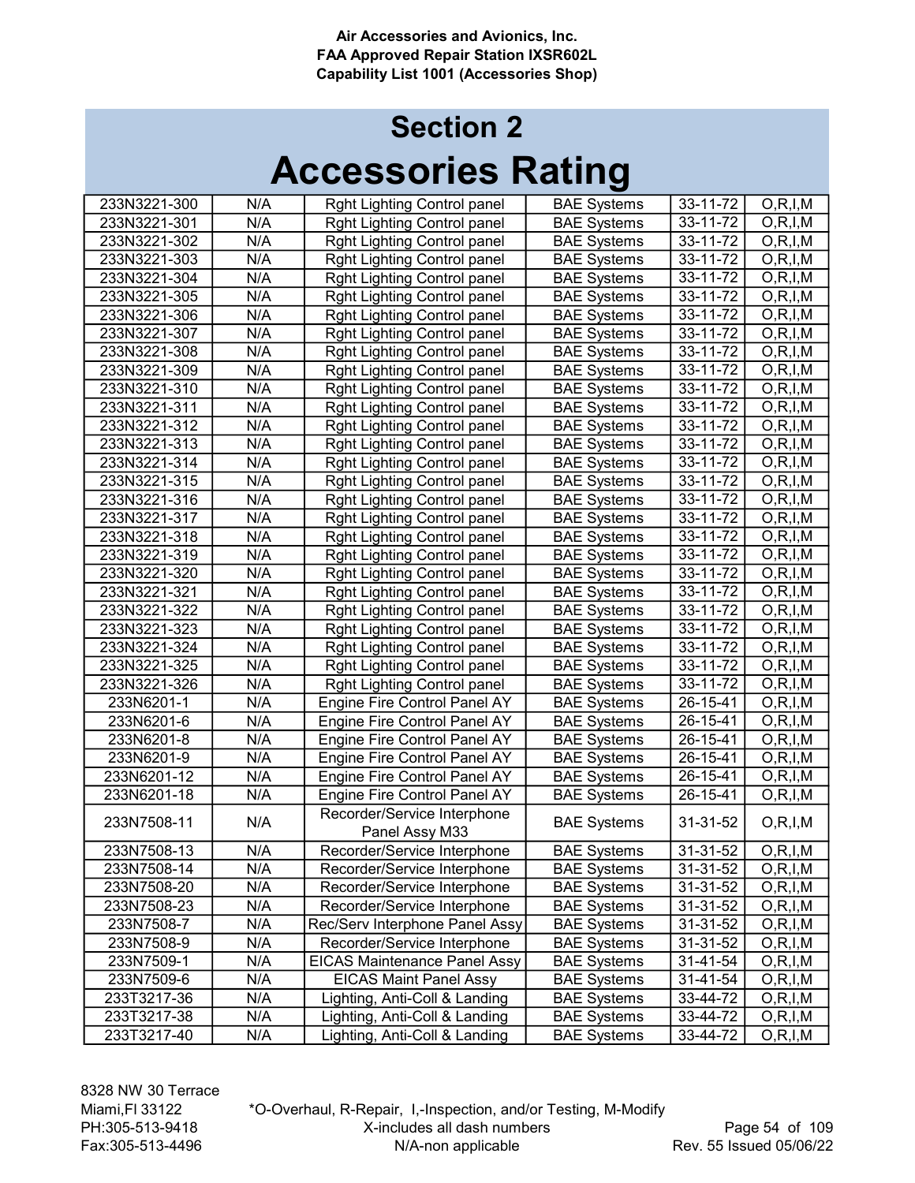# Section 2

# Accessories Rating

| | | | | | |
|---|---|---|---|---|---|
| 233N3221-300 | N/A | Rght Lighting Control panel | BAE Systems | 33-11-72 | O,R,I,M |
| 233N3221-301 | N/A | Rght Lighting Control panel | BAE Systems | 33-11-72 | O,R,I,M |
| 233N3221-302 | N/A | Rght Lighting Control panel | BAE Systems | 33-11-72 | O,R,I,M |
| 233N3221-303 | N/A | Rght Lighting Control panel | BAE Systems | 33-11-72 | O,R,I,M |
| 233N3221-304 | N/A | Rght Lighting Control panel | BAE Systems | 33-11-72 | O,R,I,M |
| 233N3221-305 | N/A | Rght Lighting Control panel | BAE Systems | 33-11-72 | O,R,I,M |
| 233N3221-306 | N/A | Rght Lighting Control panel | BAE Systems | 33-11-72 | O,R,I,M |
| 233N3221-307 | N/A | Rght Lighting Control panel | BAE Systems | 33-11-72 | O,R,I,M |
| 233N3221-308 | N/A | Rght Lighting Control panel | BAE Systems | 33-11-72 | O,R,I,M |
| 233N3221-309 | N/A | Rght Lighting Control panel | BAE Systems | 33-11-72 | O,R,I,M |
| 233N3221-310 | N/A | Rght Lighting Control panel | BAE Systems | 33-11-72 | O,R,I,M |
| 233N3221-311 | N/A | Rght Lighting Control panel | BAE Systems | 33-11-72 | O,R,I,M |
| 233N3221-312 | N/A | Rght Lighting Control panel | BAE Systems | 33-11-72 | O,R,I,M |
| 233N3221-313 | N/A | Rght Lighting Control panel | BAE Systems | 33-11-72 | O,R,I,M |
| 233N3221-314 | N/A | Rght Lighting Control panel | BAE Systems | 33-11-72 | O,R,I,M |
| 233N3221-315 | N/A | Rght Lighting Control panel | BAE Systems | 33-11-72 | O,R,I,M |
| 233N3221-316 | N/A | Rght Lighting Control panel | BAE Systems | 33-11-72 | O,R,I,M |
| 233N3221-317 | N/A | Rght Lighting Control panel | BAE Systems | 33-11-72 | O,R,I,M |
| 233N3221-318 | N/A | Rght Lighting Control panel | BAE Systems | 33-11-72 | O,R,I,M |
| 233N3221-319 | N/A | Rght Lighting Control panel | BAE Systems | 33-11-72 | O,R,I,M |
| 233N3221-320 | N/A | Rght Lighting Control panel | BAE Systems | 33-11-72 | O,R,I,M |
| 233N3221-321 | N/A | Rght Lighting Control panel | BAE Systems | 33-11-72 | O,R,I,M |
| 233N3221-322 | N/A | Rght Lighting Control panel | BAE Systems | 33-11-72 | O,R,I,M |
| 233N3221-323 | N/A | Rght Lighting Control panel | BAE Systems | 33-11-72 | O,R,I,M |
| 233N3221-324 | N/A | Rght Lighting Control panel | BAE Systems | 33-11-72 | O,R,I,M |
| 233N3221-325 | N/A | Rght Lighting Control panel | BAE Systems | 33-11-72 | O,R,I,M |
| 233N3221-326 | N/A | Rght Lighting Control panel | BAE Systems | 33-11-72 | O,R,I,M |
| 233N6201-1 | N/A | Engine Fire Control Panel AY | BAE Systems | 26-15-41 | O,R,I,M |
| 233N6201-6 | N/A | Engine Fire Control Panel AY | BAE Systems | 26-15-41 | O,R,I,M |
| 233N6201-8 | N/A | Engine Fire Control Panel AY | BAE Systems | 26-15-41 | O,R,I,M |
| 233N6201-9 | N/A | Engine Fire Control Panel AY | BAE Systems | 26-15-41 | O,R,I,M |
| 233N6201-12 | N/A | Engine Fire Control Panel AY | BAE Systems | 26-15-41 | O,R,I,M |
| 233N6201-18 | N/A | Engine Fire Control Panel AY | BAE Systems | 26-15-41 | O,R,I,M |
| 233N7508-11 | N/A | Recorder/Service Interphone Panel Assy M33 | BAE Systems | 31-31-52 | O,R,I,M |
| 233N7508-13 | N/A | Recorder/Service Interphone | BAE Systems | 31-31-52 | O,R,I,M |
| 233N7508-14 | N/A | Recorder/Service Interphone | BAE Systems | 31-31-52 | O,R,I,M |
| 233N7508-20 | N/A | Recorder/Service Interphone | BAE Systems | 31-31-52 | O,R,I,M |
| 233N7508-23 | N/A | Recorder/Service Interphone | BAE Systems | 31-31-52 | O,R,I,M |
| 233N7508-7 | N/A | Rec/Serv Interphone Panel Assy | BAE Systems | 31-31-52 | O,R,I,M |
| 233N7508-9 | N/A | Recorder/Service Interphone | BAE Systems | 31-31-52 | O,R,I,M |
| 233N7509-1 | N/A | EICAS Maintenance Panel Assy | BAE Systems | 31-41-54 | O,R,I,M |
| 233N7509-6 | N/A | EICAS Maint Panel Assy | BAE Systems | 31-41-54 | O,R,I,M |
| 233T3217-36 | N/A | Lighting, Anti-Coll & Landing | BAE Systems | 33-44-72 | O,R,I,M |
| 233T3217-38 | N/A | Lighting, Anti-Coll & Landing | BAE Systems | 33-44-72 | O,R,I,M |
| 233T3217-40 | N/A | Lighting, Anti-Coll & Landing | BAE Systems | 33-44-72 | O,R,I,M |

8328 NW 30 Terrace
Miami,Fl 33122
PH:305-513-9418
Fax:305-513-4496

*O-Overhaul, R-Repair, I,-Inspection, and/or Testing, M-Modify
X-includes all dash numbers
N/A-non applicable

Rev. 55 Issued 05/06/22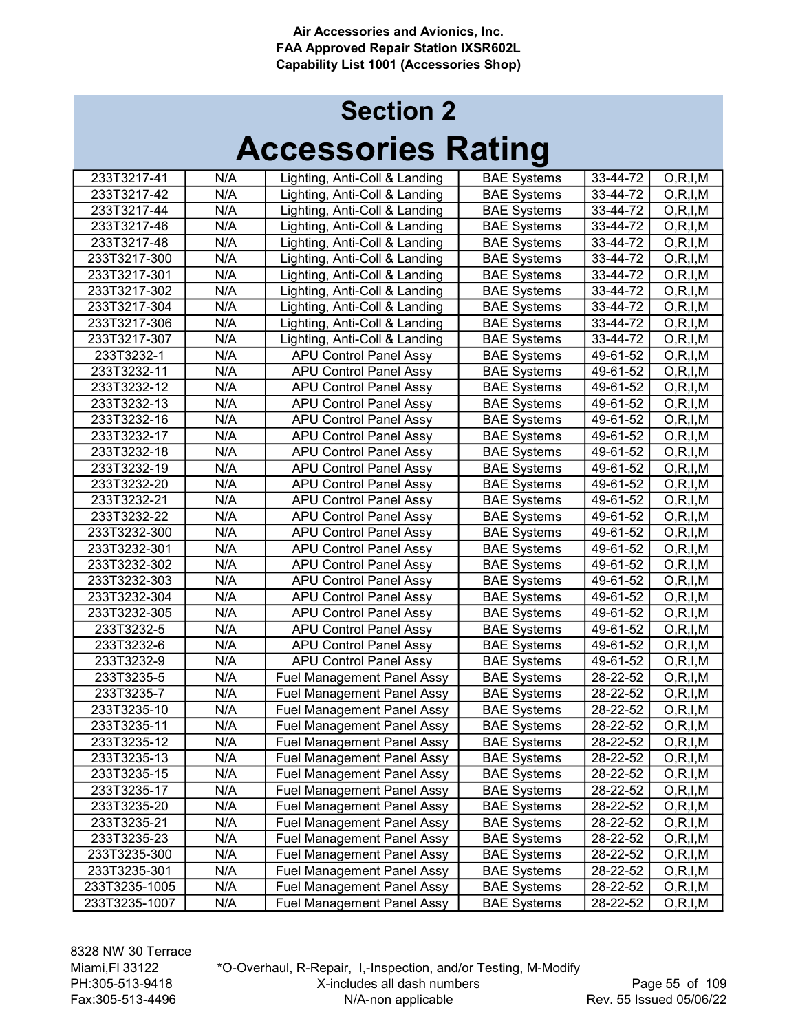## Section 2

# Accessories Rating

| | | | | | |
|---|---|---|---|---|---|
| 233T3217-41 | N/A | Lighting, Anti-Coll & Landing | BAE Systems | 33-44-72 | O,R,I,M |
| 233T3217-42 | N/A | Lighting, Anti-Coll & Landing | BAE Systems | 33-44-72 | O,R,I,M |
| 233T3217-44 | N/A | Lighting, Anti-Coll & Landing | BAE Systems | 33-44-72 | O,R,I,M |
| 233T3217-46 | N/A | Lighting, Anti-Coll & Landing | BAE Systems | 33-44-72 | O,R,I,M |
| 233T3217-48 | N/A | Lighting, Anti-Coll & Landing | BAE Systems | 33-44-72 | O,R,I,M |
| 233T3217-300 | N/A | Lighting, Anti-Coll & Landing | BAE Systems | 33-44-72 | O,R,I,M |
| 233T3217-301 | N/A | Lighting, Anti-Coll & Landing | BAE Systems | 33-44-72 | O,R,I,M |
| 233T3217-302 | N/A | Lighting, Anti-Coll & Landing | BAE Systems | 33-44-72 | O,R,I,M |
| 233T3217-304 | N/A | Lighting, Anti-Coll & Landing | BAE Systems | 33-44-72 | O,R,I,M |
| 233T3217-306 | N/A | Lighting, Anti-Coll & Landing | BAE Systems | 33-44-72 | O,R,I,M |
| 233T3217-307 | N/A | Lighting, Anti-Coll & Landing | BAE Systems | 33-44-72 | O,R,I,M |
| 233T3232-1 | N/A | APU Control Panel Assy | BAE Systems | 49-61-52 | O,R,I,M |
| 233T3232-11 | N/A | APU Control Panel Assy | BAE Systems | 49-61-52 | O,R,I,M |
| 233T3232-12 | N/A | APU Control Panel Assy | BAE Systems | 49-61-52 | O,R,I,M |
| 233T3232-13 | N/A | APU Control Panel Assy | BAE Systems | 49-61-52 | O,R,I,M |
| 233T3232-16 | N/A | APU Control Panel Assy | BAE Systems | 49-61-52 | O,R,I,M |
| 233T3232-17 | N/A | APU Control Panel Assy | BAE Systems | 49-61-52 | O,R,I,M |
| 233T3232-18 | N/A | APU Control Panel Assy | BAE Systems | 49-61-52 | O,R,I,M |
| 233T3232-19 | N/A | APU Control Panel Assy | BAE Systems | 49-61-52 | O,R,I,M |
| 233T3232-20 | N/A | APU Control Panel Assy | BAE Systems | 49-61-52 | O,R,I,M |
| 233T3232-21 | N/A | APU Control Panel Assy | BAE Systems | 49-61-52 | O,R,I,M |
| 233T3232-22 | N/A | APU Control Panel Assy | BAE Systems | 49-61-52 | O,R,I,M |
| 233T3232-300 | N/A | APU Control Panel Assy | BAE Systems | 49-61-52 | O,R,I,M |
| 233T3232-301 | N/A | APU Control Panel Assy | BAE Systems | 49-61-52 | O,R,I,M |
| 233T3232-302 | N/A | APU Control Panel Assy | BAE Systems | 49-61-52 | O,R,I,M |
| 233T3232-303 | N/A | APU Control Panel Assy | BAE Systems | 49-61-52 | O,R,I,M |
| 233T3232-304 | N/A | APU Control Panel Assy | BAE Systems | 49-61-52 | O,R,I,M |
| 233T3232-305 | N/A | APU Control Panel Assy | BAE Systems | 49-61-52 | O,R,I,M |
| 233T3232-5 | N/A | APU Control Panel Assy | BAE Systems | 49-61-52 | O,R,I,M |
| 233T3232-6 | N/A | APU Control Panel Assy | BAE Systems | 49-61-52 | O,R,I,M |
| 233T3232-9 | N/A | APU Control Panel Assy | BAE Systems | 49-61-52 | O,R,I,M |
| 233T3235-5 | N/A | Fuel Management Panel Assy | BAE Systems | 28-22-52 | O,R,I,M |
| 233T3235-7 | N/A | Fuel Management Panel Assy | BAE Systems | 28-22-52 | O,R,I,M |
| 233T3235-10 | N/A | Fuel Management Panel Assy | BAE Systems | 28-22-52 | O,R,I,M |
| 233T3235-11 | N/A | Fuel Management Panel Assy | BAE Systems | 28-22-52 | O,R,I,M |
| 233T3235-12 | N/A | Fuel Management Panel Assy | BAE Systems | 28-22-52 | O,R,I,M |
| 233T3235-13 | N/A | Fuel Management Panel Assy | BAE Systems | 28-22-52 | O,R,I,M |
| 233T3235-15 | N/A | Fuel Management Panel Assy | BAE Systems | 28-22-52 | O,R,I,M |
| 233T3235-17 | N/A | Fuel Management Panel Assy | BAE Systems | 28-22-52 | O,R,I,M |
| 233T3235-20 | N/A | Fuel Management Panel Assy | BAE Systems | 28-22-52 | O,R,I,M |
| 233T3235-21 | N/A | Fuel Management Panel Assy | BAE Systems | 28-22-52 | O,R,I,M |
| 233T3235-23 | N/A | Fuel Management Panel Assy | BAE Systems | 28-22-52 | O,R,I,M |
| 233T3235-300 | N/A | Fuel Management Panel Assy | BAE Systems | 28-22-52 | O,R,I,M |
| 233T3235-301 | N/A | Fuel Management Panel Assy | BAE Systems | 28-22-52 | O,R,I,M |
| 233T3235-1005 | N/A | Fuel Management Panel Assy | BAE Systems | 28-22-52 | O,R,I,M |
| 233T3235-1007 | N/A | Fuel Management Panel Assy | BAE Systems | 28-22-52 | O,R,I,M |

*O-Overhaul, R-Repair, I,-Inspection, and/or Testing, M-Modify
X-includes all dash numbers
N/A-non applicable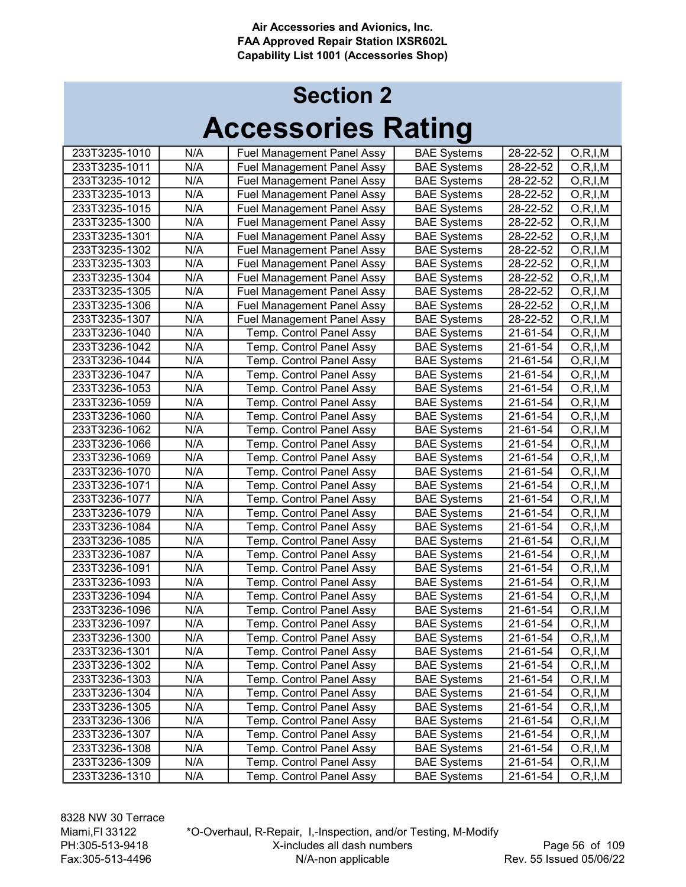Air Accessories and Avionics, Inc.
FAA Approved Repair Station IXSR602L
Capability List 1001 (Accessories Shop)

# Section 2
# Accessories Rating

| | | | | | |
|---|---|---|---|---|---|
| 233T3235-1010 | N/A | Fuel Management Panel Assy | BAE Systems | 28-22-52 | O,R,I,M |
| 233T3235-1011 | N/A | Fuel Management Panel Assy | BAE Systems | 28-22-52 | O,R,I,M |
| 233T3235-1012 | N/A | Fuel Management Panel Assy | BAE Systems | 28-22-52 | O,R,I,M |
| 233T3235-1013 | N/A | Fuel Management Panel Assy | BAE Systems | 28-22-52 | O,R,I,M |
| 233T3235-1015 | N/A | Fuel Management Panel Assy | BAE Systems | 28-22-52 | O,R,I,M |
| 233T3235-1300 | N/A | Fuel Management Panel Assy | BAE Systems | 28-22-52 | O,R,I,M |
| 233T3235-1301 | N/A | Fuel Management Panel Assy | BAE Systems | 28-22-52 | O,R,I,M |
| 233T3235-1302 | N/A | Fuel Management Panel Assy | BAE Systems | 28-22-52 | O,R,I,M |
| 233T3235-1303 | N/A | Fuel Management Panel Assy | BAE Systems | 28-22-52 | O,R,I,M |
| 233T3235-1304 | N/A | Fuel Management Panel Assy | BAE Systems | 28-22-52 | O,R,I,M |
| 233T3235-1305 | N/A | Fuel Management Panel Assy | BAE Systems | 28-22-52 | O,R,I,M |
| 233T3235-1306 | N/A | Fuel Management Panel Assy | BAE Systems | 28-22-52 | O,R,I,M |
| 233T3235-1307 | N/A | Fuel Management Panel Assy | BAE Systems | 28-22-52 | O,R,I,M |
| 233T3236-1040 | N/A | Temp. Control Panel Assy | BAE Systems | 21-61-54 | O,R,I,M |
| 233T3236-1042 | N/A | Temp. Control Panel Assy | BAE Systems | 21-61-54 | O,R,I,M |
| 233T3236-1044 | N/A | Temp. Control Panel Assy | BAE Systems | 21-61-54 | O,R,I,M |
| 233T3236-1047 | N/A | Temp. Control Panel Assy | BAE Systems | 21-61-54 | O,R,I,M |
| 233T3236-1053 | N/A | Temp. Control Panel Assy | BAE Systems | 21-61-54 | O,R,I,M |
| 233T3236-1059 | N/A | Temp. Control Panel Assy | BAE Systems | 21-61-54 | O,R,I,M |
| 233T3236-1060 | N/A | Temp. Control Panel Assy | BAE Systems | 21-61-54 | O,R,I,M |
| 233T3236-1062 | N/A | Temp. Control Panel Assy | BAE Systems | 21-61-54 | O,R,I,M |
| 233T3236-1066 | N/A | Temp. Control Panel Assy | BAE Systems | 21-61-54 | O,R,I,M |
| 233T3236-1069 | N/A | Temp. Control Panel Assy | BAE Systems | 21-61-54 | O,R,I,M |
| 233T3236-1070 | N/A | Temp. Control Panel Assy | BAE Systems | 21-61-54 | O,R,I,M |
| 233T3236-1071 | N/A | Temp. Control Panel Assy | BAE Systems | 21-61-54 | O,R,I,M |
| 233T3236-1077 | N/A | Temp. Control Panel Assy | BAE Systems | 21-61-54 | O,R,I,M |
| 233T3236-1079 | N/A | Temp. Control Panel Assy | BAE Systems | 21-61-54 | O,R,I,M |
| 233T3236-1084 | N/A | Temp. Control Panel Assy | BAE Systems | 21-61-54 | O,R,I,M |
| 233T3236-1085 | N/A | Temp. Control Panel Assy | BAE Systems | 21-61-54 | O,R,I,M |
| 233T3236-1087 | N/A | Temp. Control Panel Assy | BAE Systems | 21-61-54 | O,R,I,M |
| 233T3236-1091 | N/A | Temp. Control Panel Assy | BAE Systems | 21-61-54 | O,R,I,M |
| 233T3236-1093 | N/A | Temp. Control Panel Assy | BAE Systems | 21-61-54 | O,R,I,M |
| 233T3236-1094 | N/A | Temp. Control Panel Assy | BAE Systems | 21-61-54 | O,R,I,M |
| 233T3236-1096 | N/A | Temp. Control Panel Assy | BAE Systems | 21-61-54 | O,R,I,M |
| 233T3236-1097 | N/A | Temp. Control Panel Assy | BAE Systems | 21-61-54 | O,R,I,M |
| 233T3236-1300 | N/A | Temp. Control Panel Assy | BAE Systems | 21-61-54 | O,R,I,M |
| 233T3236-1301 | N/A | Temp. Control Panel Assy | BAE Systems | 21-61-54 | O,R,I,M |
| 233T3236-1302 | N/A | Temp. Control Panel Assy | BAE Systems | 21-61-54 | O,R,I,M |
| 233T3236-1303 | N/A | Temp. Control Panel Assy | BAE Systems | 21-61-54 | O,R,I,M |
| 233T3236-1304 | N/A | Temp. Control Panel Assy | BAE Systems | 21-61-54 | O,R,I,M |
| 233T3236-1305 | N/A | Temp. Control Panel Assy | BAE Systems | 21-61-54 | O,R,I,M |
| 233T3236-1306 | N/A | Temp. Control Panel Assy | BAE Systems | 21-61-54 | O,R,I,M |
| 233T3236-1307 | N/A | Temp. Control Panel Assy | BAE Systems | 21-61-54 | O,R,I,M |
| 233T3236-1308 | N/A | Temp. Control Panel Assy | BAE Systems | 21-61-54 | O,R,I,M |
| 233T3236-1309 | N/A | Temp. Control Panel Assy | BAE Systems | 21-61-54 | O,R,I,M |
| 233T3236-1310 | N/A | Temp. Control Panel Assy | BAE Systems | 21-61-54 | O,R,I,M |

8328 NW 30 Terrace
Miami,Fl 33122
PH:305-513-9418
Fax:305-513-4496

*O-Overhaul, R-Repair, I,-Inspection, and/or Testing, M-Modify
X-includes all dash numbers
N/A-non applicable

Rev. 55 Issued 05/06/22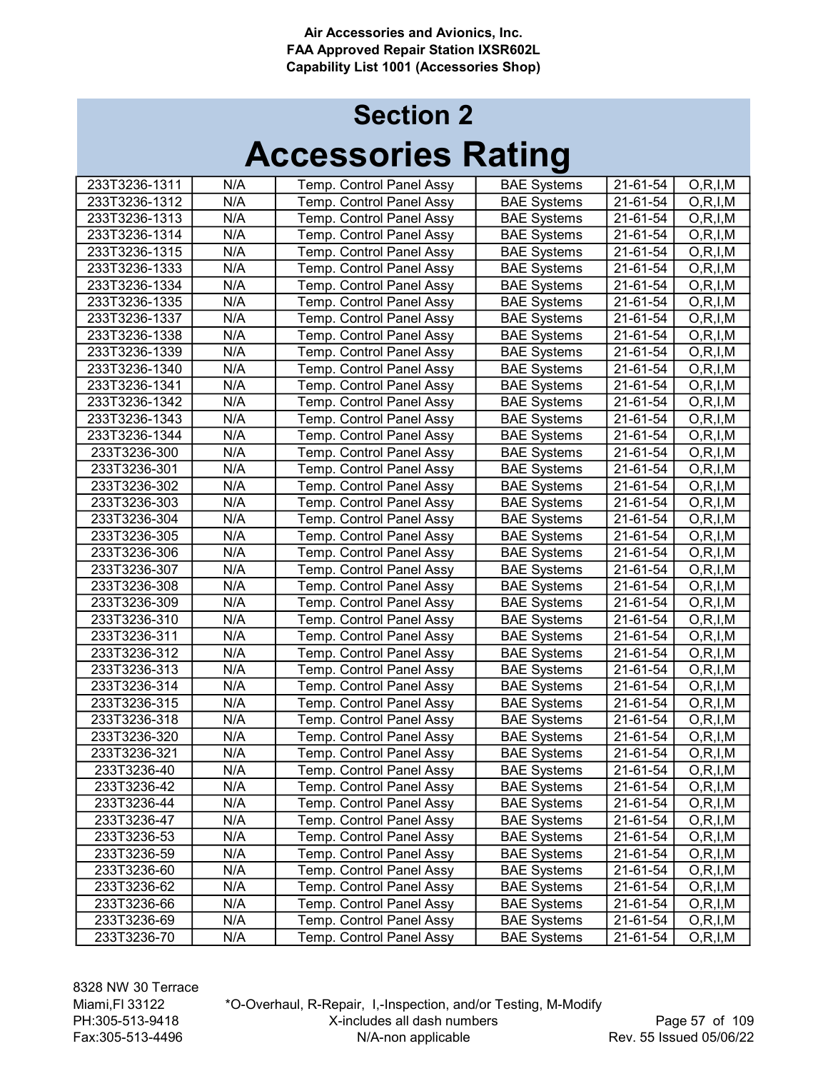## Section 2

# Accessories Rating

| | | | | | |
|---|---|---|---|---|---|
| 233T3236-1311 | N/A | Temp. Control Panel Assy | BAE Systems | 21-61-54 | O,R,I,M |
| 233T3236-1312 | N/A | Temp. Control Panel Assy | BAE Systems | 21-61-54 | O,R,I,M |
| 233T3236-1313 | N/A | Temp. Control Panel Assy | BAE Systems | 21-61-54 | O,R,I,M |
| 233T3236-1314 | N/A | Temp. Control Panel Assy | BAE Systems | 21-61-54 | O,R,I,M |
| 233T3236-1315 | N/A | Temp. Control Panel Assy | BAE Systems | 21-61-54 | O,R,I,M |
| 233T3236-1333 | N/A | Temp. Control Panel Assy | BAE Systems | 21-61-54 | O,R,I,M |
| 233T3236-1334 | N/A | Temp. Control Panel Assy | BAE Systems | 21-61-54 | O,R,I,M |
| 233T3236-1335 | N/A | Temp. Control Panel Assy | BAE Systems | 21-61-54 | O,R,I,M |
| 233T3236-1337 | N/A | Temp. Control Panel Assy | BAE Systems | 21-61-54 | O,R,I,M |
| 233T3236-1338 | N/A | Temp. Control Panel Assy | BAE Systems | 21-61-54 | O,R,I,M |
| 233T3236-1339 | N/A | Temp. Control Panel Assy | BAE Systems | 21-61-54 | O,R,I,M |
| 233T3236-1340 | N/A | Temp. Control Panel Assy | BAE Systems | 21-61-54 | O,R,I,M |
| 233T3236-1341 | N/A | Temp. Control Panel Assy | BAE Systems | 21-61-54 | O,R,I,M |
| 233T3236-1342 | N/A | Temp. Control Panel Assy | BAE Systems | 21-61-54 | O,R,I,M |
| 233T3236-1343 | N/A | Temp. Control Panel Assy | BAE Systems | 21-61-54 | O,R,I,M |
| 233T3236-1344 | N/A | Temp. Control Panel Assy | BAE Systems | 21-61-54 | O,R,I,M |
| 233T3236-300 | N/A | Temp. Control Panel Assy | BAE Systems | 21-61-54 | O,R,I,M |
| 233T3236-301 | N/A | Temp. Control Panel Assy | BAE Systems | 21-61-54 | O,R,I,M |
| 233T3236-302 | N/A | Temp. Control Panel Assy | BAE Systems | 21-61-54 | O,R,I,M |
| 233T3236-303 | N/A | Temp. Control Panel Assy | BAE Systems | 21-61-54 | O,R,I,M |
| 233T3236-304 | N/A | Temp. Control Panel Assy | BAE Systems | 21-61-54 | O,R,I,M |
| 233T3236-305 | N/A | Temp. Control Panel Assy | BAE Systems | 21-61-54 | O,R,I,M |
| 233T3236-306 | N/A | Temp. Control Panel Assy | BAE Systems | 21-61-54 | O,R,I,M |
| 233T3236-307 | N/A | Temp. Control Panel Assy | BAE Systems | 21-61-54 | O,R,I,M |
| 233T3236-308 | N/A | Temp. Control Panel Assy | BAE Systems | 21-61-54 | O,R,I,M |
| 233T3236-309 | N/A | Temp. Control Panel Assy | BAE Systems | 21-61-54 | O,R,I,M |
| 233T3236-310 | N/A | Temp. Control Panel Assy | BAE Systems | 21-61-54 | O,R,I,M |
| 233T3236-311 | N/A | Temp. Control Panel Assy | BAE Systems | 21-61-54 | O,R,I,M |
| 233T3236-312 | N/A | Temp. Control Panel Assy | BAE Systems | 21-61-54 | O,R,I,M |
| 233T3236-313 | N/A | Temp. Control Panel Assy | BAE Systems | 21-61-54 | O,R,I,M |
| 233T3236-314 | N/A | Temp. Control Panel Assy | BAE Systems | 21-61-54 | O,R,I,M |
| 233T3236-315 | N/A | Temp. Control Panel Assy | BAE Systems | 21-61-54 | O,R,I,M |
| 233T3236-318 | N/A | Temp. Control Panel Assy | BAE Systems | 21-61-54 | O,R,I,M |
| 233T3236-320 | N/A | Temp. Control Panel Assy | BAE Systems | 21-61-54 | O,R,I,M |
| 233T3236-321 | N/A | Temp. Control Panel Assy | BAE Systems | 21-61-54 | O,R,I,M |
| 233T3236-40 | N/A | Temp. Control Panel Assy | BAE Systems | 21-61-54 | O,R,I,M |
| 233T3236-42 | N/A | Temp. Control Panel Assy | BAE Systems | 21-61-54 | O,R,I,M |
| 233T3236-44 | N/A | Temp. Control Panel Assy | BAE Systems | 21-61-54 | O,R,I,M |
| 233T3236-47 | N/A | Temp. Control Panel Assy | BAE Systems | 21-61-54 | O,R,I,M |
| 233T3236-53 | N/A | Temp. Control Panel Assy | BAE Systems | 21-61-54 | O,R,I,M |
| 233T3236-59 | N/A | Temp. Control Panel Assy | BAE Systems | 21-61-54 | O,R,I,M |
| 233T3236-60 | N/A | Temp. Control Panel Assy | BAE Systems | 21-61-54 | O,R,I,M |
| 233T3236-62 | N/A | Temp. Control Panel Assy | BAE Systems | 21-61-54 | O,R,I,M |
| 233T3236-66 | N/A | Temp. Control Panel Assy | BAE Systems | 21-61-54 | O,R,I,M |
| 233T3236-69 | N/A | Temp. Control Panel Assy | BAE Systems | 21-61-54 | O,R,I,M |
| 233T3236-70 | N/A | Temp. Control Panel Assy | BAE Systems | 21-61-54 | O,R,I,M |

8328 NW 30 Terrace
Miami,Fl 33122
PH:305-513-9418
Fax:305-513-4496

*O-Overhaul, R-Repair, I,-Inspection, and/or Testing, M-Modify
X-includes all dash numbers
N/A-non applicable

Rev. 55 Issued 05/06/22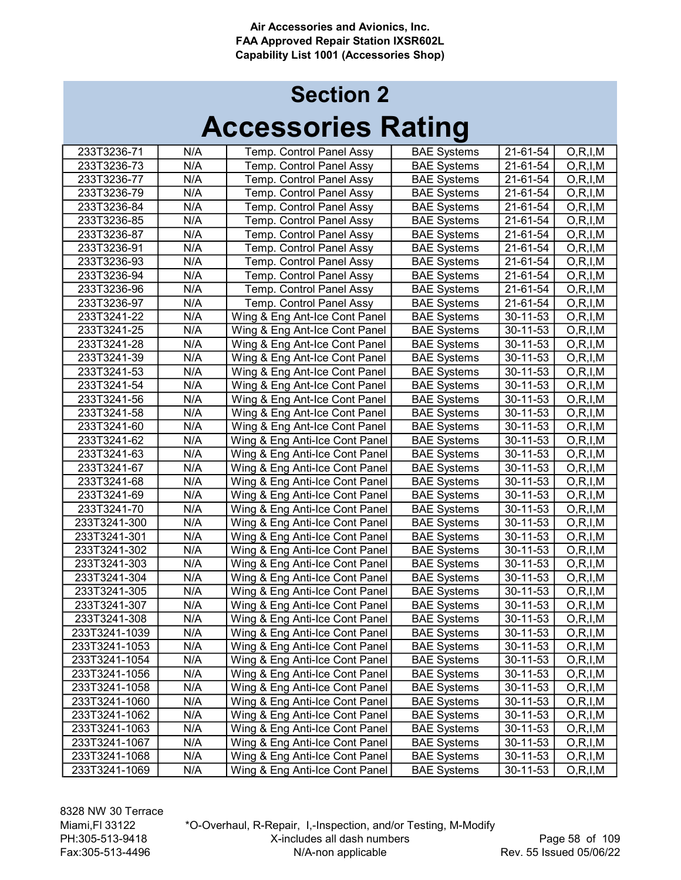## Section 2

# Accessories Rating

| | | | | | |
|---|---|---|---|---|---|
| 233T3236-71 | N/A | Temp. Control Panel Assy | BAE Systems | 21-61-54 | O,R,I,M |
| 233T3236-73 | N/A | Temp. Control Panel Assy | BAE Systems | 21-61-54 | O,R,I,M |
| 233T3236-77 | N/A | Temp. Control Panel Assy | BAE Systems | 21-61-54 | O,R,I,M |
| 233T3236-79 | N/A | Temp. Control Panel Assy | BAE Systems | 21-61-54 | O,R,I,M |
| 233T3236-84 | N/A | Temp. Control Panel Assy | BAE Systems | 21-61-54 | O,R,I,M |
| 233T3236-85 | N/A | Temp. Control Panel Assy | BAE Systems | 21-61-54 | O,R,I,M |
| 233T3236-87 | N/A | Temp. Control Panel Assy | BAE Systems | 21-61-54 | O,R,I,M |
| 233T3236-91 | N/A | Temp. Control Panel Assy | BAE Systems | 21-61-54 | O,R,I,M |
| 233T3236-93 | N/A | Temp. Control Panel Assy | BAE Systems | 21-61-54 | O,R,I,M |
| 233T3236-94 | N/A | Temp. Control Panel Assy | BAE Systems | 21-61-54 | O,R,I,M |
| 233T3236-96 | N/A | Temp. Control Panel Assy | BAE Systems | 21-61-54 | O,R,I,M |
| 233T3236-97 | N/A | Temp. Control Panel Assy | BAE Systems | 21-61-54 | O,R,I,M |
| 233T3241-22 | N/A | Wing & Eng Ant-Ice Cont Panel | BAE Systems | 30-11-53 | O,R,I,M |
| 233T3241-25 | N/A | Wing & Eng Ant-Ice Cont Panel | BAE Systems | 30-11-53 | O,R,I,M |
| 233T3241-28 | N/A | Wing & Eng Ant-Ice Cont Panel | BAE Systems | 30-11-53 | O,R,I,M |
| 233T3241-39 | N/A | Wing & Eng Ant-Ice Cont Panel | BAE Systems | 30-11-53 | O,R,I,M |
| 233T3241-53 | N/A | Wing & Eng Ant-Ice Cont Panel | BAE Systems | 30-11-53 | O,R,I,M |
| 233T3241-54 | N/A | Wing & Eng Ant-Ice Cont Panel | BAE Systems | 30-11-53 | O,R,I,M |
| 233T3241-56 | N/A | Wing & Eng Ant-Ice Cont Panel | BAE Systems | 30-11-53 | O,R,I,M |
| 233T3241-58 | N/A | Wing & Eng Ant-Ice Cont Panel | BAE Systems | 30-11-53 | O,R,I,M |
| 233T3241-60 | N/A | Wing & Eng Ant-Ice Cont Panel | BAE Systems | 30-11-53 | O,R,I,M |
| 233T3241-62 | N/A | Wing & Eng Anti-Ice Cont Panel | BAE Systems | 30-11-53 | O,R,I,M |
| 233T3241-63 | N/A | Wing & Eng Anti-Ice Cont Panel | BAE Systems | 30-11-53 | O,R,I,M |
| 233T3241-67 | N/A | Wing & Eng Anti-Ice Cont Panel | BAE Systems | 30-11-53 | O,R,I,M |
| 233T3241-68 | N/A | Wing & Eng Anti-Ice Cont Panel | BAE Systems | 30-11-53 | O,R,I,M |
| 233T3241-69 | N/A | Wing & Eng Anti-Ice Cont Panel | BAE Systems | 30-11-53 | O,R,I,M |
| 233T3241-70 | N/A | Wing & Eng Anti-Ice Cont Panel | BAE Systems | 30-11-53 | O,R,I,M |
| 233T3241-300 | N/A | Wing & Eng Anti-Ice Cont Panel | BAE Systems | 30-11-53 | O,R,I,M |
| 233T3241-301 | N/A | Wing & Eng Anti-Ice Cont Panel | BAE Systems | 30-11-53 | O,R,I,M |
| 233T3241-302 | N/A | Wing & Eng Anti-Ice Cont Panel | BAE Systems | 30-11-53 | O,R,I,M |
| 233T3241-303 | N/A | Wing & Eng Anti-Ice Cont Panel | BAE Systems | 30-11-53 | O,R,I,M |
| 233T3241-304 | N/A | Wing & Eng Anti-Ice Cont Panel | BAE Systems | 30-11-53 | O,R,I,M |
| 233T3241-305 | N/A | Wing & Eng Anti-Ice Cont Panel | BAE Systems | 30-11-53 | O,R,I,M |
| 233T3241-307 | N/A | Wing & Eng Anti-Ice Cont Panel | BAE Systems | 30-11-53 | O,R,I,M |
| 233T3241-308 | N/A | Wing & Eng Anti-Ice Cont Panel | BAE Systems | 30-11-53 | O,R,I,M |
| 233T3241-1039 | N/A | Wing & Eng Anti-Ice Cont Panel | BAE Systems | 30-11-53 | O,R,I,M |
| 233T3241-1053 | N/A | Wing & Eng Anti-Ice Cont Panel | BAE Systems | 30-11-53 | O,R,I,M |
| 233T3241-1054 | N/A | Wing & Eng Anti-Ice Cont Panel | BAE Systems | 30-11-53 | O,R,I,M |
| 233T3241-1056 | N/A | Wing & Eng Anti-Ice Cont Panel | BAE Systems | 30-11-53 | O,R,I,M |
| 233T3241-1058 | N/A | Wing & Eng Anti-Ice Cont Panel | BAE Systems | 30-11-53 | O,R,I,M |
| 233T3241-1060 | N/A | Wing & Eng Anti-Ice Cont Panel | BAE Systems | 30-11-53 | O,R,I,M |
| 233T3241-1062 | N/A | Wing & Eng Anti-Ice Cont Panel | BAE Systems | 30-11-53 | O,R,I,M |
| 233T3241-1063 | N/A | Wing & Eng Anti-Ice Cont Panel | BAE Systems | 30-11-53 | O,R,I,M |
| 233T3241-1067 | N/A | Wing & Eng Anti-Ice Cont Panel | BAE Systems | 30-11-53 | O,R,I,M |
| 233T3241-1068 | N/A | Wing & Eng Anti-Ice Cont Panel | BAE Systems | 30-11-53 | O,R,I,M |
| 233T3241-1069 | N/A | Wing & Eng Anti-Ice Cont Panel | BAE Systems | 30-11-53 | O,R,I,M |

*O-Overhaul, R-Repair, I,-Inspection, and/or Testing, M-Modify
X-includes all dash numbers
N/A-non applicable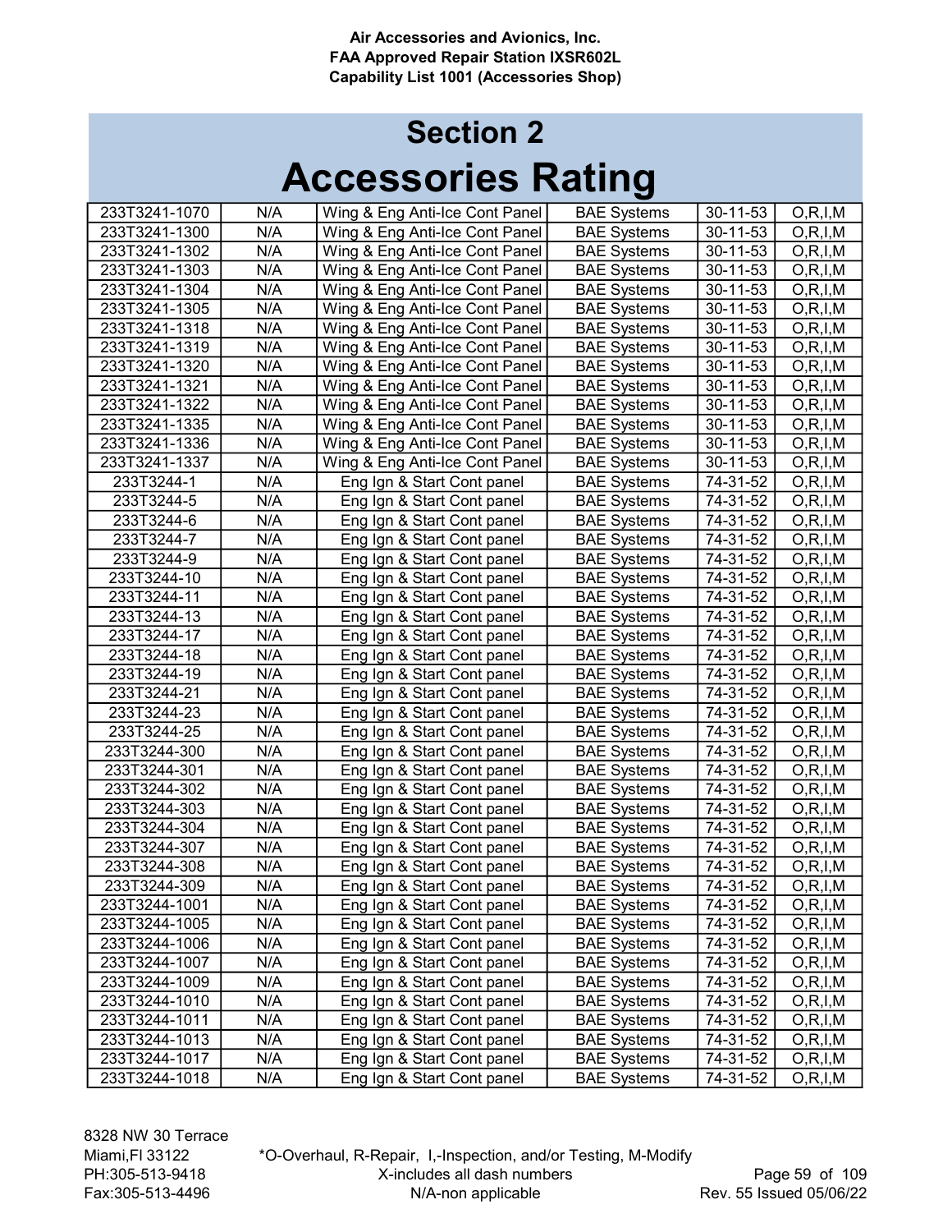Air Accessories and Avionics, Inc.
FAA Approved Repair Station IXSR602L
Capability List 1001 (Accessories Shop)

# Section 2

# Accessories Rating

| | | | | | |
|---|---|---|---|---|---|
| 233T3241-1070 | N/A | Wing & Eng Anti-Ice Cont Panel | BAE Systems | 30-11-53 | O,R,I,M |
| 233T3241-1300 | N/A | Wing & Eng Anti-Ice Cont Panel | BAE Systems | 30-11-53 | O,R,I,M |
| 233T3241-1302 | N/A | Wing & Eng Anti-Ice Cont Panel | BAE Systems | 30-11-53 | O,R,I,M |
| 233T3241-1303 | N/A | Wing & Eng Anti-Ice Cont Panel | BAE Systems | 30-11-53 | O,R,I,M |
| 233T3241-1304 | N/A | Wing & Eng Anti-Ice Cont Panel | BAE Systems | 30-11-53 | O,R,I,M |
| 233T3241-1305 | N/A | Wing & Eng Anti-Ice Cont Panel | BAE Systems | 30-11-53 | O,R,I,M |
| 233T3241-1318 | N/A | Wing & Eng Anti-Ice Cont Panel | BAE Systems | 30-11-53 | O,R,I,M |
| 233T3241-1319 | N/A | Wing & Eng Anti-Ice Cont Panel | BAE Systems | 30-11-53 | O,R,I,M |
| 233T3241-1320 | N/A | Wing & Eng Anti-Ice Cont Panel | BAE Systems | 30-11-53 | O,R,I,M |
| 233T3241-1321 | N/A | Wing & Eng Anti-Ice Cont Panel | BAE Systems | 30-11-53 | O,R,I,M |
| 233T3241-1322 | N/A | Wing & Eng Anti-Ice Cont Panel | BAE Systems | 30-11-53 | O,R,I,M |
| 233T3241-1335 | N/A | Wing & Eng Anti-Ice Cont Panel | BAE Systems | 30-11-53 | O,R,I,M |
| 233T3241-1336 | N/A | Wing & Eng Anti-Ice Cont Panel | BAE Systems | 30-11-53 | O,R,I,M |
| 233T3241-1337 | N/A | Wing & Eng Anti-Ice Cont Panel | BAE Systems | 30-11-53 | O,R,I,M |
| 233T3244-1 | N/A | Eng Ign & Start Cont panel | BAE Systems | 74-31-52 | O,R,I,M |
| 233T3244-5 | N/A | Eng Ign & Start Cont panel | BAE Systems | 74-31-52 | O,R,I,M |
| 233T3244-6 | N/A | Eng Ign & Start Cont panel | BAE Systems | 74-31-52 | O,R,I,M |
| 233T3244-7 | N/A | Eng Ign & Start Cont panel | BAE Systems | 74-31-52 | O,R,I,M |
| 233T3244-9 | N/A | Eng Ign & Start Cont panel | BAE Systems | 74-31-52 | O,R,I,M |
| 233T3244-10 | N/A | Eng Ign & Start Cont panel | BAE Systems | 74-31-52 | O,R,I,M |
| 233T3244-11 | N/A | Eng Ign & Start Cont panel | BAE Systems | 74-31-52 | O,R,I,M |
| 233T3244-13 | N/A | Eng Ign & Start Cont panel | BAE Systems | 74-31-52 | O,R,I,M |
| 233T3244-17 | N/A | Eng Ign & Start Cont panel | BAE Systems | 74-31-52 | O,R,I,M |
| 233T3244-18 | N/A | Eng Ign & Start Cont panel | BAE Systems | 74-31-52 | O,R,I,M |
| 233T3244-19 | N/A | Eng Ign & Start Cont panel | BAE Systems | 74-31-52 | O,R,I,M |
| 233T3244-21 | N/A | Eng Ign & Start Cont panel | BAE Systems | 74-31-52 | O,R,I,M |
| 233T3244-23 | N/A | Eng Ign & Start Cont panel | BAE Systems | 74-31-52 | O,R,I,M |
| 233T3244-25 | N/A | Eng Ign & Start Cont panel | BAE Systems | 74-31-52 | O,R,I,M |
| 233T3244-300 | N/A | Eng Ign & Start Cont panel | BAE Systems | 74-31-52 | O,R,I,M |
| 233T3244-301 | N/A | Eng Ign & Start Cont panel | BAE Systems | 74-31-52 | O,R,I,M |
| 233T3244-302 | N/A | Eng Ign & Start Cont panel | BAE Systems | 74-31-52 | O,R,I,M |
| 233T3244-303 | N/A | Eng Ign & Start Cont panel | BAE Systems | 74-31-52 | O,R,I,M |
| 233T3244-304 | N/A | Eng Ign & Start Cont panel | BAE Systems | 74-31-52 | O,R,I,M |
| 233T3244-307 | N/A | Eng Ign & Start Cont panel | BAE Systems | 74-31-52 | O,R,I,M |
| 233T3244-308 | N/A | Eng Ign & Start Cont panel | BAE Systems | 74-31-52 | O,R,I,M |
| 233T3244-309 | N/A | Eng Ign & Start Cont panel | BAE Systems | 74-31-52 | O,R,I,M |
| 233T3244-1001 | N/A | Eng Ign & Start Cont panel | BAE Systems | 74-31-52 | O,R,I,M |
| 233T3244-1005 | N/A | Eng Ign & Start Cont panel | BAE Systems | 74-31-52 | O,R,I,M |
| 233T3244-1006 | N/A | Eng Ign & Start Cont panel | BAE Systems | 74-31-52 | O,R,I,M |
| 233T3244-1007 | N/A | Eng Ign & Start Cont panel | BAE Systems | 74-31-52 | O,R,I,M |
| 233T3244-1009 | N/A | Eng Ign & Start Cont panel | BAE Systems | 74-31-52 | O,R,I,M |
| 233T3244-1010 | N/A | Eng Ign & Start Cont panel | BAE Systems | 74-31-52 | O,R,I,M |
| 233T3244-1011 | N/A | Eng Ign & Start Cont panel | BAE Systems | 74-31-52 | O,R,I,M |
| 233T3244-1013 | N/A | Eng Ign & Start Cont panel | BAE Systems | 74-31-52 | O,R,I,M |
| 233T3244-1017 | N/A | Eng Ign & Start Cont panel | BAE Systems | 74-31-52 | O,R,I,M |
| 233T3244-1018 | N/A | Eng Ign & Start Cont panel | BAE Systems | 74-31-52 | O,R,I,M |

8328 NW 30 Terrace
Miami,Fl 33122
PH:305-513-9418
Fax:305-513-4496

*O-Overhaul, R-Repair, I,-Inspection, and/or Testing, M-Modify
X-includes all dash numbers
N/A-non applicable

Rev. 55 Issued 05/06/22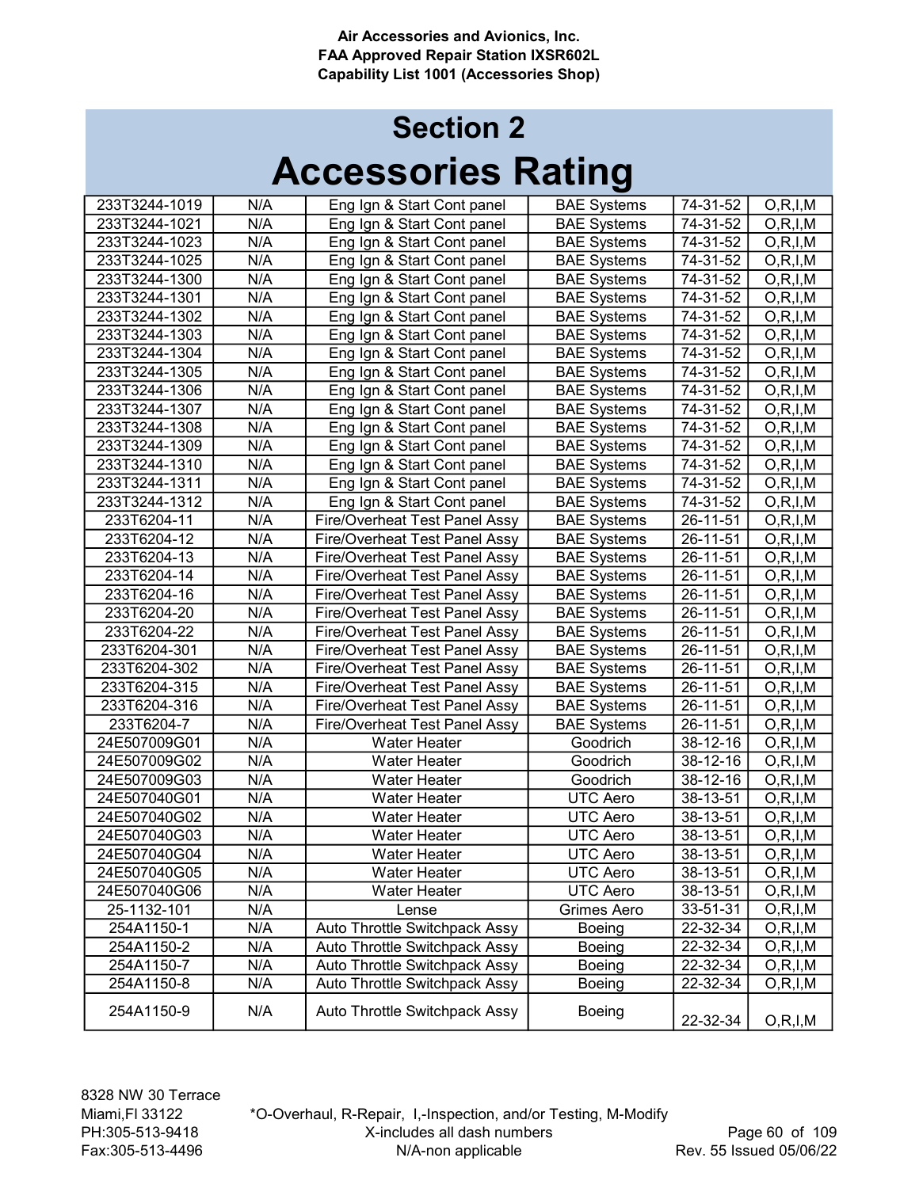# Section 2

# Accessories Rating

| | | | | | |
|---|---|---|---|---|---|
| 233T3244-1019 | N/A | Eng Ign & Start Cont panel | BAE Systems | 74-31-52 | O,R,I,M |
| 233T3244-1021 | N/A | Eng Ign & Start Cont panel | BAE Systems | 74-31-52 | O,R,I,M |
| 233T3244-1023 | N/A | Eng Ign & Start Cont panel | BAE Systems | 74-31-52 | O,R,I,M |
| 233T3244-1025 | N/A | Eng Ign & Start Cont panel | BAE Systems | 74-31-52 | O,R,I,M |
| 233T3244-1300 | N/A | Eng Ign & Start Cont panel | BAE Systems | 74-31-52 | O,R,I,M |
| 233T3244-1301 | N/A | Eng Ign & Start Cont panel | BAE Systems | 74-31-52 | O,R,I,M |
| 233T3244-1302 | N/A | Eng Ign & Start Cont panel | BAE Systems | 74-31-52 | O,R,I,M |
| 233T3244-1303 | N/A | Eng Ign & Start Cont panel | BAE Systems | 74-31-52 | O,R,I,M |
| 233T3244-1304 | N/A | Eng Ign & Start Cont panel | BAE Systems | 74-31-52 | O,R,I,M |
| 233T3244-1305 | N/A | Eng Ign & Start Cont panel | BAE Systems | 74-31-52 | O,R,I,M |
| 233T3244-1306 | N/A | Eng Ign & Start Cont panel | BAE Systems | 74-31-52 | O,R,I,M |
| 233T3244-1307 | N/A | Eng Ign & Start Cont panel | BAE Systems | 74-31-52 | O,R,I,M |
| 233T3244-1308 | N/A | Eng Ign & Start Cont panel | BAE Systems | 74-31-52 | O,R,I,M |
| 233T3244-1309 | N/A | Eng Ign & Start Cont panel | BAE Systems | 74-31-52 | O,R,I,M |
| 233T3244-1310 | N/A | Eng Ign & Start Cont panel | BAE Systems | 74-31-52 | O,R,I,M |
| 233T3244-1311 | N/A | Eng Ign & Start Cont panel | BAE Systems | 74-31-52 | O,R,I,M |
| 233T3244-1312 | N/A | Eng Ign & Start Cont panel | BAE Systems | 74-31-52 | O,R,I,M |
| 233T6204-11 | N/A | Fire/Overheat Test Panel Assy | BAE Systems | 26-11-51 | O,R,I,M |
| 233T6204-12 | N/A | Fire/Overheat Test Panel Assy | BAE Systems | 26-11-51 | O,R,I,M |
| 233T6204-13 | N/A | Fire/Overheat Test Panel Assy | BAE Systems | 26-11-51 | O,R,I,M |
| 233T6204-14 | N/A | Fire/Overheat Test Panel Assy | BAE Systems | 26-11-51 | O,R,I,M |
| 233T6204-16 | N/A | Fire/Overheat Test Panel Assy | BAE Systems | 26-11-51 | O,R,I,M |
| 233T6204-20 | N/A | Fire/Overheat Test Panel Assy | BAE Systems | 26-11-51 | O,R,I,M |
| 233T6204-22 | N/A | Fire/Overheat Test Panel Assy | BAE Systems | 26-11-51 | O,R,I,M |
| 233T6204-301 | N/A | Fire/Overheat Test Panel Assy | BAE Systems | 26-11-51 | O,R,I,M |
| 233T6204-302 | N/A | Fire/Overheat Test Panel Assy | BAE Systems | 26-11-51 | O,R,I,M |
| 233T6204-315 | N/A | Fire/Overheat Test Panel Assy | BAE Systems | 26-11-51 | O,R,I,M |
| 233T6204-316 | N/A | Fire/Overheat Test Panel Assy | BAE Systems | 26-11-51 | O,R,I,M |
| 233T6204-7 | N/A | Fire/Overheat Test Panel Assy | BAE Systems | 26-11-51 | O,R,I,M |
| 24E507009G01 | N/A | Water Heater | Goodrich | 38-12-16 | O,R,I,M |
| 24E507009G02 | N/A | Water Heater | Goodrich | 38-12-16 | O,R,I,M |
| 24E507009G03 | N/A | Water Heater | Goodrich | 38-12-16 | O,R,I,M |
| 24E507040G01 | N/A | Water Heater | UTC Aero | 38-13-51 | O,R,I,M |
| 24E507040G02 | N/A | Water Heater | UTC Aero | 38-13-51 | O,R,I,M |
| 24E507040G03 | N/A | Water Heater | UTC Aero | 38-13-51 | O,R,I,M |
| 24E507040G04 | N/A | Water Heater | UTC Aero | 38-13-51 | O,R,I,M |
| 24E507040G05 | N/A | Water Heater | UTC Aero | 38-13-51 | O,R,I,M |
| 24E507040G06 | N/A | Water Heater | UTC Aero | 38-13-51 | O,R,I,M |
| 25-1132-101 | N/A | Lense | Grimes Aero | 33-51-31 | O,R,I,M |
| 254A1150-1 | N/A | Auto Throttle Switchpack Assy | Boeing | 22-32-34 | O,R,I,M |
| 254A1150-2 | N/A | Auto Throttle Switchpack Assy | Boeing | 22-32-34 | O,R,I,M |
| 254A1150-7 | N/A | Auto Throttle Switchpack Assy | Boeing | 22-32-34 | O,R,I,M |
| 254A1150-8 | N/A | Auto Throttle Switchpack Assy | Boeing | 22-32-34 | O,R,I,M |
| 254A1150-9 | N/A | Auto Throttle Switchpack Assy | Boeing | 22-32-34 | O,R,I,M |

8328 NW 30 Terrace
Miami,Fl 33122
PH:305-513-9418
Fax:305-513-4496

*O-Overhaul, R-Repair, I,-Inspection, and/or Testing, M-Modify
X-includes all dash numbers
N/A-non applicable

Rev. 55 Issued 05/06/22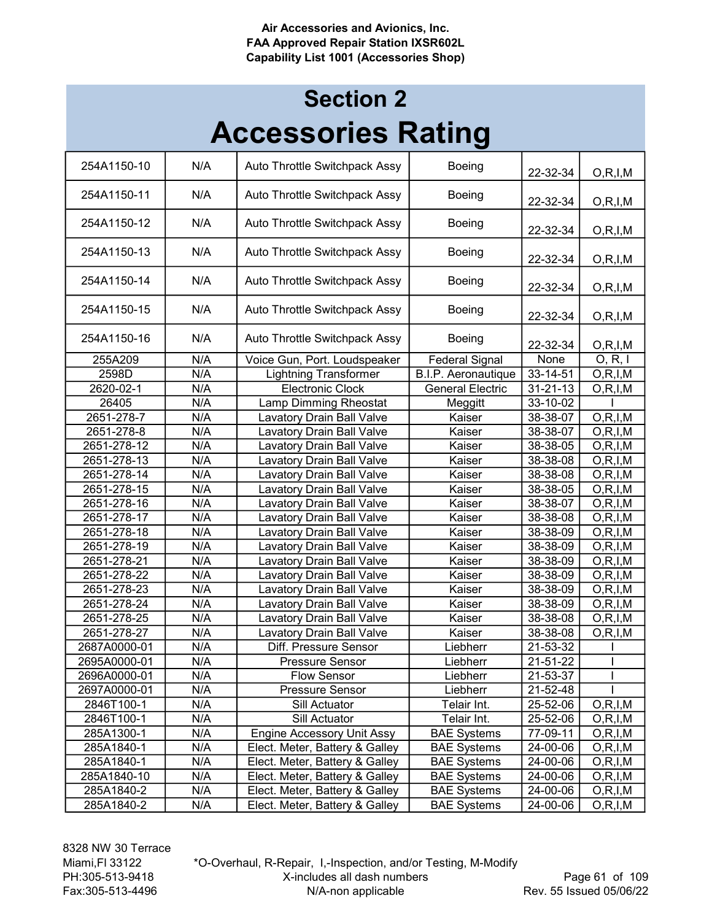Air Accessories and Avionics, Inc.
FAA Approved Repair Station IXSR602L
Capability List 1001 (Accessories Shop)

# Section 2
# Accessories Rating

| | | | | | |
|---|---|---|---|---|---|
| 254A1150-10 | N/A | Auto Throttle Switchpack Assy | Boeing | 22-32-34 | O,R,I,M |
| 254A1150-11 | N/A | Auto Throttle Switchpack Assy | Boeing | 22-32-34 | O,R,I,M |
| 254A1150-12 | N/A | Auto Throttle Switchpack Assy | Boeing | 22-32-34 | O,R,I,M |
| 254A1150-13 | N/A | Auto Throttle Switchpack Assy | Boeing | 22-32-34 | O,R,I,M |
| 254A1150-14 | N/A | Auto Throttle Switchpack Assy | Boeing | 22-32-34 | O,R,I,M |
| 254A1150-15 | N/A | Auto Throttle Switchpack Assy | Boeing | 22-32-34 | O,R,I,M |
| 254A1150-16 | N/A | Auto Throttle Switchpack Assy | Boeing | 22-32-34 | O,R,I,M |
| 255A209 | N/A | Voice Gun, Port. Loudspeaker | Federal Signal | None | O, R, I |
| 2598D | N/A | Lightning Transformer | B.I.P. Aeronautique | 33-14-51 | O,R,I,M |
| 2620-02-1 | N/A | Electronic Clock | General Electric | 31-21-13 | O,R,I,M |
| 26405 | N/A | Lamp Dimming Rheostat | Meggitt | 33-10-02 | I |
| 2651-278-7 | N/A | Lavatory Drain Ball Valve | Kaiser | 38-38-07 | O,R,I,M |
| 2651-278-8 | N/A | Lavatory Drain Ball Valve | Kaiser | 38-38-07 | O,R,I,M |
| 2651-278-12 | N/A | Lavatory Drain Ball Valve | Kaiser | 38-38-05 | O,R,I,M |
| 2651-278-13 | N/A | Lavatory Drain Ball Valve | Kaiser | 38-38-08 | O,R,I,M |
| 2651-278-14 | N/A | Lavatory Drain Ball Valve | Kaiser | 38-38-08 | O,R,I,M |
| 2651-278-15 | N/A | Lavatory Drain Ball Valve | Kaiser | 38-38-05 | O,R,I,M |
| 2651-278-16 | N/A | Lavatory Drain Ball Valve | Kaiser | 38-38-07 | O,R,I,M |
| 2651-278-17 | N/A | Lavatory Drain Ball Valve | Kaiser | 38-38-08 | O,R,I,M |
| 2651-278-18 | N/A | Lavatory Drain Ball Valve | Kaiser | 38-38-09 | O,R,I,M |
| 2651-278-19 | N/A | Lavatory Drain Ball Valve | Kaiser | 38-38-09 | O,R,I,M |
| 2651-278-21 | N/A | Lavatory Drain Ball Valve | Kaiser | 38-38-09 | O,R,I,M |
| 2651-278-22 | N/A | Lavatory Drain Ball Valve | Kaiser | 38-38-09 | O,R,I,M |
| 2651-278-23 | N/A | Lavatory Drain Ball Valve | Kaiser | 38-38-09 | O,R,I,M |
| 2651-278-24 | N/A | Lavatory Drain Ball Valve | Kaiser | 38-38-09 | O,R,I,M |
| 2651-278-25 | N/A | Lavatory Drain Ball Valve | Kaiser | 38-38-08 | O,R,I,M |
| 2651-278-27 | N/A | Lavatory Drain Ball Valve | Kaiser | 38-38-08 | O,R,I,M |
| 2687A0000-01 | N/A | Diff. Pressure Sensor | Liebherr | 21-53-32 | I |
| 2695A0000-01 | N/A | Pressure Sensor | Liebherr | 21-51-22 | I |
| 2696A0000-01 | N/A | Flow Sensor | Liebherr | 21-53-37 | I |
| 2697A0000-01 | N/A | Pressure Sensor | Liebherr | 21-52-48 | I |
| 2846T100-1 | N/A | Sill Actuator | Telair Int. | 25-52-06 | O,R,I,M |
| 2846T100-1 | N/A | Sill Actuator | Telair Int. | 25-52-06 | O,R,I,M |
| 285A1300-1 | N/A | Engine Accessory Unit Assy | BAE Systems | 77-09-11 | O,R,I,M |
| 285A1840-1 | N/A | Elect. Meter, Battery & Galley | BAE Systems | 24-00-06 | O,R,I,M |
| 285A1840-1 | N/A | Elect. Meter, Battery & Galley | BAE Systems | 24-00-06 | O,R,I,M |
| 285A1840-10 | N/A | Elect. Meter, Battery & Galley | BAE Systems | 24-00-06 | O,R,I,M |
| 285A1840-2 | N/A | Elect. Meter, Battery & Galley | BAE Systems | 24-00-06 | O,R,I,M |
| 285A1840-2 | N/A | Elect. Meter, Battery & Galley | BAE Systems | 24-00-06 | O,R,I,M |

8328 NW 30 Terrace
Miami,Fl 33122
PH:305-513-9418
Fax:305-513-4496

*O-Overhaul, R-Repair, I,-Inspection, and/or Testing, M-Modify
X-includes all dash numbers
N/A-non applicable

Rev. 55 Issued 05/06/22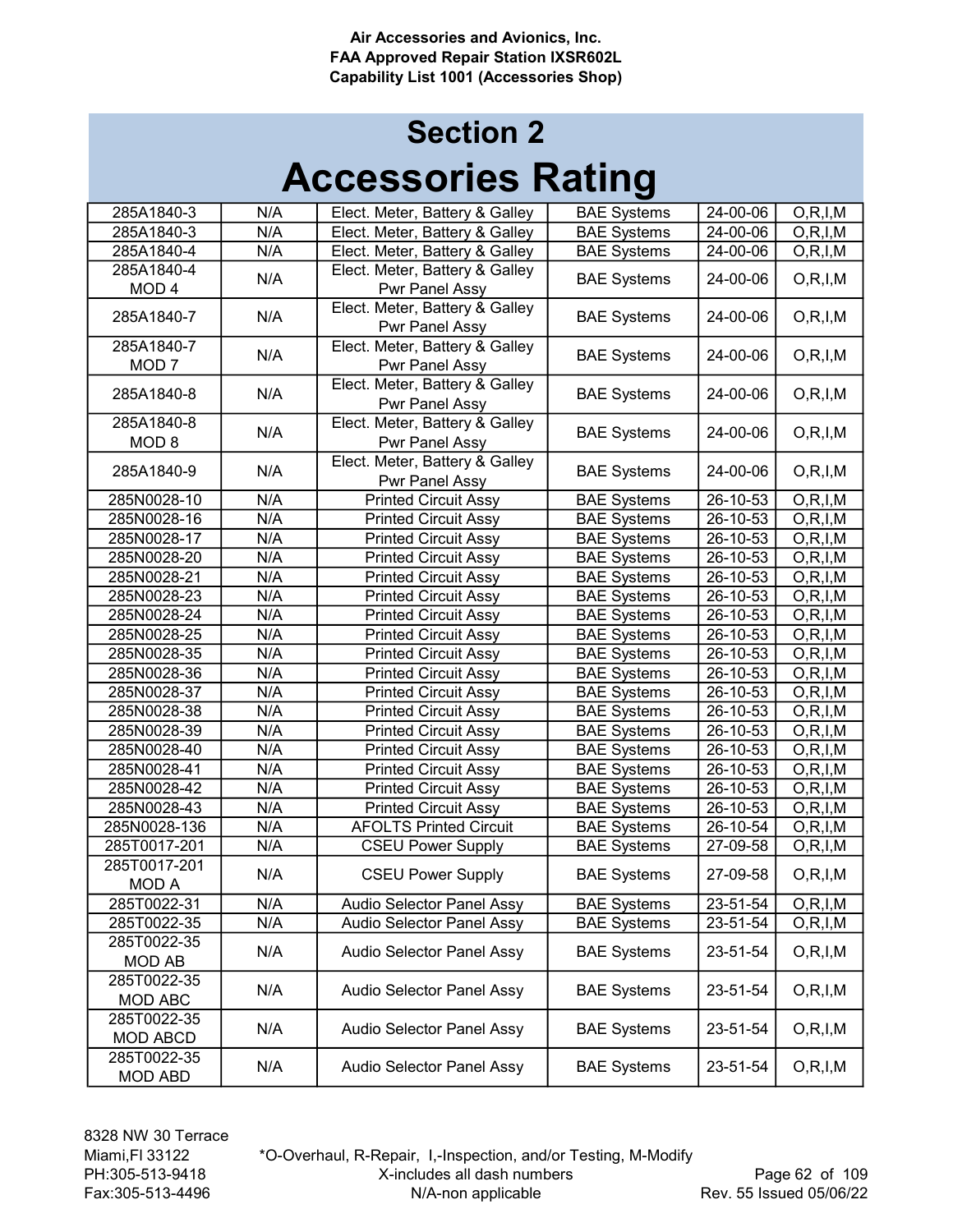# Section 2

# Accessories Rating

| | | | | | |
|---|---|---|---|---|---|
| 285A1840-3 | N/A | Elect. Meter, Battery & Galley | BAE Systems | 24-00-06 | O,R,I,M |
| 285A1840-3 | N/A | Elect. Meter, Battery & Galley | BAE Systems | 24-00-06 | O,R,I,M |
| 285A1840-4 | N/A | Elect. Meter, Battery & Galley | BAE Systems | 24-00-06 | O,R,I,M |
| 285A1840-4 MOD 4 | N/A | Elect. Meter, Battery & Galley Pwr Panel Assy | BAE Systems | 24-00-06 | O,R,I,M |
| 285A1840-7 | N/A | Elect. Meter, Battery & Galley Pwr Panel Assy | BAE Systems | 24-00-06 | O,R,I,M |
| 285A1840-7 MOD 7 | N/A | Elect. Meter, Battery & Galley Pwr Panel Assy | BAE Systems | 24-00-06 | O,R,I,M |
| 285A1840-8 | N/A | Elect. Meter, Battery & Galley Pwr Panel Assy | BAE Systems | 24-00-06 | O,R,I,M |
| 285A1840-8 MOD 8 | N/A | Elect. Meter, Battery & Galley Pwr Panel Assy | BAE Systems | 24-00-06 | O,R,I,M |
| 285A1840-9 | N/A | Elect. Meter, Battery & Galley Pwr Panel Assy | BAE Systems | 24-00-06 | O,R,I,M |
| 285N0028-10 | N/A | Printed Circuit Assy | BAE Systems | 26-10-53 | O,R,I,M |
| 285N0028-16 | N/A | Printed Circuit Assy | BAE Systems | 26-10-53 | O,R,I,M |
| 285N0028-17 | N/A | Printed Circuit Assy | BAE Systems | 26-10-53 | O,R,I,M |
| 285N0028-20 | N/A | Printed Circuit Assy | BAE Systems | 26-10-53 | O,R,I,M |
| 285N0028-21 | N/A | Printed Circuit Assy | BAE Systems | 26-10-53 | O,R,I,M |
| 285N0028-23 | N/A | Printed Circuit Assy | BAE Systems | 26-10-53 | O,R,I,M |
| 285N0028-24 | N/A | Printed Circuit Assy | BAE Systems | 26-10-53 | O,R,I,M |
| 285N0028-25 | N/A | Printed Circuit Assy | BAE Systems | 26-10-53 | O,R,I,M |
| 285N0028-35 | N/A | Printed Circuit Assy | BAE Systems | 26-10-53 | O,R,I,M |
| 285N0028-36 | N/A | Printed Circuit Assy | BAE Systems | 26-10-53 | O,R,I,M |
| 285N0028-37 | N/A | Printed Circuit Assy | BAE Systems | 26-10-53 | O,R,I,M |
| 285N0028-38 | N/A | Printed Circuit Assy | BAE Systems | 26-10-53 | O,R,I,M |
| 285N0028-39 | N/A | Printed Circuit Assy | BAE Systems | 26-10-53 | O,R,I,M |
| 285N0028-40 | N/A | Printed Circuit Assy | BAE Systems | 26-10-53 | O,R,I,M |
| 285N0028-41 | N/A | Printed Circuit Assy | BAE Systems | 26-10-53 | O,R,I,M |
| 285N0028-42 | N/A | Printed Circuit Assy | BAE Systems | 26-10-53 | O,R,I,M |
| 285N0028-43 | N/A | Printed Circuit Assy | BAE Systems | 26-10-53 | O,R,I,M |
| 285N0028-136 | N/A | AFOLTS Printed Circuit | BAE Systems | 26-10-54 | O,R,I,M |
| 285T0017-201 | N/A | CSEU Power Supply | BAE Systems | 27-09-58 | O,R,I,M |
| 285T0017-201 MOD A | N/A | CSEU Power Supply | BAE Systems | 27-09-58 | O,R,I,M |
| 285T0022-31 | N/A | Audio Selector Panel Assy | BAE Systems | 23-51-54 | O,R,I,M |
| 285T0022-35 | N/A | Audio Selector Panel Assy | BAE Systems | 23-51-54 | O,R,I,M |
| 285T0022-35 MOD AB | N/A | Audio Selector Panel Assy | BAE Systems | 23-51-54 | O,R,I,M |
| 285T0022-35 MOD ABC | N/A | Audio Selector Panel Assy | BAE Systems | 23-51-54 | O,R,I,M |
| 285T0022-35 MOD ABCD | N/A | Audio Selector Panel Assy | BAE Systems | 23-51-54 | O,R,I,M |
| 285T0022-35 MOD ABD | N/A | Audio Selector Panel Assy | BAE Systems | 23-51-54 | O,R,I,M |

*O-Overhaul, R-Repair, I,-Inspection, and/or Testing, M-Modify
X-includes all dash numbers
N/A-non applicable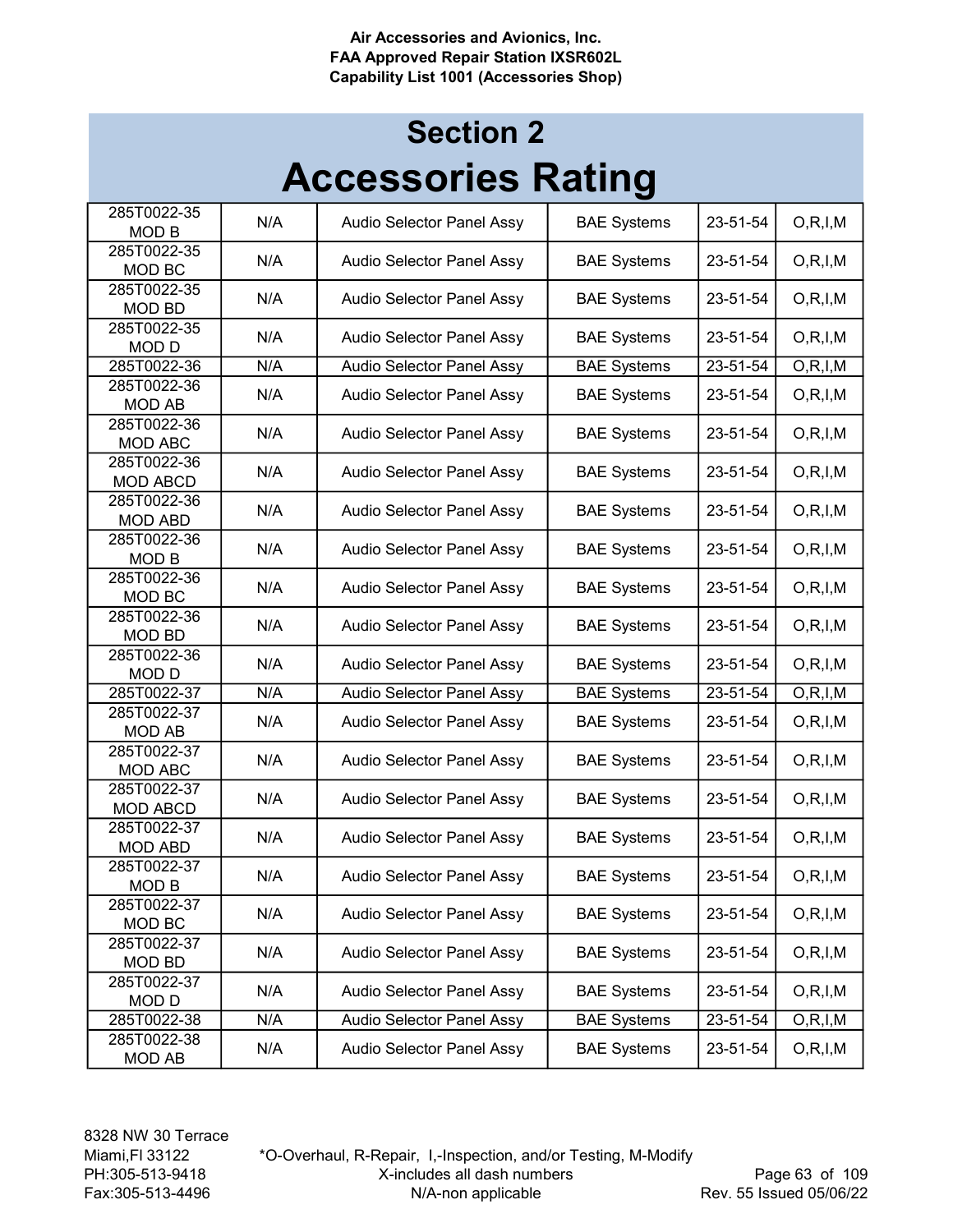# Section 2
# Accessories Rating

| | | | | | |
|---|---|---|---|---|---|
| 285T0022-35 MOD B | N/A | Audio Selector Panel Assy | BAE Systems | 23-51-54 | O,R,I,M |
| 285T0022-35 MOD BC | N/A | Audio Selector Panel Assy | BAE Systems | 23-51-54 | O,R,I,M |
| 285T0022-35 MOD BD | N/A | Audio Selector Panel Assy | BAE Systems | 23-51-54 | O,R,I,M |
| 285T0022-35 MOD D | N/A | Audio Selector Panel Assy | BAE Systems | 23-51-54 | O,R,I,M |
| 285T0022-36 | N/A | Audio Selector Panel Assy | BAE Systems | 23-51-54 | O,R,I,M |
| 285T0022-36 MOD AB | N/A | Audio Selector Panel Assy | BAE Systems | 23-51-54 | O,R,I,M |
| 285T0022-36 MOD ABC | N/A | Audio Selector Panel Assy | BAE Systems | 23-51-54 | O,R,I,M |
| 285T0022-36 MOD ABCD | N/A | Audio Selector Panel Assy | BAE Systems | 23-51-54 | O,R,I,M |
| 285T0022-36 MOD ABD | N/A | Audio Selector Panel Assy | BAE Systems | 23-51-54 | O,R,I,M |
| 285T0022-36 MOD B | N/A | Audio Selector Panel Assy | BAE Systems | 23-51-54 | O,R,I,M |
| 285T0022-36 MOD BC | N/A | Audio Selector Panel Assy | BAE Systems | 23-51-54 | O,R,I,M |
| 285T0022-36 MOD BD | N/A | Audio Selector Panel Assy | BAE Systems | 23-51-54 | O,R,I,M |
| 285T0022-36 MOD D | N/A | Audio Selector Panel Assy | BAE Systems | 23-51-54 | O,R,I,M |
| 285T0022-37 | N/A | Audio Selector Panel Assy | BAE Systems | 23-51-54 | O,R,I,M |
| 285T0022-37 MOD AB | N/A | Audio Selector Panel Assy | BAE Systems | 23-51-54 | O,R,I,M |
| 285T0022-37 MOD ABC | N/A | Audio Selector Panel Assy | BAE Systems | 23-51-54 | O,R,I,M |
| 285T0022-37 MOD ABCD | N/A | Audio Selector Panel Assy | BAE Systems | 23-51-54 | O,R,I,M |
| 285T0022-37 MOD ABD | N/A | Audio Selector Panel Assy | BAE Systems | 23-51-54 | O,R,I,M |
| 285T0022-37 MOD B | N/A | Audio Selector Panel Assy | BAE Systems | 23-51-54 | O,R,I,M |
| 285T0022-37 MOD BC | N/A | Audio Selector Panel Assy | BAE Systems | 23-51-54 | O,R,I,M |
| 285T0022-37 MOD BD | N/A | Audio Selector Panel Assy | BAE Systems | 23-51-54 | O,R,I,M |
| 285T0022-37 MOD D | N/A | Audio Selector Panel Assy | BAE Systems | 23-51-54 | O,R,I,M |
| 285T0022-38 | N/A | Audio Selector Panel Assy | BAE Systems | 23-51-54 | O,R,I,M |
| 285T0022-38 MOD AB | N/A | Audio Selector Panel Assy | BAE Systems | 23-51-54 | O,R,I,M |

8328 NW 30 Terrace
Miami,Fl 33122
PH:305-513-9418
Fax:305-513-4496

*O-Overhaul, R-Repair, I,-Inspection, and/or Testing, M-Modify
X-includes all dash numbers
N/A-non applicable

Rev. 55 Issued 05/06/22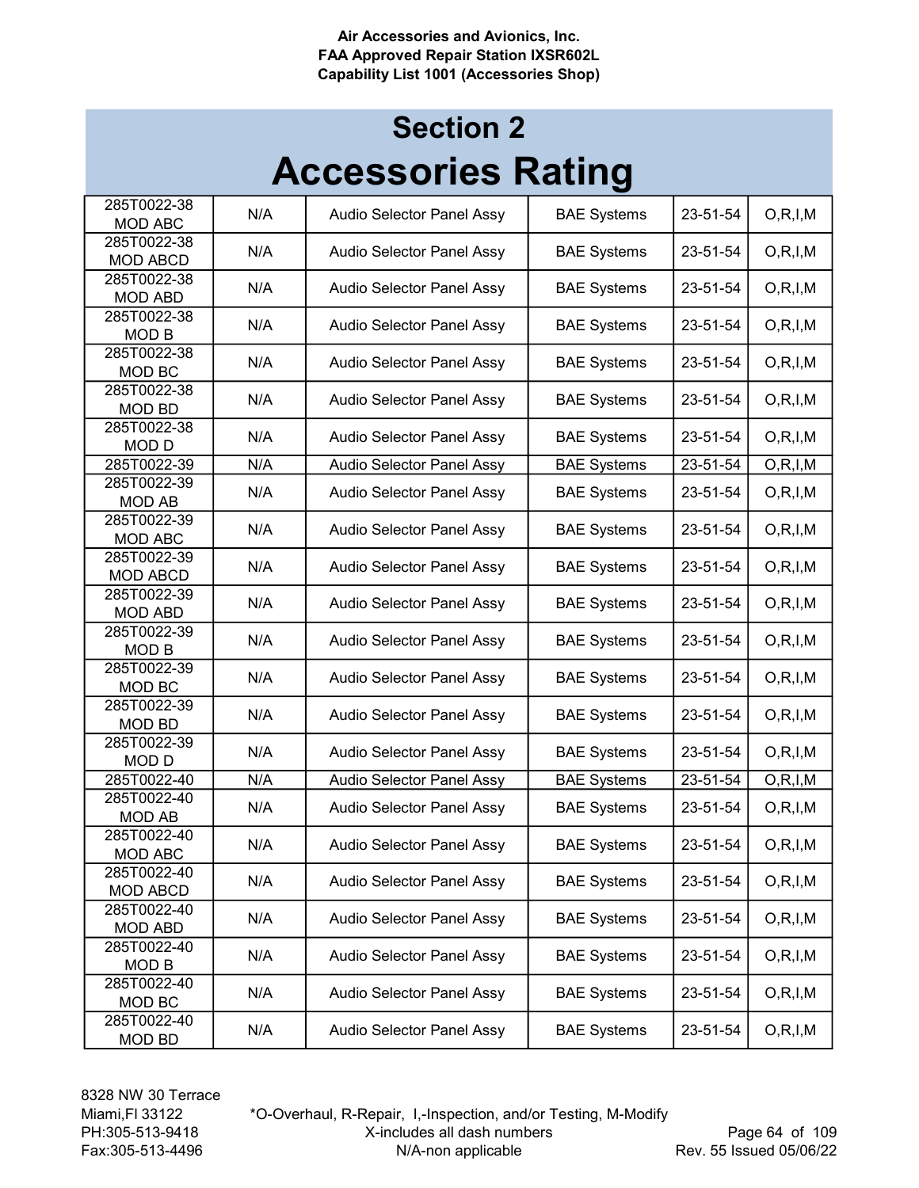## Section 2

# Accessories Rating

| | | | | | |
|---|---|---|---|---|---|
| 285T0022-38 MOD ABC | N/A | Audio Selector Panel Assy | BAE Systems | 23-51-54 | O,R,I,M |
| 285T0022-38 MOD ABCD | N/A | Audio Selector Panel Assy | BAE Systems | 23-51-54 | O,R,I,M |
| 285T0022-38 MOD ABD | N/A | Audio Selector Panel Assy | BAE Systems | 23-51-54 | O,R,I,M |
| 285T0022-38 MOD B | N/A | Audio Selector Panel Assy | BAE Systems | 23-51-54 | O,R,I,M |
| 285T0022-38 MOD BC | N/A | Audio Selector Panel Assy | BAE Systems | 23-51-54 | O,R,I,M |
| 285T0022-38 MOD BD | N/A | Audio Selector Panel Assy | BAE Systems | 23-51-54 | O,R,I,M |
| 285T0022-38 MOD D | N/A | Audio Selector Panel Assy | BAE Systems | 23-51-54 | O,R,I,M |
| 285T0022-39 | N/A | Audio Selector Panel Assy | BAE Systems | 23-51-54 | O,R,I,M |
| 285T0022-39 MOD AB | N/A | Audio Selector Panel Assy | BAE Systems | 23-51-54 | O,R,I,M |
| 285T0022-39 MOD ABC | N/A | Audio Selector Panel Assy | BAE Systems | 23-51-54 | O,R,I,M |
| 285T0022-39 MOD ABCD | N/A | Audio Selector Panel Assy | BAE Systems | 23-51-54 | O,R,I,M |
| 285T0022-39 MOD ABD | N/A | Audio Selector Panel Assy | BAE Systems | 23-51-54 | O,R,I,M |
| 285T0022-39 MOD B | N/A | Audio Selector Panel Assy | BAE Systems | 23-51-54 | O,R,I,M |
| 285T0022-39 MOD BC | N/A | Audio Selector Panel Assy | BAE Systems | 23-51-54 | O,R,I,M |
| 285T0022-39 MOD BD | N/A | Audio Selector Panel Assy | BAE Systems | 23-51-54 | O,R,I,M |
| 285T0022-39 MOD D | N/A | Audio Selector Panel Assy | BAE Systems | 23-51-54 | O,R,I,M |
| 285T0022-40 | N/A | Audio Selector Panel Assy | BAE Systems | 23-51-54 | O,R,I,M |
| 285T0022-40 MOD AB | N/A | Audio Selector Panel Assy | BAE Systems | 23-51-54 | O,R,I,M |
| 285T0022-40 MOD ABC | N/A | Audio Selector Panel Assy | BAE Systems | 23-51-54 | O,R,I,M |
| 285T0022-40 MOD ABCD | N/A | Audio Selector Panel Assy | BAE Systems | 23-51-54 | O,R,I,M |
| 285T0022-40 MOD ABD | N/A | Audio Selector Panel Assy | BAE Systems | 23-51-54 | O,R,I,M |
| 285T0022-40 MOD B | N/A | Audio Selector Panel Assy | BAE Systems | 23-51-54 | O,R,I,M |
| 285T0022-40 MOD BC | N/A | Audio Selector Panel Assy | BAE Systems | 23-51-54 | O,R,I,M |
| 285T0022-40 MOD BD | N/A | Audio Selector Panel Assy | BAE Systems | 23-51-54 | O,R,I,M |

*O-Overhaul, R-Repair, I,-Inspection, and/or Testing, M-Modify
X-includes all dash numbers
N/A-non applicable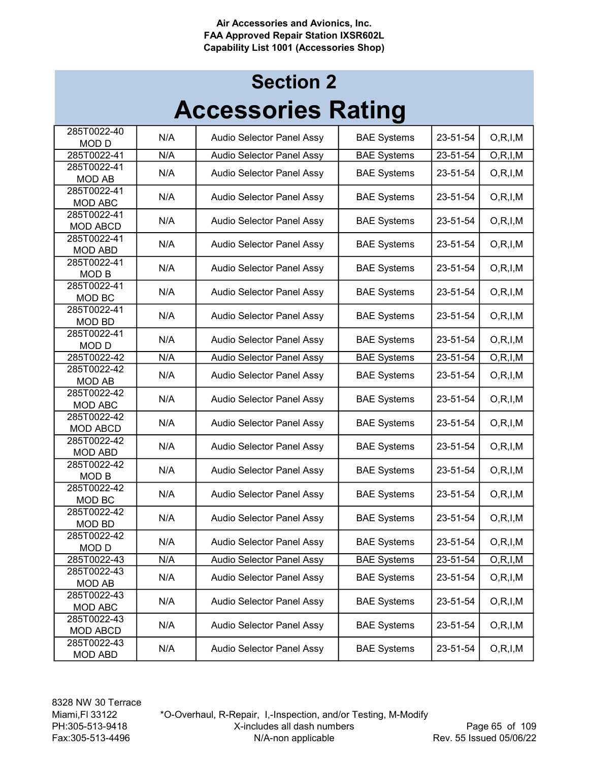# Section 2
# Accessories Rating

| | | | | | |
|---|---|---|---|---|---|
| 285T0022-40 MOD D | N/A | Audio Selector Panel Assy | BAE Systems | 23-51-54 | O,R,I,M |
| 285T0022-41 | N/A | Audio Selector Panel Assy | BAE Systems | 23-51-54 | O,R,I,M |
| 285T0022-41 MOD AB | N/A | Audio Selector Panel Assy | BAE Systems | 23-51-54 | O,R,I,M |
| 285T0022-41 MOD ABC | N/A | Audio Selector Panel Assy | BAE Systems | 23-51-54 | O,R,I,M |
| 285T0022-41 MOD ABCD | N/A | Audio Selector Panel Assy | BAE Systems | 23-51-54 | O,R,I,M |
| 285T0022-41 MOD ABD | N/A | Audio Selector Panel Assy | BAE Systems | 23-51-54 | O,R,I,M |
| 285T0022-41 MOD B | N/A | Audio Selector Panel Assy | BAE Systems | 23-51-54 | O,R,I,M |
| 285T0022-41 MOD BC | N/A | Audio Selector Panel Assy | BAE Systems | 23-51-54 | O,R,I,M |
| 285T0022-41 MOD BD | N/A | Audio Selector Panel Assy | BAE Systems | 23-51-54 | O,R,I,M |
| 285T0022-41 MOD D | N/A | Audio Selector Panel Assy | BAE Systems | 23-51-54 | O,R,I,M |
| 285T0022-42 | N/A | Audio Selector Panel Assy | BAE Systems | 23-51-54 | O,R,I,M |
| 285T0022-42 MOD AB | N/A | Audio Selector Panel Assy | BAE Systems | 23-51-54 | O,R,I,M |
| 285T0022-42 MOD ABC | N/A | Audio Selector Panel Assy | BAE Systems | 23-51-54 | O,R,I,M |
| 285T0022-42 MOD ABCD | N/A | Audio Selector Panel Assy | BAE Systems | 23-51-54 | O,R,I,M |
| 285T0022-42 MOD ABD | N/A | Audio Selector Panel Assy | BAE Systems | 23-51-54 | O,R,I,M |
| 285T0022-42 MOD B | N/A | Audio Selector Panel Assy | BAE Systems | 23-51-54 | O,R,I,M |
| 285T0022-42 MOD BC | N/A | Audio Selector Panel Assy | BAE Systems | 23-51-54 | O,R,I,M |
| 285T0022-42 MOD BD | N/A | Audio Selector Panel Assy | BAE Systems | 23-51-54 | O,R,I,M |
| 285T0022-42 MOD D | N/A | Audio Selector Panel Assy | BAE Systems | 23-51-54 | O,R,I,M |
| 285T0022-43 | N/A | Audio Selector Panel Assy | BAE Systems | 23-51-54 | O,R,I,M |
| 285T0022-43 MOD AB | N/A | Audio Selector Panel Assy | BAE Systems | 23-51-54 | O,R,I,M |
| 285T0022-43 MOD ABC | N/A | Audio Selector Panel Assy | BAE Systems | 23-51-54 | O,R,I,M |
| 285T0022-43 MOD ABCD | N/A | Audio Selector Panel Assy | BAE Systems | 23-51-54 | O,R,I,M |
| 285T0022-43 MOD ABD | N/A | Audio Selector Panel Assy | BAE Systems | 23-51-54 | O,R,I,M |

*O-Overhaul, R-Repair, I,-Inspection, and/or Testing, M-Modify
X-includes all dash numbers
N/A-non applicable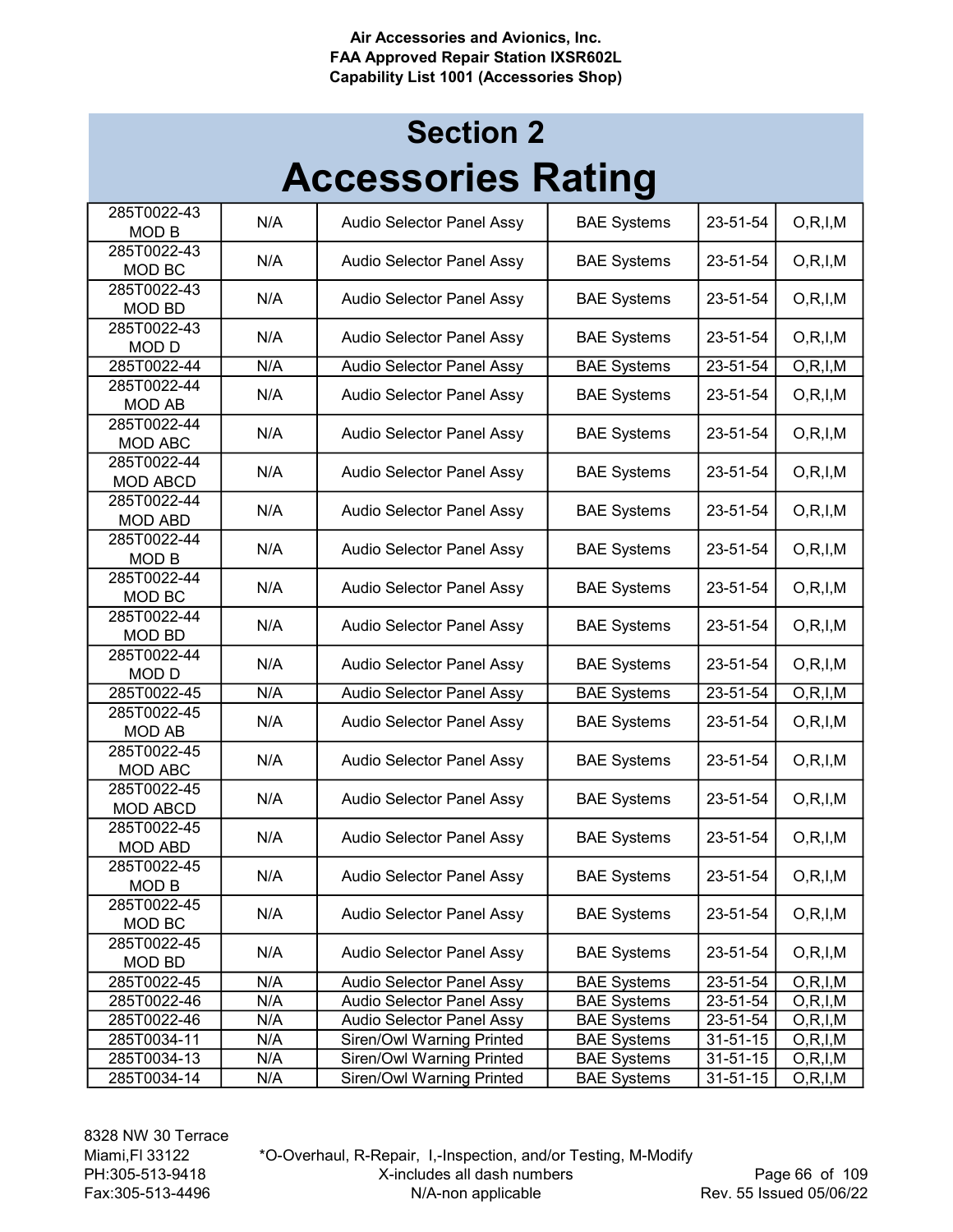# Section 2

# Accessories Rating

| | | | | | |
|---|---|---|---|---|---|
| 285T0022-43 MOD B | N/A | Audio Selector Panel Assy | BAE Systems | 23-51-54 | O,R,I,M |
| 285T0022-43 MOD BC | N/A | Audio Selector Panel Assy | BAE Systems | 23-51-54 | O,R,I,M |
| 285T0022-43 MOD BD | N/A | Audio Selector Panel Assy | BAE Systems | 23-51-54 | O,R,I,M |
| 285T0022-43 MOD D | N/A | Audio Selector Panel Assy | BAE Systems | 23-51-54 | O,R,I,M |
| 285T0022-44 | N/A | Audio Selector Panel Assy | BAE Systems | 23-51-54 | O,R,I,M |
| 285T0022-44 MOD AB | N/A | Audio Selector Panel Assy | BAE Systems | 23-51-54 | O,R,I,M |
| 285T0022-44 MOD ABC | N/A | Audio Selector Panel Assy | BAE Systems | 23-51-54 | O,R,I,M |
| 285T0022-44 MOD ABCD | N/A | Audio Selector Panel Assy | BAE Systems | 23-51-54 | O,R,I,M |
| 285T0022-44 MOD ABD | N/A | Audio Selector Panel Assy | BAE Systems | 23-51-54 | O,R,I,M |
| 285T0022-44 MOD B | N/A | Audio Selector Panel Assy | BAE Systems | 23-51-54 | O,R,I,M |
| 285T0022-44 MOD BC | N/A | Audio Selector Panel Assy | BAE Systems | 23-51-54 | O,R,I,M |
| 285T0022-44 MOD BD | N/A | Audio Selector Panel Assy | BAE Systems | 23-51-54 | O,R,I,M |
| 285T0022-44 MOD D | N/A | Audio Selector Panel Assy | BAE Systems | 23-51-54 | O,R,I,M |
| 285T0022-45 | N/A | Audio Selector Panel Assy | BAE Systems | 23-51-54 | O,R,I,M |
| 285T0022-45 MOD AB | N/A | Audio Selector Panel Assy | BAE Systems | 23-51-54 | O,R,I,M |
| 285T0022-45 MOD ABC | N/A | Audio Selector Panel Assy | BAE Systems | 23-51-54 | O,R,I,M |
| 285T0022-45 MOD ABCD | N/A | Audio Selector Panel Assy | BAE Systems | 23-51-54 | O,R,I,M |
| 285T0022-45 MOD ABD | N/A | Audio Selector Panel Assy | BAE Systems | 23-51-54 | O,R,I,M |
| 285T0022-45 MOD B | N/A | Audio Selector Panel Assy | BAE Systems | 23-51-54 | O,R,I,M |
| 285T0022-45 MOD BC | N/A | Audio Selector Panel Assy | BAE Systems | 23-51-54 | O,R,I,M |
| 285T0022-45 MOD BD | N/A | Audio Selector Panel Assy | BAE Systems | 23-51-54 | O,R,I,M |
| 285T0022-45 | N/A | Audio Selector Panel Assy | BAE Systems | 23-51-54 | O,R,I,M |
| 285T0022-46 | N/A | Audio Selector Panel Assy | BAE Systems | 23-51-54 | O,R,I,M |
| 285T0022-46 | N/A | Audio Selector Panel Assy | BAE Systems | 23-51-54 | O,R,I,M |
| 285T0034-11 | N/A | Siren/Owl Warning Printed | BAE Systems | 31-51-15 | O,R,I,M |
| 285T0034-13 | N/A | Siren/Owl Warning Printed | BAE Systems | 31-51-15 | O,R,I,M |
| 285T0034-14 | N/A | Siren/Owl Warning Printed | BAE Systems | 31-51-15 | O,R,I,M |

8328 NW 30 Terrace
Miami,Fl 33122
PH:305-513-9418
Fax:305-513-4496

*O-Overhaul, R-Repair, I,-Inspection, and/or Testing, M-Modify
X-includes all dash numbers
N/A-non applicable

Rev. 55 Issued 05/06/22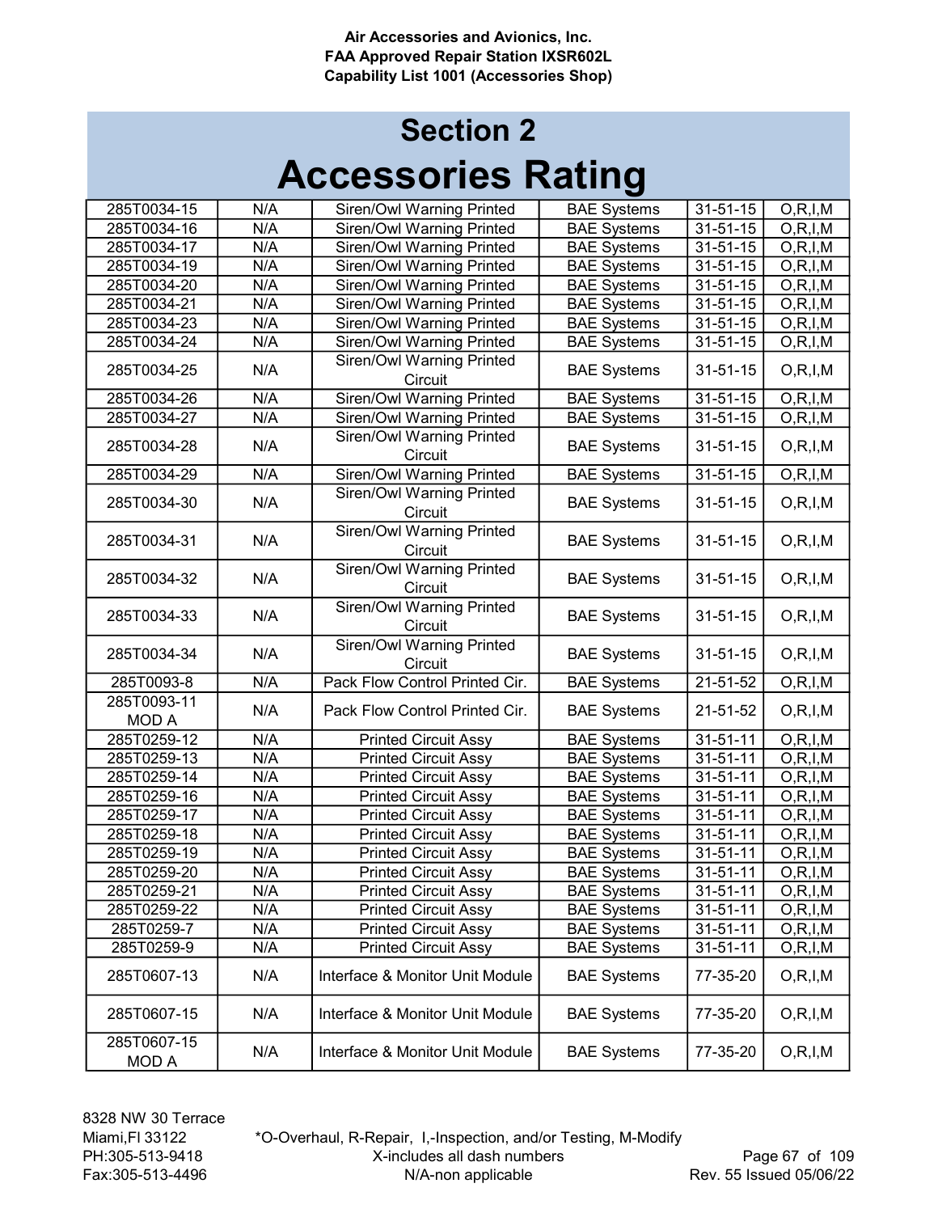## Section 2

# Accessories Rating

| | | | | | |
|---|---|---|---|---|---|
| 285T0034-15 | N/A | Siren/Owl Warning Printed | BAE Systems | 31-51-15 | O,R,I,M |
| 285T0034-16 | N/A | Siren/Owl Warning Printed | BAE Systems | 31-51-15 | O,R,I,M |
| 285T0034-17 | N/A | Siren/Owl Warning Printed | BAE Systems | 31-51-15 | O,R,I,M |
| 285T0034-19 | N/A | Siren/Owl Warning Printed | BAE Systems | 31-51-15 | O,R,I,M |
| 285T0034-20 | N/A | Siren/Owl Warning Printed | BAE Systems | 31-51-15 | O,R,I,M |
| 285T0034-21 | N/A | Siren/Owl Warning Printed | BAE Systems | 31-51-15 | O,R,I,M |
| 285T0034-23 | N/A | Siren/Owl Warning Printed | BAE Systems | 31-51-15 | O,R,I,M |
| 285T0034-24 | N/A | Siren/Owl Warning Printed | BAE Systems | 31-51-15 | O,R,I,M |
| 285T0034-25 | N/A | Siren/Owl Warning Printed Circuit | BAE Systems | 31-51-15 | O,R,I,M |
| 285T0034-26 | N/A | Siren/Owl Warning Printed | BAE Systems | 31-51-15 | O,R,I,M |
| 285T0034-27 | N/A | Siren/Owl Warning Printed | BAE Systems | 31-51-15 | O,R,I,M |
| 285T0034-28 | N/A | Siren/Owl Warning Printed Circuit | BAE Systems | 31-51-15 | O,R,I,M |
| 285T0034-29 | N/A | Siren/Owl Warning Printed | BAE Systems | 31-51-15 | O,R,I,M |
| 285T0034-30 | N/A | Siren/Owl Warning Printed Circuit | BAE Systems | 31-51-15 | O,R,I,M |
| 285T0034-31 | N/A | Siren/Owl Warning Printed Circuit | BAE Systems | 31-51-15 | O,R,I,M |
| 285T0034-32 | N/A | Siren/Owl Warning Printed Circuit | BAE Systems | 31-51-15 | O,R,I,M |
| 285T0034-33 | N/A | Siren/Owl Warning Printed Circuit | BAE Systems | 31-51-15 | O,R,I,M |
| 285T0034-34 | N/A | Siren/Owl Warning Printed Circuit | BAE Systems | 31-51-15 | O,R,I,M |
| 285T0093-8 | N/A | Pack Flow Control Printed Cir. | BAE Systems | 21-51-52 | O,R,I,M |
| 285T0093-11 MOD A | N/A | Pack Flow Control Printed Cir. | BAE Systems | 21-51-52 | O,R,I,M |
| 285T0259-12 | N/A | Printed Circuit Assy | BAE Systems | 31-51-11 | O,R,I,M |
| 285T0259-13 | N/A | Printed Circuit Assy | BAE Systems | 31-51-11 | O,R,I,M |
| 285T0259-14 | N/A | Printed Circuit Assy | BAE Systems | 31-51-11 | O,R,I,M |
| 285T0259-16 | N/A | Printed Circuit Assy | BAE Systems | 31-51-11 | O,R,I,M |
| 285T0259-17 | N/A | Printed Circuit Assy | BAE Systems | 31-51-11 | O,R,I,M |
| 285T0259-18 | N/A | Printed Circuit Assy | BAE Systems | 31-51-11 | O,R,I,M |
| 285T0259-19 | N/A | Printed Circuit Assy | BAE Systems | 31-51-11 | O,R,I,M |
| 285T0259-20 | N/A | Printed Circuit Assy | BAE Systems | 31-51-11 | O,R,I,M |
| 285T0259-21 | N/A | Printed Circuit Assy | BAE Systems | 31-51-11 | O,R,I,M |
| 285T0259-22 | N/A | Printed Circuit Assy | BAE Systems | 31-51-11 | O,R,I,M |
| 285T0259-7 | N/A | Printed Circuit Assy | BAE Systems | 31-51-11 | O,R,I,M |
| 285T0259-9 | N/A | Printed Circuit Assy | BAE Systems | 31-51-11 | O,R,I,M |
| 285T0607-13 | N/A | Interface & Monitor Unit Module | BAE Systems | 77-35-20 | O,R,I,M |
| 285T0607-15 | N/A | Interface & Monitor Unit Module | BAE Systems | 77-35-20 | O,R,I,M |
| 285T0607-15 MOD A | N/A | Interface & Monitor Unit Module | BAE Systems | 77-35-20 | O,R,I,M |

*O-Overhaul, R-Repair, I,-Inspection, and/or Testing, M-Modify
X-includes all dash numbers
N/A-non applicable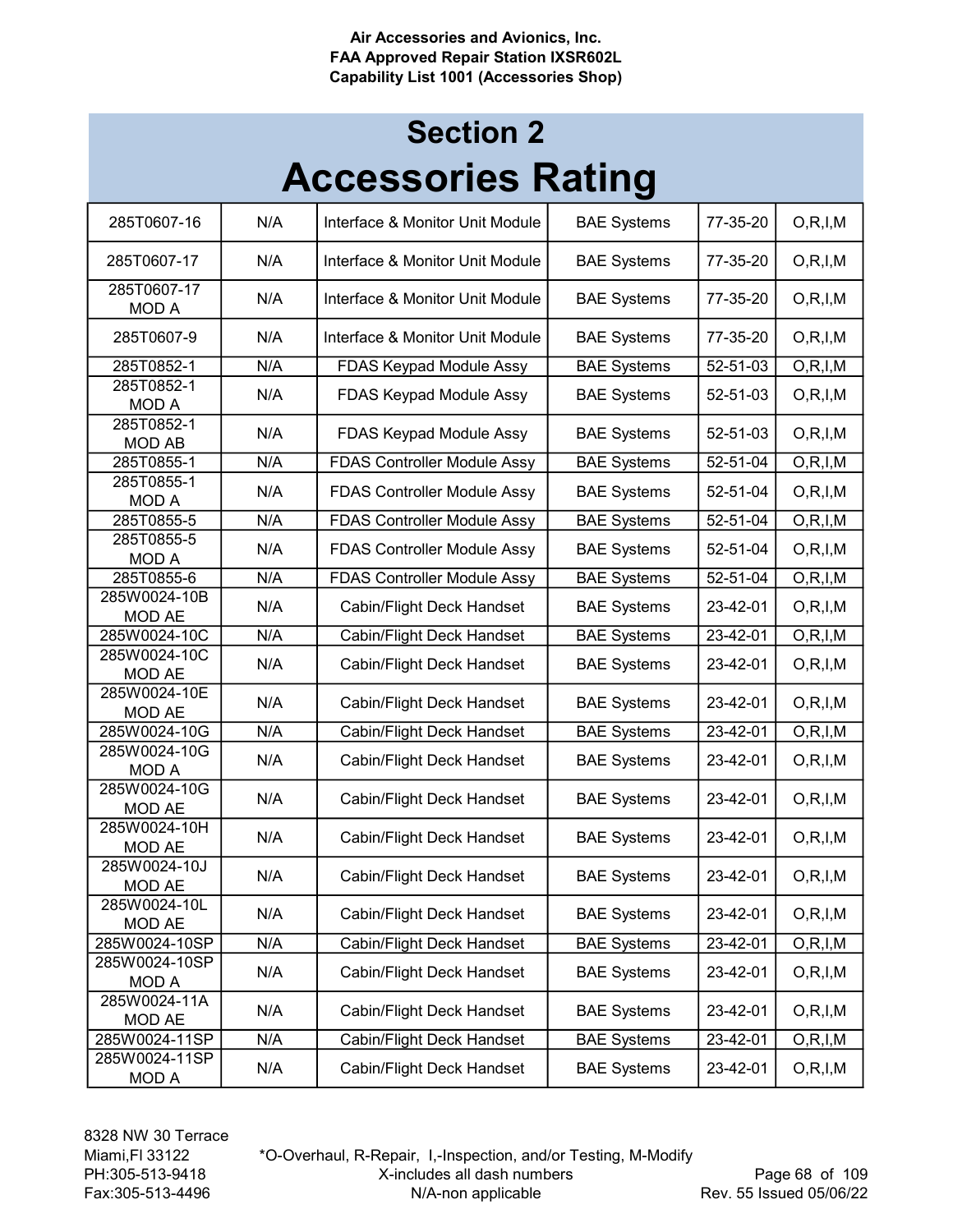## Section 2

# Accessories Rating

| | | | | | |
|---|---|---|---|---|---|
| 285T0607-16 | N/A | Interface & Monitor Unit Module | BAE Systems | 77-35-20 | O,R,I,M |
| 285T0607-17 | N/A | Interface & Monitor Unit Module | BAE Systems | 77-35-20 | O,R,I,M |
| 285T0607-17 MOD A | N/A | Interface & Monitor Unit Module | BAE Systems | 77-35-20 | O,R,I,M |
| 285T0607-9 | N/A | Interface & Monitor Unit Module | BAE Systems | 77-35-20 | O,R,I,M |
| 285T0852-1 | N/A | FDAS Keypad Module Assy | BAE Systems | 52-51-03 | O,R,I,M |
| 285T0852-1 MOD A | N/A | FDAS Keypad Module Assy | BAE Systems | 52-51-03 | O,R,I,M |
| 285T0852-1 MOD AB | N/A | FDAS Keypad Module Assy | BAE Systems | 52-51-03 | O,R,I,M |
| 285T0855-1 | N/A | FDAS Controller Module Assy | BAE Systems | 52-51-04 | O,R,I,M |
| 285T0855-1 MOD A | N/A | FDAS Controller Module Assy | BAE Systems | 52-51-04 | O,R,I,M |
| 285T0855-5 | N/A | FDAS Controller Module Assy | BAE Systems | 52-51-04 | O,R,I,M |
| 285T0855-5 MOD A | N/A | FDAS Controller Module Assy | BAE Systems | 52-51-04 | O,R,I,M |
| 285T0855-6 | N/A | FDAS Controller Module Assy | BAE Systems | 52-51-04 | O,R,I,M |
| 285W0024-10B MOD AE | N/A | Cabin/Flight Deck Handset | BAE Systems | 23-42-01 | O,R,I,M |
| 285W0024-10C | N/A | Cabin/Flight Deck Handset | BAE Systems | 23-42-01 | O,R,I,M |
| 285W0024-10C MOD AE | N/A | Cabin/Flight Deck Handset | BAE Systems | 23-42-01 | O,R,I,M |
| 285W0024-10E MOD AE | N/A | Cabin/Flight Deck Handset | BAE Systems | 23-42-01 | O,R,I,M |
| 285W0024-10G | N/A | Cabin/Flight Deck Handset | BAE Systems | 23-42-01 | O,R,I,M |
| 285W0024-10G MOD A | N/A | Cabin/Flight Deck Handset | BAE Systems | 23-42-01 | O,R,I,M |
| 285W0024-10G MOD AE | N/A | Cabin/Flight Deck Handset | BAE Systems | 23-42-01 | O,R,I,M |
| 285W0024-10H MOD AE | N/A | Cabin/Flight Deck Handset | BAE Systems | 23-42-01 | O,R,I,M |
| 285W0024-10J MOD AE | N/A | Cabin/Flight Deck Handset | BAE Systems | 23-42-01 | O,R,I,M |
| 285W0024-10L MOD AE | N/A | Cabin/Flight Deck Handset | BAE Systems | 23-42-01 | O,R,I,M |
| 285W0024-10SP | N/A | Cabin/Flight Deck Handset | BAE Systems | 23-42-01 | O,R,I,M |
| 285W0024-10SP MOD A | N/A | Cabin/Flight Deck Handset | BAE Systems | 23-42-01 | O,R,I,M |
| 285W0024-11A MOD AE | N/A | Cabin/Flight Deck Handset | BAE Systems | 23-42-01 | O,R,I,M |
| 285W0024-11SP | N/A | Cabin/Flight Deck Handset | BAE Systems | 23-42-01 | O,R,I,M |
| 285W0024-11SP MOD A | N/A | Cabin/Flight Deck Handset | BAE Systems | 23-42-01 | O,R,I,M |

8328 NW 30 Terrace
Miami,Fl 33122
PH:305-513-9418
Fax:305-513-4496

*O-Overhaul, R-Repair, I,-Inspection, and/or Testing, M-Modify
X-includes all dash numbers
N/A-non applicable

Rev. 55 Issued 05/06/22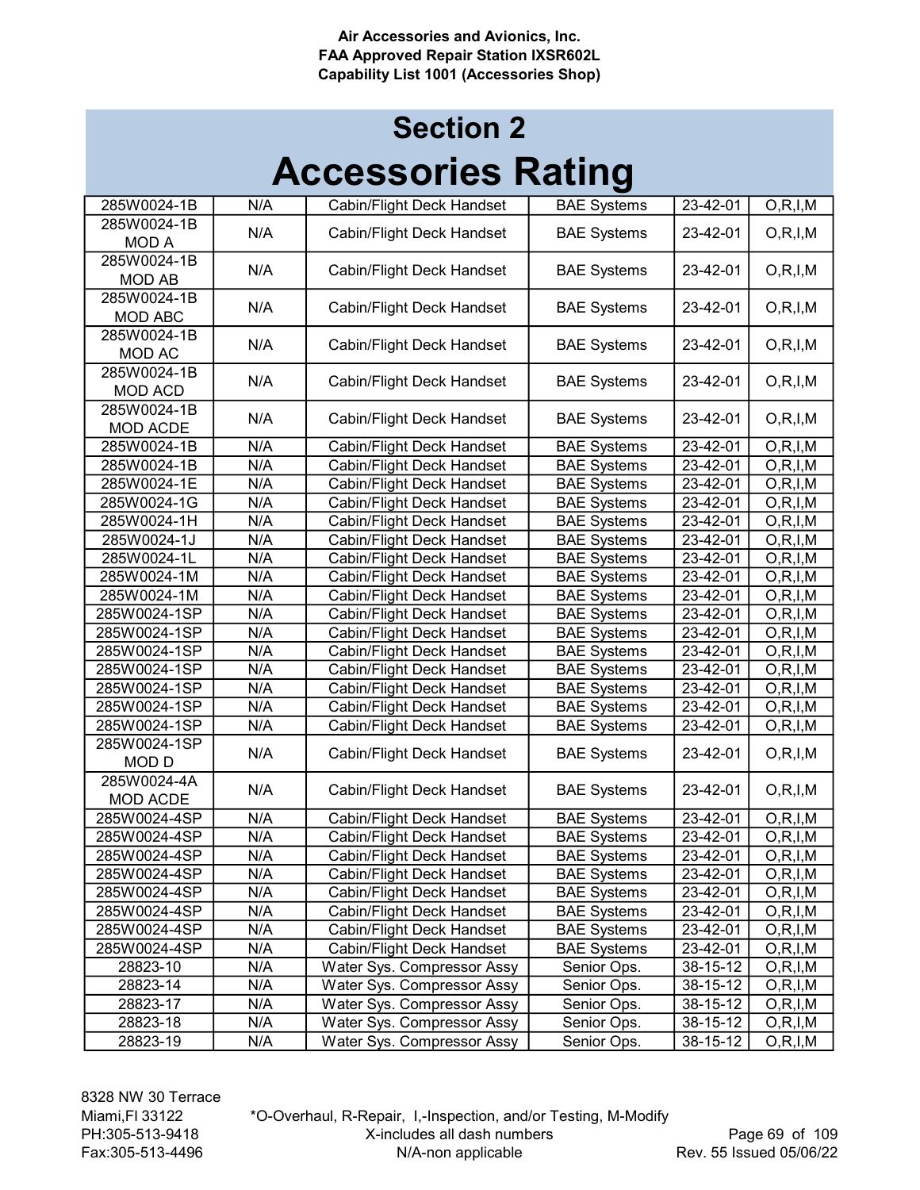## Section 2

# Accessories Rating

| | | | | | |
|---|---|---|---|---|---|
| 285W0024-1B | N/A | Cabin/Flight Deck Handset | BAE Systems | 23-42-01 | O,R,I,M |
| 285W0024-1B MOD A | N/A | Cabin/Flight Deck Handset | BAE Systems | 23-42-01 | O,R,I,M |
| 285W0024-1B MOD AB | N/A | Cabin/Flight Deck Handset | BAE Systems | 23-42-01 | O,R,I,M |
| 285W0024-1B MOD ABC | N/A | Cabin/Flight Deck Handset | BAE Systems | 23-42-01 | O,R,I,M |
| 285W0024-1B MOD AC | N/A | Cabin/Flight Deck Handset | BAE Systems | 23-42-01 | O,R,I,M |
| 285W0024-1B MOD ACD | N/A | Cabin/Flight Deck Handset | BAE Systems | 23-42-01 | O,R,I,M |
| 285W0024-1B MOD ACDE | N/A | Cabin/Flight Deck Handset | BAE Systems | 23-42-01 | O,R,I,M |
| 285W0024-1B | N/A | Cabin/Flight Deck Handset | BAE Systems | 23-42-01 | O,R,I,M |
| 285W0024-1B | N/A | Cabin/Flight Deck Handset | BAE Systems | 23-42-01 | O,R,I,M |
| 285W0024-1E | N/A | Cabin/Flight Deck Handset | BAE Systems | 23-42-01 | O,R,I,M |
| 285W0024-1G | N/A | Cabin/Flight Deck Handset | BAE Systems | 23-42-01 | O,R,I,M |
| 285W0024-1H | N/A | Cabin/Flight Deck Handset | BAE Systems | 23-42-01 | O,R,I,M |
| 285W0024-1J | N/A | Cabin/Flight Deck Handset | BAE Systems | 23-42-01 | O,R,I,M |
| 285W0024-1L | N/A | Cabin/Flight Deck Handset | BAE Systems | 23-42-01 | O,R,I,M |
| 285W0024-1M | N/A | Cabin/Flight Deck Handset | BAE Systems | 23-42-01 | O,R,I,M |
| 285W0024-1M | N/A | Cabin/Flight Deck Handset | BAE Systems | 23-42-01 | O,R,I,M |
| 285W0024-1SP | N/A | Cabin/Flight Deck Handset | BAE Systems | 23-42-01 | O,R,I,M |
| 285W0024-1SP | N/A | Cabin/Flight Deck Handset | BAE Systems | 23-42-01 | O,R,I,M |
| 285W0024-1SP | N/A | Cabin/Flight Deck Handset | BAE Systems | 23-42-01 | O,R,I,M |
| 285W0024-1SP | N/A | Cabin/Flight Deck Handset | BAE Systems | 23-42-01 | O,R,I,M |
| 285W0024-1SP | N/A | Cabin/Flight Deck Handset | BAE Systems | 23-42-01 | O,R,I,M |
| 285W0024-1SP | N/A | Cabin/Flight Deck Handset | BAE Systems | 23-42-01 | O,R,I,M |
| 285W0024-1SP | N/A | Cabin/Flight Deck Handset | BAE Systems | 23-42-01 | O,R,I,M |
| 285W0024-1SP MOD D | N/A | Cabin/Flight Deck Handset | BAE Systems | 23-42-01 | O,R,I,M |
| 285W0024-4A MOD ACDE | N/A | Cabin/Flight Deck Handset | BAE Systems | 23-42-01 | O,R,I,M |
| 285W0024-4SP | N/A | Cabin/Flight Deck Handset | BAE Systems | 23-42-01 | O,R,I,M |
| 285W0024-4SP | N/A | Cabin/Flight Deck Handset | BAE Systems | 23-42-01 | O,R,I,M |
| 285W0024-4SP | N/A | Cabin/Flight Deck Handset | BAE Systems | 23-42-01 | O,R,I,M |
| 285W0024-4SP | N/A | Cabin/Flight Deck Handset | BAE Systems | 23-42-01 | O,R,I,M |
| 285W0024-4SP | N/A | Cabin/Flight Deck Handset | BAE Systems | 23-42-01 | O,R,I,M |
| 285W0024-4SP | N/A | Cabin/Flight Deck Handset | BAE Systems | 23-42-01 | O,R,I,M |
| 285W0024-4SP | N/A | Cabin/Flight Deck Handset | BAE Systems | 23-42-01 | O,R,I,M |
| 285W0024-4SP | N/A | Cabin/Flight Deck Handset | BAE Systems | 23-42-01 | O,R,I,M |
| 28823-10 | N/A | Water Sys. Compressor Assy | Senior Ops. | 38-15-12 | O,R,I,M |
| 28823-14 | N/A | Water Sys. Compressor Assy | Senior Ops. | 38-15-12 | O,R,I,M |
| 28823-17 | N/A | Water Sys. Compressor Assy | Senior Ops. | 38-15-12 | O,R,I,M |
| 28823-18 | N/A | Water Sys. Compressor Assy | Senior Ops. | 38-15-12 | O,R,I,M |
| 28823-19 | N/A | Water Sys. Compressor Assy | Senior Ops. | 38-15-12 | O,R,I,M |

8328 NW 30 Terrace
Miami,Fl 33122
PH:305-513-9418
Fax:305-513-4496

*O-Overhaul, R-Repair, I,-Inspection, and/or Testing, M-Modify
X-includes all dash numbers
N/A-non applicable

Rev. 55 Issued 05/06/22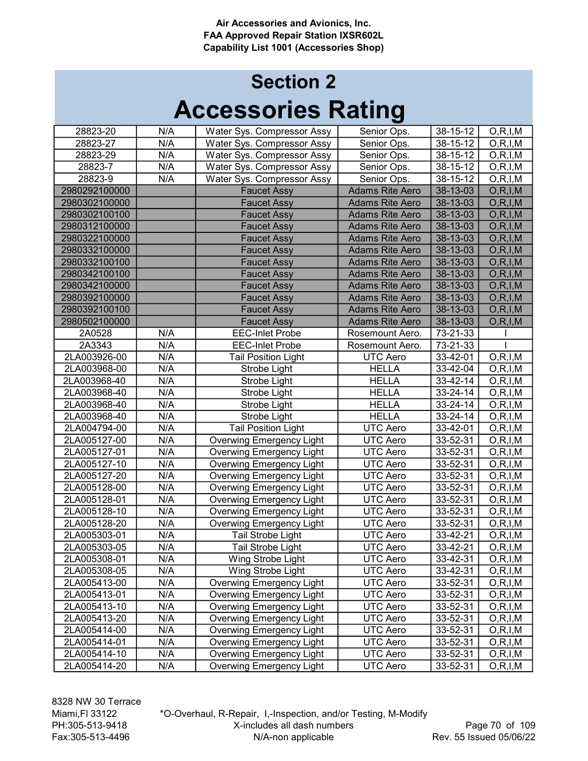Air Accessories and Avionics, Inc.
FAA Approved Repair Station IXSR602L
Capability List 1001 (Accessories Shop)

# Section 2
# Accessories Rating

| | | | | | |
|---|---|---|---|---|---|
| 28823-20 | N/A | Water Sys. Compressor Assy | Senior Ops. | 38-15-12 | O,R,I,M |
| 28823-27 | N/A | Water Sys. Compressor Assy | Senior Ops. | 38-15-12 | O,R,I,M |
| 28823-29 | N/A | Water Sys. Compressor Assy | Senior Ops. | 38-15-12 | O,R,I,M |
| 28823-7 | N/A | Water Sys. Compressor Assy | Senior Ops. | 38-15-12 | O,R,I,M |
| 28823-9 | N/A | Water Sys. Compressor Assy | Senior Ops. | 38-15-12 | O,R,I,M |
| 2980292100000 | | Faucet Assy | Adams Rite Aero | 38-13-03 | O,R,I,M |
| 2980302100000 | | Faucet Assy | Adams Rite Aero | 38-13-03 | O,R,I,M |
| 2980302100100 | | Faucet Assy | Adams Rite Aero | 38-13-03 | O,R,I,M |
| 2980312100000 | | Faucet Assy | Adams Rite Aero | 38-13-03 | O,R,I,M |
| 2980322100000 | | Faucet Assy | Adams Rite Aero | 38-13-03 | O,R,I,M |
| 2980332100000 | | Faucet Assy | Adams Rite Aero | 38-13-03 | O,R,I,M |
| 2980332100100 | | Faucet Assy | Adams Rite Aero | 38-13-03 | O,R,I,M |
| 2980342100100 | | Faucet Assy | Adams Rite Aero | 38-13-03 | O,R,I,M |
| 2980342100000 | | Faucet Assy | Adams Rite Aero | 38-13-03 | O,R,I,M |
| 2980392100000 | | Faucet Assy | Adams Rite Aero | 38-13-03 | O,R,I,M |
| 2980392100100 | | Faucet Assy | Adams Rite Aero | 38-13-03 | O,R,I,M |
| 2980502100000 | | Faucet Assy | Adams Rite Aero | 38-13-03 | O,R,I,M |
| 2A0528 | N/A | EEC-Inlet Probe | Rosemount Aero. | 73-21-33 | I |
| 2A3343 | N/A | EEC-Inlet Probe | Rosemount Aero. | 73-21-33 | I |
| 2LA003926-00 | N/A | Tail Position Light | UTC Aero | 33-42-01 | O,R,I,M |
| 2LA003968-00 | N/A | Strobe Light | HELLA | 33-42-04 | O,R,I,M |
| 2LA003968-40 | N/A | Strobe Light | HELLA | 33-42-14 | O,R,I,M |
| 2LA003968-40 | N/A | Strobe Light | HELLA | 33-24-14 | O,R,I,M |
| 2LA003968-40 | N/A | Strobe Light | HELLA | 33-24-14 | O,R,I,M |
| 2LA003968-40 | N/A | Strobe Light | HELLA | 33-24-14 | O,R,I,M |
| 2LA004794-00 | N/A | Tail Position Light | UTC Aero | 33-42-01 | O,R,I,M |
| 2LA005127-00 | N/A | Overwing Emergency Light | UTC Aero | 33-52-31 | O,R,I,M |
| 2LA005127-01 | N/A | Overwing Emergency Light | UTC Aero | 33-52-31 | O,R,I,M |
| 2LA005127-10 | N/A | Overwing Emergency Light | UTC Aero | 33-52-31 | O,R,I,M |
| 2LA005127-20 | N/A | Overwing Emergency Light | UTC Aero | 33-52-31 | O,R,I,M |
| 2LA005128-00 | N/A | Overwing Emergency Light | UTC Aero | 33-52-31 | O,R,I,M |
| 2LA005128-01 | N/A | Overwing Emergency Light | UTC Aero | 33-52-31 | O,R,I,M |
| 2LA005128-10 | N/A | Overwing Emergency Light | UTC Aero | 33-52-31 | O,R,I,M |
| 2LA005128-20 | N/A | Overwing Emergency Light | UTC Aero | 33-52-31 | O,R,I,M |
| 2LA005303-01 | N/A | Tail Strobe Light | UTC Aero | 33-42-21 | O,R,I,M |
| 2LA005303-05 | N/A | Tail Strobe Light | UTC Aero | 33-42-21 | O,R,I,M |
| 2LA005308-01 | N/A | Wing Strobe Light | UTC Aero | 33-42-31 | O,R,I,M |
| 2LA005308-05 | N/A | Wing Strobe Light | UTC Aero | 33-42-31 | O,R,I,M |
| 2LA005413-00 | N/A | Overwing Emergency Light | UTC Aero | 33-52-31 | O,R,I,M |
| 2LA005413-01 | N/A | Overwing Emergency Light | UTC Aero | 33-52-31 | O,R,I,M |
| 2LA005413-10 | N/A | Overwing Emergency Light | UTC Aero | 33-52-31 | O,R,I,M |
| 2LA005413-20 | N/A | Overwing Emergency Light | UTC Aero | 33-52-31 | O,R,I,M |
| 2LA005414-00 | N/A | Overwing Emergency Light | UTC Aero | 33-52-31 | O,R,I,M |
| 2LA005414-01 | N/A | Overwing Emergency Light | UTC Aero | 33-52-31 | O,R,I,M |
| 2LA005414-10 | N/A | Overwing Emergency Light | UTC Aero | 33-52-31 | O,R,I,M |
| 2LA005414-20 | N/A | Overwing Emergency Light | UTC Aero | 33-52-31 | O,R,I,M |

8328 NW 30 Terrace
Miami,Fl 33122
PH:305-513-9418
Fax:305-513-4496

*O-Overhaul, R-Repair, I,-Inspection, and/or Testing, M-Modify
X-includes all dash numbers
N/A-non applicable

Rev. 55 Issued 05/06/22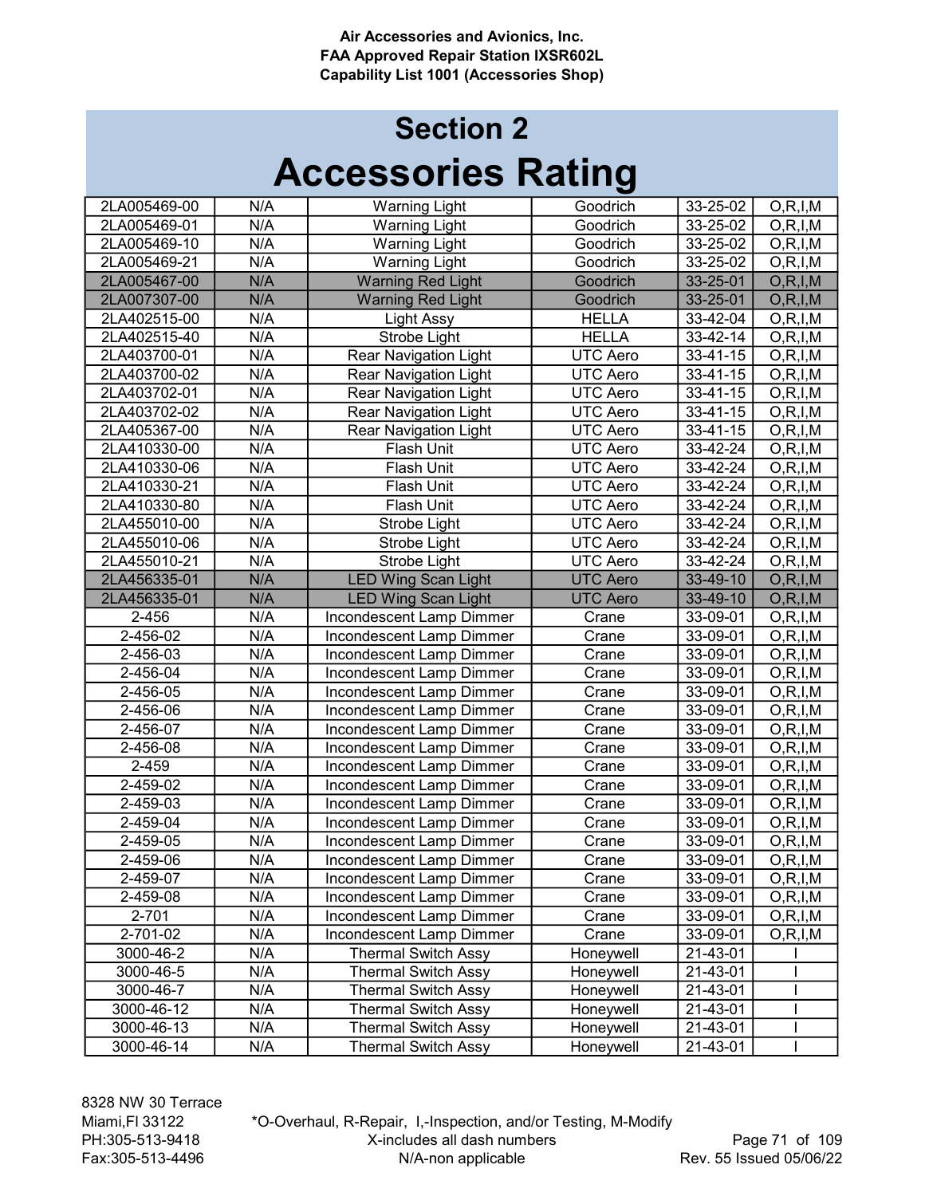Air Accessories and Avionics, Inc.
FAA Approved Repair Station IXSR602L
Capability List 1001 (Accessories Shop)

# Section 2
# Accessories Rating

| | | | | | |
|---|---|---|---|---|---|
| 2LA005469-00 | N/A | Warning Light | Goodrich | 33-25-02 | O,R,I,M |
| 2LA005469-01 | N/A | Warning Light | Goodrich | 33-25-02 | O,R,I,M |
| 2LA005469-10 | N/A | Warning Light | Goodrich | 33-25-02 | O,R,I,M |
| 2LA005469-21 | N/A | Warning Light | Goodrich | 33-25-02 | O,R,I,M |
| 2LA005467-00 | N/A | Warning Red Light | Goodrich | 33-25-01 | O,R,I,M |
| 2LA007307-00 | N/A | Warning Red Light | Goodrich | 33-25-01 | O,R,I,M |
| 2LA402515-00 | N/A | Light Assy | HELLA | 33-42-04 | O,R,I,M |
| 2LA402515-40 | N/A | Strobe Light | HELLA | 33-42-14 | O,R,I,M |
| 2LA403700-01 | N/A | Rear Navigation Light | UTC Aero | 33-41-15 | O,R,I,M |
| 2LA403700-02 | N/A | Rear Navigation Light | UTC Aero | 33-41-15 | O,R,I,M |
| 2LA403702-01 | N/A | Rear Navigation Light | UTC Aero | 33-41-15 | O,R,I,M |
| 2LA403702-02 | N/A | Rear Navigation Light | UTC Aero | 33-41-15 | O,R,I,M |
| 2LA405367-00 | N/A | Rear Navigation Light | UTC Aero | 33-41-15 | O,R,I,M |
| 2LA410330-00 | N/A | Flash Unit | UTC Aero | 33-42-24 | O,R,I,M |
| 2LA410330-06 | N/A | Flash Unit | UTC Aero | 33-42-24 | O,R,I,M |
| 2LA410330-21 | N/A | Flash Unit | UTC Aero | 33-42-24 | O,R,I,M |
| 2LA410330-80 | N/A | Flash Unit | UTC Aero | 33-42-24 | O,R,I,M |
| 2LA455010-00 | N/A | Strobe Light | UTC Aero | 33-42-24 | O,R,I,M |
| 2LA455010-06 | N/A | Strobe Light | UTC Aero | 33-42-24 | O,R,I,M |
| 2LA455010-21 | N/A | Strobe Light | UTC Aero | 33-42-24 | O,R,I,M |
| 2LA456335-01 | N/A | LED Wing Scan Light | UTC Aero | 33-49-10 | O,R,I,M |
| 2LA456335-01 | N/A | LED Wing Scan Light | UTC Aero | 33-49-10 | O,R,I,M |
| 2-456 | N/A | Incondescent Lamp Dimmer | Crane | 33-09-01 | O,R,I,M |
| 2-456-02 | N/A | Incondescent Lamp Dimmer | Crane | 33-09-01 | O,R,I,M |
| 2-456-03 | N/A | Incondescent Lamp Dimmer | Crane | 33-09-01 | O,R,I,M |
| 2-456-04 | N/A | Incondescent Lamp Dimmer | Crane | 33-09-01 | O,R,I,M |
| 2-456-05 | N/A | Incondescent Lamp Dimmer | Crane | 33-09-01 | O,R,I,M |
| 2-456-06 | N/A | Incondescent Lamp Dimmer | Crane | 33-09-01 | O,R,I,M |
| 2-456-07 | N/A | Incondescent Lamp Dimmer | Crane | 33-09-01 | O,R,I,M |
| 2-456-08 | N/A | Incondescent Lamp Dimmer | Crane | 33-09-01 | O,R,I,M |
| 2-459 | N/A | Incondescent Lamp Dimmer | Crane | 33-09-01 | O,R,I,M |
| 2-459-02 | N/A | Incondescent Lamp Dimmer | Crane | 33-09-01 | O,R,I,M |
| 2-459-03 | N/A | Incondescent Lamp Dimmer | Crane | 33-09-01 | O,R,I,M |
| 2-459-04 | N/A | Incondescent Lamp Dimmer | Crane | 33-09-01 | O,R,I,M |
| 2-459-05 | N/A | Incondescent Lamp Dimmer | Crane | 33-09-01 | O,R,I,M |
| 2-459-06 | N/A | Incondescent Lamp Dimmer | Crane | 33-09-01 | O,R,I,M |
| 2-459-07 | N/A | Incondescent Lamp Dimmer | Crane | 33-09-01 | O,R,I,M |
| 2-459-08 | N/A | Incondescent Lamp Dimmer | Crane | 33-09-01 | O,R,I,M |
| 2-701 | N/A | Incondescent Lamp Dimmer | Crane | 33-09-01 | O,R,I,M |
| 2-701-02 | N/A | Incondescent Lamp Dimmer | Crane | 33-09-01 | O,R,I,M |
| 3000-46-2 | N/A | Thermal Switch Assy | Honeywell | 21-43-01 | I |
| 3000-46-5 | N/A | Thermal Switch Assy | Honeywell | 21-43-01 | I |
| 3000-46-7 | N/A | Thermal Switch Assy | Honeywell | 21-43-01 | I |
| 3000-46-12 | N/A | Thermal Switch Assy | Honeywell | 21-43-01 | I |
| 3000-46-13 | N/A | Thermal Switch Assy | Honeywell | 21-43-01 | I |
| 3000-46-14 | N/A | Thermal Switch Assy | Honeywell | 21-43-01 | I |

8328 NW 30 Terrace
Miami,Fl 33122
PH:305-513-9418
Fax:305-513-4496

*O-Overhaul, R-Repair, I,-Inspection, and/or Testing, M-Modify
X-includes all dash numbers
N/A-non applicable

Rev. 55 Issued 05/06/22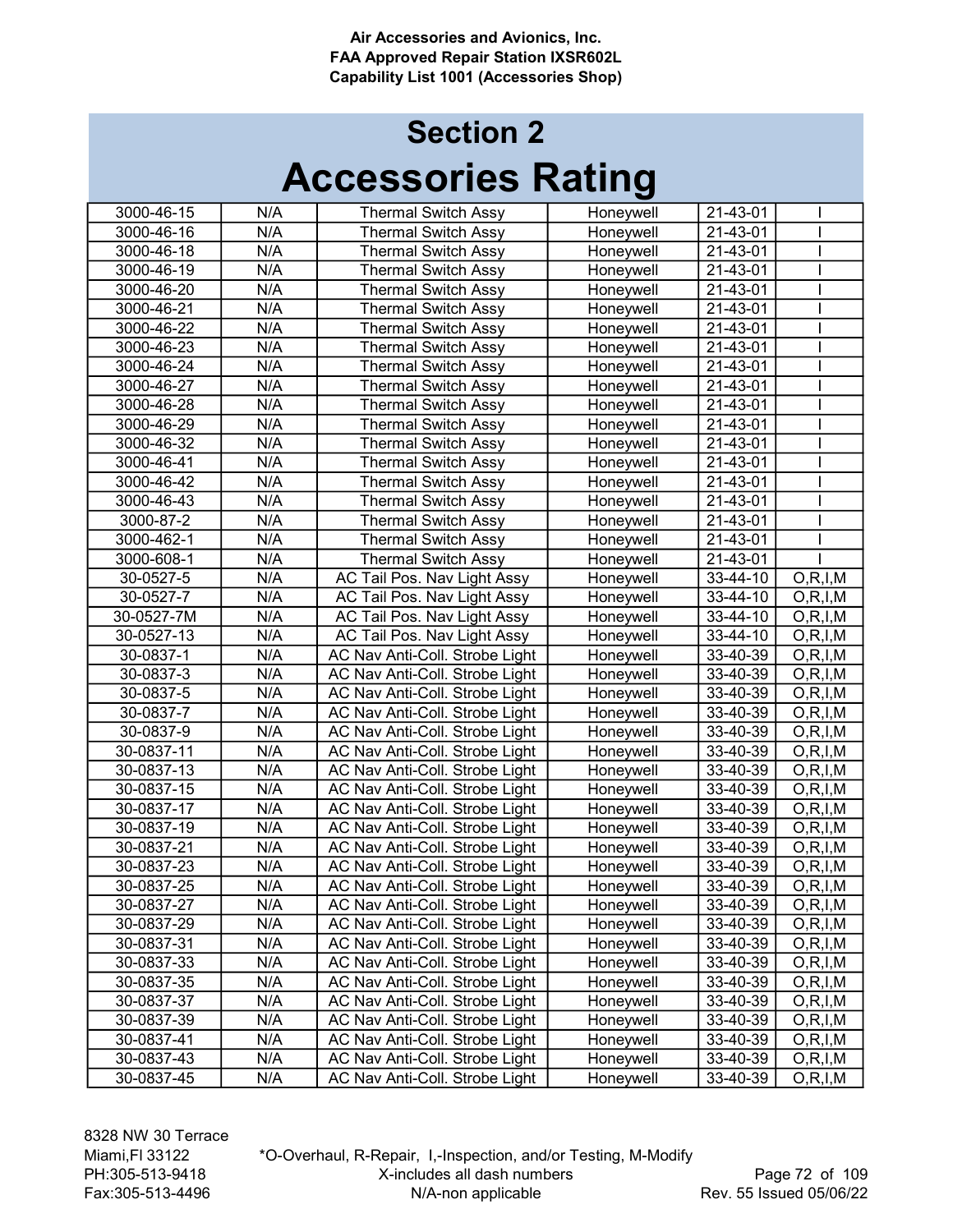Air Accessories and Avionics, Inc.
FAA Approved Repair Station IXSR602L
Capability List 1001 (Accessories Shop)

# Section 2
# Accessories Rating

| | | | | | |
|---|---|---|---|---|---|
| 3000-46-15 | N/A | Thermal Switch Assy | Honeywell | 21-43-01 | I |
| 3000-46-16 | N/A | Thermal Switch Assy | Honeywell | 21-43-01 | I |
| 3000-46-18 | N/A | Thermal Switch Assy | Honeywell | 21-43-01 | I |
| 3000-46-19 | N/A | Thermal Switch Assy | Honeywell | 21-43-01 | I |
| 3000-46-20 | N/A | Thermal Switch Assy | Honeywell | 21-43-01 | I |
| 3000-46-21 | N/A | Thermal Switch Assy | Honeywell | 21-43-01 | I |
| 3000-46-22 | N/A | Thermal Switch Assy | Honeywell | 21-43-01 | I |
| 3000-46-23 | N/A | Thermal Switch Assy | Honeywell | 21-43-01 | I |
| 3000-46-24 | N/A | Thermal Switch Assy | Honeywell | 21-43-01 | I |
| 3000-46-27 | N/A | Thermal Switch Assy | Honeywell | 21-43-01 | I |
| 3000-46-28 | N/A | Thermal Switch Assy | Honeywell | 21-43-01 | I |
| 3000-46-29 | N/A | Thermal Switch Assy | Honeywell | 21-43-01 | I |
| 3000-46-32 | N/A | Thermal Switch Assy | Honeywell | 21-43-01 | I |
| 3000-46-41 | N/A | Thermal Switch Assy | Honeywell | 21-43-01 | I |
| 3000-46-42 | N/A | Thermal Switch Assy | Honeywell | 21-43-01 | I |
| 3000-46-43 | N/A | Thermal Switch Assy | Honeywell | 21-43-01 | I |
| 3000-87-2 | N/A | Thermal Switch Assy | Honeywell | 21-43-01 | I |
| 3000-462-1 | N/A | Thermal Switch Assy | Honeywell | 21-43-01 | I |
| 3000-608-1 | N/A | Thermal Switch Assy | Honeywell | 21-43-01 | I |
| 30-0527-5 | N/A | AC Tail Pos. Nav Light Assy | Honeywell | 33-44-10 | O,R,I,M |
| 30-0527-7 | N/A | AC Tail Pos. Nav Light Assy | Honeywell | 33-44-10 | O,R,I,M |
| 30-0527-7M | N/A | AC Tail Pos. Nav Light Assy | Honeywell | 33-44-10 | O,R,I,M |
| 30-0527-13 | N/A | AC Tail Pos. Nav Light Assy | Honeywell | 33-44-10 | O,R,I,M |
| 30-0837-1 | N/A | AC Nav Anti-Coll. Strobe Light | Honeywell | 33-40-39 | O,R,I,M |
| 30-0837-3 | N/A | AC Nav Anti-Coll. Strobe Light | Honeywell | 33-40-39 | O,R,I,M |
| 30-0837-5 | N/A | AC Nav Anti-Coll. Strobe Light | Honeywell | 33-40-39 | O,R,I,M |
| 30-0837-7 | N/A | AC Nav Anti-Coll. Strobe Light | Honeywell | 33-40-39 | O,R,I,M |
| 30-0837-9 | N/A | AC Nav Anti-Coll. Strobe Light | Honeywell | 33-40-39 | O,R,I,M |
| 30-0837-11 | N/A | AC Nav Anti-Coll. Strobe Light | Honeywell | 33-40-39 | O,R,I,M |
| 30-0837-13 | N/A | AC Nav Anti-Coll. Strobe Light | Honeywell | 33-40-39 | O,R,I,M |
| 30-0837-15 | N/A | AC Nav Anti-Coll. Strobe Light | Honeywell | 33-40-39 | O,R,I,M |
| 30-0837-17 | N/A | AC Nav Anti-Coll. Strobe Light | Honeywell | 33-40-39 | O,R,I,M |
| 30-0837-19 | N/A | AC Nav Anti-Coll. Strobe Light | Honeywell | 33-40-39 | O,R,I,M |
| 30-0837-21 | N/A | AC Nav Anti-Coll. Strobe Light | Honeywell | 33-40-39 | O,R,I,M |
| 30-0837-23 | N/A | AC Nav Anti-Coll. Strobe Light | Honeywell | 33-40-39 | O,R,I,M |
| 30-0837-25 | N/A | AC Nav Anti-Coll. Strobe Light | Honeywell | 33-40-39 | O,R,I,M |
| 30-0837-27 | N/A | AC Nav Anti-Coll. Strobe Light | Honeywell | 33-40-39 | O,R,I,M |
| 30-0837-29 | N/A | AC Nav Anti-Coll. Strobe Light | Honeywell | 33-40-39 | O,R,I,M |
| 30-0837-31 | N/A | AC Nav Anti-Coll. Strobe Light | Honeywell | 33-40-39 | O,R,I,M |
| 30-0837-33 | N/A | AC Nav Anti-Coll. Strobe Light | Honeywell | 33-40-39 | O,R,I,M |
| 30-0837-35 | N/A | AC Nav Anti-Coll. Strobe Light | Honeywell | 33-40-39 | O,R,I,M |
| 30-0837-37 | N/A | AC Nav Anti-Coll. Strobe Light | Honeywell | 33-40-39 | O,R,I,M |
| 30-0837-39 | N/A | AC Nav Anti-Coll. Strobe Light | Honeywell | 33-40-39 | O,R,I,M |
| 30-0837-41 | N/A | AC Nav Anti-Coll. Strobe Light | Honeywell | 33-40-39 | O,R,I,M |
| 30-0837-43 | N/A | AC Nav Anti-Coll. Strobe Light | Honeywell | 33-40-39 | O,R,I,M |
| 30-0837-45 | N/A | AC Nav Anti-Coll. Strobe Light | Honeywell | 33-40-39 | O,R,I,M |

8328 NW 30 Terrace
Miami,Fl 33122
PH:305-513-9418
Fax:305-513-4496

*O-Overhaul, R-Repair, I,-Inspection, and/or Testing, M-Modify
X-includes all dash numbers
N/A-non applicable

Rev. 55 Issued 05/06/22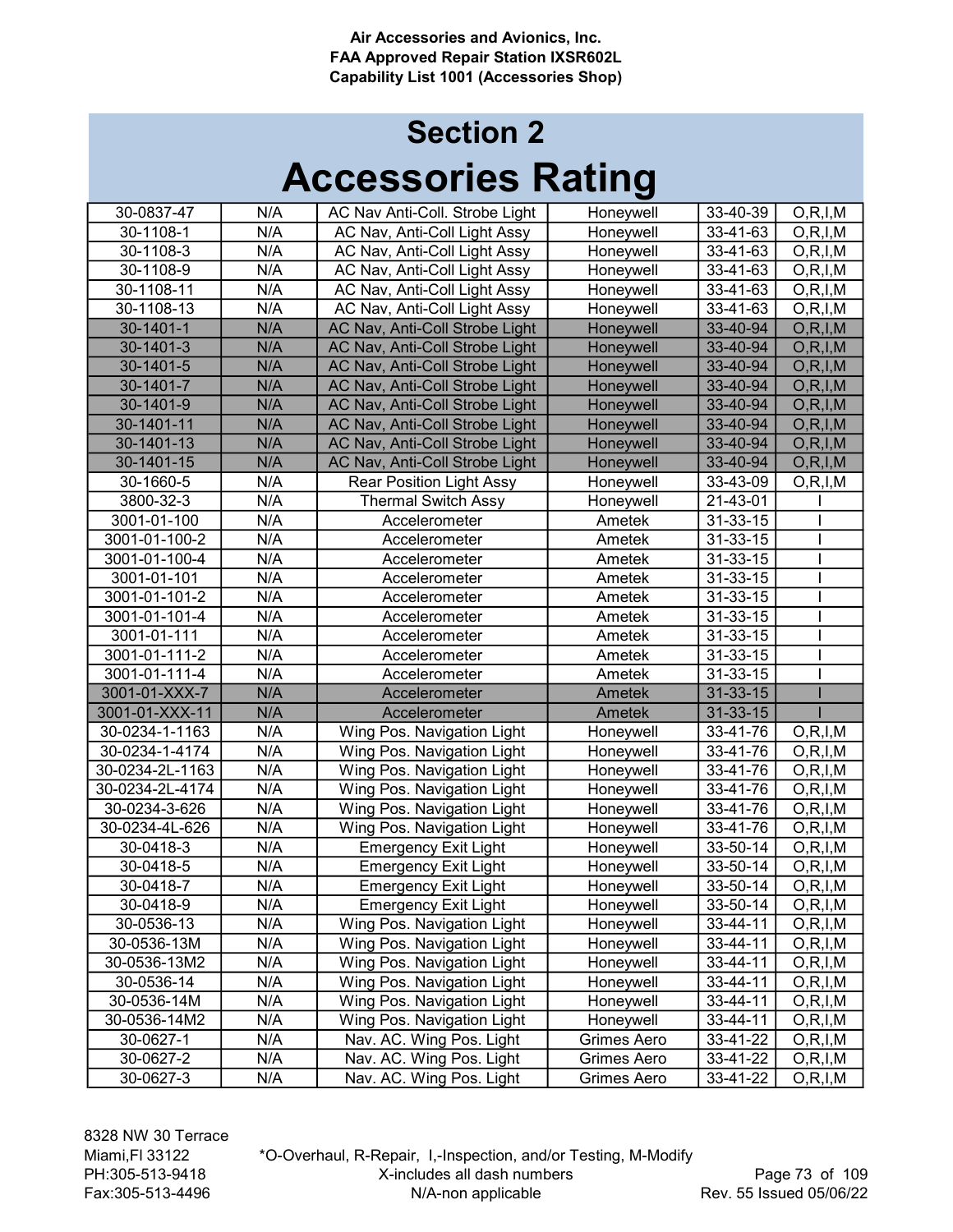**Air Accessories and Avionics, Inc.**
**FAA Approved Repair Station IXSR602L**
**Capability List 1001 (Accessories Shop)**

# Section 2
# Accessories Rating

| | | | | | |
|---|---|---|---|---|---|
| 30-0837-47 | N/A | AC Nav Anti-Coll. Strobe Light | Honeywell | 33-40-39 | O,R,I,M |
| 30-1108-1 | N/A | AC Nav, Anti-Coll Light Assy | Honeywell | 33-41-63 | O,R,I,M |
| 30-1108-3 | N/A | AC Nav, Anti-Coll Light Assy | Honeywell | 33-41-63 | O,R,I,M |
| 30-1108-9 | N/A | AC Nav, Anti-Coll Light Assy | Honeywell | 33-41-63 | O,R,I,M |
| 30-1108-11 | N/A | AC Nav, Anti-Coll Light Assy | Honeywell | 33-41-63 | O,R,I,M |
| 30-1108-13 | N/A | AC Nav, Anti-Coll Light Assy | Honeywell | 33-41-63 | O,R,I,M |
| 30-1401-1 | N/A | AC Nav, Anti-Coll Strobe Light | Honeywell | 33-40-94 | O,R,I,M |
| 30-1401-3 | N/A | AC Nav, Anti-Coll Strobe Light | Honeywell | 33-40-94 | O,R,I,M |
| 30-1401-5 | N/A | AC Nav, Anti-Coll Strobe Light | Honeywell | 33-40-94 | O,R,I,M |
| 30-1401-7 | N/A | AC Nav, Anti-Coll Strobe Light | Honeywell | 33-40-94 | O,R,I,M |
| 30-1401-9 | N/A | AC Nav, Anti-Coll Strobe Light | Honeywell | 33-40-94 | O,R,I,M |
| 30-1401-11 | N/A | AC Nav, Anti-Coll Strobe Light | Honeywell | 33-40-94 | O,R,I,M |
| 30-1401-13 | N/A | AC Nav, Anti-Coll Strobe Light | Honeywell | 33-40-94 | O,R,I,M |
| 30-1401-15 | N/A | AC Nav, Anti-Coll Strobe Light | Honeywell | 33-40-94 | O,R,I,M |
| 30-1660-5 | N/A | Rear Position Light Assy | Honeywell | 33-43-09 | O,R,I,M |
| 3800-32-3 | N/A | Thermal Switch Assy | Honeywell | 21-43-01 | I |
| 3001-01-100 | N/A | Accelerometer | Ametek | 31-33-15 | I |
| 3001-01-100-2 | N/A | Accelerometer | Ametek | 31-33-15 | I |
| 3001-01-100-4 | N/A | Accelerometer | Ametek | 31-33-15 | I |
| 3001-01-101 | N/A | Accelerometer | Ametek | 31-33-15 | I |
| 3001-01-101-2 | N/A | Accelerometer | Ametek | 31-33-15 | I |
| 3001-01-101-4 | N/A | Accelerometer | Ametek | 31-33-15 | I |
| 3001-01-111 | N/A | Accelerometer | Ametek | 31-33-15 | I |
| 3001-01-111-2 | N/A | Accelerometer | Ametek | 31-33-15 | I |
| 3001-01-111-4 | N/A | Accelerometer | Ametek | 31-33-15 | I |
| 3001-01-XXX-7 | N/A | Accelerometer | Ametek | 31-33-15 | I |
| 3001-01-XXX-11 | N/A | Accelerometer | Ametek | 31-33-15 | I |
| 30-0234-1-1163 | N/A | Wing Pos. Navigation Light | Honeywell | 33-41-76 | O,R,I,M |
| 30-0234-1-4174 | N/A | Wing Pos. Navigation Light | Honeywell | 33-41-76 | O,R,I,M |
| 30-0234-2L-1163 | N/A | Wing Pos. Navigation Light | Honeywell | 33-41-76 | O,R,I,M |
| 30-0234-2L-4174 | N/A | Wing Pos. Navigation Light | Honeywell | 33-41-76 | O,R,I,M |
| 30-0234-3-626 | N/A | Wing Pos. Navigation Light | Honeywell | 33-41-76 | O,R,I,M |
| 30-0234-4L-626 | N/A | Wing Pos. Navigation Light | Honeywell | 33-41-76 | O,R,I,M |
| 30-0418-3 | N/A | Emergency Exit Light | Honeywell | 33-50-14 | O,R,I,M |
| 30-0418-5 | N/A | Emergency Exit Light | Honeywell | 33-50-14 | O,R,I,M |
| 30-0418-7 | N/A | Emergency Exit Light | Honeywell | 33-50-14 | O,R,I,M |
| 30-0418-9 | N/A | Emergency Exit Light | Honeywell | 33-50-14 | O,R,I,M |
| 30-0536-13 | N/A | Wing Pos. Navigation Light | Honeywell | 33-44-11 | O,R,I,M |
| 30-0536-13M | N/A | Wing Pos. Navigation Light | Honeywell | 33-44-11 | O,R,I,M |
| 30-0536-13M2 | N/A | Wing Pos. Navigation Light | Honeywell | 33-44-11 | O,R,I,M |
| 30-0536-14 | N/A | Wing Pos. Navigation Light | Honeywell | 33-44-11 | O,R,I,M |
| 30-0536-14M | N/A | Wing Pos. Navigation Light | Honeywell | 33-44-11 | O,R,I,M |
| 30-0536-14M2 | N/A | Wing Pos. Navigation Light | Honeywell | 33-44-11 | O,R,I,M |
| 30-0627-1 | N/A | Nav. AC. Wing Pos. Light | Grimes Aero | 33-41-22 | O,R,I,M |
| 30-0627-2 | N/A | Nav. AC. Wing Pos. Light | Grimes Aero | 33-41-22 | O,R,I,M |
| 30-0627-3 | N/A | Nav. AC. Wing Pos. Light | Grimes Aero | 33-41-22 | O,R,I,M |

8328 NW 30 Terrace
Miami,Fl 33122
PH:305-513-9418
Fax:305-513-4496

*O-Overhaul, R-Repair, I,-Inspection, and/or Testing, M-Modify
X-includes all dash numbers
N/A-non applicable

Rev. 55 Issued 05/06/22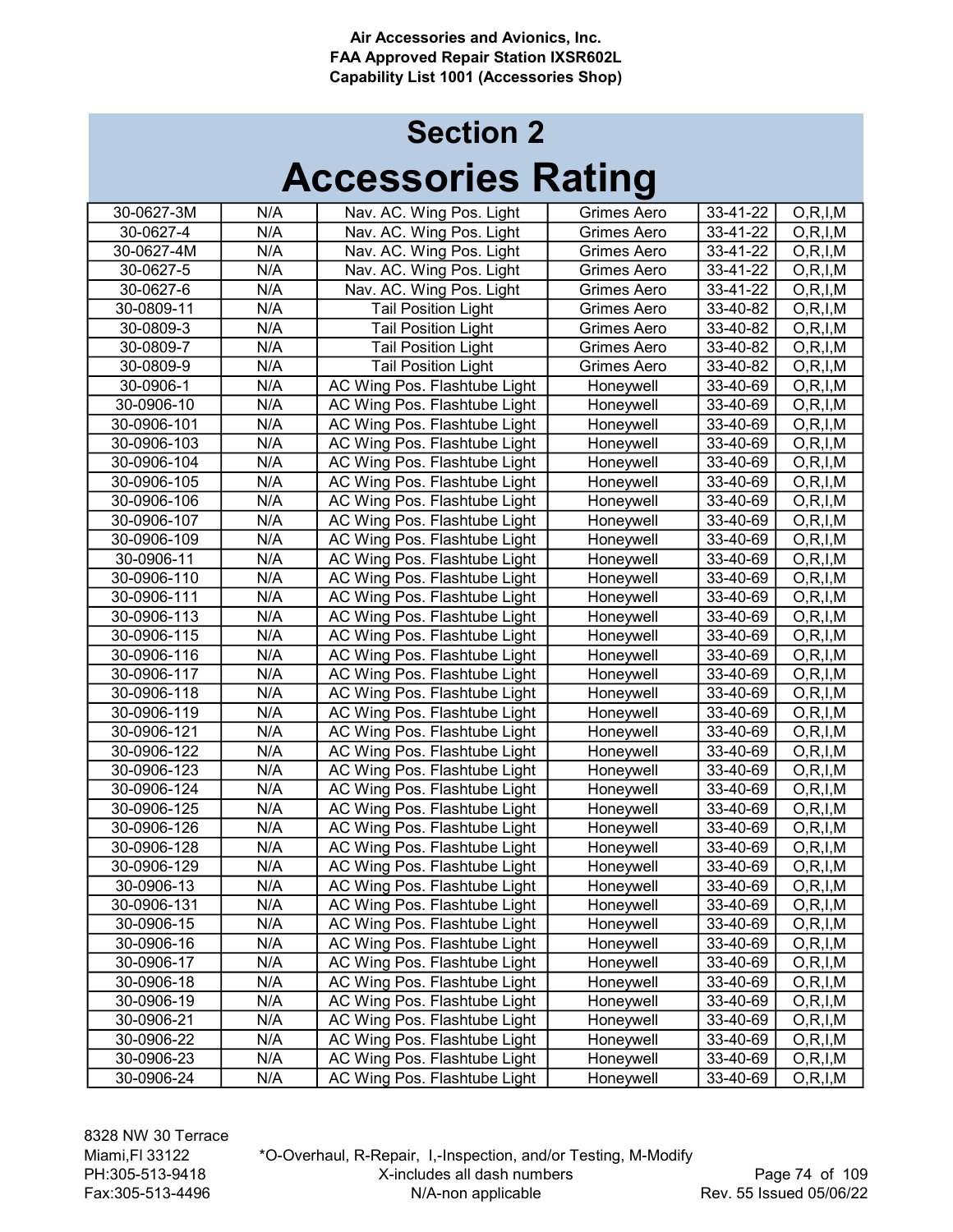## Section 2

# Accessories Rating

| | | | | | |
|---|---|---|---|---|---|
| 30-0627-3M | N/A | Nav. AC. Wing Pos. Light | Grimes Aero | 33-41-22 | O,R,I,M |
| 30-0627-4 | N/A | Nav. AC. Wing Pos. Light | Grimes Aero | 33-41-22 | O,R,I,M |
| 30-0627-4M | N/A | Nav. AC. Wing Pos. Light | Grimes Aero | 33-41-22 | O,R,I,M |
| 30-0627-5 | N/A | Nav. AC. Wing Pos. Light | Grimes Aero | 33-41-22 | O,R,I,M |
| 30-0627-6 | N/A | Nav. AC. Wing Pos. Light | Grimes Aero | 33-41-22 | O,R,I,M |
| 30-0809-11 | N/A | Tail Position Light | Grimes Aero | 33-40-82 | O,R,I,M |
| 30-0809-3 | N/A | Tail Position Light | Grimes Aero | 33-40-82 | O,R,I,M |
| 30-0809-7 | N/A | Tail Position Light | Grimes Aero | 33-40-82 | O,R,I,M |
| 30-0809-9 | N/A | Tail Position Light | Grimes Aero | 33-40-82 | O,R,I,M |
| 30-0906-1 | N/A | AC Wing Pos. Flashtube Light | Honeywell | 33-40-69 | O,R,I,M |
| 30-0906-10 | N/A | AC Wing Pos. Flashtube Light | Honeywell | 33-40-69 | O,R,I,M |
| 30-0906-101 | N/A | AC Wing Pos. Flashtube Light | Honeywell | 33-40-69 | O,R,I,M |
| 30-0906-103 | N/A | AC Wing Pos. Flashtube Light | Honeywell | 33-40-69 | O,R,I,M |
| 30-0906-104 | N/A | AC Wing Pos. Flashtube Light | Honeywell | 33-40-69 | O,R,I,M |
| 30-0906-105 | N/A | AC Wing Pos. Flashtube Light | Honeywell | 33-40-69 | O,R,I,M |
| 30-0906-106 | N/A | AC Wing Pos. Flashtube Light | Honeywell | 33-40-69 | O,R,I,M |
| 30-0906-107 | N/A | AC Wing Pos. Flashtube Light | Honeywell | 33-40-69 | O,R,I,M |
| 30-0906-109 | N/A | AC Wing Pos. Flashtube Light | Honeywell | 33-40-69 | O,R,I,M |
| 30-0906-11 | N/A | AC Wing Pos. Flashtube Light | Honeywell | 33-40-69 | O,R,I,M |
| 30-0906-110 | N/A | AC Wing Pos. Flashtube Light | Honeywell | 33-40-69 | O,R,I,M |
| 30-0906-111 | N/A | AC Wing Pos. Flashtube Light | Honeywell | 33-40-69 | O,R,I,M |
| 30-0906-113 | N/A | AC Wing Pos. Flashtube Light | Honeywell | 33-40-69 | O,R,I,M |
| 30-0906-115 | N/A | AC Wing Pos. Flashtube Light | Honeywell | 33-40-69 | O,R,I,M |
| 30-0906-116 | N/A | AC Wing Pos. Flashtube Light | Honeywell | 33-40-69 | O,R,I,M |
| 30-0906-117 | N/A | AC Wing Pos. Flashtube Light | Honeywell | 33-40-69 | O,R,I,M |
| 30-0906-118 | N/A | AC Wing Pos. Flashtube Light | Honeywell | 33-40-69 | O,R,I,M |
| 30-0906-119 | N/A | AC Wing Pos. Flashtube Light | Honeywell | 33-40-69 | O,R,I,M |
| 30-0906-121 | N/A | AC Wing Pos. Flashtube Light | Honeywell | 33-40-69 | O,R,I,M |
| 30-0906-122 | N/A | AC Wing Pos. Flashtube Light | Honeywell | 33-40-69 | O,R,I,M |
| 30-0906-123 | N/A | AC Wing Pos. Flashtube Light | Honeywell | 33-40-69 | O,R,I,M |
| 30-0906-124 | N/A | AC Wing Pos. Flashtube Light | Honeywell | 33-40-69 | O,R,I,M |
| 30-0906-125 | N/A | AC Wing Pos. Flashtube Light | Honeywell | 33-40-69 | O,R,I,M |
| 30-0906-126 | N/A | AC Wing Pos. Flashtube Light | Honeywell | 33-40-69 | O,R,I,M |
| 30-0906-128 | N/A | AC Wing Pos. Flashtube Light | Honeywell | 33-40-69 | O,R,I,M |
| 30-0906-129 | N/A | AC Wing Pos. Flashtube Light | Honeywell | 33-40-69 | O,R,I,M |
| 30-0906-13 | N/A | AC Wing Pos. Flashtube Light | Honeywell | 33-40-69 | O,R,I,M |
| 30-0906-131 | N/A | AC Wing Pos. Flashtube Light | Honeywell | 33-40-69 | O,R,I,M |
| 30-0906-15 | N/A | AC Wing Pos. Flashtube Light | Honeywell | 33-40-69 | O,R,I,M |
| 30-0906-16 | N/A | AC Wing Pos. Flashtube Light | Honeywell | 33-40-69 | O,R,I,M |
| 30-0906-17 | N/A | AC Wing Pos. Flashtube Light | Honeywell | 33-40-69 | O,R,I,M |
| 30-0906-18 | N/A | AC Wing Pos. Flashtube Light | Honeywell | 33-40-69 | O,R,I,M |
| 30-0906-19 | N/A | AC Wing Pos. Flashtube Light | Honeywell | 33-40-69 | O,R,I,M |
| 30-0906-21 | N/A | AC Wing Pos. Flashtube Light | Honeywell | 33-40-69 | O,R,I,M |
| 30-0906-22 | N/A | AC Wing Pos. Flashtube Light | Honeywell | 33-40-69 | O,R,I,M |
| 30-0906-23 | N/A | AC Wing Pos. Flashtube Light | Honeywell | 33-40-69 | O,R,I,M |
| 30-0906-24 | N/A | AC Wing Pos. Flashtube Light | Honeywell | 33-40-69 | O,R,I,M |

8328 NW 30 Terrace
Miami,Fl 33122
PH:305-513-9418
Fax:305-513-4496

*O-Overhaul, R-Repair, I,-Inspection, and/or Testing, M-Modify
X-includes all dash numbers
N/A-non applicable

Rev. 55 Issued 05/06/22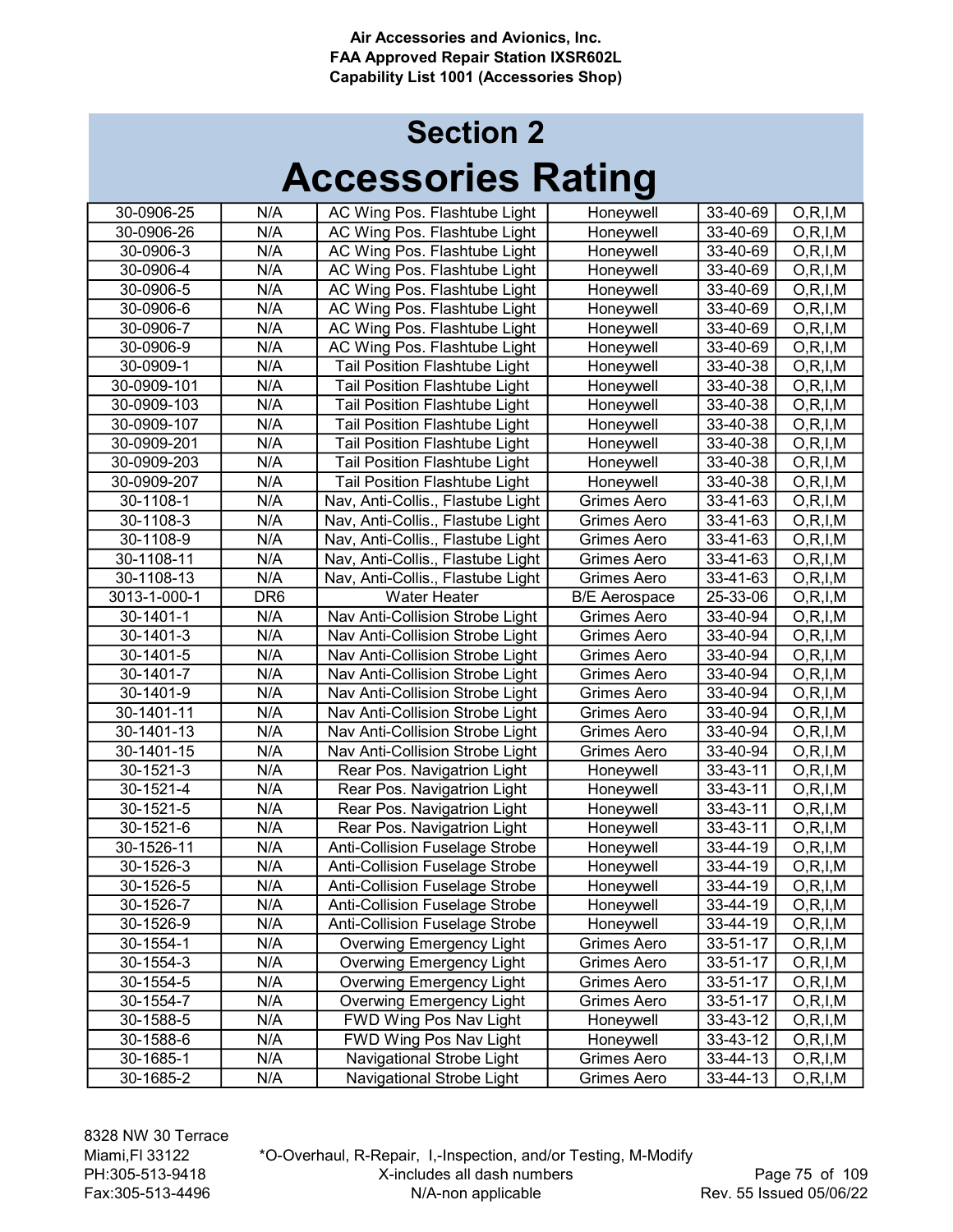## Section 2

# Accessories Rating

| | | | | | |
|---|---|---|---|---|---|
| 30-0906-25 | N/A | AC Wing Pos. Flashtube Light | Honeywell | 33-40-69 | O,R,I,M |
| 30-0906-26 | N/A | AC Wing Pos. Flashtube Light | Honeywell | 33-40-69 | O,R,I,M |
| 30-0906-3 | N/A | AC Wing Pos. Flashtube Light | Honeywell | 33-40-69 | O,R,I,M |
| 30-0906-4 | N/A | AC Wing Pos. Flashtube Light | Honeywell | 33-40-69 | O,R,I,M |
| 30-0906-5 | N/A | AC Wing Pos. Flashtube Light | Honeywell | 33-40-69 | O,R,I,M |
| 30-0906-6 | N/A | AC Wing Pos. Flashtube Light | Honeywell | 33-40-69 | O,R,I,M |
| 30-0906-7 | N/A | AC Wing Pos. Flashtube Light | Honeywell | 33-40-69 | O,R,I,M |
| 30-0906-9 | N/A | AC Wing Pos. Flashtube Light | Honeywell | 33-40-69 | O,R,I,M |
| 30-0909-1 | N/A | Tail Position Flashtube Light | Honeywell | 33-40-38 | O,R,I,M |
| 30-0909-101 | N/A | Tail Position Flashtube Light | Honeywell | 33-40-38 | O,R,I,M |
| 30-0909-103 | N/A | Tail Position Flashtube Light | Honeywell | 33-40-38 | O,R,I,M |
| 30-0909-107 | N/A | Tail Position Flashtube Light | Honeywell | 33-40-38 | O,R,I,M |
| 30-0909-201 | N/A | Tail Position Flashtube Light | Honeywell | 33-40-38 | O,R,I,M |
| 30-0909-203 | N/A | Tail Position Flashtube Light | Honeywell | 33-40-38 | O,R,I,M |
| 30-0909-207 | N/A | Tail Position Flashtube Light | Honeywell | 33-40-38 | O,R,I,M |
| 30-1108-1 | N/A | Nav, Anti-Collis., Flastube Light | Grimes Aero | 33-41-63 | O,R,I,M |
| 30-1108-3 | N/A | Nav, Anti-Collis., Flastube Light | Grimes Aero | 33-41-63 | O,R,I,M |
| 30-1108-9 | N/A | Nav, Anti-Collis., Flastube Light | Grimes Aero | 33-41-63 | O,R,I,M |
| 30-1108-11 | N/A | Nav, Anti-Collis., Flastube Light | Grimes Aero | 33-41-63 | O,R,I,M |
| 30-1108-13 | N/A | Nav, Anti-Collis., Flastube Light | Grimes Aero | 33-41-63 | O,R,I,M |
| 3013-1-000-1 | DR6 | Water Heater | B/E Aerospace | 25-33-06 | O,R,I,M |
| 30-1401-1 | N/A | Nav Anti-Collision Strobe Light | Grimes Aero | 33-40-94 | O,R,I,M |
| 30-1401-3 | N/A | Nav Anti-Collision Strobe Light | Grimes Aero | 33-40-94 | O,R,I,M |
| 30-1401-5 | N/A | Nav Anti-Collision Strobe Light | Grimes Aero | 33-40-94 | O,R,I,M |
| 30-1401-7 | N/A | Nav Anti-Collision Strobe Light | Grimes Aero | 33-40-94 | O,R,I,M |
| 30-1401-9 | N/A | Nav Anti-Collision Strobe Light | Grimes Aero | 33-40-94 | O,R,I,M |
| 30-1401-11 | N/A | Nav Anti-Collision Strobe Light | Grimes Aero | 33-40-94 | O,R,I,M |
| 30-1401-13 | N/A | Nav Anti-Collision Strobe Light | Grimes Aero | 33-40-94 | O,R,I,M |
| 30-1401-15 | N/A | Nav Anti-Collision Strobe Light | Grimes Aero | 33-40-94 | O,R,I,M |
| 30-1521-3 | N/A | Rear Pos. Navigatrion Light | Honeywell | 33-43-11 | O,R,I,M |
| 30-1521-4 | N/A | Rear Pos. Navigatrion Light | Honeywell | 33-43-11 | O,R,I,M |
| 30-1521-5 | N/A | Rear Pos. Navigatrion Light | Honeywell | 33-43-11 | O,R,I,M |
| 30-1521-6 | N/A | Rear Pos. Navigatrion Light | Honeywell | 33-43-11 | O,R,I,M |
| 30-1526-11 | N/A | Anti-Collision Fuselage Strobe | Honeywell | 33-44-19 | O,R,I,M |
| 30-1526-3 | N/A | Anti-Collision Fuselage Strobe | Honeywell | 33-44-19 | O,R,I,M |
| 30-1526-5 | N/A | Anti-Collision Fuselage Strobe | Honeywell | 33-44-19 | O,R,I,M |
| 30-1526-7 | N/A | Anti-Collision Fuselage Strobe | Honeywell | 33-44-19 | O,R,I,M |
| 30-1526-9 | N/A | Anti-Collision Fuselage Strobe | Honeywell | 33-44-19 | O,R,I,M |
| 30-1554-1 | N/A | Overwing Emergency Light | Grimes Aero | 33-51-17 | O,R,I,M |
| 30-1554-3 | N/A | Overwing Emergency Light | Grimes Aero | 33-51-17 | O,R,I,M |
| 30-1554-5 | N/A | Overwing Emergency Light | Grimes Aero | 33-51-17 | O,R,I,M |
| 30-1554-7 | N/A | Overwing Emergency Light | Grimes Aero | 33-51-17 | O,R,I,M |
| 30-1588-5 | N/A | FWD Wing Pos Nav Light | Honeywell | 33-43-12 | O,R,I,M |
| 30-1588-6 | N/A | FWD Wing Pos Nav Light | Honeywell | 33-43-12 | O,R,I,M |
| 30-1685-1 | N/A | Navigational Strobe Light | Grimes Aero | 33-44-13 | O,R,I,M |
| 30-1685-2 | N/A | Navigational Strobe Light | Grimes Aero | 33-44-13 | O,R,I,M |

*O-Overhaul, R-Repair, I,-Inspection, and/or Testing, M-Modify
X-includes all dash numbers
N/A-non applicable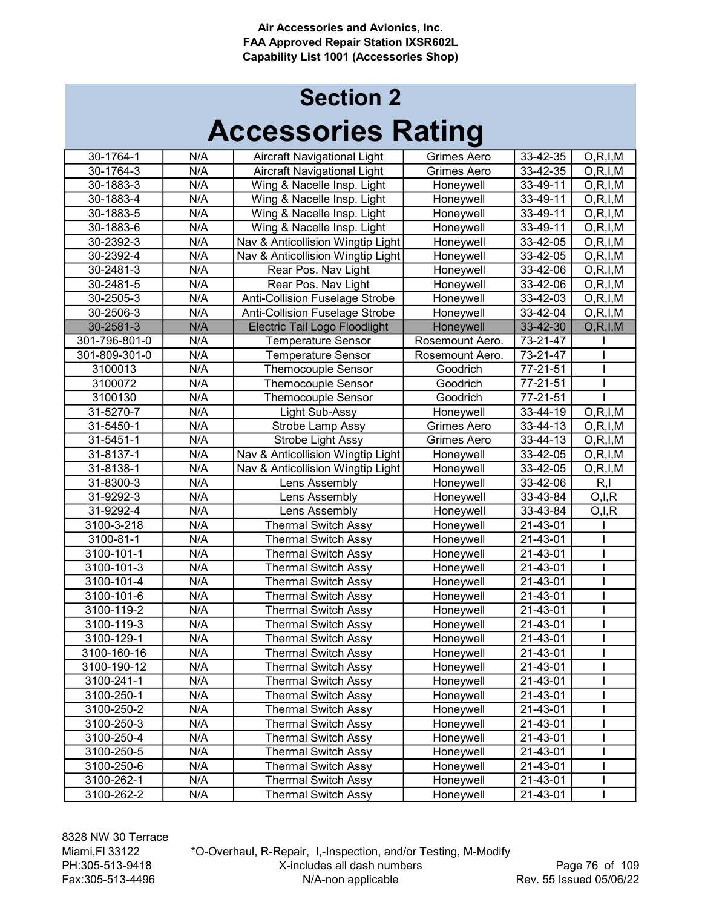Air Accessories and Avionics, Inc.
FAA Approved Repair Station IXSR602L
Capability List 1001 (Accessories Shop)

# Section 2
# Accessories Rating

| | | | | | |
|---|---|---|---|---|---|
| 30-1764-1 | N/A | Aircraft Navigational Light | Grimes Aero | 33-42-35 | O,R,I,M |
| 30-1764-3 | N/A | Aircraft Navigational Light | Grimes Aero | 33-42-35 | O,R,I,M |
| 30-1883-3 | N/A | Wing & Nacelle Insp. Light | Honeywell | 33-49-11 | O,R,I,M |
| 30-1883-4 | N/A | Wing & Nacelle Insp. Light | Honeywell | 33-49-11 | O,R,I,M |
| 30-1883-5 | N/A | Wing & Nacelle Insp. Light | Honeywell | 33-49-11 | O,R,I,M |
| 30-1883-6 | N/A | Wing & Nacelle Insp. Light | Honeywell | 33-49-11 | O,R,I,M |
| 30-2392-3 | N/A | Nav & Anticollision Wingtip Light | Honeywell | 33-42-05 | O,R,I,M |
| 30-2392-4 | N/A | Nav & Anticollision Wingtip Light | Honeywell | 33-42-05 | O,R,I,M |
| 30-2481-3 | N/A | Rear Pos. Nav Light | Honeywell | 33-42-06 | O,R,I,M |
| 30-2481-5 | N/A | Rear Pos. Nav Light | Honeywell | 33-42-06 | O,R,I,M |
| 30-2505-3 | N/A | Anti-Collision Fuselage Strobe | Honeywell | 33-42-03 | O,R,I,M |
| 30-2506-3 | N/A | Anti-Collision Fuselage Strobe | Honeywell | 33-42-04 | O,R,I,M |
| 30-2581-3 | N/A | Electric Tail Logo Floodlight | Honeywell | 33-42-30 | O,R,I,M |
| 301-796-801-0 | N/A | Temperature Sensor | Rosemount Aero. | 73-21-47 | I |
| 301-809-301-0 | N/A | Temperature Sensor | Rosemount Aero. | 73-21-47 | I |
| 3100013 | N/A | Themocouple Sensor | Goodrich | 77-21-51 | I |
| 3100072 | N/A | Themocouple Sensor | Goodrich | 77-21-51 | I |
| 3100130 | N/A | Themocouple Sensor | Goodrich | 77-21-51 | I |
| 31-5270-7 | N/A | Light Sub-Assy | Honeywell | 33-44-19 | O,R,I,M |
| 31-5450-1 | N/A | Strobe Lamp Assy | Grimes Aero | 33-44-13 | O,R,I,M |
| 31-5451-1 | N/A | Strobe Light Assy | Grimes Aero | 33-44-13 | O,R,I,M |
| 31-8137-1 | N/A | Nav & Anticollision Wingtip Light | Honeywell | 33-42-05 | O,R,I,M |
| 31-8138-1 | N/A | Nav & Anticollision Wingtip Light | Honeywell | 33-42-05 | O,R,I,M |
| 31-8300-3 | N/A | Lens Assembly | Honeywell | 33-42-06 | R,I |
| 31-9292-3 | N/A | Lens Assembly | Honeywell | 33-43-84 | O,I,R |
| 31-9292-4 | N/A | Lens Assembly | Honeywell | 33-43-84 | O,I,R |
| 3100-3-218 | N/A | Thermal Switch Assy | Honeywell | 21-43-01 | I |
| 3100-81-1 | N/A | Thermal Switch Assy | Honeywell | 21-43-01 | I |
| 3100-101-1 | N/A | Thermal Switch Assy | Honeywell | 21-43-01 | I |
| 3100-101-3 | N/A | Thermal Switch Assy | Honeywell | 21-43-01 | I |
| 3100-101-4 | N/A | Thermal Switch Assy | Honeywell | 21-43-01 | I |
| 3100-101-6 | N/A | Thermal Switch Assy | Honeywell | 21-43-01 | I |
| 3100-119-2 | N/A | Thermal Switch Assy | Honeywell | 21-43-01 | I |
| 3100-119-3 | N/A | Thermal Switch Assy | Honeywell | 21-43-01 | I |
| 3100-129-1 | N/A | Thermal Switch Assy | Honeywell | 21-43-01 | I |
| 3100-160-16 | N/A | Thermal Switch Assy | Honeywell | 21-43-01 | I |
| 3100-190-12 | N/A | Thermal Switch Assy | Honeywell | 21-43-01 | I |
| 3100-241-1 | N/A | Thermal Switch Assy | Honeywell | 21-43-01 | I |
| 3100-250-1 | N/A | Thermal Switch Assy | Honeywell | 21-43-01 | I |
| 3100-250-2 | N/A | Thermal Switch Assy | Honeywell | 21-43-01 | I |
| 3100-250-3 | N/A | Thermal Switch Assy | Honeywell | 21-43-01 | I |
| 3100-250-4 | N/A | Thermal Switch Assy | Honeywell | 21-43-01 | I |
| 3100-250-5 | N/A | Thermal Switch Assy | Honeywell | 21-43-01 | I |
| 3100-250-6 | N/A | Thermal Switch Assy | Honeywell | 21-43-01 | I |
| 3100-262-1 | N/A | Thermal Switch Assy | Honeywell | 21-43-01 | I |
| 3100-262-2 | N/A | Thermal Switch Assy | Honeywell | 21-43-01 | I |

8328 NW 30 Terrace
Miami,Fl 33122
PH:305-513-9418
Fax:305-513-4496

*O-Overhaul, R-Repair, I,-Inspection, and/or Testing, M-Modify
X-includes all dash numbers
N/A-non applicable

Rev. 55 Issued 05/06/22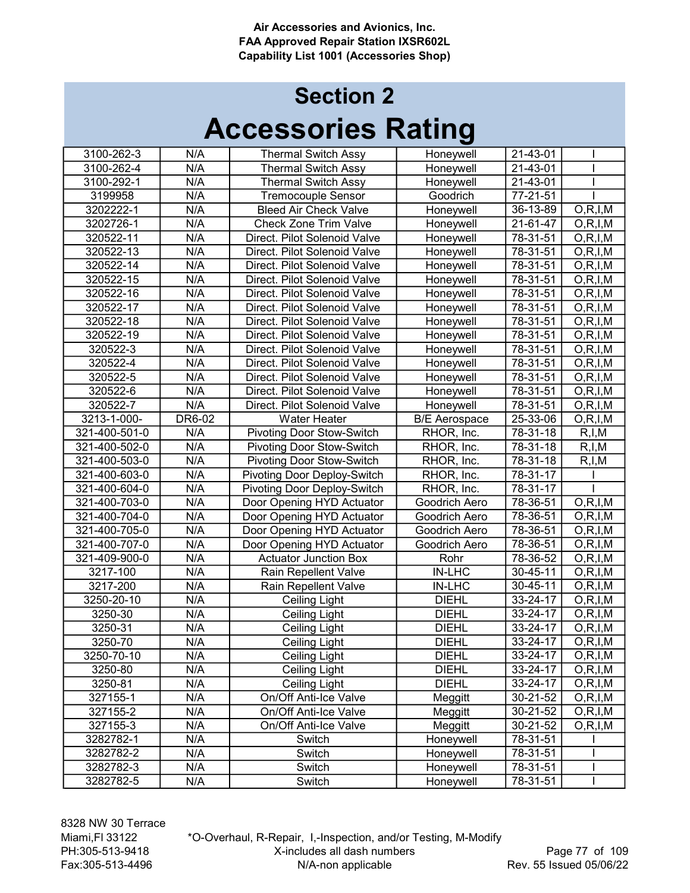## Section 2

# Accessories Rating

| | | | | | |
|---|---|---|---|---|---|
| 3100-262-3 | N/A | Thermal Switch Assy | Honeywell | 21-43-01 | I |
| 3100-262-4 | N/A | Thermal Switch Assy | Honeywell | 21-43-01 | I |
| 3100-292-1 | N/A | Thermal Switch Assy | Honeywell | 21-43-01 | I |
| 3199958 | N/A | Tremocouple Sensor | Goodrich | 77-21-51 | I |
| 3202222-1 | N/A | Bleed Air Check Valve | Honeywell | 36-13-89 | O,R,I,M |
| 3202726-1 | N/A | Check Zone Trim Valve | Honeywell | 21-61-47 | O,R,I,M |
| 320522-11 | N/A | Direct. Pilot Solenoid Valve | Honeywell | 78-31-51 | O,R,I,M |
| 320522-13 | N/A | Direct. Pilot Solenoid Valve | Honeywell | 78-31-51 | O,R,I,M |
| 320522-14 | N/A | Direct. Pilot Solenoid Valve | Honeywell | 78-31-51 | O,R,I,M |
| 320522-15 | N/A | Direct. Pilot Solenoid Valve | Honeywell | 78-31-51 | O,R,I,M |
| 320522-16 | N/A | Direct. Pilot Solenoid Valve | Honeywell | 78-31-51 | O,R,I,M |
| 320522-17 | N/A | Direct. Pilot Solenoid Valve | Honeywell | 78-31-51 | O,R,I,M |
| 320522-18 | N/A | Direct. Pilot Solenoid Valve | Honeywell | 78-31-51 | O,R,I,M |
| 320522-19 | N/A | Direct. Pilot Solenoid Valve | Honeywell | 78-31-51 | O,R,I,M |
| 320522-3 | N/A | Direct. Pilot Solenoid Valve | Honeywell | 78-31-51 | O,R,I,M |
| 320522-4 | N/A | Direct. Pilot Solenoid Valve | Honeywell | 78-31-51 | O,R,I,M |
| 320522-5 | N/A | Direct. Pilot Solenoid Valve | Honeywell | 78-31-51 | O,R,I,M |
| 320522-6 | N/A | Direct. Pilot Solenoid Valve | Honeywell | 78-31-51 | O,R,I,M |
| 320522-7 | N/A | Direct. Pilot Solenoid Valve | Honeywell | 78-31-51 | O,R,I,M |
| 3213-1-000- | DR6-02 | Water Heater | B/E Aerospace | 25-33-06 | O,R,I,M |
| 321-400-501-0 | N/A | Pivoting Door Stow-Switch | RHOR, Inc. | 78-31-18 | R,I,M |
| 321-400-502-0 | N/A | Pivoting Door Stow-Switch | RHOR, Inc. | 78-31-18 | R,I,M |
| 321-400-503-0 | N/A | Pivoting Door Stow-Switch | RHOR, Inc. | 78-31-18 | R,I,M |
| 321-400-603-0 | N/A | Pivoting Door Deploy-Switch | RHOR, Inc. | 78-31-17 | I |
| 321-400-604-0 | N/A | Pivoting Door Deploy-Switch | RHOR, Inc. | 78-31-17 | I |
| 321-400-703-0 | N/A | Door Opening HYD Actuator | Goodrich Aero | 78-36-51 | O,R,I,M |
| 321-400-704-0 | N/A | Door Opening HYD Actuator | Goodrich Aero | 78-36-51 | O,R,I,M |
| 321-400-705-0 | N/A | Door Opening HYD Actuator | Goodrich Aero | 78-36-51 | O,R,I,M |
| 321-400-707-0 | N/A | Door Opening HYD Actuator | Goodrich Aero | 78-36-51 | O,R,I,M |
| 321-409-900-0 | N/A | Actuator Junction Box | Rohr | 78-36-52 | O,R,I,M |
| 3217-100 | N/A | Rain Repellent Valve | IN-LHC | 30-45-11 | O,R,I,M |
| 3217-200 | N/A | Rain Repellent Valve | IN-LHC | 30-45-11 | O,R,I,M |
| 3250-20-10 | N/A | Ceiling Light | DIEHL | 33-24-17 | O,R,I,M |
| 3250-30 | N/A | Ceiling Light | DIEHL | 33-24-17 | O,R,I,M |
| 3250-31 | N/A | Ceiling Light | DIEHL | 33-24-17 | O,R,I,M |
| 3250-70 | N/A | Ceiling Light | DIEHL | 33-24-17 | O,R,I,M |
| 3250-70-10 | N/A | Ceiling Light | DIEHL | 33-24-17 | O,R,I,M |
| 3250-80 | N/A | Ceiling Light | DIEHL | 33-24-17 | O,R,I,M |
| 3250-81 | N/A | Ceiling Light | DIEHL | 33-24-17 | O,R,I,M |
| 327155-1 | N/A | On/Off Anti-Ice Valve | Meggitt | 30-21-52 | O,R,I,M |
| 327155-2 | N/A | On/Off Anti-Ice Valve | Meggitt | 30-21-52 | O,R,I,M |
| 327155-3 | N/A | On/Off Anti-Ice Valve | Meggitt | 30-21-52 | O,R,I,M |
| 3282782-1 | N/A | Switch | Honeywell | 78-31-51 | I |
| 3282782-2 | N/A | Switch | Honeywell | 78-31-51 | I |
| 3282782-3 | N/A | Switch | Honeywell | 78-31-51 | I |
| 3282782-5 | N/A | Switch | Honeywell | 78-31-51 | I |

*O-Overhaul, R-Repair, I,-Inspection, and/or Testing, M-Modify
X-includes all dash numbers
N/A-non applicable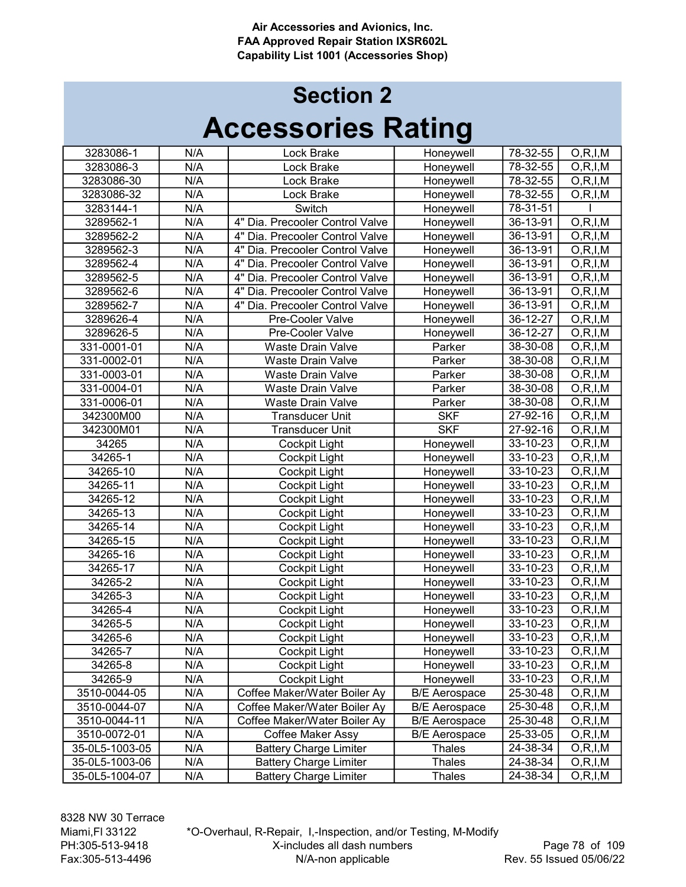Air Accessories and Avionics, Inc.
FAA Approved Repair Station IXSR602L
Capability List 1001 (Accessories Shop)

# Section 2
# Accessories Rating

| | | | | | |
|---|---|---|---|---|---|
| 3283086-1 | N/A | Lock Brake | Honeywell | 78-32-55 | O,R,I,M |
| 3283086-3 | N/A | Lock Brake | Honeywell | 78-32-55 | O,R,I,M |
| 3283086-30 | N/A | Lock Brake | Honeywell | 78-32-55 | O,R,I,M |
| 3283086-32 | N/A | Lock Brake | Honeywell | 78-32-55 | O,R,I,M |
| 3283144-1 | N/A | Switch | Honeywell | 78-31-51 | I |
| 3289562-1 | N/A | 4" Dia. Precooler Control Valve | Honeywell | 36-13-91 | O,R,I,M |
| 3289562-2 | N/A | 4" Dia. Precooler Control Valve | Honeywell | 36-13-91 | O,R,I,M |
| 3289562-3 | N/A | 4" Dia. Precooler Control Valve | Honeywell | 36-13-91 | O,R,I,M |
| 3289562-4 | N/A | 4" Dia. Precooler Control Valve | Honeywell | 36-13-91 | O,R,I,M |
| 3289562-5 | N/A | 4" Dia. Precooler Control Valve | Honeywell | 36-13-91 | O,R,I,M |
| 3289562-6 | N/A | 4" Dia. Precooler Control Valve | Honeywell | 36-13-91 | O,R,I,M |
| 3289562-7 | N/A | 4" Dia. Precooler Control Valve | Honeywell | 36-13-91 | O,R,I,M |
| 3289626-4 | N/A | Pre-Cooler Valve | Honeywell | 36-12-27 | O,R,I,M |
| 3289626-5 | N/A | Pre-Cooler Valve | Honeywell | 36-12-27 | O,R,I,M |
| 331-0001-01 | N/A | Waste Drain Valve | Parker | 38-30-08 | O,R,I,M |
| 331-0002-01 | N/A | Waste Drain Valve | Parker | 38-30-08 | O,R,I,M |
| 331-0003-01 | N/A | Waste Drain Valve | Parker | 38-30-08 | O,R,I,M |
| 331-0004-01 | N/A | Waste Drain Valve | Parker | 38-30-08 | O,R,I,M |
| 331-0006-01 | N/A | Waste Drain Valve | Parker | 38-30-08 | O,R,I,M |
| 342300M00 | N/A | Transducer Unit | SKF | 27-92-16 | O,R,I,M |
| 342300M01 | N/A | Transducer Unit | SKF | 27-92-16 | O,R,I,M |
| 34265 | N/A | Cockpit Light | Honeywell | 33-10-23 | O,R,I,M |
| 34265-1 | N/A | Cockpit Light | Honeywell | 33-10-23 | O,R,I,M |
| 34265-10 | N/A | Cockpit Light | Honeywell | 33-10-23 | O,R,I,M |
| 34265-11 | N/A | Cockpit Light | Honeywell | 33-10-23 | O,R,I,M |
| 34265-12 | N/A | Cockpit Light | Honeywell | 33-10-23 | O,R,I,M |
| 34265-13 | N/A | Cockpit Light | Honeywell | 33-10-23 | O,R,I,M |
| 34265-14 | N/A | Cockpit Light | Honeywell | 33-10-23 | O,R,I,M |
| 34265-15 | N/A | Cockpit Light | Honeywell | 33-10-23 | O,R,I,M |
| 34265-16 | N/A | Cockpit Light | Honeywell | 33-10-23 | O,R,I,M |
| 34265-17 | N/A | Cockpit Light | Honeywell | 33-10-23 | O,R,I,M |
| 34265-2 | N/A | Cockpit Light | Honeywell | 33-10-23 | O,R,I,M |
| 34265-3 | N/A | Cockpit Light | Honeywell | 33-10-23 | O,R,I,M |
| 34265-4 | N/A | Cockpit Light | Honeywell | 33-10-23 | O,R,I,M |
| 34265-5 | N/A | Cockpit Light | Honeywell | 33-10-23 | O,R,I,M |
| 34265-6 | N/A | Cockpit Light | Honeywell | 33-10-23 | O,R,I,M |
| 34265-7 | N/A | Cockpit Light | Honeywell | 33-10-23 | O,R,I,M |
| 34265-8 | N/A | Cockpit Light | Honeywell | 33-10-23 | O,R,I,M |
| 34265-9 | N/A | Cockpit Light | Honeywell | 33-10-23 | O,R,I,M |
| 3510-0044-05 | N/A | Coffee Maker/Water Boiler Ay | B/E Aerospace | 25-30-48 | O,R,I,M |
| 3510-0044-07 | N/A | Coffee Maker/Water Boiler Ay | B/E Aerospace | 25-30-48 | O,R,I,M |
| 3510-0044-11 | N/A | Coffee Maker/Water Boiler Ay | B/E Aerospace | 25-30-48 | O,R,I,M |
| 3510-0072-01 | N/A | Coffee Maker Assy | B/E Aerospace | 25-33-05 | O,R,I,M |
| 35-0L5-1003-05 | N/A | Battery Charge Limiter | Thales | 24-38-34 | O,R,I,M |
| 35-0L5-1003-06 | N/A | Battery Charge Limiter | Thales | 24-38-34 | O,R,I,M |
| 35-0L5-1004-07 | N/A | Battery Charge Limiter | Thales | 24-38-34 | O,R,I,M |

8328 NW 30 Terrace
Miami,Fl 33122
PH:305-513-9418
Fax:305-513-4496

*O-Overhaul, R-Repair, I,-Inspection, and/or Testing, M-Modify
X-includes all dash numbers
N/A-non applicable

Rev. 55 Issued 05/06/22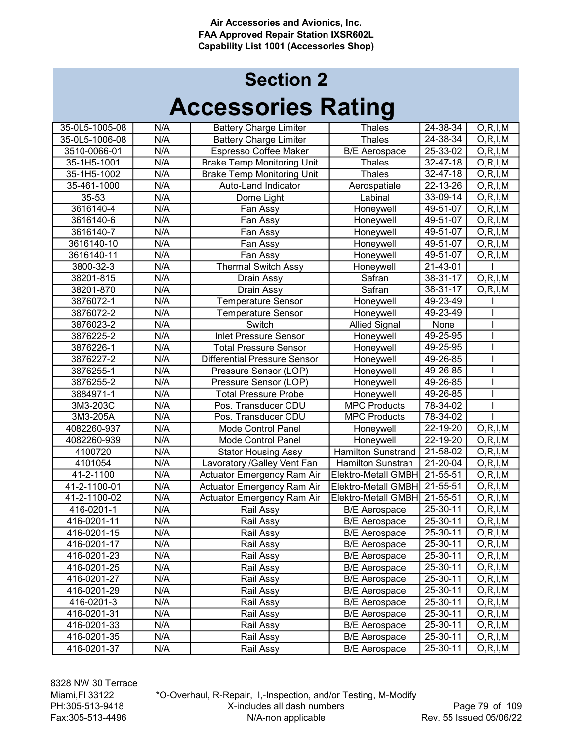Air Accessories and Avionics, Inc.
FAA Approved Repair Station IXSR602L
Capability List 1001 (Accessories Shop)

# Section 2
# Accessories Rating

| | | | | | |
|---|---|---|---|---|---|
| 35-0L5-1005-08 | N/A | Battery Charge Limiter | Thales | 24-38-34 | O,R,I,M |
| 35-0L5-1006-08 | N/A | Battery Charge Limiter | Thales | 24-38-34 | O,R,I,M |
| 3510-0066-01 | N/A | Espresso Coffee Maker | B/E Aerospace | 25-33-02 | O,R,I,M |
| 35-1H5-1001 | N/A | Brake Temp Monitoring Unit | Thales | 32-47-18 | O,R,I,M |
| 35-1H5-1002 | N/A | Brake Temp Monitoring Unit | Thales | 32-47-18 | O,R,I,M |
| 35-461-1000 | N/A | Auto-Land Indicator | Aerospatiale | 22-13-26 | O,R,I,M |
| 35-53 | N/A | Dome Light | Labinal | 33-09-14 | O,R,I,M |
| 3616140-4 | N/A | Fan Assy | Honeywell | 49-51-07 | O,R,I,M |
| 3616140-6 | N/A | Fan Assy | Honeywell | 49-51-07 | O,R,I,M |
| 3616140-7 | N/A | Fan Assy | Honeywell | 49-51-07 | O,R,I,M |
| 3616140-10 | N/A | Fan Assy | Honeywell | 49-51-07 | O,R,I,M |
| 3616140-11 | N/A | Fan Assy | Honeywell | 49-51-07 | O,R,I,M |
| 3800-32-3 | N/A | Thermal Switch Assy | Honeywell | 21-43-01 | I |
| 38201-815 | N/A | Drain Assy | Safran | 38-31-17 | O,R,I,M |
| 38201-870 | N/A | Drain Assy | Safran | 38-31-17 | O,R,I,M |
| 3876072-1 | N/A | Temperature Sensor | Honeywell | 49-23-49 | I |
| 3876072-2 | N/A | Temperature Sensor | Honeywell | 49-23-49 | I |
| 3876023-2 | N/A | Switch | Allied Signal | None | I |
| 3876225-2 | N/A | Inlet Pressure Sensor | Honeywell | 49-25-95 | I |
| 3876226-1 | N/A | Total Pressure Sensor | Honeywell | 49-25-95 | I |
| 3876227-2 | N/A | Differential Pressure Sensor | Honeywell | 49-26-85 | I |
| 3876255-1 | N/A | Pressure Sensor (LOP) | Honeywell | 49-26-85 | I |
| 3876255-2 | N/A | Pressure Sensor (LOP) | Honeywell | 49-26-85 | I |
| 3884971-1 | N/A | Total Pressure Probe | Honeywell | 49-26-85 | I |
| 3M3-203C | N/A | Pos. Transducer CDU | MPC Products | 78-34-02 | I |
| 3M3-205A | N/A | Pos. Transducer CDU | MPC Products | 78-34-02 | I |
| 4082260-937 | N/A | Mode Control Panel | Honeywell | 22-19-20 | O,R,I,M |
| 4082260-939 | N/A | Mode Control Panel | Honeywell | 22-19-20 | O,R,I,M |
| 4100720 | N/A | Stator Housing Assy | Hamilton Sunstrand | 21-58-02 | O,R,I,M |
| 4101054 | N/A | Lavoratory /Galley Vent Fan | Hamilton Sunstran | 21-20-04 | O,R,I,M |
| 41-2-1100 | N/A | Actuator Emergency Ram Air | Elektro-Metall GMBH | 21-55-51 | O,R,I,M |
| 41-2-1100-01 | N/A | Actuator Emergency Ram Air | Elektro-Metall GMBH | 21-55-51 | O,R,I,M |
| 41-2-1100-02 | N/A | Actuator Emergency Ram Air | Elektro-Metall GMBH | 21-55-51 | O,R,I,M |
| 416-0201-1 | N/A | Rail Assy | B/E Aerospace | 25-30-11 | O,R,I,M |
| 416-0201-11 | N/A | Rail Assy | B/E Aerospace | 25-30-11 | O,R,I,M |
| 416-0201-15 | N/A | Rail Assy | B/E Aerospace | 25-30-11 | O,R,I,M |
| 416-0201-17 | N/A | Rail Assy | B/E Aerospace | 25-30-11 | O,R,I,M |
| 416-0201-23 | N/A | Rail Assy | B/E Aerospace | 25-30-11 | O,R,I,M |
| 416-0201-25 | N/A | Rail Assy | B/E Aerospace | 25-30-11 | O,R,I,M |
| 416-0201-27 | N/A | Rail Assy | B/E Aerospace | 25-30-11 | O,R,I,M |
| 416-0201-29 | N/A | Rail Assy | B/E Aerospace | 25-30-11 | O,R,I,M |
| 416-0201-3 | N/A | Rail Assy | B/E Aerospace | 25-30-11 | O,R,I,M |
| 416-0201-31 | N/A | Rail Assy | B/E Aerospace | 25-30-11 | O,R,I,M |
| 416-0201-33 | N/A | Rail Assy | B/E Aerospace | 25-30-11 | O,R,I,M |
| 416-0201-35 | N/A | Rail Assy | B/E Aerospace | 25-30-11 | O,R,I,M |
| 416-0201-37 | N/A | Rail Assy | B/E Aerospace | 25-30-11 | O,R,I,M |

8328 NW 30 Terrace
Miami,Fl 33122
PH:305-513-9418
Fax:305-513-4496

*O-Overhaul, R-Repair, I,-Inspection, and/or Testing, M-Modify
X-includes all dash numbers
N/A-non applicable

Rev. 55 Issued 05/06/22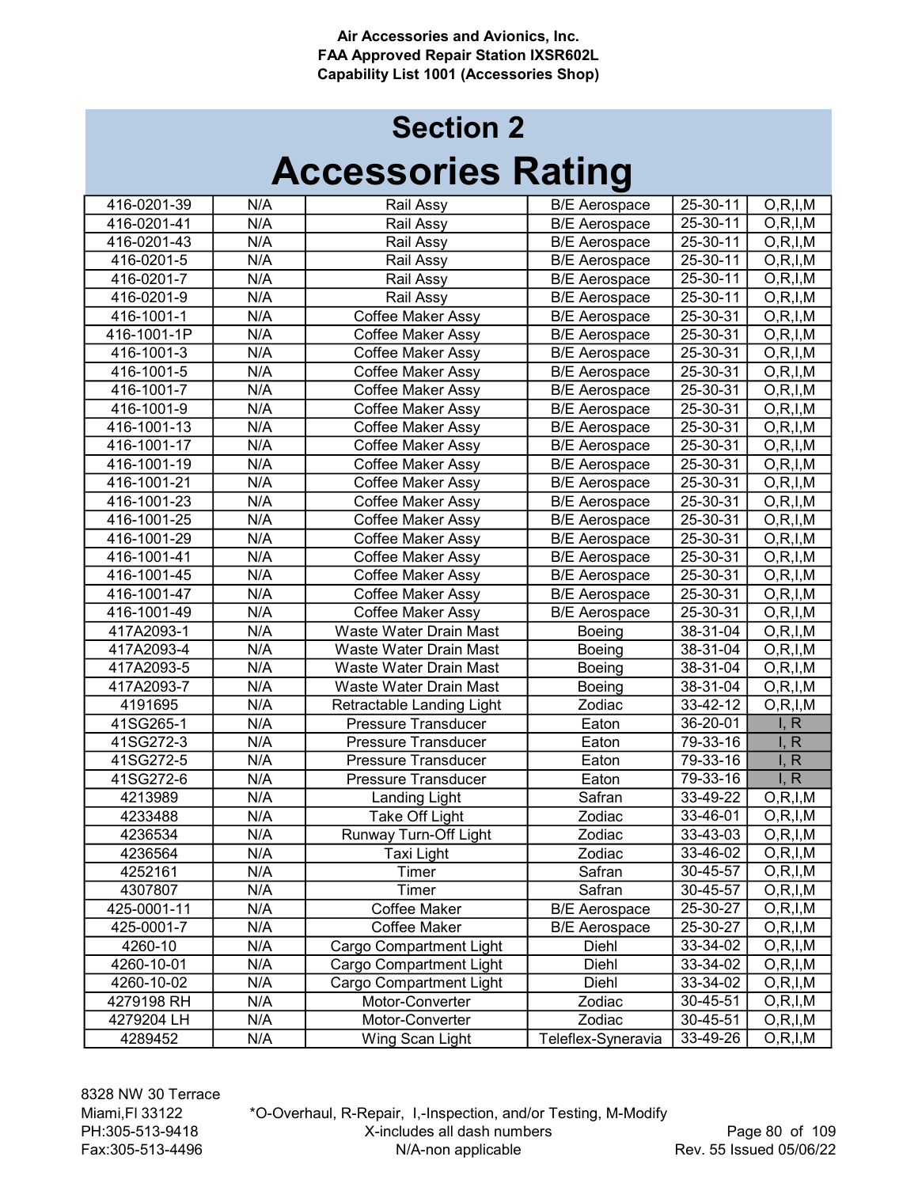## Section 2

# Accessories Rating

| | | | | | |
|---|---|---|---|---|---|
| 416-0201-39 | N/A | Rail Assy | B/E Aerospace | 25-30-11 | O,R,I,M |
| 416-0201-41 | N/A | Rail Assy | B/E Aerospace | 25-30-11 | O,R,I,M |
| 416-0201-43 | N/A | Rail Assy | B/E Aerospace | 25-30-11 | O,R,I,M |
| 416-0201-5 | N/A | Rail Assy | B/E Aerospace | 25-30-11 | O,R,I,M |
| 416-0201-7 | N/A | Rail Assy | B/E Aerospace | 25-30-11 | O,R,I,M |
| 416-0201-9 | N/A | Rail Assy | B/E Aerospace | 25-30-11 | O,R,I,M |
| 416-1001-1 | N/A | Coffee Maker Assy | B/E Aerospace | 25-30-31 | O,R,I,M |
| 416-1001-1P | N/A | Coffee Maker Assy | B/E Aerospace | 25-30-31 | O,R,I,M |
| 416-1001-3 | N/A | Coffee Maker Assy | B/E Aerospace | 25-30-31 | O,R,I,M |
| 416-1001-5 | N/A | Coffee Maker Assy | B/E Aerospace | 25-30-31 | O,R,I,M |
| 416-1001-7 | N/A | Coffee Maker Assy | B/E Aerospace | 25-30-31 | O,R,I,M |
| 416-1001-9 | N/A | Coffee Maker Assy | B/E Aerospace | 25-30-31 | O,R,I,M |
| 416-1001-13 | N/A | Coffee Maker Assy | B/E Aerospace | 25-30-31 | O,R,I,M |
| 416-1001-17 | N/A | Coffee Maker Assy | B/E Aerospace | 25-30-31 | O,R,I,M |
| 416-1001-19 | N/A | Coffee Maker Assy | B/E Aerospace | 25-30-31 | O,R,I,M |
| 416-1001-21 | N/A | Coffee Maker Assy | B/E Aerospace | 25-30-31 | O,R,I,M |
| 416-1001-23 | N/A | Coffee Maker Assy | B/E Aerospace | 25-30-31 | O,R,I,M |
| 416-1001-25 | N/A | Coffee Maker Assy | B/E Aerospace | 25-30-31 | O,R,I,M |
| 416-1001-29 | N/A | Coffee Maker Assy | B/E Aerospace | 25-30-31 | O,R,I,M |
| 416-1001-41 | N/A | Coffee Maker Assy | B/E Aerospace | 25-30-31 | O,R,I,M |
| 416-1001-45 | N/A | Coffee Maker Assy | B/E Aerospace | 25-30-31 | O,R,I,M |
| 416-1001-47 | N/A | Coffee Maker Assy | B/E Aerospace | 25-30-31 | O,R,I,M |
| 416-1001-49 | N/A | Coffee Maker Assy | B/E Aerospace | 25-30-31 | O,R,I,M |
| 417A2093-1 | N/A | Waste Water Drain Mast | Boeing | 38-31-04 | O,R,I,M |
| 417A2093-4 | N/A | Waste Water Drain Mast | Boeing | 38-31-04 | O,R,I,M |
| 417A2093-5 | N/A | Waste Water Drain Mast | Boeing | 38-31-04 | O,R,I,M |
| 417A2093-7 | N/A | Waste Water Drain Mast | Boeing | 38-31-04 | O,R,I,M |
| 4191695 | N/A | Retractable Landing Light | Zodiac | 33-42-12 | O,R,I,M |
| 41SG265-1 | N/A | Pressure Transducer | Eaton | 36-20-01 | I, R |
| 41SG272-3 | N/A | Pressure Transducer | Eaton | 79-33-16 | I, R |
| 41SG272-5 | N/A | Pressure Transducer | Eaton | 79-33-16 | I, R |
| 41SG272-6 | N/A | Pressure Transducer | Eaton | 79-33-16 | I, R |
| 4213989 | N/A | Landing Light | Safran | 33-49-22 | O,R,I,M |
| 4233488 | N/A | Take Off Light | Zodiac | 33-46-01 | O,R,I,M |
| 4236534 | N/A | Runway Turn-Off Light | Zodiac | 33-43-03 | O,R,I,M |
| 4236564 | N/A | Taxi Light | Zodiac | 33-46-02 | O,R,I,M |
| 4252161 | N/A | Timer | Safran | 30-45-57 | O,R,I,M |
| 4307807 | N/A | Timer | Safran | 30-45-57 | O,R,I,M |
| 425-0001-11 | N/A | Coffee Maker | B/E Aerospace | 25-30-27 | O,R,I,M |
| 425-0001-7 | N/A | Coffee Maker | B/E Aerospace | 25-30-27 | O,R,I,M |
| 4260-10 | N/A | Cargo Compartment Light | Diehl | 33-34-02 | O,R,I,M |
| 4260-10-01 | N/A | Cargo Compartment Light | Diehl | 33-34-02 | O,R,I,M |
| 4260-10-02 | N/A | Cargo Compartment Light | Diehl | 33-34-02 | O,R,I,M |
| 4279198 RH | N/A | Motor-Converter | Zodiac | 30-45-51 | O,R,I,M |
| 4279204 LH | N/A | Motor-Converter | Zodiac | 30-45-51 | O,R,I,M |
| 4289452 | N/A | Wing Scan Light | Teleflex-Syneravia | 33-49-26 | O,R,I,M |

8328 NW 30 Terrace
Miami,Fl 33122
PH:305-513-9418
Fax:305-513-4496

*O-Overhaul, R-Repair, I,-Inspection, and/or Testing, M-Modify
X-includes all dash numbers
N/A-non applicable

Rev. 55 Issued 05/06/22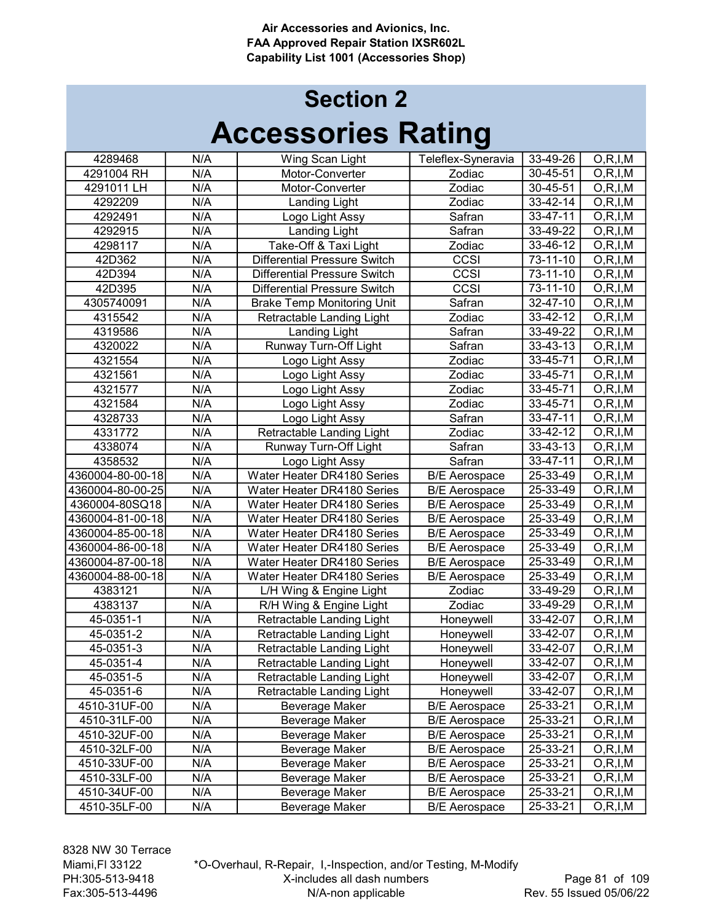**Air Accessories and Avionics, Inc.**
**FAA Approved Repair Station IXSR602L**
**Capability List 1001 (Accessories Shop)**

# Section 2
# Accessories Rating

| | | | | | |
|---|---|---|---|---|---|
| 4289468 | N/A | Wing Scan Light | Teleflex-Syneravia | 33-49-26 | O,R,I,M |
| 4291004 RH | N/A | Motor-Converter | Zodiac | 30-45-51 | O,R,I,M |
| 4291011 LH | N/A | Motor-Converter | Zodiac | 30-45-51 | O,R,I,M |
| 4292209 | N/A | Landing Light | Zodiac | 33-42-14 | O,R,I,M |
| 4292491 | N/A | Logo Light Assy | Safran | 33-47-11 | O,R,I,M |
| 4292915 | N/A | Landing Light | Safran | 33-49-22 | O,R,I,M |
| 4298117 | N/A | Take-Off & Taxi Light | Zodiac | 33-46-12 | O,R,I,M |
| 42D362 | N/A | Differential Pressure Switch | CCSI | 73-11-10 | O,R,I,M |
| 42D394 | N/A | Differential Pressure Switch | CCSI | 73-11-10 | O,R,I,M |
| 42D395 | N/A | Differential Pressure Switch | CCSI | 73-11-10 | O,R,I,M |
| 4305740091 | N/A | Brake Temp Monitoring Unit | Safran | 32-47-10 | O,R,I,M |
| 4315542 | N/A | Retractable Landing Light | Zodiac | 33-42-12 | O,R,I,M |
| 4319586 | N/A | Landing Light | Safran | 33-49-22 | O,R,I,M |
| 4320022 | N/A | Runway Turn-Off Light | Safran | 33-43-13 | O,R,I,M |
| 4321554 | N/A | Logo Light Assy | Zodiac | 33-45-71 | O,R,I,M |
| 4321561 | N/A | Logo Light Assy | Zodiac | 33-45-71 | O,R,I,M |
| 4321577 | N/A | Logo Light Assy | Zodiac | 33-45-71 | O,R,I,M |
| 4321584 | N/A | Logo Light Assy | Zodiac | 33-45-71 | O,R,I,M |
| 4328733 | N/A | Logo Light Assy | Safran | 33-47-11 | O,R,I,M |
| 4331772 | N/A | Retractable Landing Light | Zodiac | 33-42-12 | O,R,I,M |
| 4338074 | N/A | Runway Turn-Off Light | Safran | 33-43-13 | O,R,I,M |
| 4358532 | N/A | Logo Light Assy | Safran | 33-47-11 | O,R,I,M |
| 4360004-80-00-18 | N/A | Water Heater DR4180 Series | B/E Aerospace | 25-33-49 | O,R,I,M |
| 4360004-80-00-25 | N/A | Water Heater DR4180 Series | B/E Aerospace | 25-33-49 | O,R,I,M |
| 4360004-80SQ18 | N/A | Water Heater DR4180 Series | B/E Aerospace | 25-33-49 | O,R,I,M |
| 4360004-81-00-18 | N/A | Water Heater DR4180 Series | B/E Aerospace | 25-33-49 | O,R,I,M |
| 4360004-85-00-18 | N/A | Water Heater DR4180 Series | B/E Aerospace | 25-33-49 | O,R,I,M |
| 4360004-86-00-18 | N/A | Water Heater DR4180 Series | B/E Aerospace | 25-33-49 | O,R,I,M |
| 4360004-87-00-18 | N/A | Water Heater DR4180 Series | B/E Aerospace | 25-33-49 | O,R,I,M |
| 4360004-88-00-18 | N/A | Water Heater DR4180 Series | B/E Aerospace | 25-33-49 | O,R,I,M |
| 4383121 | N/A | L/H Wing & Engine Light | Zodiac | 33-49-29 | O,R,I,M |
| 4383137 | N/A | R/H Wing & Engine Light | Zodiac | 33-49-29 | O,R,I,M |
| 45-0351-1 | N/A | Retractable Landing Light | Honeywell | 33-42-07 | O,R,I,M |
| 45-0351-2 | N/A | Retractable Landing Light | Honeywell | 33-42-07 | O,R,I,M |
| 45-0351-3 | N/A | Retractable Landing Light | Honeywell | 33-42-07 | O,R,I,M |
| 45-0351-4 | N/A | Retractable Landing Light | Honeywell | 33-42-07 | O,R,I,M |
| 45-0351-5 | N/A | Retractable Landing Light | Honeywell | 33-42-07 | O,R,I,M |
| 45-0351-6 | N/A | Retractable Landing Light | Honeywell | 33-42-07 | O,R,I,M |
| 4510-31UF-00 | N/A | Beverage Maker | B/E Aerospace | 25-33-21 | O,R,I,M |
| 4510-31LF-00 | N/A | Beverage Maker | B/E Aerospace | 25-33-21 | O,R,I,M |
| 4510-32UF-00 | N/A | Beverage Maker | B/E Aerospace | 25-33-21 | O,R,I,M |
| 4510-32LF-00 | N/A | Beverage Maker | B/E Aerospace | 25-33-21 | O,R,I,M |
| 4510-33UF-00 | N/A | Beverage Maker | B/E Aerospace | 25-33-21 | O,R,I,M |
| 4510-33LF-00 | N/A | Beverage Maker | B/E Aerospace | 25-33-21 | O,R,I,M |
| 4510-34UF-00 | N/A | Beverage Maker | B/E Aerospace | 25-33-21 | O,R,I,M |
| 4510-35LF-00 | N/A | Beverage Maker | B/E Aerospace | 25-33-21 | O,R,I,M |

8328 NW 30 Terrace
Miami,Fl 33122
PH:305-513-9418
Fax:305-513-4496

*O-Overhaul, R-Repair, I,-Inspection, and/or Testing, M-Modify
X-includes all dash numbers
N/A-non applicable

Rev. 55 Issued 05/06/22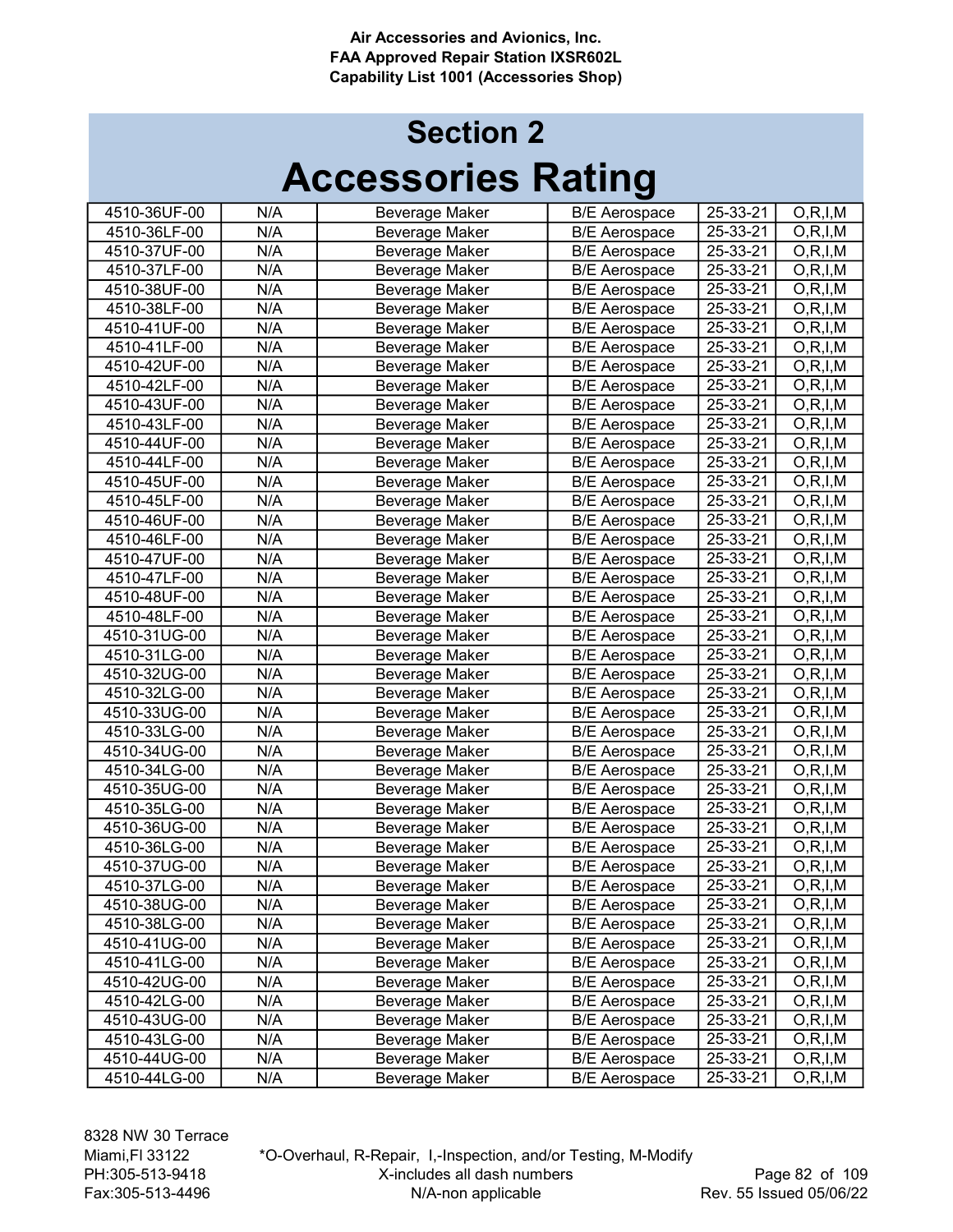# Section 2

# Accessories Rating

| 4510-36UF-00 | N/A | Beverage Maker | B/E Aerospace | 25-33-21 | O,R,I,M |
|---|---|---|---|---|---|
| 4510-36LF-00 | N/A | Beverage Maker | B/E Aerospace | 25-33-21 | O,R,I,M |
| 4510-37UF-00 | N/A | Beverage Maker | B/E Aerospace | 25-33-21 | O,R,I,M |
| 4510-37LF-00 | N/A | Beverage Maker | B/E Aerospace | 25-33-21 | O,R,I,M |
| 4510-38UF-00 | N/A | Beverage Maker | B/E Aerospace | 25-33-21 | O,R,I,M |
| 4510-38LF-00 | N/A | Beverage Maker | B/E Aerospace | 25-33-21 | O,R,I,M |
| 4510-41UF-00 | N/A | Beverage Maker | B/E Aerospace | 25-33-21 | O,R,I,M |
| 4510-41LF-00 | N/A | Beverage Maker | B/E Aerospace | 25-33-21 | O,R,I,M |
| 4510-42UF-00 | N/A | Beverage Maker | B/E Aerospace | 25-33-21 | O,R,I,M |
| 4510-42LF-00 | N/A | Beverage Maker | B/E Aerospace | 25-33-21 | O,R,I,M |
| 4510-43UF-00 | N/A | Beverage Maker | B/E Aerospace | 25-33-21 | O,R,I,M |
| 4510-43LF-00 | N/A | Beverage Maker | B/E Aerospace | 25-33-21 | O,R,I,M |
| 4510-44UF-00 | N/A | Beverage Maker | B/E Aerospace | 25-33-21 | O,R,I,M |
| 4510-44LF-00 | N/A | Beverage Maker | B/E Aerospace | 25-33-21 | O,R,I,M |
| 4510-45UF-00 | N/A | Beverage Maker | B/E Aerospace | 25-33-21 | O,R,I,M |
| 4510-45LF-00 | N/A | Beverage Maker | B/E Aerospace | 25-33-21 | O,R,I,M |
| 4510-46UF-00 | N/A | Beverage Maker | B/E Aerospace | 25-33-21 | O,R,I,M |
| 4510-46LF-00 | N/A | Beverage Maker | B/E Aerospace | 25-33-21 | O,R,I,M |
| 4510-47UF-00 | N/A | Beverage Maker | B/E Aerospace | 25-33-21 | O,R,I,M |
| 4510-47LF-00 | N/A | Beverage Maker | B/E Aerospace | 25-33-21 | O,R,I,M |
| 4510-48UF-00 | N/A | Beverage Maker | B/E Aerospace | 25-33-21 | O,R,I,M |
| 4510-48LF-00 | N/A | Beverage Maker | B/E Aerospace | 25-33-21 | O,R,I,M |
| 4510-31UG-00 | N/A | Beverage Maker | B/E Aerospace | 25-33-21 | O,R,I,M |
| 4510-31LG-00 | N/A | Beverage Maker | B/E Aerospace | 25-33-21 | O,R,I,M |
| 4510-32UG-00 | N/A | Beverage Maker | B/E Aerospace | 25-33-21 | O,R,I,M |
| 4510-32LG-00 | N/A | Beverage Maker | B/E Aerospace | 25-33-21 | O,R,I,M |
| 4510-33UG-00 | N/A | Beverage Maker | B/E Aerospace | 25-33-21 | O,R,I,M |
| 4510-33LG-00 | N/A | Beverage Maker | B/E Aerospace | 25-33-21 | O,R,I,M |
| 4510-34UG-00 | N/A | Beverage Maker | B/E Aerospace | 25-33-21 | O,R,I,M |
| 4510-34LG-00 | N/A | Beverage Maker | B/E Aerospace | 25-33-21 | O,R,I,M |
| 4510-35UG-00 | N/A | Beverage Maker | B/E Aerospace | 25-33-21 | O,R,I,M |
| 4510-35LG-00 | N/A | Beverage Maker | B/E Aerospace | 25-33-21 | O,R,I,M |
| 4510-36UG-00 | N/A | Beverage Maker | B/E Aerospace | 25-33-21 | O,R,I,M |
| 4510-36LG-00 | N/A | Beverage Maker | B/E Aerospace | 25-33-21 | O,R,I,M |
| 4510-37UG-00 | N/A | Beverage Maker | B/E Aerospace | 25-33-21 | O,R,I,M |
| 4510-37LG-00 | N/A | Beverage Maker | B/E Aerospace | 25-33-21 | O,R,I,M |
| 4510-38UG-00 | N/A | Beverage Maker | B/E Aerospace | 25-33-21 | O,R,I,M |
| 4510-38LG-00 | N/A | Beverage Maker | B/E Aerospace | 25-33-21 | O,R,I,M |
| 4510-41UG-00 | N/A | Beverage Maker | B/E Aerospace | 25-33-21 | O,R,I,M |
| 4510-41LG-00 | N/A | Beverage Maker | B/E Aerospace | 25-33-21 | O,R,I,M |
| 4510-42UG-00 | N/A | Beverage Maker | B/E Aerospace | 25-33-21 | O,R,I,M |
| 4510-42LG-00 | N/A | Beverage Maker | B/E Aerospace | 25-33-21 | O,R,I,M |
| 4510-43UG-00 | N/A | Beverage Maker | B/E Aerospace | 25-33-21 | O,R,I,M |
| 4510-43LG-00 | N/A | Beverage Maker | B/E Aerospace | 25-33-21 | O,R,I,M |
| 4510-44UG-00 | N/A | Beverage Maker | B/E Aerospace | 25-33-21 | O,R,I,M |
| 4510-44LG-00 | N/A | Beverage Maker | B/E Aerospace | 25-33-21 | O,R,I,M |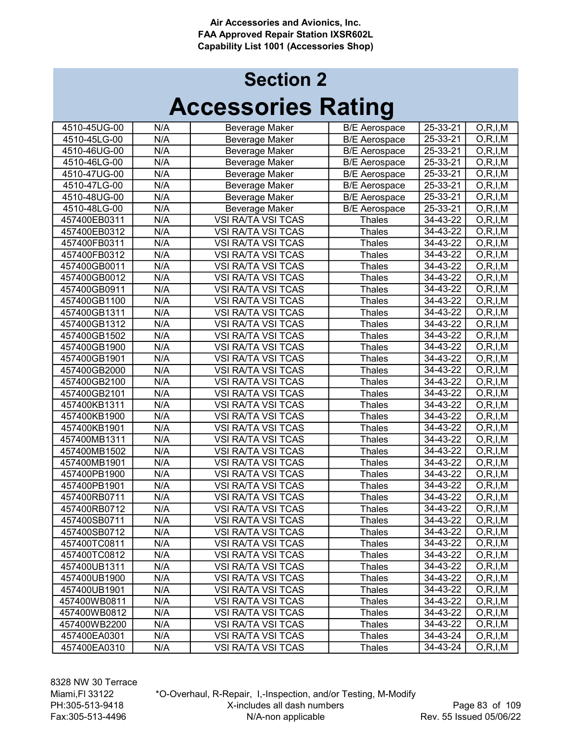Air Accessories and Avionics, Inc.
FAA Approved Repair Station IXSR602L
Capability List 1001 (Accessories Shop)

# Section 2

# Accessories Rating

| | | | | | |
|---|---|---|---|---|---|
| 4510-45UG-00 | N/A | Beverage Maker | B/E Aerospace | 25-33-21 | O,R,I,M |
| 4510-45LG-00 | N/A | Beverage Maker | B/E Aerospace | 25-33-21 | O,R,I,M |
| 4510-46UG-00 | N/A | Beverage Maker | B/E Aerospace | 25-33-21 | O,R,I,M |
| 4510-46LG-00 | N/A | Beverage Maker | B/E Aerospace | 25-33-21 | O,R,I,M |
| 4510-47UG-00 | N/A | Beverage Maker | B/E Aerospace | 25-33-21 | O,R,I,M |
| 4510-47LG-00 | N/A | Beverage Maker | B/E Aerospace | 25-33-21 | O,R,I,M |
| 4510-48UG-00 | N/A | Beverage Maker | B/E Aerospace | 25-33-21 | O,R,I,M |
| 4510-48LG-00 | N/A | Beverage Maker | B/E Aerospace | 25-33-21 | O,R,I,M |
| 457400EB0311 | N/A | VSI RA/TA VSI TCAS | Thales | 34-43-22 | O,R,I,M |
| 457400EB0312 | N/A | VSI RA/TA VSI TCAS | Thales | 34-43-22 | O,R,I,M |
| 457400FB0311 | N/A | VSI RA/TA VSI TCAS | Thales | 34-43-22 | O,R,I,M |
| 457400FB0312 | N/A | VSI RA/TA VSI TCAS | Thales | 34-43-22 | O,R,I,M |
| 457400GB0011 | N/A | VSI RA/TA VSI TCAS | Thales | 34-43-22 | O,R,I,M |
| 457400GB0012 | N/A | VSI RA/TA VSI TCAS | Thales | 34-43-22 | O,R,I,M |
| 457400GB0911 | N/A | VSI RA/TA VSI TCAS | Thales | 34-43-22 | O,R,I,M |
| 457400GB1100 | N/A | VSI RA/TA VSI TCAS | Thales | 34-43-22 | O,R,I,M |
| 457400GB1311 | N/A | VSI RA/TA VSI TCAS | Thales | 34-43-22 | O,R,I,M |
| 457400GB1312 | N/A | VSI RA/TA VSI TCAS | Thales | 34-43-22 | O,R,I,M |
| 457400GB1502 | N/A | VSI RA/TA VSI TCAS | Thales | 34-43-22 | O,R,I,M |
| 457400GB1900 | N/A | VSI RA/TA VSI TCAS | Thales | 34-43-22 | O,R,I,M |
| 457400GB1901 | N/A | VSI RA/TA VSI TCAS | Thales | 34-43-22 | O,R,I,M |
| 457400GB2000 | N/A | VSI RA/TA VSI TCAS | Thales | 34-43-22 | O,R,I,M |
| 457400GB2100 | N/A | VSI RA/TA VSI TCAS | Thales | 34-43-22 | O,R,I,M |
| 457400GB2101 | N/A | VSI RA/TA VSI TCAS | Thales | 34-43-22 | O,R,I,M |
| 457400KB1311 | N/A | VSI RA/TA VSI TCAS | Thales | 34-43-22 | O,R,I,M |
| 457400KB1900 | N/A | VSI RA/TA VSI TCAS | Thales | 34-43-22 | O,R,I,M |
| 457400KB1901 | N/A | VSI RA/TA VSI TCAS | Thales | 34-43-22 | O,R,I,M |
| 457400MB1311 | N/A | VSI RA/TA VSI TCAS | Thales | 34-43-22 | O,R,I,M |
| 457400MB1502 | N/A | VSI RA/TA VSI TCAS | Thales | 34-43-22 | O,R,I,M |
| 457400MB1901 | N/A | VSI RA/TA VSI TCAS | Thales | 34-43-22 | O,R,I,M |
| 457400PB1900 | N/A | VSI RA/TA VSI TCAS | Thales | 34-43-22 | O,R,I,M |
| 457400PB1901 | N/A | VSI RA/TA VSI TCAS | Thales | 34-43-22 | O,R,I,M |
| 457400RB0711 | N/A | VSI RA/TA VSI TCAS | Thales | 34-43-22 | O,R,I,M |
| 457400RB0712 | N/A | VSI RA/TA VSI TCAS | Thales | 34-43-22 | O,R,I,M |
| 457400SB0711 | N/A | VSI RA/TA VSI TCAS | Thales | 34-43-22 | O,R,I,M |
| 457400SB0712 | N/A | VSI RA/TA VSI TCAS | Thales | 34-43-22 | O,R,I,M |
| 457400TC0811 | N/A | VSI RA/TA VSI TCAS | Thales | 34-43-22 | O,R,I,M |
| 457400TC0812 | N/A | VSI RA/TA VSI TCAS | Thales | 34-43-22 | O,R,I,M |
| 457400UB1311 | N/A | VSI RA/TA VSI TCAS | Thales | 34-43-22 | O,R,I,M |
| 457400UB1900 | N/A | VSI RA/TA VSI TCAS | Thales | 34-43-22 | O,R,I,M |
| 457400UB1901 | N/A | VSI RA/TA VSI TCAS | Thales | 34-43-22 | O,R,I,M |
| 457400WB0811 | N/A | VSI RA/TA VSI TCAS | Thales | 34-43-22 | O,R,I,M |
| 457400WB0812 | N/A | VSI RA/TA VSI TCAS | Thales | 34-43-22 | O,R,I,M |
| 457400WB2200 | N/A | VSI RA/TA VSI TCAS | Thales | 34-43-22 | O,R,I,M |
| 457400EA0301 | N/A | VSI RA/TA VSI TCAS | Thales | 34-43-24 | O,R,I,M |
| 457400EA0310 | N/A | VSI RA/TA VSI TCAS | Thales | 34-43-24 | O,R,I,M |

8328 NW 30 Terrace
Miami,Fl 33122
PH:305-513-9418
Fax:305-513-4496

*O-Overhaul, R-Repair, I,-Inspection, and/or Testing, M-Modify
X-includes all dash numbers
N/A-non applicable

Rev. 55 Issued 05/06/22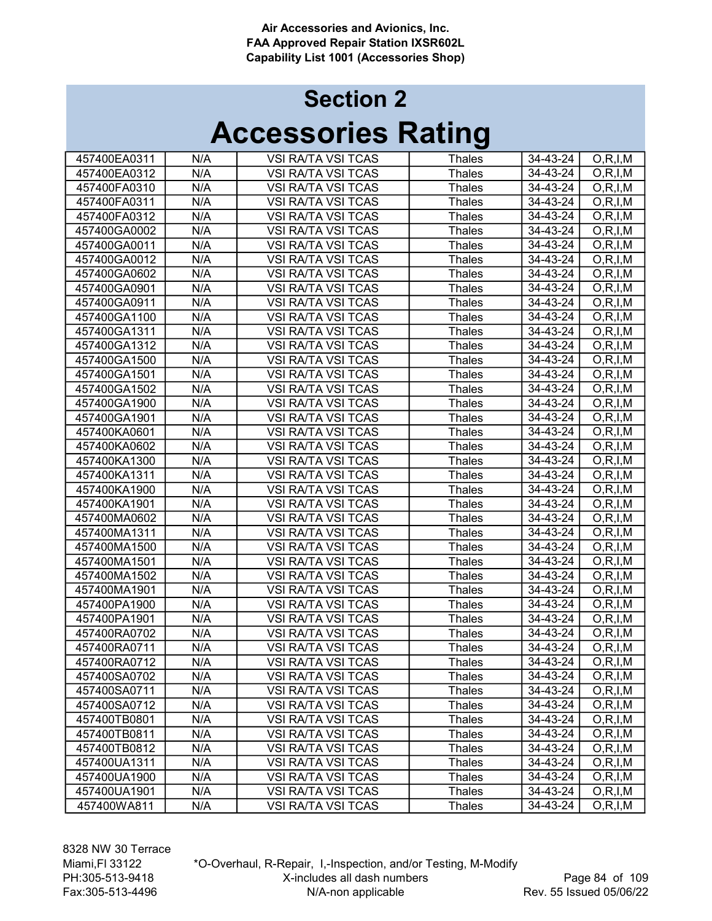# Section 2

# Accessories Rating

| | | | | | |
|---|---|---|---|---|---|
| 457400EA0311 | N/A | VSI RA/TA VSI TCAS | Thales | 34-43-24 | O,R,I,M |
| 457400EA0312 | N/A | VSI RA/TA VSI TCAS | Thales | 34-43-24 | O,R,I,M |
| 457400FA0310 | N/A | VSI RA/TA VSI TCAS | Thales | 34-43-24 | O,R,I,M |
| 457400FA0311 | N/A | VSI RA/TA VSI TCAS | Thales | 34-43-24 | O,R,I,M |
| 457400FA0312 | N/A | VSI RA/TA VSI TCAS | Thales | 34-43-24 | O,R,I,M |
| 457400GA0002 | N/A | VSI RA/TA VSI TCAS | Thales | 34-43-24 | O,R,I,M |
| 457400GA0011 | N/A | VSI RA/TA VSI TCAS | Thales | 34-43-24 | O,R,I,M |
| 457400GA0012 | N/A | VSI RA/TA VSI TCAS | Thales | 34-43-24 | O,R,I,M |
| 457400GA0602 | N/A | VSI RA/TA VSI TCAS | Thales | 34-43-24 | O,R,I,M |
| 457400GA0901 | N/A | VSI RA/TA VSI TCAS | Thales | 34-43-24 | O,R,I,M |
| 457400GA0911 | N/A | VSI RA/TA VSI TCAS | Thales | 34-43-24 | O,R,I,M |
| 457400GA1100 | N/A | VSI RA/TA VSI TCAS | Thales | 34-43-24 | O,R,I,M |
| 457400GA1311 | N/A | VSI RA/TA VSI TCAS | Thales | 34-43-24 | O,R,I,M |
| 457400GA1312 | N/A | VSI RA/TA VSI TCAS | Thales | 34-43-24 | O,R,I,M |
| 457400GA1500 | N/A | VSI RA/TA VSI TCAS | Thales | 34-43-24 | O,R,I,M |
| 457400GA1501 | N/A | VSI RA/TA VSI TCAS | Thales | 34-43-24 | O,R,I,M |
| 457400GA1502 | N/A | VSI RA/TA VSI TCAS | Thales | 34-43-24 | O,R,I,M |
| 457400GA1900 | N/A | VSI RA/TA VSI TCAS | Thales | 34-43-24 | O,R,I,M |
| 457400GA1901 | N/A | VSI RA/TA VSI TCAS | Thales | 34-43-24 | O,R,I,M |
| 457400KA0601 | N/A | VSI RA/TA VSI TCAS | Thales | 34-43-24 | O,R,I,M |
| 457400KA0602 | N/A | VSI RA/TA VSI TCAS | Thales | 34-43-24 | O,R,I,M |
| 457400KA1300 | N/A | VSI RA/TA VSI TCAS | Thales | 34-43-24 | O,R,I,M |
| 457400KA1311 | N/A | VSI RA/TA VSI TCAS | Thales | 34-43-24 | O,R,I,M |
| 457400KA1900 | N/A | VSI RA/TA VSI TCAS | Thales | 34-43-24 | O,R,I,M |
| 457400KA1901 | N/A | VSI RA/TA VSI TCAS | Thales | 34-43-24 | O,R,I,M |
| 457400MA0602 | N/A | VSI RA/TA VSI TCAS | Thales | 34-43-24 | O,R,I,M |
| 457400MA1311 | N/A | VSI RA/TA VSI TCAS | Thales | 34-43-24 | O,R,I,M |
| 457400MA1500 | N/A | VSI RA/TA VSI TCAS | Thales | 34-43-24 | O,R,I,M |
| 457400MA1501 | N/A | VSI RA/TA VSI TCAS | Thales | 34-43-24 | O,R,I,M |
| 457400MA1502 | N/A | VSI RA/TA VSI TCAS | Thales | 34-43-24 | O,R,I,M |
| 457400MA1901 | N/A | VSI RA/TA VSI TCAS | Thales | 34-43-24 | O,R,I,M |
| 457400PA1900 | N/A | VSI RA/TA VSI TCAS | Thales | 34-43-24 | O,R,I,M |
| 457400PA1901 | N/A | VSI RA/TA VSI TCAS | Thales | 34-43-24 | O,R,I,M |
| 457400RA0702 | N/A | VSI RA/TA VSI TCAS | Thales | 34-43-24 | O,R,I,M |
| 457400RA0711 | N/A | VSI RA/TA VSI TCAS | Thales | 34-43-24 | O,R,I,M |
| 457400RA0712 | N/A | VSI RA/TA VSI TCAS | Thales | 34-43-24 | O,R,I,M |
| 457400SA0702 | N/A | VSI RA/TA VSI TCAS | Thales | 34-43-24 | O,R,I,M |
| 457400SA0711 | N/A | VSI RA/TA VSI TCAS | Thales | 34-43-24 | O,R,I,M |
| 457400SA0712 | N/A | VSI RA/TA VSI TCAS | Thales | 34-43-24 | O,R,I,M |
| 457400TB0801 | N/A | VSI RA/TA VSI TCAS | Thales | 34-43-24 | O,R,I,M |
| 457400TB0811 | N/A | VSI RA/TA VSI TCAS | Thales | 34-43-24 | O,R,I,M |
| 457400TB0812 | N/A | VSI RA/TA VSI TCAS | Thales | 34-43-24 | O,R,I,M |
| 457400UA1311 | N/A | VSI RA/TA VSI TCAS | Thales | 34-43-24 | O,R,I,M |
| 457400UA1900 | N/A | VSI RA/TA VSI TCAS | Thales | 34-43-24 | O,R,I,M |
| 457400UA1901 | N/A | VSI RA/TA VSI TCAS | Thales | 34-43-24 | O,R,I,M |
| 457400WA811 | N/A | VSI RA/TA VSI TCAS | Thales | 34-43-24 | O,R,I,M |

*O-Overhaul, R-Repair, I,-Inspection, and/or Testing, M-Modify
X-includes all dash numbers
N/A-non applicable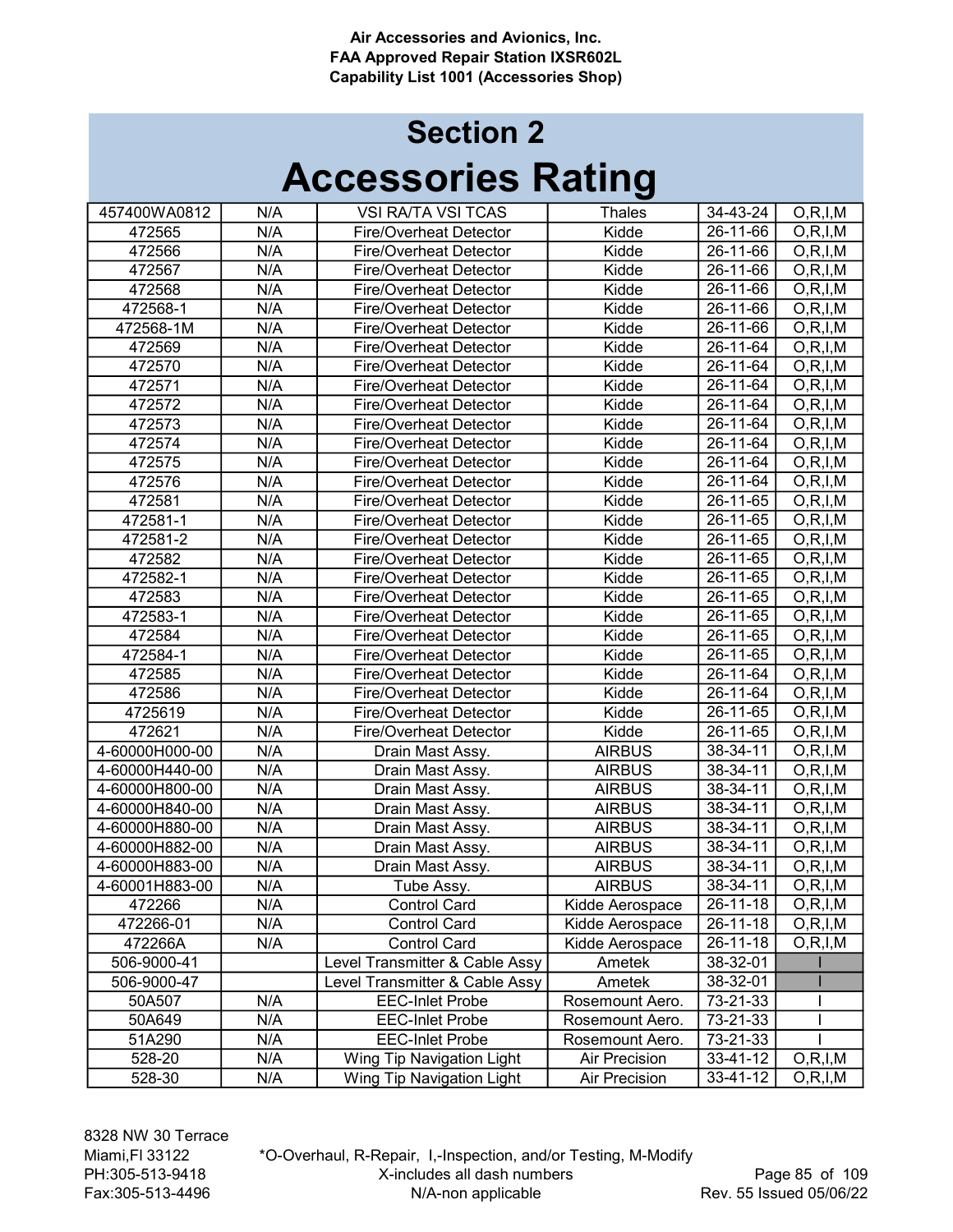## Section 2

# Accessories Rating

| | | | | | |
|---|---|---|---|---|---|
| 457400WA0812 | N/A | VSI RA/TA VSI TCAS | Thales | 34-43-24 | O,R,I,M |
| 472565 | N/A | Fire/Overheat Detector | Kidde | 26-11-66 | O,R,I,M |
| 472566 | N/A | Fire/Overheat Detector | Kidde | 26-11-66 | O,R,I,M |
| 472567 | N/A | Fire/Overheat Detector | Kidde | 26-11-66 | O,R,I,M |
| 472568 | N/A | Fire/Overheat Detector | Kidde | 26-11-66 | O,R,I,M |
| 472568-1 | N/A | Fire/Overheat Detector | Kidde | 26-11-66 | O,R,I,M |
| 472568-1M | N/A | Fire/Overheat Detector | Kidde | 26-11-66 | O,R,I,M |
| 472569 | N/A | Fire/Overheat Detector | Kidde | 26-11-64 | O,R,I,M |
| 472570 | N/A | Fire/Overheat Detector | Kidde | 26-11-64 | O,R,I,M |
| 472571 | N/A | Fire/Overheat Detector | Kidde | 26-11-64 | O,R,I,M |
| 472572 | N/A | Fire/Overheat Detector | Kidde | 26-11-64 | O,R,I,M |
| 472573 | N/A | Fire/Overheat Detector | Kidde | 26-11-64 | O,R,I,M |
| 472574 | N/A | Fire/Overheat Detector | Kidde | 26-11-64 | O,R,I,M |
| 472575 | N/A | Fire/Overheat Detector | Kidde | 26-11-64 | O,R,I,M |
| 472576 | N/A | Fire/Overheat Detector | Kidde | 26-11-64 | O,R,I,M |
| 472581 | N/A | Fire/Overheat Detector | Kidde | 26-11-65 | O,R,I,M |
| 472581-1 | N/A | Fire/Overheat Detector | Kidde | 26-11-65 | O,R,I,M |
| 472581-2 | N/A | Fire/Overheat Detector | Kidde | 26-11-65 | O,R,I,M |
| 472582 | N/A | Fire/Overheat Detector | Kidde | 26-11-65 | O,R,I,M |
| 472582-1 | N/A | Fire/Overheat Detector | Kidde | 26-11-65 | O,R,I,M |
| 472583 | N/A | Fire/Overheat Detector | Kidde | 26-11-65 | O,R,I,M |
| 472583-1 | N/A | Fire/Overheat Detector | Kidde | 26-11-65 | O,R,I,M |
| 472584 | N/A | Fire/Overheat Detector | Kidde | 26-11-65 | O,R,I,M |
| 472584-1 | N/A | Fire/Overheat Detector | Kidde | 26-11-65 | O,R,I,M |
| 472585 | N/A | Fire/Overheat Detector | Kidde | 26-11-64 | O,R,I,M |
| 472586 | N/A | Fire/Overheat Detector | Kidde | 26-11-64 | O,R,I,M |
| 4725619 | N/A | Fire/Overheat Detector | Kidde | 26-11-65 | O,R,I,M |
| 472621 | N/A | Fire/Overheat Detector | Kidde | 26-11-65 | O,R,I,M |
| 4-60000H000-00 | N/A | Drain Mast Assy. | AIRBUS | 38-34-11 | O,R,I,M |
| 4-60000H440-00 | N/A | Drain Mast Assy. | AIRBUS | 38-34-11 | O,R,I,M |
| 4-60000H800-00 | N/A | Drain Mast Assy. | AIRBUS | 38-34-11 | O,R,I,M |
| 4-60000H840-00 | N/A | Drain Mast Assy. | AIRBUS | 38-34-11 | O,R,I,M |
| 4-60000H880-00 | N/A | Drain Mast Assy. | AIRBUS | 38-34-11 | O,R,I,M |
| 4-60000H882-00 | N/A | Drain Mast Assy. | AIRBUS | 38-34-11 | O,R,I,M |
| 4-60000H883-00 | N/A | Drain Mast Assy. | AIRBUS | 38-34-11 | O,R,I,M |
| 4-60001H883-00 | N/A | Tube Assy. | AIRBUS | 38-34-11 | O,R,I,M |
| 472266 | N/A | Control Card | Kidde Aerospace | 26-11-18 | O,R,I,M |
| 472266-01 | N/A | Control Card | Kidde Aerospace | 26-11-18 | O,R,I,M |
| 472266A | N/A | Control Card | Kidde Aerospace | 26-11-18 | O,R,I,M |
| 506-9000-41 | | Level Transmitter & Cable Assy | Ametek | 38-32-01 | I |
| 506-9000-47 | | Level Transmitter & Cable Assy | Ametek | 38-32-01 | I |
| 50A507 | N/A | EEC-Inlet Probe | Rosemount Aero. | 73-21-33 | I |
| 50A649 | N/A | EEC-Inlet Probe | Rosemount Aero. | 73-21-33 | I |
| 51A290 | N/A | EEC-Inlet Probe | Rosemount Aero. | 73-21-33 | I |
| 528-20 | N/A | Wing Tip Navigation Light | Air Precision | 33-41-12 | O,R,I,M |
| 528-30 | N/A | Wing Tip Navigation Light | Air Precision | 33-41-12 | O,R,I,M |

*O-Overhaul, R-Repair, I,-Inspection, and/or Testing, M-Modify
X-includes all dash numbers
N/A-non applicable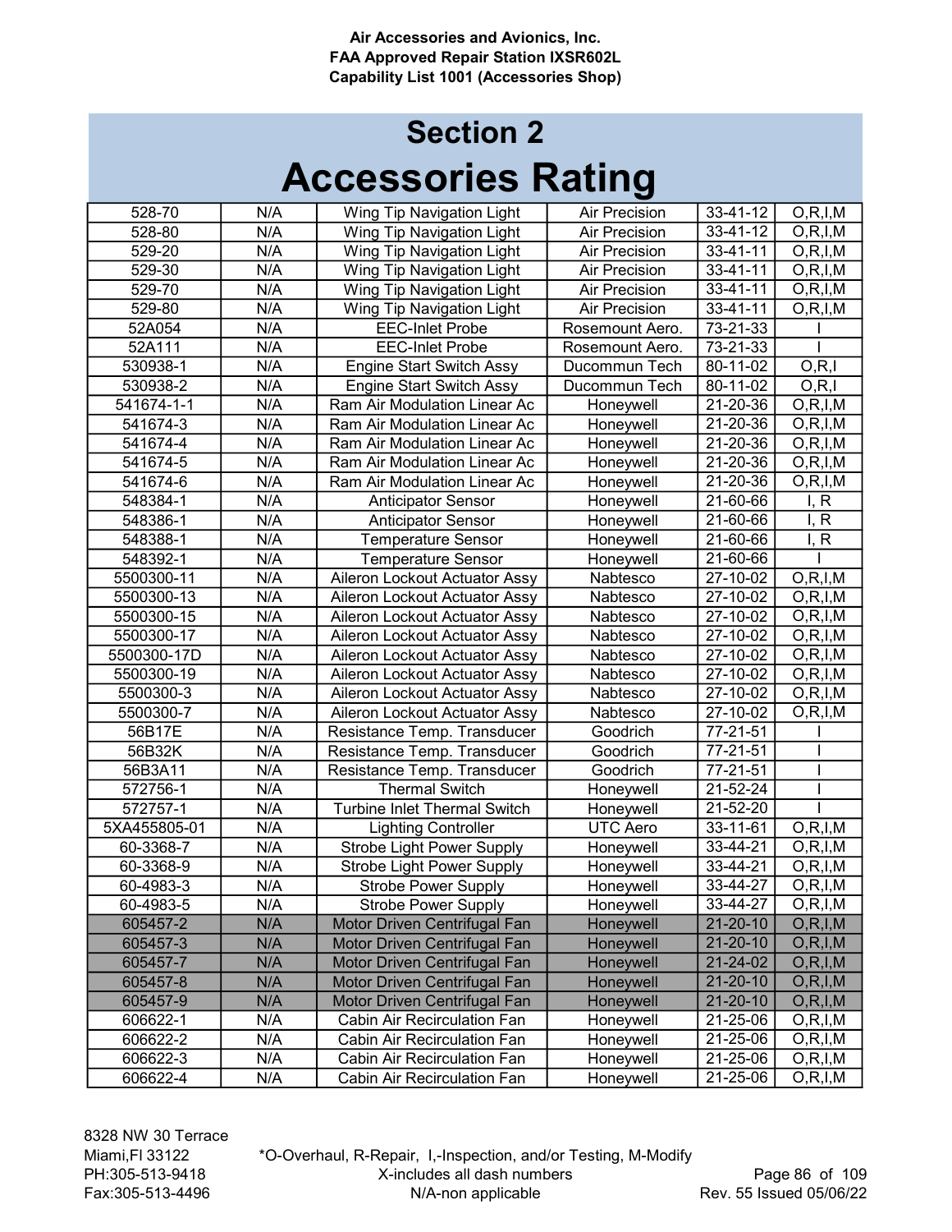# Section 2

# Accessories Rating

| | | | | | |
|---|---|---|---|---|---|
| 528-70 | N/A | Wing Tip Navigation Light | Air Precision | 33-41-12 | O,R,I,M |
| 528-80 | N/A | Wing Tip Navigation Light | Air Precision | 33-41-12 | O,R,I,M |
| 529-20 | N/A | Wing Tip Navigation Light | Air Precision | 33-41-11 | O,R,I,M |
| 529-30 | N/A | Wing Tip Navigation Light | Air Precision | 33-41-11 | O,R,I,M |
| 529-70 | N/A | Wing Tip Navigation Light | Air Precision | 33-41-11 | O,R,I,M |
| 529-80 | N/A | Wing Tip Navigation Light | Air Precision | 33-41-11 | O,R,I,M |
| 52A054 | N/A | EEC-Inlet Probe | Rosemount Aero. | 73-21-33 | I |
| 52A111 | N/A | EEC-Inlet Probe | Rosemount Aero. | 73-21-33 | I |
| 530938-1 | N/A | Engine Start Switch Assy | Ducommun Tech | 80-11-02 | O,R,I |
| 530938-2 | N/A | Engine Start Switch Assy | Ducommun Tech | 80-11-02 | O,R,I |
| 541674-1-1 | N/A | Ram Air Modulation Linear Ac | Honeywell | 21-20-36 | O,R,I,M |
| 541674-3 | N/A | Ram Air Modulation Linear Ac | Honeywell | 21-20-36 | O,R,I,M |
| 541674-4 | N/A | Ram Air Modulation Linear Ac | Honeywell | 21-20-36 | O,R,I,M |
| 541674-5 | N/A | Ram Air Modulation Linear Ac | Honeywell | 21-20-36 | O,R,I,M |
| 541674-6 | N/A | Ram Air Modulation Linear Ac | Honeywell | 21-20-36 | O,R,I,M |
| 548384-1 | N/A | Anticipator Sensor | Honeywell | 21-60-66 | I, R |
| 548386-1 | N/A | Anticipator Sensor | Honeywell | 21-60-66 | I, R |
| 548388-1 | N/A | Temperature Sensor | Honeywell | 21-60-66 | I, R |
| 548392-1 | N/A | Temperature Sensor | Honeywell | 21-60-66 | I |
| 5500300-11 | N/A | Aileron Lockout Actuator Assy | Nabtesco | 27-10-02 | O,R,I,M |
| 5500300-13 | N/A | Aileron Lockout Actuator Assy | Nabtesco | 27-10-02 | O,R,I,M |
| 5500300-15 | N/A | Aileron Lockout Actuator Assy | Nabtesco | 27-10-02 | O,R,I,M |
| 5500300-17 | N/A | Aileron Lockout Actuator Assy | Nabtesco | 27-10-02 | O,R,I,M |
| 5500300-17D | N/A | Aileron Lockout Actuator Assy | Nabtesco | 27-10-02 | O,R,I,M |
| 5500300-19 | N/A | Aileron Lockout Actuator Assy | Nabtesco | 27-10-02 | O,R,I,M |
| 5500300-3 | N/A | Aileron Lockout Actuator Assy | Nabtesco | 27-10-02 | O,R,I,M |
| 5500300-7 | N/A | Aileron Lockout Actuator Assy | Nabtesco | 27-10-02 | O,R,I,M |
| 56B17E | N/A | Resistance Temp. Transducer | Goodrich | 77-21-51 | I |
| 56B32K | N/A | Resistance Temp. Transducer | Goodrich | 77-21-51 | I |
| 56B3A11 | N/A | Resistance Temp. Transducer | Goodrich | 77-21-51 | I |
| 572756-1 | N/A | Thermal Switch | Honeywell | 21-52-24 | I |
| 572757-1 | N/A | Turbine Inlet Thermal Switch | Honeywell | 21-52-20 | I |
| 5XA455805-01 | N/A | Lighting Controller | UTC Aero | 33-11-61 | O,R,I,M |
| 60-3368-7 | N/A | Strobe Light Power Supply | Honeywell | 33-44-21 | O,R,I,M |
| 60-3368-9 | N/A | Strobe Light Power Supply | Honeywell | 33-44-21 | O,R,I,M |
| 60-4983-3 | N/A | Strobe Power Supply | Honeywell | 33-44-27 | O,R,I,M |
| 60-4983-5 | N/A | Strobe Power Supply | Honeywell | 33-44-27 | O,R,I,M |
| 605457-2 | N/A | Motor Driven Centrifugal Fan | Honeywell | 21-20-10 | O,R,I,M |
| 605457-3 | N/A | Motor Driven Centrifugal Fan | Honeywell | 21-20-10 | O,R,I,M |
| 605457-7 | N/A | Motor Driven Centrifugal Fan | Honeywell | 21-24-02 | O,R,I,M |
| 605457-8 | N/A | Motor Driven Centrifugal Fan | Honeywell | 21-20-10 | O,R,I,M |
| 605457-9 | N/A | Motor Driven Centrifugal Fan | Honeywell | 21-20-10 | O,R,I,M |
| 606622-1 | N/A | Cabin Air Recirculation Fan | Honeywell | 21-25-06 | O,R,I,M |
| 606622-2 | N/A | Cabin Air Recirculation Fan | Honeywell | 21-25-06 | O,R,I,M |
| 606622-3 | N/A | Cabin Air Recirculation Fan | Honeywell | 21-25-06 | O,R,I,M |
| 606622-4 | N/A | Cabin Air Recirculation Fan | Honeywell | 21-25-06 | O,R,I,M |

8328 NW 30 Terrace
Miami,Fl 33122
PH:305-513-9418
Fax:305-513-4496

*O-Overhaul, R-Repair, I,-Inspection, and/or Testing, M-Modify
X-includes all dash numbers
N/A-non applicable

Rev. 55 Issued 05/06/22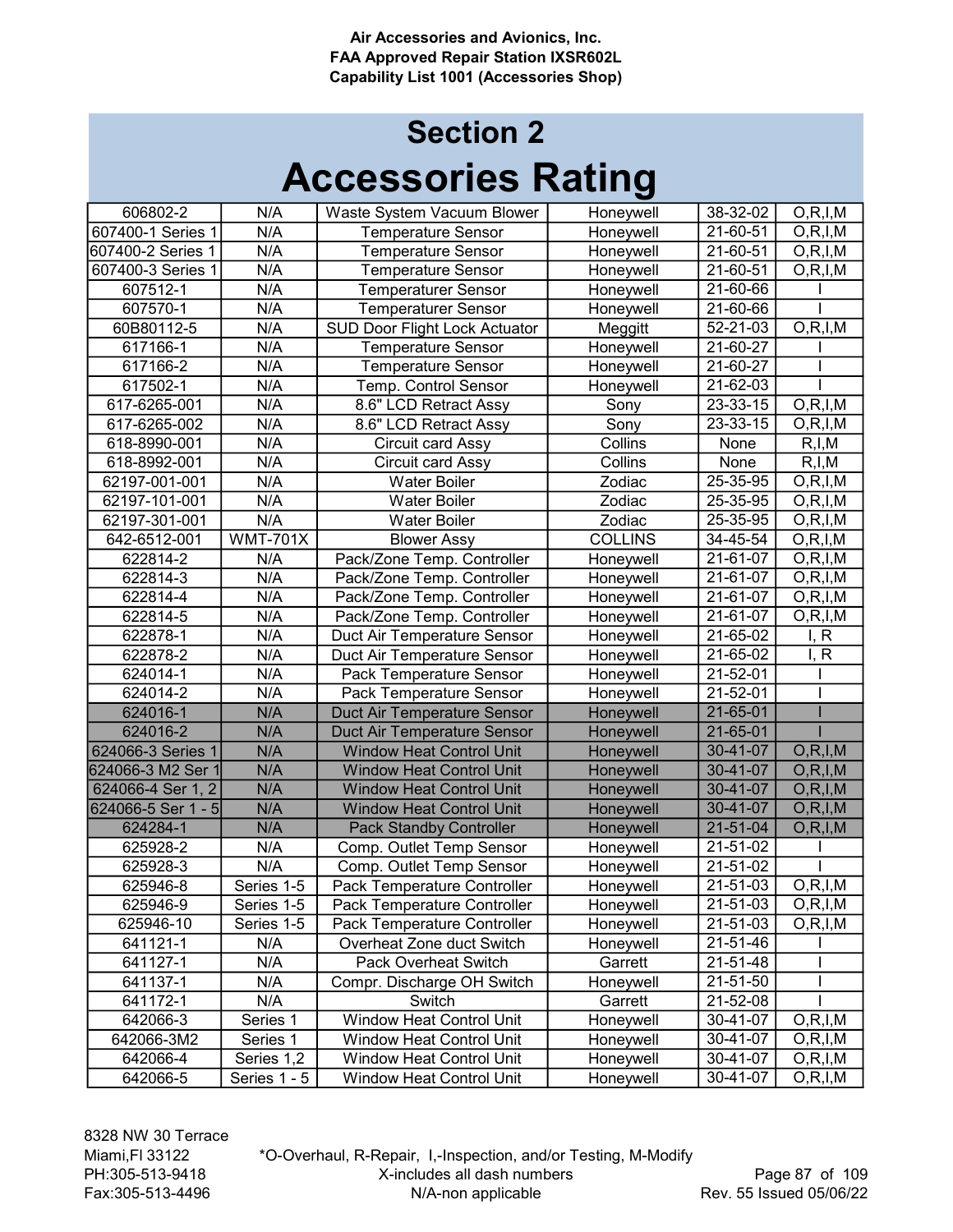Air Accessories and Avionics, Inc.
FAA Approved Repair Station IXSR602L
Capability List 1001 (Accessories Shop)

# Section 2
# Accessories Rating

| | | | | | |
|---|---|---|---|---|---|
| 606802-2 | N/A | Waste System Vacuum Blower | Honeywell | 38-32-02 | O,R,I,M |
| 607400-1 Series 1 | N/A | Temperature Sensor | Honeywell | 21-60-51 | O,R,I,M |
| 607400-2 Series 1 | N/A | Temperature Sensor | Honeywell | 21-60-51 | O,R,I,M |
| 607400-3 Series 1 | N/A | Temperature Sensor | Honeywell | 21-60-51 | O,R,I,M |
| 607512-1 | N/A | Temperaturer Sensor | Honeywell | 21-60-66 | I |
| 607570-1 | N/A | Temperaturer Sensor | Honeywell | 21-60-66 | I |
| 60B80112-5 | N/A | SUD Door Flight Lock Actuator | Meggitt | 52-21-03 | O,R,I,M |
| 617166-1 | N/A | Temperature Sensor | Honeywell | 21-60-27 | I |
| 617166-2 | N/A | Temperature Sensor | Honeywell | 21-60-27 | I |
| 617502-1 | N/A | Temp. Control Sensor | Honeywell | 21-62-03 | I |
| 617-6265-001 | N/A | 8.6" LCD Retract Assy | Sony | 23-33-15 | O,R,I,M |
| 617-6265-002 | N/A | 8.6" LCD Retract Assy | Sony | 23-33-15 | O,R,I,M |
| 618-8990-001 | N/A | Circuit card Assy | Collins | None | R,I,M |
| 618-8992-001 | N/A | Circuit card Assy | Collins | None | R,I,M |
| 62197-001-001 | N/A | Water Boiler | Zodiac | 25-35-95 | O,R,I,M |
| 62197-101-001 | N/A | Water Boiler | Zodiac | 25-35-95 | O,R,I,M |
| 62197-301-001 | N/A | Water Boiler | Zodiac | 25-35-95 | O,R,I,M |
| 642-6512-001 | WMT-701X | Blower Assy | COLLINS | 34-45-54 | O,R,I,M |
| 622814-2 | N/A | Pack/Zone Temp. Controller | Honeywell | 21-61-07 | O,R,I,M |
| 622814-3 | N/A | Pack/Zone Temp. Controller | Honeywell | 21-61-07 | O,R,I,M |
| 622814-4 | N/A | Pack/Zone Temp. Controller | Honeywell | 21-61-07 | O,R,I,M |
| 622814-5 | N/A | Pack/Zone Temp. Controller | Honeywell | 21-61-07 | O,R,I,M |
| 622878-1 | N/A | Duct Air Temperature Sensor | Honeywell | 21-65-02 | I, R |
| 622878-2 | N/A | Duct Air Temperature Sensor | Honeywell | 21-65-02 | I, R |
| 624014-1 | N/A | Pack Temperature Sensor | Honeywell | 21-52-01 | I |
| 624014-2 | N/A | Pack Temperature Sensor | Honeywell | 21-52-01 | I |
| 624016-1 | N/A | Duct Air Temperature Sensor | Honeywell | 21-65-01 | I |
| 624016-2 | N/A | Duct Air Temperature Sensor | Honeywell | 21-65-01 | I |
| 624066-3 Series 1 | N/A | Window Heat Control Unit | Honeywell | 30-41-07 | O,R,I,M |
| 624066-3 M2 Ser 1 | N/A | Window Heat Control Unit | Honeywell | 30-41-07 | O,R,I,M |
| 624066-4 Ser 1, 2 | N/A | Window Heat Control Unit | Honeywell | 30-41-07 | O,R,I,M |
| 624066-5 Ser 1 - 5 | N/A | Window Heat Control Unit | Honeywell | 30-41-07 | O,R,I,M |
| 624284-1 | N/A | Pack Standby Controller | Honeywell | 21-51-04 | O,R,I,M |
| 625928-2 | N/A | Comp. Outlet Temp Sensor | Honeywell | 21-51-02 | I |
| 625928-3 | N/A | Comp. Outlet Temp Sensor | Honeywell | 21-51-02 | I |
| 625946-8 | Series 1-5 | Pack Temperature Controller | Honeywell | 21-51-03 | O,R,I,M |
| 625946-9 | Series 1-5 | Pack Temperature Controller | Honeywell | 21-51-03 | O,R,I,M |
| 625946-10 | Series 1-5 | Pack Temperature Controller | Honeywell | 21-51-03 | O,R,I,M |
| 641121-1 | N/A | Overheat Zone duct Switch | Honeywell | 21-51-46 | I |
| 641127-1 | N/A | Pack Overheat Switch | Garrett | 21-51-48 | I |
| 641137-1 | N/A | Compr. Discharge OH Switch | Honeywell | 21-51-50 | I |
| 641172-1 | N/A | Switch | Garrett | 21-52-08 | I |
| 642066-3 | Series 1 | Window Heat Control Unit | Honeywell | 30-41-07 | O,R,I,M |
| 642066-3M2 | Series 1 | Window Heat Control Unit | Honeywell | 30-41-07 | O,R,I,M |
| 642066-4 | Series 1,2 | Window Heat Control Unit | Honeywell | 30-41-07 | O,R,I,M |
| 642066-5 | Series 1 - 5 | Window Heat Control Unit | Honeywell | 30-41-07 | O,R,I,M |

8328 NW 30 Terrace
Miami,Fl 33122
PH:305-513-9418
Fax:305-513-4496

*O-Overhaul, R-Repair, I,-Inspection, and/or Testing, M-Modify
X-includes all dash numbers
N/A-non applicable

Rev. 55 Issued 05/06/22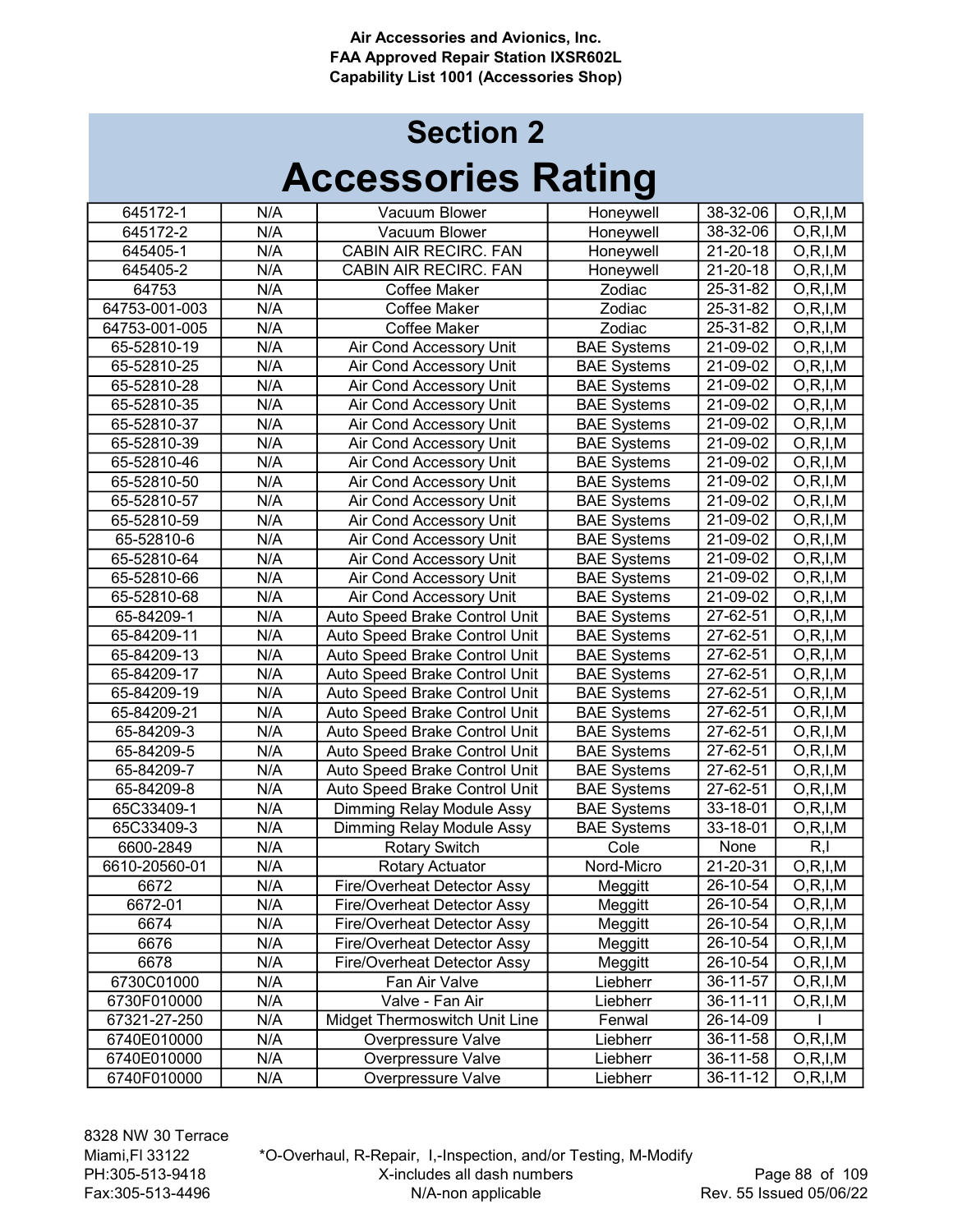# Section 2

# Accessories Rating

| | | | | | |
|---|---|---|---|---|---|
| 645172-1 | N/A | Vacuum Blower | Honeywell | 38-32-06 | O,R,I,M |
| 645172-2 | N/A | Vacuum Blower | Honeywell | 38-32-06 | O,R,I,M |
| 645405-1 | N/A | CABIN AIR RECIRC. FAN | Honeywell | 21-20-18 | O,R,I,M |
| 645405-2 | N/A | CABIN AIR RECIRC. FAN | Honeywell | 21-20-18 | O,R,I,M |
| 64753 | N/A | Coffee Maker | Zodiac | 25-31-82 | O,R,I,M |
| 64753-001-003 | N/A | Coffee Maker | Zodiac | 25-31-82 | O,R,I,M |
| 64753-001-005 | N/A | Coffee Maker | Zodiac | 25-31-82 | O,R,I,M |
| 65-52810-19 | N/A | Air Cond Accessory Unit | BAE Systems | 21-09-02 | O,R,I,M |
| 65-52810-25 | N/A | Air Cond Accessory Unit | BAE Systems | 21-09-02 | O,R,I,M |
| 65-52810-28 | N/A | Air Cond Accessory Unit | BAE Systems | 21-09-02 | O,R,I,M |
| 65-52810-35 | N/A | Air Cond Accessory Unit | BAE Systems | 21-09-02 | O,R,I,M |
| 65-52810-37 | N/A | Air Cond Accessory Unit | BAE Systems | 21-09-02 | O,R,I,M |
| 65-52810-39 | N/A | Air Cond Accessory Unit | BAE Systems | 21-09-02 | O,R,I,M |
| 65-52810-46 | N/A | Air Cond Accessory Unit | BAE Systems | 21-09-02 | O,R,I,M |
| 65-52810-50 | N/A | Air Cond Accessory Unit | BAE Systems | 21-09-02 | O,R,I,M |
| 65-52810-57 | N/A | Air Cond Accessory Unit | BAE Systems | 21-09-02 | O,R,I,M |
| 65-52810-59 | N/A | Air Cond Accessory Unit | BAE Systems | 21-09-02 | O,R,I,M |
| 65-52810-6 | N/A | Air Cond Accessory Unit | BAE Systems | 21-09-02 | O,R,I,M |
| 65-52810-64 | N/A | Air Cond Accessory Unit | BAE Systems | 21-09-02 | O,R,I,M |
| 65-52810-66 | N/A | Air Cond Accessory Unit | BAE Systems | 21-09-02 | O,R,I,M |
| 65-52810-68 | N/A | Air Cond Accessory Unit | BAE Systems | 21-09-02 | O,R,I,M |
| 65-84209-1 | N/A | Auto Speed Brake Control Unit | BAE Systems | 27-62-51 | O,R,I,M |
| 65-84209-11 | N/A | Auto Speed Brake Control Unit | BAE Systems | 27-62-51 | O,R,I,M |
| 65-84209-13 | N/A | Auto Speed Brake Control Unit | BAE Systems | 27-62-51 | O,R,I,M |
| 65-84209-17 | N/A | Auto Speed Brake Control Unit | BAE Systems | 27-62-51 | O,R,I,M |
| 65-84209-19 | N/A | Auto Speed Brake Control Unit | BAE Systems | 27-62-51 | O,R,I,M |
| 65-84209-21 | N/A | Auto Speed Brake Control Unit | BAE Systems | 27-62-51 | O,R,I,M |
| 65-84209-3 | N/A | Auto Speed Brake Control Unit | BAE Systems | 27-62-51 | O,R,I,M |
| 65-84209-5 | N/A | Auto Speed Brake Control Unit | BAE Systems | 27-62-51 | O,R,I,M |
| 65-84209-7 | N/A | Auto Speed Brake Control Unit | BAE Systems | 27-62-51 | O,R,I,M |
| 65-84209-8 | N/A | Auto Speed Brake Control Unit | BAE Systems | 27-62-51 | O,R,I,M |
| 65C33409-1 | N/A | Dimming Relay Module Assy | BAE Systems | 33-18-01 | O,R,I,M |
| 65C33409-3 | N/A | Dimming Relay Module Assy | BAE Systems | 33-18-01 | O,R,I,M |
| 6600-2849 | N/A | Rotary Switch | Cole | None | R,I |
| 6610-20560-01 | N/A | Rotary Actuator | Nord-Micro | 21-20-31 | O,R,I,M |
| 6672 | N/A | Fire/Overheat Detector Assy | Meggitt | 26-10-54 | O,R,I,M |
| 6672-01 | N/A | Fire/Overheat Detector Assy | Meggitt | 26-10-54 | O,R,I,M |
| 6674 | N/A | Fire/Overheat Detector Assy | Meggitt | 26-10-54 | O,R,I,M |
| 6676 | N/A | Fire/Overheat Detector Assy | Meggitt | 26-10-54 | O,R,I,M |
| 6678 | N/A | Fire/Overheat Detector Assy | Meggitt | 26-10-54 | O,R,I,M |
| 6730C01000 | N/A | Fan Air Valve | Liebherr | 36-11-57 | O,R,I,M |
| 6730F010000 | N/A | Valve - Fan Air | Liebherr | 36-11-11 | O,R,I,M |
| 67321-27-250 | N/A | Midget Thermoswitch Unit Line | Fenwal | 26-14-09 | I |
| 6740E010000 | N/A | Overpressure Valve | Liebherr | 36-11-58 | O,R,I,M |
| 6740E010000 | N/A | Overpressure Valve | Liebherr | 36-11-58 | O,R,I,M |
| 6740F010000 | N/A | Overpressure Valve | Liebherr | 36-11-12 | O,R,I,M |

8328 NW 30 Terrace
Miami,Fl 33122
PH:305-513-9418
Fax:305-513-4496

*O-Overhaul, R-Repair, I,-Inspection, and/or Testing, M-Modify
X-includes all dash numbers
N/A-non applicable

Rev. 55 Issued 05/06/22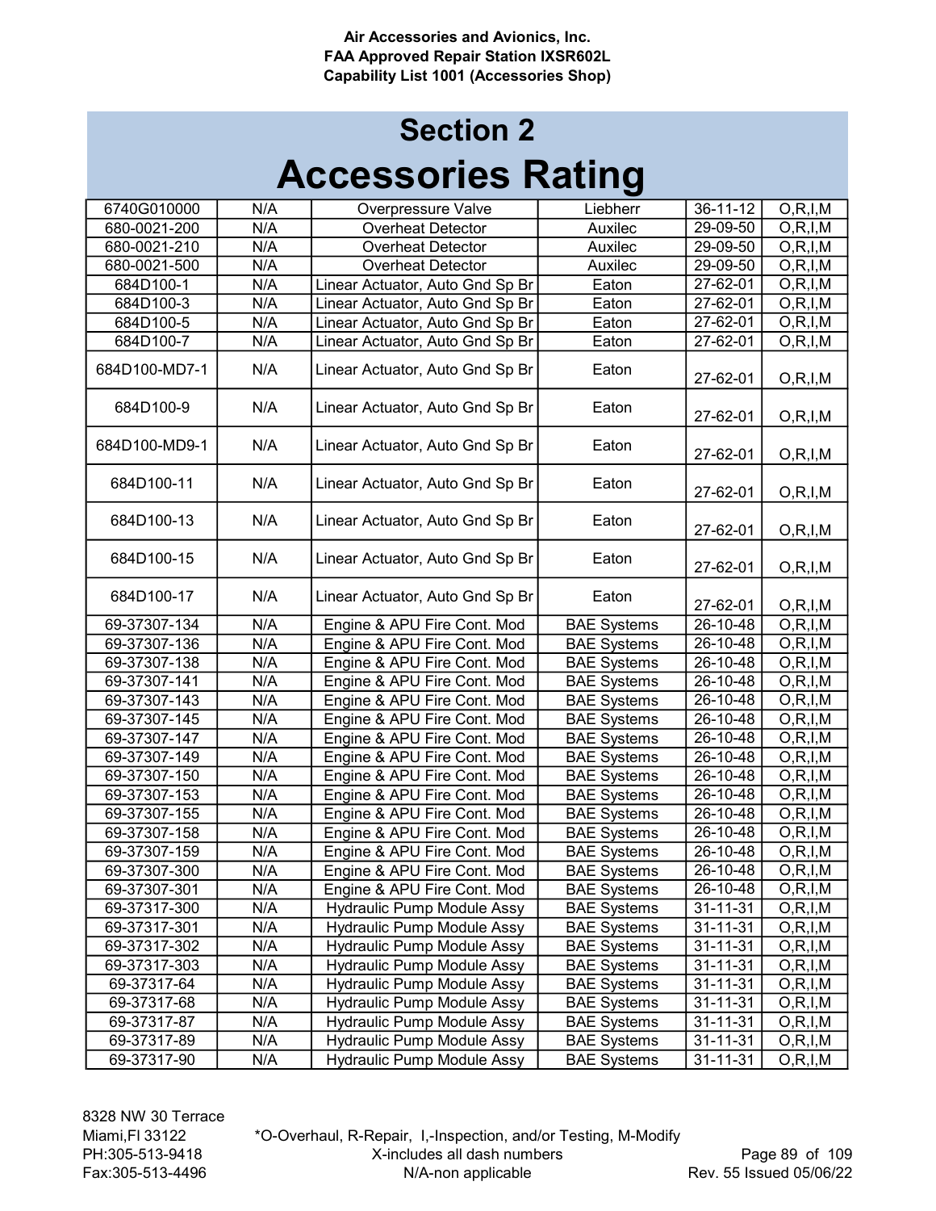## Section 2

# Accessories Rating

| | | | | | |
|---|---|---|---|---|---|
| 6740G010000 | N/A | Overpressure Valve | Liebherr | 36-11-12 | O,R,I,M |
| 680-0021-200 | N/A | Overheat Detector | Auxilec | 29-09-50 | O,R,I,M |
| 680-0021-210 | N/A | Overheat Detector | Auxilec | 29-09-50 | O,R,I,M |
| 680-0021-500 | N/A | Overheat Detector | Auxilec | 29-09-50 | O,R,I,M |
| 684D100-1 | N/A | Linear Actuator, Auto Gnd Sp Br | Eaton | 27-62-01 | O,R,I,M |
| 684D100-3 | N/A | Linear Actuator, Auto Gnd Sp Br | Eaton | 27-62-01 | O,R,I,M |
| 684D100-5 | N/A | Linear Actuator, Auto Gnd Sp Br | Eaton | 27-62-01 | O,R,I,M |
| 684D100-7 | N/A | Linear Actuator, Auto Gnd Sp Br | Eaton | 27-62-01 | O,R,I,M |
| 684D100-MD7-1 | N/A | Linear Actuator, Auto Gnd Sp Br | Eaton | 27-62-01 | O,R,I,M |
| 684D100-9 | N/A | Linear Actuator, Auto Gnd Sp Br | Eaton | 27-62-01 | O,R,I,M |
| 684D100-MD9-1 | N/A | Linear Actuator, Auto Gnd Sp Br | Eaton | 27-62-01 | O,R,I,M |
| 684D100-11 | N/A | Linear Actuator, Auto Gnd Sp Br | Eaton | 27-62-01 | O,R,I,M |
| 684D100-13 | N/A | Linear Actuator, Auto Gnd Sp Br | Eaton | 27-62-01 | O,R,I,M |
| 684D100-15 | N/A | Linear Actuator, Auto Gnd Sp Br | Eaton | 27-62-01 | O,R,I,M |
| 684D100-17 | N/A | Linear Actuator, Auto Gnd Sp Br | Eaton | 27-62-01 | O,R,I,M |
| 69-37307-134 | N/A | Engine & APU Fire Cont. Mod | BAE Systems | 26-10-48 | O,R,I,M |
| 69-37307-136 | N/A | Engine & APU Fire Cont. Mod | BAE Systems | 26-10-48 | O,R,I,M |
| 69-37307-138 | N/A | Engine & APU Fire Cont. Mod | BAE Systems | 26-10-48 | O,R,I,M |
| 69-37307-141 | N/A | Engine & APU Fire Cont. Mod | BAE Systems | 26-10-48 | O,R,I,M |
| 69-37307-143 | N/A | Engine & APU Fire Cont. Mod | BAE Systems | 26-10-48 | O,R,I,M |
| 69-37307-145 | N/A | Engine & APU Fire Cont. Mod | BAE Systems | 26-10-48 | O,R,I,M |
| 69-37307-147 | N/A | Engine & APU Fire Cont. Mod | BAE Systems | 26-10-48 | O,R,I,M |
| 69-37307-149 | N/A | Engine & APU Fire Cont. Mod | BAE Systems | 26-10-48 | O,R,I,M |
| 69-37307-150 | N/A | Engine & APU Fire Cont. Mod | BAE Systems | 26-10-48 | O,R,I,M |
| 69-37307-153 | N/A | Engine & APU Fire Cont. Mod | BAE Systems | 26-10-48 | O,R,I,M |
| 69-37307-155 | N/A | Engine & APU Fire Cont. Mod | BAE Systems | 26-10-48 | O,R,I,M |
| 69-37307-158 | N/A | Engine & APU Fire Cont. Mod | BAE Systems | 26-10-48 | O,R,I,M |
| 69-37307-159 | N/A | Engine & APU Fire Cont. Mod | BAE Systems | 26-10-48 | O,R,I,M |
| 69-37307-300 | N/A | Engine & APU Fire Cont. Mod | BAE Systems | 26-10-48 | O,R,I,M |
| 69-37307-301 | N/A | Engine & APU Fire Cont. Mod | BAE Systems | 26-10-48 | O,R,I,M |
| 69-37317-300 | N/A | Hydraulic Pump Module Assy | BAE Systems | 31-11-31 | O,R,I,M |
| 69-37317-301 | N/A | Hydraulic Pump Module Assy | BAE Systems | 31-11-31 | O,R,I,M |
| 69-37317-302 | N/A | Hydraulic Pump Module Assy | BAE Systems | 31-11-31 | O,R,I,M |
| 69-37317-303 | N/A | Hydraulic Pump Module Assy | BAE Systems | 31-11-31 | O,R,I,M |
| 69-37317-64 | N/A | Hydraulic Pump Module Assy | BAE Systems | 31-11-31 | O,R,I,M |
| 69-37317-68 | N/A | Hydraulic Pump Module Assy | BAE Systems | 31-11-31 | O,R,I,M |
| 69-37317-87 | N/A | Hydraulic Pump Module Assy | BAE Systems | 31-11-31 | O,R,I,M |
| 69-37317-89 | N/A | Hydraulic Pump Module Assy | BAE Systems | 31-11-31 | O,R,I,M |
| 69-37317-90 | N/A | Hydraulic Pump Module Assy | BAE Systems | 31-11-31 | O,R,I,M |

*O-Overhaul, R-Repair, I,-Inspection, and/or Testing, M-Modify
X-includes all dash numbers
N/A-non applicable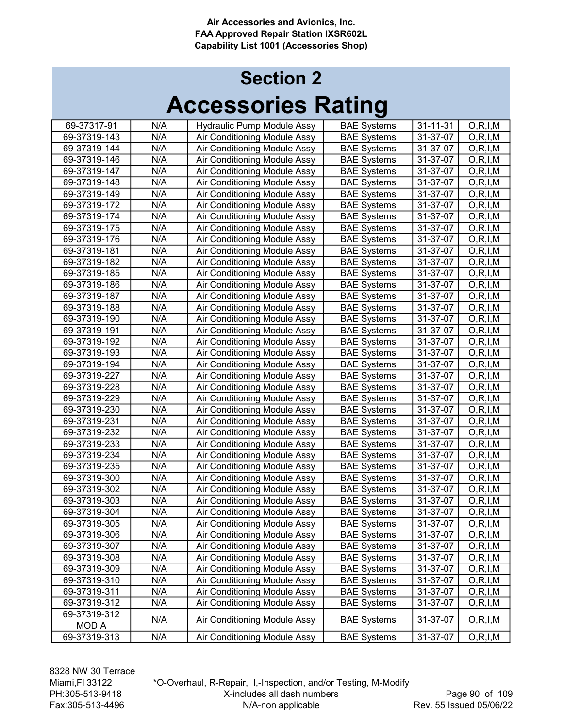## Section 2

# Accessories Rating

| | | | | | |
|---|---|---|---|---|---|
| 69-37317-91 | N/A | Hydraulic Pump Module Assy | BAE Systems | 31-11-31 | O,R,I,M |
| 69-37319-143 | N/A | Air Conditioning Module Assy | BAE Systems | 31-37-07 | O,R,I,M |
| 69-37319-144 | N/A | Air Conditioning Module Assy | BAE Systems | 31-37-07 | O,R,I,M |
| 69-37319-146 | N/A | Air Conditioning Module Assy | BAE Systems | 31-37-07 | O,R,I,M |
| 69-37319-147 | N/A | Air Conditioning Module Assy | BAE Systems | 31-37-07 | O,R,I,M |
| 69-37319-148 | N/A | Air Conditioning Module Assy | BAE Systems | 31-37-07 | O,R,I,M |
| 69-37319-149 | N/A | Air Conditioning Module Assy | BAE Systems | 31-37-07 | O,R,I,M |
| 69-37319-172 | N/A | Air Conditioning Module Assy | BAE Systems | 31-37-07 | O,R,I,M |
| 69-37319-174 | N/A | Air Conditioning Module Assy | BAE Systems | 31-37-07 | O,R,I,M |
| 69-37319-175 | N/A | Air Conditioning Module Assy | BAE Systems | 31-37-07 | O,R,I,M |
| 69-37319-176 | N/A | Air Conditioning Module Assy | BAE Systems | 31-37-07 | O,R,I,M |
| 69-37319-181 | N/A | Air Conditioning Module Assy | BAE Systems | 31-37-07 | O,R,I,M |
| 69-37319-182 | N/A | Air Conditioning Module Assy | BAE Systems | 31-37-07 | O,R,I,M |
| 69-37319-185 | N/A | Air Conditioning Module Assy | BAE Systems | 31-37-07 | O,R,I,M |
| 69-37319-186 | N/A | Air Conditioning Module Assy | BAE Systems | 31-37-07 | O,R,I,M |
| 69-37319-187 | N/A | Air Conditioning Module Assy | BAE Systems | 31-37-07 | O,R,I,M |
| 69-37319-188 | N/A | Air Conditioning Module Assy | BAE Systems | 31-37-07 | O,R,I,M |
| 69-37319-190 | N/A | Air Conditioning Module Assy | BAE Systems | 31-37-07 | O,R,I,M |
| 69-37319-191 | N/A | Air Conditioning Module Assy | BAE Systems | 31-37-07 | O,R,I,M |
| 69-37319-192 | N/A | Air Conditioning Module Assy | BAE Systems | 31-37-07 | O,R,I,M |
| 69-37319-193 | N/A | Air Conditioning Module Assy | BAE Systems | 31-37-07 | O,R,I,M |
| 69-37319-194 | N/A | Air Conditioning Module Assy | BAE Systems | 31-37-07 | O,R,I,M |
| 69-37319-227 | N/A | Air Conditioning Module Assy | BAE Systems | 31-37-07 | O,R,I,M |
| 69-37319-228 | N/A | Air Conditioning Module Assy | BAE Systems | 31-37-07 | O,R,I,M |
| 69-37319-229 | N/A | Air Conditioning Module Assy | BAE Systems | 31-37-07 | O,R,I,M |
| 69-37319-230 | N/A | Air Conditioning Module Assy | BAE Systems | 31-37-07 | O,R,I,M |
| 69-37319-231 | N/A | Air Conditioning Module Assy | BAE Systems | 31-37-07 | O,R,I,M |
| 69-37319-232 | N/A | Air Conditioning Module Assy | BAE Systems | 31-37-07 | O,R,I,M |
| 69-37319-233 | N/A | Air Conditioning Module Assy | BAE Systems | 31-37-07 | O,R,I,M |
| 69-37319-234 | N/A | Air Conditioning Module Assy | BAE Systems | 31-37-07 | O,R,I,M |
| 69-37319-235 | N/A | Air Conditioning Module Assy | BAE Systems | 31-37-07 | O,R,I,M |
| 69-37319-300 | N/A | Air Conditioning Module Assy | BAE Systems | 31-37-07 | O,R,I,M |
| 69-37319-302 | N/A | Air Conditioning Module Assy | BAE Systems | 31-37-07 | O,R,I,M |
| 69-37319-303 | N/A | Air Conditioning Module Assy | BAE Systems | 31-37-07 | O,R,I,M |
| 69-37319-304 | N/A | Air Conditioning Module Assy | BAE Systems | 31-37-07 | O,R,I,M |
| 69-37319-305 | N/A | Air Conditioning Module Assy | BAE Systems | 31-37-07 | O,R,I,M |
| 69-37319-306 | N/A | Air Conditioning Module Assy | BAE Systems | 31-37-07 | O,R,I,M |
| 69-37319-307 | N/A | Air Conditioning Module Assy | BAE Systems | 31-37-07 | O,R,I,M |
| 69-37319-308 | N/A | Air Conditioning Module Assy | BAE Systems | 31-37-07 | O,R,I,M |
| 69-37319-309 | N/A | Air Conditioning Module Assy | BAE Systems | 31-37-07 | O,R,I,M |
| 69-37319-310 | N/A | Air Conditioning Module Assy | BAE Systems | 31-37-07 | O,R,I,M |
| 69-37319-311 | N/A | Air Conditioning Module Assy | BAE Systems | 31-37-07 | O,R,I,M |
| 69-37319-312 | N/A | Air Conditioning Module Assy | BAE Systems | 31-37-07 | O,R,I,M |
| 69-37319-312 MOD A | N/A | Air Conditioning Module Assy | BAE Systems | 31-37-07 | O,R,I,M |
| 69-37319-313 | N/A | Air Conditioning Module Assy | BAE Systems | 31-37-07 | O,R,I,M |

8328 NW 30 Terrace
Miami,Fl 33122
PH:305-513-9418
Fax:305-513-4496

*O-Overhaul, R-Repair, I,-Inspection, and/or Testing, M-Modify
X-includes all dash numbers
N/A-non applicable

Rev. 55 Issued 05/06/22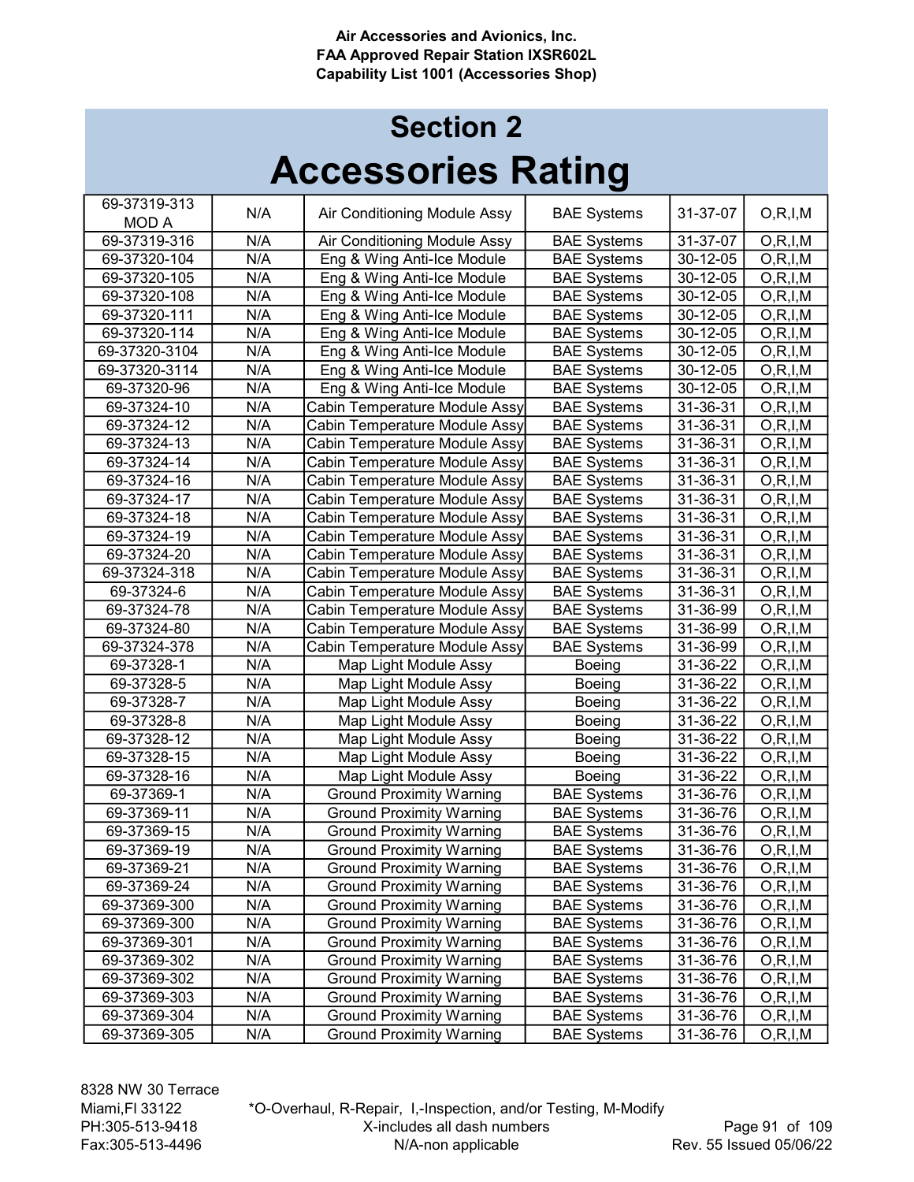## Section 2

# Accessories Rating

| | | | | | |
|---|---|---|---|---|---|
| 69-37319-313 MOD A | N/A | Air Conditioning Module Assy | BAE Systems | 31-37-07 | O,R,I,M |
| 69-37319-316 | N/A | Air Conditioning Module Assy | BAE Systems | 31-37-07 | O,R,I,M |
| 69-37320-104 | N/A | Eng & Wing Anti-Ice Module | BAE Systems | 30-12-05 | O,R,I,M |
| 69-37320-105 | N/A | Eng & Wing Anti-Ice Module | BAE Systems | 30-12-05 | O,R,I,M |
| 69-37320-108 | N/A | Eng & Wing Anti-Ice Module | BAE Systems | 30-12-05 | O,R,I,M |
| 69-37320-111 | N/A | Eng & Wing Anti-Ice Module | BAE Systems | 30-12-05 | O,R,I,M |
| 69-37320-114 | N/A | Eng & Wing Anti-Ice Module | BAE Systems | 30-12-05 | O,R,I,M |
| 69-37320-3104 | N/A | Eng & Wing Anti-Ice Module | BAE Systems | 30-12-05 | O,R,I,M |
| 69-37320-3114 | N/A | Eng & Wing Anti-Ice Module | BAE Systems | 30-12-05 | O,R,I,M |
| 69-37320-96 | N/A | Eng & Wing Anti-Ice Module | BAE Systems | 30-12-05 | O,R,I,M |
| 69-37324-10 | N/A | Cabin Temperature Module Assy | BAE Systems | 31-36-31 | O,R,I,M |
| 69-37324-12 | N/A | Cabin Temperature Module Assy | BAE Systems | 31-36-31 | O,R,I,M |
| 69-37324-13 | N/A | Cabin Temperature Module Assy | BAE Systems | 31-36-31 | O,R,I,M |
| 69-37324-14 | N/A | Cabin Temperature Module Assy | BAE Systems | 31-36-31 | O,R,I,M |
| 69-37324-16 | N/A | Cabin Temperature Module Assy | BAE Systems | 31-36-31 | O,R,I,M |
| 69-37324-17 | N/A | Cabin Temperature Module Assy | BAE Systems | 31-36-31 | O,R,I,M |
| 69-37324-18 | N/A | Cabin Temperature Module Assy | BAE Systems | 31-36-31 | O,R,I,M |
| 69-37324-19 | N/A | Cabin Temperature Module Assy | BAE Systems | 31-36-31 | O,R,I,M |
| 69-37324-20 | N/A | Cabin Temperature Module Assy | BAE Systems | 31-36-31 | O,R,I,M |
| 69-37324-318 | N/A | Cabin Temperature Module Assy | BAE Systems | 31-36-31 | O,R,I,M |
| 69-37324-6 | N/A | Cabin Temperature Module Assy | BAE Systems | 31-36-31 | O,R,I,M |
| 69-37324-78 | N/A | Cabin Temperature Module Assy | BAE Systems | 31-36-99 | O,R,I,M |
| 69-37324-80 | N/A | Cabin Temperature Module Assy | BAE Systems | 31-36-99 | O,R,I,M |
| 69-37324-378 | N/A | Cabin Temperature Module Assy | BAE Systems | 31-36-99 | O,R,I,M |
| 69-37328-1 | N/A | Map Light Module Assy | Boeing | 31-36-22 | O,R,I,M |
| 69-37328-5 | N/A | Map Light Module Assy | Boeing | 31-36-22 | O,R,I,M |
| 69-37328-7 | N/A | Map Light Module Assy | Boeing | 31-36-22 | O,R,I,M |
| 69-37328-8 | N/A | Map Light Module Assy | Boeing | 31-36-22 | O,R,I,M |
| 69-37328-12 | N/A | Map Light Module Assy | Boeing | 31-36-22 | O,R,I,M |
| 69-37328-15 | N/A | Map Light Module Assy | Boeing | 31-36-22 | O,R,I,M |
| 69-37328-16 | N/A | Map Light Module Assy | Boeing | 31-36-22 | O,R,I,M |
| 69-37369-1 | N/A | Ground Proximity Warning | BAE Systems | 31-36-76 | O,R,I,M |
| 69-37369-11 | N/A | Ground Proximity Warning | BAE Systems | 31-36-76 | O,R,I,M |
| 69-37369-15 | N/A | Ground Proximity Warning | BAE Systems | 31-36-76 | O,R,I,M |
| 69-37369-19 | N/A | Ground Proximity Warning | BAE Systems | 31-36-76 | O,R,I,M |
| 69-37369-21 | N/A | Ground Proximity Warning | BAE Systems | 31-36-76 | O,R,I,M |
| 69-37369-24 | N/A | Ground Proximity Warning | BAE Systems | 31-36-76 | O,R,I,M |
| 69-37369-300 | N/A | Ground Proximity Warning | BAE Systems | 31-36-76 | O,R,I,M |
| 69-37369-300 | N/A | Ground Proximity Warning | BAE Systems | 31-36-76 | O,R,I,M |
| 69-37369-301 | N/A | Ground Proximity Warning | BAE Systems | 31-36-76 | O,R,I,M |
| 69-37369-302 | N/A | Ground Proximity Warning | BAE Systems | 31-36-76 | O,R,I,M |
| 69-37369-302 | N/A | Ground Proximity Warning | BAE Systems | 31-36-76 | O,R,I,M |
| 69-37369-303 | N/A | Ground Proximity Warning | BAE Systems | 31-36-76 | O,R,I,M |
| 69-37369-304 | N/A | Ground Proximity Warning | BAE Systems | 31-36-76 | O,R,I,M |
| 69-37369-305 | N/A | Ground Proximity Warning | BAE Systems | 31-36-76 | O,R,I,M |

*O-Overhaul, R-Repair, I,-Inspection, and/or Testing, M-Modify
X-includes all dash numbers
N/A-non applicable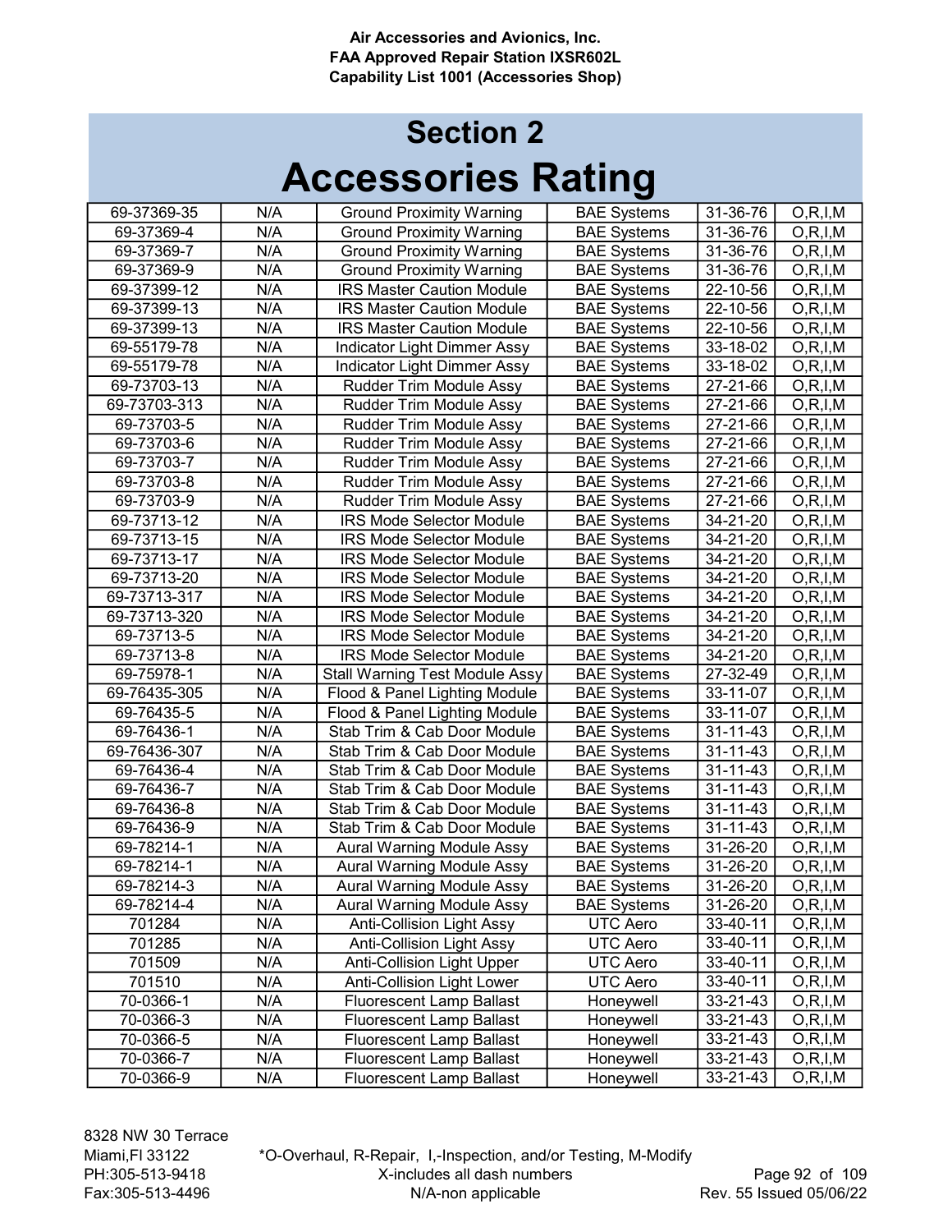# Section 2

# Accessories Rating

| | | | | | |
|---|---|---|---|---|---|
| 69-37369-35 | N/A | Ground Proximity Warning | BAE Systems | 31-36-76 | O,R,I,M |
| 69-37369-4 | N/A | Ground Proximity Warning | BAE Systems | 31-36-76 | O,R,I,M |
| 69-37369-7 | N/A | Ground Proximity Warning | BAE Systems | 31-36-76 | O,R,I,M |
| 69-37369-9 | N/A | Ground Proximity Warning | BAE Systems | 31-36-76 | O,R,I,M |
| 69-37399-12 | N/A | IRS Master Caution Module | BAE Systems | 22-10-56 | O,R,I,M |
| 69-37399-13 | N/A | IRS Master Caution Module | BAE Systems | 22-10-56 | O,R,I,M |
| 69-37399-13 | N/A | IRS Master Caution Module | BAE Systems | 22-10-56 | O,R,I,M |
| 69-55179-78 | N/A | Indicator Light Dimmer Assy | BAE Systems | 33-18-02 | O,R,I,M |
| 69-55179-78 | N/A | Indicator Light Dimmer Assy | BAE Systems | 33-18-02 | O,R,I,M |
| 69-73703-13 | N/A | Rudder Trim Module Assy | BAE Systems | 27-21-66 | O,R,I,M |
| 69-73703-313 | N/A | Rudder Trim Module Assy | BAE Systems | 27-21-66 | O,R,I,M |
| 69-73703-5 | N/A | Rudder Trim Module Assy | BAE Systems | 27-21-66 | O,R,I,M |
| 69-73703-6 | N/A | Rudder Trim Module Assy | BAE Systems | 27-21-66 | O,R,I,M |
| 69-73703-7 | N/A | Rudder Trim Module Assy | BAE Systems | 27-21-66 | O,R,I,M |
| 69-73703-8 | N/A | Rudder Trim Module Assy | BAE Systems | 27-21-66 | O,R,I,M |
| 69-73703-9 | N/A | Rudder Trim Module Assy | BAE Systems | 27-21-66 | O,R,I,M |
| 69-73713-12 | N/A | IRS Mode Selector Module | BAE Systems | 34-21-20 | O,R,I,M |
| 69-73713-15 | N/A | IRS Mode Selector Module | BAE Systems | 34-21-20 | O,R,I,M |
| 69-73713-17 | N/A | IRS Mode Selector Module | BAE Systems | 34-21-20 | O,R,I,M |
| 69-73713-20 | N/A | IRS Mode Selector Module | BAE Systems | 34-21-20 | O,R,I,M |
| 69-73713-317 | N/A | IRS Mode Selector Module | BAE Systems | 34-21-20 | O,R,I,M |
| 69-73713-320 | N/A | IRS Mode Selector Module | BAE Systems | 34-21-20 | O,R,I,M |
| 69-73713-5 | N/A | IRS Mode Selector Module | BAE Systems | 34-21-20 | O,R,I,M |
| 69-73713-8 | N/A | IRS Mode Selector Module | BAE Systems | 34-21-20 | O,R,I,M |
| 69-75978-1 | N/A | Stall Warning Test Module Assy | BAE Systems | 27-32-49 | O,R,I,M |
| 69-76435-305 | N/A | Flood & Panel Lighting Module | BAE Systems | 33-11-07 | O,R,I,M |
| 69-76435-5 | N/A | Flood & Panel Lighting Module | BAE Systems | 33-11-07 | O,R,I,M |
| 69-76436-1 | N/A | Stab Trim & Cab Door Module | BAE Systems | 31-11-43 | O,R,I,M |
| 69-76436-307 | N/A | Stab Trim & Cab Door Module | BAE Systems | 31-11-43 | O,R,I,M |
| 69-76436-4 | N/A | Stab Trim & Cab Door Module | BAE Systems | 31-11-43 | O,R,I,M |
| 69-76436-7 | N/A | Stab Trim & Cab Door Module | BAE Systems | 31-11-43 | O,R,I,M |
| 69-76436-8 | N/A | Stab Trim & Cab Door Module | BAE Systems | 31-11-43 | O,R,I,M |
| 69-76436-9 | N/A | Stab Trim & Cab Door Module | BAE Systems | 31-11-43 | O,R,I,M |
| 69-78214-1 | N/A | Aural Warning Module Assy | BAE Systems | 31-26-20 | O,R,I,M |
| 69-78214-1 | N/A | Aural Warning Module Assy | BAE Systems | 31-26-20 | O,R,I,M |
| 69-78214-3 | N/A | Aural Warning Module Assy | BAE Systems | 31-26-20 | O,R,I,M |
| 69-78214-4 | N/A | Aural Warning Module Assy | BAE Systems | 31-26-20 | O,R,I,M |
| 701284 | N/A | Anti-Collision Light Assy | UTC Aero | 33-40-11 | O,R,I,M |
| 701285 | N/A | Anti-Collision Light Assy | UTC Aero | 33-40-11 | O,R,I,M |
| 701509 | N/A | Anti-Collision Light Upper | UTC Aero | 33-40-11 | O,R,I,M |
| 701510 | N/A | Anti-Collision Light Lower | UTC Aero | 33-40-11 | O,R,I,M |
| 70-0366-1 | N/A | Fluorescent Lamp Ballast | Honeywell | 33-21-43 | O,R,I,M |
| 70-0366-3 | N/A | Fluorescent Lamp Ballast | Honeywell | 33-21-43 | O,R,I,M |
| 70-0366-5 | N/A | Fluorescent Lamp Ballast | Honeywell | 33-21-43 | O,R,I,M |
| 70-0366-7 | N/A | Fluorescent Lamp Ballast | Honeywell | 33-21-43 | O,R,I,M |
| 70-0366-9 | N/A | Fluorescent Lamp Ballast | Honeywell | 33-21-43 | O,R,I,M |

*O-Overhaul, R-Repair, I,-Inspection, and/or Testing, M-Modify
X-includes all dash numbers
N/A-non applicable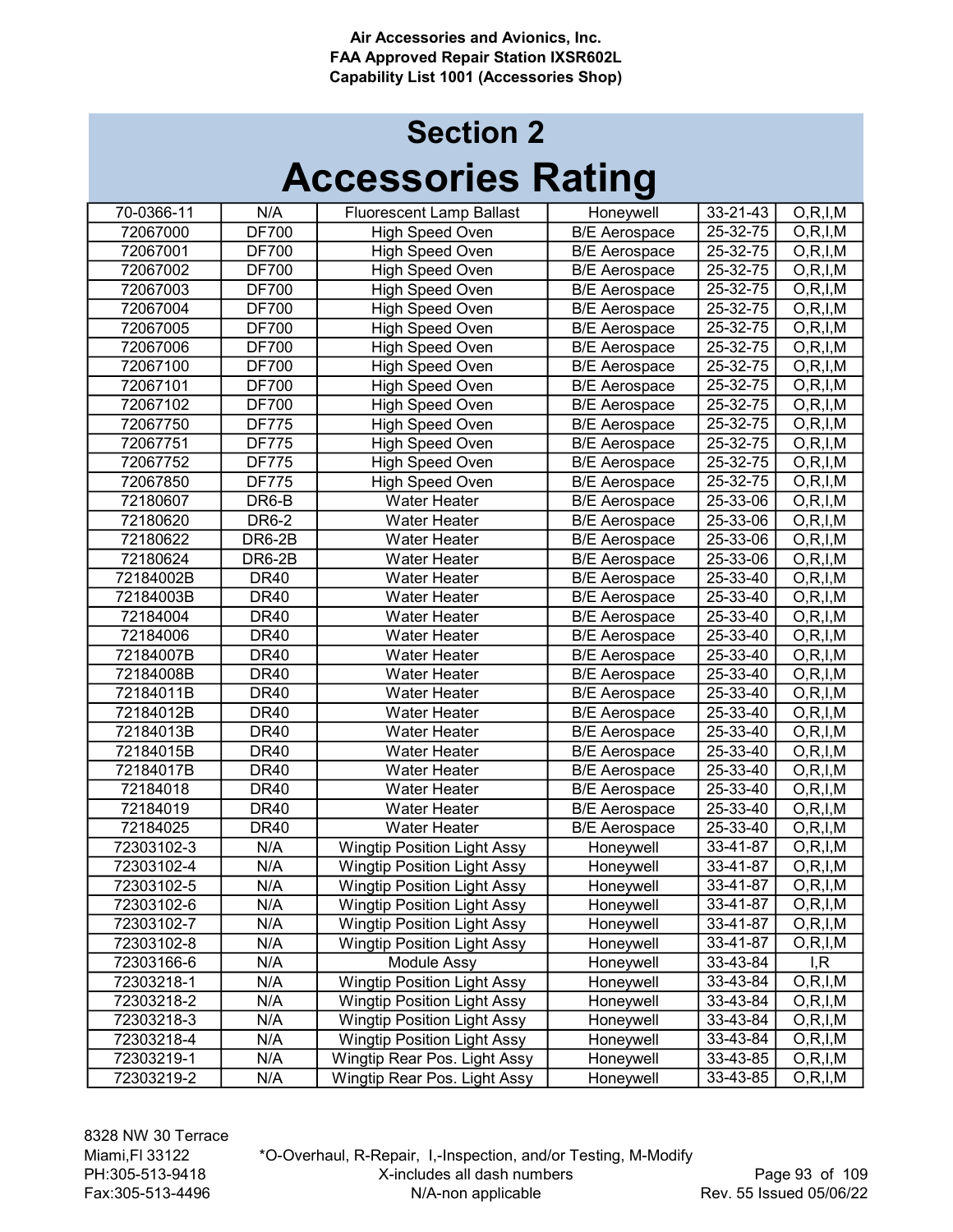Air Accessories and Avionics, Inc.
FAA Approved Repair Station IXSR602L
Capability List 1001 (Accessories Shop)

# Section 2
# Accessories Rating

| | | | | | |
|---|---|---|---|---|---|
| 70-0366-11 | N/A | Fluorescent Lamp Ballast | Honeywell | 33-21-43 | O,R,I,M |
| 72067000 | DF700 | High Speed Oven | B/E Aerospace | 25-32-75 | O,R,I,M |
| 72067001 | DF700 | High Speed Oven | B/E Aerospace | 25-32-75 | O,R,I,M |
| 72067002 | DF700 | High Speed Oven | B/E Aerospace | 25-32-75 | O,R,I,M |
| 72067003 | DF700 | High Speed Oven | B/E Aerospace | 25-32-75 | O,R,I,M |
| 72067004 | DF700 | High Speed Oven | B/E Aerospace | 25-32-75 | O,R,I,M |
| 72067005 | DF700 | High Speed Oven | B/E Aerospace | 25-32-75 | O,R,I,M |
| 72067006 | DF700 | High Speed Oven | B/E Aerospace | 25-32-75 | O,R,I,M |
| 72067100 | DF700 | High Speed Oven | B/E Aerospace | 25-32-75 | O,R,I,M |
| 72067101 | DF700 | High Speed Oven | B/E Aerospace | 25-32-75 | O,R,I,M |
| 72067102 | DF700 | High Speed Oven | B/E Aerospace | 25-32-75 | O,R,I,M |
| 72067750 | DF775 | High Speed Oven | B/E Aerospace | 25-32-75 | O,R,I,M |
| 72067751 | DF775 | High Speed Oven | B/E Aerospace | 25-32-75 | O,R,I,M |
| 72067752 | DF775 | High Speed Oven | B/E Aerospace | 25-32-75 | O,R,I,M |
| 72067850 | DF775 | High Speed Oven | B/E Aerospace | 25-32-75 | O,R,I,M |
| 72180607 | DR6-B | Water Heater | B/E Aerospace | 25-33-06 | O,R,I,M |
| 72180620 | DR6-2 | Water Heater | B/E Aerospace | 25-33-06 | O,R,I,M |
| 72180622 | DR6-2B | Water Heater | B/E Aerospace | 25-33-06 | O,R,I,M |
| 72180624 | DR6-2B | Water Heater | B/E Aerospace | 25-33-06 | O,R,I,M |
| 72184002B | DR40 | Water Heater | B/E Aerospace | 25-33-40 | O,R,I,M |
| 72184003B | DR40 | Water Heater | B/E Aerospace | 25-33-40 | O,R,I,M |
| 72184004 | DR40 | Water Heater | B/E Aerospace | 25-33-40 | O,R,I,M |
| 72184006 | DR40 | Water Heater | B/E Aerospace | 25-33-40 | O,R,I,M |
| 72184007B | DR40 | Water Heater | B/E Aerospace | 25-33-40 | O,R,I,M |
| 72184008B | DR40 | Water Heater | B/E Aerospace | 25-33-40 | O,R,I,M |
| 72184011B | DR40 | Water Heater | B/E Aerospace | 25-33-40 | O,R,I,M |
| 72184012B | DR40 | Water Heater | B/E Aerospace | 25-33-40 | O,R,I,M |
| 72184013B | DR40 | Water Heater | B/E Aerospace | 25-33-40 | O,R,I,M |
| 72184015B | DR40 | Water Heater | B/E Aerospace | 25-33-40 | O,R,I,M |
| 72184017B | DR40 | Water Heater | B/E Aerospace | 25-33-40 | O,R,I,M |
| 72184018 | DR40 | Water Heater | B/E Aerospace | 25-33-40 | O,R,I,M |
| 72184019 | DR40 | Water Heater | B/E Aerospace | 25-33-40 | O,R,I,M |
| 72184025 | DR40 | Water Heater | B/E Aerospace | 25-33-40 | O,R,I,M |
| 72303102-3 | N/A | Wingtip Position Light Assy | Honeywell | 33-41-87 | O,R,I,M |
| 72303102-4 | N/A | Wingtip Position Light Assy | Honeywell | 33-41-87 | O,R,I,M |
| 72303102-5 | N/A | Wingtip Position Light Assy | Honeywell | 33-41-87 | O,R,I,M |
| 72303102-6 | N/A | Wingtip Position Light Assy | Honeywell | 33-41-87 | O,R,I,M |
| 72303102-7 | N/A | Wingtip Position Light Assy | Honeywell | 33-41-87 | O,R,I,M |
| 72303102-8 | N/A | Wingtip Position Light Assy | Honeywell | 33-41-87 | O,R,I,M |
| 72303166-6 | N/A | Module Assy | Honeywell | 33-43-84 | I,R |
| 72303218-1 | N/A | Wingtip Position Light Assy | Honeywell | 33-43-84 | O,R,I,M |
| 72303218-2 | N/A | Wingtip Position Light Assy | Honeywell | 33-43-84 | O,R,I,M |
| 72303218-3 | N/A | Wingtip Position Light Assy | Honeywell | 33-43-84 | O,R,I,M |
| 72303218-4 | N/A | Wingtip Position Light Assy | Honeywell | 33-43-84 | O,R,I,M |
| 72303219-1 | N/A | Wingtip Rear Pos. Light Assy | Honeywell | 33-43-85 | O,R,I,M |
| 72303219-2 | N/A | Wingtip Rear Pos. Light Assy | Honeywell | 33-43-85 | O,R,I,M |

8328 NW 30 Terrace
Miami,Fl 33122
PH:305-513-9418
Fax:305-513-4496

*O-Overhaul, R-Repair, I,-Inspection, and/or Testing, M-Modify
X-includes all dash numbers
N/A-non applicable

Rev. 55 Issued 05/06/22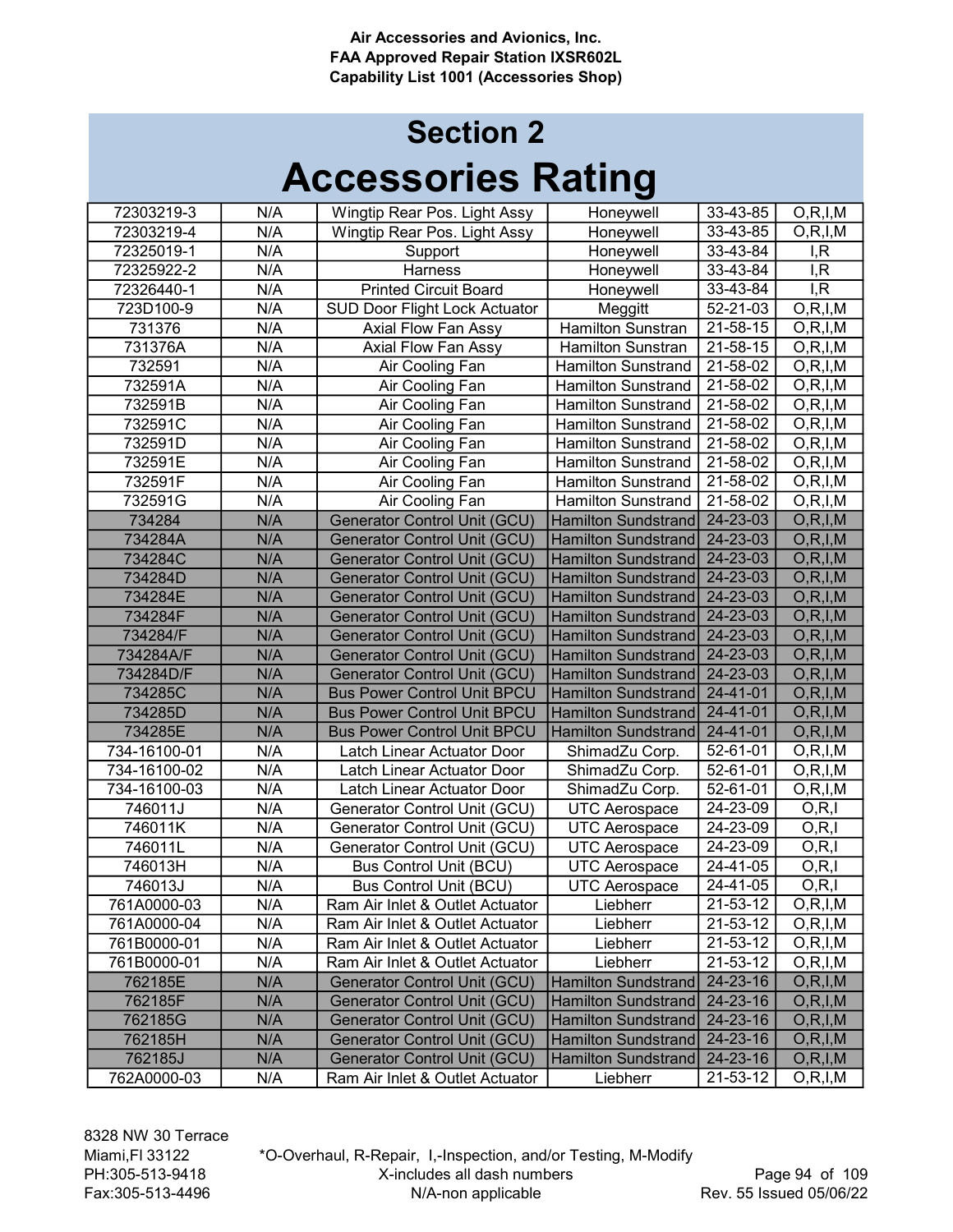**Air Accessories and Avionics, Inc.**
**FAA Approved Repair Station IXSR602L**
**Capability List 1001 (Accessories Shop)**

# Section 2
# Accessories Rating

| | | | | | |
|---|---|---|---|---|---|
| 72303219-3 | N/A | Wingtip Rear Pos. Light Assy | Honeywell | 33-43-85 | O,R,I,M |
| 72303219-4 | N/A | Wingtip Rear Pos. Light Assy | Honeywell | 33-43-85 | O,R,I,M |
| 72325019-1 | N/A | Support | Honeywell | 33-43-84 | I,R |
| 72325922-2 | N/A | Harness | Honeywell | 33-43-84 | I,R |
| 72326440-1 | N/A | Printed Circuit Board | Honeywell | 33-43-84 | I,R |
| 723D100-9 | N/A | SUD Door Flight Lock Actuator | Meggitt | 52-21-03 | O,R,I,M |
| 731376 | N/A | Axial Flow Fan Assy | Hamilton Sunstran | 21-58-15 | O,R,I,M |
| 731376A | N/A | Axial Flow Fan Assy | Hamilton Sunstran | 21-58-15 | O,R,I,M |
| 732591 | N/A | Air Cooling Fan | Hamilton Sunstrand | 21-58-02 | O,R,I,M |
| 732591A | N/A | Air Cooling Fan | Hamilton Sunstrand | 21-58-02 | O,R,I,M |
| 732591B | N/A | Air Cooling Fan | Hamilton Sunstrand | 21-58-02 | O,R,I,M |
| 732591C | N/A | Air Cooling Fan | Hamilton Sunstrand | 21-58-02 | O,R,I,M |
| 732591D | N/A | Air Cooling Fan | Hamilton Sunstrand | 21-58-02 | O,R,I,M |
| 732591E | N/A | Air Cooling Fan | Hamilton Sunstrand | 21-58-02 | O,R,I,M |
| 732591F | N/A | Air Cooling Fan | Hamilton Sunstrand | 21-58-02 | O,R,I,M |
| 732591G | N/A | Air Cooling Fan | Hamilton Sunstrand | 21-58-02 | O,R,I,M |
| 734284 | N/A | Generator Control Unit (GCU) | Hamilton Sundstrand | 24-23-03 | O,R,I,M |
| 734284A | N/A | Generator Control Unit (GCU) | Hamilton Sundstrand | 24-23-03 | O,R,I,M |
| 734284C | N/A | Generator Control Unit (GCU) | Hamilton Sundstrand | 24-23-03 | O,R,I,M |
| 734284D | N/A | Generator Control Unit (GCU) | Hamilton Sundstrand | 24-23-03 | O,R,I,M |
| 734284E | N/A | Generator Control Unit (GCU) | Hamilton Sundstrand | 24-23-03 | O,R,I,M |
| 734284F | N/A | Generator Control Unit (GCU) | Hamilton Sundstrand | 24-23-03 | O,R,I,M |
| 734284/F | N/A | Generator Control Unit (GCU) | Hamilton Sundstrand | 24-23-03 | O,R,I,M |
| 734284A/F | N/A | Generator Control Unit (GCU) | Hamilton Sundstrand | 24-23-03 | O,R,I,M |
| 734284D/F | N/A | Generator Control Unit (GCU) | Hamilton Sundstrand | 24-23-03 | O,R,I,M |
| 734285C | N/A | Bus Power Control Unit BPCU | Hamilton Sundstrand | 24-41-01 | O,R,I,M |
| 734285D | N/A | Bus Power Control Unit BPCU | Hamilton Sundstrand | 24-41-01 | O,R,I,M |
| 734285E | N/A | Bus Power Control Unit BPCU | Hamilton Sundstrand | 24-41-01 | O,R,I,M |
| 734-16100-01 | N/A | Latch Linear Actuator Door | ShimadZu Corp. | 52-61-01 | O,R,I,M |
| 734-16100-02 | N/A | Latch Linear Actuator Door | ShimadZu Corp. | 52-61-01 | O,R,I,M |
| 734-16100-03 | N/A | Latch Linear Actuator Door | ShimadZu Corp. | 52-61-01 | O,R,I,M |
| 746011J | N/A | Generator Control Unit (GCU) | UTC Aerospace | 24-23-09 | O,R,I |
| 746011K | N/A | Generator Control Unit (GCU) | UTC Aerospace | 24-23-09 | O,R,I |
| 746011L | N/A | Generator Control Unit (GCU) | UTC Aerospace | 24-23-09 | O,R,I |
| 746013H | N/A | Bus Control Unit (BCU) | UTC Aerospace | 24-41-05 | O,R,I |
| 746013J | N/A | Bus Control Unit (BCU) | UTC Aerospace | 24-41-05 | O,R,I |
| 761A0000-03 | N/A | Ram Air Inlet & Outlet Actuator | Liebherr | 21-53-12 | O,R,I,M |
| 761A0000-04 | N/A | Ram Air Inlet & Outlet Actuator | Liebherr | 21-53-12 | O,R,I,M |
| 761B0000-01 | N/A | Ram Air Inlet & Outlet Actuator | Liebherr | 21-53-12 | O,R,I,M |
| 761B0000-01 | N/A | Ram Air Inlet & Outlet Actuator | Liebherr | 21-53-12 | O,R,I,M |
| 762185E | N/A | Generator Control Unit (GCU) | Hamilton Sundstrand | 24-23-16 | O,R,I,M |
| 762185F | N/A | Generator Control Unit (GCU) | Hamilton Sundstrand | 24-23-16 | O,R,I,M |
| 762185G | N/A | Generator Control Unit (GCU) | Hamilton Sundstrand | 24-23-16 | O,R,I,M |
| 762185H | N/A | Generator Control Unit (GCU) | Hamilton Sundstrand | 24-23-16 | O,R,I,M |
| 762185J | N/A | Generator Control Unit (GCU) | Hamilton Sundstrand | 24-23-16 | O,R,I,M |
| 762A0000-03 | N/A | Ram Air Inlet & Outlet Actuator | Liebherr | 21-53-12 | O,R,I,M |

8328 NW 30 Terrace
Miami,Fl 33122
PH:305-513-9418
Fax:305-513-4496

*O-Overhaul, R-Repair, I,-Inspection, and/or Testing, M-Modify
X-includes all dash numbers
N/A-non applicable

Rev. 55 Issued 05/06/22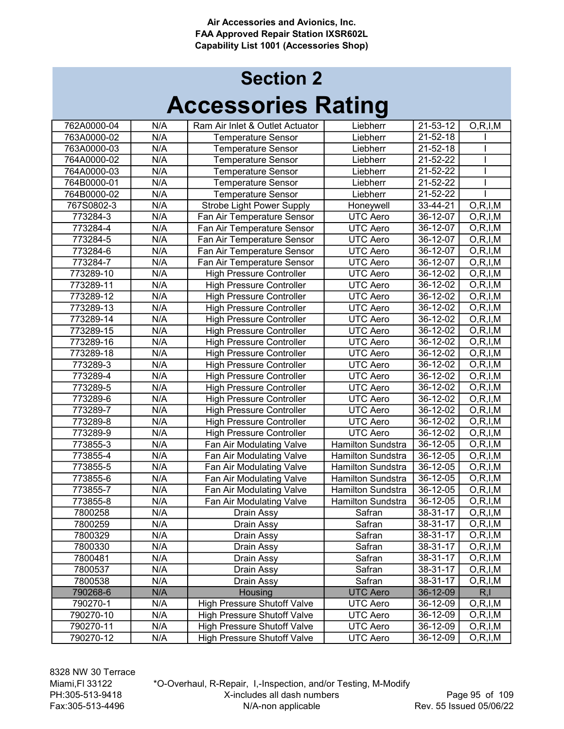## Section 2
# Accessories Rating

| | | | | | |
|---|---|---|---|---|---|
| 762A0000-04 | N/A | Ram Air Inlet & Outlet Actuator | Liebherr | 21-53-12 | O,R,I,M |
| 763A0000-02 | N/A | Temperature Sensor | Liebherr | 21-52-18 | I |
| 763A0000-03 | N/A | Temperature Sensor | Liebherr | 21-52-18 | I |
| 764A0000-02 | N/A | Temperature Sensor | Liebherr | 21-52-22 | I |
| 764A0000-03 | N/A | Temperature Sensor | Liebherr | 21-52-22 | I |
| 764B0000-01 | N/A | Temperature Sensor | Liebherr | 21-52-22 | I |
| 764B0000-02 | N/A | Temperature Sensor | Liebherr | 21-52-22 | I |
| 767S0802-3 | N/A | Strobe Light Power Supply | Honeywell | 33-44-21 | O,R,I,M |
| 773284-3 | N/A | Fan Air Temperature Sensor | UTC Aero | 36-12-07 | O,R,I,M |
| 773284-4 | N/A | Fan Air Temperature Sensor | UTC Aero | 36-12-07 | O,R,I,M |
| 773284-5 | N/A | Fan Air Temperature Sensor | UTC Aero | 36-12-07 | O,R,I,M |
| 773284-6 | N/A | Fan Air Temperature Sensor | UTC Aero | 36-12-07 | O,R,I,M |
| 773284-7 | N/A | Fan Air Temperature Sensor | UTC Aero | 36-12-07 | O,R,I,M |
| 773289-10 | N/A | High Pressure Controller | UTC Aero | 36-12-02 | O,R,I,M |
| 773289-11 | N/A | High Pressure Controller | UTC Aero | 36-12-02 | O,R,I,M |
| 773289-12 | N/A | High Pressure Controller | UTC Aero | 36-12-02 | O,R,I,M |
| 773289-13 | N/A | High Pressure Controller | UTC Aero | 36-12-02 | O,R,I,M |
| 773289-14 | N/A | High Pressure Controller | UTC Aero | 36-12-02 | O,R,I,M |
| 773289-15 | N/A | High Pressure Controller | UTC Aero | 36-12-02 | O,R,I,M |
| 773289-16 | N/A | High Pressure Controller | UTC Aero | 36-12-02 | O,R,I,M |
| 773289-18 | N/A | High Pressure Controller | UTC Aero | 36-12-02 | O,R,I,M |
| 773289-3 | N/A | High Pressure Controller | UTC Aero | 36-12-02 | O,R,I,M |
| 773289-4 | N/A | High Pressure Controller | UTC Aero | 36-12-02 | O,R,I,M |
| 773289-5 | N/A | High Pressure Controller | UTC Aero | 36-12-02 | O,R,I,M |
| 773289-6 | N/A | High Pressure Controller | UTC Aero | 36-12-02 | O,R,I,M |
| 773289-7 | N/A | High Pressure Controller | UTC Aero | 36-12-02 | O,R,I,M |
| 773289-8 | N/A | High Pressure Controller | UTC Aero | 36-12-02 | O,R,I,M |
| 773289-9 | N/A | High Pressure Controller | UTC Aero | 36-12-02 | O,R,I,M |
| 773855-3 | N/A | Fan Air Modulating Valve | Hamilton Sundstra | 36-12-05 | O,R,I,M |
| 773855-4 | N/A | Fan Air Modulating Valve | Hamilton Sundstra | 36-12-05 | O,R,I,M |
| 773855-5 | N/A | Fan Air Modulating Valve | Hamilton Sundstra | 36-12-05 | O,R,I,M |
| 773855-6 | N/A | Fan Air Modulating Valve | Hamilton Sundstra | 36-12-05 | O,R,I,M |
| 773855-7 | N/A | Fan Air Modulating Valve | Hamilton Sundstra | 36-12-05 | O,R,I,M |
| 773855-8 | N/A | Fan Air Modulating Valve | Hamilton Sundstra | 36-12-05 | O,R,I,M |
| 7800258 | N/A | Drain Assy | Safran | 38-31-17 | O,R,I,M |
| 7800259 | N/A | Drain Assy | Safran | 38-31-17 | O,R,I,M |
| 7800329 | N/A | Drain Assy | Safran | 38-31-17 | O,R,I,M |
| 7800330 | N/A | Drain Assy | Safran | 38-31-17 | O,R,I,M |
| 7800481 | N/A | Drain Assy | Safran | 38-31-17 | O,R,I,M |
| 7800537 | N/A | Drain Assy | Safran | 38-31-17 | O,R,I,M |
| 7800538 | N/A | Drain Assy | Safran | 38-31-17 | O,R,I,M |
| 790268-6 | N/A | Housing | UTC Aero | 36-12-09 | R,I |
| 790270-1 | N/A | High Pressure Shutoff Valve | UTC Aero | 36-12-09 | O,R,I,M |
| 790270-10 | N/A | High Pressure Shutoff Valve | UTC Aero | 36-12-09 | O,R,I,M |
| 790270-11 | N/A | High Pressure Shutoff Valve | UTC Aero | 36-12-09 | O,R,I,M |
| 790270-12 | N/A | High Pressure Shutoff Valve | UTC Aero | 36-12-09 | O,R,I,M |

*O-Overhaul, R-Repair, I,-Inspection, and/or Testing, M-Modify
X-includes all dash numbers
N/A-non applicable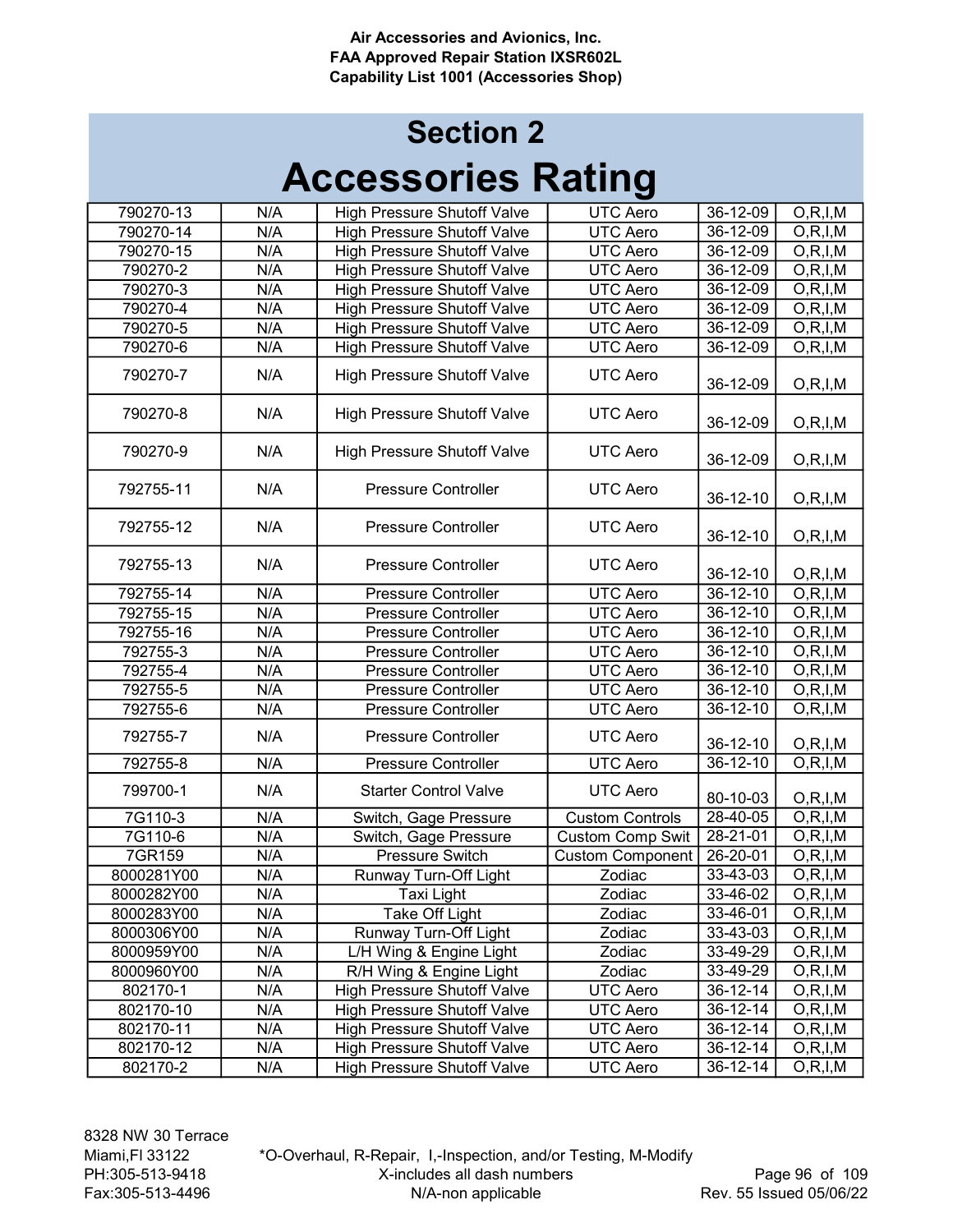Air Accessories and Avionics, Inc.
FAA Approved Repair Station IXSR602L
Capability List 1001 (Accessories Shop)

# Section 2
# Accessories Rating

| | | | | | |
|---|---|---|---|---|---|
| 790270-13 | N/A | High Pressure Shutoff Valve | UTC Aero | 36-12-09 | O,R,I,M |
| 790270-14 | N/A | High Pressure Shutoff Valve | UTC Aero | 36-12-09 | O,R,I,M |
| 790270-15 | N/A | High Pressure Shutoff Valve | UTC Aero | 36-12-09 | O,R,I,M |
| 790270-2 | N/A | High Pressure Shutoff Valve | UTC Aero | 36-12-09 | O,R,I,M |
| 790270-3 | N/A | High Pressure Shutoff Valve | UTC Aero | 36-12-09 | O,R,I,M |
| 790270-4 | N/A | High Pressure Shutoff Valve | UTC Aero | 36-12-09 | O,R,I,M |
| 790270-5 | N/A | High Pressure Shutoff Valve | UTC Aero | 36-12-09 | O,R,I,M |
| 790270-6 | N/A | High Pressure Shutoff Valve | UTC Aero | 36-12-09 | O,R,I,M |
| 790270-7 | N/A | High Pressure Shutoff Valve | UTC Aero | 36-12-09 | O,R,I,M |
| 790270-8 | N/A | High Pressure Shutoff Valve | UTC Aero | 36-12-09 | O,R,I,M |
| 790270-9 | N/A | High Pressure Shutoff Valve | UTC Aero | 36-12-09 | O,R,I,M |
| 792755-11 | N/A | Pressure Controller | UTC Aero | 36-12-10 | O,R,I,M |
| 792755-12 | N/A | Pressure Controller | UTC Aero | 36-12-10 | O,R,I,M |
| 792755-13 | N/A | Pressure Controller | UTC Aero | 36-12-10 | O,R,I,M |
| 792755-14 | N/A | Pressure Controller | UTC Aero | 36-12-10 | O,R,I,M |
| 792755-15 | N/A | Pressure Controller | UTC Aero | 36-12-10 | O,R,I,M |
| 792755-16 | N/A | Pressure Controller | UTC Aero | 36-12-10 | O,R,I,M |
| 792755-3 | N/A | Pressure Controller | UTC Aero | 36-12-10 | O,R,I,M |
| 792755-4 | N/A | Pressure Controller | UTC Aero | 36-12-10 | O,R,I,M |
| 792755-5 | N/A | Pressure Controller | UTC Aero | 36-12-10 | O,R,I,M |
| 792755-6 | N/A | Pressure Controller | UTC Aero | 36-12-10 | O,R,I,M |
| 792755-7 | N/A | Pressure Controller | UTC Aero | 36-12-10 | O,R,I,M |
| 792755-8 | N/A | Pressure Controller | UTC Aero | 36-12-10 | O,R,I,M |
| 799700-1 | N/A | Starter Control Valve | UTC Aero | 80-10-03 | O,R,I,M |
| 7G110-3 | N/A | Switch, Gage Pressure | Custom Controls | 28-40-05 | O,R,I,M |
| 7G110-6 | N/A | Switch, Gage Pressure | Custom Comp Swit | 28-21-01 | O,R,I,M |
| 7GR159 | N/A | Pressure Switch | Custom Component | 26-20-01 | O,R,I,M |
| 8000281Y00 | N/A | Runway Turn-Off Light | Zodiac | 33-43-03 | O,R,I,M |
| 8000282Y00 | N/A | Taxi Light | Zodiac | 33-46-02 | O,R,I,M |
| 8000283Y00 | N/A | Take Off Light | Zodiac | 33-46-01 | O,R,I,M |
| 8000306Y00 | N/A | Runway Turn-Off Light | Zodiac | 33-43-03 | O,R,I,M |
| 8000959Y00 | N/A | L/H Wing & Engine Light | Zodiac | 33-49-29 | O,R,I,M |
| 8000960Y00 | N/A | R/H Wing & Engine Light | Zodiac | 33-49-29 | O,R,I,M |
| 802170-1 | N/A | High Pressure Shutoff Valve | UTC Aero | 36-12-14 | O,R,I,M |
| 802170-10 | N/A | High Pressure Shutoff Valve | UTC Aero | 36-12-14 | O,R,I,M |
| 802170-11 | N/A | High Pressure Shutoff Valve | UTC Aero | 36-12-14 | O,R,I,M |
| 802170-12 | N/A | High Pressure Shutoff Valve | UTC Aero | 36-12-14 | O,R,I,M |
| 802170-2 | N/A | High Pressure Shutoff Valve | UTC Aero | 36-12-14 | O,R,I,M |

8328 NW 30 Terrace
Miami,Fl 33122
PH:305-513-9418
Fax:305-513-4496

*O-Overhaul, R-Repair, I,-Inspection, and/or Testing, M-Modify
X-includes all dash numbers
N/A-non applicable

Rev. 55 Issued 05/06/22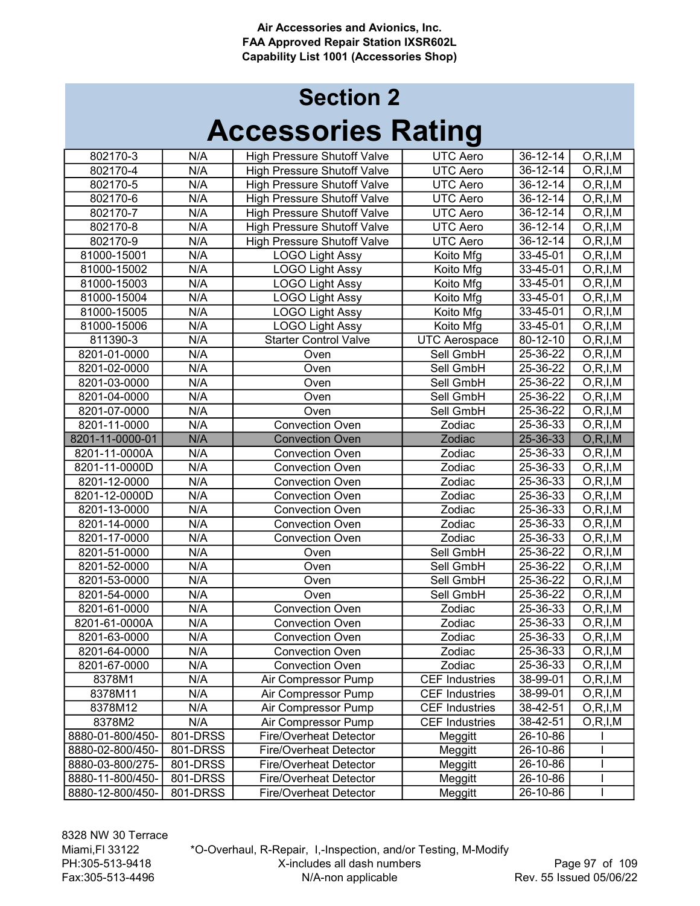Air Accessories and Avionics, Inc.
FAA Approved Repair Station IXSR602L
Capability List 1001 (Accessories Shop)

# Section 2
# Accessories Rating

| | | | | | |
|---|---|---|---|---|---|
| 802170-3 | N/A | High Pressure Shutoff Valve | UTC Aero | 36-12-14 | O,R,I,M |
| 802170-4 | N/A | High Pressure Shutoff Valve | UTC Aero | 36-12-14 | O,R,I,M |
| 802170-5 | N/A | High Pressure Shutoff Valve | UTC Aero | 36-12-14 | O,R,I,M |
| 802170-6 | N/A | High Pressure Shutoff Valve | UTC Aero | 36-12-14 | O,R,I,M |
| 802170-7 | N/A | High Pressure Shutoff Valve | UTC Aero | 36-12-14 | O,R,I,M |
| 802170-8 | N/A | High Pressure Shutoff Valve | UTC Aero | 36-12-14 | O,R,I,M |
| 802170-9 | N/A | High Pressure Shutoff Valve | UTC Aero | 36-12-14 | O,R,I,M |
| 81000-15001 | N/A | LOGO Light Assy | Koito Mfg | 33-45-01 | O,R,I,M |
| 81000-15002 | N/A | LOGO Light Assy | Koito Mfg | 33-45-01 | O,R,I,M |
| 81000-15003 | N/A | LOGO Light Assy | Koito Mfg | 33-45-01 | O,R,I,M |
| 81000-15004 | N/A | LOGO Light Assy | Koito Mfg | 33-45-01 | O,R,I,M |
| 81000-15005 | N/A | LOGO Light Assy | Koito Mfg | 33-45-01 | O,R,I,M |
| 81000-15006 | N/A | LOGO Light Assy | Koito Mfg | 33-45-01 | O,R,I,M |
| 811390-3 | N/A | Starter Control Valve | UTC Aerospace | 80-12-10 | O,R,I,M |
| 8201-01-0000 | N/A | Oven | Sell GmbH | 25-36-22 | O,R,I,M |
| 8201-02-0000 | N/A | Oven | Sell GmbH | 25-36-22 | O,R,I,M |
| 8201-03-0000 | N/A | Oven | Sell GmbH | 25-36-22 | O,R,I,M |
| 8201-04-0000 | N/A | Oven | Sell GmbH | 25-36-22 | O,R,I,M |
| 8201-07-0000 | N/A | Oven | Sell GmbH | 25-36-22 | O,R,I,M |
| 8201-11-0000 | N/A | Convection Oven | Zodiac | 25-36-33 | O,R,I,M |
| 8201-11-0000-01 | N/A | Convection Oven | Zodiac | 25-36-33 | O,R,I,M |
| 8201-11-0000A | N/A | Convection Oven | Zodiac | 25-36-33 | O,R,I,M |
| 8201-11-0000D | N/A | Convection Oven | Zodiac | 25-36-33 | O,R,I,M |
| 8201-12-0000 | N/A | Convection Oven | Zodiac | 25-36-33 | O,R,I,M |
| 8201-12-0000D | N/A | Convection Oven | Zodiac | 25-36-33 | O,R,I,M |
| 8201-13-0000 | N/A | Convection Oven | Zodiac | 25-36-33 | O,R,I,M |
| 8201-14-0000 | N/A | Convection Oven | Zodiac | 25-36-33 | O,R,I,M |
| 8201-17-0000 | N/A | Convection Oven | Zodiac | 25-36-33 | O,R,I,M |
| 8201-51-0000 | N/A | Oven | Sell GmbH | 25-36-22 | O,R,I,M |
| 8201-52-0000 | N/A | Oven | Sell GmbH | 25-36-22 | O,R,I,M |
| 8201-53-0000 | N/A | Oven | Sell GmbH | 25-36-22 | O,R,I,M |
| 8201-54-0000 | N/A | Oven | Sell GmbH | 25-36-22 | O,R,I,M |
| 8201-61-0000 | N/A | Convection Oven | Zodiac | 25-36-33 | O,R,I,M |
| 8201-61-0000A | N/A | Convection Oven | Zodiac | 25-36-33 | O,R,I,M |
| 8201-63-0000 | N/A | Convection Oven | Zodiac | 25-36-33 | O,R,I,M |
| 8201-64-0000 | N/A | Convection Oven | Zodiac | 25-36-33 | O,R,I,M |
| 8201-67-0000 | N/A | Convection Oven | Zodiac | 25-36-33 | O,R,I,M |
| 8378M1 | N/A | Air Compressor Pump | CEF Industries | 38-99-01 | O,R,I,M |
| 8378M11 | N/A | Air Compressor Pump | CEF Industries | 38-99-01 | O,R,I,M |
| 8378M12 | N/A | Air Compressor Pump | CEF Industries | 38-42-51 | O,R,I,M |
| 8378M2 | N/A | Air Compressor Pump | CEF Industries | 38-42-51 | O,R,I,M |
| 8880-01-800/450- | 801-DRSS | Fire/Overheat Detector | Meggitt | 26-10-86 | I |
| 8880-02-800/450- | 801-DRSS | Fire/Overheat Detector | Meggitt | 26-10-86 | I |
| 8880-03-800/275- | 801-DRSS | Fire/Overheat Detector | Meggitt | 26-10-86 | I |
| 8880-11-800/450- | 801-DRSS | Fire/Overheat Detector | Meggitt | 26-10-86 | I |
| 8880-12-800/450- | 801-DRSS | Fire/Overheat Detector | Meggitt | 26-10-86 | I |

8328 NW 30 Terrace
Miami,Fl 33122
PH:305-513-9418
Fax:305-513-4496

*O-Overhaul, R-Repair, I,-Inspection, and/or Testing, M-Modify
X-includes all dash numbers
N/A-non applicable

Rev. 55 Issued 05/06/22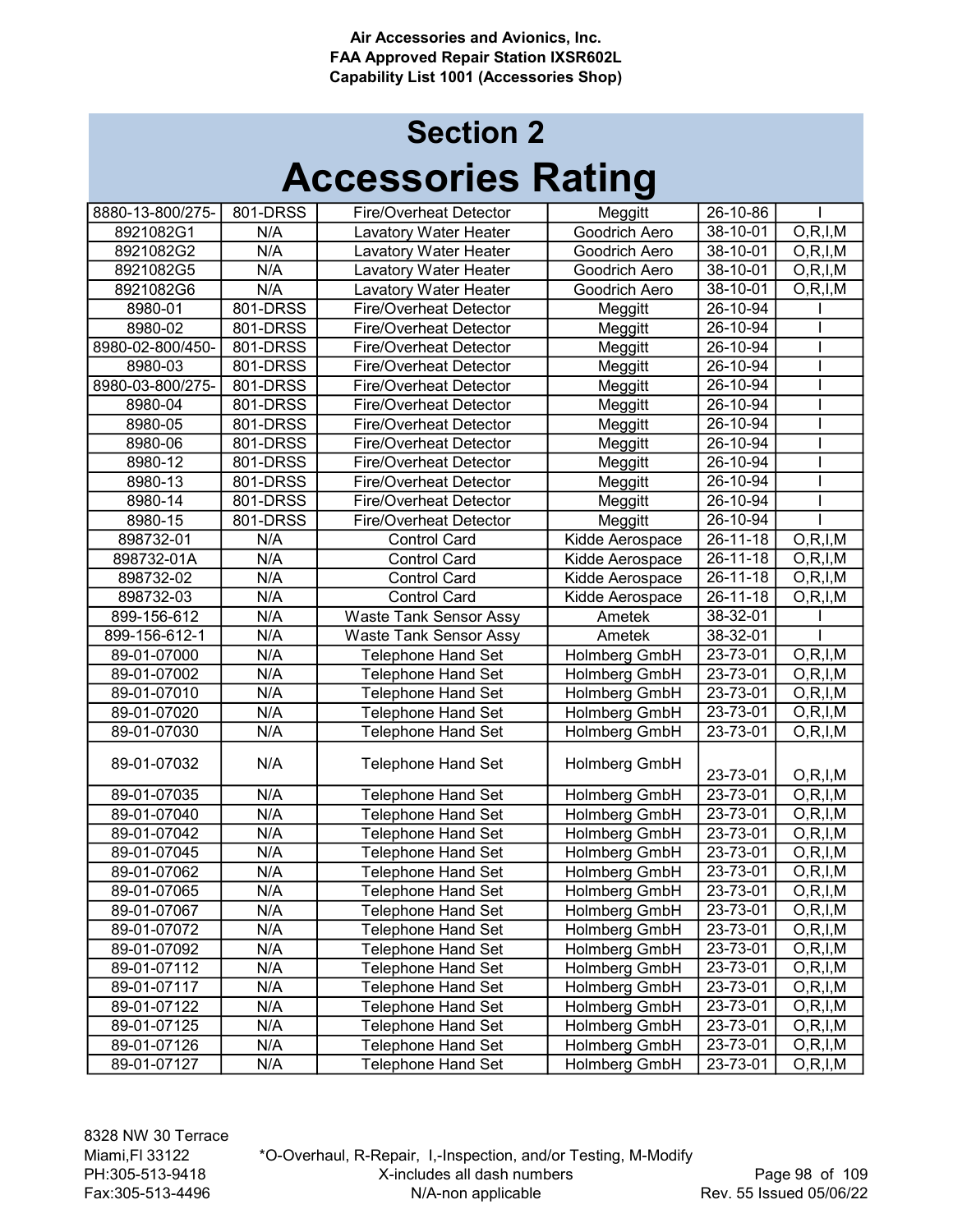Air Accessories and Avionics, Inc.
FAA Approved Repair Station IXSR602L
Capability List 1001 (Accessories Shop)

# Section 2
# Accessories Rating

| | | | | | |
|---|---|---|---|---|---|
| 8880-13-800/275- | 801-DRSS | Fire/Overheat Detector | Meggitt | 26-10-86 | I |
| 8921082G1 | N/A | Lavatory Water Heater | Goodrich Aero | 38-10-01 | O,R,I,M |
| 8921082G2 | N/A | Lavatory Water Heater | Goodrich Aero | 38-10-01 | O,R,I,M |
| 8921082G5 | N/A | Lavatory Water Heater | Goodrich Aero | 38-10-01 | O,R,I,M |
| 8921082G6 | N/A | Lavatory Water Heater | Goodrich Aero | 38-10-01 | O,R,I,M |
| 8980-01 | 801-DRSS | Fire/Overheat Detector | Meggitt | 26-10-94 | I |
| 8980-02 | 801-DRSS | Fire/Overheat Detector | Meggitt | 26-10-94 | I |
| 8980-02-800/450- | 801-DRSS | Fire/Overheat Detector | Meggitt | 26-10-94 | I |
| 8980-03 | 801-DRSS | Fire/Overheat Detector | Meggitt | 26-10-94 | I |
| 8980-03-800/275- | 801-DRSS | Fire/Overheat Detector | Meggitt | 26-10-94 | I |
| 8980-04 | 801-DRSS | Fire/Overheat Detector | Meggitt | 26-10-94 | I |
| 8980-05 | 801-DRSS | Fire/Overheat Detector | Meggitt | 26-10-94 | I |
| 8980-06 | 801-DRSS | Fire/Overheat Detector | Meggitt | 26-10-94 | I |
| 8980-12 | 801-DRSS | Fire/Overheat Detector | Meggitt | 26-10-94 | I |
| 8980-13 | 801-DRSS | Fire/Overheat Detector | Meggitt | 26-10-94 | I |
| 8980-14 | 801-DRSS | Fire/Overheat Detector | Meggitt | 26-10-94 | I |
| 8980-15 | 801-DRSS | Fire/Overheat Detector | Meggitt | 26-10-94 | I |
| 898732-01 | N/A | Control Card | Kidde Aerospace | 26-11-18 | O,R,I,M |
| 898732-01A | N/A | Control Card | Kidde Aerospace | 26-11-18 | O,R,I,M |
| 898732-02 | N/A | Control Card | Kidde Aerospace | 26-11-18 | O,R,I,M |
| 898732-03 | N/A | Control Card | Kidde Aerospace | 26-11-18 | O,R,I,M |
| 899-156-612 | N/A | Waste Tank Sensor Assy | Ametek | 38-32-01 | I |
| 899-156-612-1 | N/A | Waste Tank Sensor Assy | Ametek | 38-32-01 | I |
| 89-01-07000 | N/A | Telephone Hand Set | Holmberg GmbH | 23-73-01 | O,R,I,M |
| 89-01-07002 | N/A | Telephone Hand Set | Holmberg GmbH | 23-73-01 | O,R,I,M |
| 89-01-07010 | N/A | Telephone Hand Set | Holmberg GmbH | 23-73-01 | O,R,I,M |
| 89-01-07020 | N/A | Telephone Hand Set | Holmberg GmbH | 23-73-01 | O,R,I,M |
| 89-01-07030 | N/A | Telephone Hand Set | Holmberg GmbH | 23-73-01 | O,R,I,M |
| 89-01-07032 | N/A | Telephone Hand Set | Holmberg GmbH | 23-73-01 | O,R,I,M |
| 89-01-07035 | N/A | Telephone Hand Set | Holmberg GmbH | 23-73-01 | O,R,I,M |
| 89-01-07040 | N/A | Telephone Hand Set | Holmberg GmbH | 23-73-01 | O,R,I,M |
| 89-01-07042 | N/A | Telephone Hand Set | Holmberg GmbH | 23-73-01 | O,R,I,M |
| 89-01-07045 | N/A | Telephone Hand Set | Holmberg GmbH | 23-73-01 | O,R,I,M |
| 89-01-07062 | N/A | Telephone Hand Set | Holmberg GmbH | 23-73-01 | O,R,I,M |
| 89-01-07065 | N/A | Telephone Hand Set | Holmberg GmbH | 23-73-01 | O,R,I,M |
| 89-01-07067 | N/A | Telephone Hand Set | Holmberg GmbH | 23-73-01 | O,R,I,M |
| 89-01-07072 | N/A | Telephone Hand Set | Holmberg GmbH | 23-73-01 | O,R,I,M |
| 89-01-07092 | N/A | Telephone Hand Set | Holmberg GmbH | 23-73-01 | O,R,I,M |
| 89-01-07112 | N/A | Telephone Hand Set | Holmberg GmbH | 23-73-01 | O,R,I,M |
| 89-01-07117 | N/A | Telephone Hand Set | Holmberg GmbH | 23-73-01 | O,R,I,M |
| 89-01-07122 | N/A | Telephone Hand Set | Holmberg GmbH | 23-73-01 | O,R,I,M |
| 89-01-07125 | N/A | Telephone Hand Set | Holmberg GmbH | 23-73-01 | O,R,I,M |
| 89-01-07126 | N/A | Telephone Hand Set | Holmberg GmbH | 23-73-01 | O,R,I,M |
| 89-01-07127 | N/A | Telephone Hand Set | Holmberg GmbH | 23-73-01 | O,R,I,M |

8328 NW 30 Terrace
Miami,Fl 33122
PH:305-513-9418
Fax:305-513-4496

*O-Overhaul, R-Repair, I,-Inspection, and/or Testing, M-Modify
X-includes all dash numbers
N/A-non applicable

Rev. 55 Issued 05/06/22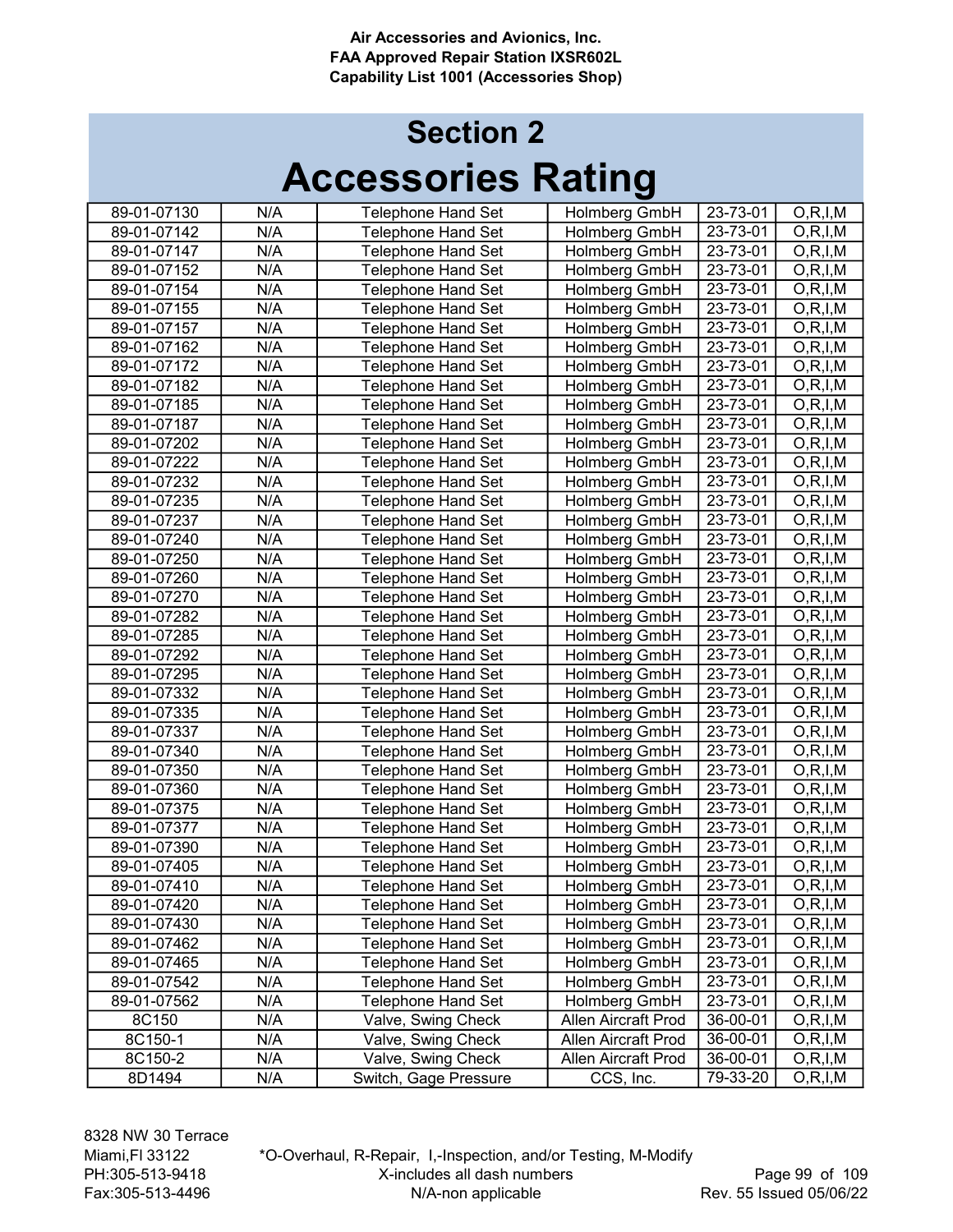Air Accessories and Avionics, Inc.
FAA Approved Repair Station IXSR602L
Capability List 1001 (Accessories Shop)

# Section 2
# Accessories Rating

| | | | | | |
|---|---|---|---|---|---|
| 89-01-07130 | N/A | Telephone Hand Set | Holmberg GmbH | 23-73-01 | O,R,I,M |
| 89-01-07142 | N/A | Telephone Hand Set | Holmberg GmbH | 23-73-01 | O,R,I,M |
| 89-01-07147 | N/A | Telephone Hand Set | Holmberg GmbH | 23-73-01 | O,R,I,M |
| 89-01-07152 | N/A | Telephone Hand Set | Holmberg GmbH | 23-73-01 | O,R,I,M |
| 89-01-07154 | N/A | Telephone Hand Set | Holmberg GmbH | 23-73-01 | O,R,I,M |
| 89-01-07155 | N/A | Telephone Hand Set | Holmberg GmbH | 23-73-01 | O,R,I,M |
| 89-01-07157 | N/A | Telephone Hand Set | Holmberg GmbH | 23-73-01 | O,R,I,M |
| 89-01-07162 | N/A | Telephone Hand Set | Holmberg GmbH | 23-73-01 | O,R,I,M |
| 89-01-07172 | N/A | Telephone Hand Set | Holmberg GmbH | 23-73-01 | O,R,I,M |
| 89-01-07182 | N/A | Telephone Hand Set | Holmberg GmbH | 23-73-01 | O,R,I,M |
| 89-01-07185 | N/A | Telephone Hand Set | Holmberg GmbH | 23-73-01 | O,R,I,M |
| 89-01-07187 | N/A | Telephone Hand Set | Holmberg GmbH | 23-73-01 | O,R,I,M |
| 89-01-07202 | N/A | Telephone Hand Set | Holmberg GmbH | 23-73-01 | O,R,I,M |
| 89-01-07222 | N/A | Telephone Hand Set | Holmberg GmbH | 23-73-01 | O,R,I,M |
| 89-01-07232 | N/A | Telephone Hand Set | Holmberg GmbH | 23-73-01 | O,R,I,M |
| 89-01-07235 | N/A | Telephone Hand Set | Holmberg GmbH | 23-73-01 | O,R,I,M |
| 89-01-07237 | N/A | Telephone Hand Set | Holmberg GmbH | 23-73-01 | O,R,I,M |
| 89-01-07240 | N/A | Telephone Hand Set | Holmberg GmbH | 23-73-01 | O,R,I,M |
| 89-01-07250 | N/A | Telephone Hand Set | Holmberg GmbH | 23-73-01 | O,R,I,M |
| 89-01-07260 | N/A | Telephone Hand Set | Holmberg GmbH | 23-73-01 | O,R,I,M |
| 89-01-07270 | N/A | Telephone Hand Set | Holmberg GmbH | 23-73-01 | O,R,I,M |
| 89-01-07282 | N/A | Telephone Hand Set | Holmberg GmbH | 23-73-01 | O,R,I,M |
| 89-01-07285 | N/A | Telephone Hand Set | Holmberg GmbH | 23-73-01 | O,R,I,M |
| 89-01-07292 | N/A | Telephone Hand Set | Holmberg GmbH | 23-73-01 | O,R,I,M |
| 89-01-07295 | N/A | Telephone Hand Set | Holmberg GmbH | 23-73-01 | O,R,I,M |
| 89-01-07332 | N/A | Telephone Hand Set | Holmberg GmbH | 23-73-01 | O,R,I,M |
| 89-01-07335 | N/A | Telephone Hand Set | Holmberg GmbH | 23-73-01 | O,R,I,M |
| 89-01-07337 | N/A | Telephone Hand Set | Holmberg GmbH | 23-73-01 | O,R,I,M |
| 89-01-07340 | N/A | Telephone Hand Set | Holmberg GmbH | 23-73-01 | O,R,I,M |
| 89-01-07350 | N/A | Telephone Hand Set | Holmberg GmbH | 23-73-01 | O,R,I,M |
| 89-01-07360 | N/A | Telephone Hand Set | Holmberg GmbH | 23-73-01 | O,R,I,M |
| 89-01-07375 | N/A | Telephone Hand Set | Holmberg GmbH | 23-73-01 | O,R,I,M |
| 89-01-07377 | N/A | Telephone Hand Set | Holmberg GmbH | 23-73-01 | O,R,I,M |
| 89-01-07390 | N/A | Telephone Hand Set | Holmberg GmbH | 23-73-01 | O,R,I,M |
| 89-01-07405 | N/A | Telephone Hand Set | Holmberg GmbH | 23-73-01 | O,R,I,M |
| 89-01-07410 | N/A | Telephone Hand Set | Holmberg GmbH | 23-73-01 | O,R,I,M |
| 89-01-07420 | N/A | Telephone Hand Set | Holmberg GmbH | 23-73-01 | O,R,I,M |
| 89-01-07430 | N/A | Telephone Hand Set | Holmberg GmbH | 23-73-01 | O,R,I,M |
| 89-01-07462 | N/A | Telephone Hand Set | Holmberg GmbH | 23-73-01 | O,R,I,M |
| 89-01-07465 | N/A | Telephone Hand Set | Holmberg GmbH | 23-73-01 | O,R,I,M |
| 89-01-07542 | N/A | Telephone Hand Set | Holmberg GmbH | 23-73-01 | O,R,I,M |
| 89-01-07562 | N/A | Telephone Hand Set | Holmberg GmbH | 23-73-01 | O,R,I,M |
| 8C150 | N/A | Valve, Swing Check | Allen Aircraft Prod | 36-00-01 | O,R,I,M |
| 8C150-1 | N/A | Valve, Swing Check | Allen Aircraft Prod | 36-00-01 | O,R,I,M |
| 8C150-2 | N/A | Valve, Swing Check | Allen Aircraft Prod | 36-00-01 | O,R,I,M |
| 8D1494 | N/A | Switch, Gage Pressure | CCS, Inc. | 79-33-20 | O,R,I,M |

8328 NW 30 Terrace
Miami,Fl 33122
PH:305-513-9418
Fax:305-513-4496

*O-Overhaul, R-Repair, I,-Inspection, and/or Testing, M-Modify
X-includes all dash numbers
N/A-non applicable

Rev. 55 Issued 05/06/22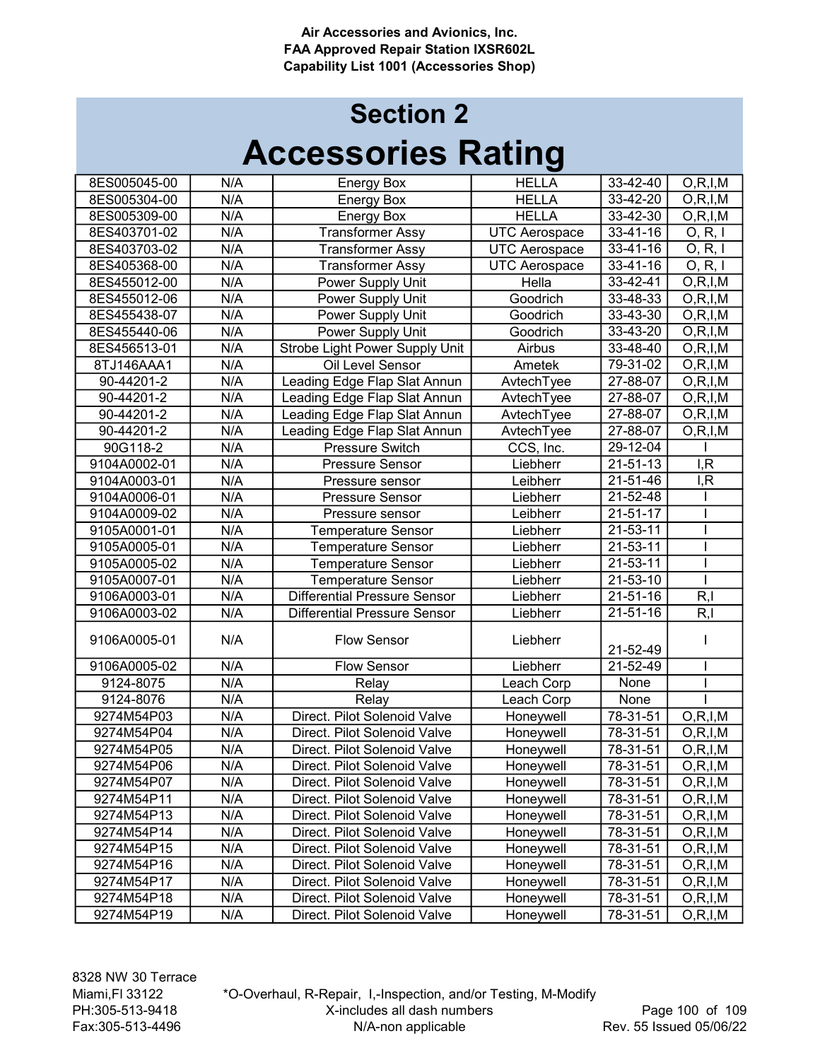## Section 2

# Accessories Rating

| | | | | | |
|---|---|---|---|---|---|
| 8ES005045-00 | N/A | Energy Box | HELLA | 33-42-40 | O,R,I,M |
| 8ES005304-00 | N/A | Energy Box | HELLA | 33-42-20 | O,R,I,M |
| 8ES005309-00 | N/A | Energy Box | HELLA | 33-42-30 | O,R,I,M |
| 8ES403701-02 | N/A | Transformer Assy | UTC Aerospace | 33-41-16 | O, R, I |
| 8ES403703-02 | N/A | Transformer Assy | UTC Aerospace | 33-41-16 | O, R, I |
| 8ES405368-00 | N/A | Transformer Assy | UTC Aerospace | 33-41-16 | O, R, I |
| 8ES455012-00 | N/A | Power Supply Unit | Hella | 33-42-41 | O,R,I,M |
| 8ES455012-06 | N/A | Power Supply Unit | Goodrich | 33-48-33 | O,R,I,M |
| 8ES455438-07 | N/A | Power Supply Unit | Goodrich | 33-43-30 | O,R,I,M |
| 8ES455440-06 | N/A | Power Supply Unit | Goodrich | 33-43-20 | O,R,I,M |
| 8ES456513-01 | N/A | Strobe Light Power Supply Unit | Airbus | 33-48-40 | O,R,I,M |
| 8TJ146AAA1 | N/A | Oil Level Sensor | Ametek | 79-31-02 | O,R,I,M |
| 90-44201-2 | N/A | Leading Edge Flap Slat Annun | AvtechTyee | 27-88-07 | O,R,I,M |
| 90-44201-2 | N/A | Leading Edge Flap Slat Annun | AvtechTyee | 27-88-07 | O,R,I,M |
| 90-44201-2 | N/A | Leading Edge Flap Slat Annun | AvtechTyee | 27-88-07 | O,R,I,M |
| 90-44201-2 | N/A | Leading Edge Flap Slat Annun | AvtechTyee | 27-88-07 | O,R,I,M |
| 90G118-2 | N/A | Pressure Switch | CCS, Inc. | 29-12-04 | I |
| 9104A0002-01 | N/A | Pressure Sensor | Liebherr | 21-51-13 | I,R |
| 9104A0003-01 | N/A | Pressure sensor | Leibherr | 21-51-46 | I,R |
| 9104A0006-01 | N/A | Pressure Sensor | Liebherr | 21-52-48 | I |
| 9104A0009-02 | N/A | Pressure sensor | Leibherr | 21-51-17 | I |
| 9105A0001-01 | N/A | Temperature Sensor | Liebherr | 21-53-11 | I |
| 9105A0005-01 | N/A | Temperature Sensor | Liebherr | 21-53-11 | I |
| 9105A0005-02 | N/A | Temperature Sensor | Liebherr | 21-53-11 | I |
| 9105A0007-01 | N/A | Temperature Sensor | Liebherr | 21-53-10 | I |
| 9106A0003-01 | N/A | Differential Pressure Sensor | Liebherr | 21-51-16 | R,I |
| 9106A0003-02 | N/A | Differential Pressure Sensor | Liebherr | 21-51-16 | R,I |
| 9106A0005-01 | N/A | Flow Sensor | Liebherr | 21-52-49 | I |
| 9106A0005-02 | N/A | Flow Sensor | Liebherr | 21-52-49 | I |
| 9124-8075 | N/A | Relay | Leach Corp | None | I |
| 9124-8076 | N/A | Relay | Leach Corp | None | I |
| 9274M54P03 | N/A | Direct. Pilot Solenoid Valve | Honeywell | 78-31-51 | O,R,I,M |
| 9274M54P04 | N/A | Direct. Pilot Solenoid Valve | Honeywell | 78-31-51 | O,R,I,M |
| 9274M54P05 | N/A | Direct. Pilot Solenoid Valve | Honeywell | 78-31-51 | O,R,I,M |
| 9274M54P06 | N/A | Direct. Pilot Solenoid Valve | Honeywell | 78-31-51 | O,R,I,M |
| 9274M54P07 | N/A | Direct. Pilot Solenoid Valve | Honeywell | 78-31-51 | O,R,I,M |
| 9274M54P11 | N/A | Direct. Pilot Solenoid Valve | Honeywell | 78-31-51 | O,R,I,M |
| 9274M54P13 | N/A | Direct. Pilot Solenoid Valve | Honeywell | 78-31-51 | O,R,I,M |
| 9274M54P14 | N/A | Direct. Pilot Solenoid Valve | Honeywell | 78-31-51 | O,R,I,M |
| 9274M54P15 | N/A | Direct. Pilot Solenoid Valve | Honeywell | 78-31-51 | O,R,I,M |
| 9274M54P16 | N/A | Direct. Pilot Solenoid Valve | Honeywell | 78-31-51 | O,R,I,M |
| 9274M54P17 | N/A | Direct. Pilot Solenoid Valve | Honeywell | 78-31-51 | O,R,I,M |
| 9274M54P18 | N/A | Direct. Pilot Solenoid Valve | Honeywell | 78-31-51 | O,R,I,M |
| 9274M54P19 | N/A | Direct. Pilot Solenoid Valve | Honeywell | 78-31-51 | O,R,I,M |

*O-Overhaul, R-Repair, I,-Inspection, and/or Testing, M-Modify
X-includes all dash numbers
N/A-non applicable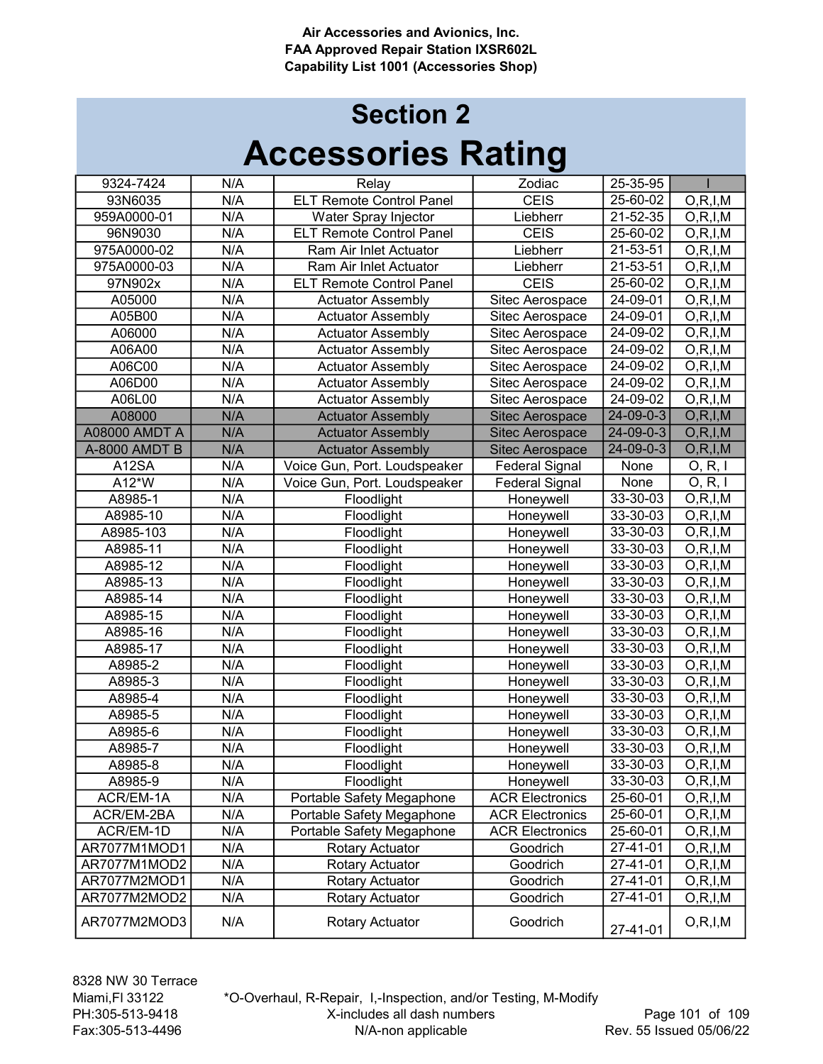Air Accessories and Avionics, Inc.
FAA Approved Repair Station IXSR602L
Capability List 1001 (Accessories Shop)

# Section 2
# Accessories Rating

| | | | | | |
|---|---|---|---|---|---|
| 9324-7424 | N/A | Relay | Zodiac | 25-35-95 | I |
| 93N6035 | N/A | ELT Remote Control Panel | CEIS | 25-60-02 | O,R,I,M |
| 959A0000-01 | N/A | Water Spray Injector | Liebherr | 21-52-35 | O,R,I,M |
| 96N9030 | N/A | ELT Remote Control Panel | CEIS | 25-60-02 | O,R,I,M |
| 975A0000-02 | N/A | Ram Air Inlet Actuator | Liebherr | 21-53-51 | O,R,I,M |
| 975A0000-03 | N/A | Ram Air Inlet Actuator | Liebherr | 21-53-51 | O,R,I,M |
| 97N902x | N/A | ELT Remote Control Panel | CEIS | 25-60-02 | O,R,I,M |
| A05000 | N/A | Actuator Assembly | Sitec Aerospace | 24-09-01 | O,R,I,M |
| A05B00 | N/A | Actuator Assembly | Sitec Aerospace | 24-09-01 | O,R,I,M |
| A06000 | N/A | Actuator Assembly | Sitec Aerospace | 24-09-02 | O,R,I,M |
| A06A00 | N/A | Actuator Assembly | Sitec Aerospace | 24-09-02 | O,R,I,M |
| A06C00 | N/A | Actuator Assembly | Sitec Aerospace | 24-09-02 | O,R,I,M |
| A06D00 | N/A | Actuator Assembly | Sitec Aerospace | 24-09-02 | O,R,I,M |
| A06L00 | N/A | Actuator Assembly | Sitec Aerospace | 24-09-02 | O,R,I,M |
| A08000 | N/A | Actuator Assembly | Sitec Aerospace | 24-09-0-3 | O,R,I,M |
| A08000 AMDT A | N/A | Actuator Assembly | Sitec Aerospace | 24-09-0-3 | O,R,I,M |
| A-8000 AMDT B | N/A | Actuator Assembly | Sitec Aerospace | 24-09-0-3 | O,R,I,M |
| A12SA | N/A | Voice Gun, Port. Loudspeaker | Federal Signal | None | O, R, I |
| A12*W | N/A | Voice Gun, Port. Loudspeaker | Federal Signal | None | O, R, I |
| A8985-1 | N/A | Floodlight | Honeywell | 33-30-03 | O,R,I,M |
| A8985-10 | N/A | Floodlight | Honeywell | 33-30-03 | O,R,I,M |
| A8985-103 | N/A | Floodlight | Honeywell | 33-30-03 | O,R,I,M |
| A8985-11 | N/A | Floodlight | Honeywell | 33-30-03 | O,R,I,M |
| A8985-12 | N/A | Floodlight | Honeywell | 33-30-03 | O,R,I,M |
| A8985-13 | N/A | Floodlight | Honeywell | 33-30-03 | O,R,I,M |
| A8985-14 | N/A | Floodlight | Honeywell | 33-30-03 | O,R,I,M |
| A8985-15 | N/A | Floodlight | Honeywell | 33-30-03 | O,R,I,M |
| A8985-16 | N/A | Floodlight | Honeywell | 33-30-03 | O,R,I,M |
| A8985-17 | N/A | Floodlight | Honeywell | 33-30-03 | O,R,I,M |
| A8985-2 | N/A | Floodlight | Honeywell | 33-30-03 | O,R,I,M |
| A8985-3 | N/A | Floodlight | Honeywell | 33-30-03 | O,R,I,M |
| A8985-4 | N/A | Floodlight | Honeywell | 33-30-03 | O,R,I,M |
| A8985-5 | N/A | Floodlight | Honeywell | 33-30-03 | O,R,I,M |
| A8985-6 | N/A | Floodlight | Honeywell | 33-30-03 | O,R,I,M |
| A8985-7 | N/A | Floodlight | Honeywell | 33-30-03 | O,R,I,M |
| A8985-8 | N/A | Floodlight | Honeywell | 33-30-03 | O,R,I,M |
| A8985-9 | N/A | Floodlight | Honeywell | 33-30-03 | O,R,I,M |
| ACR/EM-1A | N/A | Portable Safety Megaphone | ACR Electronics | 25-60-01 | O,R,I,M |
| ACR/EM-2BA | N/A | Portable Safety Megaphone | ACR Electronics | 25-60-01 | O,R,I,M |
| ACR/EM-1D | N/A | Portable Safety Megaphone | ACR Electronics | 25-60-01 | O,R,I,M |
| AR7077M1MOD1 | N/A | Rotary Actuator | Goodrich | 27-41-01 | O,R,I,M |
| AR7077M1MOD2 | N/A | Rotary Actuator | Goodrich | 27-41-01 | O,R,I,M |
| AR7077M2MOD1 | N/A | Rotary Actuator | Goodrich | 27-41-01 | O,R,I,M |
| AR7077M2MOD2 | N/A | Rotary Actuator | Goodrich | 27-41-01 | O,R,I,M |
| AR7077M2MOD3 | N/A | Rotary Actuator | Goodrich | 27-41-01 | O,R,I,M |

8328 NW 30 Terrace
Miami,Fl 33122
PH:305-513-9418
Fax:305-513-4496

*O-Overhaul, R-Repair, I,-Inspection, and/or Testing, M-Modify
X-includes all dash numbers
N/A-non applicable

Rev. 55 Issued 05/06/22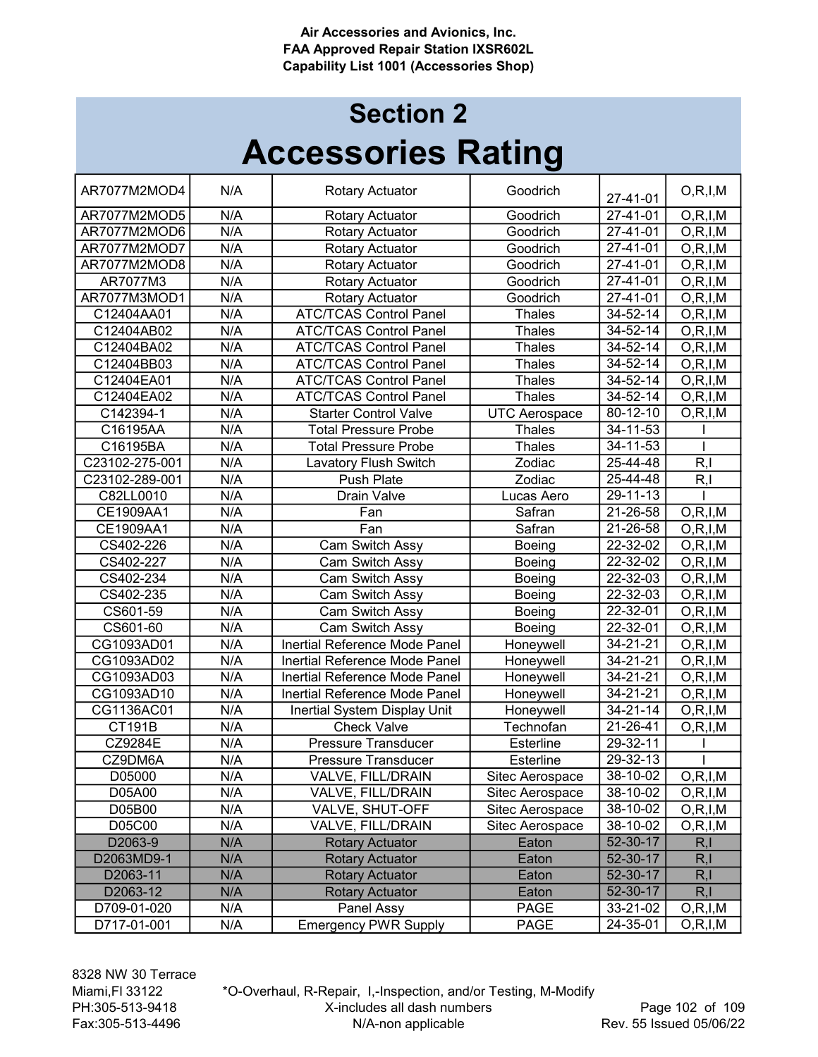# Section 2
# Accessories Rating

| | | | | | |
|---|---|---|---|---|---|
| AR7077M2MOD4 | N/A | Rotary Actuator | Goodrich | 27-41-01 | O,R,I,M |
| AR7077M2MOD5 | N/A | Rotary Actuator | Goodrich | 27-41-01 | O,R,I,M |
| AR7077M2MOD6 | N/A | Rotary Actuator | Goodrich | 27-41-01 | O,R,I,M |
| AR7077M2MOD7 | N/A | Rotary Actuator | Goodrich | 27-41-01 | O,R,I,M |
| AR7077M2MOD8 | N/A | Rotary Actuator | Goodrich | 27-41-01 | O,R,I,M |
| AR7077M3 | N/A | Rotary Actuator | Goodrich | 27-41-01 | O,R,I,M |
| AR7077M3MOD1 | N/A | Rotary Actuator | Goodrich | 27-41-01 | O,R,I,M |
| C12404AA01 | N/A | ATC/TCAS Control Panel | Thales | 34-52-14 | O,R,I,M |
| C12404AB02 | N/A | ATC/TCAS Control Panel | Thales | 34-52-14 | O,R,I,M |
| C12404BA02 | N/A | ATC/TCAS Control Panel | Thales | 34-52-14 | O,R,I,M |
| C12404BB03 | N/A | ATC/TCAS Control Panel | Thales | 34-52-14 | O,R,I,M |
| C12404EA01 | N/A | ATC/TCAS Control Panel | Thales | 34-52-14 | O,R,I,M |
| C12404EA02 | N/A | ATC/TCAS Control Panel | Thales | 34-52-14 | O,R,I,M |
| C142394-1 | N/A | Starter Control Valve | UTC Aerospace | 80-12-10 | O,R,I,M |
| C16195AA | N/A | Total Pressure Probe | Thales | 34-11-53 | I |
| C16195BA | N/A | Total Pressure Probe | Thales | 34-11-53 | I |
| C23102-275-001 | N/A | Lavatory Flush Switch | Zodiac | 25-44-48 | R,I |
| C23102-289-001 | N/A | Push Plate | Zodiac | 25-44-48 | R,I |
| C82LL0010 | N/A | Drain Valve | Lucas Aero | 29-11-13 | I |
| CE1909AA1 | N/A | Fan | Safran | 21-26-58 | O,R,I,M |
| CE1909AA1 | N/A | Fan | Safran | 21-26-58 | O,R,I,M |
| CS402-226 | N/A | Cam Switch Assy | Boeing | 22-32-02 | O,R,I,M |
| CS402-227 | N/A | Cam Switch Assy | Boeing | 22-32-02 | O,R,I,M |
| CS402-234 | N/A | Cam Switch Assy | Boeing | 22-32-03 | O,R,I,M |
| CS402-235 | N/A | Cam Switch Assy | Boeing | 22-32-03 | O,R,I,M |
| CS601-59 | N/A | Cam Switch Assy | Boeing | 22-32-01 | O,R,I,M |
| CS601-60 | N/A | Cam Switch Assy | Boeing | 22-32-01 | O,R,I,M |
| CG1093AD01 | N/A | Inertial Reference Mode Panel | Honeywell | 34-21-21 | O,R,I,M |
| CG1093AD02 | N/A | Inertial Reference Mode Panel | Honeywell | 34-21-21 | O,R,I,M |
| CG1093AD03 | N/A | Inertial Reference Mode Panel | Honeywell | 34-21-21 | O,R,I,M |
| CG1093AD10 | N/A | Inertial Reference Mode Panel | Honeywell | 34-21-21 | O,R,I,M |
| CG1136AC01 | N/A | Inertial System Display Unit | Honeywell | 34-21-14 | O,R,I,M |
| CT191B | N/A | Check Valve | Technofan | 21-26-41 | O,R,I,M |
| CZ9284E | N/A | Pressure Transducer | Esterline | 29-32-11 | I |
| CZ9DM6A | N/A | Pressure Transducer | Esterline | 29-32-13 | I |
| D05000 | N/A | VALVE, FILL/DRAIN | Sitec Aerospace | 38-10-02 | O,R,I,M |
| D05A00 | N/A | VALVE, FILL/DRAIN | Sitec Aerospace | 38-10-02 | O,R,I,M |
| D05B00 | N/A | VALVE, SHUT-OFF | Sitec Aerospace | 38-10-02 | O,R,I,M |
| D05C00 | N/A | VALVE, FILL/DRAIN | Sitec Aerospace | 38-10-02 | O,R,I,M |
| D2063-9 | N/A | Rotary Actuator | Eaton | 52-30-17 | R,I |
| D2063MD9-1 | N/A | Rotary Actuator | Eaton | 52-30-17 | R,I |
| D2063-11 | N/A | Rotary Actuator | Eaton | 52-30-17 | R,I |
| D2063-12 | N/A | Rotary Actuator | Eaton | 52-30-17 | R,I |
| D709-01-020 | N/A | Panel Assy | PAGE | 33-21-02 | O,R,I,M |
| D717-01-001 | N/A | Emergency PWR Supply | PAGE | 24-35-01 | O,R,I,M |

*O-Overhaul, R-Repair, I,-Inspection, and/or Testing, M-Modify
X-includes all dash numbers
N/A-non applicable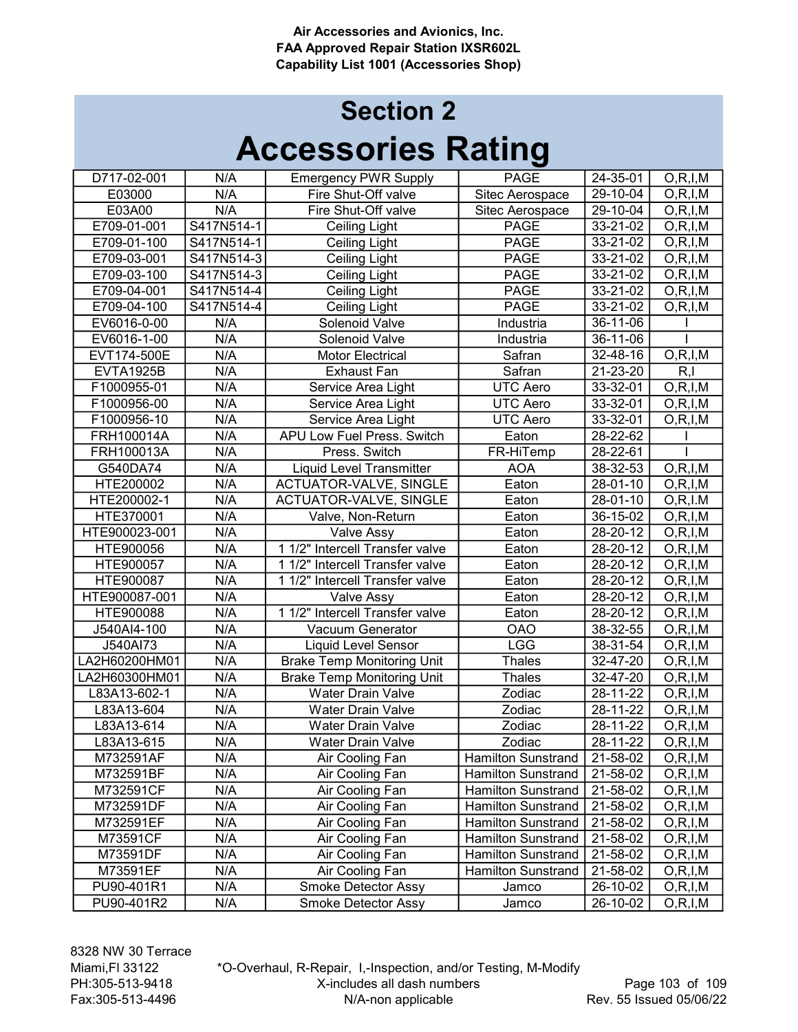# Section 2

# Accessories Rating

| | | | | | |
|---|---|---|---|---|---|
| D717-02-001 | N/A | Emergency PWR Supply | PAGE | 24-35-01 | O,R,I,M |
| E03000 | N/A | Fire Shut-Off valve | Sitec Aerospace | 29-10-04 | O,R,I,M |
| E03A00 | N/A | Fire Shut-Off valve | Sitec Aerospace | 29-10-04 | O,R,I,M |
| E709-01-001 | S417N514-1 | Ceiling Light | PAGE | 33-21-02 | O,R,I,M |
| E709-01-100 | S417N514-1 | Ceiling Light | PAGE | 33-21-02 | O,R,I,M |
| E709-03-001 | S417N514-3 | Ceiling Light | PAGE | 33-21-02 | O,R,I,M |
| E709-03-100 | S417N514-3 | Ceiling Light | PAGE | 33-21-02 | O,R,I,M |
| E709-04-001 | S417N514-4 | Ceiling Light | PAGE | 33-21-02 | O,R,I,M |
| E709-04-100 | S417N514-4 | Ceiling Light | PAGE | 33-21-02 | O,R,I,M |
| EV6016-0-00 | N/A | Solenoid Valve | Industria | 36-11-06 | I |
| EV6016-1-00 | N/A | Solenoid Valve | Industria | 36-11-06 | I |
| EVT174-500E | N/A | Motor Electrical | Safran | 32-48-16 | O,R,I,M |
| EVTA1925B | N/A | Exhaust Fan | Safran | 21-23-20 | R,I |
| F1000955-01 | N/A | Service Area Light | UTC Aero | 33-32-01 | O,R,I,M |
| F1000956-00 | N/A | Service Area Light | UTC Aero | 33-32-01 | O,R,I,M |
| F1000956-10 | N/A | Service Area Light | UTC Aero | 33-32-01 | O,R,I,M |
| FRH100014A | N/A | APU Low Fuel Press. Switch | Eaton | 28-22-62 | I |
| FRH100013A | N/A | Press. Switch | FR-HiTemp | 28-22-61 | I |
| G540DA74 | N/A | Liquid Level Transmitter | AOA | 38-32-53 | O,R,I,M |
| HTE200002 | N/A | ACTUATOR-VALVE, SINGLE | Eaton | 28-01-10 | O,R,I,M |
| HTE200002-1 | N/A | ACTUATOR-VALVE, SINGLE | Eaton | 28-01-10 | O,R,I.M |
| HTE370001 | N/A | Valve, Non-Return | Eaton | 36-15-02 | O,R,I,M |
| HTE900023-001 | N/A | Valve Assy | Eaton | 28-20-12 | O,R,I,M |
| HTE900056 | N/A | 1 1/2" Intercell Transfer valve | Eaton | 28-20-12 | O,R,I,M |
| HTE900057 | N/A | 1 1/2" Intercell Transfer valve | Eaton | 28-20-12 | O,R,I,M |
| HTE900087 | N/A | 1 1/2" Intercell Transfer valve | Eaton | 28-20-12 | O,R,I,M |
| HTE900087-001 | N/A | Valve Assy | Eaton | 28-20-12 | O,R,I,M |
| HTE900088 | N/A | 1 1/2" Intercell Transfer valve | Eaton | 28-20-12 | O,R,I,M |
| J540AI4-100 | N/A | Vacuum Generator | OAO | 38-32-55 | O,R,I,M |
| J540AI73 | N/A | Liquid Level Sensor | LGG | 38-31-54 | O,R,I,M |
| LA2H60200HM01 | N/A | Brake Temp Monitoring Unit | Thales | 32-47-20 | O,R,I,M |
| LA2H60300HM01 | N/A | Brake Temp Monitoring Unit | Thales | 32-47-20 | O,R,I,M |
| L83A13-602-1 | N/A | Water Drain Valve | Zodiac | 28-11-22 | O,R,I,M |
| L83A13-604 | N/A | Water Drain Valve | Zodiac | 28-11-22 | O,R,I,M |
| L83A13-614 | N/A | Water Drain Valve | Zodiac | 28-11-22 | O,R,I,M |
| L83A13-615 | N/A | Water Drain Valve | Zodiac | 28-11-22 | O,R,I,M |
| M732591AF | N/A | Air Cooling Fan | Hamilton Sunstrand | 21-58-02 | O,R,I,M |
| M732591BF | N/A | Air Cooling Fan | Hamilton Sunstrand | 21-58-02 | O,R,I,M |
| M732591CF | N/A | Air Cooling Fan | Hamilton Sunstrand | 21-58-02 | O,R,I,M |
| M732591DF | N/A | Air Cooling Fan | Hamilton Sunstrand | 21-58-02 | O,R,I,M |
| M732591EF | N/A | Air Cooling Fan | Hamilton Sunstrand | 21-58-02 | O,R,I,M |
| M73591CF | N/A | Air Cooling Fan | Hamilton Sunstrand | 21-58-02 | O,R,I,M |
| M73591DF | N/A | Air Cooling Fan | Hamilton Sunstrand | 21-58-02 | O,R,I,M |
| M73591EF | N/A | Air Cooling Fan | Hamilton Sunstrand | 21-58-02 | O,R,I,M |
| PU90-401R1 | N/A | Smoke Detector Assy | Jamco | 26-10-02 | O,R,I,M |
| PU90-401R2 | N/A | Smoke Detector Assy | Jamco | 26-10-02 | O,R,I,M |

*O-Overhaul, R-Repair, I,-Inspection, and/or Testing, M-Modify
X-includes all dash numbers
N/A-non applicable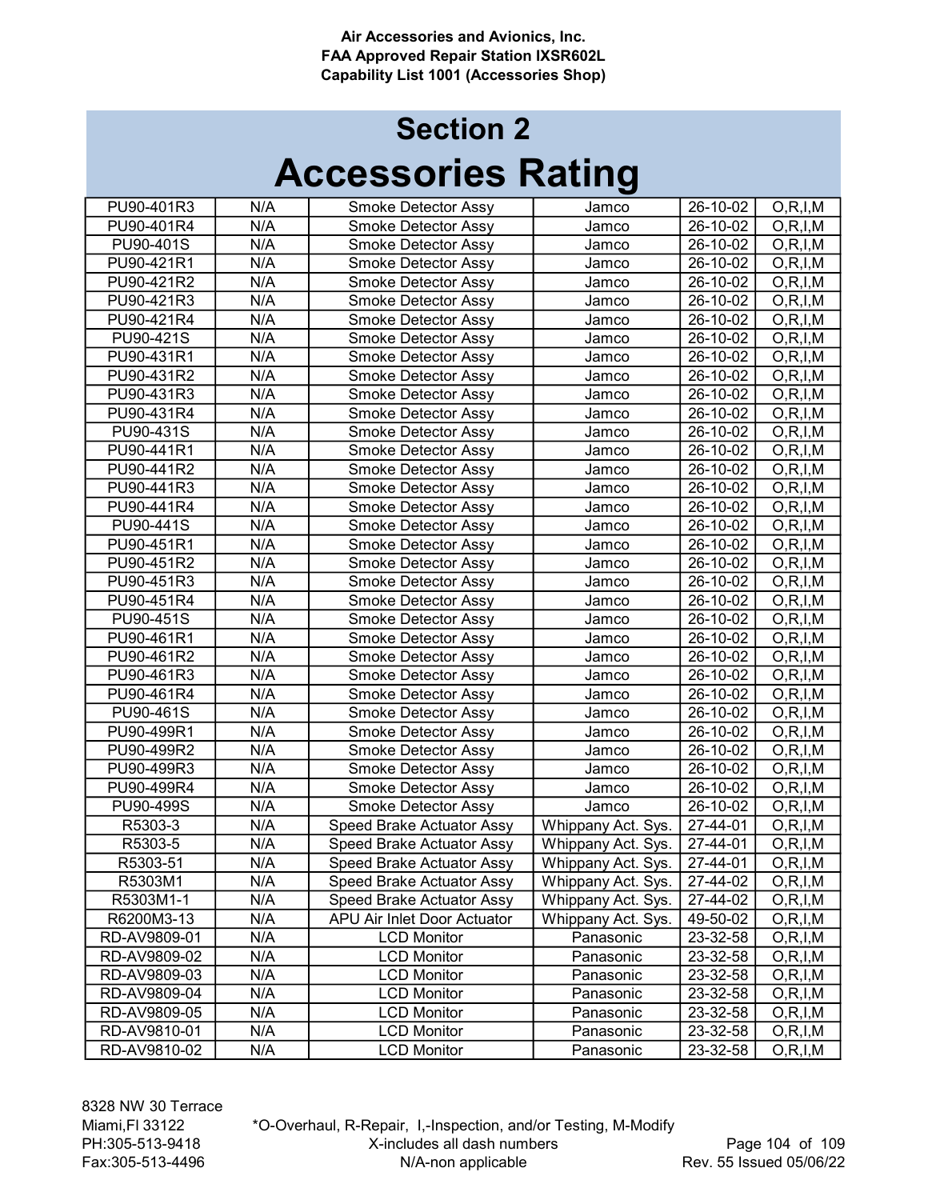## Section 2

# Accessories Rating

| | | | | | |
|---|---|---|---|---|---|
| PU90-401R3 | N/A | Smoke Detector Assy | Jamco | 26-10-02 | O,R,I,M |
| PU90-401R4 | N/A | Smoke Detector Assy | Jamco | 26-10-02 | O,R,I,M |
| PU90-401S | N/A | Smoke Detector Assy | Jamco | 26-10-02 | O,R,I,M |
| PU90-421R1 | N/A | Smoke Detector Assy | Jamco | 26-10-02 | O,R,I,M |
| PU90-421R2 | N/A | Smoke Detector Assy | Jamco | 26-10-02 | O,R,I,M |
| PU90-421R3 | N/A | Smoke Detector Assy | Jamco | 26-10-02 | O,R,I,M |
| PU90-421R4 | N/A | Smoke Detector Assy | Jamco | 26-10-02 | O,R,I,M |
| PU90-421S | N/A | Smoke Detector Assy | Jamco | 26-10-02 | O,R,I,M |
| PU90-431R1 | N/A | Smoke Detector Assy | Jamco | 26-10-02 | O,R,I,M |
| PU90-431R2 | N/A | Smoke Detector Assy | Jamco | 26-10-02 | O,R,I,M |
| PU90-431R3 | N/A | Smoke Detector Assy | Jamco | 26-10-02 | O,R,I,M |
| PU90-431R4 | N/A | Smoke Detector Assy | Jamco | 26-10-02 | O,R,I,M |
| PU90-431S | N/A | Smoke Detector Assy | Jamco | 26-10-02 | O,R,I,M |
| PU90-441R1 | N/A | Smoke Detector Assy | Jamco | 26-10-02 | O,R,I,M |
| PU90-441R2 | N/A | Smoke Detector Assy | Jamco | 26-10-02 | O,R,I,M |
| PU90-441R3 | N/A | Smoke Detector Assy | Jamco | 26-10-02 | O,R,I,M |
| PU90-441R4 | N/A | Smoke Detector Assy | Jamco | 26-10-02 | O,R,I,M |
| PU90-441S | N/A | Smoke Detector Assy | Jamco | 26-10-02 | O,R,I,M |
| PU90-451R1 | N/A | Smoke Detector Assy | Jamco | 26-10-02 | O,R,I,M |
| PU90-451R2 | N/A | Smoke Detector Assy | Jamco | 26-10-02 | O,R,I,M |
| PU90-451R3 | N/A | Smoke Detector Assy | Jamco | 26-10-02 | O,R,I,M |
| PU90-451R4 | N/A | Smoke Detector Assy | Jamco | 26-10-02 | O,R,I,M |
| PU90-451S | N/A | Smoke Detector Assy | Jamco | 26-10-02 | O,R,I,M |
| PU90-461R1 | N/A | Smoke Detector Assy | Jamco | 26-10-02 | O,R,I,M |
| PU90-461R2 | N/A | Smoke Detector Assy | Jamco | 26-10-02 | O,R,I,M |
| PU90-461R3 | N/A | Smoke Detector Assy | Jamco | 26-10-02 | O,R,I,M |
| PU90-461R4 | N/A | Smoke Detector Assy | Jamco | 26-10-02 | O,R,I,M |
| PU90-461S | N/A | Smoke Detector Assy | Jamco | 26-10-02 | O,R,I,M |
| PU90-499R1 | N/A | Smoke Detector Assy | Jamco | 26-10-02 | O,R,I,M |
| PU90-499R2 | N/A | Smoke Detector Assy | Jamco | 26-10-02 | O,R,I,M |
| PU90-499R3 | N/A | Smoke Detector Assy | Jamco | 26-10-02 | O,R,I,M |
| PU90-499R4 | N/A | Smoke Detector Assy | Jamco | 26-10-02 | O,R,I,M |
| PU90-499S | N/A | Smoke Detector Assy | Jamco | 26-10-02 | O,R,I,M |
| R5303-3 | N/A | Speed Brake Actuator Assy | Whippany Act. Sys. | 27-44-01 | O,R,I,M |
| R5303-5 | N/A | Speed Brake Actuator Assy | Whippany Act. Sys. | 27-44-01 | O,R,I,M |
| R5303-51 | N/A | Speed Brake Actuator Assy | Whippany Act. Sys. | 27-44-01 | O,R,I,M |
| R5303M1 | N/A | Speed Brake Actuator Assy | Whippany Act. Sys. | 27-44-02 | O,R,I,M |
| R5303M1-1 | N/A | Speed Brake Actuator Assy | Whippany Act. Sys. | 27-44-02 | O,R,I,M |
| R6200M3-13 | N/A | APU Air Inlet Door Actuator | Whippany Act. Sys. | 49-50-02 | O,R,I,M |
| RD-AV9809-01 | N/A | LCD Monitor | Panasonic | 23-32-58 | O,R,I,M |
| RD-AV9809-02 | N/A | LCD Monitor | Panasonic | 23-32-58 | O,R,I,M |
| RD-AV9809-03 | N/A | LCD Monitor | Panasonic | 23-32-58 | O,R,I,M |
| RD-AV9809-04 | N/A | LCD Monitor | Panasonic | 23-32-58 | O,R,I,M |
| RD-AV9809-05 | N/A | LCD Monitor | Panasonic | 23-32-58 | O,R,I,M |
| RD-AV9810-01 | N/A | LCD Monitor | Panasonic | 23-32-58 | O,R,I,M |
| RD-AV9810-02 | N/A | LCD Monitor | Panasonic | 23-32-58 | O,R,I,M |

*O-Overhaul, R-Repair, I,-Inspection, and/or Testing, M-Modify
X-includes all dash numbers
N/A-non applicable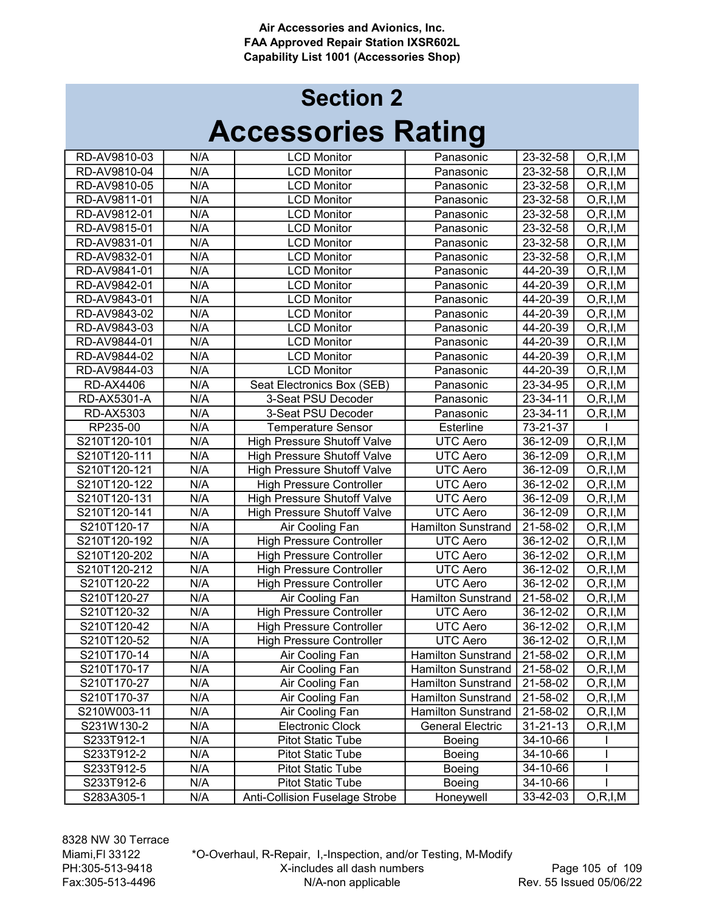Air Accessories and Avionics, Inc.
FAA Approved Repair Station IXSR602L
Capability List 1001 (Accessories Shop)

# Section 2
# Accessories Rating

| | | | | | |
|---|---|---|---|---|---|
| RD-AV9810-03 | N/A | LCD Monitor | Panasonic | 23-32-58 | O,R,I,M |
| RD-AV9810-04 | N/A | LCD Monitor | Panasonic | 23-32-58 | O,R,I,M |
| RD-AV9810-05 | N/A | LCD Monitor | Panasonic | 23-32-58 | O,R,I,M |
| RD-AV9811-01 | N/A | LCD Monitor | Panasonic | 23-32-58 | O,R,I,M |
| RD-AV9812-01 | N/A | LCD Monitor | Panasonic | 23-32-58 | O,R,I,M |
| RD-AV9815-01 | N/A | LCD Monitor | Panasonic | 23-32-58 | O,R,I,M |
| RD-AV9831-01 | N/A | LCD Monitor | Panasonic | 23-32-58 | O,R,I,M |
| RD-AV9832-01 | N/A | LCD Monitor | Panasonic | 23-32-58 | O,R,I,M |
| RD-AV9841-01 | N/A | LCD Monitor | Panasonic | 44-20-39 | O,R,I,M |
| RD-AV9842-01 | N/A | LCD Monitor | Panasonic | 44-20-39 | O,R,I,M |
| RD-AV9843-01 | N/A | LCD Monitor | Panasonic | 44-20-39 | O,R,I,M |
| RD-AV9843-02 | N/A | LCD Monitor | Panasonic | 44-20-39 | O,R,I,M |
| RD-AV9843-03 | N/A | LCD Monitor | Panasonic | 44-20-39 | O,R,I,M |
| RD-AV9844-01 | N/A | LCD Monitor | Panasonic | 44-20-39 | O,R,I,M |
| RD-AV9844-02 | N/A | LCD Monitor | Panasonic | 44-20-39 | O,R,I,M |
| RD-AV9844-03 | N/A | LCD Monitor | Panasonic | 44-20-39 | O,R,I,M |
| RD-AX4406 | N/A | Seat Electronics Box (SEB) | Panasonic | 23-34-95 | O,R,I,M |
| RD-AX5301-A | N/A | 3-Seat PSU Decoder | Panasonic | 23-34-11 | O,R,I,M |
| RD-AX5303 | N/A | 3-Seat PSU Decoder | Panasonic | 23-34-11 | O,R,I,M |
| RP235-00 | N/A | Temperature Sensor | Esterline | 73-21-37 | I |
| S210T120-101 | N/A | High Pressure Shutoff Valve | UTC Aero | 36-12-09 | O,R,I,M |
| S210T120-111 | N/A | High Pressure Shutoff Valve | UTC Aero | 36-12-09 | O,R,I,M |
| S210T120-121 | N/A | High Pressure Shutoff Valve | UTC Aero | 36-12-09 | O,R,I,M |
| S210T120-122 | N/A | High Pressure Controller | UTC Aero | 36-12-02 | O,R,I,M |
| S210T120-131 | N/A | High Pressure Shutoff Valve | UTC Aero | 36-12-09 | O,R,I,M |
| S210T120-141 | N/A | High Pressure Shutoff Valve | UTC Aero | 36-12-09 | O,R,I,M |
| S210T120-17 | N/A | Air Cooling Fan | Hamilton Sunstrand | 21-58-02 | O,R,I,M |
| S210T120-192 | N/A | High Pressure Controller | UTC Aero | 36-12-02 | O,R,I,M |
| S210T120-202 | N/A | High Pressure Controller | UTC Aero | 36-12-02 | O,R,I,M |
| S210T120-212 | N/A | High Pressure Controller | UTC Aero | 36-12-02 | O,R,I,M |
| S210T120-22 | N/A | High Pressure Controller | UTC Aero | 36-12-02 | O,R,I,M |
| S210T120-27 | N/A | Air Cooling Fan | Hamilton Sunstrand | 21-58-02 | O,R,I,M |
| S210T120-32 | N/A | High Pressure Controller | UTC Aero | 36-12-02 | O,R,I,M |
| S210T120-42 | N/A | High Pressure Controller | UTC Aero | 36-12-02 | O,R,I,M |
| S210T120-52 | N/A | High Pressure Controller | UTC Aero | 36-12-02 | O,R,I,M |
| S210T170-14 | N/A | Air Cooling Fan | Hamilton Sunstrand | 21-58-02 | O,R,I,M |
| S210T170-17 | N/A | Air Cooling Fan | Hamilton Sunstrand | 21-58-02 | O,R,I,M |
| S210T170-27 | N/A | Air Cooling Fan | Hamilton Sunstrand | 21-58-02 | O,R,I,M |
| S210T170-37 | N/A | Air Cooling Fan | Hamilton Sunstrand | 21-58-02 | O,R,I,M |
| S210W003-11 | N/A | Air Cooling Fan | Hamilton Sunstrand | 21-58-02 | O,R,I,M |
| S231W130-2 | N/A | Electronic Clock | General Electric | 31-21-13 | O,R,I,M |
| S233T912-1 | N/A | Pitot Static Tube | Boeing | 34-10-66 | I |
| S233T912-2 | N/A | Pitot Static Tube | Boeing | 34-10-66 | I |
| S233T912-5 | N/A | Pitot Static Tube | Boeing | 34-10-66 | I |
| S233T912-6 | N/A | Pitot Static Tube | Boeing | 34-10-66 | I |
| S283A305-1 | N/A | Anti-Collision Fuselage Strobe | Honeywell | 33-42-03 | O,R,I,M |

8328 NW 30 Terrace
Miami,Fl 33122
PH:305-513-9418
Fax:305-513-4496

*O-Overhaul, R-Repair, I,-Inspection, and/or Testing, M-Modify
X-includes all dash numbers
N/A-non applicable

Rev. 55 Issued 05/06/22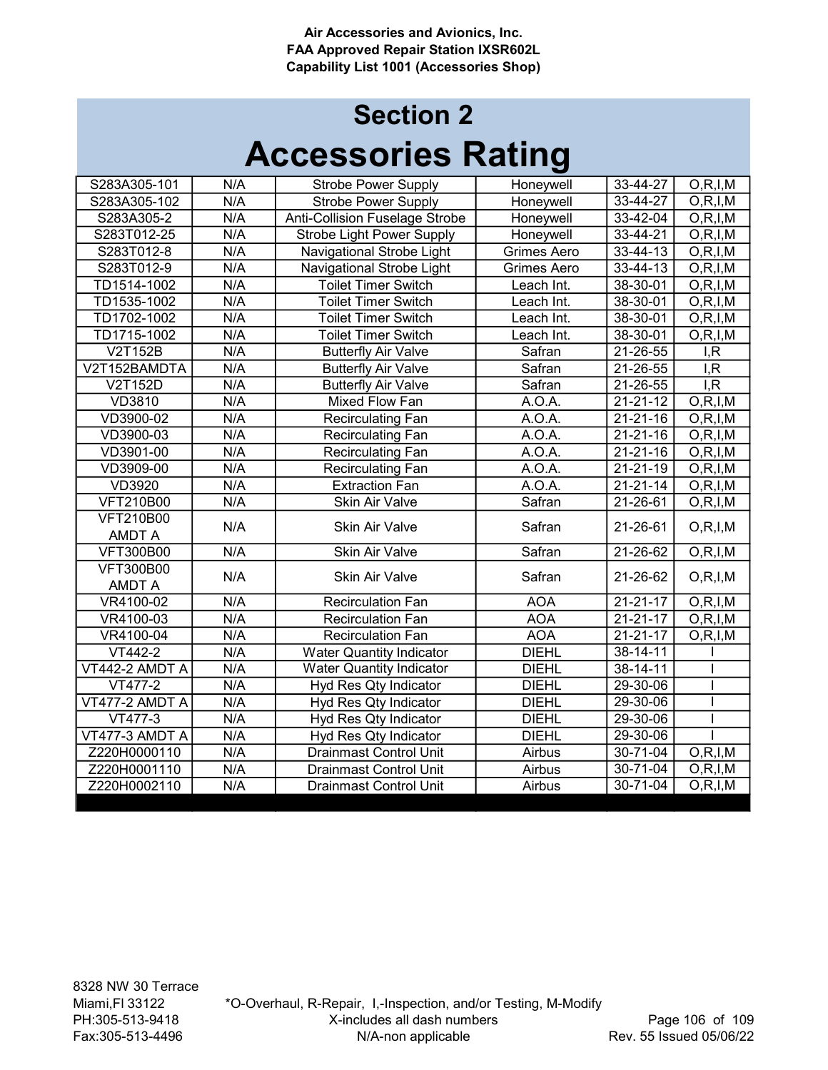## Section 2

# Accessories Rating

| | | | | | |
|---|---|---|---|---|---|
| S283A305-101 | N/A | Strobe Power Supply | Honeywell | 33-44-27 | O,R,I,M |
| S283A305-102 | N/A | Strobe Power Supply | Honeywell | 33-44-27 | O,R,I,M |
| S283A305-2 | N/A | Anti-Collision Fuselage Strobe | Honeywell | 33-42-04 | O,R,I,M |
| S283T012-25 | N/A | Strobe Light Power Supply | Honeywell | 33-44-21 | O,R,I,M |
| S283T012-8 | N/A | Navigational Strobe Light | Grimes Aero | 33-44-13 | O,R,I,M |
| S283T012-9 | N/A | Navigational Strobe Light | Grimes Aero | 33-44-13 | O,R,I,M |
| TD1514-1002 | N/A | Toilet Timer Switch | Leach Int. | 38-30-01 | O,R,I,M |
| TD1535-1002 | N/A | Toilet Timer Switch | Leach Int. | 38-30-01 | O,R,I,M |
| TD1702-1002 | N/A | Toilet Timer Switch | Leach Int. | 38-30-01 | O,R,I,M |
| TD1715-1002 | N/A | Toilet Timer Switch | Leach Int. | 38-30-01 | O,R,I,M |
| V2T152B | N/A | Butterfly Air Valve | Safran | 21-26-55 | I,R |
| V2T152BAMDTA | N/A | Butterfly Air Valve | Safran | 21-26-55 | I,R |
| V2T152D | N/A | Butterfly Air Valve | Safran | 21-26-55 | I,R |
| VD3810 | N/A | Mixed Flow Fan | A.O.A. | 21-21-12 | O,R,I,M |
| VD3900-02 | N/A | Recirculating Fan | A.O.A. | 21-21-16 | O,R,I,M |
| VD3900-03 | N/A | Recirculating Fan | A.O.A. | 21-21-16 | O,R,I,M |
| VD3901-00 | N/A | Recirculating Fan | A.O.A. | 21-21-16 | O,R,I,M |
| VD3909-00 | N/A | Recirculating Fan | A.O.A. | 21-21-19 | O,R,I,M |
| VD3920 | N/A | Extraction Fan | A.O.A. | 21-21-14 | O,R,I,M |
| VFT210B00 | N/A | Skin Air Valve | Safran | 21-26-61 | O,R,I,M |
| VFT210B00 AMDT A | N/A | Skin Air Valve | Safran | 21-26-61 | O,R,I,M |
| VFT300B00 | N/A | Skin Air Valve | Safran | 21-26-62 | O,R,I,M |
| VFT300B00 AMDT A | N/A | Skin Air Valve | Safran | 21-26-62 | O,R,I,M |
| VR4100-02 | N/A | Recirculation Fan | AOA | 21-21-17 | O,R,I,M |
| VR4100-03 | N/A | Recirculation Fan | AOA | 21-21-17 | O,R,I,M |
| VR4100-04 | N/A | Recirculation Fan | AOA | 21-21-17 | O,R,I,M |
| VT442-2 | N/A | Water Quantity Indicator | DIEHL | 38-14-11 | I |
| VT442-2 AMDT A | N/A | Water Quantity Indicator | DIEHL | 38-14-11 | I |
| VT477-2 | N/A | Hyd Res Qty Indicator | DIEHL | 29-30-06 | I |
| VT477-2 AMDT A | N/A | Hyd Res Qty Indicator | DIEHL | 29-30-06 | I |
| VT477-3 | N/A | Hyd Res Qty Indicator | DIEHL | 29-30-06 | I |
| VT477-3 AMDT A | N/A | Hyd Res Qty Indicator | DIEHL | 29-30-06 | I |
| Z220H0000110 | N/A | Drainmast Control Unit | Airbus | 30-71-04 | O,R,I,M |
| Z220H0001110 | N/A | Drainmast Control Unit | Airbus | 30-71-04 | O,R,I,M |
| Z220H0002110 | N/A | Drainmast Control Unit | Airbus | 30-71-04 | O,R,I,M |

*O-Overhaul, R-Repair, I,-Inspection, and/or Testing, M-Modify
X-includes all dash numbers
N/A-non applicable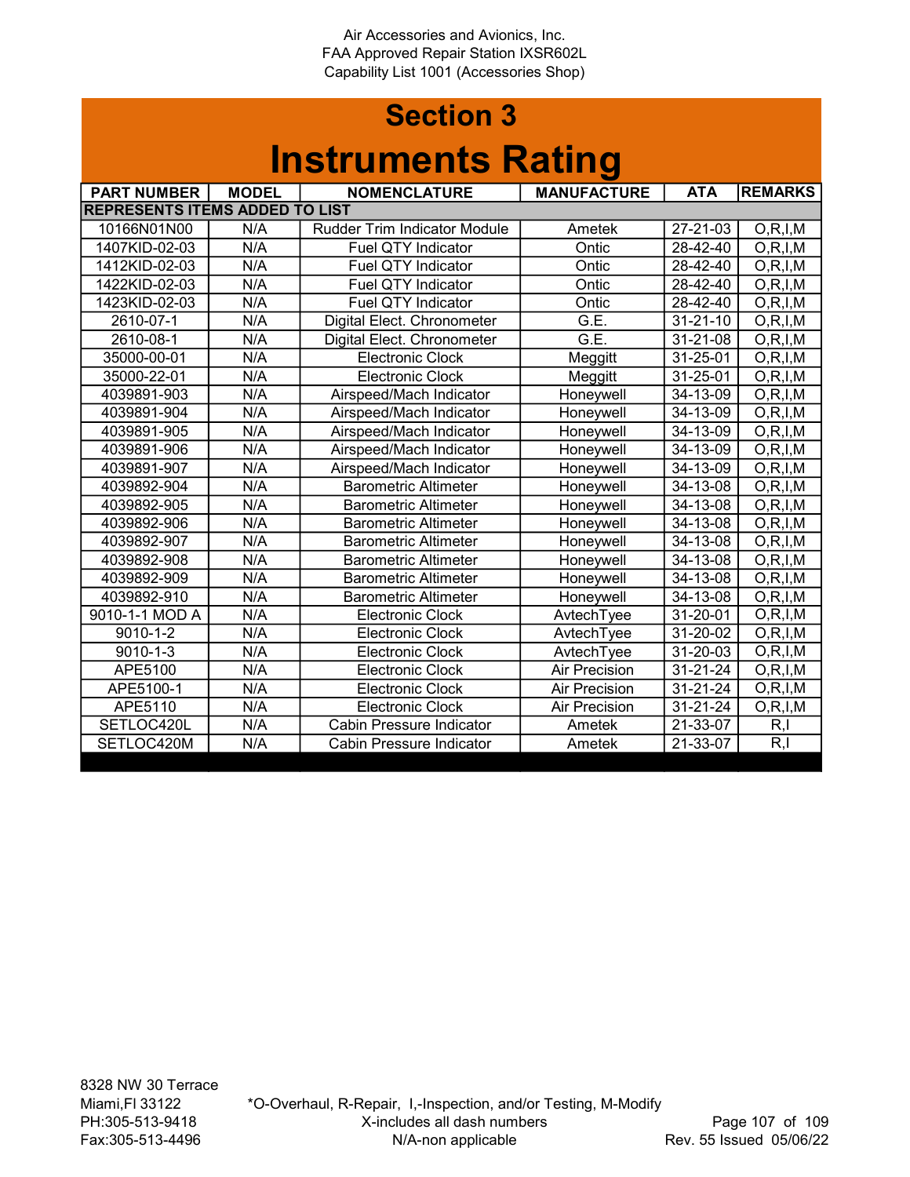Air Accessories and Avionics, Inc.
FAA Approved Repair Station IXSR602L
Capability List 1001 (Accessories Shop)

# Section 3

# Instruments Rating

| PART NUMBER | MODEL | NOMENCLATURE | MANUFACTURE | ATA | REMARKS |
|---|---|---|---|---|---|
| REPRESENTS ITEMS ADDED TO LIST | | | | | |
| 10166N01N00 | N/A | Rudder Trim Indicator Module | Ametek | 27-21-03 | O,R,I,M |
| 1407KID-02-03 | N/A | Fuel QTY Indicator | Ontic | 28-42-40 | O,R,I,M |
| 1412KID-02-03 | N/A | Fuel QTY Indicator | Ontic | 28-42-40 | O,R,I,M |
| 1422KID-02-03 | N/A | Fuel QTY Indicator | Ontic | 28-42-40 | O,R,I,M |
| 1423KID-02-03 | N/A | Fuel QTY Indicator | Ontic | 28-42-40 | O,R,I,M |
| 2610-07-1 | N/A | Digital Elect. Chronometer | G.E. | 31-21-10 | O,R,I,M |
| 2610-08-1 | N/A | Digital Elect. Chronometer | G.E. | 31-21-08 | O,R,I,M |
| 35000-00-01 | N/A | Electronic Clock | Meggitt | 31-25-01 | O,R,I,M |
| 35000-22-01 | N/A | Electronic Clock | Meggitt | 31-25-01 | O,R,I,M |
| 4039891-903 | N/A | Airspeed/Mach Indicator | Honeywell | 34-13-09 | O,R,I,M |
| 4039891-904 | N/A | Airspeed/Mach Indicator | Honeywell | 34-13-09 | O,R,I,M |
| 4039891-905 | N/A | Airspeed/Mach Indicator | Honeywell | 34-13-09 | O,R,I,M |
| 4039891-906 | N/A | Airspeed/Mach Indicator | Honeywell | 34-13-09 | O,R,I,M |
| 4039891-907 | N/A | Airspeed/Mach Indicator | Honeywell | 34-13-09 | O,R,I,M |
| 4039892-904 | N/A | Barometric Altimeter | Honeywell | 34-13-08 | O,R,I,M |
| 4039892-905 | N/A | Barometric Altimeter | Honeywell | 34-13-08 | O,R,I,M |
| 4039892-906 | N/A | Barometric Altimeter | Honeywell | 34-13-08 | O,R,I,M |
| 4039892-907 | N/A | Barometric Altimeter | Honeywell | 34-13-08 | O,R,I,M |
| 4039892-908 | N/A | Barometric Altimeter | Honeywell | 34-13-08 | O,R,I,M |
| 4039892-909 | N/A | Barometric Altimeter | Honeywell | 34-13-08 | O,R,I,M |
| 4039892-910 | N/A | Barometric Altimeter | Honeywell | 34-13-08 | O,R,I,M |
| 9010-1-1 MOD A | N/A | Electronic Clock | AvtechTyee | 31-20-01 | O,R,I,M |
| 9010-1-2 | N/A | Electronic Clock | AvtechTyee | 31-20-02 | O,R,I,M |
| 9010-1-3 | N/A | Electronic Clock | AvtechTyee | 31-20-03 | O,R,I,M |
| APE5100 | N/A | Electronic Clock | Air Precision | 31-21-24 | O,R,I,M |
| APE5100-1 | N/A | Electronic Clock | Air Precision | 31-21-24 | O,R,I,M |
| APE5110 | N/A | Electronic Clock | Air Precision | 31-21-24 | O,R,I,M |
| SETLOC420L | N/A | Cabin Pressure Indicator | Ametek | 21-33-07 | R,I |
| SETLOC420M | N/A | Cabin Pressure Indicator | Ametek | 21-33-07 | R,I |

8328 NW 30 Terrace
Miami,Fl 33122
PH:305-513-9418
Fax:305-513-4496

*O-Overhaul, R-Repair, I,-Inspection, and/or Testing, M-Modify
X-includes all dash numbers
N/A-non applicable

Rev. 55 Issued 05/06/22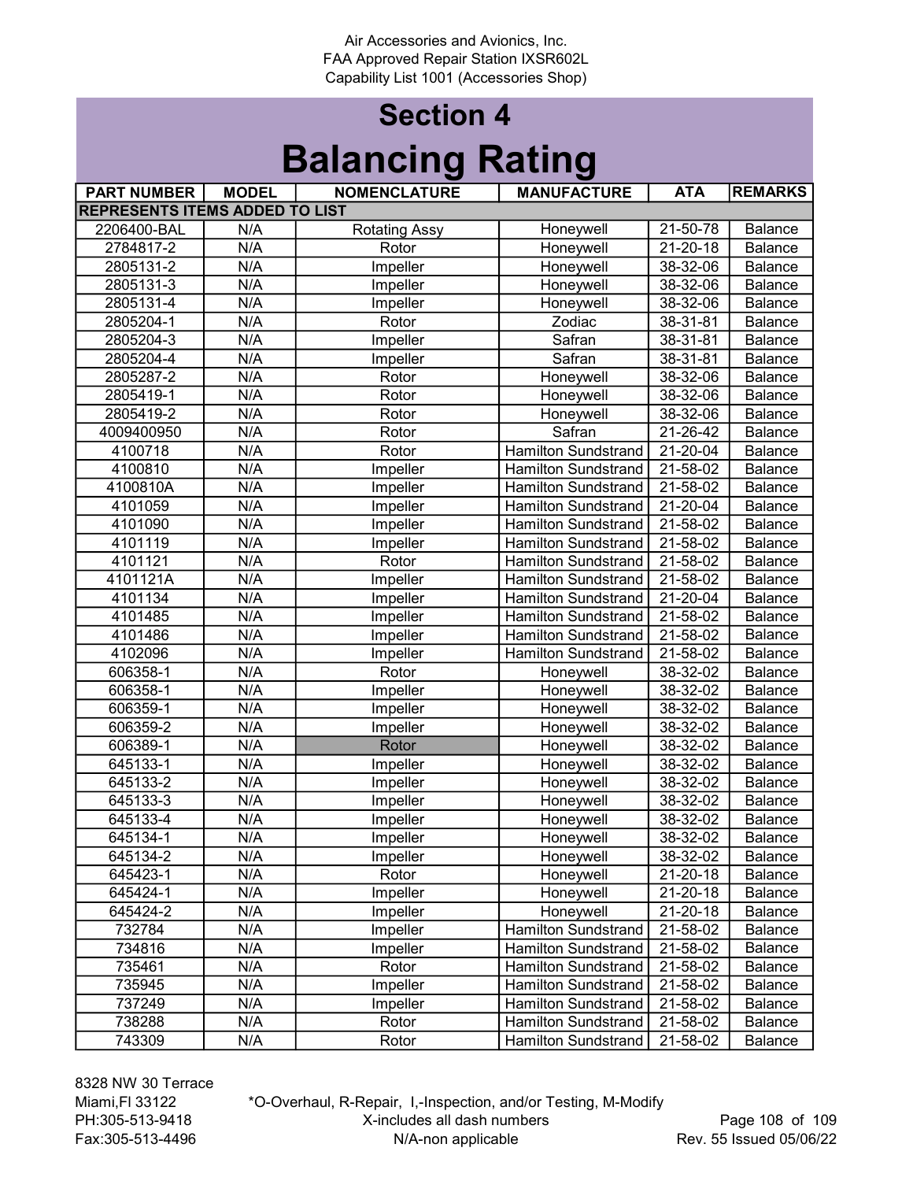Air Accessories and Avionics, Inc.
FAA Approved Repair Station IXSR602L
Capability List 1001 (Accessories Shop)

# Section 4

# Balancing Rating

| PART NUMBER | MODEL | NOMENCLATURE | MANUFACTURE | ATA | REMARKS |
|---|---|---|---|---|---|
| REPRESENTS ITEMS ADDED TO LIST | | | | | |
| 2206400-BAL | N/A | Rotating Assy | Honeywell | 21-50-78 | Balance |
| 2784817-2 | N/A | Rotor | Honeywell | 21-20-18 | Balance |
| 2805131-2 | N/A | Impeller | Honeywell | 38-32-06 | Balance |
| 2805131-3 | N/A | Impeller | Honeywell | 38-32-06 | Balance |
| 2805131-4 | N/A | Impeller | Honeywell | 38-32-06 | Balance |
| 2805204-1 | N/A | Rotor | Zodiac | 38-31-81 | Balance |
| 2805204-3 | N/A | Impeller | Safran | 38-31-81 | Balance |
| 2805204-4 | N/A | Impeller | Safran | 38-31-81 | Balance |
| 2805287-2 | N/A | Rotor | Honeywell | 38-32-06 | Balance |
| 2805419-1 | N/A | Rotor | Honeywell | 38-32-06 | Balance |
| 2805419-2 | N/A | Rotor | Honeywell | 38-32-06 | Balance |
| 4009400950 | N/A | Rotor | Safran | 21-26-42 | Balance |
| 4100718 | N/A | Rotor | Hamilton Sundstrand | 21-20-04 | Balance |
| 4100810 | N/A | Impeller | Hamilton Sundstrand | 21-58-02 | Balance |
| 4100810A | N/A | Impeller | Hamilton Sundstrand | 21-58-02 | Balance |
| 4101059 | N/A | Impeller | Hamilton Sundstrand | 21-20-04 | Balance |
| 4101090 | N/A | Impeller | Hamilton Sundstrand | 21-58-02 | Balance |
| 4101119 | N/A | Impeller | Hamilton Sundstrand | 21-58-02 | Balance |
| 4101121 | N/A | Rotor | Hamilton Sundstrand | 21-58-02 | Balance |
| 4101121A | N/A | Impeller | Hamilton Sundstrand | 21-58-02 | Balance |
| 4101134 | N/A | Impeller | Hamilton Sundstrand | 21-20-04 | Balance |
| 4101485 | N/A | Impeller | Hamilton Sundstrand | 21-58-02 | Balance |
| 4101486 | N/A | Impeller | Hamilton Sundstrand | 21-58-02 | Balance |
| 4102096 | N/A | Impeller | Hamilton Sundstrand | 21-58-02 | Balance |
| 606358-1 | N/A | Rotor | Honeywell | 38-32-02 | Balance |
| 606358-1 | N/A | Impeller | Honeywell | 38-32-02 | Balance |
| 606359-1 | N/A | Impeller | Honeywell | 38-32-02 | Balance |
| 606359-2 | N/A | Impeller | Honeywell | 38-32-02 | Balance |
| 606389-1 | N/A | Rotor | Honeywell | 38-32-02 | Balance |
| 645133-1 | N/A | Impeller | Honeywell | 38-32-02 | Balance |
| 645133-2 | N/A | Impeller | Honeywell | 38-32-02 | Balance |
| 645133-3 | N/A | Impeller | Honeywell | 38-32-02 | Balance |
| 645133-4 | N/A | Impeller | Honeywell | 38-32-02 | Balance |
| 645134-1 | N/A | Impeller | Honeywell | 38-32-02 | Balance |
| 645134-2 | N/A | Impeller | Honeywell | 38-32-02 | Balance |
| 645423-1 | N/A | Rotor | Honeywell | 21-20-18 | Balance |
| 645424-1 | N/A | Impeller | Honeywell | 21-20-18 | Balance |
| 645424-2 | N/A | Impeller | Honeywell | 21-20-18 | Balance |
| 732784 | N/A | Impeller | Hamilton Sundstrand | 21-58-02 | Balance |
| 734816 | N/A | Impeller | Hamilton Sundstrand | 21-58-02 | Balance |
| 735461 | N/A | Rotor | Hamilton Sundstrand | 21-58-02 | Balance |
| 735945 | N/A | Impeller | Hamilton Sundstrand | 21-58-02 | Balance |
| 737249 | N/A | Impeller | Hamilton Sundstrand | 21-58-02 | Balance |
| 738288 | N/A | Rotor | Hamilton Sundstrand | 21-58-02 | Balance |
| 743309 | N/A | Rotor | Hamilton Sundstrand | 21-58-02 | Balance |

8328 NW 30 Terrace
Miami,Fl 33122
PH:305-513-9418
Fax:305-513-4496

*O-Overhaul, R-Repair, I,-Inspection, and/or Testing, M-Modify
X-includes all dash numbers
N/A-non applicable

Rev. 55 Issued 05/06/22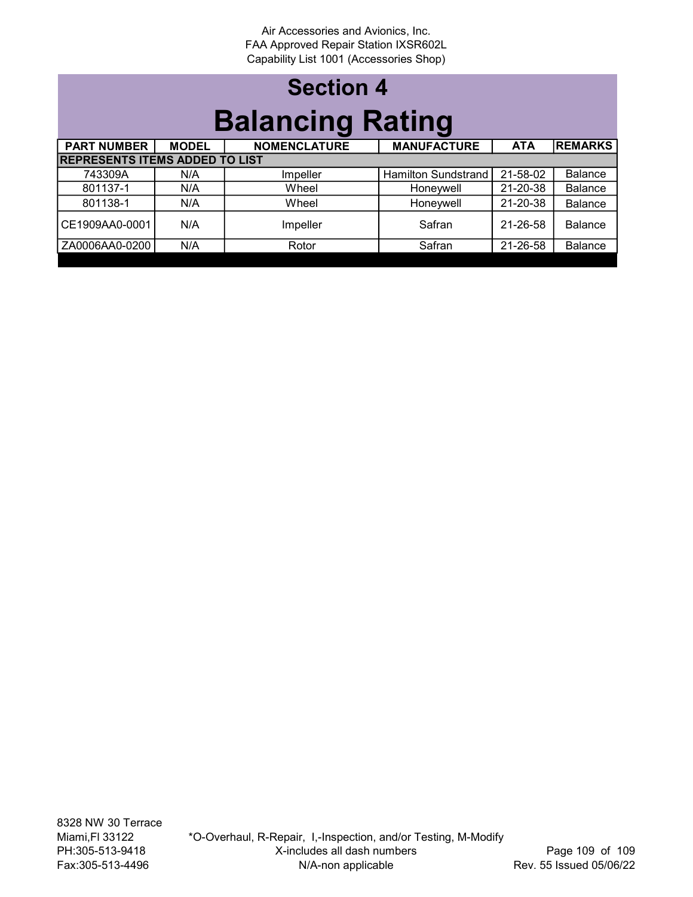# Section 4

# Balancing Rating

| PART NUMBER | MODEL | NOMENCLATURE | MANUFACTURE | ATA | REMARKS |
|---|---|---|---|---|---|
| **REPRESENTS ITEMS ADDED TO LIST** | | | | | |
| 743309A | N/A | Impeller | Hamilton Sundstrand | 21-58-02 | Balance |
| 801137-1 | N/A | Wheel | Honeywell | 21-20-38 | Balance |
| 801138-1 | N/A | Wheel | Honeywell | 21-20-38 | Balance |
| CE1909AA0-0001 | N/A | Impeller | Safran | 21-26-58 | Balance |
| ZA0006AA0-0200 | N/A | Rotor | Safran | 21-26-58 | Balance |

8328 NW 30 Terrace
Miami,Fl 33122
PH:305-513-9418
Fax:305-513-4496

*O-Overhaul, R-Repair, I,-Inspection, and/or Testing, M-Modify
X-includes all dash numbers
N/A-non applicable

Rev. 55 Issued 05/06/22